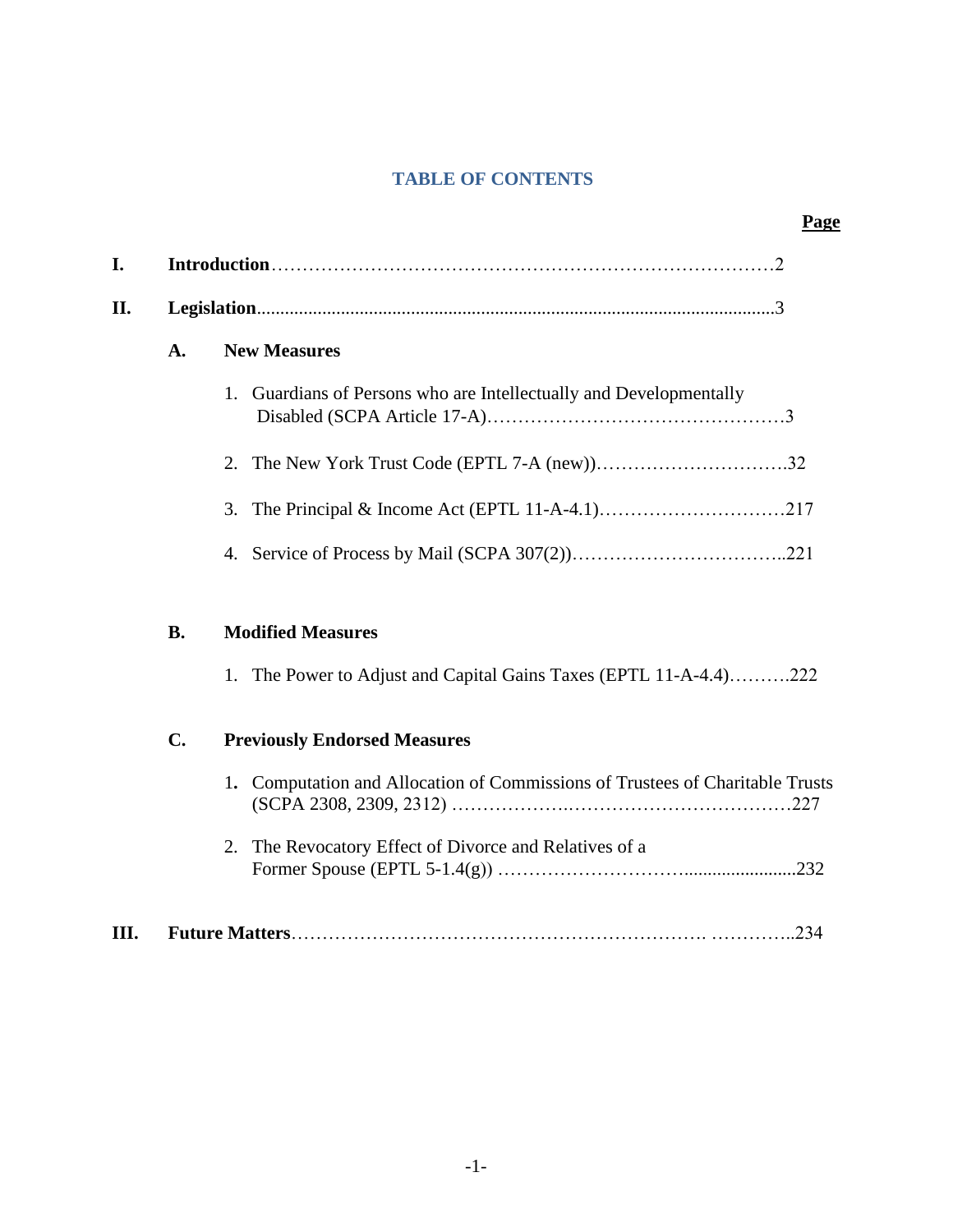# TABLE OF CONTENTS

| | Page |
|---|---|
| **I. Introduction** | 2 |
| **II. Legislation** | 3 |
| **A. New Measures** | |
| 1. Guardians of Persons who are Intellectually and Developmentally Disabled (SCPA Article 17-A) | 3 |
| 2. The New York Trust Code (EPTL 7-A (new)) | 32 |
| 3. The Principal & Income Act (EPTL 11-A-4.1) | 217 |
| 4. Service of Process by Mail (SCPA 307(2)) | 221 |
| **B. Modified Measures** | |
| 1. The Power to Adjust and Capital Gains Taxes (EPTL 11-A-4.4) | 222 |
| **C. Previously Endorsed Measures** | |
| 1. Computation and Allocation of Commissions of Trustees of Charitable Trusts (SCPA 2308, 2309, 2312) | 227 |
| 2. The Revocatory Effect of Divorce and Relatives of a Former Spouse (EPTL 5-1.4(g)) | 232 |
| **III. Future Matters** | 234 |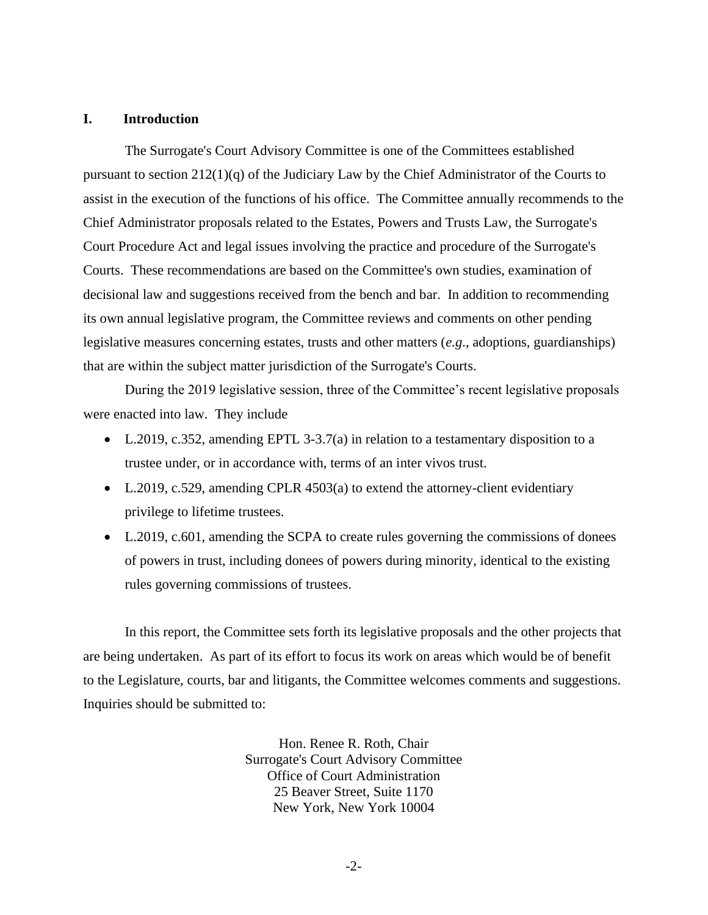## I. Introduction

The Surrogate's Court Advisory Committee is one of the Committees established pursuant to section 212(1)(q) of the Judiciary Law by the Chief Administrator of the Courts to assist in the execution of the functions of his office. The Committee annually recommends to the Chief Administrator proposals related to the Estates, Powers and Trusts Law, the Surrogate's Court Procedure Act and legal issues involving the practice and procedure of the Surrogate's Courts. These recommendations are based on the Committee's own studies, examination of decisional law and suggestions received from the bench and bar. In addition to recommending its own annual legislative program, the Committee reviews and comments on other pending legislative measures concerning estates, trusts and other matters (*e.g*., adoptions, guardianships) that are within the subject matter jurisdiction of the Surrogate's Courts.

During the 2019 legislative session, three of the Committee's recent legislative proposals were enacted into law. They include

- L.2019, c.352, amending EPTL 3-3.7(a) in relation to a testamentary disposition to a trustee under, or in accordance with, terms of an inter vivos trust.
- L.2019, c.529, amending CPLR 4503(a) to extend the attorney-client evidentiary privilege to lifetime trustees.
- L.2019, c.601, amending the SCPA to create rules governing the commissions of donees of powers in trust, including donees of powers during minority, identical to the existing rules governing commissions of trustees.

In this report, the Committee sets forth its legislative proposals and the other projects that are being undertaken. As part of its effort to focus its work on areas which would be of benefit to the Legislature, courts, bar and litigants, the Committee welcomes comments and suggestions. Inquiries should be submitted to:

Hon. Renee R. Roth, Chair
Surrogate's Court Advisory Committee
Office of Court Administration
25 Beaver Street, Suite 1170
New York, New York 10004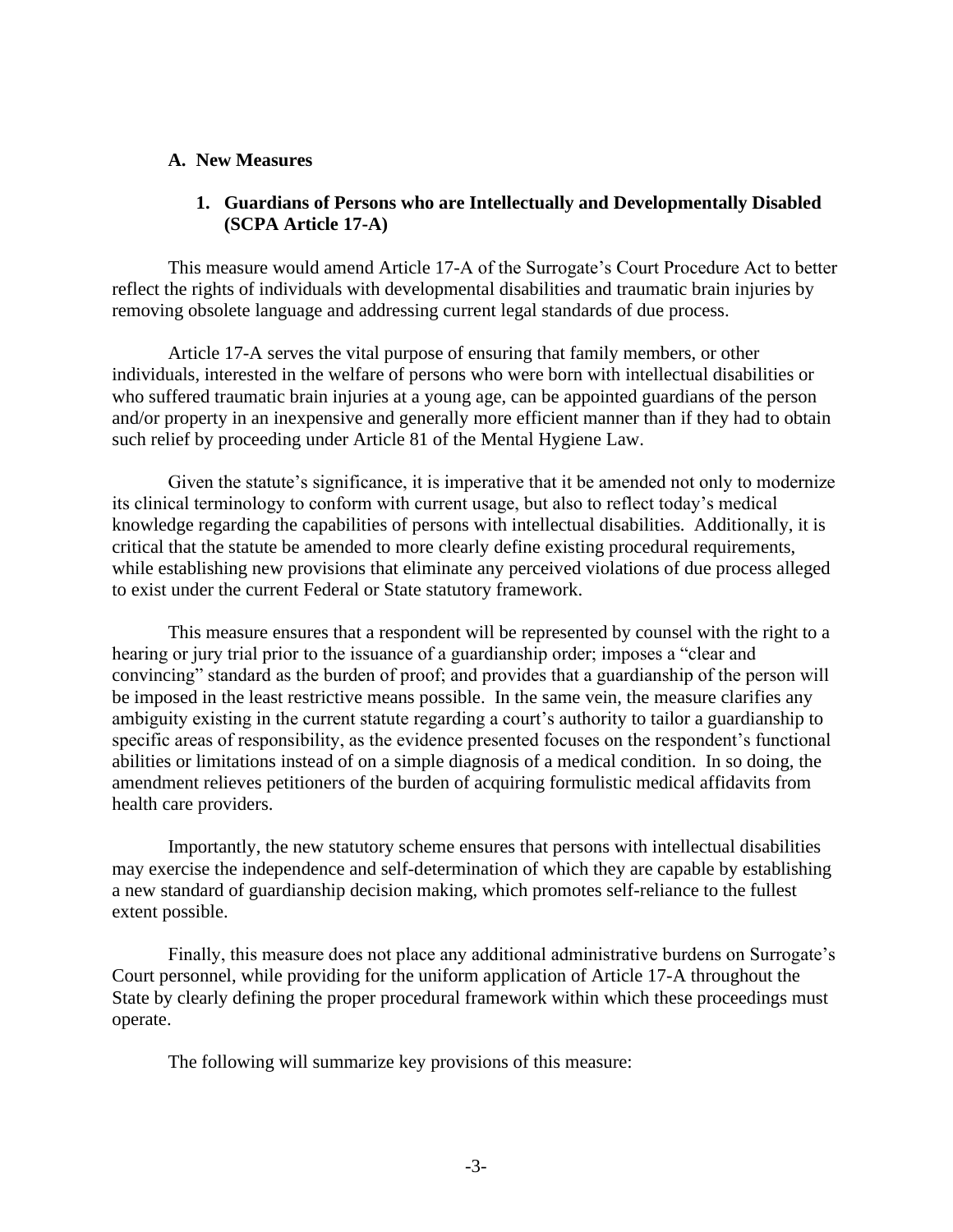## A. New Measures

### 1. Guardians of Persons who are Intellectually and Developmentally Disabled (SCPA Article 17-A)

This measure would amend Article 17-A of the Surrogate's Court Procedure Act to better reflect the rights of individuals with developmental disabilities and traumatic brain injuries by removing obsolete language and addressing current legal standards of due process.

Article 17-A serves the vital purpose of ensuring that family members, or other individuals, interested in the welfare of persons who were born with intellectual disabilities or who suffered traumatic brain injuries at a young age, can be appointed guardians of the person and/or property in an inexpensive and generally more efficient manner than if they had to obtain such relief by proceeding under Article 81 of the Mental Hygiene Law.

Given the statute's significance, it is imperative that it be amended not only to modernize its clinical terminology to conform with current usage, but also to reflect today's medical knowledge regarding the capabilities of persons with intellectual disabilities. Additionally, it is critical that the statute be amended to more clearly define existing procedural requirements, while establishing new provisions that eliminate any perceived violations of due process alleged to exist under the current Federal or State statutory framework.

This measure ensures that a respondent will be represented by counsel with the right to a hearing or jury trial prior to the issuance of a guardianship order; imposes a "clear and convincing" standard as the burden of proof; and provides that a guardianship of the person will be imposed in the least restrictive means possible. In the same vein, the measure clarifies any ambiguity existing in the current statute regarding a court's authority to tailor a guardianship to specific areas of responsibility, as the evidence presented focuses on the respondent's functional abilities or limitations instead of on a simple diagnosis of a medical condition. In so doing, the amendment relieves petitioners of the burden of acquiring formulistic medical affidavits from health care providers.

Importantly, the new statutory scheme ensures that persons with intellectual disabilities may exercise the independence and self-determination of which they are capable by establishing a new standard of guardianship decision making, which promotes self-reliance to the fullest extent possible.

Finally, this measure does not place any additional administrative burdens on Surrogate's Court personnel, while providing for the uniform application of Article 17-A throughout the State by clearly defining the proper procedural framework within which these proceedings must operate.

The following will summarize key provisions of this measure: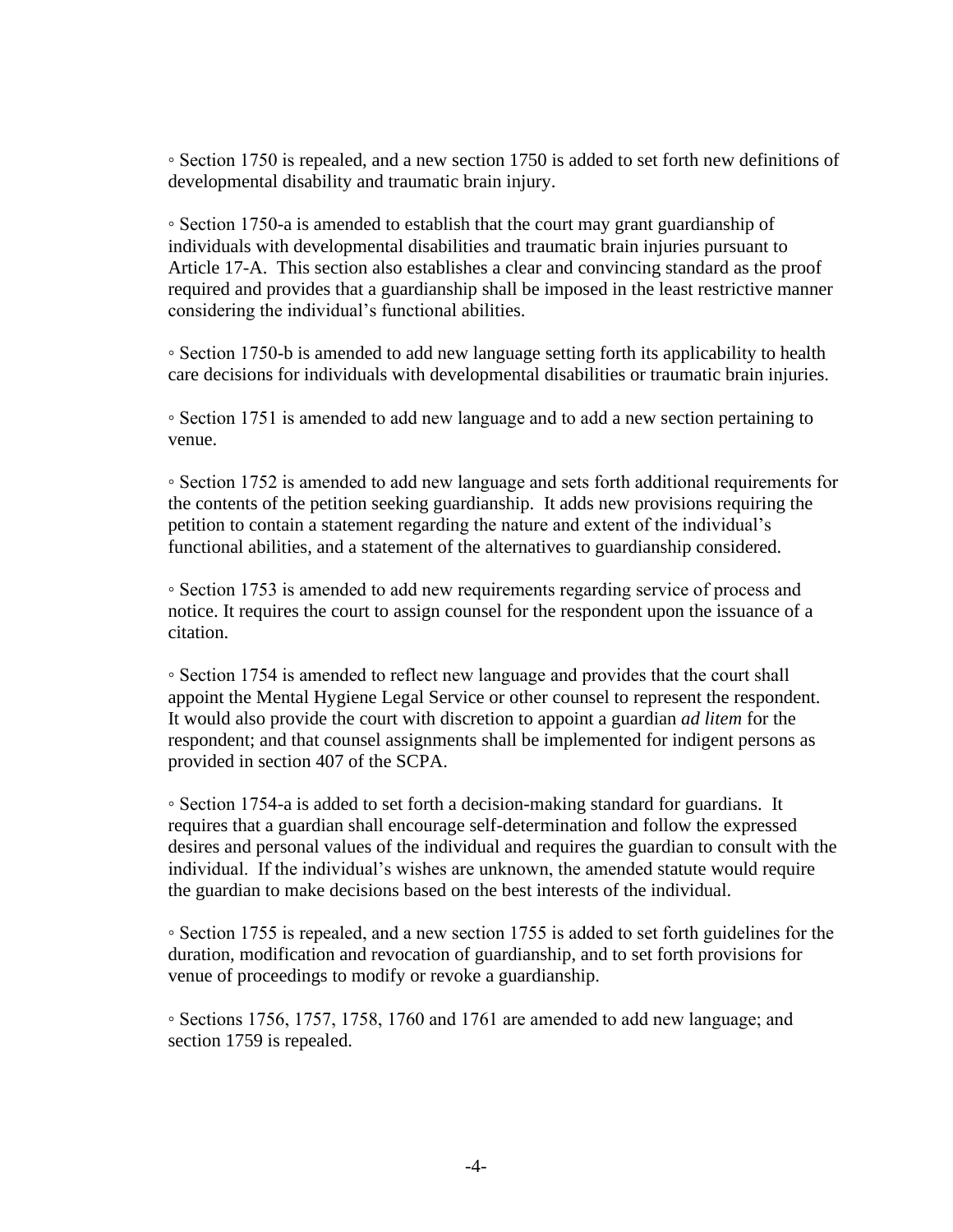◦ Section 1750 is repealed, and a new section 1750 is added to set forth new definitions of developmental disability and traumatic brain injury.

◦ Section 1750-a is amended to establish that the court may grant guardianship of individuals with developmental disabilities and traumatic brain injuries pursuant to Article 17-A. This section also establishes a clear and convincing standard as the proof required and provides that a guardianship shall be imposed in the least restrictive manner considering the individual's functional abilities.

◦ Section 1750-b is amended to add new language setting forth its applicability to health care decisions for individuals with developmental disabilities or traumatic brain injuries.

◦ Section 1751 is amended to add new language and to add a new section pertaining to venue.

◦ Section 1752 is amended to add new language and sets forth additional requirements for the contents of the petition seeking guardianship. It adds new provisions requiring the petition to contain a statement regarding the nature and extent of the individual's functional abilities, and a statement of the alternatives to guardianship considered.

◦ Section 1753 is amended to add new requirements regarding service of process and notice. It requires the court to assign counsel for the respondent upon the issuance of a citation.

◦ Section 1754 is amended to reflect new language and provides that the court shall appoint the Mental Hygiene Legal Service or other counsel to represent the respondent. It would also provide the court with discretion to appoint a guardian *ad litem* for the respondent; and that counsel assignments shall be implemented for indigent persons as provided in section 407 of the SCPA.

◦ Section 1754-a is added to set forth a decision-making standard for guardians. It requires that a guardian shall encourage self-determination and follow the expressed desires and personal values of the individual and requires the guardian to consult with the individual. If the individual's wishes are unknown, the amended statute would require the guardian to make decisions based on the best interests of the individual.

◦ Section 1755 is repealed, and a new section 1755 is added to set forth guidelines for the duration, modification and revocation of guardianship, and to set forth provisions for venue of proceedings to modify or revoke a guardianship.

◦ Sections 1756, 1757, 1758, 1760 and 1761 are amended to add new language; and section 1759 is repealed.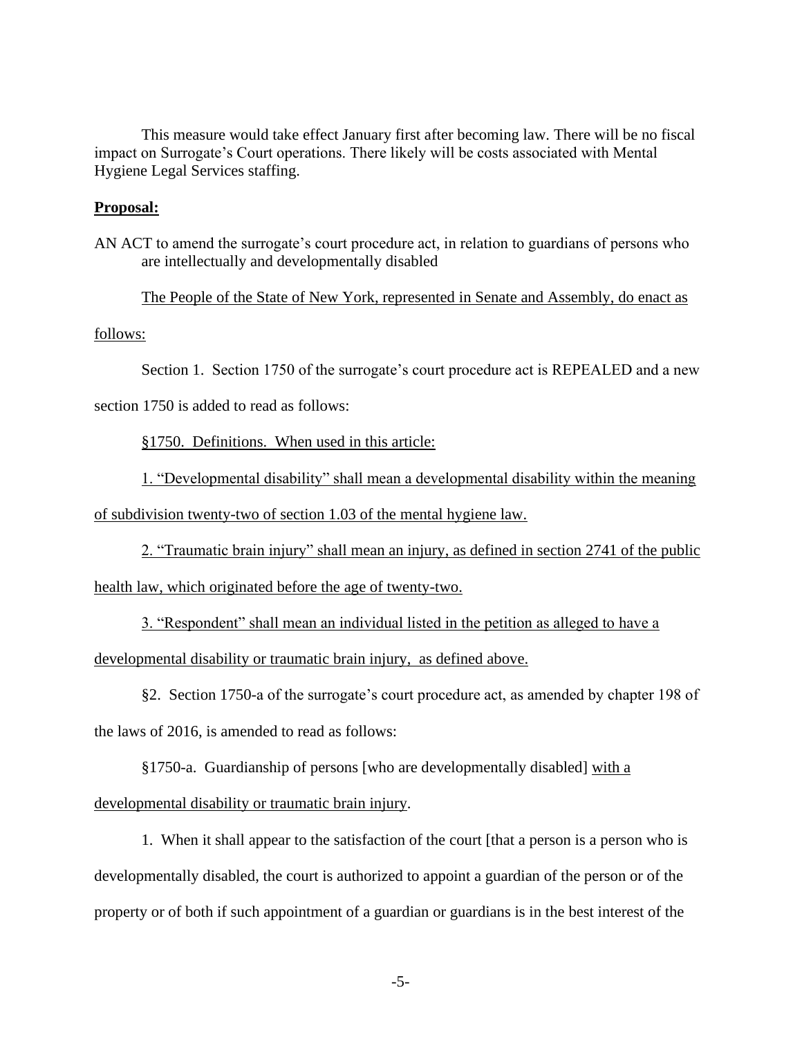This measure would take effect January first after becoming law. There will be no fiscal impact on Surrogate's Court operations. There likely will be costs associated with Mental Hygiene Legal Services staffing.

**Proposal:**

AN ACT to amend the surrogate's court procedure act, in relation to guardians of persons who are intellectually and developmentally disabled

The People of the State of New York, represented in Senate and Assembly, do enact as follows:

Section 1. Section 1750 of the surrogate's court procedure act is REPEALED and a new section 1750 is added to read as follows:

§1750. Definitions. When used in this article:

1. "Developmental disability" shall mean a developmental disability within the meaning of subdivision twenty-two of section 1.03 of the mental hygiene law.

2. "Traumatic brain injury" shall mean an injury, as defined in section 2741 of the public health law, which originated before the age of twenty-two.

3. "Respondent" shall mean an individual listed in the petition as alleged to have a developmental disability or traumatic brain injury, as defined above.

§2. Section 1750-a of the surrogate's court procedure act, as amended by chapter 198 of the laws of 2016, is amended to read as follows:

§1750-a. Guardianship of persons [who are developmentally disabled] with a developmental disability or traumatic brain injury.

1. When it shall appear to the satisfaction of the court [that a person is a person who is developmentally disabled, the court is authorized to appoint a guardian of the person or of the property or of both if such appointment of a guardian or guardians is in the best interest of the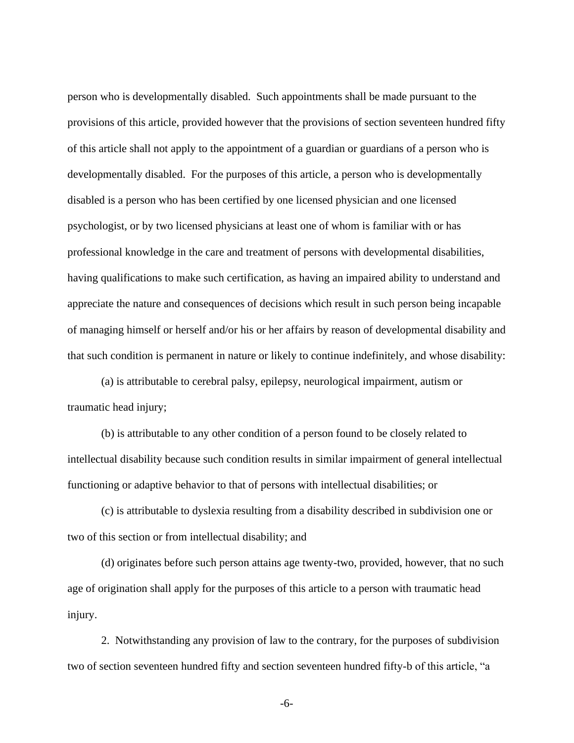person who is developmentally disabled. Such appointments shall be made pursuant to the provisions of this article, provided however that the provisions of section seventeen hundred fifty of this article shall not apply to the appointment of a guardian or guardians of a person who is developmentally disabled. For the purposes of this article, a person who is developmentally disabled is a person who has been certified by one licensed physician and one licensed psychologist, or by two licensed physicians at least one of whom is familiar with or has professional knowledge in the care and treatment of persons with developmental disabilities, having qualifications to make such certification, as having an impaired ability to understand and appreciate the nature and consequences of decisions which result in such person being incapable of managing himself or herself and/or his or her affairs by reason of developmental disability and that such condition is permanent in nature or likely to continue indefinitely, and whose disability:

(a) is attributable to cerebral palsy, epilepsy, neurological impairment, autism or traumatic head injury;

(b) is attributable to any other condition of a person found to be closely related to intellectual disability because such condition results in similar impairment of general intellectual functioning or adaptive behavior to that of persons with intellectual disabilities; or

(c) is attributable to dyslexia resulting from a disability described in subdivision one or two of this section or from intellectual disability; and

(d) originates before such person attains age twenty-two, provided, however, that no such age of origination shall apply for the purposes of this article to a person with traumatic head injury.

2. Notwithstanding any provision of law to the contrary, for the purposes of subdivision two of section seventeen hundred fifty and section seventeen hundred fifty-b of this article, "a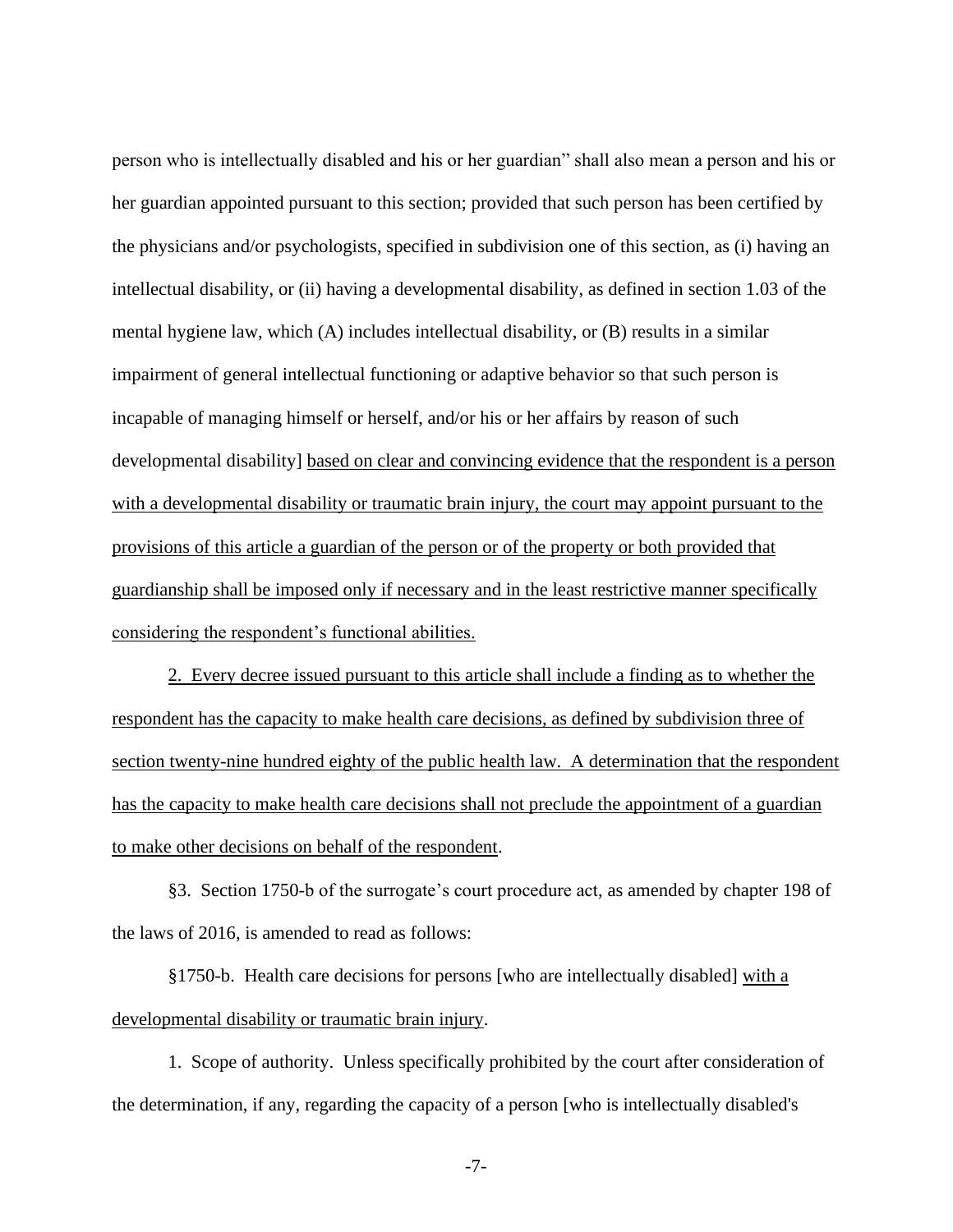person who is intellectually disabled and his or her guardian" shall also mean a person and his or her guardian appointed pursuant to this section; provided that such person has been certified by the physicians and/or psychologists, specified in subdivision one of this section, as (i) having an intellectual disability, or (ii) having a developmental disability, as defined in section 1.03 of the mental hygiene law, which (A) includes intellectual disability, or (B) results in a similar impairment of general intellectual functioning or adaptive behavior so that such person is incapable of managing himself or herself, and/or his or her affairs by reason of such developmental disability] <u>based on clear and convincing evidence that the respondent is a person with a developmental disability or traumatic brain injury, the court may appoint pursuant to the provisions of this article a guardian of the person or of the property or both provided that guardianship shall be imposed only if necessary and in the least restrictive manner specifically considering the respondent's functional abilities.</u>

<u>2. Every decree issued pursuant to this article shall include a finding as to whether the respondent has the capacity to make health care decisions, as defined by subdivision three of section twenty-nine hundred eighty of the public health law. A determination that the respondent has the capacity to make health care decisions shall not preclude the appointment of a guardian to make other decisions on behalf of the respondent</u>.

§3. Section 1750-b of the surrogate's court procedure act, as amended by chapter 198 of the laws of 2016, is amended to read as follows:

§1750-b. Health care decisions for persons [who are intellectually disabled] <u>with a developmental disability or traumatic brain injury</u>.

1. Scope of authority. Unless specifically prohibited by the court after consideration of the determination, if any, regarding the capacity of a person [who is intellectually disabled's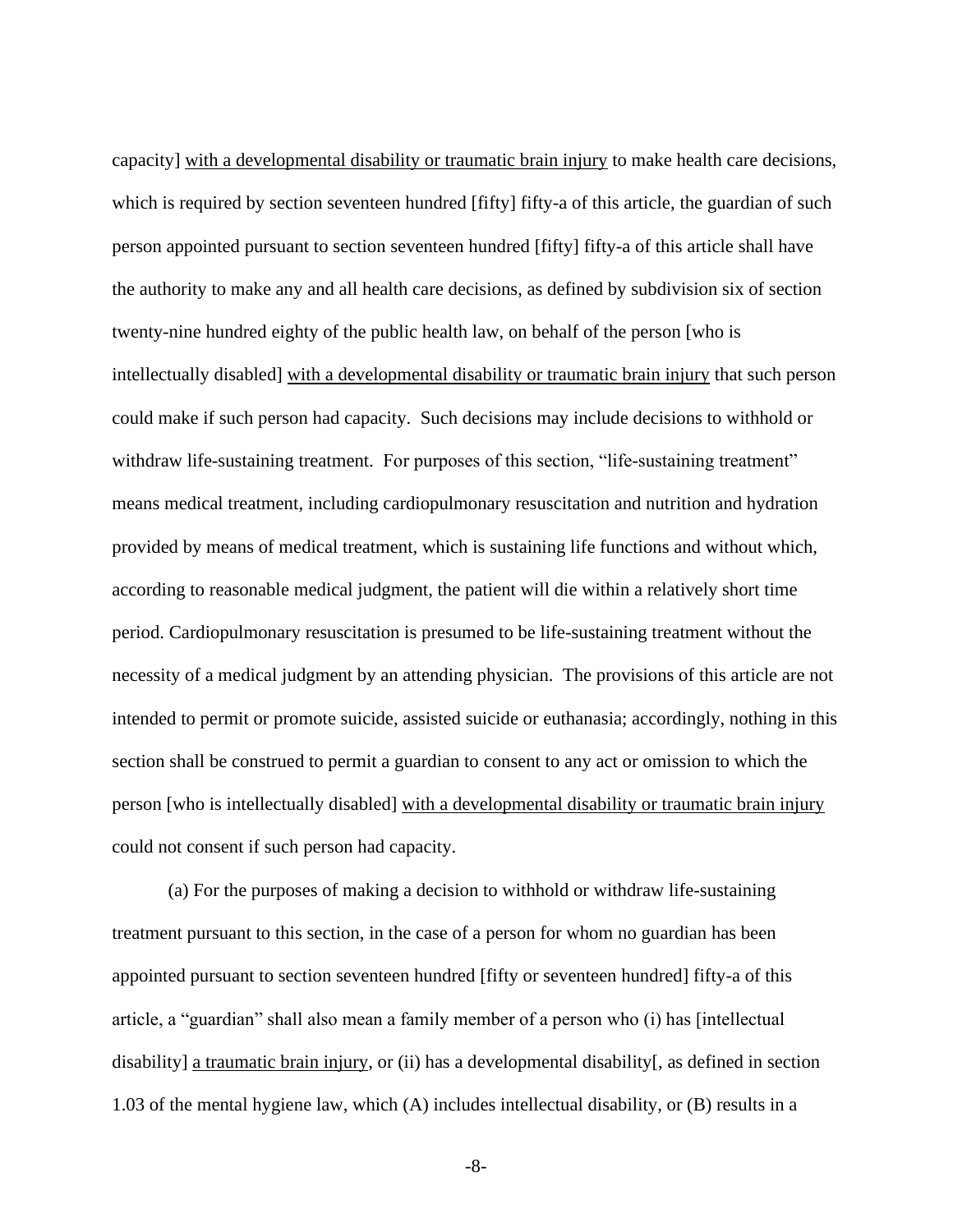capacity] <u>with a developmental disability or traumatic brain injury</u> to make health care decisions, which is required by section seventeen hundred [fifty] fifty-a of this article, the guardian of such person appointed pursuant to section seventeen hundred [fifty] fifty-a of this article shall have the authority to make any and all health care decisions, as defined by subdivision six of section twenty-nine hundred eighty of the public health law, on behalf of the person [who is intellectually disabled] <u>with a developmental disability or traumatic brain injury</u> that such person could make if such person had capacity. Such decisions may include decisions to withhold or withdraw life-sustaining treatment. For purposes of this section, "life-sustaining treatment" means medical treatment, including cardiopulmonary resuscitation and nutrition and hydration provided by means of medical treatment, which is sustaining life functions and without which, according to reasonable medical judgment, the patient will die within a relatively short time period. Cardiopulmonary resuscitation is presumed to be life-sustaining treatment without the necessity of a medical judgment by an attending physician. The provisions of this article are not intended to permit or promote suicide, assisted suicide or euthanasia; accordingly, nothing in this section shall be construed to permit a guardian to consent to any act or omission to which the person [who is intellectually disabled] <u>with a developmental disability or traumatic brain injury</u> could not consent if such person had capacity.

(a) For the purposes of making a decision to withhold or withdraw life-sustaining treatment pursuant to this section, in the case of a person for whom no guardian has been appointed pursuant to section seventeen hundred [fifty or seventeen hundred] fifty-a of this article, a "guardian" shall also mean a family member of a person who (i) has [intellectual disability] <u>a traumatic brain injury</u>, or (ii) has a developmental disability[, as defined in section 1.03 of the mental hygiene law, which (A) includes intellectual disability, or (B) results in a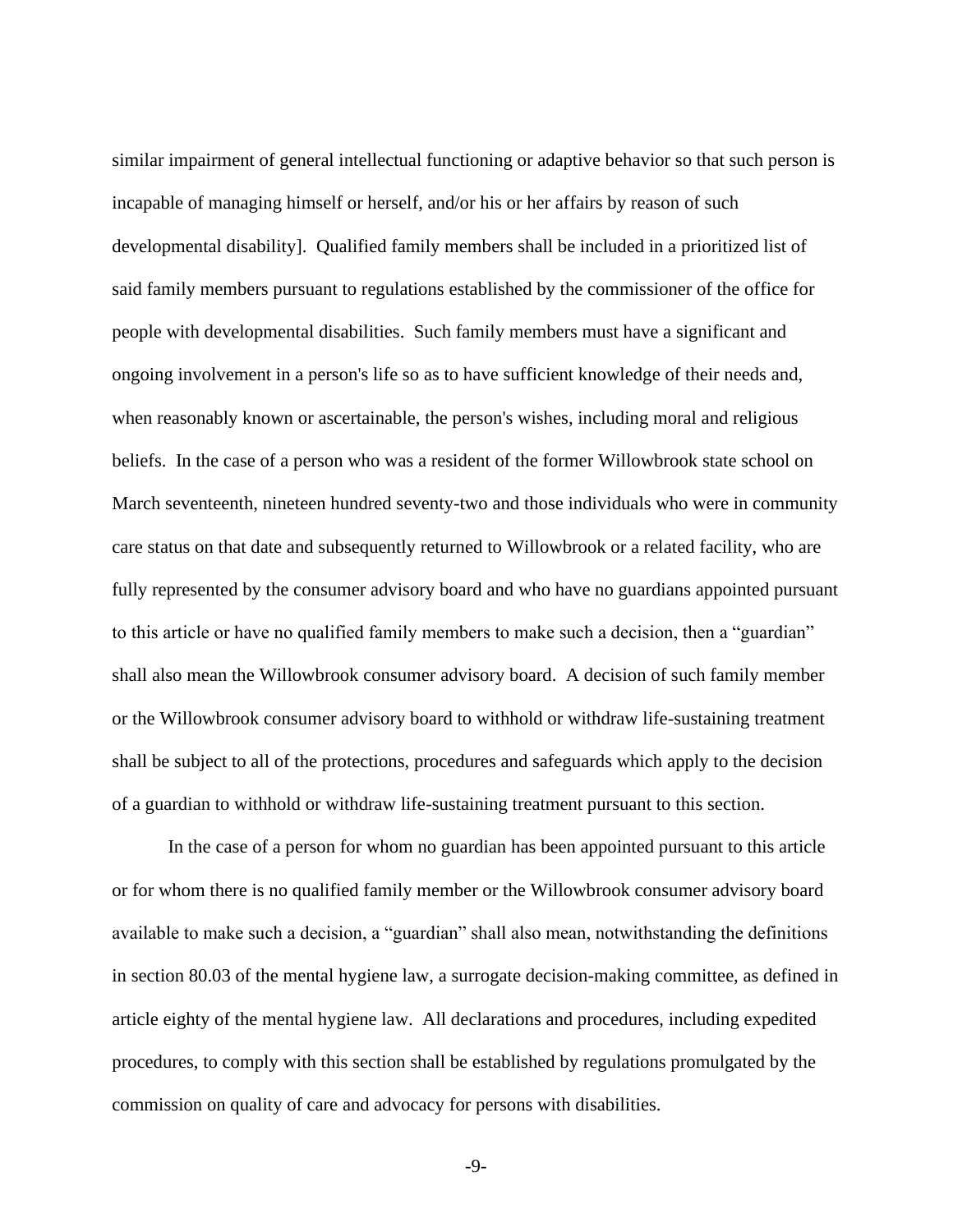similar impairment of general intellectual functioning or adaptive behavior so that such person is incapable of managing himself or herself, and/or his or her affairs by reason of such developmental disability]. Qualified family members shall be included in a prioritized list of said family members pursuant to regulations established by the commissioner of the office for people with developmental disabilities. Such family members must have a significant and ongoing involvement in a person's life so as to have sufficient knowledge of their needs and, when reasonably known or ascertainable, the person's wishes, including moral and religious beliefs. In the case of a person who was a resident of the former Willowbrook state school on March seventeenth, nineteen hundred seventy-two and those individuals who were in community care status on that date and subsequently returned to Willowbrook or a related facility, who are fully represented by the consumer advisory board and who have no guardians appointed pursuant to this article or have no qualified family members to make such a decision, then a "guardian" shall also mean the Willowbrook consumer advisory board. A decision of such family member or the Willowbrook consumer advisory board to withhold or withdraw life-sustaining treatment shall be subject to all of the protections, procedures and safeguards which apply to the decision of a guardian to withhold or withdraw life-sustaining treatment pursuant to this section.

In the case of a person for whom no guardian has been appointed pursuant to this article or for whom there is no qualified family member or the Willowbrook consumer advisory board available to make such a decision, a "guardian" shall also mean, notwithstanding the definitions in section 80.03 of the mental hygiene law, a surrogate decision-making committee, as defined in article eighty of the mental hygiene law. All declarations and procedures, including expedited procedures, to comply with this section shall be established by regulations promulgated by the commission on quality of care and advocacy for persons with disabilities.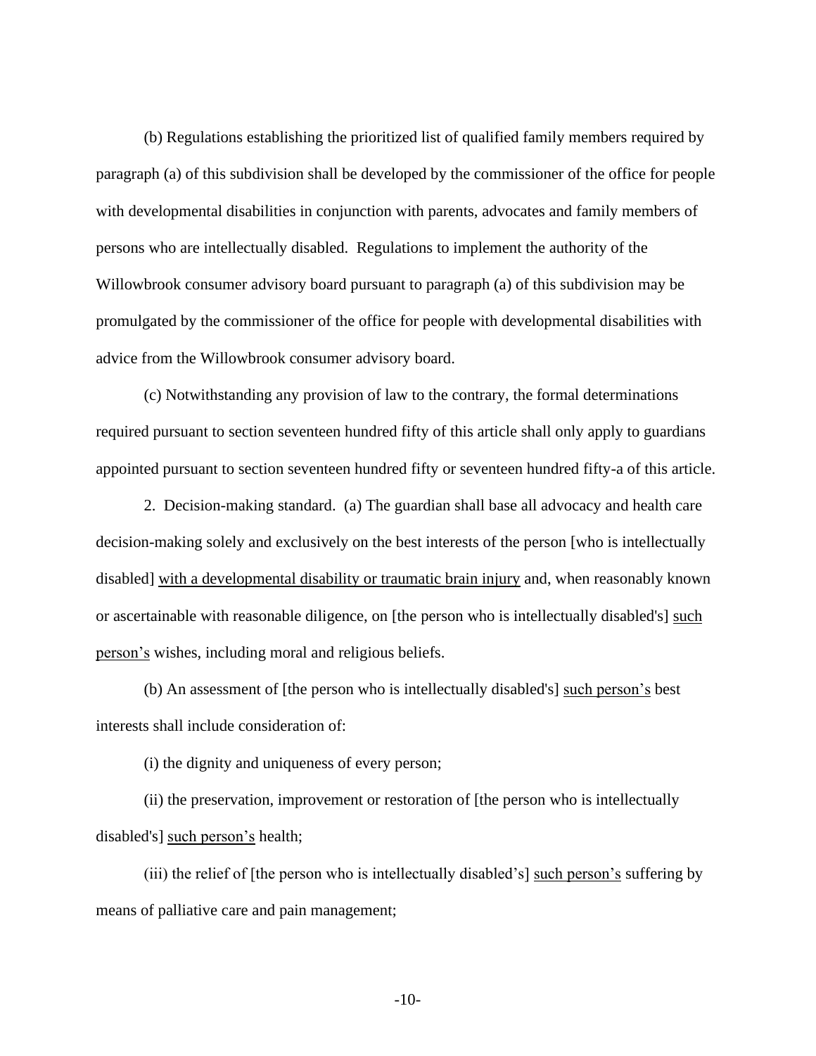(b) Regulations establishing the prioritized list of qualified family members required by paragraph (a) of this subdivision shall be developed by the commissioner of the office for people with developmental disabilities in conjunction with parents, advocates and family members of persons who are intellectually disabled. Regulations to implement the authority of the Willowbrook consumer advisory board pursuant to paragraph (a) of this subdivision may be promulgated by the commissioner of the office for people with developmental disabilities with advice from the Willowbrook consumer advisory board.

(c) Notwithstanding any provision of law to the contrary, the formal determinations required pursuant to section seventeen hundred fifty of this article shall only apply to guardians appointed pursuant to section seventeen hundred fifty or seventeen hundred fifty-a of this article.

2. Decision-making standard. (a) The guardian shall base all advocacy and health care decision-making solely and exclusively on the best interests of the person [who is intellectually disabled] <u>with a developmental disability or traumatic brain injury</u> and, when reasonably known or ascertainable with reasonable diligence, on [the person who is intellectually disabled's] <u>such person's</u> wishes, including moral and religious beliefs.

(b) An assessment of [the person who is intellectually disabled's] <u>such person's</u> best interests shall include consideration of:

(i) the dignity and uniqueness of every person;

(ii) the preservation, improvement or restoration of [the person who is intellectually disabled's] <u>such person's</u> health;

(iii) the relief of [the person who is intellectually disabled's] <u>such person's</u> suffering by means of palliative care and pain management;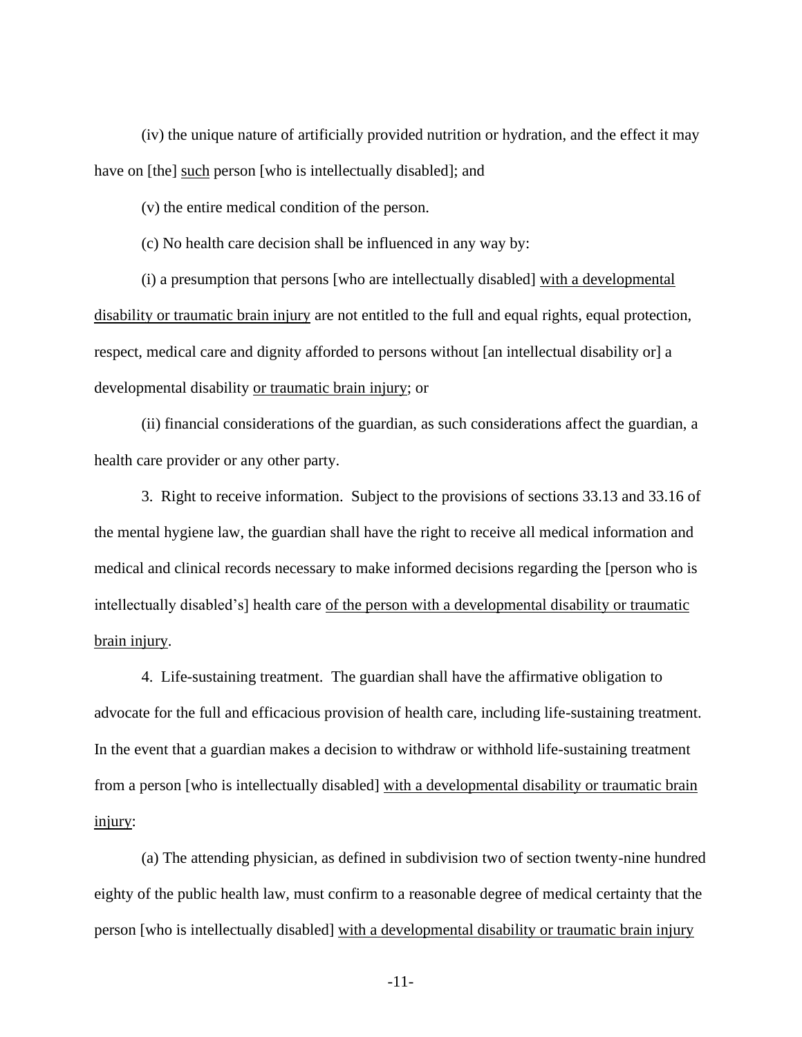(iv) the unique nature of artificially provided nutrition or hydration, and the effect it may have on [the] such person [who is intellectually disabled]; and

(v) the entire medical condition of the person.

(c) No health care decision shall be influenced in any way by:

(i) a presumption that persons [who are intellectually disabled] with a developmental disability or traumatic brain injury are not entitled to the full and equal rights, equal protection, respect, medical care and dignity afforded to persons without [an intellectual disability or] a developmental disability or traumatic brain injury; or

(ii) financial considerations of the guardian, as such considerations affect the guardian, a health care provider or any other party.

3. Right to receive information. Subject to the provisions of sections 33.13 and 33.16 of the mental hygiene law, the guardian shall have the right to receive all medical information and medical and clinical records necessary to make informed decisions regarding the [person who is intellectually disabled's] health care of the person with a developmental disability or traumatic brain injury.

4. Life-sustaining treatment. The guardian shall have the affirmative obligation to advocate for the full and efficacious provision of health care, including life-sustaining treatment. In the event that a guardian makes a decision to withdraw or withhold life-sustaining treatment from a person [who is intellectually disabled] with a developmental disability or traumatic brain injury:

(a) The attending physician, as defined in subdivision two of section twenty-nine hundred eighty of the public health law, must confirm to a reasonable degree of medical certainty that the person [who is intellectually disabled] with a developmental disability or traumatic brain injury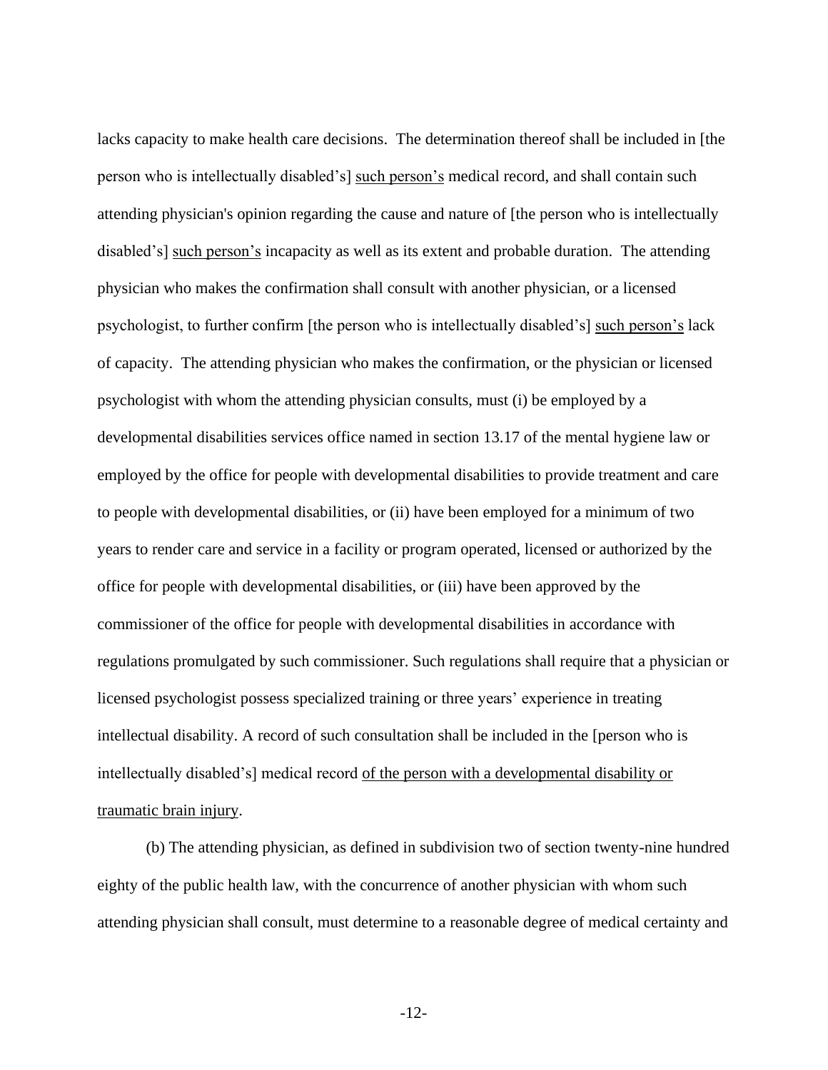lacks capacity to make health care decisions. The determination thereof shall be included in [the person who is intellectually disabled's] <u>such person's</u> medical record, and shall contain such attending physician's opinion regarding the cause and nature of [the person who is intellectually disabled's] <u>such person's</u> incapacity as well as its extent and probable duration. The attending physician who makes the confirmation shall consult with another physician, or a licensed psychologist, to further confirm [the person who is intellectually disabled's] <u>such person's</u> lack of capacity. The attending physician who makes the confirmation, or the physician or licensed psychologist with whom the attending physician consults, must (i) be employed by a developmental disabilities services office named in section 13.17 of the mental hygiene law or employed by the office for people with developmental disabilities to provide treatment and care to people with developmental disabilities, or (ii) have been employed for a minimum of two years to render care and service in a facility or program operated, licensed or authorized by the office for people with developmental disabilities, or (iii) have been approved by the commissioner of the office for people with developmental disabilities in accordance with regulations promulgated by such commissioner. Such regulations shall require that a physician or licensed psychologist possess specialized training or three years' experience in treating intellectual disability. A record of such consultation shall be included in the [person who is intellectually disabled's] medical record <u>of the person with a developmental disability or traumatic brain injury</u>.

(b) The attending physician, as defined in subdivision two of section twenty-nine hundred eighty of the public health law, with the concurrence of another physician with whom such attending physician shall consult, must determine to a reasonable degree of medical certainty and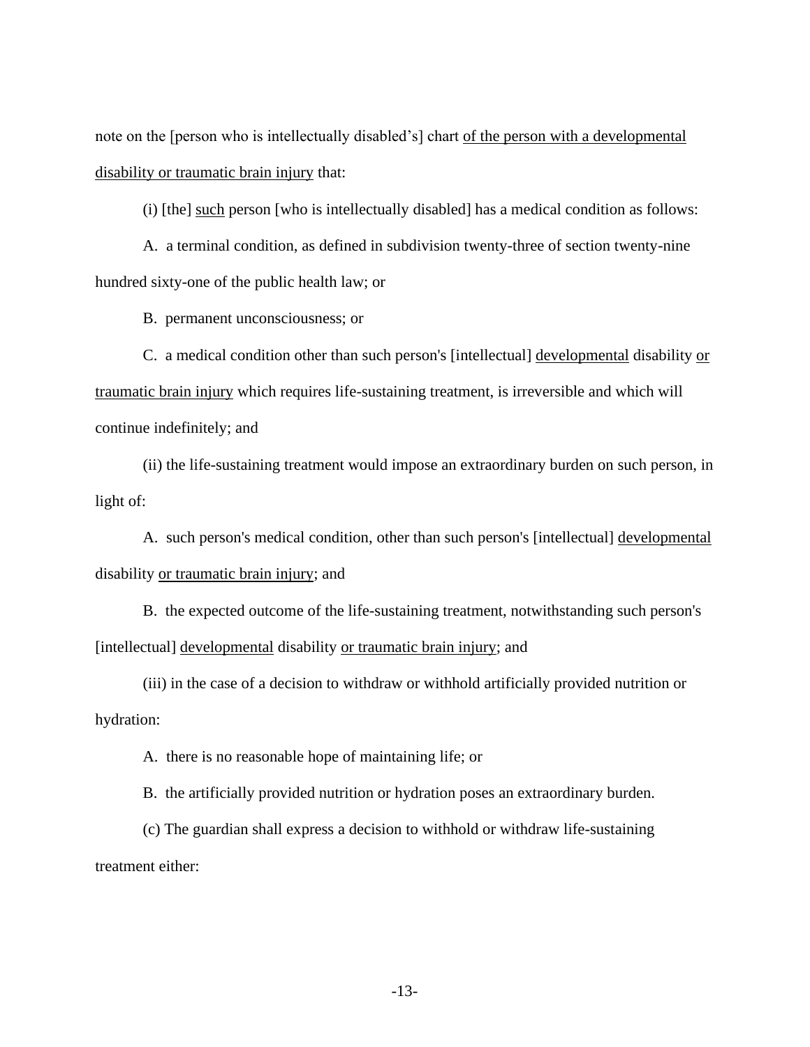note on the [person who is intellectually disabled's] chart <u>of the person with a developmental disability or traumatic brain injury</u> that:

(i) [the] <u>such</u> person [who is intellectually disabled] has a medical condition as follows:

A. a terminal condition, as defined in subdivision twenty-three of section twenty-nine hundred sixty-one of the public health law; or

B. permanent unconsciousness; or

C. a medical condition other than such person's [intellectual] <u>developmental</u> disability <u>or traumatic brain injury</u> which requires life-sustaining treatment, is irreversible and which will continue indefinitely; and

(ii) the life-sustaining treatment would impose an extraordinary burden on such person, in light of:

A. such person's medical condition, other than such person's [intellectual] <u>developmental</u> disability <u>or traumatic brain injury</u>; and

B. the expected outcome of the life-sustaining treatment, notwithstanding such person's [intellectual] <u>developmental</u> disability <u>or traumatic brain injury</u>; and

(iii) in the case of a decision to withdraw or withhold artificially provided nutrition or hydration:

A. there is no reasonable hope of maintaining life; or

B. the artificially provided nutrition or hydration poses an extraordinary burden.

(c) The guardian shall express a decision to withhold or withdraw life-sustaining treatment either: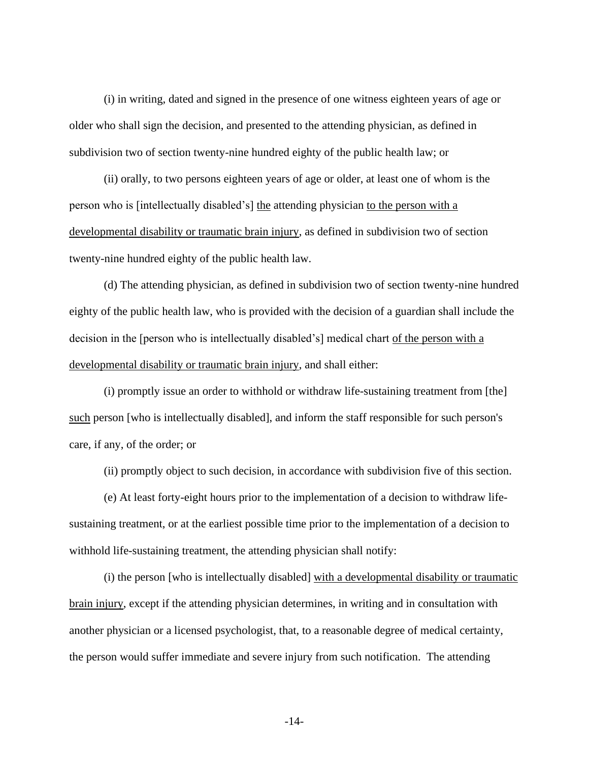(i) in writing, dated and signed in the presence of one witness eighteen years of age or older who shall sign the decision, and presented to the attending physician, as defined in subdivision two of section twenty-nine hundred eighty of the public health law; or

(ii) orally, to two persons eighteen years of age or older, at least one of whom is the person who is [intellectually disabled's] <u>the</u> attending physician <u>to the person with a developmental disability or traumatic brain injury</u>, as defined in subdivision two of section twenty-nine hundred eighty of the public health law.

(d) The attending physician, as defined in subdivision two of section twenty-nine hundred eighty of the public health law, who is provided with the decision of a guardian shall include the decision in the [person who is intellectually disabled's] medical chart <u>of the person with a developmental disability or traumatic brain injury</u>, and shall either:

(i) promptly issue an order to withhold or withdraw life-sustaining treatment from [the] <u>such</u> person [who is intellectually disabled], and inform the staff responsible for such person's care, if any, of the order; or

(ii) promptly object to such decision, in accordance with subdivision five of this section.

(e) At least forty-eight hours prior to the implementation of a decision to withdraw life-sustaining treatment, or at the earliest possible time prior to the implementation of a decision to withhold life-sustaining treatment, the attending physician shall notify:

(i) the person [who is intellectually disabled] <u>with a developmental disability or traumatic brain injury</u>, except if the attending physician determines, in writing and in consultation with another physician or a licensed psychologist, that, to a reasonable degree of medical certainty, the person would suffer immediate and severe injury from such notification. The attending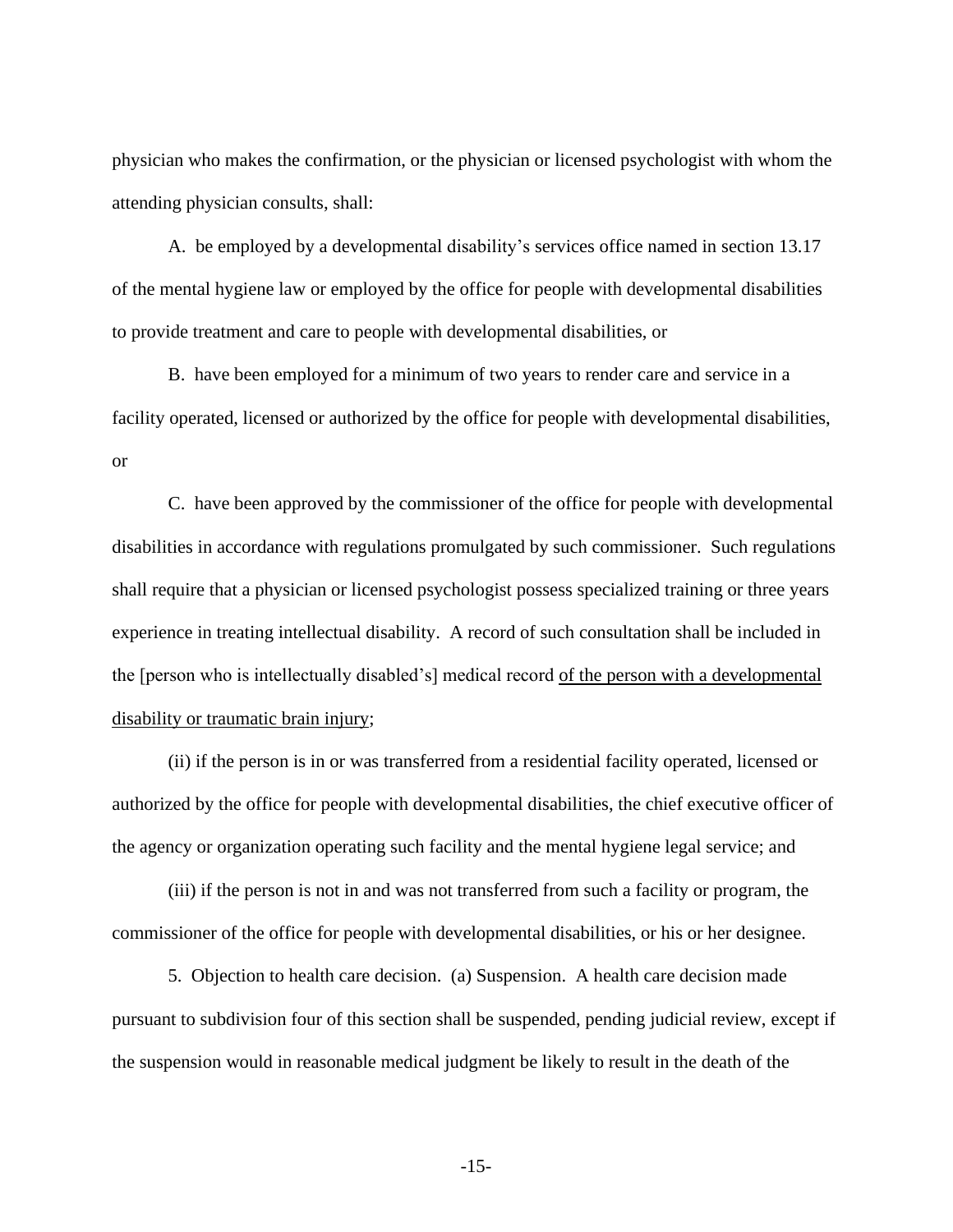physician who makes the confirmation, or the physician or licensed psychologist with whom the attending physician consults, shall:

A. be employed by a developmental disability's services office named in section 13.17 of the mental hygiene law or employed by the office for people with developmental disabilities to provide treatment and care to people with developmental disabilities, or

B. have been employed for a minimum of two years to render care and service in a facility operated, licensed or authorized by the office for people with developmental disabilities, or

C. have been approved by the commissioner of the office for people with developmental disabilities in accordance with regulations promulgated by such commissioner. Such regulations shall require that a physician or licensed psychologist possess specialized training or three years experience in treating intellectual disability. A record of such consultation shall be included in the [person who is intellectually disabled's] medical record <u>of the person with a developmental disability or traumatic brain injury</u>;

(ii) if the person is in or was transferred from a residential facility operated, licensed or authorized by the office for people with developmental disabilities, the chief executive officer of the agency or organization operating such facility and the mental hygiene legal service; and

(iii) if the person is not in and was not transferred from such a facility or program, the commissioner of the office for people with developmental disabilities, or his or her designee.

5. Objection to health care decision. (a) Suspension. A health care decision made pursuant to subdivision four of this section shall be suspended, pending judicial review, except if the suspension would in reasonable medical judgment be likely to result in the death of the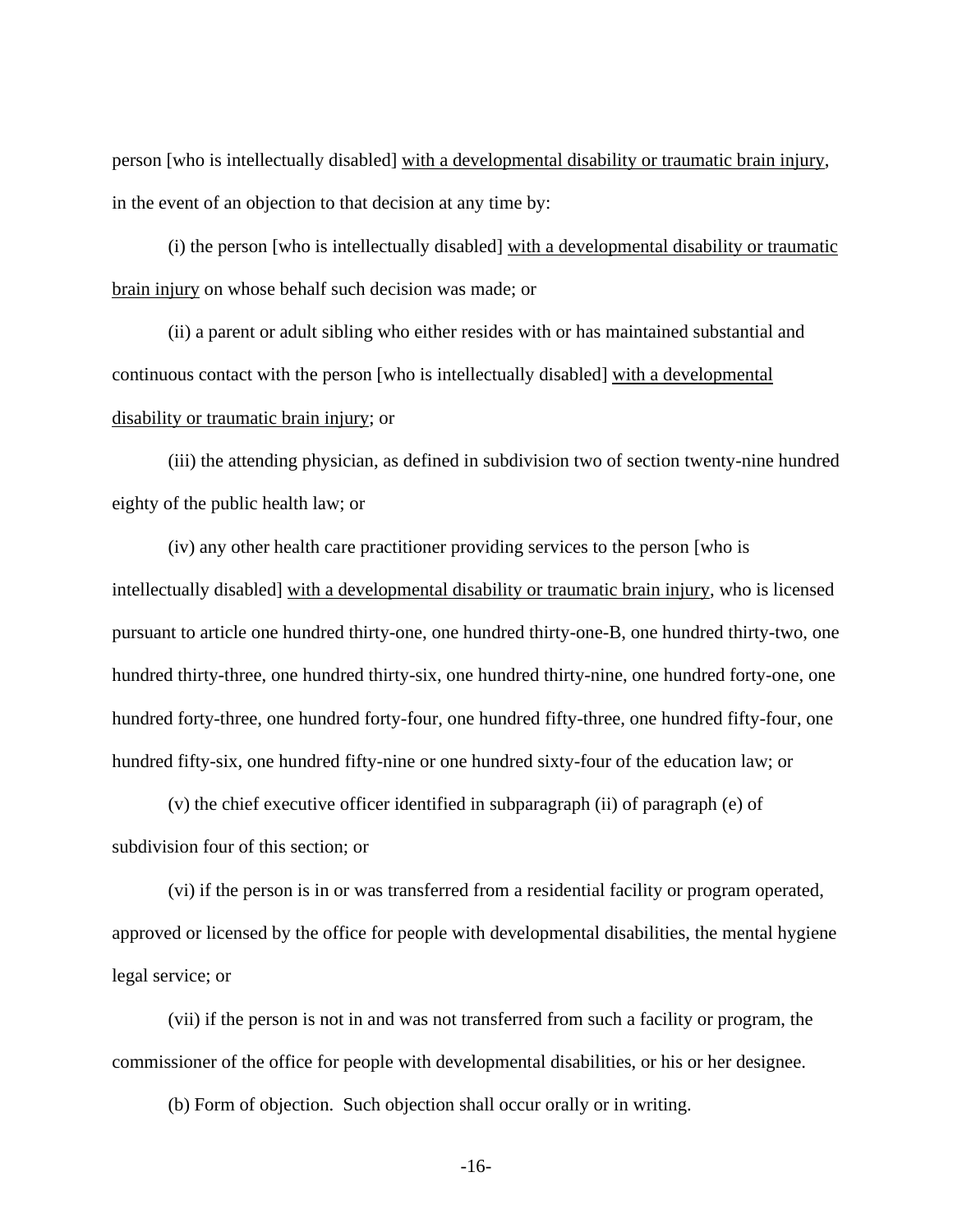person [who is intellectually disabled] <u>with a developmental disability or traumatic brain injury</u>, in the event of an objection to that decision at any time by:

(i) the person [who is intellectually disabled] <u>with a developmental disability or traumatic brain injury</u> on whose behalf such decision was made; or

(ii) a parent or adult sibling who either resides with or has maintained substantial and continuous contact with the person [who is intellectually disabled] <u>with a developmental disability or traumatic brain injury</u>; or

(iii) the attending physician, as defined in subdivision two of section twenty-nine hundred eighty of the public health law; or

(iv) any other health care practitioner providing services to the person [who is intellectually disabled] <u>with a developmental disability or traumatic brain injury</u>, who is licensed pursuant to article one hundred thirty-one, one hundred thirty-one-B, one hundred thirty-two, one hundred thirty-three, one hundred thirty-six, one hundred thirty-nine, one hundred forty-one, one hundred forty-three, one hundred forty-four, one hundred fifty-three, one hundred fifty-four, one hundred fifty-six, one hundred fifty-nine or one hundred sixty-four of the education law; or

(v) the chief executive officer identified in subparagraph (ii) of paragraph (e) of subdivision four of this section; or

(vi) if the person is in or was transferred from a residential facility or program operated, approved or licensed by the office for people with developmental disabilities, the mental hygiene legal service; or

(vii) if the person is not in and was not transferred from such a facility or program, the commissioner of the office for people with developmental disabilities, or his or her designee.

(b) Form of objection. Such objection shall occur orally or in writing.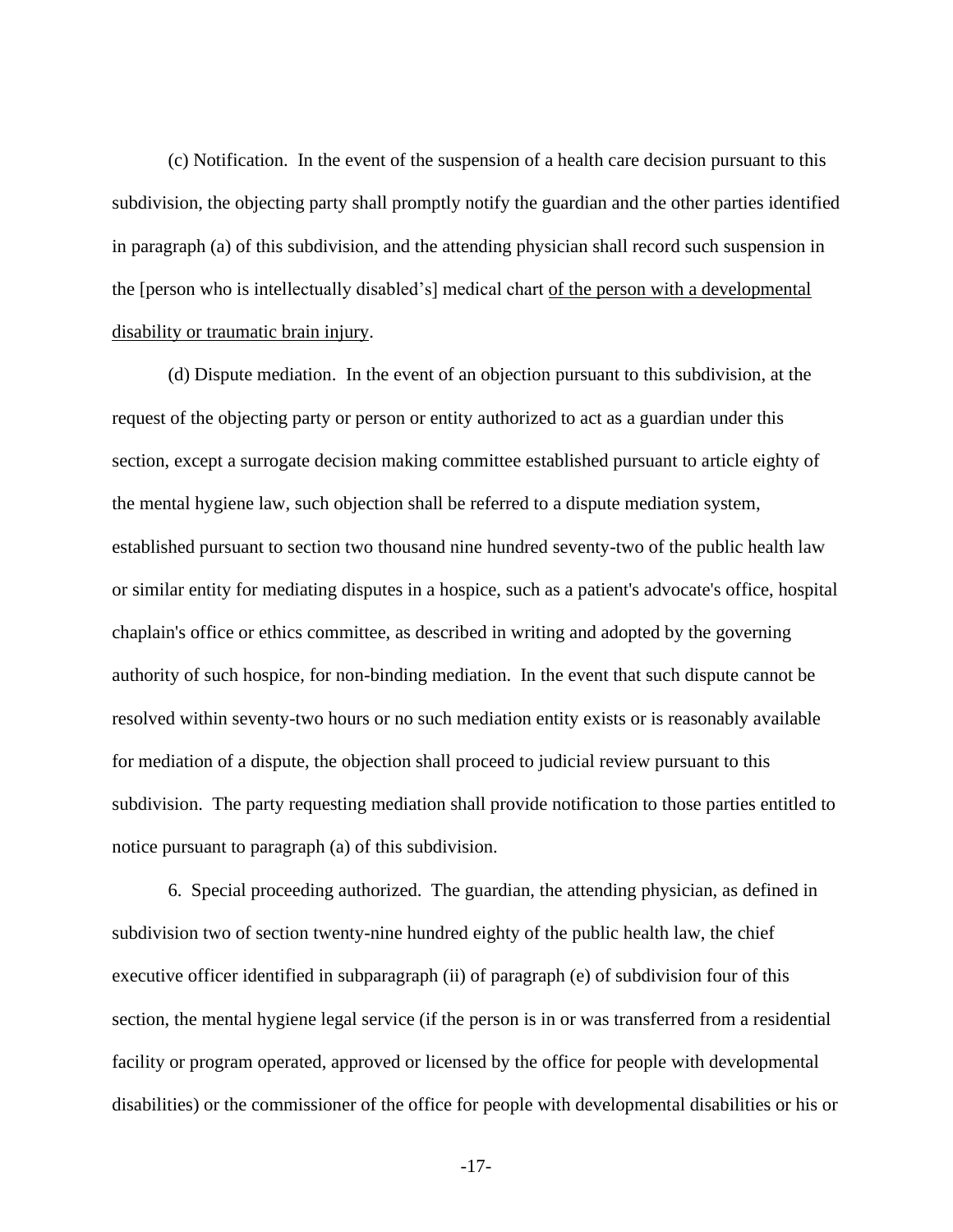(c) Notification. In the event of the suspension of a health care decision pursuant to this subdivision, the objecting party shall promptly notify the guardian and the other parties identified in paragraph (a) of this subdivision, and the attending physician shall record such suspension in the [person who is intellectually disabled's] medical chart <u>of the person with a developmental disability or traumatic brain injury</u>.

(d) Dispute mediation. In the event of an objection pursuant to this subdivision, at the request of the objecting party or person or entity authorized to act as a guardian under this section, except a surrogate decision making committee established pursuant to article eighty of the mental hygiene law, such objection shall be referred to a dispute mediation system, established pursuant to section two thousand nine hundred seventy-two of the public health law or similar entity for mediating disputes in a hospice, such as a patient's advocate's office, hospital chaplain's office or ethics committee, as described in writing and adopted by the governing authority of such hospice, for non-binding mediation. In the event that such dispute cannot be resolved within seventy-two hours or no such mediation entity exists or is reasonably available for mediation of a dispute, the objection shall proceed to judicial review pursuant to this subdivision. The party requesting mediation shall provide notification to those parties entitled to notice pursuant to paragraph (a) of this subdivision.

6. Special proceeding authorized. The guardian, the attending physician, as defined in subdivision two of section twenty-nine hundred eighty of the public health law, the chief executive officer identified in subparagraph (ii) of paragraph (e) of subdivision four of this section, the mental hygiene legal service (if the person is in or was transferred from a residential facility or program operated, approved or licensed by the office for people with developmental disabilities) or the commissioner of the office for people with developmental disabilities or his or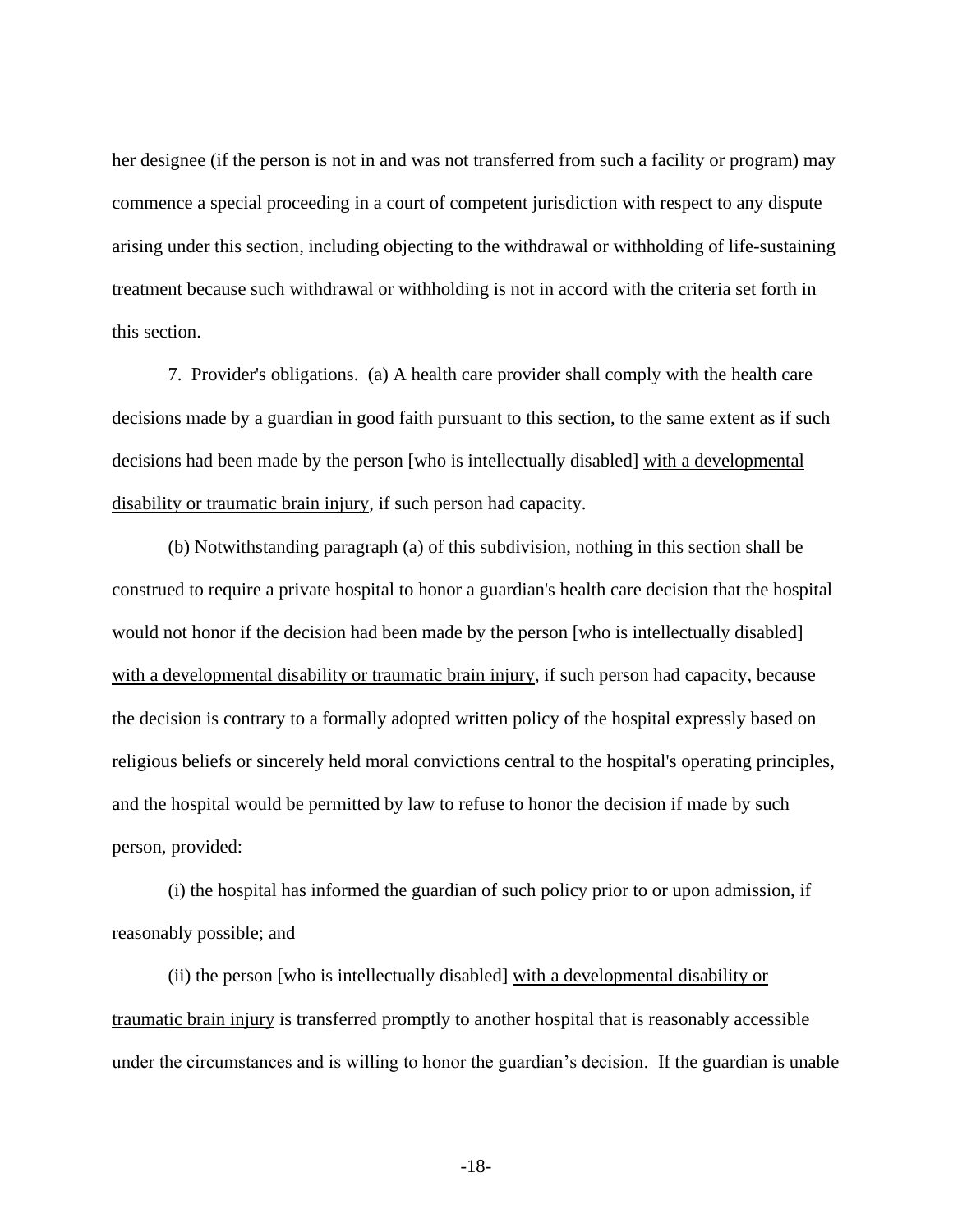her designee (if the person is not in and was not transferred from such a facility or program) may commence a special proceeding in a court of competent jurisdiction with respect to any dispute arising under this section, including objecting to the withdrawal or withholding of life-sustaining treatment because such withdrawal or withholding is not in accord with the criteria set forth in this section.

7. Provider's obligations. (a) A health care provider shall comply with the health care decisions made by a guardian in good faith pursuant to this section, to the same extent as if such decisions had been made by the person [who is intellectually disabled] <u>with a developmental disability or traumatic brain injury</u>, if such person had capacity.

(b) Notwithstanding paragraph (a) of this subdivision, nothing in this section shall be construed to require a private hospital to honor a guardian's health care decision that the hospital would not honor if the decision had been made by the person [who is intellectually disabled] <u>with a developmental disability or traumatic brain injury</u>, if such person had capacity, because the decision is contrary to a formally adopted written policy of the hospital expressly based on religious beliefs or sincerely held moral convictions central to the hospital's operating principles, and the hospital would be permitted by law to refuse to honor the decision if made by such person, provided:

(i) the hospital has informed the guardian of such policy prior to or upon admission, if reasonably possible; and

(ii) the person [who is intellectually disabled] <u>with a developmental disability or traumatic brain injury</u> is transferred promptly to another hospital that is reasonably accessible under the circumstances and is willing to honor the guardian's decision. If the guardian is unable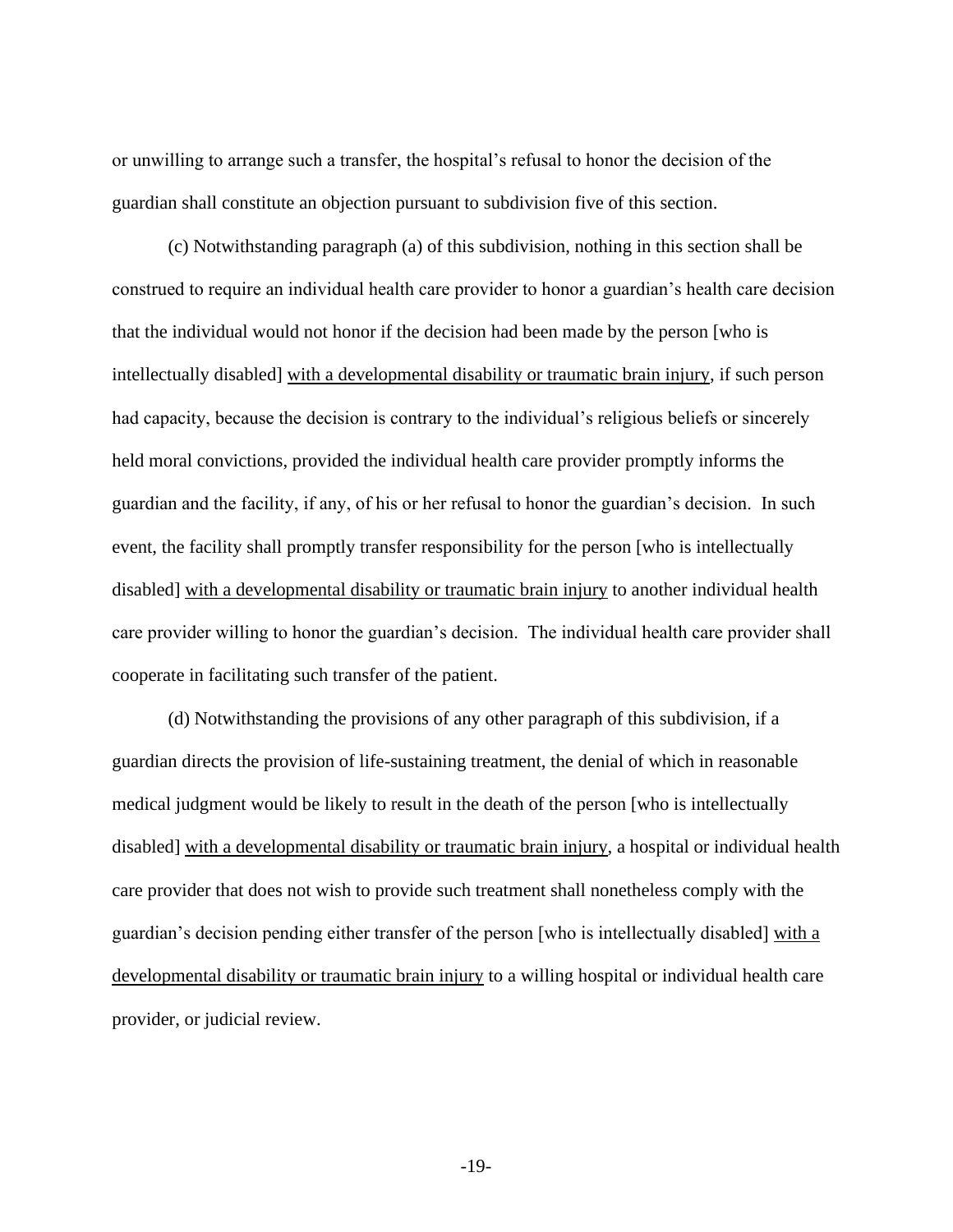or unwilling to arrange such a transfer, the hospital's refusal to honor the decision of the guardian shall constitute an objection pursuant to subdivision five of this section.

(c) Notwithstanding paragraph (a) of this subdivision, nothing in this section shall be construed to require an individual health care provider to honor a guardian's health care decision that the individual would not honor if the decision had been made by the person [who is intellectually disabled] <u>with a developmental disability or traumatic brain injury</u>, if such person had capacity, because the decision is contrary to the individual's religious beliefs or sincerely held moral convictions, provided the individual health care provider promptly informs the guardian and the facility, if any, of his or her refusal to honor the guardian's decision. In such event, the facility shall promptly transfer responsibility for the person [who is intellectually disabled] <u>with a developmental disability or traumatic brain injury</u> to another individual health care provider willing to honor the guardian's decision. The individual health care provider shall cooperate in facilitating such transfer of the patient.

(d) Notwithstanding the provisions of any other paragraph of this subdivision, if a guardian directs the provision of life-sustaining treatment, the denial of which in reasonable medical judgment would be likely to result in the death of the person [who is intellectually disabled] <u>with a developmental disability or traumatic brain injury</u>, a hospital or individual health care provider that does not wish to provide such treatment shall nonetheless comply with the guardian's decision pending either transfer of the person [who is intellectually disabled] <u>with a developmental disability or traumatic brain injury</u> to a willing hospital or individual health care provider, or judicial review.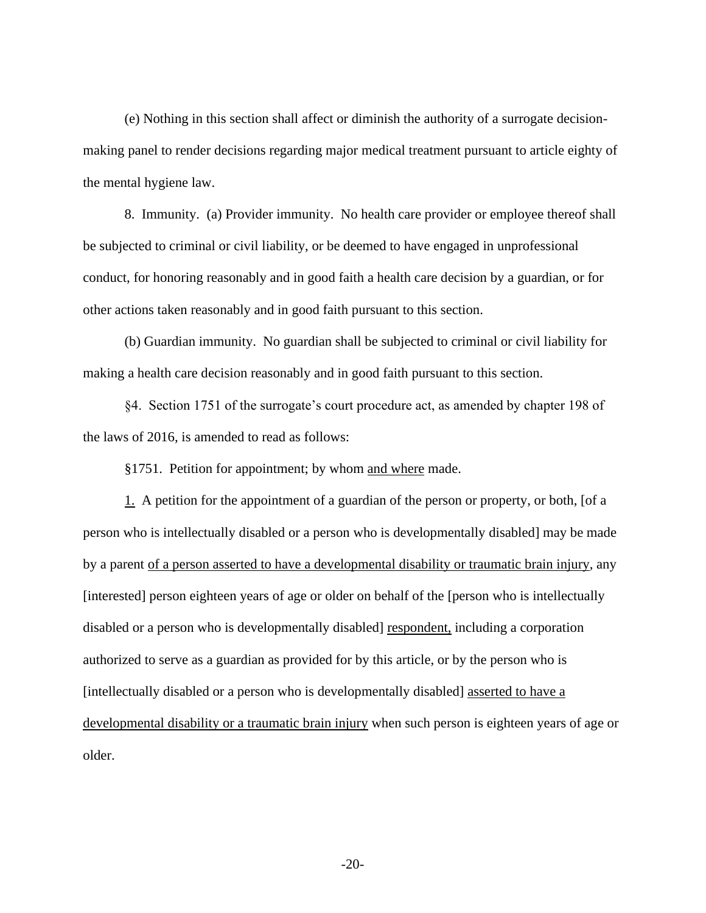(e) Nothing in this section shall affect or diminish the authority of a surrogate decision-making panel to render decisions regarding major medical treatment pursuant to article eighty of the mental hygiene law.

8. Immunity. (a) Provider immunity. No health care provider or employee thereof shall be subjected to criminal or civil liability, or be deemed to have engaged in unprofessional conduct, for honoring reasonably and in good faith a health care decision by a guardian, or for other actions taken reasonably and in good faith pursuant to this section.

(b) Guardian immunity. No guardian shall be subjected to criminal or civil liability for making a health care decision reasonably and in good faith pursuant to this section.

§4. Section 1751 of the surrogate's court procedure act, as amended by chapter 198 of the laws of 2016, is amended to read as follows:

§1751. Petition for appointment; by whom <u>and where</u> made.

<u>1.</u> A petition for the appointment of a guardian of the person or property, or both, [of a person who is intellectually disabled or a person who is developmentally disabled] may be made by a parent <u>of a person asserted to have a developmental disability or traumatic brain injury</u>, any [interested] person eighteen years of age or older on behalf of the [person who is intellectually disabled or a person who is developmentally disabled] <u>respondent,</u> including a corporation authorized to serve as a guardian as provided for by this article, or by the person who is [intellectually disabled or a person who is developmentally disabled] <u>asserted to have a developmental disability or a traumatic brain injury</u> when such person is eighteen years of age or older.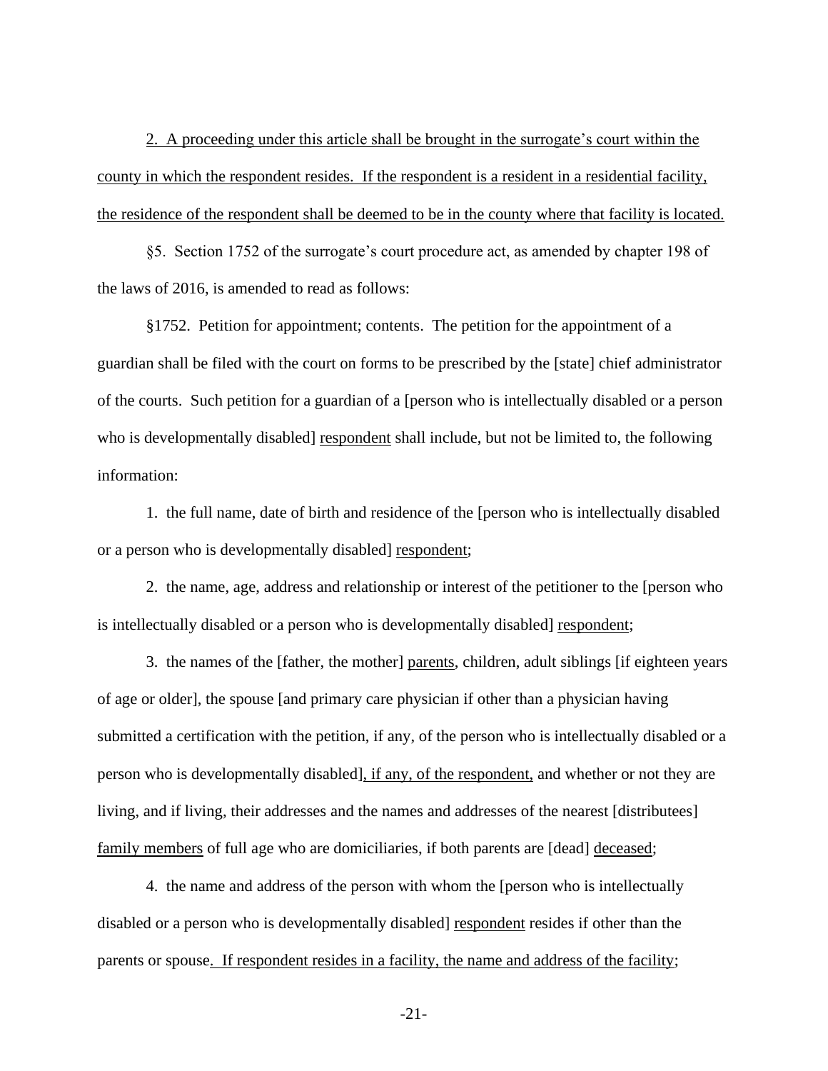2. A proceeding under this article shall be brought in the surrogate's court within the county in which the respondent resides. If the respondent is a resident in a residential facility, the residence of the respondent shall be deemed to be in the county where that facility is located.

§5. Section 1752 of the surrogate's court procedure act, as amended by chapter 198 of the laws of 2016, is amended to read as follows:

§1752. Petition for appointment; contents. The petition for the appointment of a guardian shall be filed with the court on forms to be prescribed by the [state] chief administrator of the courts. Such petition for a guardian of a [person who is intellectually disabled or a person who is developmentally disabled] respondent shall include, but not be limited to, the following information:

1. the full name, date of birth and residence of the [person who is intellectually disabled or a person who is developmentally disabled] respondent;

2. the name, age, address and relationship or interest of the petitioner to the [person who is intellectually disabled or a person who is developmentally disabled] respondent;

3. the names of the [father, the mother] parents, children, adult siblings [if eighteen years of age or older], the spouse [and primary care physician if other than a physician having submitted a certification with the petition, if any, of the person who is intellectually disabled or a person who is developmentally disabled], if any, of the respondent, and whether or not they are living, and if living, their addresses and the names and addresses of the nearest [distributees] family members of full age who are domiciliaries, if both parents are [dead] deceased;

4. the name and address of the person with whom the [person who is intellectually disabled or a person who is developmentally disabled] respondent resides if other than the parents or spouse. If respondent resides in a facility, the name and address of the facility;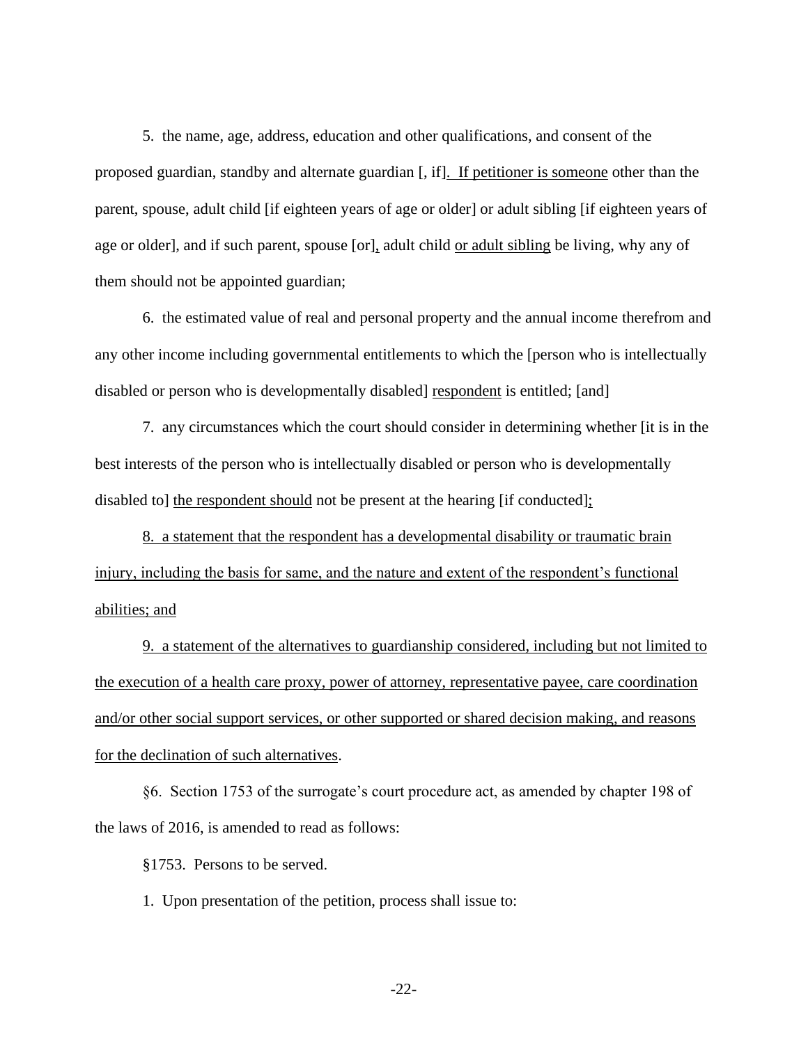5. the name, age, address, education and other qualifications, and consent of the proposed guardian, standby and alternate guardian [, if]. If petitioner is someone other than the parent, spouse, adult child [if eighteen years of age or older] or adult sibling [if eighteen years of age or older], and if such parent, spouse [or], adult child or adult sibling be living, why any of them should not be appointed guardian;

6. the estimated value of real and personal property and the annual income therefrom and any other income including governmental entitlements to which the [person who is intellectually disabled or person who is developmentally disabled] respondent is entitled; [and]

7. any circumstances which the court should consider in determining whether [it is in the best interests of the person who is intellectually disabled or person who is developmentally disabled to] the respondent should not be present at the hearing [if conducted];

8. a statement that the respondent has a developmental disability or traumatic brain injury, including the basis for same, and the nature and extent of the respondent's functional abilities; and

9. a statement of the alternatives to guardianship considered, including but not limited to the execution of a health care proxy, power of attorney, representative payee, care coordination and/or other social support services, or other supported or shared decision making, and reasons for the declination of such alternatives.

§6. Section 1753 of the surrogate's court procedure act, as amended by chapter 198 of the laws of 2016, is amended to read as follows:

§1753. Persons to be served.

1. Upon presentation of the petition, process shall issue to: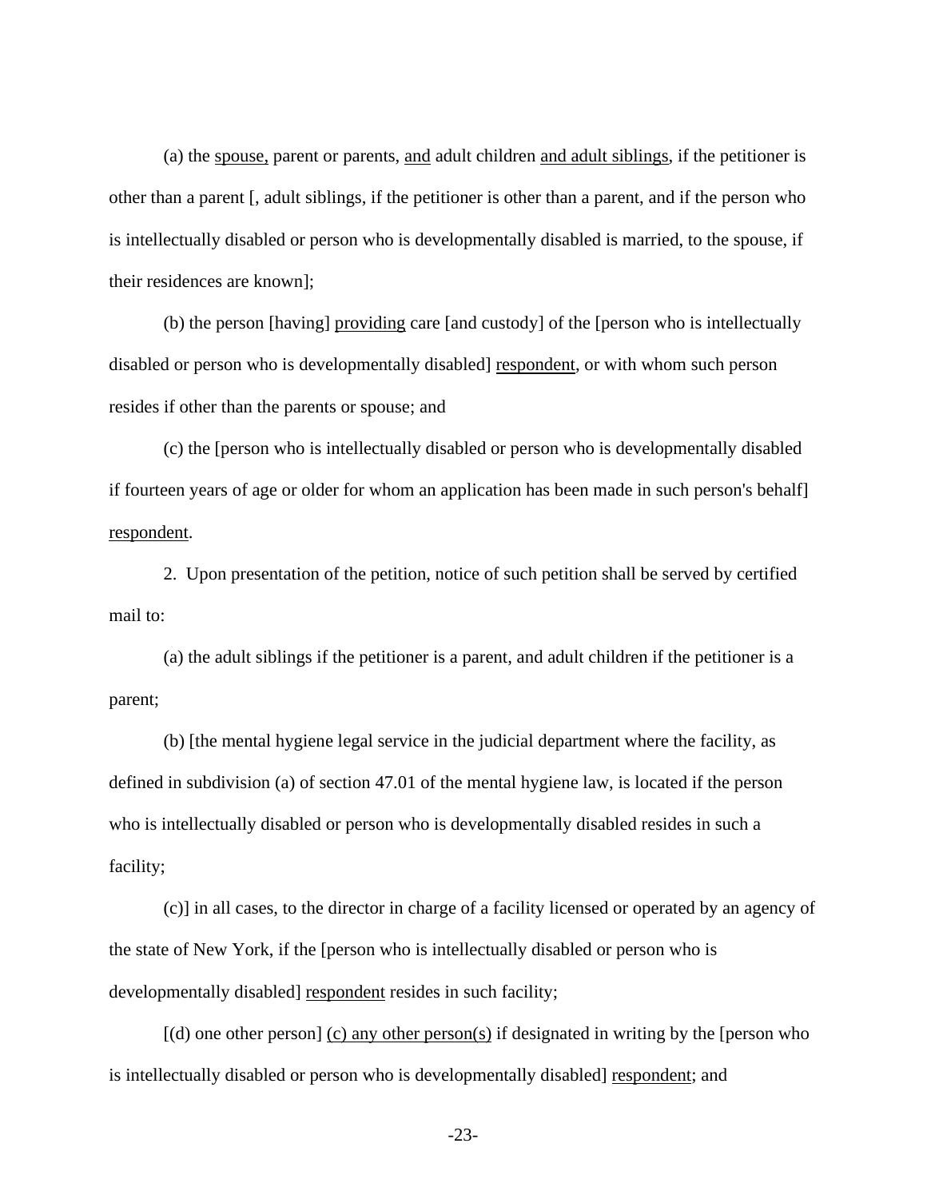(a) the <u>spouse,</u> parent or parents, <u>and</u> adult children <u>and adult siblings</u>, if the petitioner is other than a parent [, adult siblings, if the petitioner is other than a parent, and if the person who is intellectually disabled or person who is developmentally disabled is married, to the spouse, if their residences are known];

(b) the person [having] <u>providing</u> care [and custody] of the [person who is intellectually disabled or person who is developmentally disabled] <u>respondent</u>, or with whom such person resides if other than the parents or spouse; and

(c) the [person who is intellectually disabled or person who is developmentally disabled if fourteen years of age or older for whom an application has been made in such person's behalf] <u>respondent</u>.

2. Upon presentation of the petition, notice of such petition shall be served by certified mail to:

(a) the adult siblings if the petitioner is a parent, and adult children if the petitioner is a parent;

(b) [the mental hygiene legal service in the judicial department where the facility, as defined in subdivision (a) of section 47.01 of the mental hygiene law, is located if the person who is intellectually disabled or person who is developmentally disabled resides in such a facility;

(c)] in all cases, to the director in charge of a facility licensed or operated by an agency of the state of New York, if the [person who is intellectually disabled or person who is developmentally disabled] <u>respondent</u> resides in such facility;

[(d) one other person] <u>(c) any other person(s)</u> if designated in writing by the [person who is intellectually disabled or person who is developmentally disabled] <u>respondent</u>; and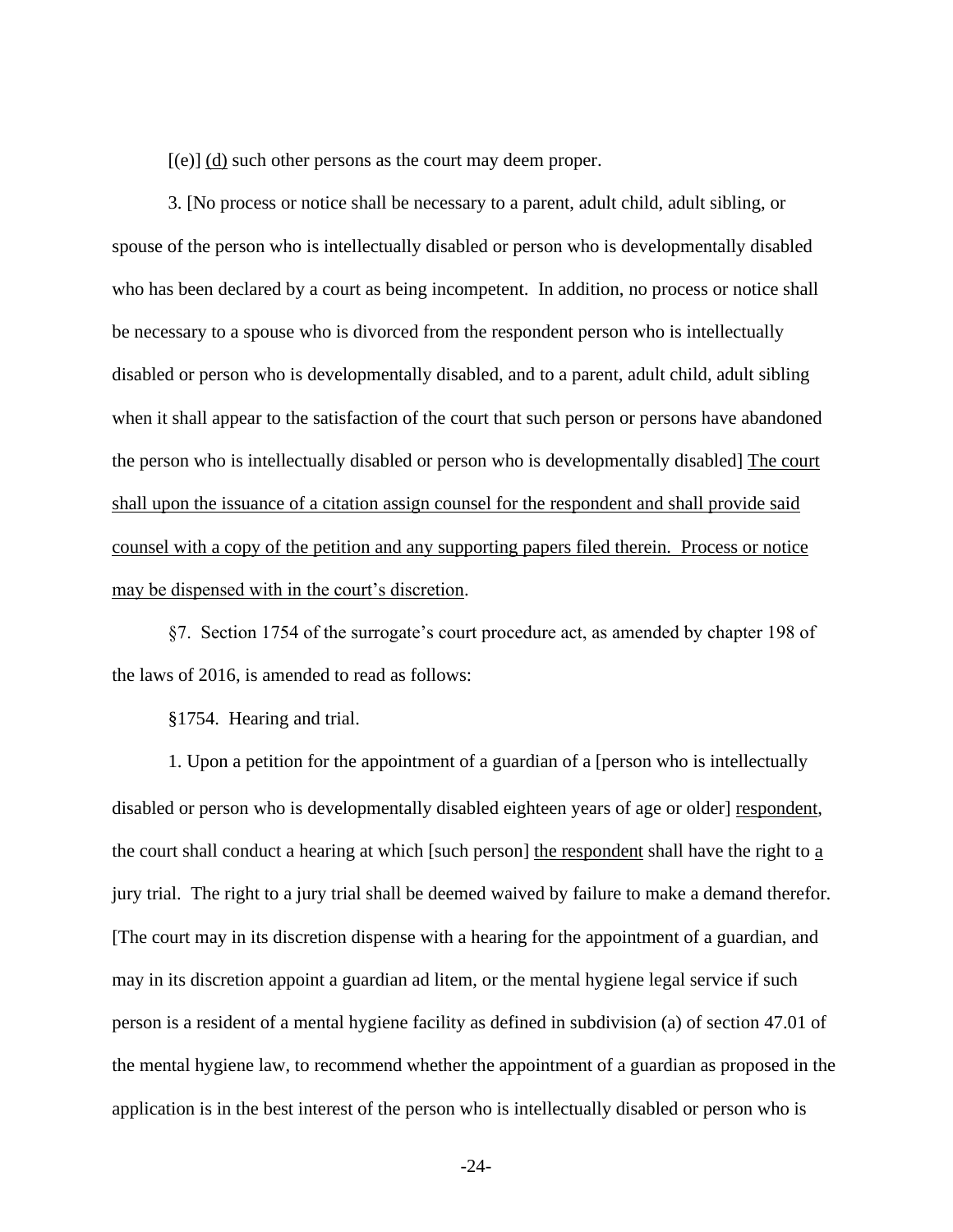[(e)] <u>(d)</u> such other persons as the court may deem proper.

3. [No process or notice shall be necessary to a parent, adult child, adult sibling, or spouse of the person who is intellectually disabled or person who is developmentally disabled who has been declared by a court as being incompetent. In addition, no process or notice shall be necessary to a spouse who is divorced from the respondent person who is intellectually disabled or person who is developmentally disabled, and to a parent, adult child, adult sibling when it shall appear to the satisfaction of the court that such person or persons have abandoned the person who is intellectually disabled or person who is developmentally disabled] <u>The court shall upon the issuance of a citation assign counsel for the respondent and shall provide said counsel with a copy of the petition and any supporting papers filed therein. Process or notice may be dispensed with in the court's discretion</u>.

§7. Section 1754 of the surrogate's court procedure act, as amended by chapter 198 of the laws of 2016, is amended to read as follows:

§1754. Hearing and trial.

1. Upon a petition for the appointment of a guardian of a [person who is intellectually disabled or person who is developmentally disabled eighteen years of age or older] <u>respondent</u>, the court shall conduct a hearing at which [such person] <u>the respondent</u> shall have the right to <u>a</u> jury trial. The right to a jury trial shall be deemed waived by failure to make a demand therefor. [The court may in its discretion dispense with a hearing for the appointment of a guardian, and may in its discretion appoint a guardian ad litem, or the mental hygiene legal service if such person is a resident of a mental hygiene facility as defined in subdivision (a) of section 47.01 of the mental hygiene law, to recommend whether the appointment of a guardian as proposed in the application is in the best interest of the person who is intellectually disabled or person who is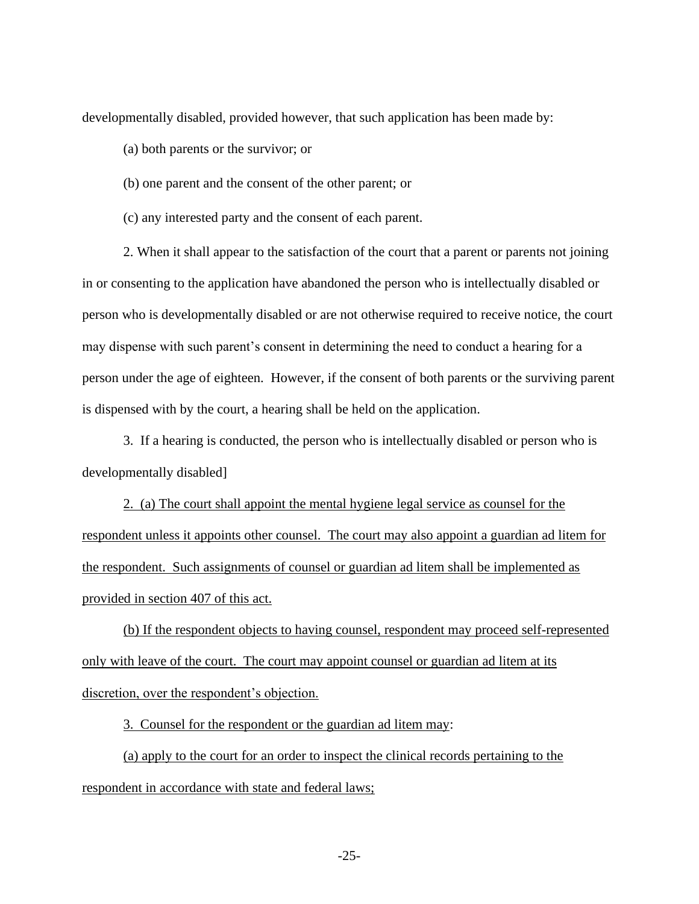developmentally disabled, provided however, that such application has been made by:

(a) both parents or the survivor; or

(b) one parent and the consent of the other parent; or

(c) any interested party and the consent of each parent.

2. When it shall appear to the satisfaction of the court that a parent or parents not joining in or consenting to the application have abandoned the person who is intellectually disabled or person who is developmentally disabled or are not otherwise required to receive notice, the court may dispense with such parent's consent in determining the need to conduct a hearing for a person under the age of eighteen. However, if the consent of both parents or the surviving parent is dispensed with by the court, a hearing shall be held on the application.

3. If a hearing is conducted, the person who is intellectually disabled or person who is developmentally disabled]

<u>2. (a) The court shall appoint the mental hygiene legal service as counsel for the respondent unless it appoints other counsel. The court may also appoint a guardian ad litem for the respondent. Such assignments of counsel or guardian ad litem shall be implemented as provided in section 407 of this act.</u>

<u>(b) If the respondent objects to having counsel, respondent may proceed self-represented only with leave of the court. The court may appoint counsel or guardian ad litem at its discretion, over the respondent's objection.</u>

<u>3. Counsel for the respondent or the guardian ad litem may</u>:

<u>(a) apply to the court for an order to inspect the clinical records pertaining to the respondent in accordance with state and federal laws;</u>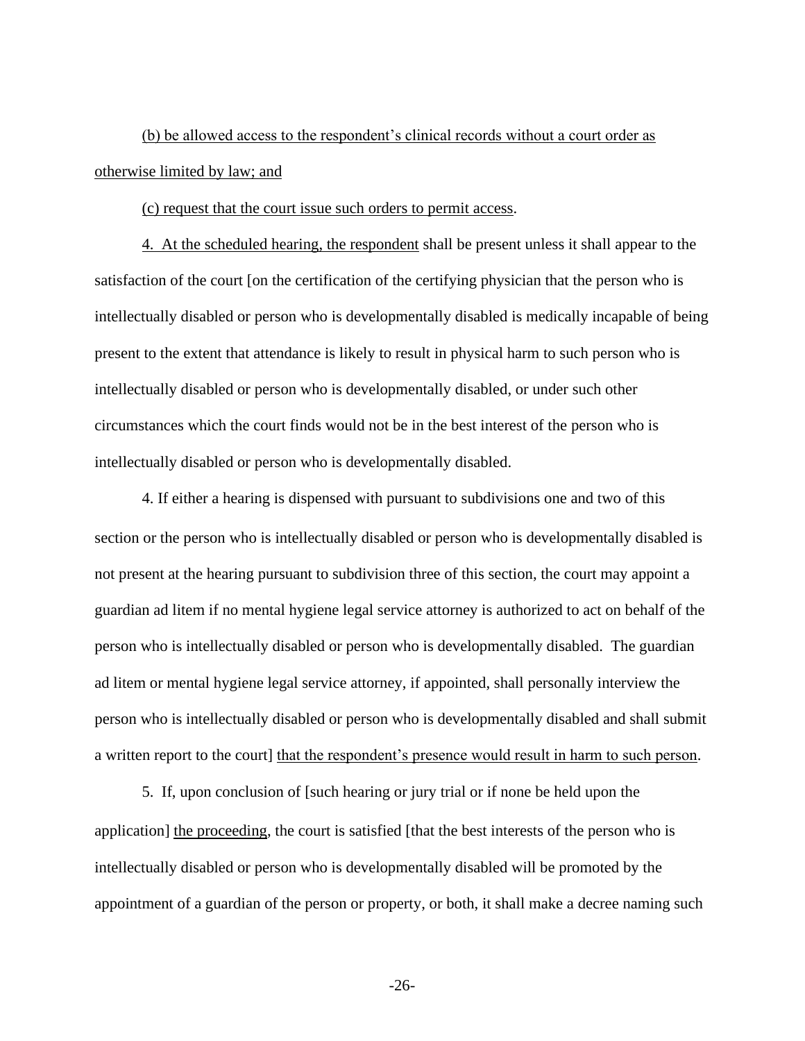(b) be allowed access to the respondent's clinical records without a court order as otherwise limited by law; and

(c) request that the court issue such orders to permit access.

4. At the scheduled hearing, the respondent shall be present unless it shall appear to the satisfaction of the court [on the certification of the certifying physician that the person who is intellectually disabled or person who is developmentally disabled is medically incapable of being present to the extent that attendance is likely to result in physical harm to such person who is intellectually disabled or person who is developmentally disabled, or under such other circumstances which the court finds would not be in the best interest of the person who is intellectually disabled or person who is developmentally disabled.

4. If either a hearing is dispensed with pursuant to subdivisions one and two of this section or the person who is intellectually disabled or person who is developmentally disabled is not present at the hearing pursuant to subdivision three of this section, the court may appoint a guardian ad litem if no mental hygiene legal service attorney is authorized to act on behalf of the person who is intellectually disabled or person who is developmentally disabled. The guardian ad litem or mental hygiene legal service attorney, if appointed, shall personally interview the person who is intellectually disabled or person who is developmentally disabled and shall submit a written report to the court] that the respondent's presence would result in harm to such person.

5. If, upon conclusion of [such hearing or jury trial or if none be held upon the application] the proceeding, the court is satisfied [that the best interests of the person who is intellectually disabled or person who is developmentally disabled will be promoted by the appointment of a guardian of the person or property, or both, it shall make a decree naming such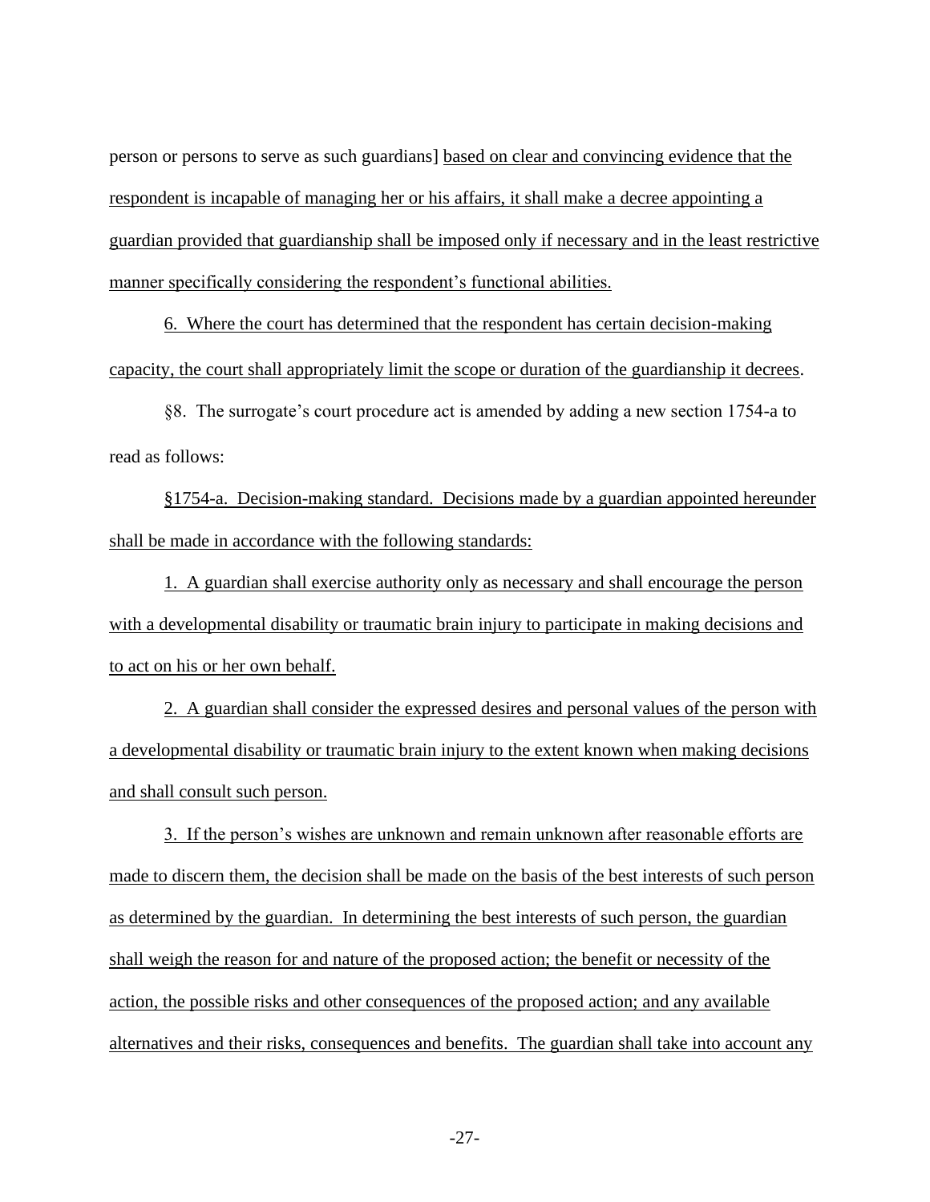person or persons to serve as such guardians] based on clear and convincing evidence that the respondent is incapable of managing her or his affairs, it shall make a decree appointing a guardian provided that guardianship shall be imposed only if necessary and in the least restrictive manner specifically considering the respondent's functional abilities.

6. Where the court has determined that the respondent has certain decision-making capacity, the court shall appropriately limit the scope or duration of the guardianship it decrees.

§8. The surrogate's court procedure act is amended by adding a new section 1754-a to read as follows:

§1754-a. Decision-making standard. Decisions made by a guardian appointed hereunder shall be made in accordance with the following standards:

1. A guardian shall exercise authority only as necessary and shall encourage the person with a developmental disability or traumatic brain injury to participate in making decisions and to act on his or her own behalf.

2. A guardian shall consider the expressed desires and personal values of the person with a developmental disability or traumatic brain injury to the extent known when making decisions and shall consult such person.

3. If the person's wishes are unknown and remain unknown after reasonable efforts are made to discern them, the decision shall be made on the basis of the best interests of such person as determined by the guardian. In determining the best interests of such person, the guardian shall weigh the reason for and nature of the proposed action; the benefit or necessity of the action, the possible risks and other consequences of the proposed action; and any available alternatives and their risks, consequences and benefits. The guardian shall take into account any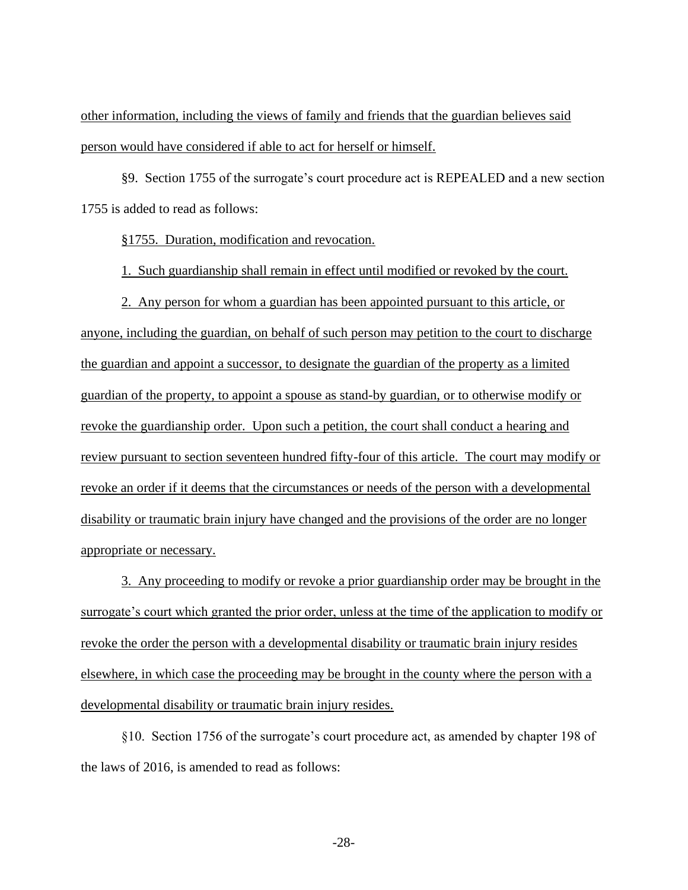other information, including the views of family and friends that the guardian believes said person would have considered if able to act for herself or himself.

§9. Section 1755 of the surrogate's court procedure act is REPEALED and a new section 1755 is added to read as follows:

§1755. Duration, modification and revocation.

1. Such guardianship shall remain in effect until modified or revoked by the court.

2. Any person for whom a guardian has been appointed pursuant to this article, or anyone, including the guardian, on behalf of such person may petition to the court to discharge the guardian and appoint a successor, to designate the guardian of the property as a limited guardian of the property, to appoint a spouse as stand-by guardian, or to otherwise modify or revoke the guardianship order. Upon such a petition, the court shall conduct a hearing and review pursuant to section seventeen hundred fifty-four of this article. The court may modify or revoke an order if it deems that the circumstances or needs of the person with a developmental disability or traumatic brain injury have changed and the provisions of the order are no longer appropriate or necessary.

3. Any proceeding to modify or revoke a prior guardianship order may be brought in the surrogate's court which granted the prior order, unless at the time of the application to modify or revoke the order the person with a developmental disability or traumatic brain injury resides elsewhere, in which case the proceeding may be brought in the county where the person with a developmental disability or traumatic brain injury resides.

§10. Section 1756 of the surrogate's court procedure act, as amended by chapter 198 of the laws of 2016, is amended to read as follows: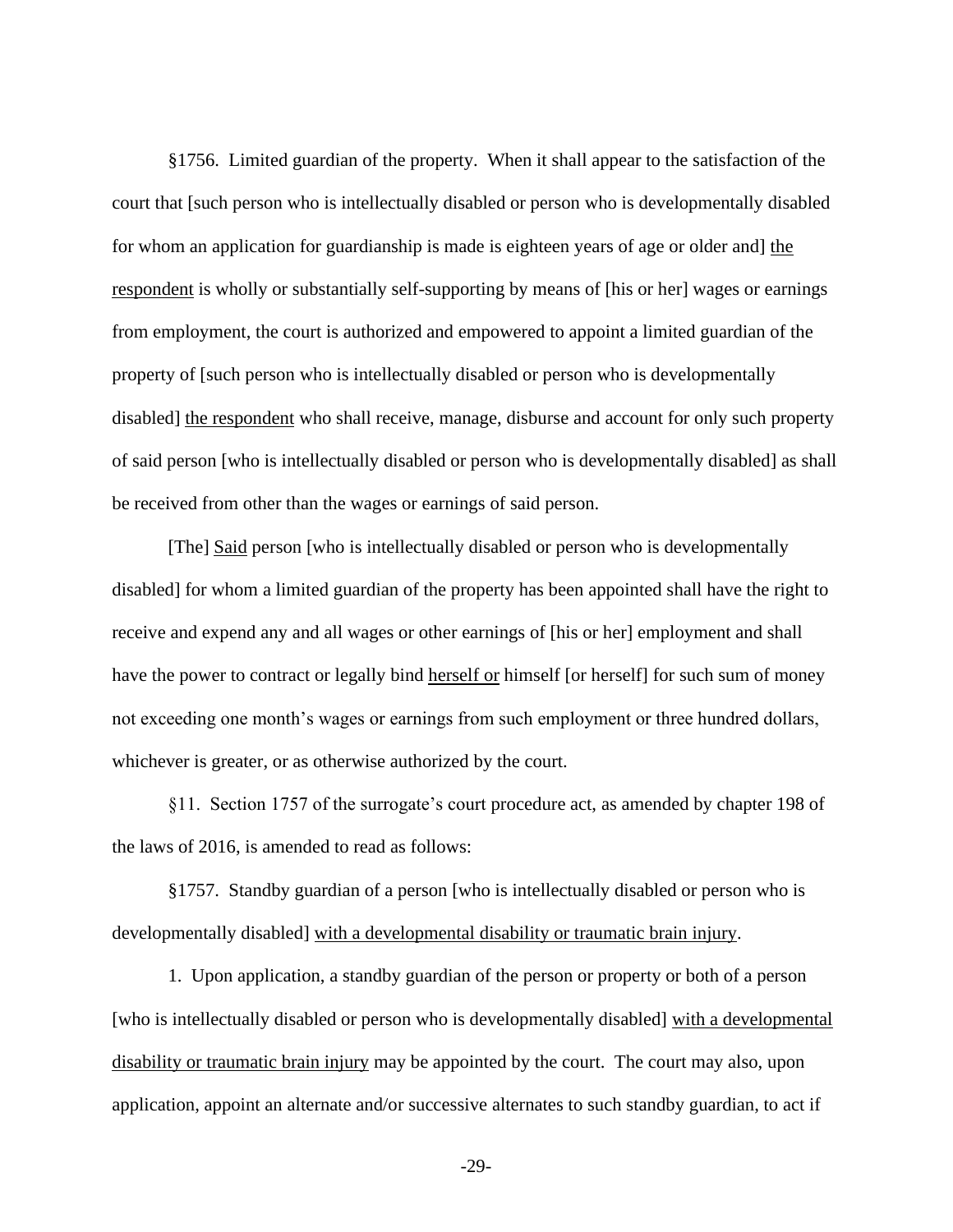§1756. Limited guardian of the property. When it shall appear to the satisfaction of the court that [such person who is intellectually disabled or person who is developmentally disabled for whom an application for guardianship is made is eighteen years of age or older and] the respondent is wholly or substantially self-supporting by means of [his or her] wages or earnings from employment, the court is authorized and empowered to appoint a limited guardian of the property of [such person who is intellectually disabled or person who is developmentally disabled] the respondent who shall receive, manage, disburse and account for only such property of said person [who is intellectually disabled or person who is developmentally disabled] as shall be received from other than the wages or earnings of said person.

[The] Said person [who is intellectually disabled or person who is developmentally disabled] for whom a limited guardian of the property has been appointed shall have the right to receive and expend any and all wages or other earnings of [his or her] employment and shall have the power to contract or legally bind herself or himself [or herself] for such sum of money not exceeding one month's wages or earnings from such employment or three hundred dollars, whichever is greater, or as otherwise authorized by the court.

§11. Section 1757 of the surrogate's court procedure act, as amended by chapter 198 of the laws of 2016, is amended to read as follows:

§1757. Standby guardian of a person [who is intellectually disabled or person who is developmentally disabled] with a developmental disability or traumatic brain injury.

1. Upon application, a standby guardian of the person or property or both of a person [who is intellectually disabled or person who is developmentally disabled] with a developmental disability or traumatic brain injury may be appointed by the court. The court may also, upon application, appoint an alternate and/or successive alternates to such standby guardian, to act if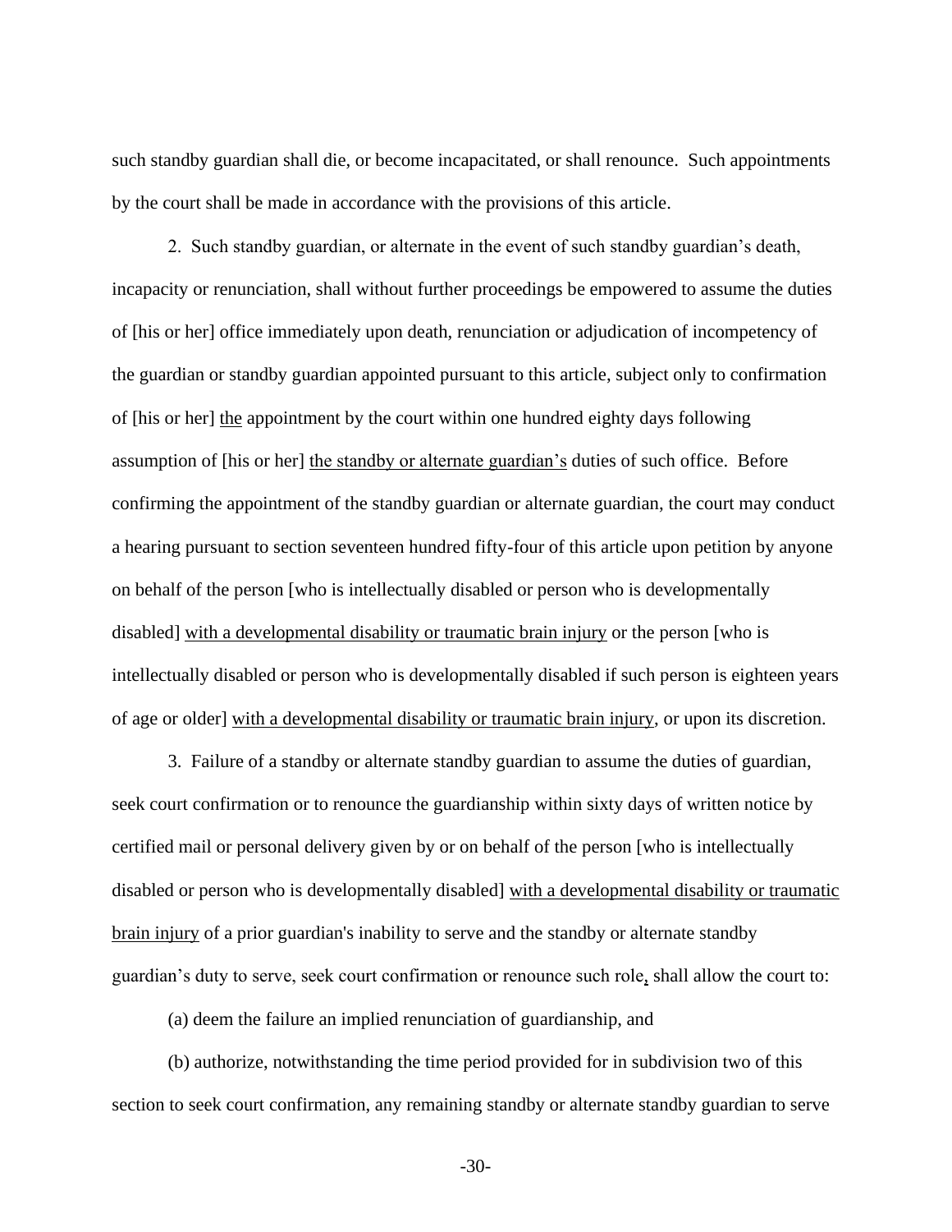such standby guardian shall die, or become incapacitated, or shall renounce. Such appointments by the court shall be made in accordance with the provisions of this article.

2. Such standby guardian, or alternate in the event of such standby guardian's death, incapacity or renunciation, shall without further proceedings be empowered to assume the duties of [his or her] office immediately upon death, renunciation or adjudication of incompetency of the guardian or standby guardian appointed pursuant to this article, subject only to confirmation of [his or her] <u>the</u> appointment by the court within one hundred eighty days following assumption of [his or her] <u>the standby or alternate guardian's</u> duties of such office. Before confirming the appointment of the standby guardian or alternate guardian, the court may conduct a hearing pursuant to section seventeen hundred fifty-four of this article upon petition by anyone on behalf of the person [who is intellectually disabled or person who is developmentally disabled] <u>with a developmental disability or traumatic brain injury</u> or the person [who is intellectually disabled or person who is developmentally disabled if such person is eighteen years of age or older] <u>with a developmental disability or traumatic brain injury</u>, or upon its discretion.

3. Failure of a standby or alternate standby guardian to assume the duties of guardian, seek court confirmation or to renounce the guardianship within sixty days of written notice by certified mail or personal delivery given by or on behalf of the person [who is intellectually disabled or person who is developmentally disabled] <u>with a developmental disability or traumatic brain injury</u> of a prior guardian's inability to serve and the standby or alternate standby guardian's duty to serve, seek court confirmation or renounce such role<u>,</u> shall allow the court to:

(a) deem the failure an implied renunciation of guardianship, and

(b) authorize, notwithstanding the time period provided for in subdivision two of this section to seek court confirmation, any remaining standby or alternate standby guardian to serve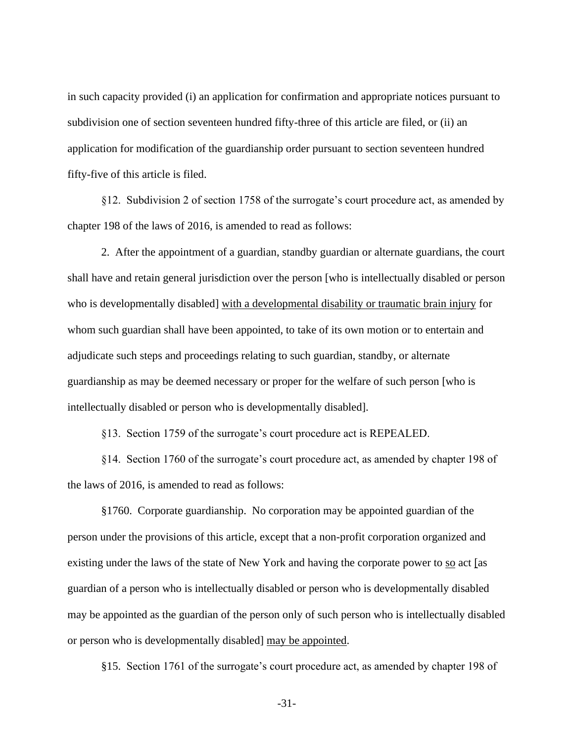in such capacity provided (i) an application for confirmation and appropriate notices pursuant to subdivision one of section seventeen hundred fifty-three of this article are filed, or (ii) an application for modification of the guardianship order pursuant to section seventeen hundred fifty-five of this article is filed.

§12. Subdivision 2 of section 1758 of the surrogate's court procedure act, as amended by chapter 198 of the laws of 2016, is amended to read as follows:

2. After the appointment of a guardian, standby guardian or alternate guardians, the court shall have and retain general jurisdiction over the person [who is intellectually disabled or person who is developmentally disabled] <u>with a developmental disability or traumatic brain injury</u> for whom such guardian shall have been appointed, to take of its own motion or to entertain and adjudicate such steps and proceedings relating to such guardian, standby, or alternate guardianship as may be deemed necessary or proper for the welfare of such person [who is intellectually disabled or person who is developmentally disabled].

§13. Section 1759 of the surrogate's court procedure act is REPEALED.

§14. Section 1760 of the surrogate's court procedure act, as amended by chapter 198 of the laws of 2016, is amended to read as follows:

§1760. Corporate guardianship. No corporation may be appointed guardian of the person under the provisions of this article, except that a non-profit corporation organized and existing under the laws of the state of New York and having the corporate power to <u>so</u> act [as guardian of a person who is intellectually disabled or person who is developmentally disabled may be appointed as the guardian of the person only of such person who is intellectually disabled or person who is developmentally disabled] <u>may be appointed</u>.

§15. Section 1761 of the surrogate's court procedure act, as amended by chapter 198 of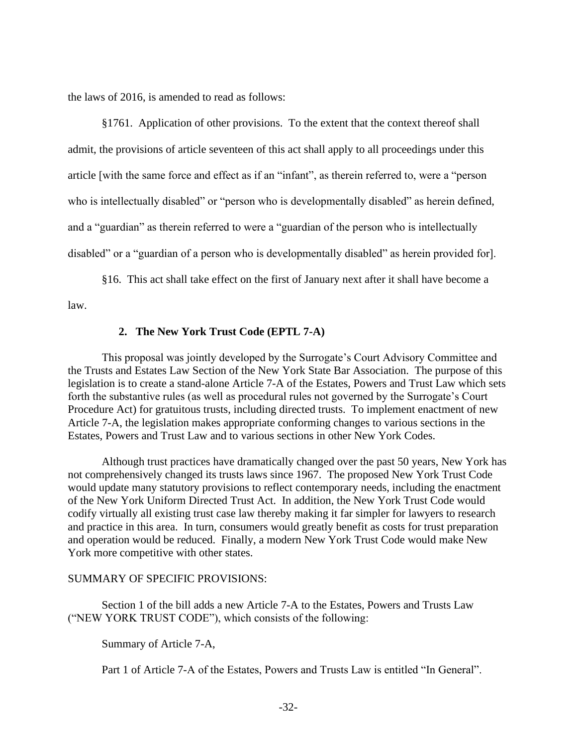the laws of 2016, is amended to read as follows:

§1761. Application of other provisions. To the extent that the context thereof shall admit, the provisions of article seventeen of this act shall apply to all proceedings under this article [with the same force and effect as if an "infant", as therein referred to, were a "person who is intellectually disabled" or "person who is developmentally disabled" as herein defined, and a "guardian" as therein referred to were a "guardian of the person who is intellectually disabled" or a "guardian of a person who is developmentally disabled" as herein provided for].

§16. This act shall take effect on the first of January next after it shall have become a law.

### 2. The New York Trust Code (EPTL 7-A)

This proposal was jointly developed by the Surrogate's Court Advisory Committee and the Trusts and Estates Law Section of the New York State Bar Association. The purpose of this legislation is to create a stand-alone Article 7-A of the Estates, Powers and Trust Law which sets forth the substantive rules (as well as procedural rules not governed by the Surrogate's Court Procedure Act) for gratuitous trusts, including directed trusts. To implement enactment of new Article 7-A, the legislation makes appropriate conforming changes to various sections in the Estates, Powers and Trust Law and to various sections in other New York Codes.

Although trust practices have dramatically changed over the past 50 years, New York has not comprehensively changed its trusts laws since 1967. The proposed New York Trust Code would update many statutory provisions to reflect contemporary needs, including the enactment of the New York Uniform Directed Trust Act. In addition, the New York Trust Code would codify virtually all existing trust case law thereby making it far simpler for lawyers to research and practice in this area. In turn, consumers would greatly benefit as costs for trust preparation and operation would be reduced. Finally, a modern New York Trust Code would make New York more competitive with other states.

SUMMARY OF SPECIFIC PROVISIONS:

Section 1 of the bill adds a new Article 7-A to the Estates, Powers and Trusts Law ("NEW YORK TRUST CODE"), which consists of the following:

Summary of Article 7-A,

Part 1 of Article 7-A of the Estates, Powers and Trusts Law is entitled "In General".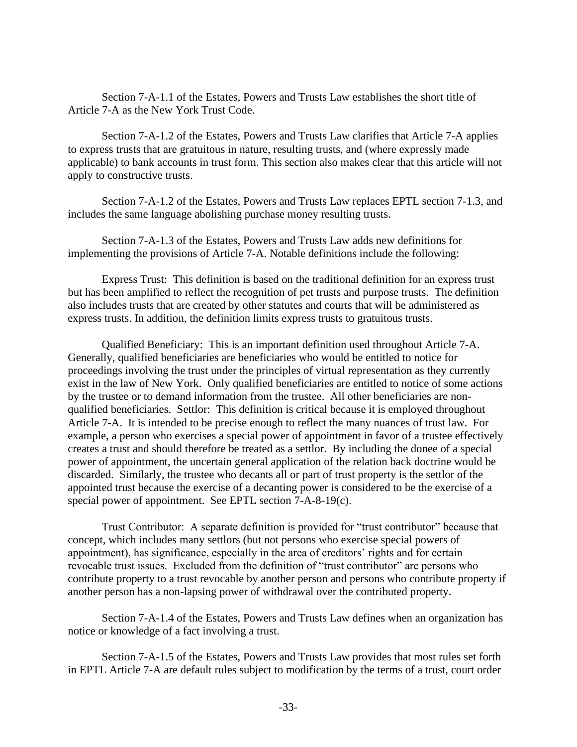Section 7-A-1.1 of the Estates, Powers and Trusts Law establishes the short title of Article 7-A as the New York Trust Code.

Section 7-A-1.2 of the Estates, Powers and Trusts Law clarifies that Article 7-A applies to express trusts that are gratuitous in nature, resulting trusts, and (where expressly made applicable) to bank accounts in trust form. This section also makes clear that this article will not apply to constructive trusts.

Section 7-A-1.2 of the Estates, Powers and Trusts Law replaces EPTL section 7-1.3, and includes the same language abolishing purchase money resulting trusts.

Section 7-A-1.3 of the Estates, Powers and Trusts Law adds new definitions for implementing the provisions of Article 7-A. Notable definitions include the following:

Express Trust: This definition is based on the traditional definition for an express trust but has been amplified to reflect the recognition of pet trusts and purpose trusts. The definition also includes trusts that are created by other statutes and courts that will be administered as express trusts. In addition, the definition limits express trusts to gratuitous trusts.

Qualified Beneficiary: This is an important definition used throughout Article 7-A. Generally, qualified beneficiaries are beneficiaries who would be entitled to notice for proceedings involving the trust under the principles of virtual representation as they currently exist in the law of New York. Only qualified beneficiaries are entitled to notice of some actions by the trustee or to demand information from the trustee. All other beneficiaries are non-qualified beneficiaries. Settlor: This definition is critical because it is employed throughout Article 7-A. It is intended to be precise enough to reflect the many nuances of trust law. For example, a person who exercises a special power of appointment in favor of a trustee effectively creates a trust and should therefore be treated as a settlor. By including the donee of a special power of appointment, the uncertain general application of the relation back doctrine would be discarded. Similarly, the trustee who decants all or part of trust property is the settlor of the appointed trust because the exercise of a decanting power is considered to be the exercise of a special power of appointment. See EPTL section 7-A-8-19(c).

Trust Contributor: A separate definition is provided for "trust contributor" because that concept, which includes many settlors (but not persons who exercise special powers of appointment), has significance, especially in the area of creditors' rights and for certain revocable trust issues. Excluded from the definition of "trust contributor" are persons who contribute property to a trust revocable by another person and persons who contribute property if another person has a non-lapsing power of withdrawal over the contributed property.

Section 7-A-1.4 of the Estates, Powers and Trusts Law defines when an organization has notice or knowledge of a fact involving a trust.

Section 7-A-1.5 of the Estates, Powers and Trusts Law provides that most rules set forth in EPTL Article 7-A are default rules subject to modification by the terms of a trust, court order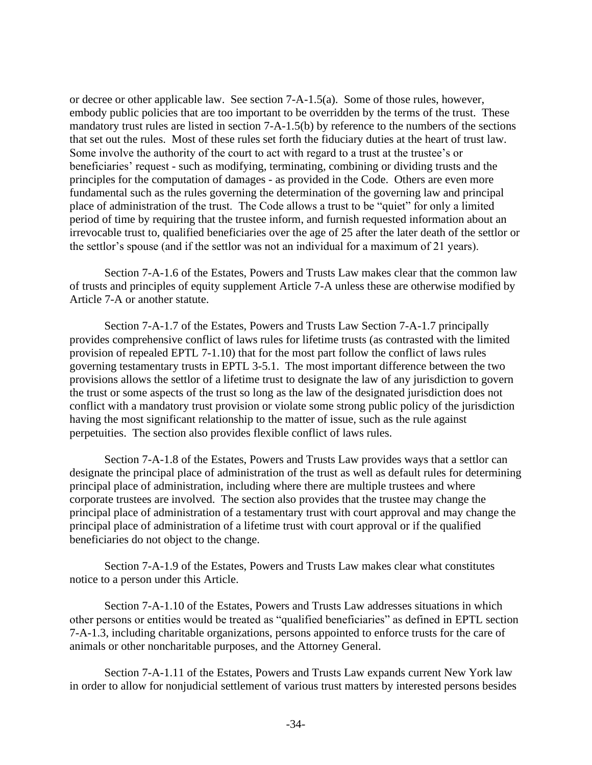or decree or other applicable law. See section 7-A-1.5(a). Some of those rules, however, embody public policies that are too important to be overridden by the terms of the trust. These mandatory trust rules are listed in section 7-A-1.5(b) by reference to the numbers of the sections that set out the rules. Most of these rules set forth the fiduciary duties at the heart of trust law. Some involve the authority of the court to act with regard to a trust at the trustee's or beneficiaries' request - such as modifying, terminating, combining or dividing trusts and the principles for the computation of damages - as provided in the Code. Others are even more fundamental such as the rules governing the determination of the governing law and principal place of administration of the trust. The Code allows a trust to be "quiet" for only a limited period of time by requiring that the trustee inform, and furnish requested information about an irrevocable trust to, qualified beneficiaries over the age of 25 after the later death of the settlor or the settlor's spouse (and if the settlor was not an individual for a maximum of 21 years).

Section 7-A-1.6 of the Estates, Powers and Trusts Law makes clear that the common law of trusts and principles of equity supplement Article 7-A unless these are otherwise modified by Article 7-A or another statute.

Section 7-A-1.7 of the Estates, Powers and Trusts Law Section 7-A-1.7 principally provides comprehensive conflict of laws rules for lifetime trusts (as contrasted with the limited provision of repealed EPTL 7-1.10) that for the most part follow the conflict of laws rules governing testamentary trusts in EPTL 3-5.1. The most important difference between the two provisions allows the settlor of a lifetime trust to designate the law of any jurisdiction to govern the trust or some aspects of the trust so long as the law of the designated jurisdiction does not conflict with a mandatory trust provision or violate some strong public policy of the jurisdiction having the most significant relationship to the matter of issue, such as the rule against perpetuities. The section also provides flexible conflict of laws rules.

Section 7-A-1.8 of the Estates, Powers and Trusts Law provides ways that a settlor can designate the principal place of administration of the trust as well as default rules for determining principal place of administration, including where there are multiple trustees and where corporate trustees are involved. The section also provides that the trustee may change the principal place of administration of a testamentary trust with court approval and may change the principal place of administration of a lifetime trust with court approval or if the qualified beneficiaries do not object to the change.

Section 7-A-1.9 of the Estates, Powers and Trusts Law makes clear what constitutes notice to a person under this Article.

Section 7-A-1.10 of the Estates, Powers and Trusts Law addresses situations in which other persons or entities would be treated as "qualified beneficiaries" as defined in EPTL section 7-A-1.3, including charitable organizations, persons appointed to enforce trusts for the care of animals or other noncharitable purposes, and the Attorney General.

Section 7-A-1.11 of the Estates, Powers and Trusts Law expands current New York law in order to allow for nonjudicial settlement of various trust matters by interested persons besides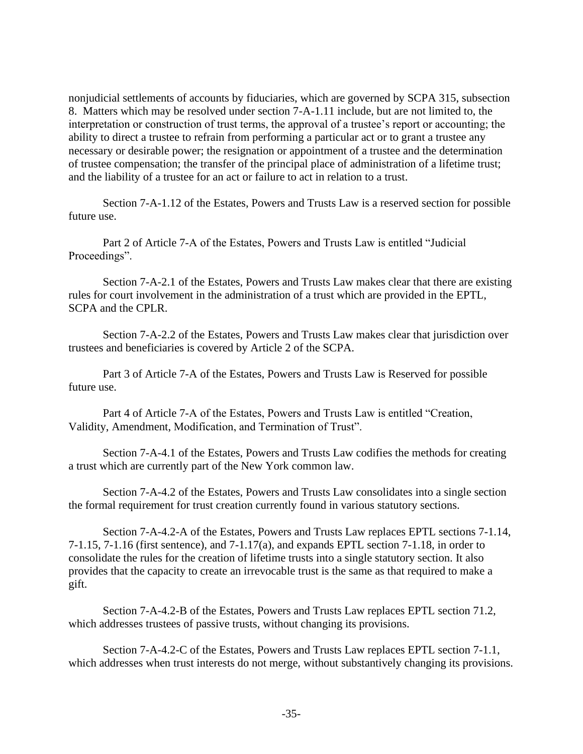nonjudicial settlements of accounts by fiduciaries, which are governed by SCPA 315, subsection 8. Matters which may be resolved under section 7-A-1.11 include, but are not limited to, the interpretation or construction of trust terms, the approval of a trustee's report or accounting; the ability to direct a trustee to refrain from performing a particular act or to grant a trustee any necessary or desirable power; the resignation or appointment of a trustee and the determination of trustee compensation; the transfer of the principal place of administration of a lifetime trust; and the liability of a trustee for an act or failure to act in relation to a trust.

Section 7-A-1.12 of the Estates, Powers and Trusts Law is a reserved section for possible future use.

Part 2 of Article 7-A of the Estates, Powers and Trusts Law is entitled "Judicial Proceedings".

Section 7-A-2.1 of the Estates, Powers and Trusts Law makes clear that there are existing rules for court involvement in the administration of a trust which are provided in the EPTL, SCPA and the CPLR.

Section 7-A-2.2 of the Estates, Powers and Trusts Law makes clear that jurisdiction over trustees and beneficiaries is covered by Article 2 of the SCPA.

Part 3 of Article 7-A of the Estates, Powers and Trusts Law is Reserved for possible future use.

Part 4 of Article 7-A of the Estates, Powers and Trusts Law is entitled "Creation, Validity, Amendment, Modification, and Termination of Trust".

Section 7-A-4.1 of the Estates, Powers and Trusts Law codifies the methods for creating a trust which are currently part of the New York common law.

Section 7-A-4.2 of the Estates, Powers and Trusts Law consolidates into a single section the formal requirement for trust creation currently found in various statutory sections.

Section 7-A-4.2-A of the Estates, Powers and Trusts Law replaces EPTL sections 7-1.14, 7-1.15, 7-1.16 (first sentence), and 7-1.17(a), and expands EPTL section 7-1.18, in order to consolidate the rules for the creation of lifetime trusts into a single statutory section. It also provides that the capacity to create an irrevocable trust is the same as that required to make a gift.

Section 7-A-4.2-B of the Estates, Powers and Trusts Law replaces EPTL section 71.2, which addresses trustees of passive trusts, without changing its provisions.

Section 7-A-4.2-C of the Estates, Powers and Trusts Law replaces EPTL section 7-1.1, which addresses when trust interests do not merge, without substantively changing its provisions.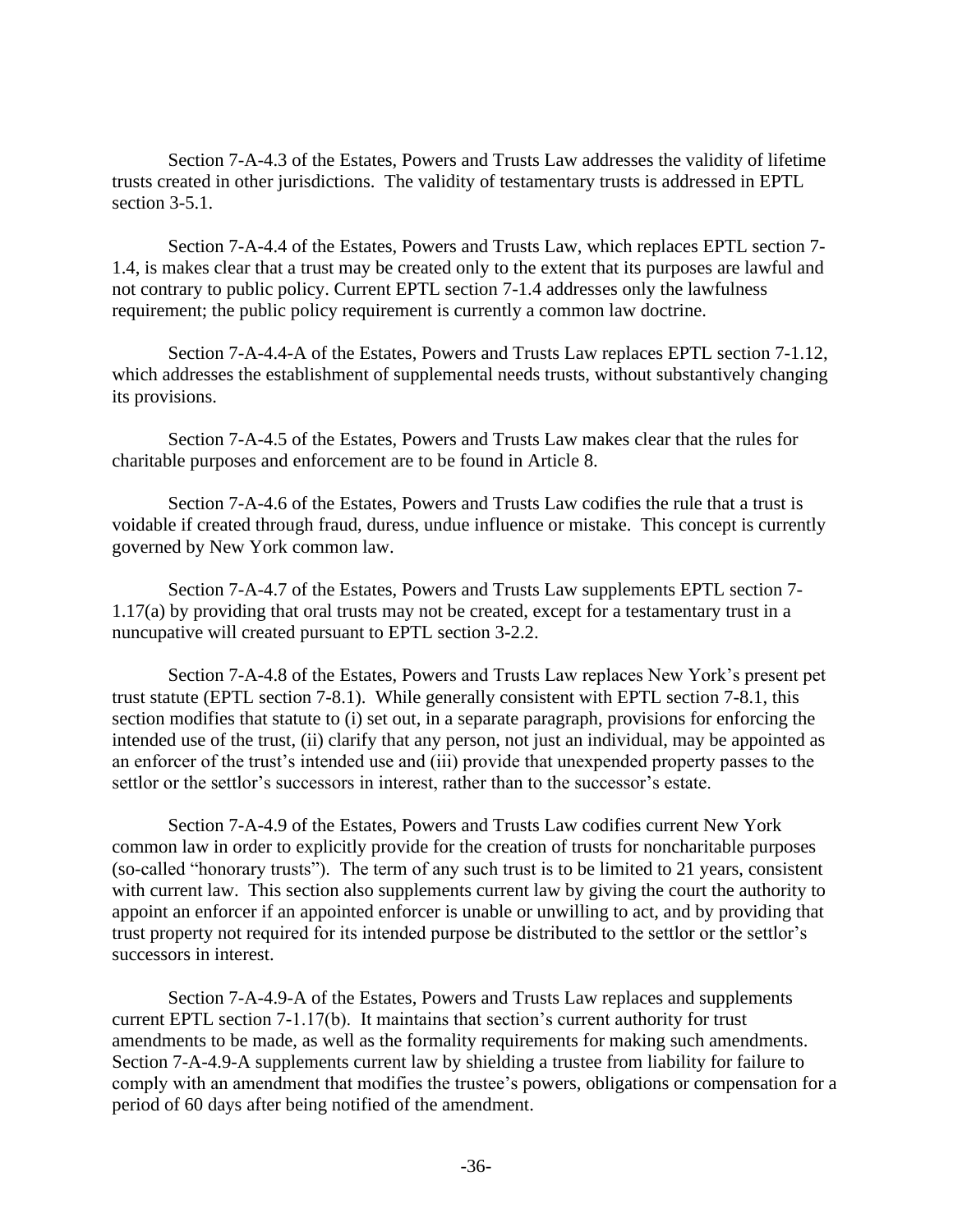Section 7-A-4.3 of the Estates, Powers and Trusts Law addresses the validity of lifetime trusts created in other jurisdictions. The validity of testamentary trusts is addressed in EPTL section 3-5.1.

Section 7-A-4.4 of the Estates, Powers and Trusts Law, which replaces EPTL section 7-1.4, is makes clear that a trust may be created only to the extent that its purposes are lawful and not contrary to public policy. Current EPTL section 7-1.4 addresses only the lawfulness requirement; the public policy requirement is currently a common law doctrine.

Section 7-A-4.4-A of the Estates, Powers and Trusts Law replaces EPTL section 7-1.12, which addresses the establishment of supplemental needs trusts, without substantively changing its provisions.

Section 7-A-4.5 of the Estates, Powers and Trusts Law makes clear that the rules for charitable purposes and enforcement are to be found in Article 8.

Section 7-A-4.6 of the Estates, Powers and Trusts Law codifies the rule that a trust is voidable if created through fraud, duress, undue influence or mistake. This concept is currently governed by New York common law.

Section 7-A-4.7 of the Estates, Powers and Trusts Law supplements EPTL section 7-1.17(a) by providing that oral trusts may not be created, except for a testamentary trust in a nuncupative will created pursuant to EPTL section 3-2.2.

Section 7-A-4.8 of the Estates, Powers and Trusts Law replaces New York's present pet trust statute (EPTL section 7-8.1). While generally consistent with EPTL section 7-8.1, this section modifies that statute to (i) set out, in a separate paragraph, provisions for enforcing the intended use of the trust, (ii) clarify that any person, not just an individual, may be appointed as an enforcer of the trust's intended use and (iii) provide that unexpended property passes to the settlor or the settlor's successors in interest, rather than to the successor's estate.

Section 7-A-4.9 of the Estates, Powers and Trusts Law codifies current New York common law in order to explicitly provide for the creation of trusts for noncharitable purposes (so-called "honorary trusts"). The term of any such trust is to be limited to 21 years, consistent with current law. This section also supplements current law by giving the court the authority to appoint an enforcer if an appointed enforcer is unable or unwilling to act, and by providing that trust property not required for its intended purpose be distributed to the settlor or the settlor's successors in interest.

Section 7-A-4.9-A of the Estates, Powers and Trusts Law replaces and supplements current EPTL section 7-1.17(b). It maintains that section's current authority for trust amendments to be made, as well as the formality requirements for making such amendments. Section 7-A-4.9-A supplements current law by shielding a trustee from liability for failure to comply with an amendment that modifies the trustee's powers, obligations or compensation for a period of 60 days after being notified of the amendment.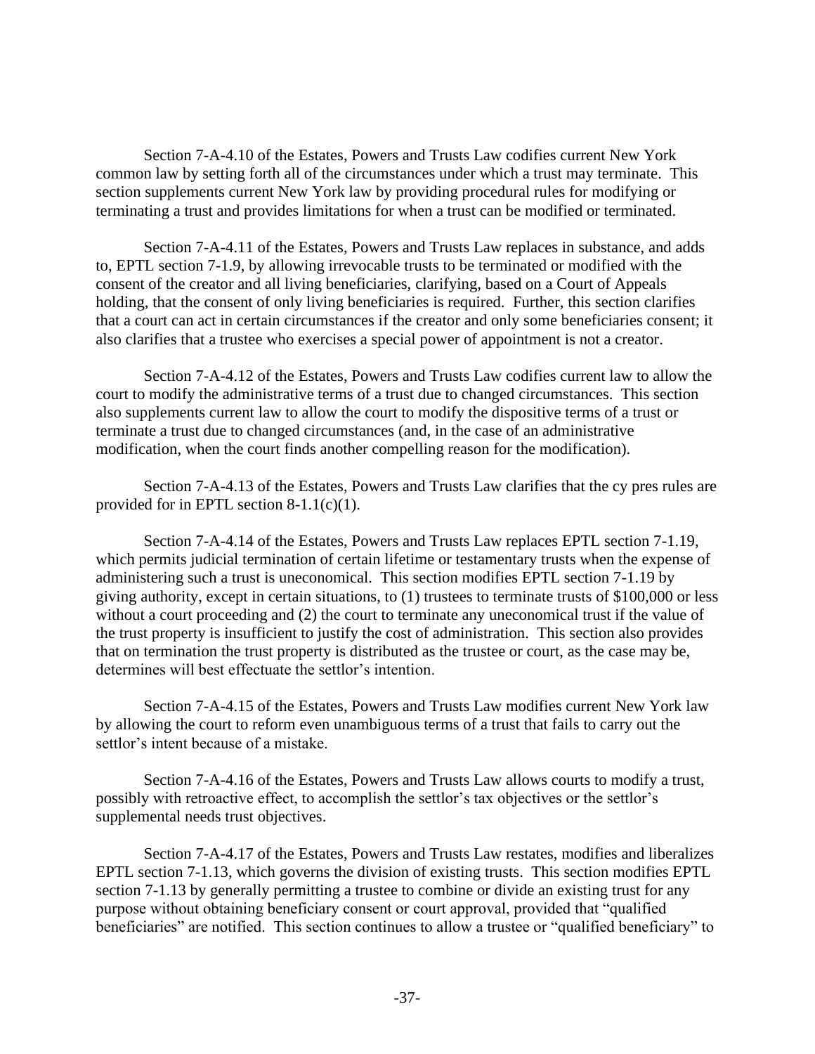Section 7-A-4.10 of the Estates, Powers and Trusts Law codifies current New York common law by setting forth all of the circumstances under which a trust may terminate. This section supplements current New York law by providing procedural rules for modifying or terminating a trust and provides limitations for when a trust can be modified or terminated.

Section 7-A-4.11 of the Estates, Powers and Trusts Law replaces in substance, and adds to, EPTL section 7-1.9, by allowing irrevocable trusts to be terminated or modified with the consent of the creator and all living beneficiaries, clarifying, based on a Court of Appeals holding, that the consent of only living beneficiaries is required. Further, this section clarifies that a court can act in certain circumstances if the creator and only some beneficiaries consent; it also clarifies that a trustee who exercises a special power of appointment is not a creator.

Section 7-A-4.12 of the Estates, Powers and Trusts Law codifies current law to allow the court to modify the administrative terms of a trust due to changed circumstances. This section also supplements current law to allow the court to modify the dispositive terms of a trust or terminate a trust due to changed circumstances (and, in the case of an administrative modification, when the court finds another compelling reason for the modification).

Section 7-A-4.13 of the Estates, Powers and Trusts Law clarifies that the cy pres rules are provided for in EPTL section 8-1.1(c)(1).

Section 7-A-4.14 of the Estates, Powers and Trusts Law replaces EPTL section 7-1.19, which permits judicial termination of certain lifetime or testamentary trusts when the expense of administering such a trust is uneconomical. This section modifies EPTL section 7-1.19 by giving authority, except in certain situations, to (1) trustees to terminate trusts of $100,000 or less without a court proceeding and (2) the court to terminate any uneconomical trust if the value of the trust property is insufficient to justify the cost of administration. This section also provides that on termination the trust property is distributed as the trustee or court, as the case may be, determines will best effectuate the settlor's intention.

Section 7-A-4.15 of the Estates, Powers and Trusts Law modifies current New York law by allowing the court to reform even unambiguous terms of a trust that fails to carry out the settlor's intent because of a mistake.

Section 7-A-4.16 of the Estates, Powers and Trusts Law allows courts to modify a trust, possibly with retroactive effect, to accomplish the settlor's tax objectives or the settlor's supplemental needs trust objectives.

Section 7-A-4.17 of the Estates, Powers and Trusts Law restates, modifies and liberalizes EPTL section 7-1.13, which governs the division of existing trusts. This section modifies EPTL section 7-1.13 by generally permitting a trustee to combine or divide an existing trust for any purpose without obtaining beneficiary consent or court approval, provided that "qualified beneficiaries" are notified. This section continues to allow a trustee or "qualified beneficiary" to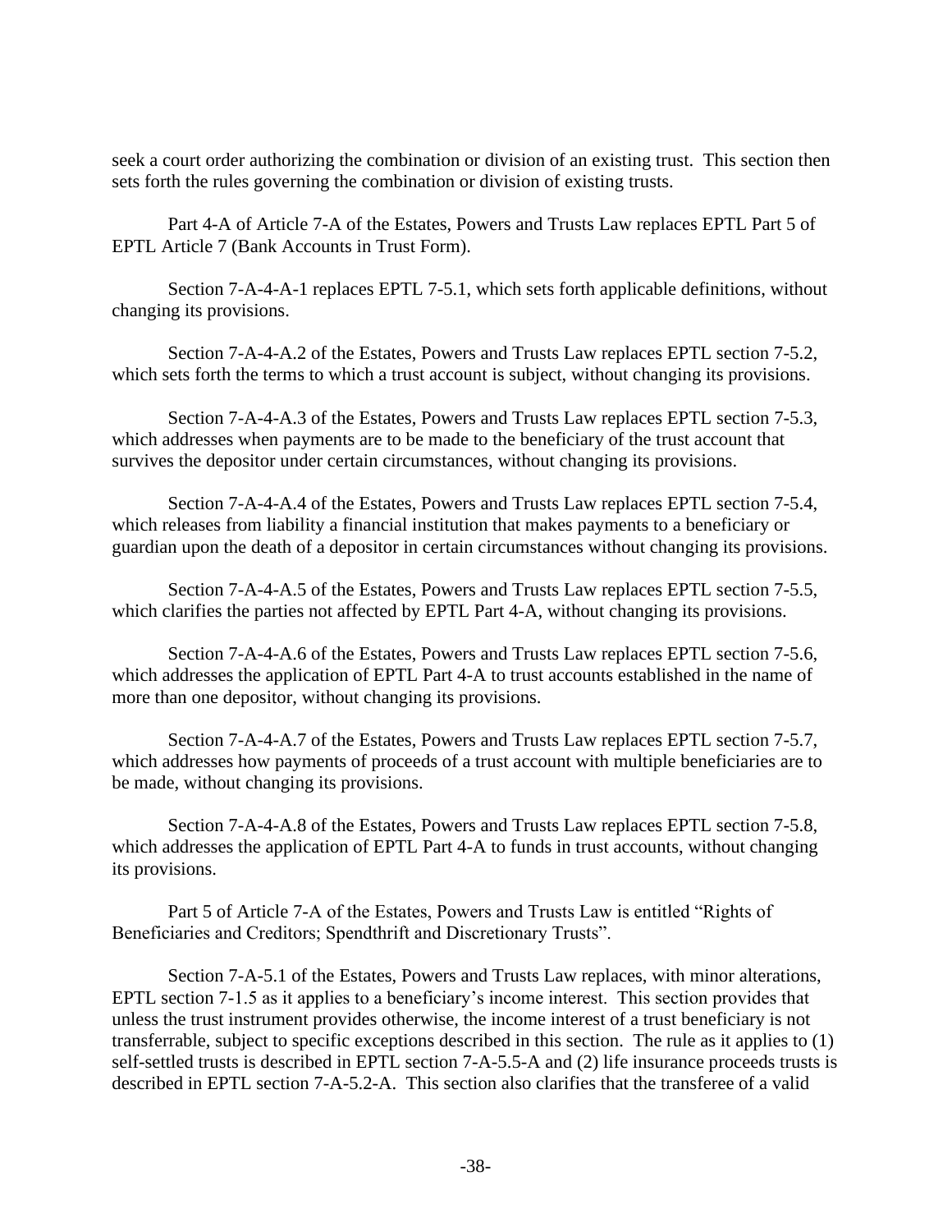seek a court order authorizing the combination or division of an existing trust. This section then sets forth the rules governing the combination or division of existing trusts.

Part 4-A of Article 7-A of the Estates, Powers and Trusts Law replaces EPTL Part 5 of EPTL Article 7 (Bank Accounts in Trust Form).

Section 7-A-4-A-1 replaces EPTL 7-5.1, which sets forth applicable definitions, without changing its provisions.

Section 7-A-4-A.2 of the Estates, Powers and Trusts Law replaces EPTL section 7-5.2, which sets forth the terms to which a trust account is subject, without changing its provisions.

Section 7-A-4-A.3 of the Estates, Powers and Trusts Law replaces EPTL section 7-5.3, which addresses when payments are to be made to the beneficiary of the trust account that survives the depositor under certain circumstances, without changing its provisions.

Section 7-A-4-A.4 of the Estates, Powers and Trusts Law replaces EPTL section 7-5.4, which releases from liability a financial institution that makes payments to a beneficiary or guardian upon the death of a depositor in certain circumstances without changing its provisions.

Section 7-A-4-A.5 of the Estates, Powers and Trusts Law replaces EPTL section 7-5.5, which clarifies the parties not affected by EPTL Part 4-A, without changing its provisions.

Section 7-A-4-A.6 of the Estates, Powers and Trusts Law replaces EPTL section 7-5.6, which addresses the application of EPTL Part 4-A to trust accounts established in the name of more than one depositor, without changing its provisions.

Section 7-A-4-A.7 of the Estates, Powers and Trusts Law replaces EPTL section 7-5.7, which addresses how payments of proceeds of a trust account with multiple beneficiaries are to be made, without changing its provisions.

Section 7-A-4-A.8 of the Estates, Powers and Trusts Law replaces EPTL section 7-5.8, which addresses the application of EPTL Part 4-A to funds in trust accounts, without changing its provisions.

Part 5 of Article 7-A of the Estates, Powers and Trusts Law is entitled "Rights of Beneficiaries and Creditors; Spendthrift and Discretionary Trusts".

Section 7-A-5.1 of the Estates, Powers and Trusts Law replaces, with minor alterations, EPTL section 7-1.5 as it applies to a beneficiary's income interest. This section provides that unless the trust instrument provides otherwise, the income interest of a trust beneficiary is not transferrable, subject to specific exceptions described in this section. The rule as it applies to (1) self-settled trusts is described in EPTL section 7-A-5.5-A and (2) life insurance proceeds trusts is described in EPTL section 7-A-5.2-A. This section also clarifies that the transferee of a valid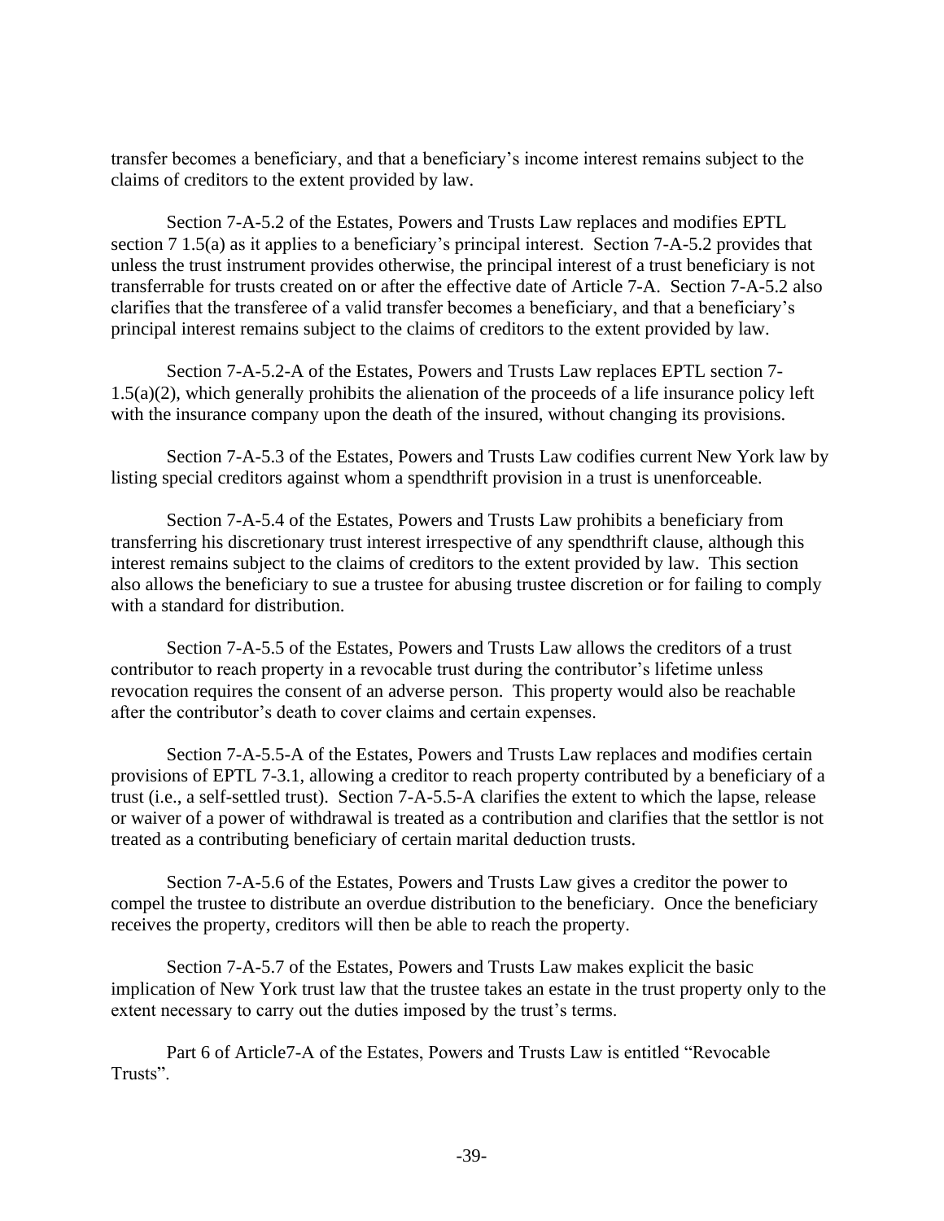transfer becomes a beneficiary, and that a beneficiary's income interest remains subject to the claims of creditors to the extent provided by law.

Section 7-A-5.2 of the Estates, Powers and Trusts Law replaces and modifies EPTL section 7 1.5(a) as it applies to a beneficiary's principal interest. Section 7-A-5.2 provides that unless the trust instrument provides otherwise, the principal interest of a trust beneficiary is not transferrable for trusts created on or after the effective date of Article 7-A. Section 7-A-5.2 also clarifies that the transferee of a valid transfer becomes a beneficiary, and that a beneficiary's principal interest remains subject to the claims of creditors to the extent provided by law.

Section 7-A-5.2-A of the Estates, Powers and Trusts Law replaces EPTL section 7-1.5(a)(2), which generally prohibits the alienation of the proceeds of a life insurance policy left with the insurance company upon the death of the insured, without changing its provisions.

Section 7-A-5.3 of the Estates, Powers and Trusts Law codifies current New York law by listing special creditors against whom a spendthrift provision in a trust is unenforceable.

Section 7-A-5.4 of the Estates, Powers and Trusts Law prohibits a beneficiary from transferring his discretionary trust interest irrespective of any spendthrift clause, although this interest remains subject to the claims of creditors to the extent provided by law. This section also allows the beneficiary to sue a trustee for abusing trustee discretion or for failing to comply with a standard for distribution.

Section 7-A-5.5 of the Estates, Powers and Trusts Law allows the creditors of a trust contributor to reach property in a revocable trust during the contributor's lifetime unless revocation requires the consent of an adverse person. This property would also be reachable after the contributor's death to cover claims and certain expenses.

Section 7-A-5.5-A of the Estates, Powers and Trusts Law replaces and modifies certain provisions of EPTL 7-3.1, allowing a creditor to reach property contributed by a beneficiary of a trust (i.e., a self-settled trust). Section 7-A-5.5-A clarifies the extent to which the lapse, release or waiver of a power of withdrawal is treated as a contribution and clarifies that the settlor is not treated as a contributing beneficiary of certain marital deduction trusts.

Section 7-A-5.6 of the Estates, Powers and Trusts Law gives a creditor the power to compel the trustee to distribute an overdue distribution to the beneficiary. Once the beneficiary receives the property, creditors will then be able to reach the property.

Section 7-A-5.7 of the Estates, Powers and Trusts Law makes explicit the basic implication of New York trust law that the trustee takes an estate in the trust property only to the extent necessary to carry out the duties imposed by the trust's terms.

Part 6 of Article7-A of the Estates, Powers and Trusts Law is entitled "Revocable Trusts".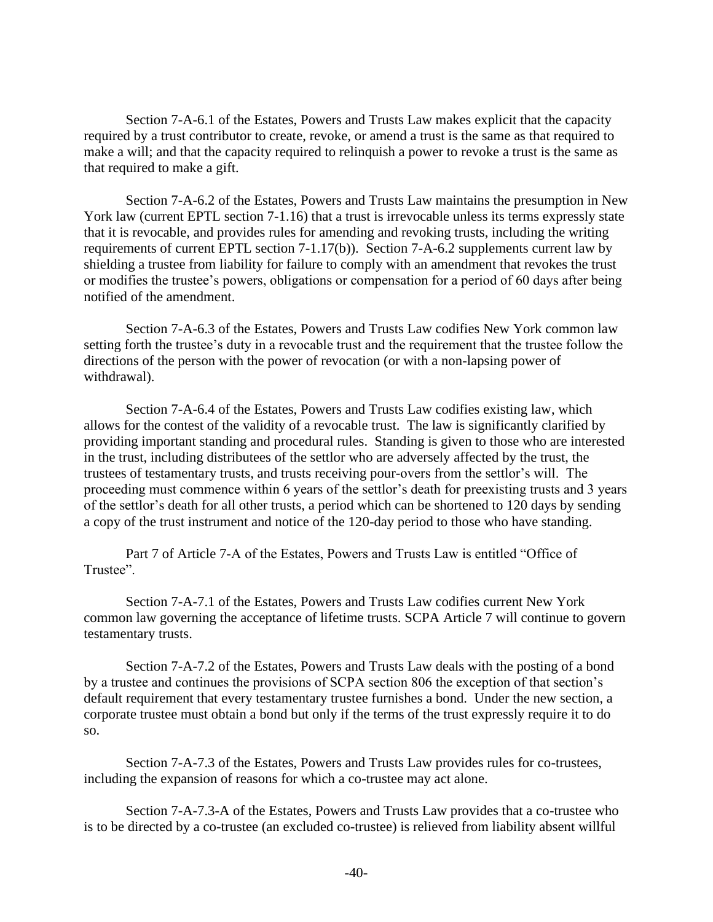Section 7-A-6.1 of the Estates, Powers and Trusts Law makes explicit that the capacity required by a trust contributor to create, revoke, or amend a trust is the same as that required to make a will; and that the capacity required to relinquish a power to revoke a trust is the same as that required to make a gift.

Section 7-A-6.2 of the Estates, Powers and Trusts Law maintains the presumption in New York law (current EPTL section 7-1.16) that a trust is irrevocable unless its terms expressly state that it is revocable, and provides rules for amending and revoking trusts, including the writing requirements of current EPTL section 7-1.17(b)). Section 7-A-6.2 supplements current law by shielding a trustee from liability for failure to comply with an amendment that revokes the trust or modifies the trustee's powers, obligations or compensation for a period of 60 days after being notified of the amendment.

Section 7-A-6.3 of the Estates, Powers and Trusts Law codifies New York common law setting forth the trustee's duty in a revocable trust and the requirement that the trustee follow the directions of the person with the power of revocation (or with a non-lapsing power of withdrawal).

Section 7-A-6.4 of the Estates, Powers and Trusts Law codifies existing law, which allows for the contest of the validity of a revocable trust. The law is significantly clarified by providing important standing and procedural rules. Standing is given to those who are interested in the trust, including distributees of the settlor who are adversely affected by the trust, the trustees of testamentary trusts, and trusts receiving pour-overs from the settlor's will. The proceeding must commence within 6 years of the settlor's death for preexisting trusts and 3 years of the settlor's death for all other trusts, a period which can be shortened to 120 days by sending a copy of the trust instrument and notice of the 120-day period to those who have standing.

Part 7 of Article 7-A of the Estates, Powers and Trusts Law is entitled "Office of Trustee".

Section 7-A-7.1 of the Estates, Powers and Trusts Law codifies current New York common law governing the acceptance of lifetime trusts. SCPA Article 7 will continue to govern testamentary trusts.

Section 7-A-7.2 of the Estates, Powers and Trusts Law deals with the posting of a bond by a trustee and continues the provisions of SCPA section 806 the exception of that section's default requirement that every testamentary trustee furnishes a bond. Under the new section, a corporate trustee must obtain a bond but only if the terms of the trust expressly require it to do so.

Section 7-A-7.3 of the Estates, Powers and Trusts Law provides rules for co-trustees, including the expansion of reasons for which a co-trustee may act alone.

Section 7-A-7.3-A of the Estates, Powers and Trusts Law provides that a co-trustee who is to be directed by a co-trustee (an excluded co-trustee) is relieved from liability absent willful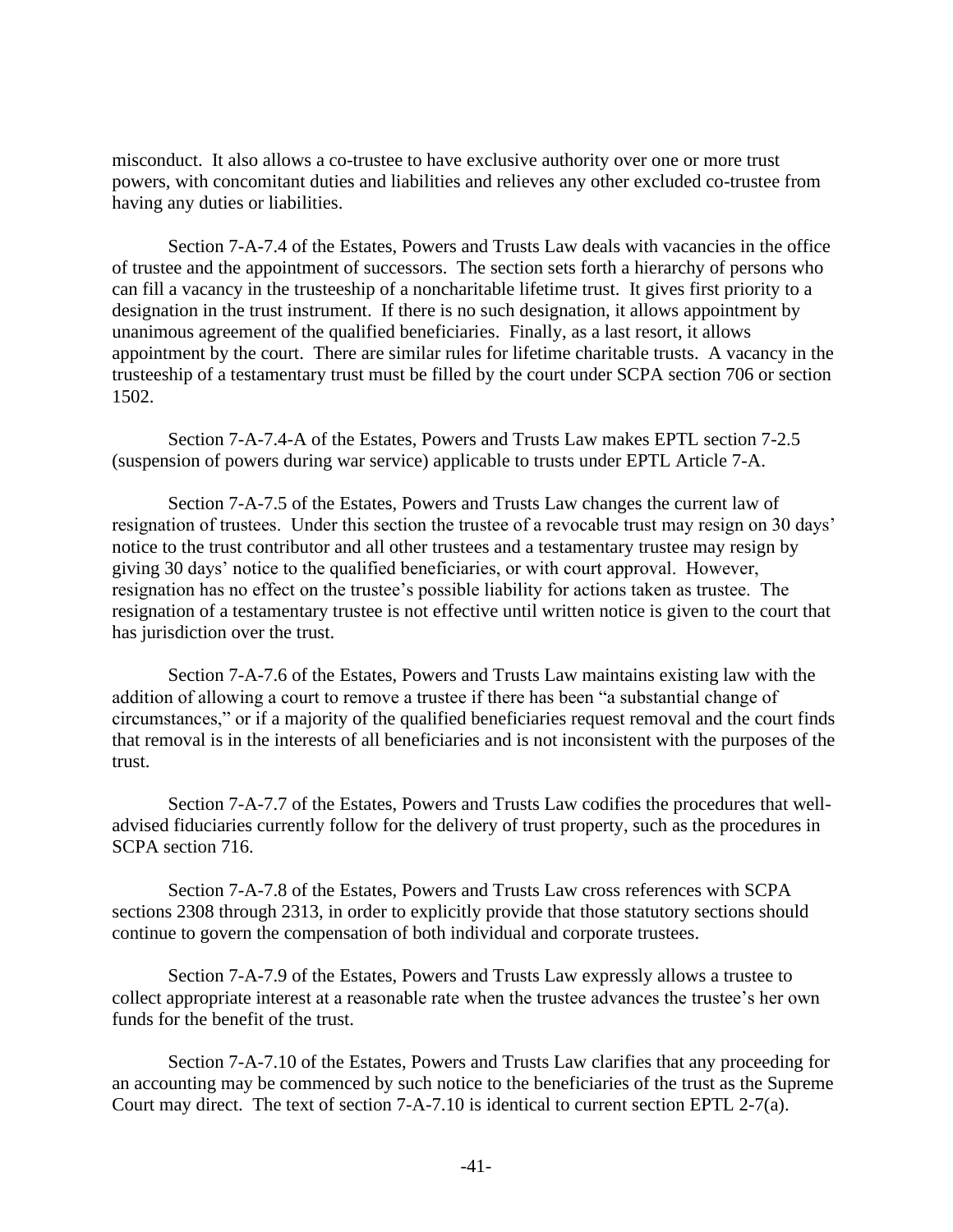misconduct. It also allows a co-trustee to have exclusive authority over one or more trust powers, with concomitant duties and liabilities and relieves any other excluded co-trustee from having any duties or liabilities.

Section 7-A-7.4 of the Estates, Powers and Trusts Law deals with vacancies in the office of trustee and the appointment of successors. The section sets forth a hierarchy of persons who can fill a vacancy in the trusteeship of a noncharitable lifetime trust. It gives first priority to a designation in the trust instrument. If there is no such designation, it allows appointment by unanimous agreement of the qualified beneficiaries. Finally, as a last resort, it allows appointment by the court. There are similar rules for lifetime charitable trusts. A vacancy in the trusteeship of a testamentary trust must be filled by the court under SCPA section 706 or section 1502.

Section 7-A-7.4-A of the Estates, Powers and Trusts Law makes EPTL section 7-2.5 (suspension of powers during war service) applicable to trusts under EPTL Article 7-A.

Section 7-A-7.5 of the Estates, Powers and Trusts Law changes the current law of resignation of trustees. Under this section the trustee of a revocable trust may resign on 30 days' notice to the trust contributor and all other trustees and a testamentary trustee may resign by giving 30 days' notice to the qualified beneficiaries, or with court approval. However, resignation has no effect on the trustee's possible liability for actions taken as trustee. The resignation of a testamentary trustee is not effective until written notice is given to the court that has jurisdiction over the trust.

Section 7-A-7.6 of the Estates, Powers and Trusts Law maintains existing law with the addition of allowing a court to remove a trustee if there has been "a substantial change of circumstances," or if a majority of the qualified beneficiaries request removal and the court finds that removal is in the interests of all beneficiaries and is not inconsistent with the purposes of the trust.

Section 7-A-7.7 of the Estates, Powers and Trusts Law codifies the procedures that well-advised fiduciaries currently follow for the delivery of trust property, such as the procedures in SCPA section 716.

Section 7-A-7.8 of the Estates, Powers and Trusts Law cross references with SCPA sections 2308 through 2313, in order to explicitly provide that those statutory sections should continue to govern the compensation of both individual and corporate trustees.

Section 7-A-7.9 of the Estates, Powers and Trusts Law expressly allows a trustee to collect appropriate interest at a reasonable rate when the trustee advances the trustee's her own funds for the benefit of the trust.

Section 7-A-7.10 of the Estates, Powers and Trusts Law clarifies that any proceeding for an accounting may be commenced by such notice to the beneficiaries of the trust as the Supreme Court may direct. The text of section 7-A-7.10 is identical to current section EPTL 2-7(a).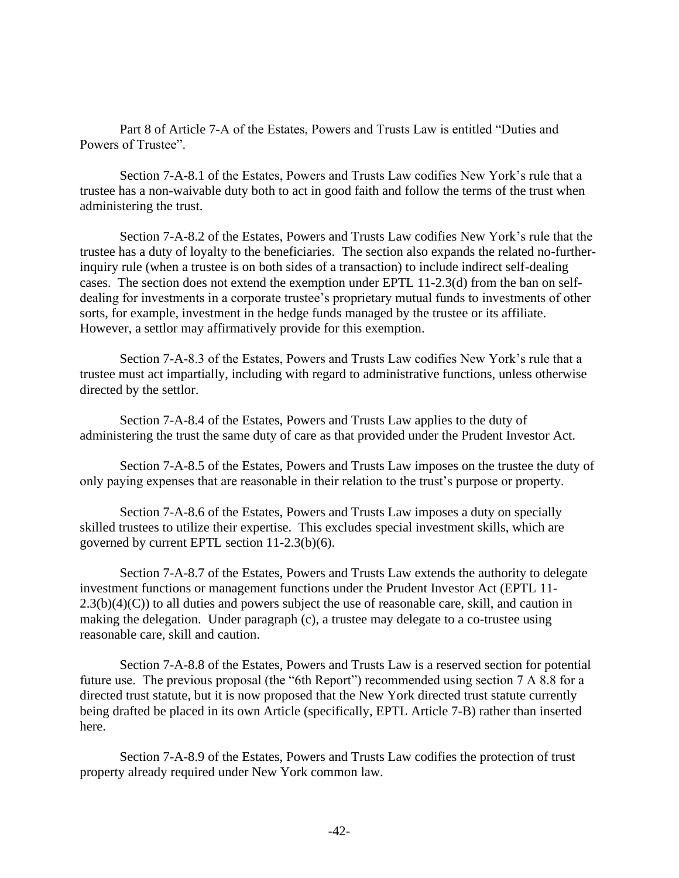Part 8 of Article 7-A of the Estates, Powers and Trusts Law is entitled "Duties and Powers of Trustee".

Section 7-A-8.1 of the Estates, Powers and Trusts Law codifies New York's rule that a trustee has a non-waivable duty both to act in good faith and follow the terms of the trust when administering the trust.

Section 7-A-8.2 of the Estates, Powers and Trusts Law codifies New York's rule that the trustee has a duty of loyalty to the beneficiaries. The section also expands the related no-further-inquiry rule (when a trustee is on both sides of a transaction) to include indirect self-dealing cases. The section does not extend the exemption under EPTL 11-2.3(d) from the ban on self-dealing for investments in a corporate trustee's proprietary mutual funds to investments of other sorts, for example, investment in the hedge funds managed by the trustee or its affiliate. However, a settlor may affirmatively provide for this exemption.

Section 7-A-8.3 of the Estates, Powers and Trusts Law codifies New York's rule that a trustee must act impartially, including with regard to administrative functions, unless otherwise directed by the settlor.

Section 7-A-8.4 of the Estates, Powers and Trusts Law applies to the duty of administering the trust the same duty of care as that provided under the Prudent Investor Act.

Section 7-A-8.5 of the Estates, Powers and Trusts Law imposes on the trustee the duty of only paying expenses that are reasonable in their relation to the trust's purpose or property.

Section 7-A-8.6 of the Estates, Powers and Trusts Law imposes a duty on specially skilled trustees to utilize their expertise. This excludes special investment skills, which are governed by current EPTL section 11-2.3(b)(6).

Section 7-A-8.7 of the Estates, Powers and Trusts Law extends the authority to delegate investment functions or management functions under the Prudent Investor Act (EPTL 11-2.3(b)(4)(C)) to all duties and powers subject the use of reasonable care, skill, and caution in making the delegation. Under paragraph (c), a trustee may delegate to a co-trustee using reasonable care, skill and caution.

Section 7-A-8.8 of the Estates, Powers and Trusts Law is a reserved section for potential future use. The previous proposal (the "6th Report") recommended using section 7 A 8.8 for a directed trust statute, but it is now proposed that the New York directed trust statute currently being drafted be placed in its own Article (specifically, EPTL Article 7-B) rather than inserted here.

Section 7-A-8.9 of the Estates, Powers and Trusts Law codifies the protection of trust property already required under New York common law.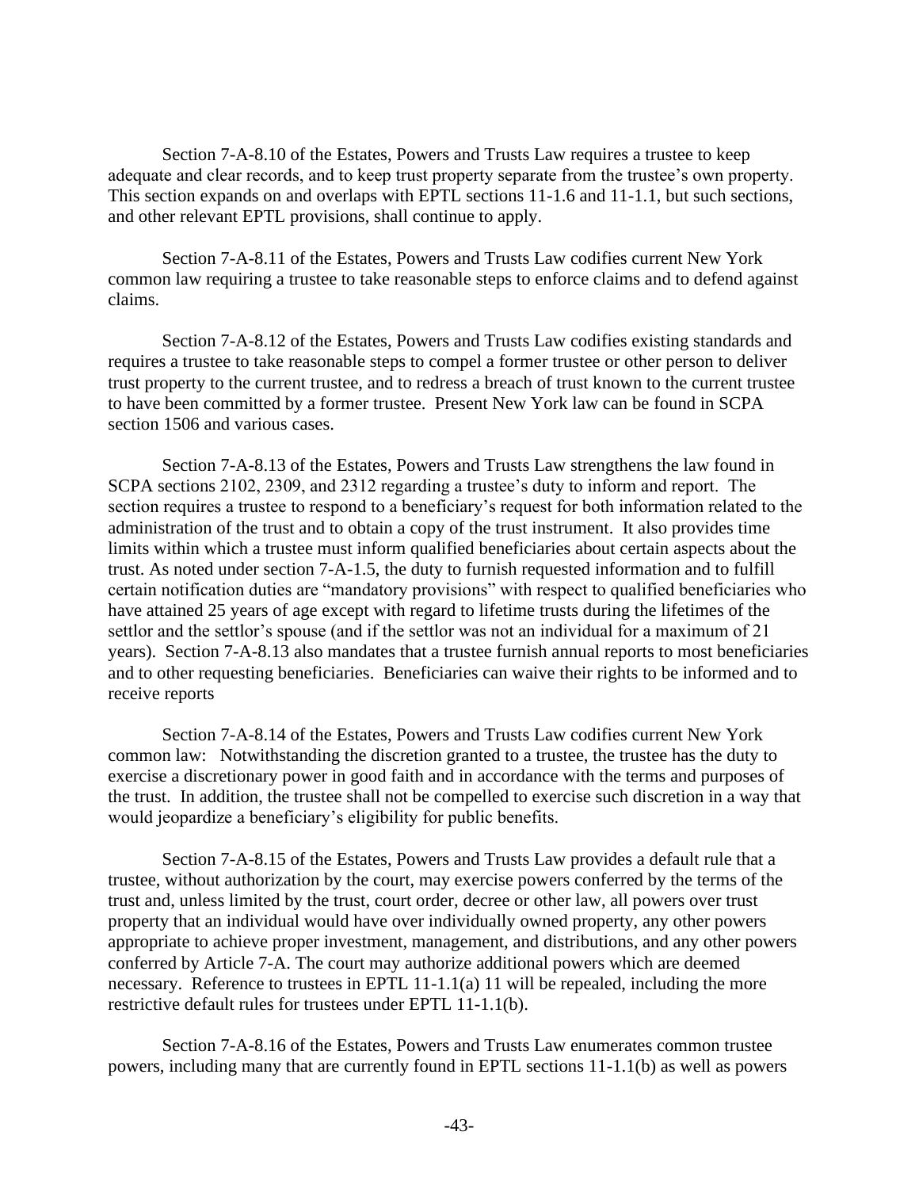Section 7-A-8.10 of the Estates, Powers and Trusts Law requires a trustee to keep adequate and clear records, and to keep trust property separate from the trustee's own property. This section expands on and overlaps with EPTL sections 11-1.6 and 11-1.1, but such sections, and other relevant EPTL provisions, shall continue to apply.

Section 7-A-8.11 of the Estates, Powers and Trusts Law codifies current New York common law requiring a trustee to take reasonable steps to enforce claims and to defend against claims.

Section 7-A-8.12 of the Estates, Powers and Trusts Law codifies existing standards and requires a trustee to take reasonable steps to compel a former trustee or other person to deliver trust property to the current trustee, and to redress a breach of trust known to the current trustee to have been committed by a former trustee. Present New York law can be found in SCPA section 1506 and various cases.

Section 7-A-8.13 of the Estates, Powers and Trusts Law strengthens the law found in SCPA sections 2102, 2309, and 2312 regarding a trustee's duty to inform and report. The section requires a trustee to respond to a beneficiary's request for both information related to the administration of the trust and to obtain a copy of the trust instrument. It also provides time limits within which a trustee must inform qualified beneficiaries about certain aspects about the trust. As noted under section 7-A-1.5, the duty to furnish requested information and to fulfill certain notification duties are "mandatory provisions" with respect to qualified beneficiaries who have attained 25 years of age except with regard to lifetime trusts during the lifetimes of the settlor and the settlor's spouse (and if the settlor was not an individual for a maximum of 21 years). Section 7-A-8.13 also mandates that a trustee furnish annual reports to most beneficiaries and to other requesting beneficiaries. Beneficiaries can waive their rights to be informed and to receive reports

Section 7-A-8.14 of the Estates, Powers and Trusts Law codifies current New York common law: Notwithstanding the discretion granted to a trustee, the trustee has the duty to exercise a discretionary power in good faith and in accordance with the terms and purposes of the trust. In addition, the trustee shall not be compelled to exercise such discretion in a way that would jeopardize a beneficiary's eligibility for public benefits.

Section 7-A-8.15 of the Estates, Powers and Trusts Law provides a default rule that a trustee, without authorization by the court, may exercise powers conferred by the terms of the trust and, unless limited by the trust, court order, decree or other law, all powers over trust property that an individual would have over individually owned property, any other powers appropriate to achieve proper investment, management, and distributions, and any other powers conferred by Article 7-A. The court may authorize additional powers which are deemed necessary. Reference to trustees in EPTL 11-1.1(a) 11 will be repealed, including the more restrictive default rules for trustees under EPTL 11-1.1(b).

Section 7-A-8.16 of the Estates, Powers and Trusts Law enumerates common trustee powers, including many that are currently found in EPTL sections 11-1.1(b) as well as powers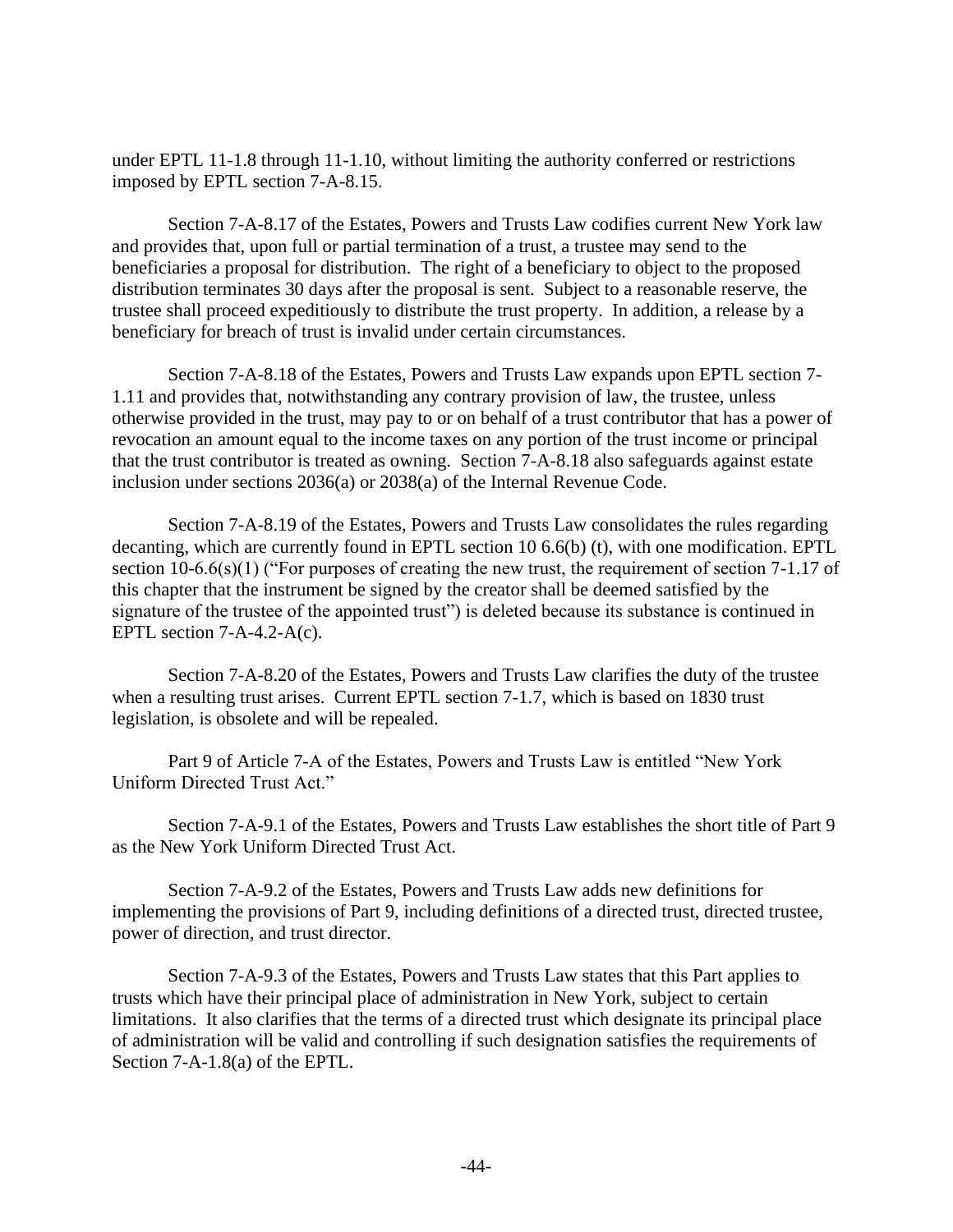under EPTL 11-1.8 through 11-1.10, without limiting the authority conferred or restrictions imposed by EPTL section 7-A-8.15.

Section 7-A-8.17 of the Estates, Powers and Trusts Law codifies current New York law and provides that, upon full or partial termination of a trust, a trustee may send to the beneficiaries a proposal for distribution. The right of a beneficiary to object to the proposed distribution terminates 30 days after the proposal is sent. Subject to a reasonable reserve, the trustee shall proceed expeditiously to distribute the trust property. In addition, a release by a beneficiary for breach of trust is invalid under certain circumstances.

Section 7-A-8.18 of the Estates, Powers and Trusts Law expands upon EPTL section 7-1.11 and provides that, notwithstanding any contrary provision of law, the trustee, unless otherwise provided in the trust, may pay to or on behalf of a trust contributor that has a power of revocation an amount equal to the income taxes on any portion of the trust income or principal that the trust contributor is treated as owning. Section 7-A-8.18 also safeguards against estate inclusion under sections 2036(a) or 2038(a) of the Internal Revenue Code.

Section 7-A-8.19 of the Estates, Powers and Trusts Law consolidates the rules regarding decanting, which are currently found in EPTL section 10 6.6(b) (t), with one modification. EPTL section 10-6.6(s)(1) ("For purposes of creating the new trust, the requirement of section 7-1.17 of this chapter that the instrument be signed by the creator shall be deemed satisfied by the signature of the trustee of the appointed trust") is deleted because its substance is continued in EPTL section 7-A-4.2-A(c).

Section 7-A-8.20 of the Estates, Powers and Trusts Law clarifies the duty of the trustee when a resulting trust arises. Current EPTL section 7-1.7, which is based on 1830 trust legislation, is obsolete and will be repealed.

Part 9 of Article 7-A of the Estates, Powers and Trusts Law is entitled "New York Uniform Directed Trust Act."

Section 7-A-9.1 of the Estates, Powers and Trusts Law establishes the short title of Part 9 as the New York Uniform Directed Trust Act.

Section 7-A-9.2 of the Estates, Powers and Trusts Law adds new definitions for implementing the provisions of Part 9, including definitions of a directed trust, directed trustee, power of direction, and trust director.

Section 7-A-9.3 of the Estates, Powers and Trusts Law states that this Part applies to trusts which have their principal place of administration in New York, subject to certain limitations. It also clarifies that the terms of a directed trust which designate its principal place of administration will be valid and controlling if such designation satisfies the requirements of Section 7-A-1.8(a) of the EPTL.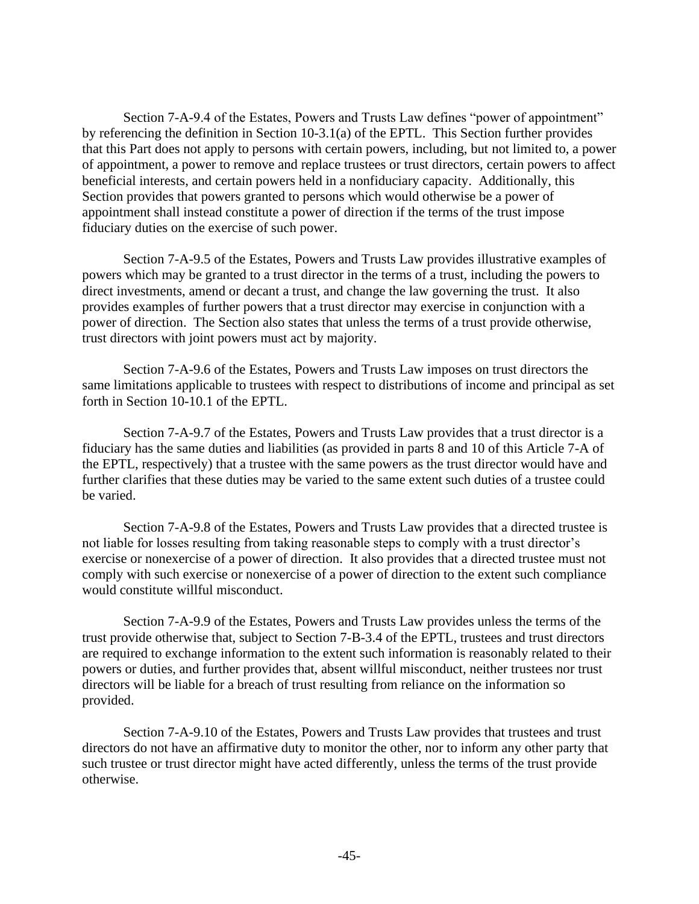Section 7-A-9.4 of the Estates, Powers and Trusts Law defines "power of appointment" by referencing the definition in Section 10-3.1(a) of the EPTL. This Section further provides that this Part does not apply to persons with certain powers, including, but not limited to, a power of appointment, a power to remove and replace trustees or trust directors, certain powers to affect beneficial interests, and certain powers held in a nonfiduciary capacity. Additionally, this Section provides that powers granted to persons which would otherwise be a power of appointment shall instead constitute a power of direction if the terms of the trust impose fiduciary duties on the exercise of such power.

Section 7-A-9.5 of the Estates, Powers and Trusts Law provides illustrative examples of powers which may be granted to a trust director in the terms of a trust, including the powers to direct investments, amend or decant a trust, and change the law governing the trust. It also provides examples of further powers that a trust director may exercise in conjunction with a power of direction. The Section also states that unless the terms of a trust provide otherwise, trust directors with joint powers must act by majority.

Section 7-A-9.6 of the Estates, Powers and Trusts Law imposes on trust directors the same limitations applicable to trustees with respect to distributions of income and principal as set forth in Section 10-10.1 of the EPTL.

Section 7-A-9.7 of the Estates, Powers and Trusts Law provides that a trust director is a fiduciary has the same duties and liabilities (as provided in parts 8 and 10 of this Article 7-A of the EPTL, respectively) that a trustee with the same powers as the trust director would have and further clarifies that these duties may be varied to the same extent such duties of a trustee could be varied.

Section 7-A-9.8 of the Estates, Powers and Trusts Law provides that a directed trustee is not liable for losses resulting from taking reasonable steps to comply with a trust director's exercise or nonexercise of a power of direction. It also provides that a directed trustee must not comply with such exercise or nonexercise of a power of direction to the extent such compliance would constitute willful misconduct.

Section 7-A-9.9 of the Estates, Powers and Trusts Law provides unless the terms of the trust provide otherwise that, subject to Section 7-B-3.4 of the EPTL, trustees and trust directors are required to exchange information to the extent such information is reasonably related to their powers or duties, and further provides that, absent willful misconduct, neither trustees nor trust directors will be liable for a breach of trust resulting from reliance on the information so provided.

Section 7-A-9.10 of the Estates, Powers and Trusts Law provides that trustees and trust directors do not have an affirmative duty to monitor the other, nor to inform any other party that such trustee or trust director might have acted differently, unless the terms of the trust provide otherwise.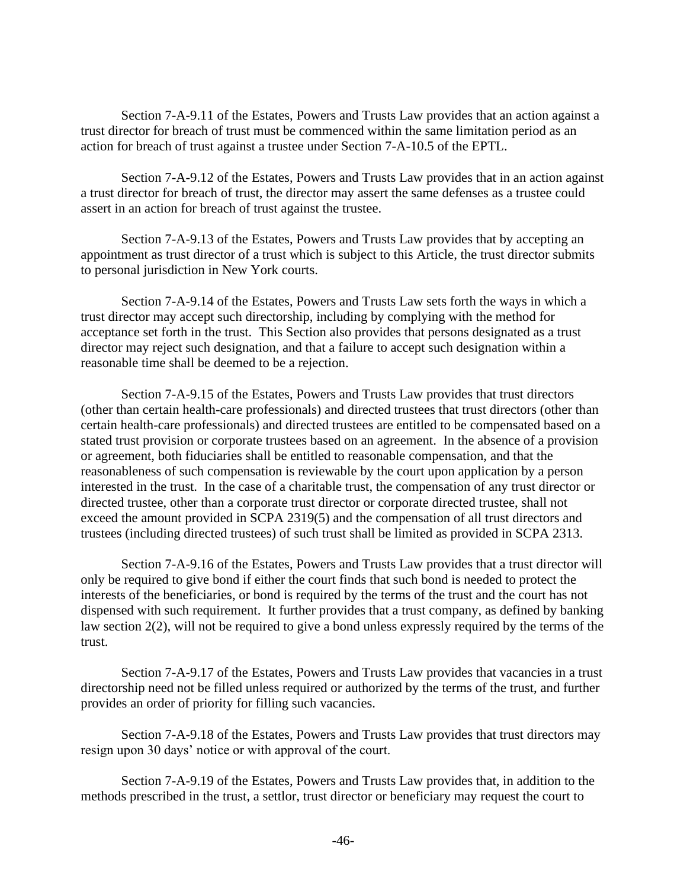Section 7-A-9.11 of the Estates, Powers and Trusts Law provides that an action against a trust director for breach of trust must be commenced within the same limitation period as an action for breach of trust against a trustee under Section 7-A-10.5 of the EPTL.

Section 7-A-9.12 of the Estates, Powers and Trusts Law provides that in an action against a trust director for breach of trust, the director may assert the same defenses as a trustee could assert in an action for breach of trust against the trustee.

Section 7-A-9.13 of the Estates, Powers and Trusts Law provides that by accepting an appointment as trust director of a trust which is subject to this Article, the trust director submits to personal jurisdiction in New York courts.

Section 7-A-9.14 of the Estates, Powers and Trusts Law sets forth the ways in which a trust director may accept such directorship, including by complying with the method for acceptance set forth in the trust. This Section also provides that persons designated as a trust director may reject such designation, and that a failure to accept such designation within a reasonable time shall be deemed to be a rejection.

Section 7-A-9.15 of the Estates, Powers and Trusts Law provides that trust directors (other than certain health-care professionals) and directed trustees that trust directors (other than certain health-care professionals) and directed trustees are entitled to be compensated based on a stated trust provision or corporate trustees based on an agreement. In the absence of a provision or agreement, both fiduciaries shall be entitled to reasonable compensation, and that the reasonableness of such compensation is reviewable by the court upon application by a person interested in the trust. In the case of a charitable trust, the compensation of any trust director or directed trustee, other than a corporate trust director or corporate directed trustee, shall not exceed the amount provided in SCPA 2319(5) and the compensation of all trust directors and trustees (including directed trustees) of such trust shall be limited as provided in SCPA 2313.

Section 7-A-9.16 of the Estates, Powers and Trusts Law provides that a trust director will only be required to give bond if either the court finds that such bond is needed to protect the interests of the beneficiaries, or bond is required by the terms of the trust and the court has not dispensed with such requirement. It further provides that a trust company, as defined by banking law section 2(2), will not be required to give a bond unless expressly required by the terms of the trust.

Section 7-A-9.17 of the Estates, Powers and Trusts Law provides that vacancies in a trust directorship need not be filled unless required or authorized by the terms of the trust, and further provides an order of priority for filling such vacancies.

Section 7-A-9.18 of the Estates, Powers and Trusts Law provides that trust directors may resign upon 30 days' notice or with approval of the court.

Section 7-A-9.19 of the Estates, Powers and Trusts Law provides that, in addition to the methods prescribed in the trust, a settlor, trust director or beneficiary may request the court to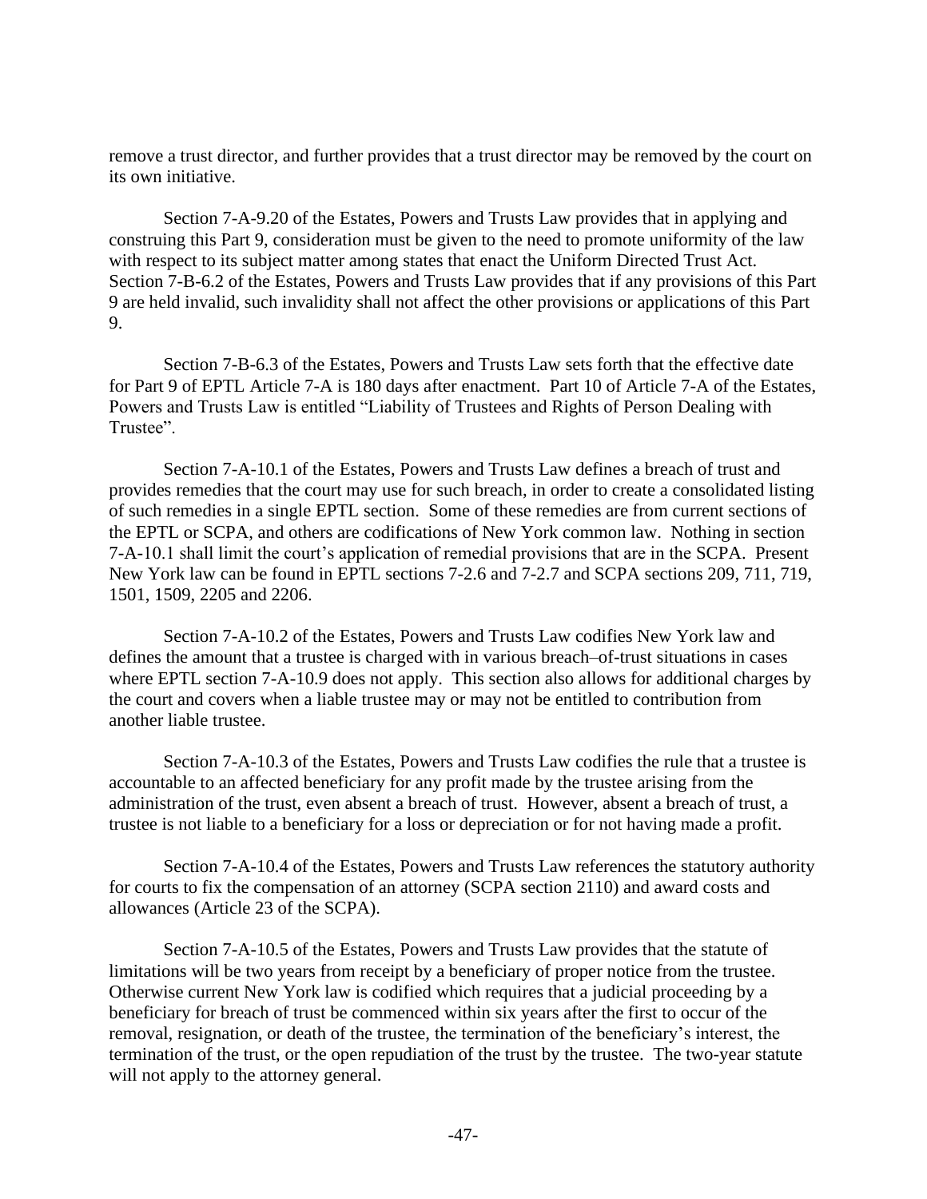remove a trust director, and further provides that a trust director may be removed by the court on its own initiative.

Section 7-A-9.20 of the Estates, Powers and Trusts Law provides that in applying and construing this Part 9, consideration must be given to the need to promote uniformity of the law with respect to its subject matter among states that enact the Uniform Directed Trust Act. Section 7-B-6.2 of the Estates, Powers and Trusts Law provides that if any provisions of this Part 9 are held invalid, such invalidity shall not affect the other provisions or applications of this Part 9.

Section 7-B-6.3 of the Estates, Powers and Trusts Law sets forth that the effective date for Part 9 of EPTL Article 7-A is 180 days after enactment. Part 10 of Article 7-A of the Estates, Powers and Trusts Law is entitled "Liability of Trustees and Rights of Person Dealing with Trustee".

Section 7-A-10.1 of the Estates, Powers and Trusts Law defines a breach of trust and provides remedies that the court may use for such breach, in order to create a consolidated listing of such remedies in a single EPTL section. Some of these remedies are from current sections of the EPTL or SCPA, and others are codifications of New York common law. Nothing in section 7-A-10.1 shall limit the court's application of remedial provisions that are in the SCPA. Present New York law can be found in EPTL sections 7-2.6 and 7-2.7 and SCPA sections 209, 711, 719, 1501, 1509, 2205 and 2206.

Section 7-A-10.2 of the Estates, Powers and Trusts Law codifies New York law and defines the amount that a trustee is charged with in various breach–of-trust situations in cases where EPTL section 7-A-10.9 does not apply. This section also allows for additional charges by the court and covers when a liable trustee may or may not be entitled to contribution from another liable trustee.

Section 7-A-10.3 of the Estates, Powers and Trusts Law codifies the rule that a trustee is accountable to an affected beneficiary for any profit made by the trustee arising from the administration of the trust, even absent a breach of trust. However, absent a breach of trust, a trustee is not liable to a beneficiary for a loss or depreciation or for not having made a profit.

Section 7-A-10.4 of the Estates, Powers and Trusts Law references the statutory authority for courts to fix the compensation of an attorney (SCPA section 2110) and award costs and allowances (Article 23 of the SCPA).

Section 7-A-10.5 of the Estates, Powers and Trusts Law provides that the statute of limitations will be two years from receipt by a beneficiary of proper notice from the trustee. Otherwise current New York law is codified which requires that a judicial proceeding by a beneficiary for breach of trust be commenced within six years after the first to occur of the removal, resignation, or death of the trustee, the termination of the beneficiary's interest, the termination of the trust, or the open repudiation of the trust by the trustee. The two-year statute will not apply to the attorney general.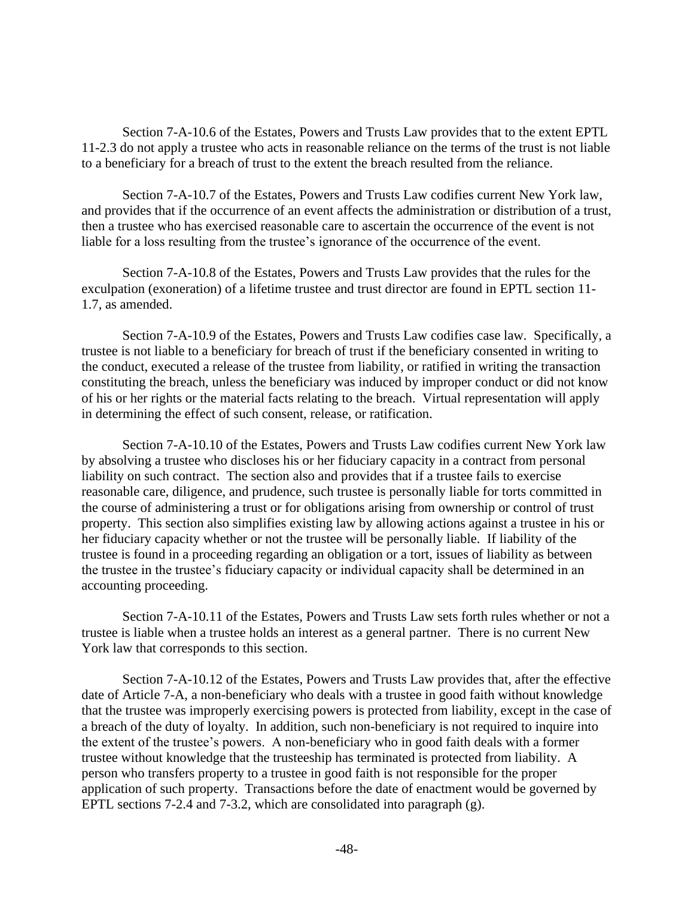Section 7-A-10.6 of the Estates, Powers and Trusts Law provides that to the extent EPTL 11-2.3 do not apply a trustee who acts in reasonable reliance on the terms of the trust is not liable to a beneficiary for a breach of trust to the extent the breach resulted from the reliance.

Section 7-A-10.7 of the Estates, Powers and Trusts Law codifies current New York law, and provides that if the occurrence of an event affects the administration or distribution of a trust, then a trustee who has exercised reasonable care to ascertain the occurrence of the event is not liable for a loss resulting from the trustee's ignorance of the occurrence of the event.

Section 7-A-10.8 of the Estates, Powers and Trusts Law provides that the rules for the exculpation (exoneration) of a lifetime trustee and trust director are found in EPTL section 11-1.7, as amended.

Section 7-A-10.9 of the Estates, Powers and Trusts Law codifies case law. Specifically, a trustee is not liable to a beneficiary for breach of trust if the beneficiary consented in writing to the conduct, executed a release of the trustee from liability, or ratified in writing the transaction constituting the breach, unless the beneficiary was induced by improper conduct or did not know of his or her rights or the material facts relating to the breach. Virtual representation will apply in determining the effect of such consent, release, or ratification.

Section 7-A-10.10 of the Estates, Powers and Trusts Law codifies current New York law by absolving a trustee who discloses his or her fiduciary capacity in a contract from personal liability on such contract. The section also and provides that if a trustee fails to exercise reasonable care, diligence, and prudence, such trustee is personally liable for torts committed in the course of administering a trust or for obligations arising from ownership or control of trust property. This section also simplifies existing law by allowing actions against a trustee in his or her fiduciary capacity whether or not the trustee will be personally liable. If liability of the trustee is found in a proceeding regarding an obligation or a tort, issues of liability as between the trustee in the trustee's fiduciary capacity or individual capacity shall be determined in an accounting proceeding.

Section 7-A-10.11 of the Estates, Powers and Trusts Law sets forth rules whether or not a trustee is liable when a trustee holds an interest as a general partner. There is no current New York law that corresponds to this section.

Section 7-A-10.12 of the Estates, Powers and Trusts Law provides that, after the effective date of Article 7-A, a non-beneficiary who deals with a trustee in good faith without knowledge that the trustee was improperly exercising powers is protected from liability, except in the case of a breach of the duty of loyalty. In addition, such non-beneficiary is not required to inquire into the extent of the trustee's powers. A non-beneficiary who in good faith deals with a former trustee without knowledge that the trusteeship has terminated is protected from liability. A person who transfers property to a trustee in good faith is not responsible for the proper application of such property. Transactions before the date of enactment would be governed by EPTL sections 7-2.4 and 7-3.2, which are consolidated into paragraph (g).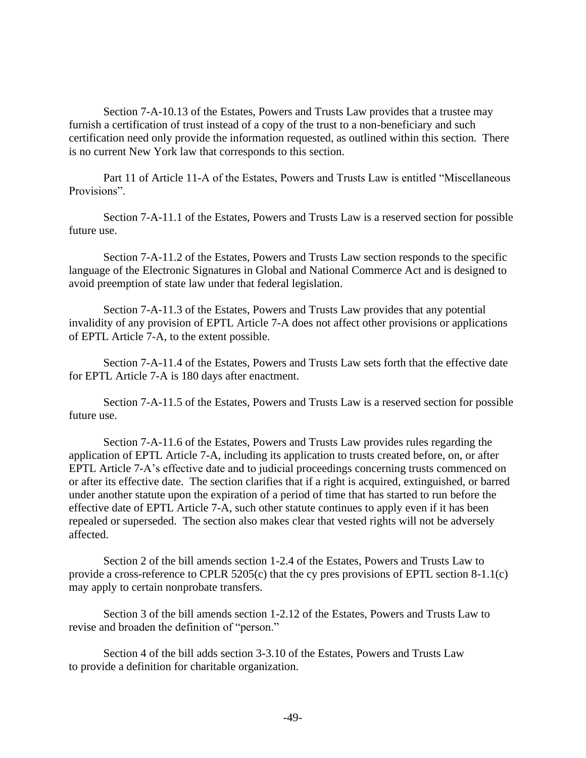Section 7-A-10.13 of the Estates, Powers and Trusts Law provides that a trustee may furnish a certification of trust instead of a copy of the trust to a non-beneficiary and such certification need only provide the information requested, as outlined within this section. There is no current New York law that corresponds to this section.

Part 11 of Article 11-A of the Estates, Powers and Trusts Law is entitled "Miscellaneous Provisions".

Section 7-A-11.1 of the Estates, Powers and Trusts Law is a reserved section for possible future use.

Section 7-A-11.2 of the Estates, Powers and Trusts Law section responds to the specific language of the Electronic Signatures in Global and National Commerce Act and is designed to avoid preemption of state law under that federal legislation.

Section 7-A-11.3 of the Estates, Powers and Trusts Law provides that any potential invalidity of any provision of EPTL Article 7-A does not affect other provisions or applications of EPTL Article 7-A, to the extent possible.

Section 7-A-11.4 of the Estates, Powers and Trusts Law sets forth that the effective date for EPTL Article 7-A is 180 days after enactment.

Section 7-A-11.5 of the Estates, Powers and Trusts Law is a reserved section for possible future use.

Section 7-A-11.6 of the Estates, Powers and Trusts Law provides rules regarding the application of EPTL Article 7-A, including its application to trusts created before, on, or after EPTL Article 7-A's effective date and to judicial proceedings concerning trusts commenced on or after its effective date. The section clarifies that if a right is acquired, extinguished, or barred under another statute upon the expiration of a period of time that has started to run before the effective date of EPTL Article 7-A, such other statute continues to apply even if it has been repealed or superseded. The section also makes clear that vested rights will not be adversely affected.

Section 2 of the bill amends section 1-2.4 of the Estates, Powers and Trusts Law to provide a cross-reference to CPLR 5205(c) that the cy pres provisions of EPTL section 8-1.1(c) may apply to certain nonprobate transfers.

Section 3 of the bill amends section 1-2.12 of the Estates, Powers and Trusts Law to revise and broaden the definition of "person."

Section 4 of the bill adds section 3-3.10 of the Estates, Powers and Trusts Law to provide a definition for charitable organization.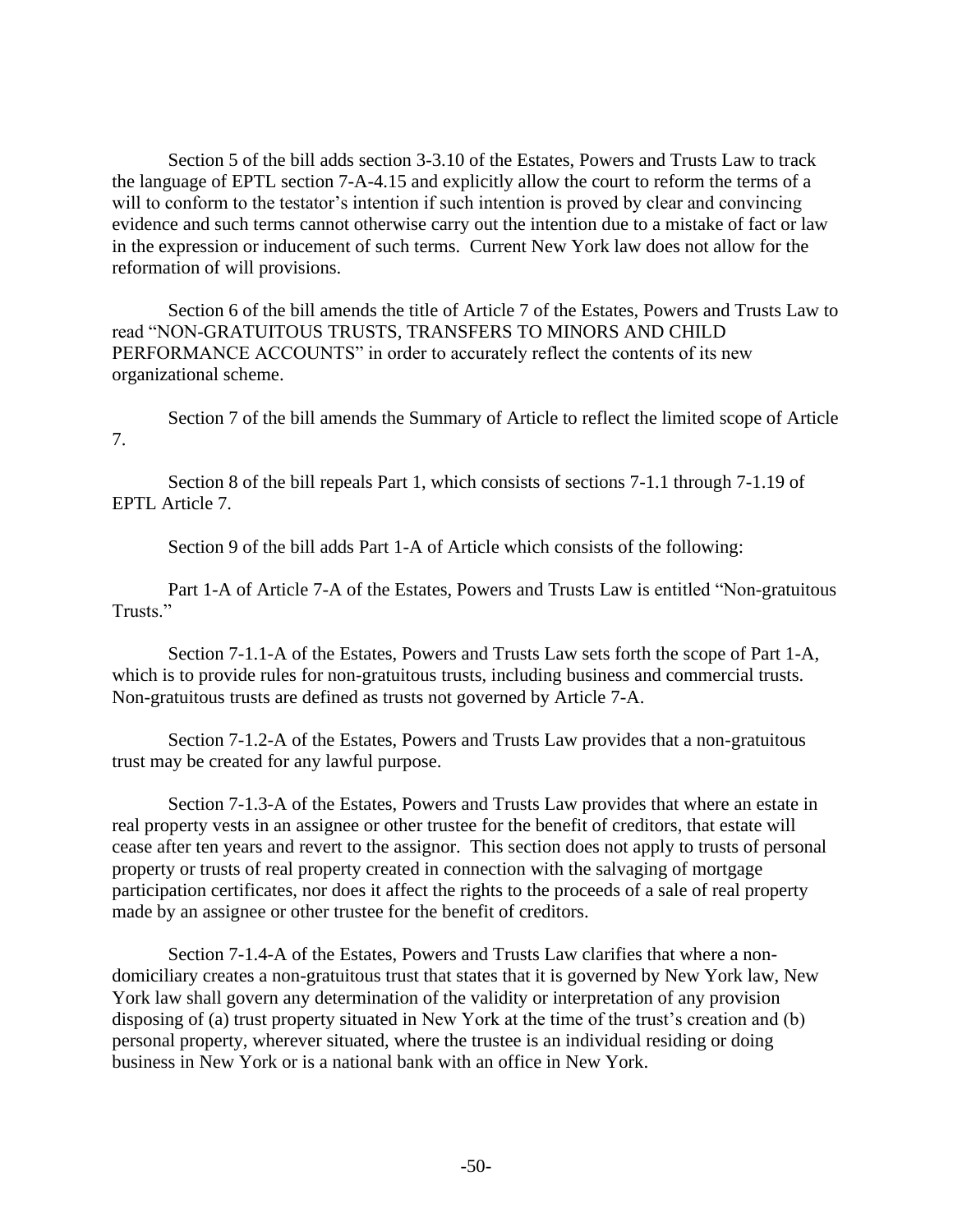Section 5 of the bill adds section 3-3.10 of the Estates, Powers and Trusts Law to track the language of EPTL section 7-A-4.15 and explicitly allow the court to reform the terms of a will to conform to the testator's intention if such intention is proved by clear and convincing evidence and such terms cannot otherwise carry out the intention due to a mistake of fact or law in the expression or inducement of such terms. Current New York law does not allow for the reformation of will provisions.

Section 6 of the bill amends the title of Article 7 of the Estates, Powers and Trusts Law to read "NON-GRATUITOUS TRUSTS, TRANSFERS TO MINORS AND CHILD PERFORMANCE ACCOUNTS" in order to accurately reflect the contents of its new organizational scheme.

Section 7 of the bill amends the Summary of Article to reflect the limited scope of Article 7.

Section 8 of the bill repeals Part 1, which consists of sections 7-1.1 through 7-1.19 of EPTL Article 7.

Section 9 of the bill adds Part 1-A of Article which consists of the following:

Part 1-A of Article 7-A of the Estates, Powers and Trusts Law is entitled "Non-gratuitous Trusts."

Section 7-1.1-A of the Estates, Powers and Trusts Law sets forth the scope of Part 1-A, which is to provide rules for non-gratuitous trusts, including business and commercial trusts. Non-gratuitous trusts are defined as trusts not governed by Article 7-A.

Section 7-1.2-A of the Estates, Powers and Trusts Law provides that a non-gratuitous trust may be created for any lawful purpose.

Section 7-1.3-A of the Estates, Powers and Trusts Law provides that where an estate in real property vests in an assignee or other trustee for the benefit of creditors, that estate will cease after ten years and revert to the assignor. This section does not apply to trusts of personal property or trusts of real property created in connection with the salvaging of mortgage participation certificates, nor does it affect the rights to the proceeds of a sale of real property made by an assignee or other trustee for the benefit of creditors.

Section 7-1.4-A of the Estates, Powers and Trusts Law clarifies that where a non-domiciliary creates a non-gratuitous trust that states that it is governed by New York law, New York law shall govern any determination of the validity or interpretation of any provision disposing of (a) trust property situated in New York at the time of the trust's creation and (b) personal property, wherever situated, where the trustee is an individual residing or doing business in New York or is a national bank with an office in New York.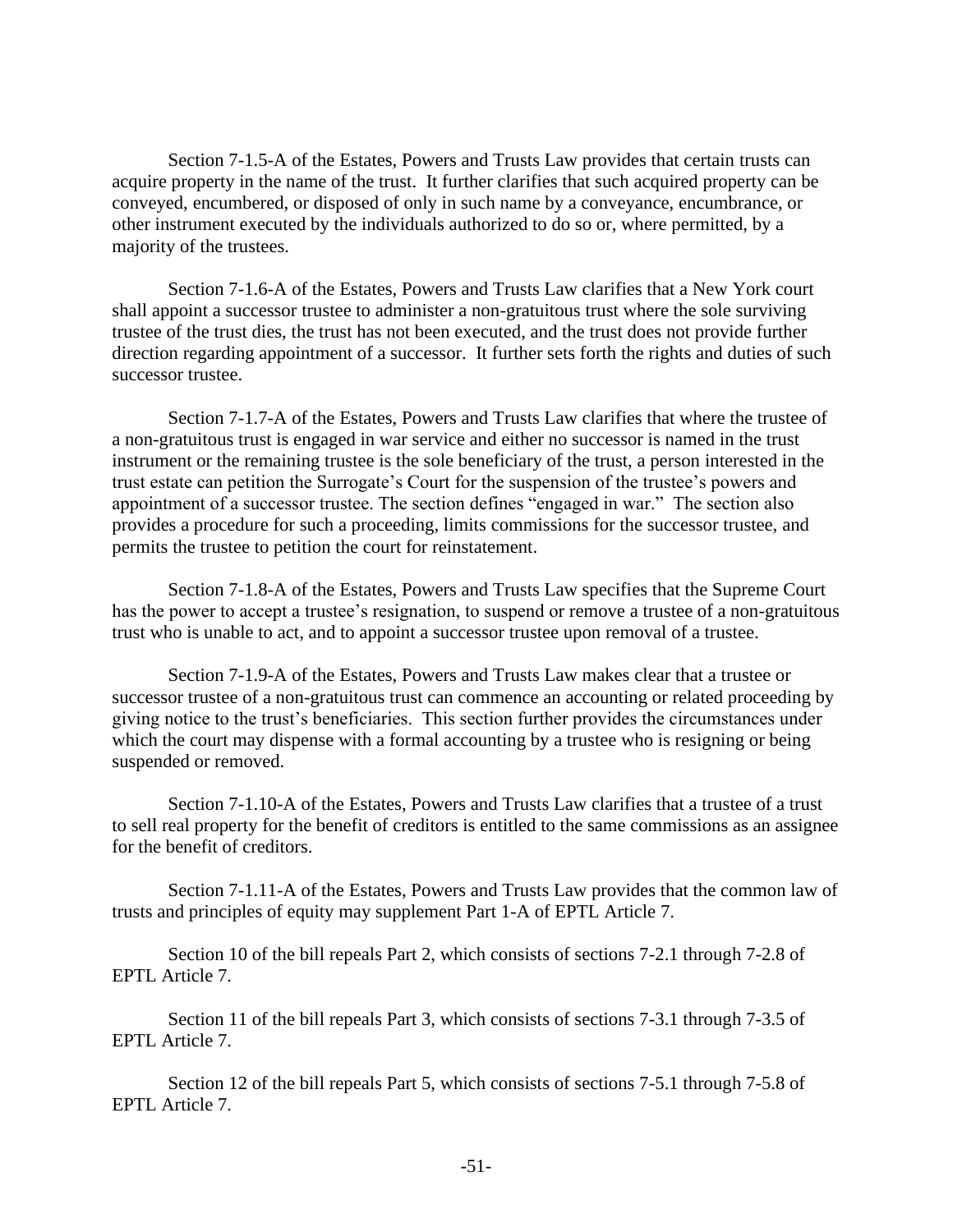Section 7-1.5-A of the Estates, Powers and Trusts Law provides that certain trusts can acquire property in the name of the trust. It further clarifies that such acquired property can be conveyed, encumbered, or disposed of only in such name by a conveyance, encumbrance, or other instrument executed by the individuals authorized to do so or, where permitted, by a majority of the trustees.

Section 7-1.6-A of the Estates, Powers and Trusts Law clarifies that a New York court shall appoint a successor trustee to administer a non-gratuitous trust where the sole surviving trustee of the trust dies, the trust has not been executed, and the trust does not provide further direction regarding appointment of a successor. It further sets forth the rights and duties of such successor trustee.

Section 7-1.7-A of the Estates, Powers and Trusts Law clarifies that where the trustee of a non-gratuitous trust is engaged in war service and either no successor is named in the trust instrument or the remaining trustee is the sole beneficiary of the trust, a person interested in the trust estate can petition the Surrogate's Court for the suspension of the trustee's powers and appointment of a successor trustee. The section defines "engaged in war." The section also provides a procedure for such a proceeding, limits commissions for the successor trustee, and permits the trustee to petition the court for reinstatement.

Section 7-1.8-A of the Estates, Powers and Trusts Law specifies that the Supreme Court has the power to accept a trustee's resignation, to suspend or remove a trustee of a non-gratuitous trust who is unable to act, and to appoint a successor trustee upon removal of a trustee.

Section 7-1.9-A of the Estates, Powers and Trusts Law makes clear that a trustee or successor trustee of a non-gratuitous trust can commence an accounting or related proceeding by giving notice to the trust's beneficiaries. This section further provides the circumstances under which the court may dispense with a formal accounting by a trustee who is resigning or being suspended or removed.

Section 7-1.10-A of the Estates, Powers and Trusts Law clarifies that a trustee of a trust to sell real property for the benefit of creditors is entitled to the same commissions as an assignee for the benefit of creditors.

Section 7-1.11-A of the Estates, Powers and Trusts Law provides that the common law of trusts and principles of equity may supplement Part 1-A of EPTL Article 7.

Section 10 of the bill repeals Part 2, which consists of sections 7-2.1 through 7-2.8 of EPTL Article 7.

Section 11 of the bill repeals Part 3, which consists of sections 7-3.1 through 7-3.5 of EPTL Article 7.

Section 12 of the bill repeals Part 5, which consists of sections 7-5.1 through 7-5.8 of EPTL Article 7.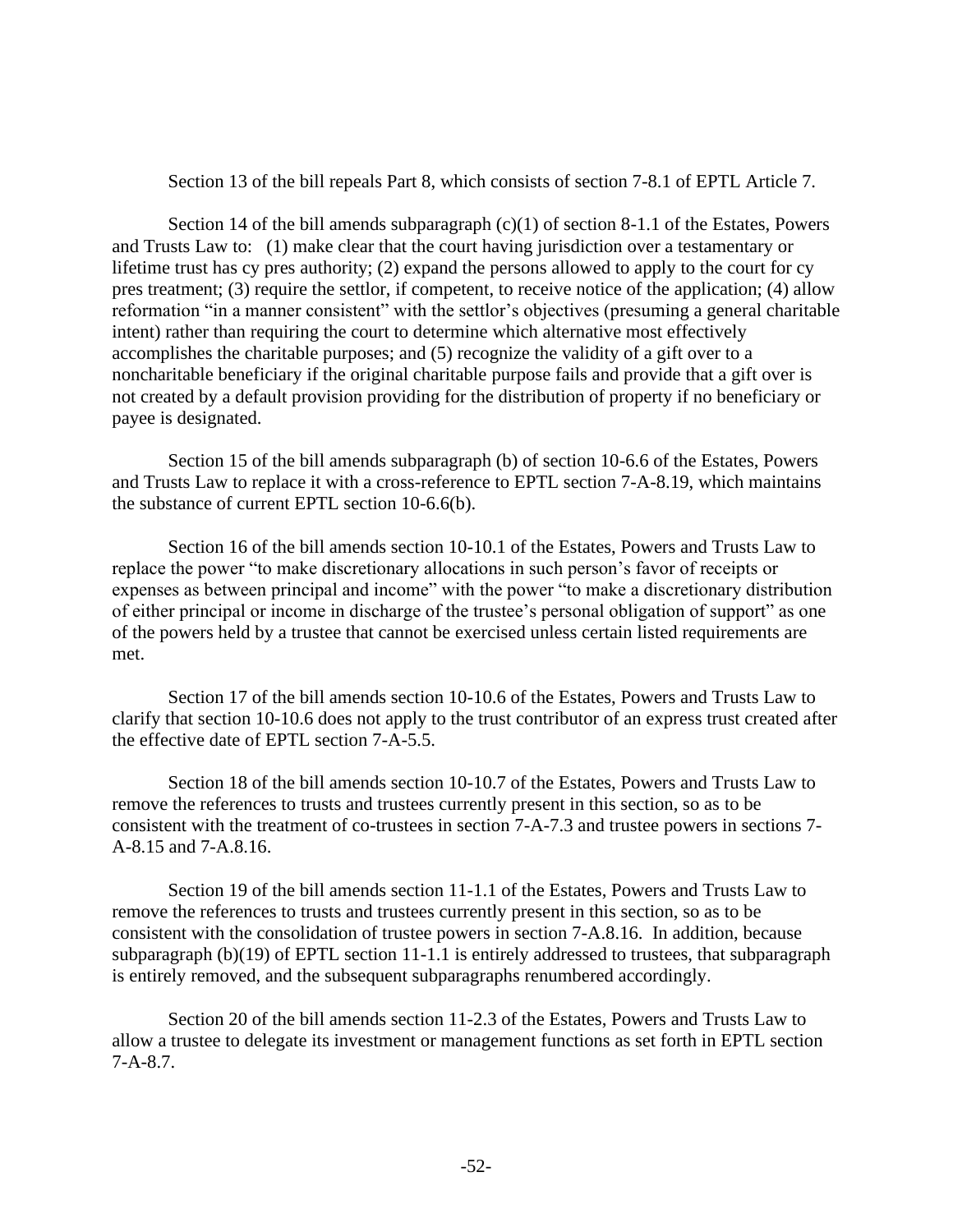Section 13 of the bill repeals Part 8, which consists of section 7-8.1 of EPTL Article 7.

Section 14 of the bill amends subparagraph (c)(1) of section 8-1.1 of the Estates, Powers and Trusts Law to: (1) make clear that the court having jurisdiction over a testamentary or lifetime trust has cy pres authority; (2) expand the persons allowed to apply to the court for cy pres treatment; (3) require the settlor, if competent, to receive notice of the application; (4) allow reformation "in a manner consistent" with the settlor's objectives (presuming a general charitable intent) rather than requiring the court to determine which alternative most effectively accomplishes the charitable purposes; and (5) recognize the validity of a gift over to a noncharitable beneficiary if the original charitable purpose fails and provide that a gift over is not created by a default provision providing for the distribution of property if no beneficiary or payee is designated.

Section 15 of the bill amends subparagraph (b) of section 10-6.6 of the Estates, Powers and Trusts Law to replace it with a cross-reference to EPTL section 7-A-8.19, which maintains the substance of current EPTL section 10-6.6(b).

Section 16 of the bill amends section 10-10.1 of the Estates, Powers and Trusts Law to replace the power "to make discretionary allocations in such person's favor of receipts or expenses as between principal and income" with the power "to make a discretionary distribution of either principal or income in discharge of the trustee's personal obligation of support" as one of the powers held by a trustee that cannot be exercised unless certain listed requirements are met.

Section 17 of the bill amends section 10-10.6 of the Estates, Powers and Trusts Law to clarify that section 10-10.6 does not apply to the trust contributor of an express trust created after the effective date of EPTL section 7-A-5.5.

Section 18 of the bill amends section 10-10.7 of the Estates, Powers and Trusts Law to remove the references to trusts and trustees currently present in this section, so as to be consistent with the treatment of co-trustees in section 7-A-7.3 and trustee powers in sections 7-A-8.15 and 7-A.8.16.

Section 19 of the bill amends section 11-1.1 of the Estates, Powers and Trusts Law to remove the references to trusts and trustees currently present in this section, so as to be consistent with the consolidation of trustee powers in section 7-A.8.16. In addition, because subparagraph (b)(19) of EPTL section 11-1.1 is entirely addressed to trustees, that subparagraph is entirely removed, and the subsequent subparagraphs renumbered accordingly.

Section 20 of the bill amends section 11-2.3 of the Estates, Powers and Trusts Law to allow a trustee to delegate its investment or management functions as set forth in EPTL section 7-A-8.7.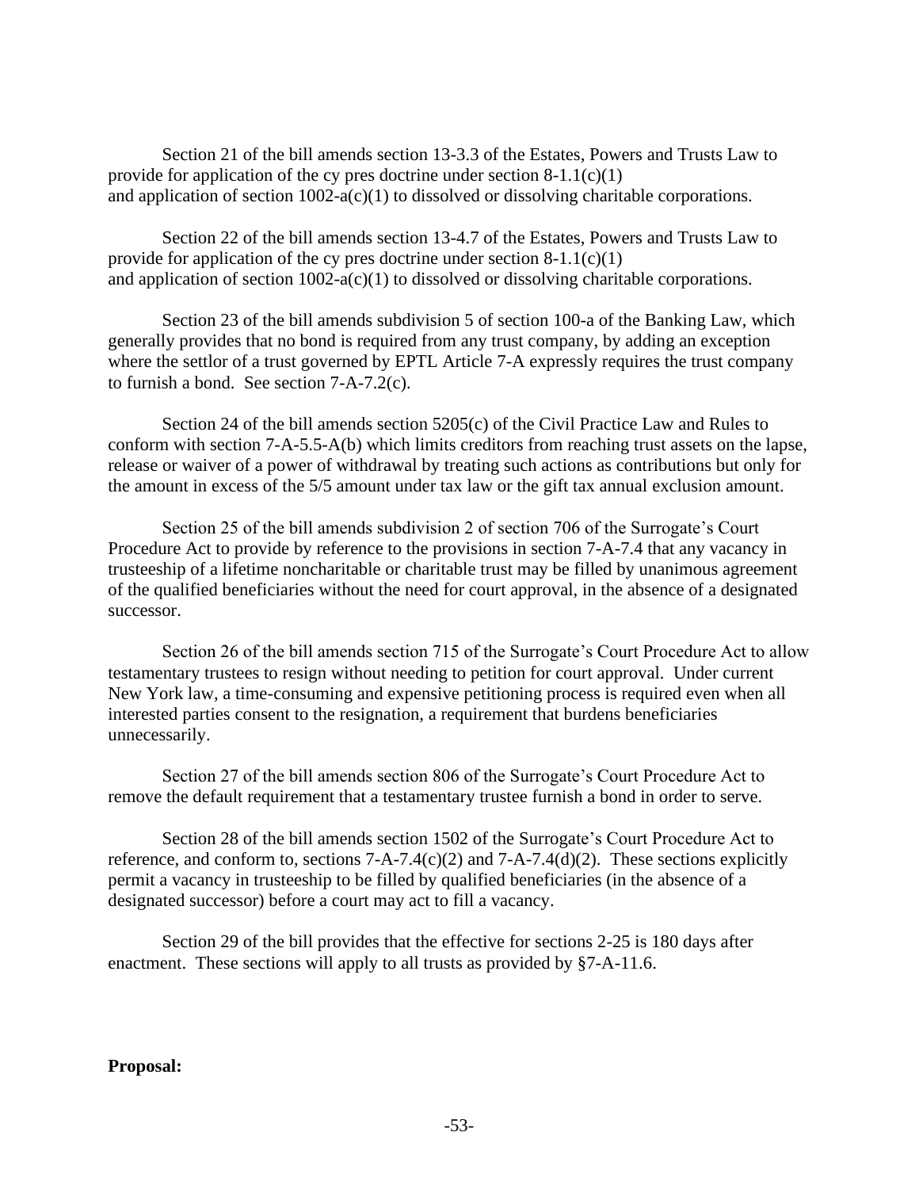Section 21 of the bill amends section 13-3.3 of the Estates, Powers and Trusts Law to provide for application of the cy pres doctrine under section 8-1.1(c)(1) and application of section 1002-a(c)(1) to dissolved or dissolving charitable corporations.

Section 22 of the bill amends section 13-4.7 of the Estates, Powers and Trusts Law to provide for application of the cy pres doctrine under section 8-1.1(c)(1) and application of section 1002-a(c)(1) to dissolved or dissolving charitable corporations.

Section 23 of the bill amends subdivision 5 of section 100-a of the Banking Law, which generally provides that no bond is required from any trust company, by adding an exception where the settlor of a trust governed by EPTL Article 7-A expressly requires the trust company to furnish a bond. See section 7-A-7.2(c).

Section 24 of the bill amends section 5205(c) of the Civil Practice Law and Rules to conform with section 7-A-5.5-A(b) which limits creditors from reaching trust assets on the lapse, release or waiver of a power of withdrawal by treating such actions as contributions but only for the amount in excess of the 5/5 amount under tax law or the gift tax annual exclusion amount.

Section 25 of the bill amends subdivision 2 of section 706 of the Surrogate's Court Procedure Act to provide by reference to the provisions in section 7-A-7.4 that any vacancy in trusteeship of a lifetime noncharitable or charitable trust may be filled by unanimous agreement of the qualified beneficiaries without the need for court approval, in the absence of a designated successor.

Section 26 of the bill amends section 715 of the Surrogate's Court Procedure Act to allow testamentary trustees to resign without needing to petition for court approval. Under current New York law, a time-consuming and expensive petitioning process is required even when all interested parties consent to the resignation, a requirement that burdens beneficiaries unnecessarily.

Section 27 of the bill amends section 806 of the Surrogate's Court Procedure Act to remove the default requirement that a testamentary trustee furnish a bond in order to serve.

Section 28 of the bill amends section 1502 of the Surrogate's Court Procedure Act to reference, and conform to, sections 7-A-7.4(c)(2) and 7-A-7.4(d)(2). These sections explicitly permit a vacancy in trusteeship to be filled by qualified beneficiaries (in the absence of a designated successor) before a court may act to fill a vacancy.

Section 29 of the bill provides that the effective for sections 2-25 is 180 days after enactment. These sections will apply to all trusts as provided by §7-A-11.6.

**Proposal:**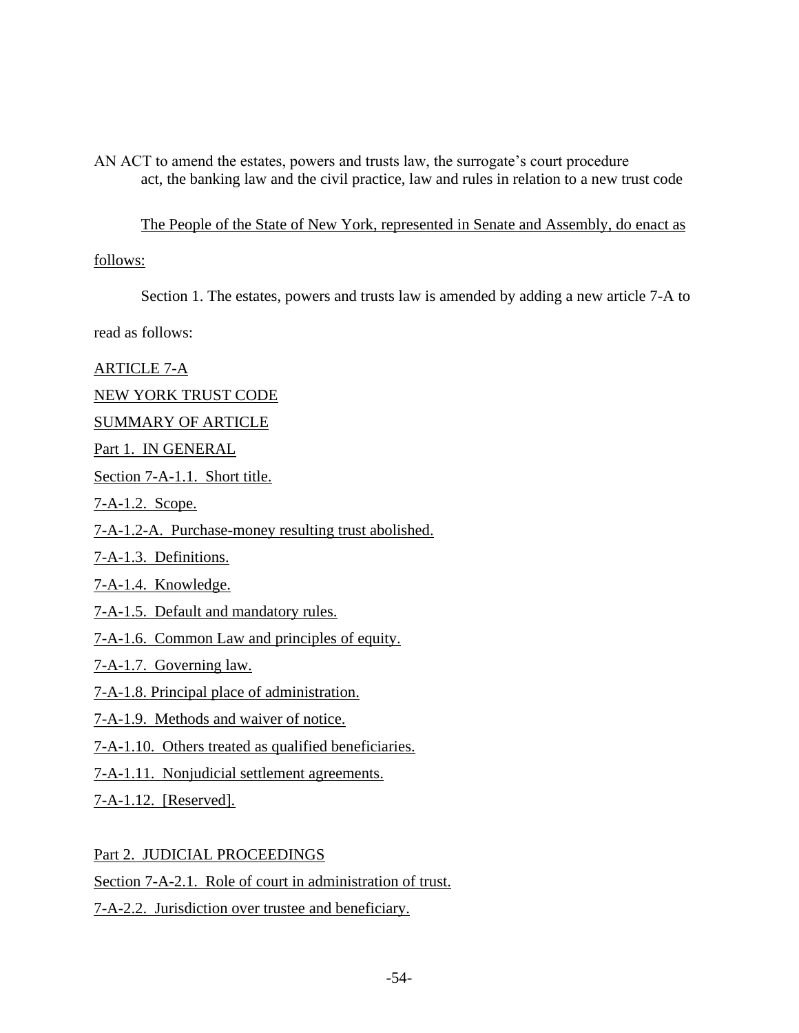AN ACT to amend the estates, powers and trusts law, the surrogate's court procedure act, the banking law and the civil practice, law and rules in relation to a new trust code

The People of the State of New York, represented in Senate and Assembly, do enact as follows:

Section 1. The estates, powers and trusts law is amended by adding a new article 7-A to read as follows:

ARTICLE 7-A

NEW YORK TRUST CODE

SUMMARY OF ARTICLE

Part 1. IN GENERAL

Section 7-A-1.1. Short title.

7-A-1.2. Scope.

7-A-1.2-A. Purchase-money resulting trust abolished.

7-A-1.3. Definitions.

7-A-1.4. Knowledge.

7-A-1.5. Default and mandatory rules.

7-A-1.6. Common Law and principles of equity.

7-A-1.7. Governing law.

7-A-1.8. Principal place of administration.

7-A-1.9. Methods and waiver of notice.

7-A-1.10. Others treated as qualified beneficiaries.

7-A-1.11. Nonjudicial settlement agreements.

7-A-1.12. [Reserved].

Part 2. JUDICIAL PROCEEDINGS

Section 7-A-2.1. Role of court in administration of trust.

7-A-2.2. Jurisdiction over trustee and beneficiary.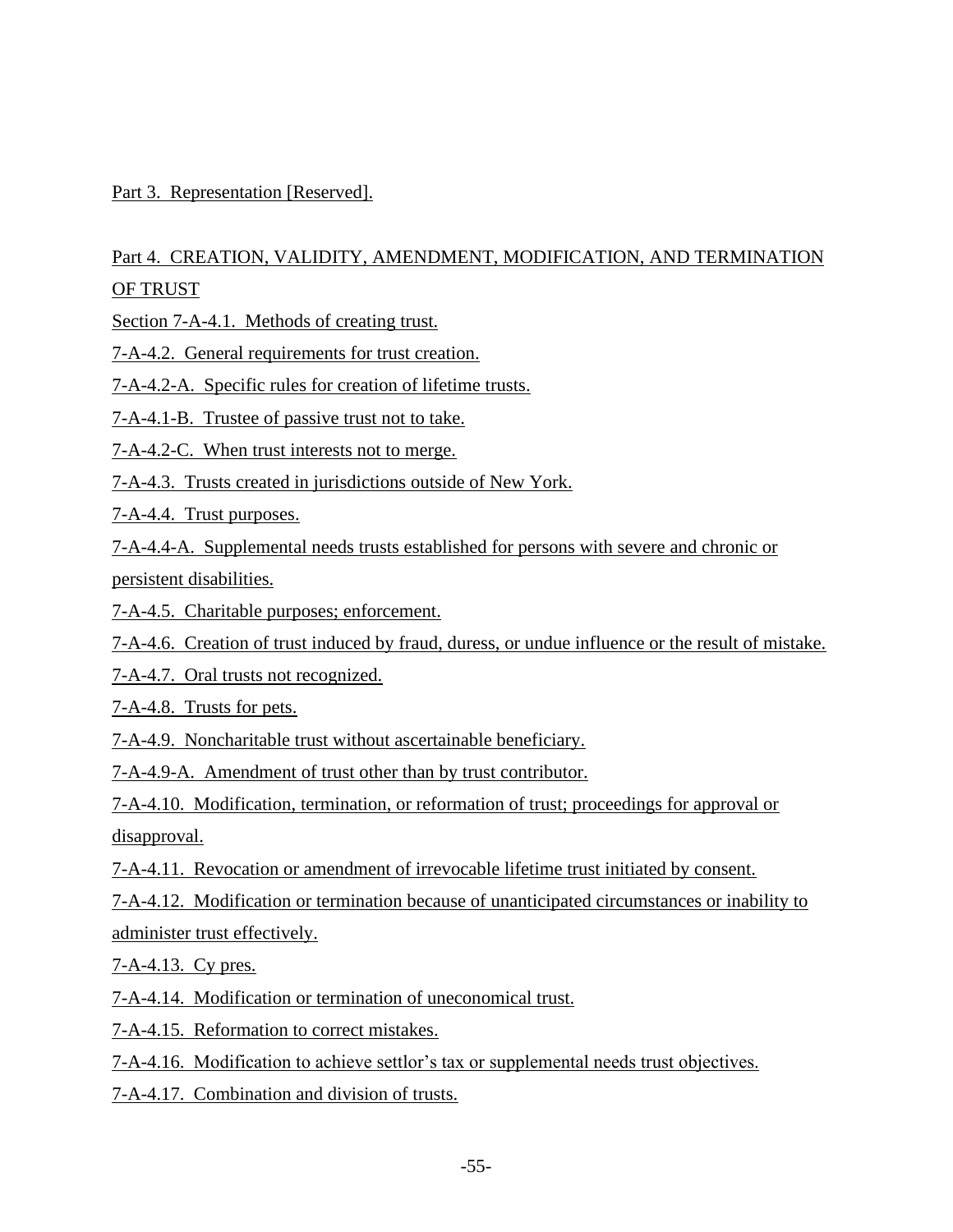Part 3. Representation [Reserved].

Part 4. CREATION, VALIDITY, AMENDMENT, MODIFICATION, AND TERMINATION OF TRUST

Section 7-A-4.1. Methods of creating trust.

7-A-4.2. General requirements for trust creation.

7-A-4.2-A. Specific rules for creation of lifetime trusts.

7-A-4.1-B. Trustee of passive trust not to take.

7-A-4.2-C. When trust interests not to merge.

7-A-4.3. Trusts created in jurisdictions outside of New York.

7-A-4.4. Trust purposes.

7-A-4.4-A. Supplemental needs trusts established for persons with severe and chronic or persistent disabilities.

7-A-4.5. Charitable purposes; enforcement.

7-A-4.6. Creation of trust induced by fraud, duress, or undue influence or the result of mistake.

7-A-4.7. Oral trusts not recognized.

7-A-4.8. Trusts for pets.

7-A-4.9. Noncharitable trust without ascertainable beneficiary.

7-A-4.9-A. Amendment of trust other than by trust contributor.

7-A-4.10. Modification, termination, or reformation of trust; proceedings for approval or disapproval.

7-A-4.11. Revocation or amendment of irrevocable lifetime trust initiated by consent.

7-A-4.12. Modification or termination because of unanticipated circumstances or inability to administer trust effectively.

7-A-4.13. Cy pres.

7-A-4.14. Modification or termination of uneconomical trust.

7-A-4.15. Reformation to correct mistakes.

7-A-4.16. Modification to achieve settlor's tax or supplemental needs trust objectives.

7-A-4.17. Combination and division of trusts.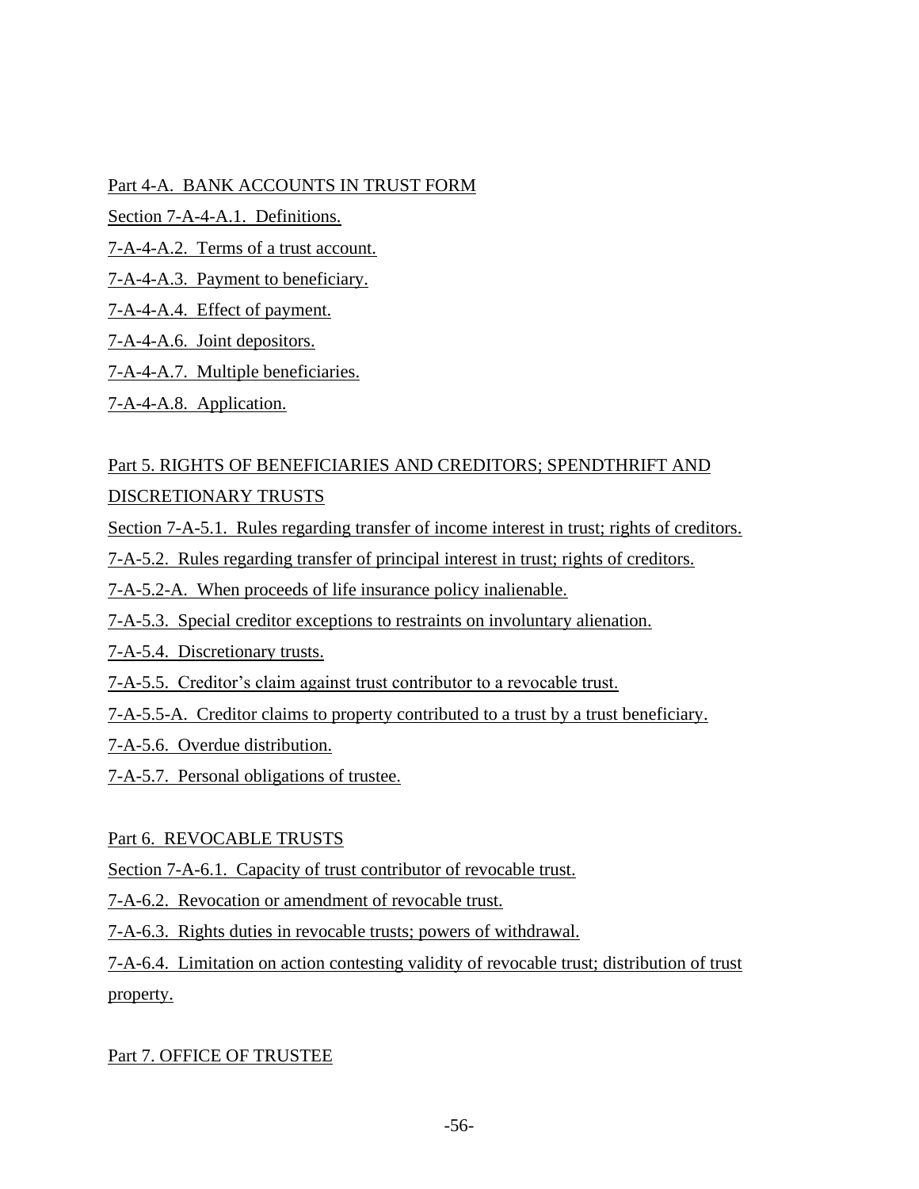Part 4-A. BANK ACCOUNTS IN TRUST FORM

Section 7-A-4-A.1. Definitions.

7-A-4-A.2. Terms of a trust account.

7-A-4-A.3. Payment to beneficiary.

7-A-4-A.4. Effect of payment.

7-A-4-A.6. Joint depositors.

7-A-4-A.7. Multiple beneficiaries.

7-A-4-A.8. Application.

Part 5. RIGHTS OF BENEFICIARIES AND CREDITORS; SPENDTHRIFT AND DISCRETIONARY TRUSTS

Section 7-A-5.1. Rules regarding transfer of income interest in trust; rights of creditors.

7-A-5.2. Rules regarding transfer of principal interest in trust; rights of creditors.

7-A-5.2-A. When proceeds of life insurance policy inalienable.

7-A-5.3. Special creditor exceptions to restraints on involuntary alienation.

7-A-5.4. Discretionary trusts.

7-A-5.5. Creditor's claim against trust contributor to a revocable trust.

7-A-5.5-A. Creditor claims to property contributed to a trust by a trust beneficiary.

7-A-5.6. Overdue distribution.

7-A-5.7. Personal obligations of trustee.

Part 6. REVOCABLE TRUSTS

Section 7-A-6.1. Capacity of trust contributor of revocable trust.

7-A-6.2. Revocation or amendment of revocable trust.

7-A-6.3. Rights duties in revocable trusts; powers of withdrawal.

7-A-6.4. Limitation on action contesting validity of revocable trust; distribution of trust property.

Part 7. OFFICE OF TRUSTEE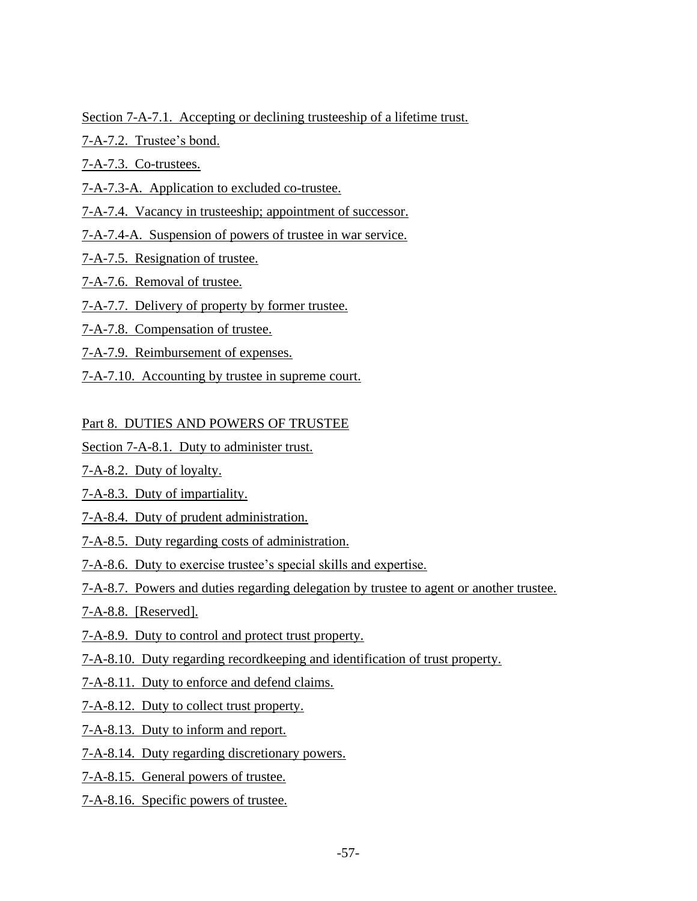Section 7-A-7.1. Accepting or declining trusteeship of a lifetime trust.

7-A-7.2. Trustee's bond.

7-A-7.3. Co-trustees.

7-A-7.3-A. Application to excluded co-trustee.

7-A-7.4. Vacancy in trusteeship; appointment of successor.

7-A-7.4-A. Suspension of powers of trustee in war service.

7-A-7.5. Resignation of trustee.

7-A-7.6. Removal of trustee.

7-A-7.7. Delivery of property by former trustee.

7-A-7.8. Compensation of trustee.

7-A-7.9. Reimbursement of expenses.

7-A-7.10. Accounting by trustee in supreme court.

Part 8. DUTIES AND POWERS OF TRUSTEE

Section 7-A-8.1. Duty to administer trust.

7-A-8.2. Duty of loyalty.

7-A-8.3. Duty of impartiality.

7-A-8.4. Duty of prudent administration.

7-A-8.5. Duty regarding costs of administration.

7-A-8.6. Duty to exercise trustee's special skills and expertise.

7-A-8.7. Powers and duties regarding delegation by trustee to agent or another trustee.

7-A-8.8. [Reserved].

7-A-8.9. Duty to control and protect trust property.

7-A-8.10. Duty regarding recordkeeping and identification of trust property.

7-A-8.11. Duty to enforce and defend claims.

7-A-8.12. Duty to collect trust property.

7-A-8.13. Duty to inform and report.

7-A-8.14. Duty regarding discretionary powers.

7-A-8.15. General powers of trustee.

7-A-8.16. Specific powers of trustee.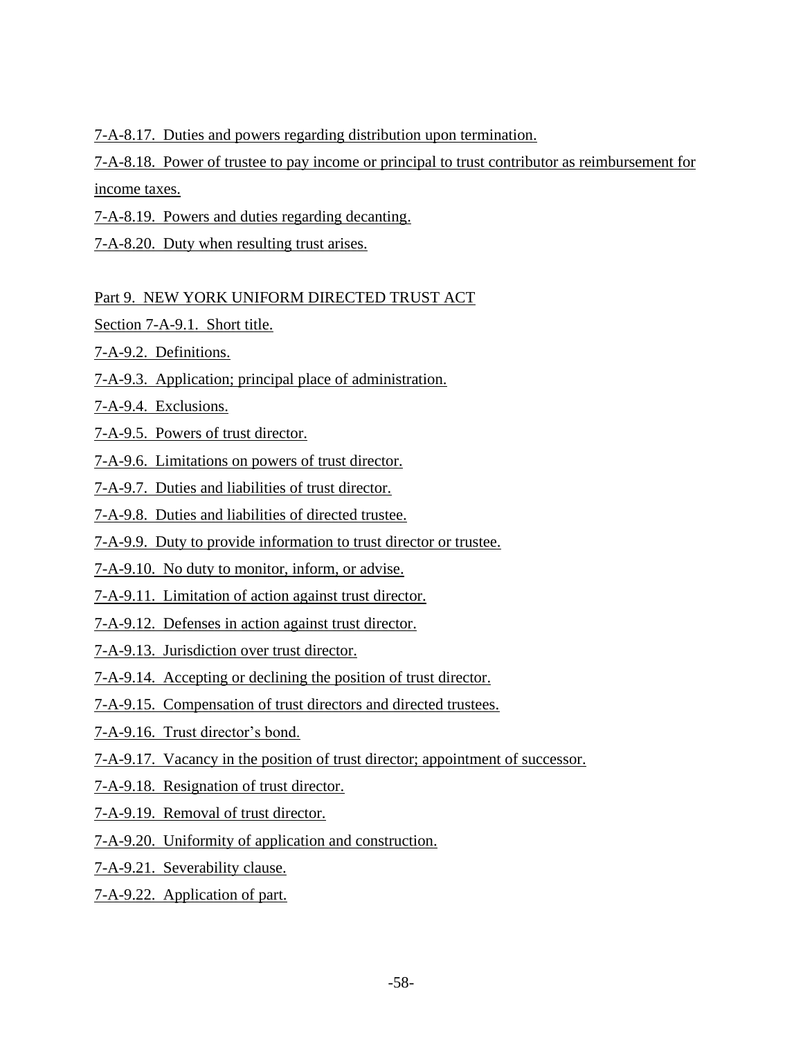7-A-8.17. Duties and powers regarding distribution upon termination.

7-A-8.18. Power of trustee to pay income or principal to trust contributor as reimbursement for income taxes.

7-A-8.19. Powers and duties regarding decanting.

7-A-8.20. Duty when resulting trust arises.

Part 9. NEW YORK UNIFORM DIRECTED TRUST ACT

Section 7-A-9.1. Short title.

7-A-9.2. Definitions.

7-A-9.3. Application; principal place of administration.

7-A-9.4. Exclusions.

7-A-9.5. Powers of trust director.

7-A-9.6. Limitations on powers of trust director.

7-A-9.7. Duties and liabilities of trust director.

7-A-9.8. Duties and liabilities of directed trustee.

7-A-9.9. Duty to provide information to trust director or trustee.

7-A-9.10. No duty to monitor, inform, or advise.

7-A-9.11. Limitation of action against trust director.

7-A-9.12. Defenses in action against trust director.

7-A-9.13. Jurisdiction over trust director.

7-A-9.14. Accepting or declining the position of trust director.

7-A-9.15. Compensation of trust directors and directed trustees.

7-A-9.16. Trust director's bond.

7-A-9.17. Vacancy in the position of trust director; appointment of successor.

7-A-9.18. Resignation of trust director.

7-A-9.19. Removal of trust director.

7-A-9.20. Uniformity of application and construction.

7-A-9.21. Severability clause.

7-A-9.22. Application of part.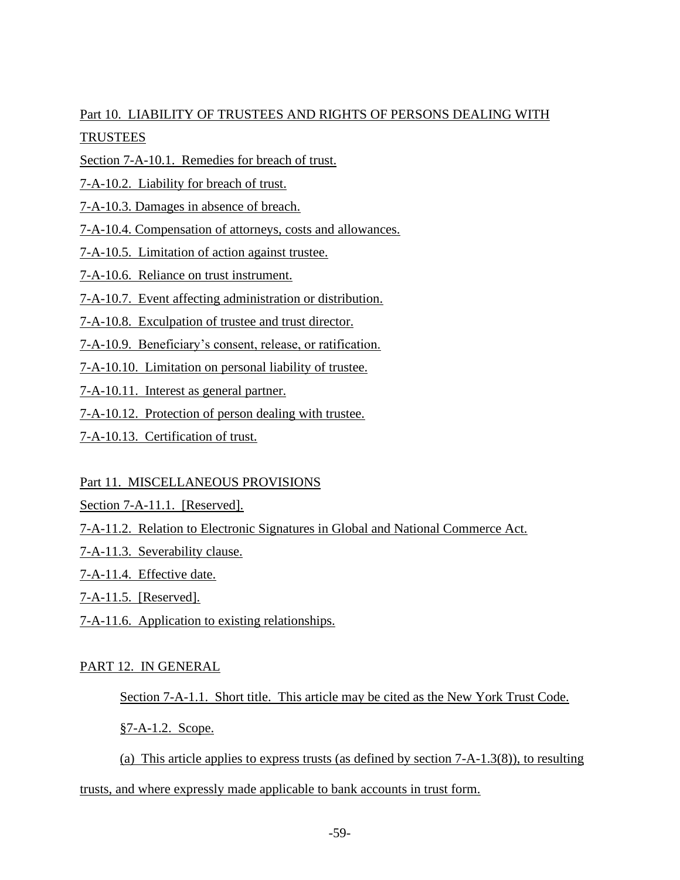Part 10. LIABILITY OF TRUSTEES AND RIGHTS OF PERSONS DEALING WITH TRUSTEES

Section 7-A-10.1. Remedies for breach of trust.

7-A-10.2. Liability for breach of trust.

7-A-10.3. Damages in absence of breach.

7-A-10.4. Compensation of attorneys, costs and allowances.

7-A-10.5. Limitation of action against trustee.

7-A-10.6. Reliance on trust instrument.

7-A-10.7. Event affecting administration or distribution.

7-A-10.8. Exculpation of trustee and trust director.

7-A-10.9. Beneficiary's consent, release, or ratification.

7-A-10.10. Limitation on personal liability of trustee.

7-A-10.11. Interest as general partner.

7-A-10.12. Protection of person dealing with trustee.

7-A-10.13. Certification of trust.

Part 11. MISCELLANEOUS PROVISIONS

Section 7-A-11.1. [Reserved].

7-A-11.2. Relation to Electronic Signatures in Global and National Commerce Act.

7-A-11.3. Severability clause.

7-A-11.4. Effective date.

7-A-11.5. [Reserved].

7-A-11.6. Application to existing relationships.

PART 12. IN GENERAL

Section 7-A-1.1. Short title. This article may be cited as the New York Trust Code.

§7-A-1.2. Scope.

(a) This article applies to express trusts (as defined by section 7-A-1.3(8)), to resulting trusts, and where expressly made applicable to bank accounts in trust form.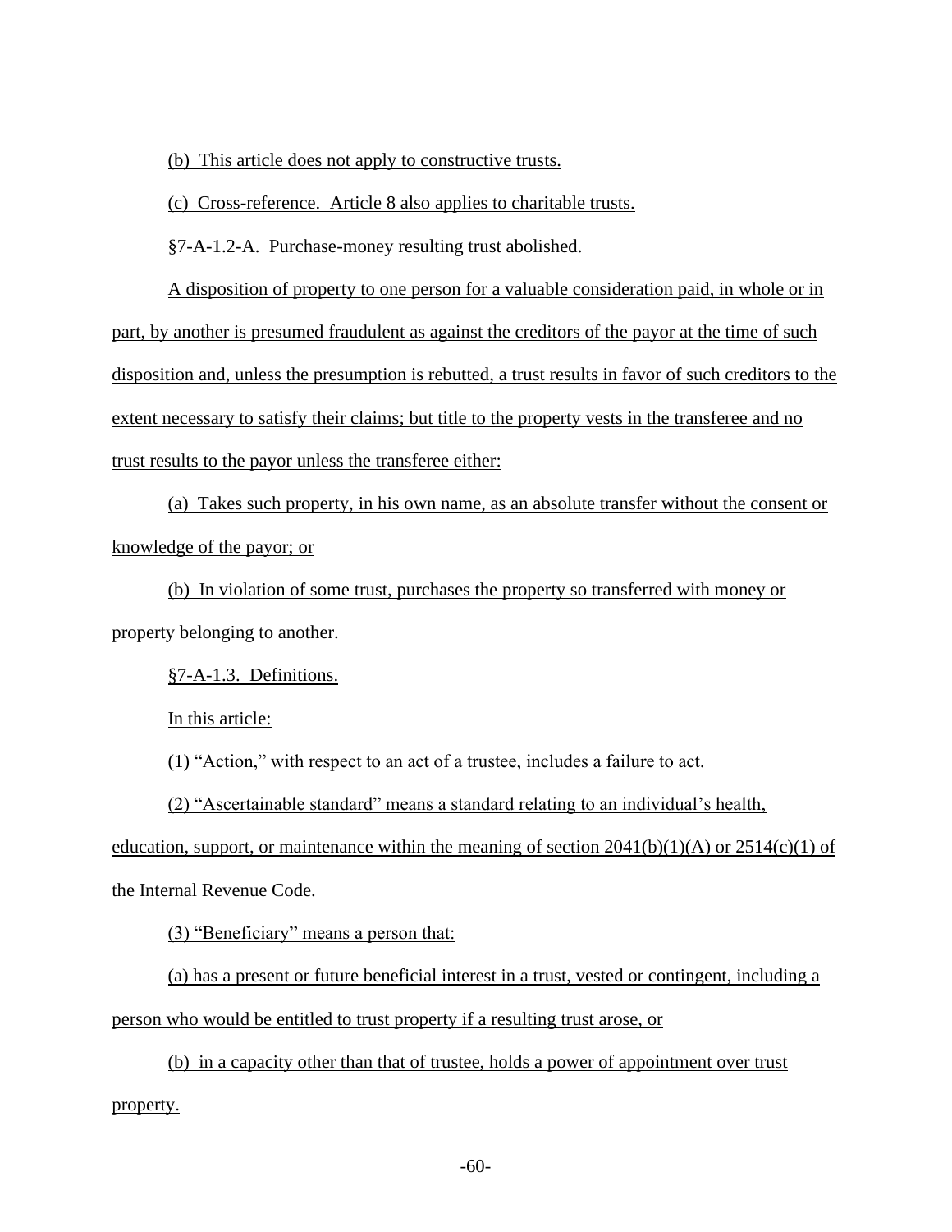(b) This article does not apply to constructive trusts.

(c) Cross-reference. Article 8 also applies to charitable trusts.

§7-A-1.2-A. Purchase-money resulting trust abolished.

A disposition of property to one person for a valuable consideration paid, in whole or in part, by another is presumed fraudulent as against the creditors of the payor at the time of such disposition and, unless the presumption is rebutted, a trust results in favor of such creditors to the extent necessary to satisfy their claims; but title to the property vests in the transferee and no trust results to the payor unless the transferee either:

(a) Takes such property, in his own name, as an absolute transfer without the consent or knowledge of the payor; or

(b) In violation of some trust, purchases the property so transferred with money or property belonging to another.

§7-A-1.3. Definitions.

In this article:

(1) "Action," with respect to an act of a trustee, includes a failure to act.

(2) "Ascertainable standard" means a standard relating to an individual's health, education, support, or maintenance within the meaning of section 2041(b)(1)(A) or 2514(c)(1) of the Internal Revenue Code.

(3) "Beneficiary" means a person that:

(a) has a present or future beneficial interest in a trust, vested or contingent, including a person who would be entitled to trust property if a resulting trust arose, or

(b) in a capacity other than that of trustee, holds a power of appointment over trust property.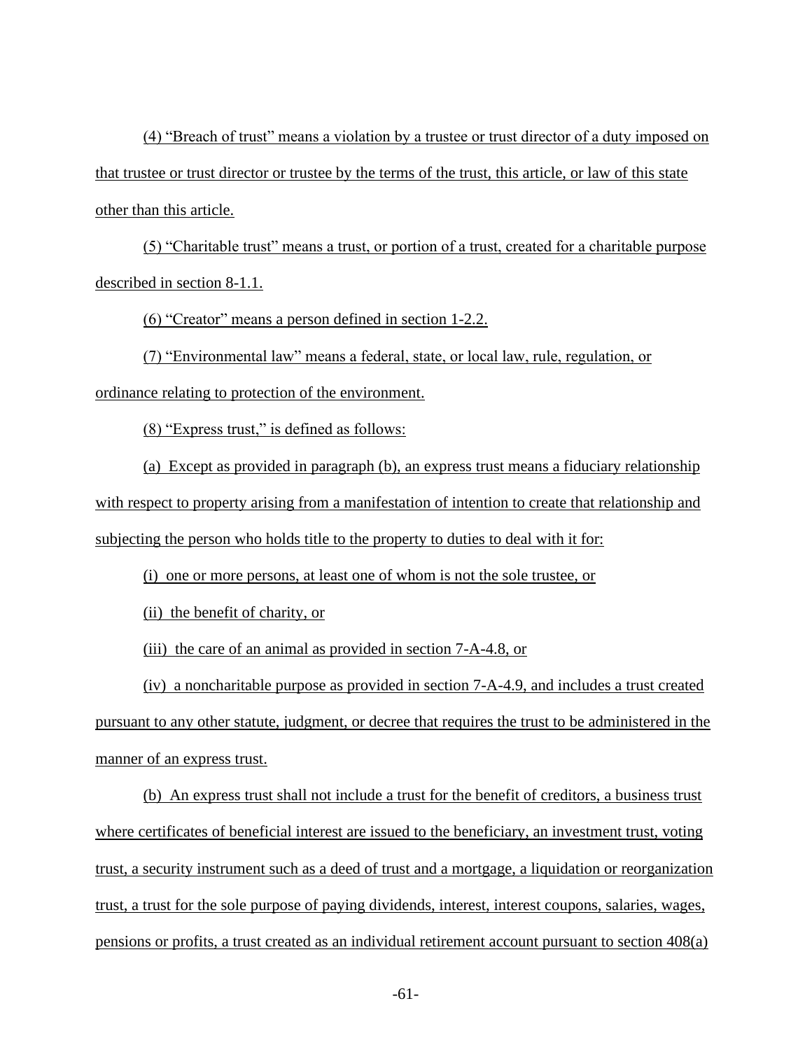(4) "Breach of trust" means a violation by a trustee or trust director of a duty imposed on that trustee or trust director or trustee by the terms of the trust, this article, or law of this state other than this article.

(5) "Charitable trust" means a trust, or portion of a trust, created for a charitable purpose described in section 8-1.1.

(6) "Creator" means a person defined in section 1-2.2.

(7) "Environmental law" means a federal, state, or local law, rule, regulation, or ordinance relating to protection of the environment.

(8) "Express trust," is defined as follows:

(a) Except as provided in paragraph (b), an express trust means a fiduciary relationship with respect to property arising from a manifestation of intention to create that relationship and subjecting the person who holds title to the property to duties to deal with it for:

(i) one or more persons, at least one of whom is not the sole trustee, or

(ii) the benefit of charity, or

(iii) the care of an animal as provided in section 7-A-4.8, or

(iv) a noncharitable purpose as provided in section 7-A-4.9, and includes a trust created pursuant to any other statute, judgment, or decree that requires the trust to be administered in the manner of an express trust.

(b) An express trust shall not include a trust for the benefit of creditors, a business trust where certificates of beneficial interest are issued to the beneficiary, an investment trust, voting trust, a security instrument such as a deed of trust and a mortgage, a liquidation or reorganization trust, a trust for the sole purpose of paying dividends, interest, interest coupons, salaries, wages, pensions or profits, a trust created as an individual retirement account pursuant to section 408(a)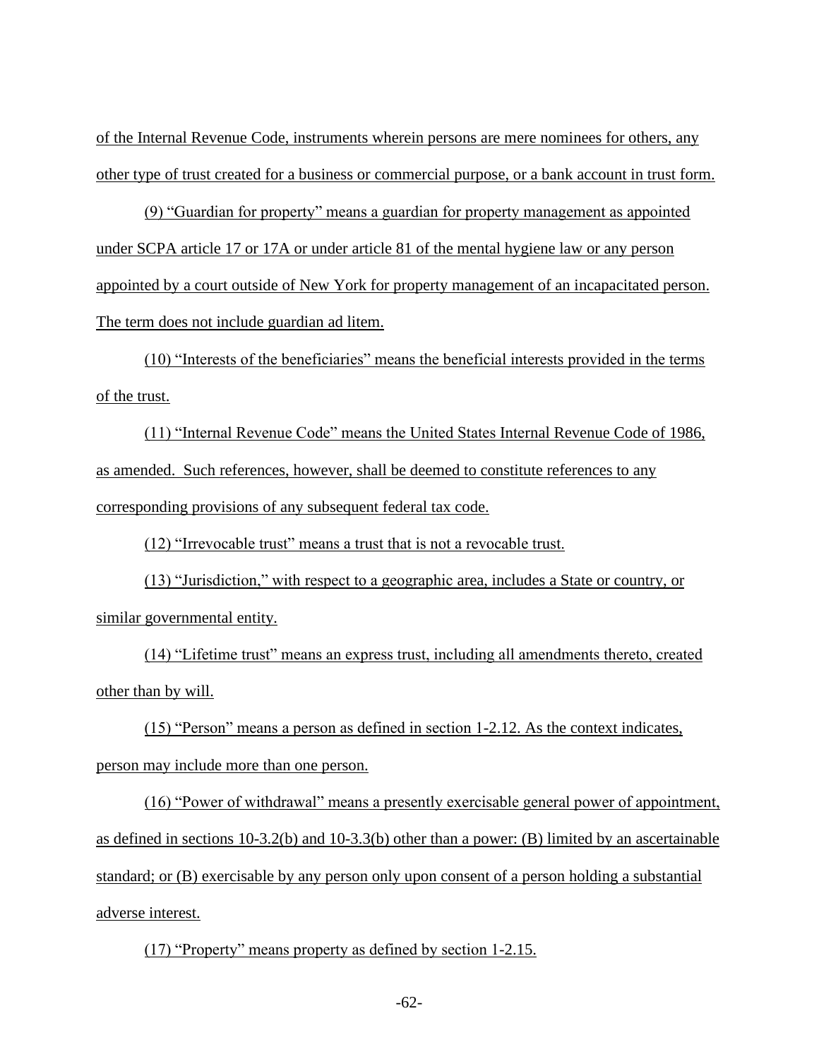of the Internal Revenue Code, instruments wherein persons are mere nominees for others, any other type of trust created for a business or commercial purpose, or a bank account in trust form.

(9) "Guardian for property" means a guardian for property management as appointed under SCPA article 17 or 17A or under article 81 of the mental hygiene law or any person appointed by a court outside of New York for property management of an incapacitated person. The term does not include guardian ad litem.

(10) "Interests of the beneficiaries" means the beneficial interests provided in the terms of the trust.

(11) "Internal Revenue Code" means the United States Internal Revenue Code of 1986, as amended. Such references, however, shall be deemed to constitute references to any corresponding provisions of any subsequent federal tax code.

(12) "Irrevocable trust" means a trust that is not a revocable trust.

(13) "Jurisdiction," with respect to a geographic area, includes a State or country, or similar governmental entity.

(14) "Lifetime trust" means an express trust, including all amendments thereto, created other than by will.

(15) "Person" means a person as defined in section 1-2.12. As the context indicates, person may include more than one person.

(16) "Power of withdrawal" means a presently exercisable general power of appointment, as defined in sections 10-3.2(b) and 10-3.3(b) other than a power: (B) limited by an ascertainable standard; or (B) exercisable by any person only upon consent of a person holding a substantial adverse interest.

(17) "Property" means property as defined by section 1-2.15.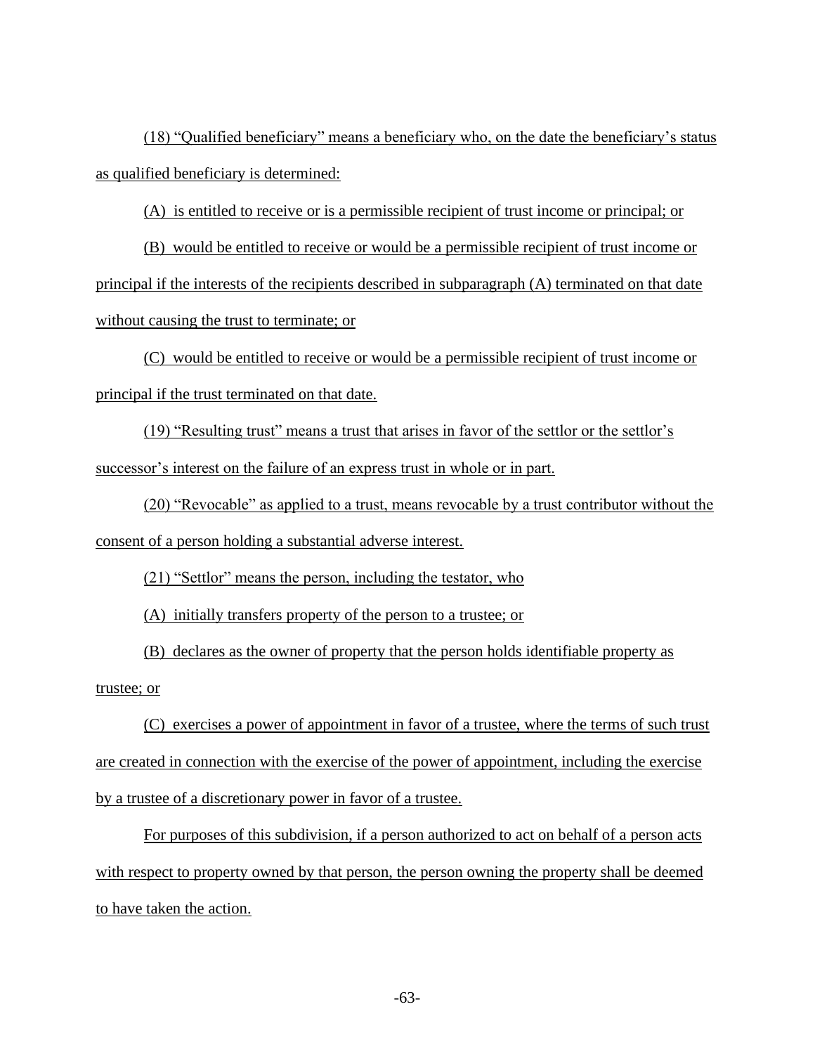(18) "Qualified beneficiary" means a beneficiary who, on the date the beneficiary's status as qualified beneficiary is determined:

(A) is entitled to receive or is a permissible recipient of trust income or principal; or

(B) would be entitled to receive or would be a permissible recipient of trust income or principal if the interests of the recipients described in subparagraph (A) terminated on that date without causing the trust to terminate; or

(C) would be entitled to receive or would be a permissible recipient of trust income or principal if the trust terminated on that date.

(19) "Resulting trust" means a trust that arises in favor of the settlor or the settlor's successor's interest on the failure of an express trust in whole or in part.

(20) "Revocable" as applied to a trust, means revocable by a trust contributor without the consent of a person holding a substantial adverse interest.

(21) "Settlor" means the person, including the testator, who

(A) initially transfers property of the person to a trustee; or

(B) declares as the owner of property that the person holds identifiable property as trustee; or

(C) exercises a power of appointment in favor of a trustee, where the terms of such trust are created in connection with the exercise of the power of appointment, including the exercise by a trustee of a discretionary power in favor of a trustee.

For purposes of this subdivision, if a person authorized to act on behalf of a person acts with respect to property owned by that person, the person owning the property shall be deemed to have taken the action.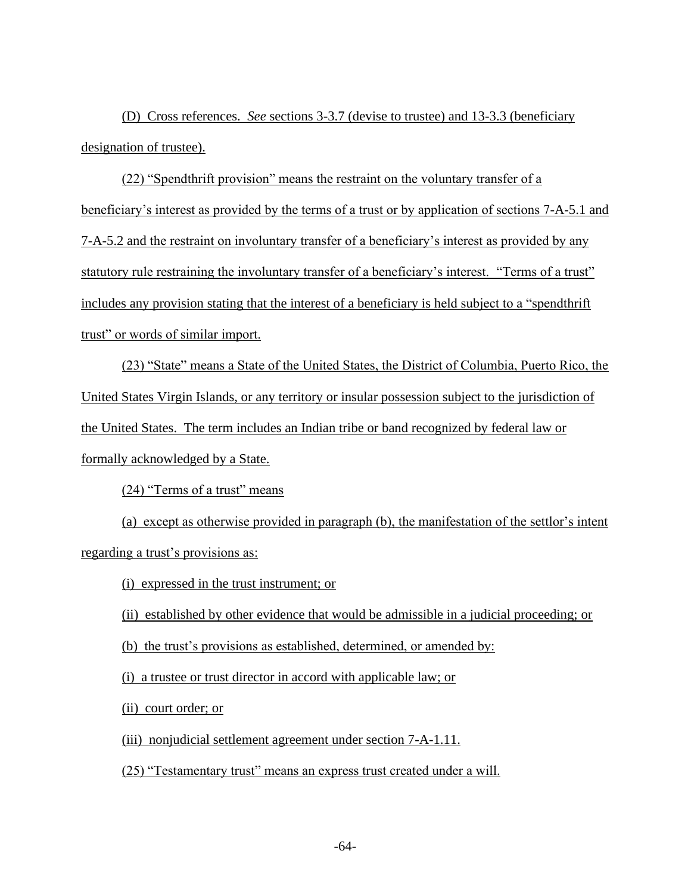(D) Cross references. *See* sections 3-3.7 (devise to trustee) and 13-3.3 (beneficiary designation of trustee).

(22) "Spendthrift provision" means the restraint on the voluntary transfer of a beneficiary's interest as provided by the terms of a trust or by application of sections 7-A-5.1 and 7-A-5.2 and the restraint on involuntary transfer of a beneficiary's interest as provided by any statutory rule restraining the involuntary transfer of a beneficiary's interest. "Terms of a trust" includes any provision stating that the interest of a beneficiary is held subject to a "spendthrift trust" or words of similar import.

(23) "State" means a State of the United States, the District of Columbia, Puerto Rico, the United States Virgin Islands, or any territory or insular possession subject to the jurisdiction of the United States. The term includes an Indian tribe or band recognized by federal law or formally acknowledged by a State.

(24) "Terms of a trust" means

(a) except as otherwise provided in paragraph (b), the manifestation of the settlor's intent regarding a trust's provisions as:

(i) expressed in the trust instrument; or

(ii) established by other evidence that would be admissible in a judicial proceeding; or

(b) the trust's provisions as established, determined, or amended by:

(i) a trustee or trust director in accord with applicable law; or

(ii) court order; or

(iii) nonjudicial settlement agreement under section 7-A-1.11.

(25) "Testamentary trust" means an express trust created under a will.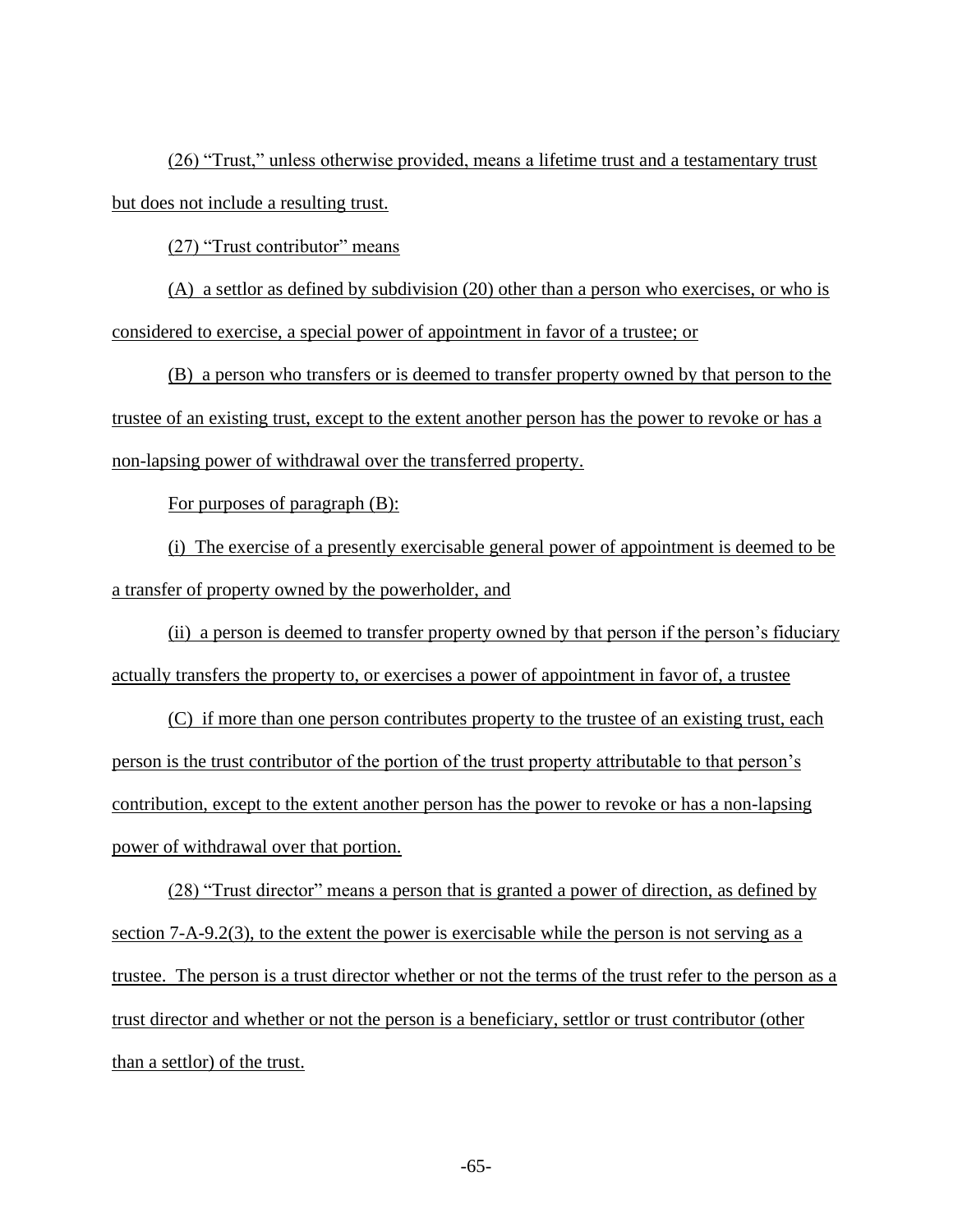(26) "Trust," unless otherwise provided, means a lifetime trust and a testamentary trust but does not include a resulting trust.

(27) "Trust contributor" means

(A) a settlor as defined by subdivision (20) other than a person who exercises, or who is considered to exercise, a special power of appointment in favor of a trustee; or

(B) a person who transfers or is deemed to transfer property owned by that person to the trustee of an existing trust, except to the extent another person has the power to revoke or has a non-lapsing power of withdrawal over the transferred property.

For purposes of paragraph (B):

(i) The exercise of a presently exercisable general power of appointment is deemed to be a transfer of property owned by the powerholder, and

(ii) a person is deemed to transfer property owned by that person if the person's fiduciary actually transfers the property to, or exercises a power of appointment in favor of, a trustee

(C) if more than one person contributes property to the trustee of an existing trust, each person is the trust contributor of the portion of the trust property attributable to that person's contribution, except to the extent another person has the power to revoke or has a non-lapsing power of withdrawal over that portion.

(28) "Trust director" means a person that is granted a power of direction, as defined by section 7-A-9.2(3), to the extent the power is exercisable while the person is not serving as a trustee. The person is a trust director whether or not the terms of the trust refer to the person as a trust director and whether or not the person is a beneficiary, settlor or trust contributor (other than a settlor) of the trust.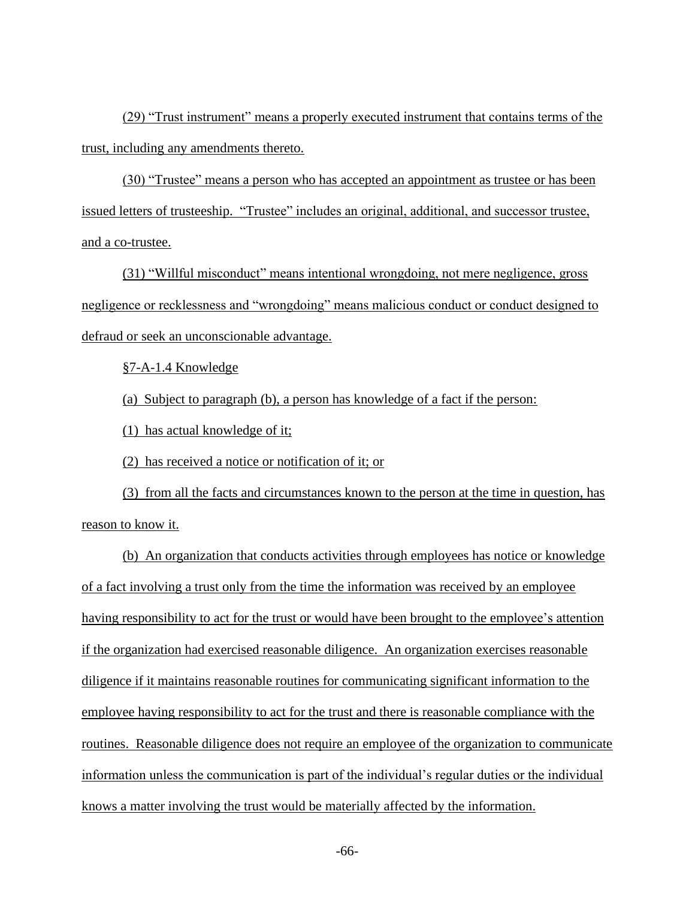(29) "Trust instrument" means a properly executed instrument that contains terms of the trust, including any amendments thereto.

(30) "Trustee" means a person who has accepted an appointment as trustee or has been issued letters of trusteeship. "Trustee" includes an original, additional, and successor trustee, and a co-trustee.

(31) "Willful misconduct" means intentional wrongdoing, not mere negligence, gross negligence or recklessness and "wrongdoing" means malicious conduct or conduct designed to defraud or seek an unconscionable advantage.

§7-A-1.4 Knowledge

(a) Subject to paragraph (b), a person has knowledge of a fact if the person:

(1) has actual knowledge of it;

(2) has received a notice or notification of it; or

(3) from all the facts and circumstances known to the person at the time in question, has reason to know it.

(b) An organization that conducts activities through employees has notice or knowledge of a fact involving a trust only from the time the information was received by an employee having responsibility to act for the trust or would have been brought to the employee's attention if the organization had exercised reasonable diligence. An organization exercises reasonable diligence if it maintains reasonable routines for communicating significant information to the employee having responsibility to act for the trust and there is reasonable compliance with the routines. Reasonable diligence does not require an employee of the organization to communicate information unless the communication is part of the individual's regular duties or the individual knows a matter involving the trust would be materially affected by the information.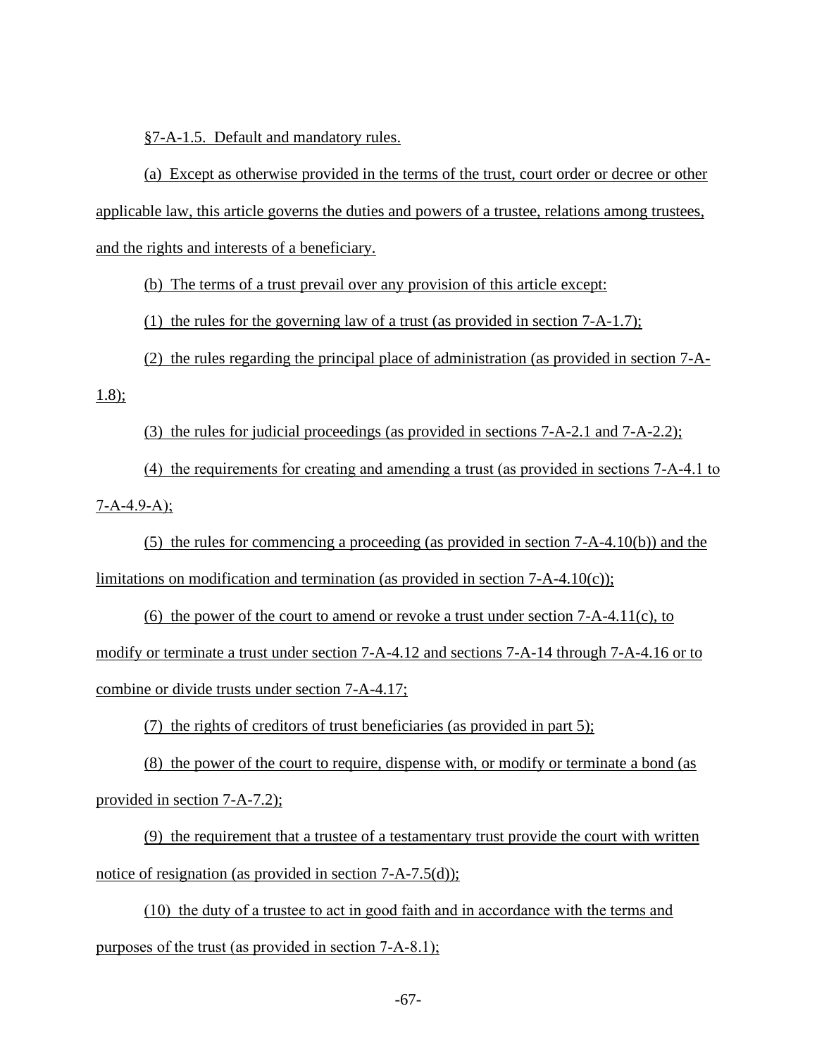§7-A-1.5. Default and mandatory rules.

(a) Except as otherwise provided in the terms of the trust, court order or decree or other applicable law, this article governs the duties and powers of a trustee, relations among trustees, and the rights and interests of a beneficiary.

(b) The terms of a trust prevail over any provision of this article except:

(1) the rules for the governing law of a trust (as provided in section 7-A-1.7);

(2) the rules regarding the principal place of administration (as provided in section 7-A-1.8);

(3) the rules for judicial proceedings (as provided in sections 7-A-2.1 and 7-A-2.2);

(4) the requirements for creating and amending a trust (as provided in sections 7-A-4.1 to 7-A-4.9-A);

(5) the rules for commencing a proceeding (as provided in section 7-A-4.10(b)) and the limitations on modification and termination (as provided in section 7-A-4.10(c));

(6) the power of the court to amend or revoke a trust under section 7-A-4.11(c), to modify or terminate a trust under section 7-A-4.12 and sections 7-A-14 through 7-A-4.16 or to combine or divide trusts under section 7-A-4.17;

(7) the rights of creditors of trust beneficiaries (as provided in part 5);

(8) the power of the court to require, dispense with, or modify or terminate a bond (as provided in section 7-A-7.2);

(9) the requirement that a trustee of a testamentary trust provide the court with written notice of resignation (as provided in section 7-A-7.5(d));

(10) the duty of a trustee to act in good faith and in accordance with the terms and purposes of the trust (as provided in section 7-A-8.1);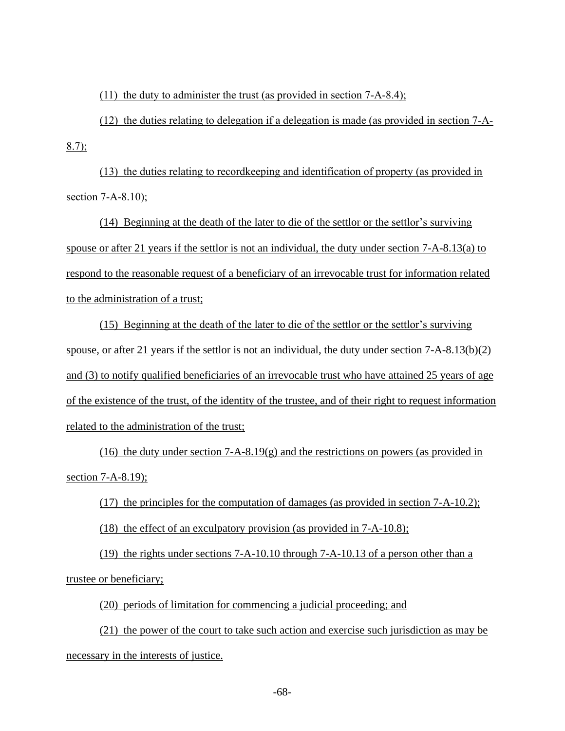(11) the duty to administer the trust (as provided in section 7-A-8.4);

(12) the duties relating to delegation if a delegation is made (as provided in section 7-A-8.7);

(13) the duties relating to recordkeeping and identification of property (as provided in section 7-A-8.10);

(14) Beginning at the death of the later to die of the settlor or the settlor's surviving spouse or after 21 years if the settlor is not an individual, the duty under section 7-A-8.13(a) to respond to the reasonable request of a beneficiary of an irrevocable trust for information related to the administration of a trust;

(15) Beginning at the death of the later to die of the settlor or the settlor's surviving spouse, or after 21 years if the settlor is not an individual, the duty under section 7-A-8.13(b)(2) and (3) to notify qualified beneficiaries of an irrevocable trust who have attained 25 years of age of the existence of the trust, of the identity of the trustee, and of their right to request information related to the administration of the trust;

(16) the duty under section 7-A-8.19(g) and the restrictions on powers (as provided in section 7-A-8.19);

(17) the principles for the computation of damages (as provided in section 7-A-10.2);

(18) the effect of an exculpatory provision (as provided in 7-A-10.8);

(19) the rights under sections 7-A-10.10 through 7-A-10.13 of a person other than a trustee or beneficiary;

(20) periods of limitation for commencing a judicial proceeding; and

(21) the power of the court to take such action and exercise such jurisdiction as may be necessary in the interests of justice.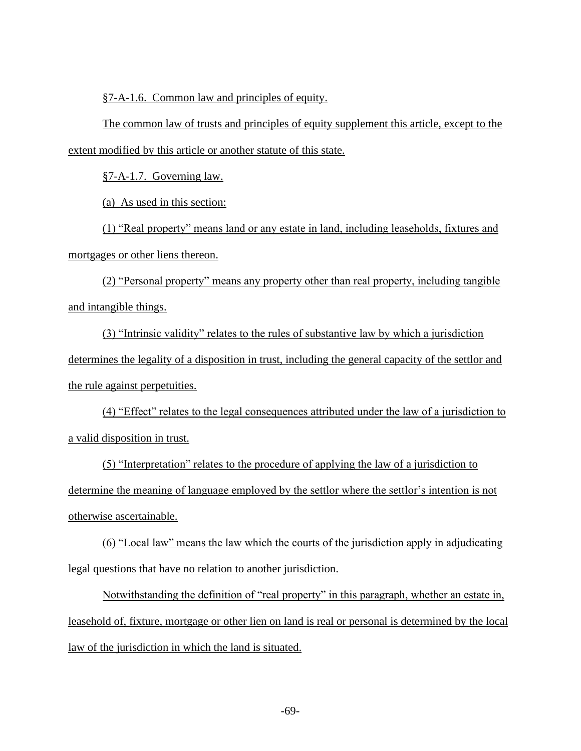§7-A-1.6. Common law and principles of equity.

The common law of trusts and principles of equity supplement this article, except to the extent modified by this article or another statute of this state.

§7-A-1.7. Governing law.

(a) As used in this section:

(1) "Real property" means land or any estate in land, including leaseholds, fixtures and mortgages or other liens thereon.

(2) "Personal property" means any property other than real property, including tangible and intangible things.

(3) "Intrinsic validity" relates to the rules of substantive law by which a jurisdiction determines the legality of a disposition in trust, including the general capacity of the settlor and the rule against perpetuities.

(4) "Effect" relates to the legal consequences attributed under the law of a jurisdiction to a valid disposition in trust.

(5) "Interpretation" relates to the procedure of applying the law of a jurisdiction to determine the meaning of language employed by the settlor where the settlor's intention is not otherwise ascertainable.

(6) "Local law" means the law which the courts of the jurisdiction apply in adjudicating legal questions that have no relation to another jurisdiction.

Notwithstanding the definition of "real property" in this paragraph, whether an estate in, leasehold of, fixture, mortgage or other lien on land is real or personal is determined by the local law of the jurisdiction in which the land is situated.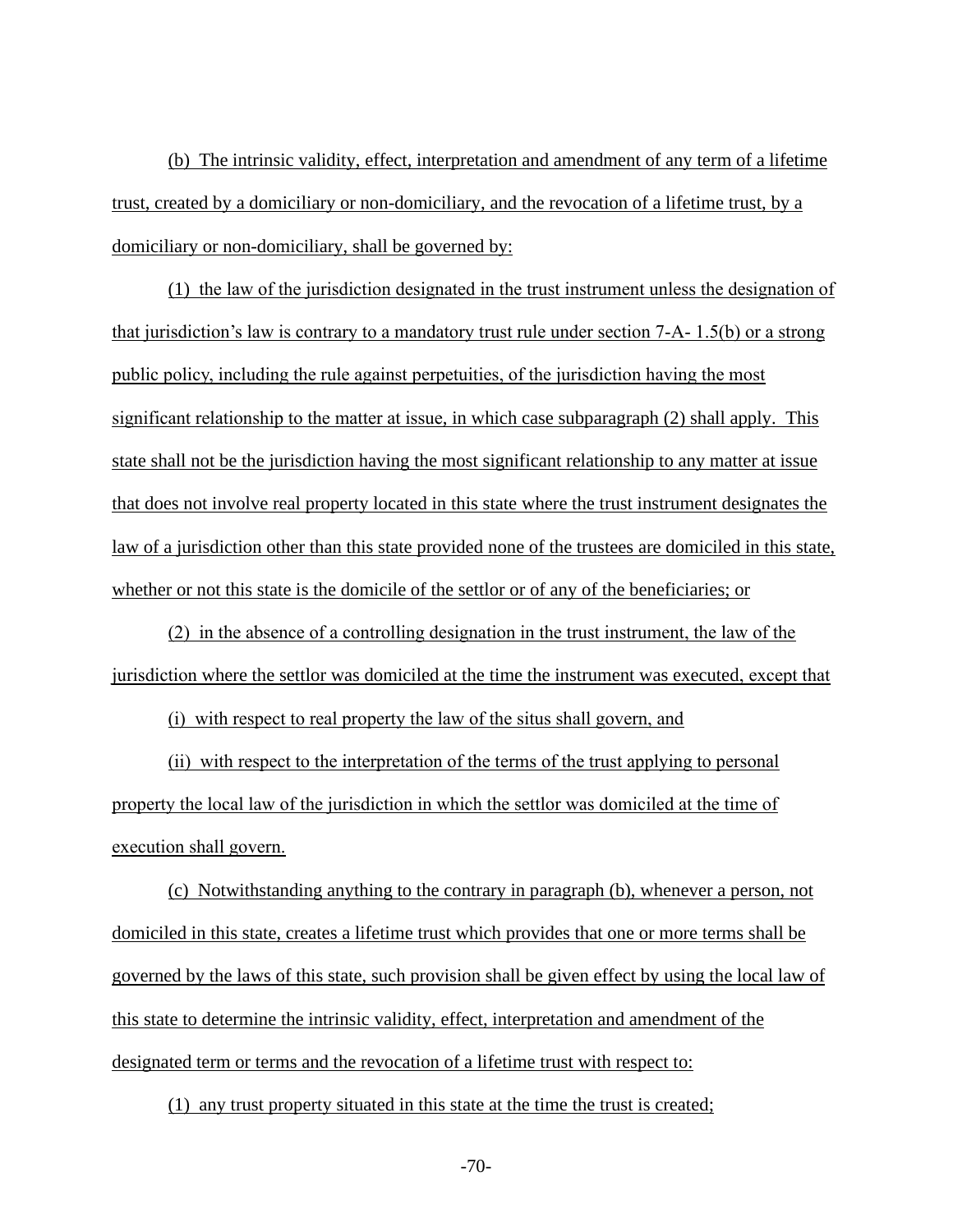(b) The intrinsic validity, effect, interpretation and amendment of any term of a lifetime trust, created by a domiciliary or non-domiciliary, and the revocation of a lifetime trust, by a domiciliary or non-domiciliary, shall be governed by:

(1) the law of the jurisdiction designated in the trust instrument unless the designation of that jurisdiction's law is contrary to a mandatory trust rule under section 7-A- 1.5(b) or a strong public policy, including the rule against perpetuities, of the jurisdiction having the most significant relationship to the matter at issue, in which case subparagraph (2) shall apply. This state shall not be the jurisdiction having the most significant relationship to any matter at issue that does not involve real property located in this state where the trust instrument designates the law of a jurisdiction other than this state provided none of the trustees are domiciled in this state, whether or not this state is the domicile of the settlor or of any of the beneficiaries; or

(2) in the absence of a controlling designation in the trust instrument, the law of the jurisdiction where the settlor was domiciled at the time the instrument was executed, except that

(i) with respect to real property the law of the situs shall govern, and

(ii) with respect to the interpretation of the terms of the trust applying to personal property the local law of the jurisdiction in which the settlor was domiciled at the time of execution shall govern.

(c) Notwithstanding anything to the contrary in paragraph (b), whenever a person, not domiciled in this state, creates a lifetime trust which provides that one or more terms shall be governed by the laws of this state, such provision shall be given effect by using the local law of this state to determine the intrinsic validity, effect, interpretation and amendment of the designated term or terms and the revocation of a lifetime trust with respect to:

(1) any trust property situated in this state at the time the trust is created;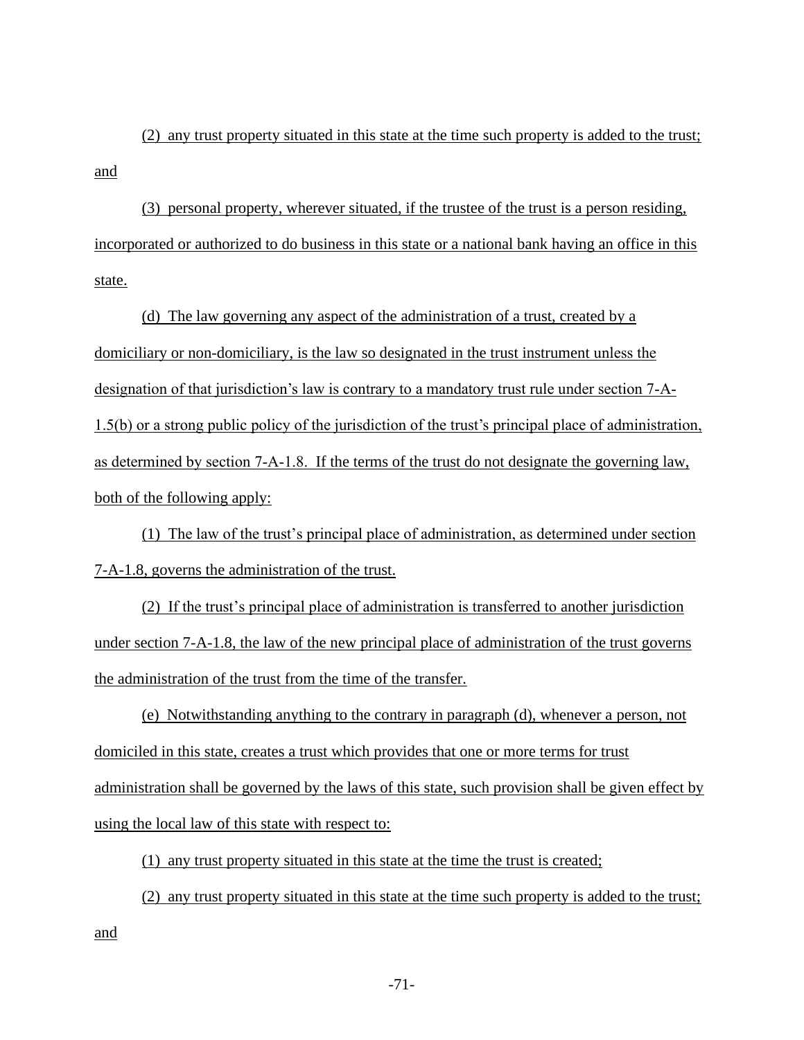(2) any trust property situated in this state at the time such property is added to the trust; and

(3) personal property, wherever situated, if the trustee of the trust is a person residing, incorporated or authorized to do business in this state or a national bank having an office in this state.

(d) The law governing any aspect of the administration of a trust, created by a domiciliary or non-domiciliary, is the law so designated in the trust instrument unless the designation of that jurisdiction's law is contrary to a mandatory trust rule under section 7-A-1.5(b) or a strong public policy of the jurisdiction of the trust's principal place of administration, as determined by section 7-A-1.8. If the terms of the trust do not designate the governing law, both of the following apply:

(1) The law of the trust's principal place of administration, as determined under section 7-A-1.8, governs the administration of the trust.

(2) If the trust's principal place of administration is transferred to another jurisdiction under section 7-A-1.8, the law of the new principal place of administration of the trust governs the administration of the trust from the time of the transfer.

(e) Notwithstanding anything to the contrary in paragraph (d), whenever a person, not domiciled in this state, creates a trust which provides that one or more terms for trust administration shall be governed by the laws of this state, such provision shall be given effect by using the local law of this state with respect to:

(1) any trust property situated in this state at the time the trust is created;

(2) any trust property situated in this state at the time such property is added to the trust; and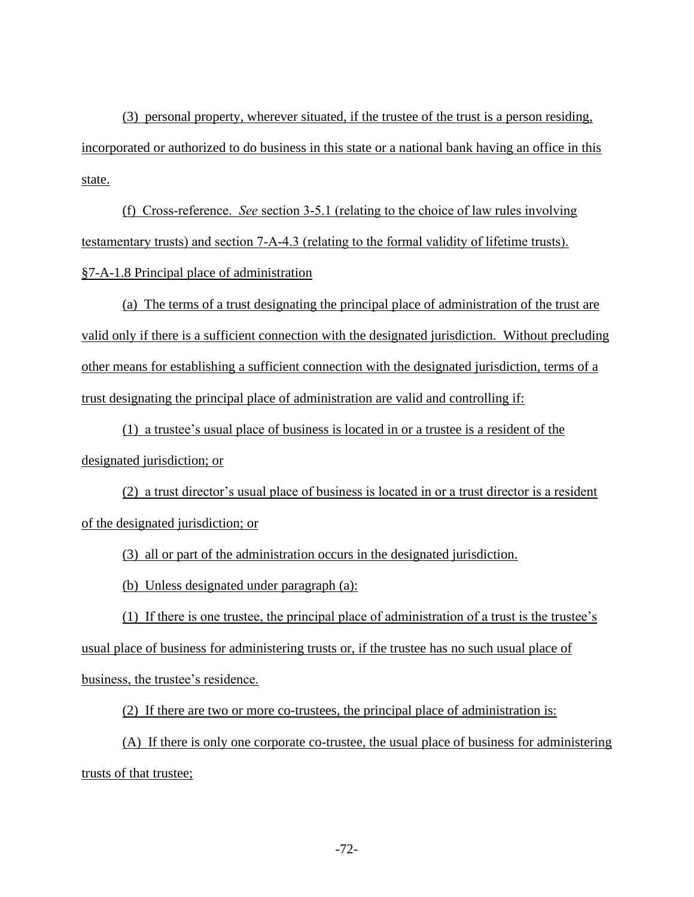(3) personal property, wherever situated, if the trustee of the trust is a person residing, incorporated or authorized to do business in this state or a national bank having an office in this state.

(f) Cross-reference. *See* section 3-5.1 (relating to the choice of law rules involving testamentary trusts) and section 7-A-4.3 (relating to the formal validity of lifetime trusts).

§7-A-1.8 Principal place of administration

(a) The terms of a trust designating the principal place of administration of the trust are valid only if there is a sufficient connection with the designated jurisdiction. Without precluding other means for establishing a sufficient connection with the designated jurisdiction, terms of a trust designating the principal place of administration are valid and controlling if:

(1) a trustee's usual place of business is located in or a trustee is a resident of the designated jurisdiction; or

(2) a trust director's usual place of business is located in or a trust director is a resident of the designated jurisdiction; or

(3) all or part of the administration occurs in the designated jurisdiction.

(b) Unless designated under paragraph (a):

(1) If there is one trustee, the principal place of administration of a trust is the trustee's usual place of business for administering trusts or, if the trustee has no such usual place of business, the trustee's residence.

(2) If there are two or more co-trustees, the principal place of administration is:

(A) If there is only one corporate co-trustee, the usual place of business for administering trusts of that trustee;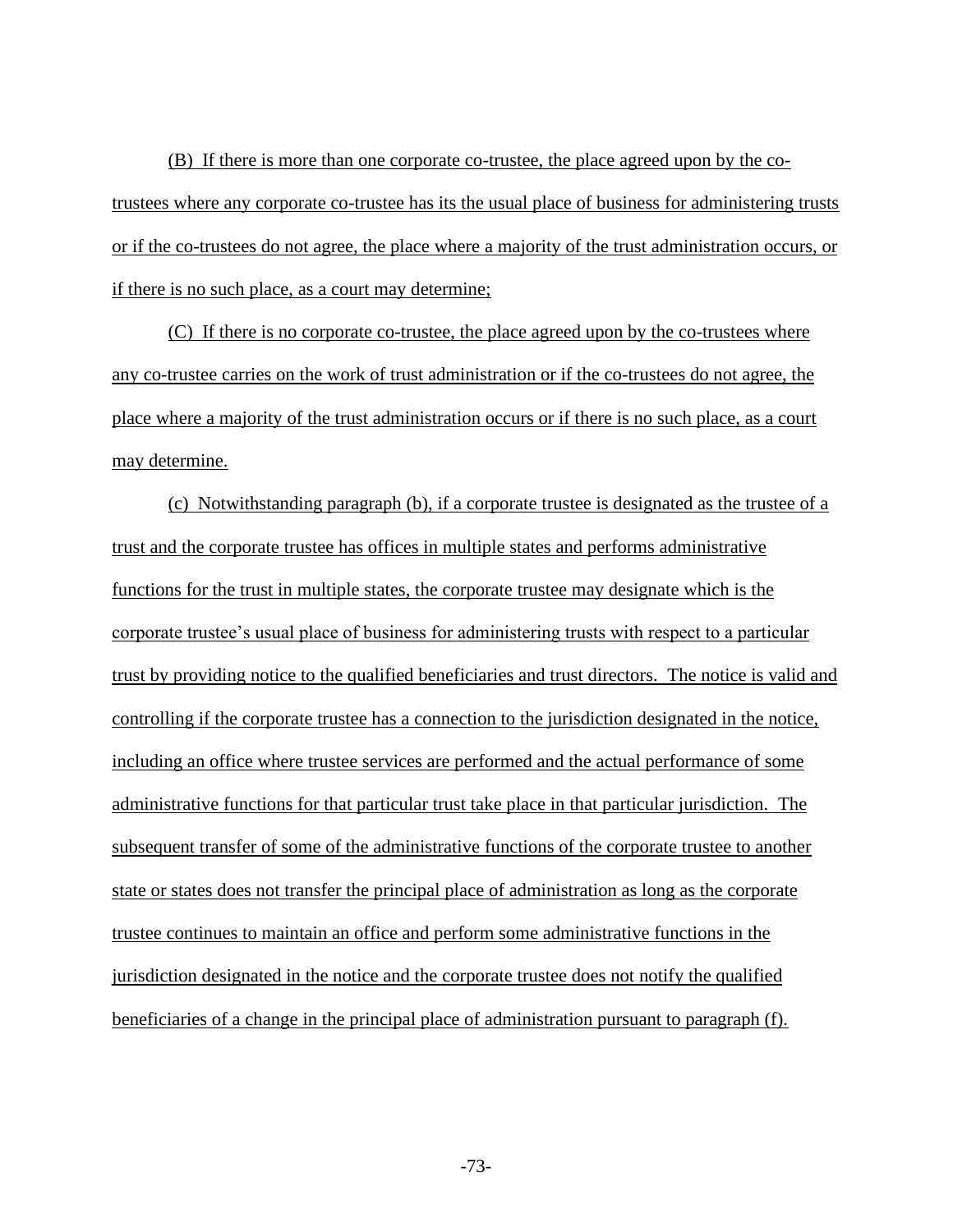(B) If there is more than one corporate co-trustee, the place agreed upon by the co-trustees where any corporate co-trustee has its the usual place of business for administering trusts or if the co-trustees do not agree, the place where a majority of the trust administration occurs, or if there is no such place, as a court may determine;

(C) If there is no corporate co-trustee, the place agreed upon by the co-trustees where any co-trustee carries on the work of trust administration or if the co-trustees do not agree, the place where a majority of the trust administration occurs or if there is no such place, as a court may determine.

(c) Notwithstanding paragraph (b), if a corporate trustee is designated as the trustee of a trust and the corporate trustee has offices in multiple states and performs administrative functions for the trust in multiple states, the corporate trustee may designate which is the corporate trustee's usual place of business for administering trusts with respect to a particular trust by providing notice to the qualified beneficiaries and trust directors. The notice is valid and controlling if the corporate trustee has a connection to the jurisdiction designated in the notice, including an office where trustee services are performed and the actual performance of some administrative functions for that particular trust take place in that particular jurisdiction. The subsequent transfer of some of the administrative functions of the corporate trustee to another state or states does not transfer the principal place of administration as long as the corporate trustee continues to maintain an office and perform some administrative functions in the jurisdiction designated in the notice and the corporate trustee does not notify the qualified beneficiaries of a change in the principal place of administration pursuant to paragraph (f).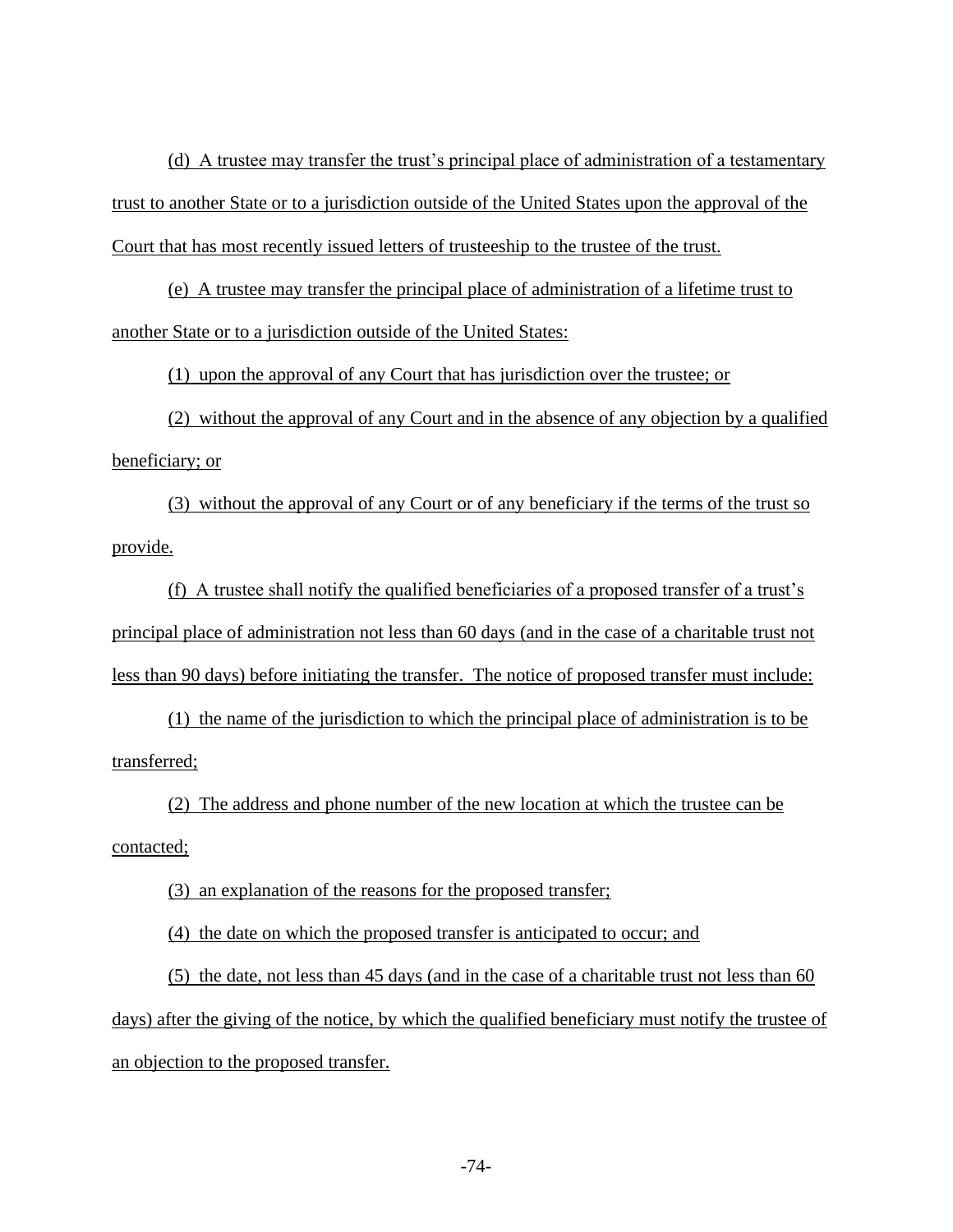(d) A trustee may transfer the trust's principal place of administration of a testamentary trust to another State or to a jurisdiction outside of the United States upon the approval of the Court that has most recently issued letters of trusteeship to the trustee of the trust.

(e) A trustee may transfer the principal place of administration of a lifetime trust to another State or to a jurisdiction outside of the United States:

(1) upon the approval of any Court that has jurisdiction over the trustee; or

(2) without the approval of any Court and in the absence of any objection by a qualified beneficiary; or

(3) without the approval of any Court or of any beneficiary if the terms of the trust so provide.

(f) A trustee shall notify the qualified beneficiaries of a proposed transfer of a trust's principal place of administration not less than 60 days (and in the case of a charitable trust not less than 90 days) before initiating the transfer. The notice of proposed transfer must include:

(1) the name of the jurisdiction to which the principal place of administration is to be transferred;

(2) The address and phone number of the new location at which the trustee can be contacted;

(3) an explanation of the reasons for the proposed transfer;

(4) the date on which the proposed transfer is anticipated to occur; and

(5) the date, not less than 45 days (and in the case of a charitable trust not less than 60 days) after the giving of the notice, by which the qualified beneficiary must notify the trustee of an objection to the proposed transfer.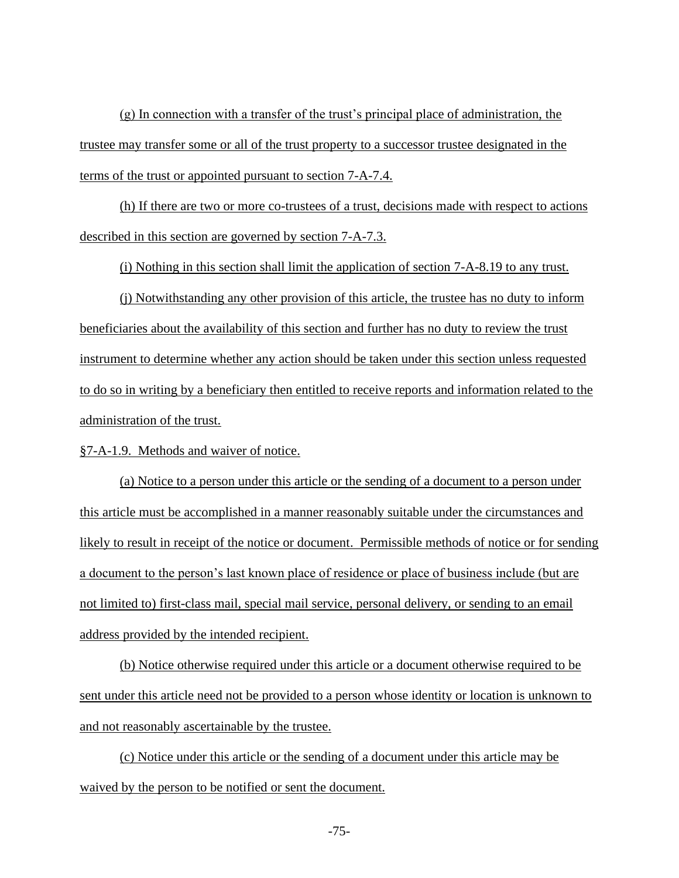(g) In connection with a transfer of the trust's principal place of administration, the trustee may transfer some or all of the trust property to a successor trustee designated in the terms of the trust or appointed pursuant to section 7-A-7.4.

(h) If there are two or more co-trustees of a trust, decisions made with respect to actions described in this section are governed by section 7-A-7.3.

(i) Nothing in this section shall limit the application of section 7-A-8.19 to any trust.

(j) Notwithstanding any other provision of this article, the trustee has no duty to inform beneficiaries about the availability of this section and further has no duty to review the trust instrument to determine whether any action should be taken under this section unless requested to do so in writing by a beneficiary then entitled to receive reports and information related to the administration of the trust.

§7-A-1.9. Methods and waiver of notice.

(a) Notice to a person under this article or the sending of a document to a person under this article must be accomplished in a manner reasonably suitable under the circumstances and likely to result in receipt of the notice or document. Permissible methods of notice or for sending a document to the person's last known place of residence or place of business include (but are not limited to) first-class mail, special mail service, personal delivery, or sending to an email address provided by the intended recipient.

(b) Notice otherwise required under this article or a document otherwise required to be sent under this article need not be provided to a person whose identity or location is unknown to and not reasonably ascertainable by the trustee.

(c) Notice under this article or the sending of a document under this article may be waived by the person to be notified or sent the document.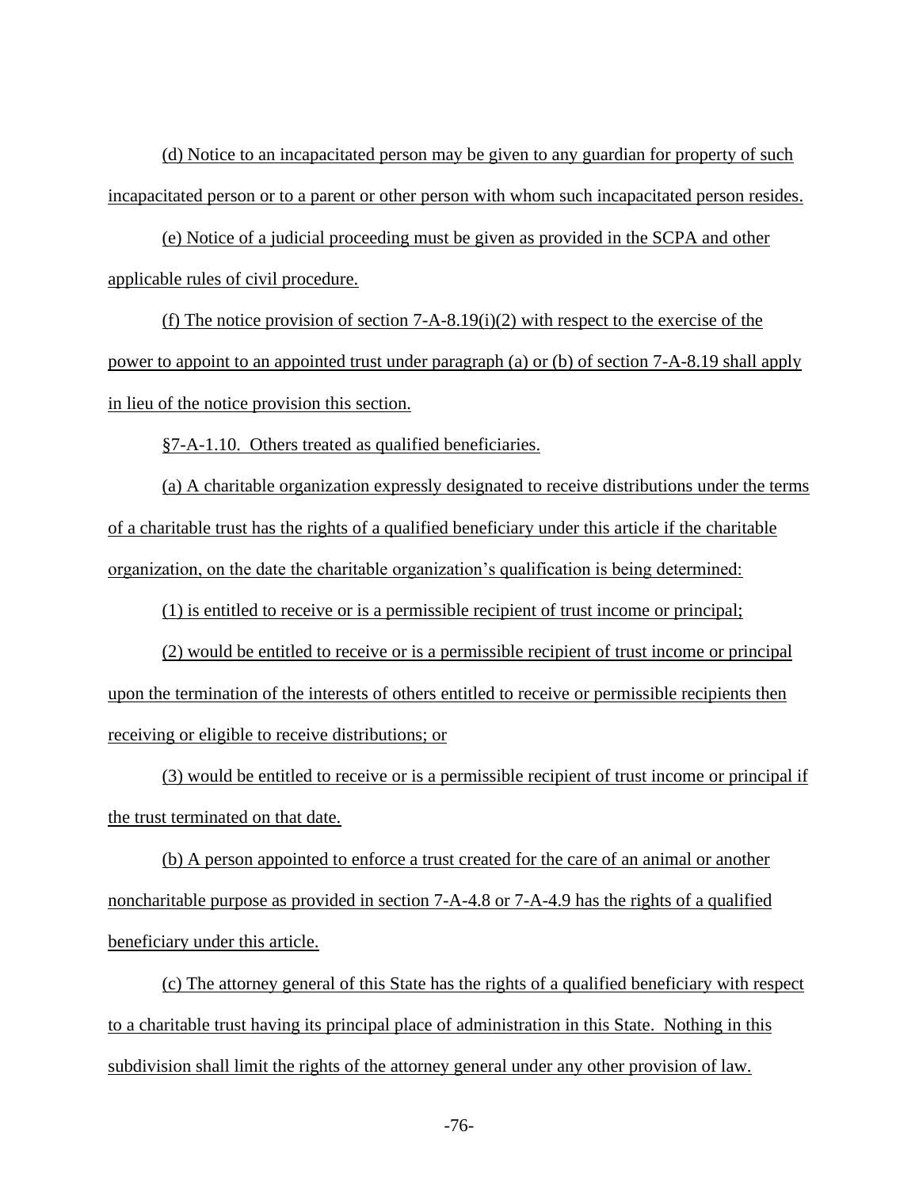(d) Notice to an incapacitated person may be given to any guardian for property of such incapacitated person or to a parent or other person with whom such incapacitated person resides.

(e) Notice of a judicial proceeding must be given as provided in the SCPA and other applicable rules of civil procedure.

(f) The notice provision of section 7-A-8.19(i)(2) with respect to the exercise of the power to appoint to an appointed trust under paragraph (a) or (b) of section 7-A-8.19 shall apply in lieu of the notice provision this section.

§7-A-1.10. Others treated as qualified beneficiaries.

(a) A charitable organization expressly designated to receive distributions under the terms of a charitable trust has the rights of a qualified beneficiary under this article if the charitable organization, on the date the charitable organization's qualification is being determined:

(1) is entitled to receive or is a permissible recipient of trust income or principal;

(2) would be entitled to receive or is a permissible recipient of trust income or principal upon the termination of the interests of others entitled to receive or permissible recipients then receiving or eligible to receive distributions; or

(3) would be entitled to receive or is a permissible recipient of trust income or principal if the trust terminated on that date.

(b) A person appointed to enforce a trust created for the care of an animal or another noncharitable purpose as provided in section 7-A-4.8 or 7-A-4.9 has the rights of a qualified beneficiary under this article.

(c) The attorney general of this State has the rights of a qualified beneficiary with respect to a charitable trust having its principal place of administration in this State. Nothing in this subdivision shall limit the rights of the attorney general under any other provision of law.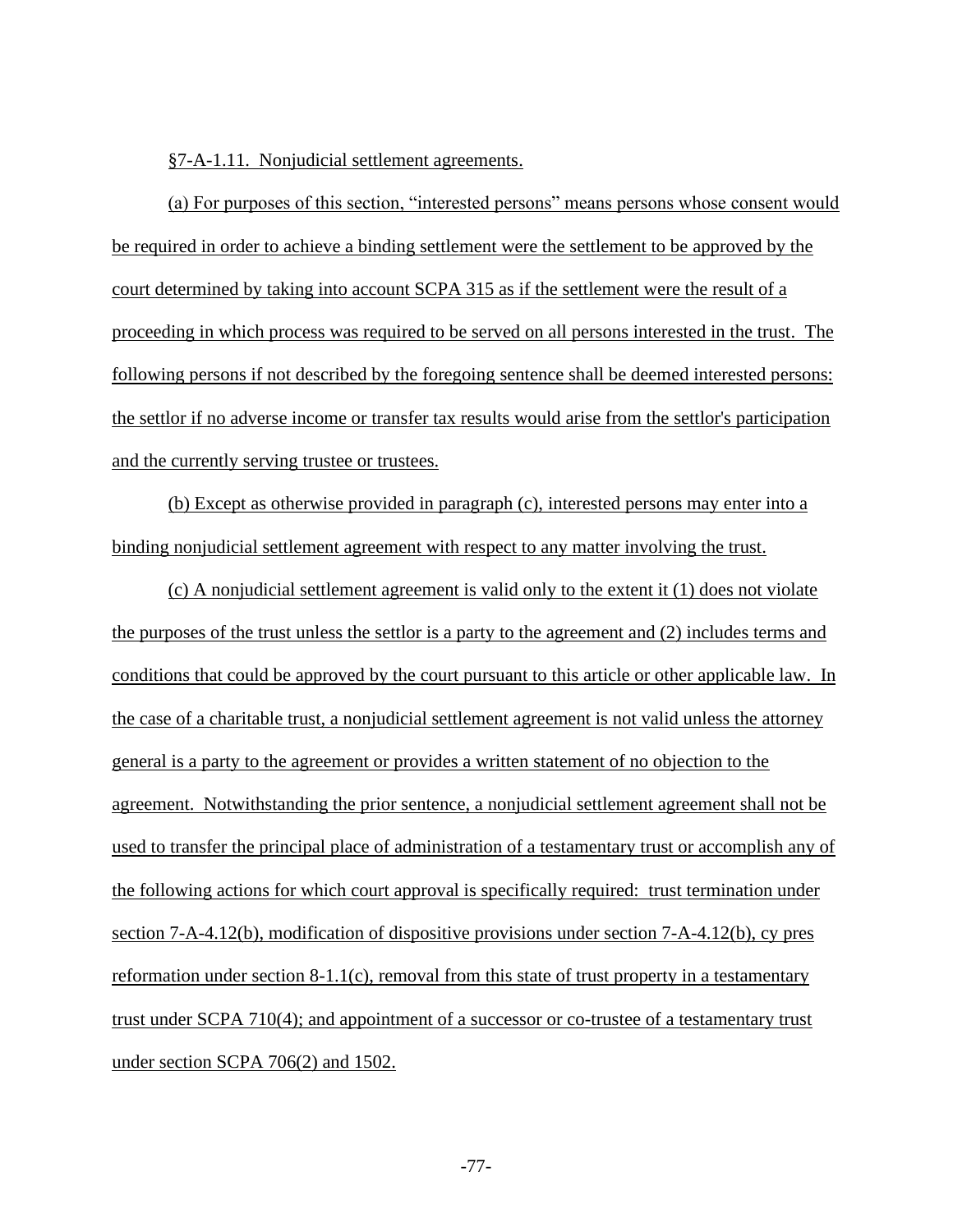§7-A-1.11. Nonjudicial settlement agreements.

(a) For purposes of this section, "interested persons" means persons whose consent would be required in order to achieve a binding settlement were the settlement to be approved by the court determined by taking into account SCPA 315 as if the settlement were the result of a proceeding in which process was required to be served on all persons interested in the trust. The following persons if not described by the foregoing sentence shall be deemed interested persons: the settlor if no adverse income or transfer tax results would arise from the settlor's participation and the currently serving trustee or trustees.

(b) Except as otherwise provided in paragraph (c), interested persons may enter into a binding nonjudicial settlement agreement with respect to any matter involving the trust.

(c) A nonjudicial settlement agreement is valid only to the extent it (1) does not violate the purposes of the trust unless the settlor is a party to the agreement and (2) includes terms and conditions that could be approved by the court pursuant to this article or other applicable law. In the case of a charitable trust, a nonjudicial settlement agreement is not valid unless the attorney general is a party to the agreement or provides a written statement of no objection to the agreement. Notwithstanding the prior sentence, a nonjudicial settlement agreement shall not be used to transfer the principal place of administration of a testamentary trust or accomplish any of the following actions for which court approval is specifically required: trust termination under section 7-A-4.12(b), modification of dispositive provisions under section 7-A-4.12(b), cy pres reformation under section 8-1.1(c), removal from this state of trust property in a testamentary trust under SCPA 710(4); and appointment of a successor or co-trustee of a testamentary trust under section SCPA 706(2) and 1502.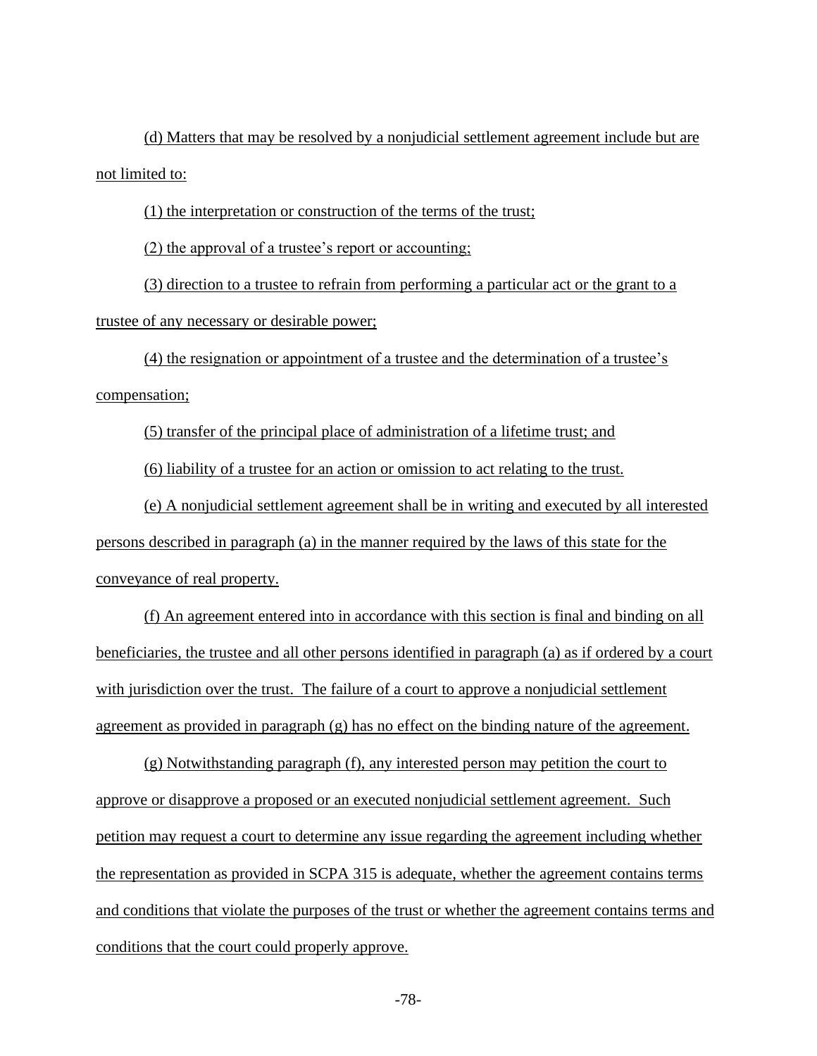(d) Matters that may be resolved by a nonjudicial settlement agreement include but are not limited to:

(1) the interpretation or construction of the terms of the trust;

(2) the approval of a trustee's report or accounting;

(3) direction to a trustee to refrain from performing a particular act or the grant to a trustee of any necessary or desirable power;

(4) the resignation or appointment of a trustee and the determination of a trustee's compensation;

(5) transfer of the principal place of administration of a lifetime trust; and

(6) liability of a trustee for an action or omission to act relating to the trust.

(e) A nonjudicial settlement agreement shall be in writing and executed by all interested persons described in paragraph (a) in the manner required by the laws of this state for the conveyance of real property.

(f) An agreement entered into in accordance with this section is final and binding on all beneficiaries, the trustee and all other persons identified in paragraph (a) as if ordered by a court with jurisdiction over the trust. The failure of a court to approve a nonjudicial settlement agreement as provided in paragraph (g) has no effect on the binding nature of the agreement.

(g) Notwithstanding paragraph (f), any interested person may petition the court to approve or disapprove a proposed or an executed nonjudicial settlement agreement. Such petition may request a court to determine any issue regarding the agreement including whether the representation as provided in SCPA 315 is adequate, whether the agreement contains terms and conditions that violate the purposes of the trust or whether the agreement contains terms and conditions that the court could properly approve.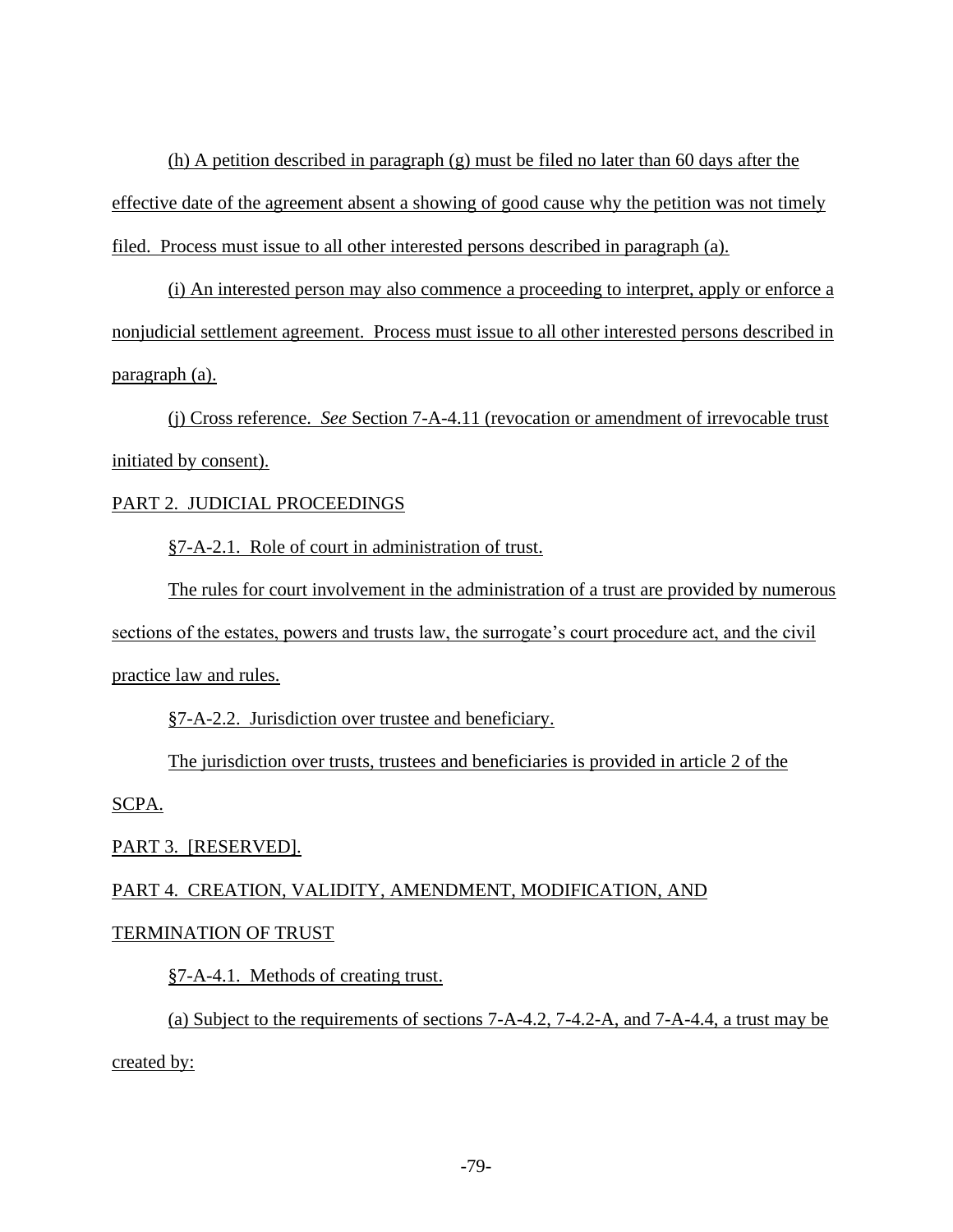(h) A petition described in paragraph (g) must be filed no later than 60 days after the effective date of the agreement absent a showing of good cause why the petition was not timely filed. Process must issue to all other interested persons described in paragraph (a).

(i) An interested person may also commence a proceeding to interpret, apply or enforce a nonjudicial settlement agreement. Process must issue to all other interested persons described in paragraph (a).

(j) Cross reference. *See* Section 7-A-4.11 (revocation or amendment of irrevocable trust initiated by consent).

## PART 2. JUDICIAL PROCEEDINGS

### §7-A-2.1. Role of court in administration of trust.

The rules for court involvement in the administration of a trust are provided by numerous sections of the estates, powers and trusts law, the surrogate's court procedure act, and the civil practice law and rules.

### §7-A-2.2. Jurisdiction over trustee and beneficiary.

The jurisdiction over trusts, trustees and beneficiaries is provided in article 2 of the SCPA.

## PART 3. [RESERVED].

## PART 4. CREATION, VALIDITY, AMENDMENT, MODIFICATION, AND TERMINATION OF TRUST

### §7-A-4.1. Methods of creating trust.

(a) Subject to the requirements of sections 7-A-4.2, 7-4.2-A, and 7-A-4.4, a trust may be created by: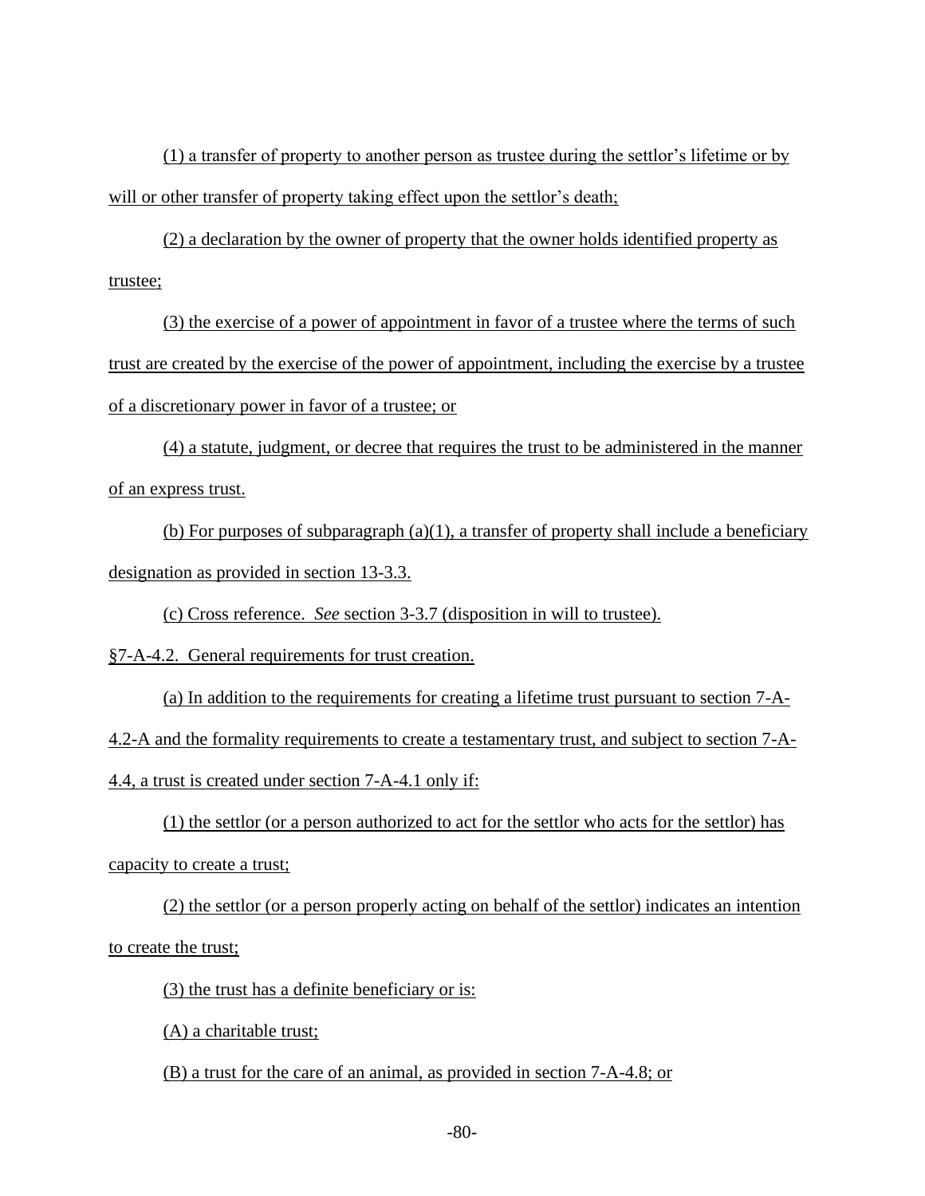(1) a transfer of property to another person as trustee during the settlor's lifetime or by will or other transfer of property taking effect upon the settlor's death;

(2) a declaration by the owner of property that the owner holds identified property as trustee;

(3) the exercise of a power of appointment in favor of a trustee where the terms of such trust are created by the exercise of the power of appointment, including the exercise by a trustee of a discretionary power in favor of a trustee; or

(4) a statute, judgment, or decree that requires the trust to be administered in the manner of an express trust.

(b) For purposes of subparagraph (a)(1), a transfer of property shall include a beneficiary designation as provided in section 13-3.3.

(c) Cross reference. *See* section 3-3.7 (disposition in will to trustee).

§7-A-4.2. General requirements for trust creation.

(a) In addition to the requirements for creating a lifetime trust pursuant to section 7-A-4.2-A and the formality requirements to create a testamentary trust, and subject to section 7-A-4.4, a trust is created under section 7-A-4.1 only if:

(1) the settlor (or a person authorized to act for the settlor who acts for the settlor) has capacity to create a trust;

(2) the settlor (or a person properly acting on behalf of the settlor) indicates an intention to create the trust;

(3) the trust has a definite beneficiary or is:

(A) a charitable trust;

(B) a trust for the care of an animal, as provided in section 7-A-4.8; or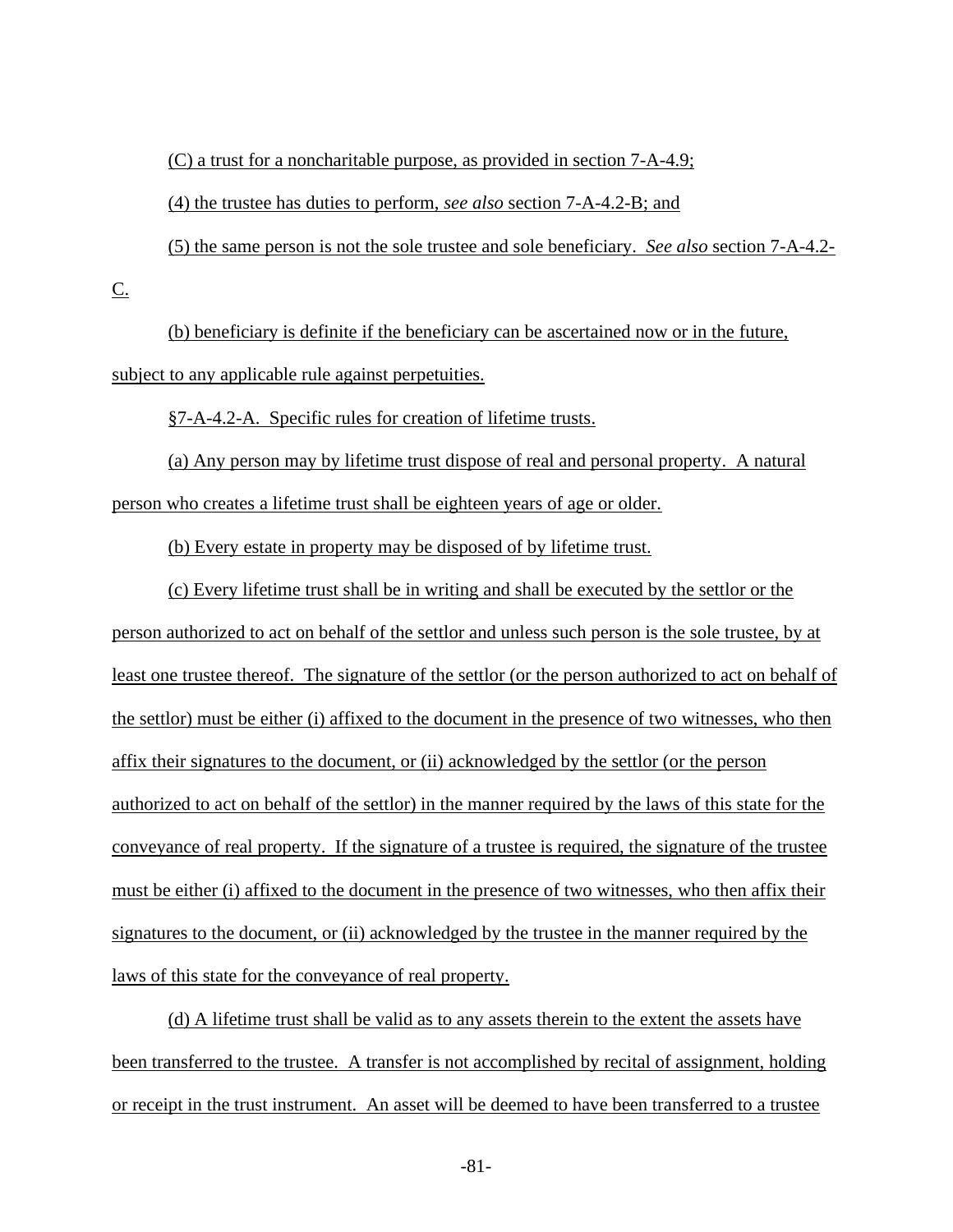(C) a trust for a noncharitable purpose, as provided in section 7-A-4.9;

(4) the trustee has duties to perform, *see also* section 7-A-4.2-B; and

(5) the same person is not the sole trustee and sole beneficiary. *See also* section 7-A-4.2-C.

(b) beneficiary is definite if the beneficiary can be ascertained now or in the future, subject to any applicable rule against perpetuities.

§7-A-4.2-A. Specific rules for creation of lifetime trusts.

(a) Any person may by lifetime trust dispose of real and personal property. A natural person who creates a lifetime trust shall be eighteen years of age or older.

(b) Every estate in property may be disposed of by lifetime trust.

(c) Every lifetime trust shall be in writing and shall be executed by the settlor or the person authorized to act on behalf of the settlor and unless such person is the sole trustee, by at least one trustee thereof. The signature of the settlor (or the person authorized to act on behalf of the settlor) must be either (i) affixed to the document in the presence of two witnesses, who then affix their signatures to the document, or (ii) acknowledged by the settlor (or the person authorized to act on behalf of the settlor) in the manner required by the laws of this state for the conveyance of real property. If the signature of a trustee is required, the signature of the trustee must be either (i) affixed to the document in the presence of two witnesses, who then affix their signatures to the document, or (ii) acknowledged by the trustee in the manner required by the laws of this state for the conveyance of real property.

(d) A lifetime trust shall be valid as to any assets therein to the extent the assets have been transferred to the trustee. A transfer is not accomplished by recital of assignment, holding or receipt in the trust instrument. An asset will be deemed to have been transferred to a trustee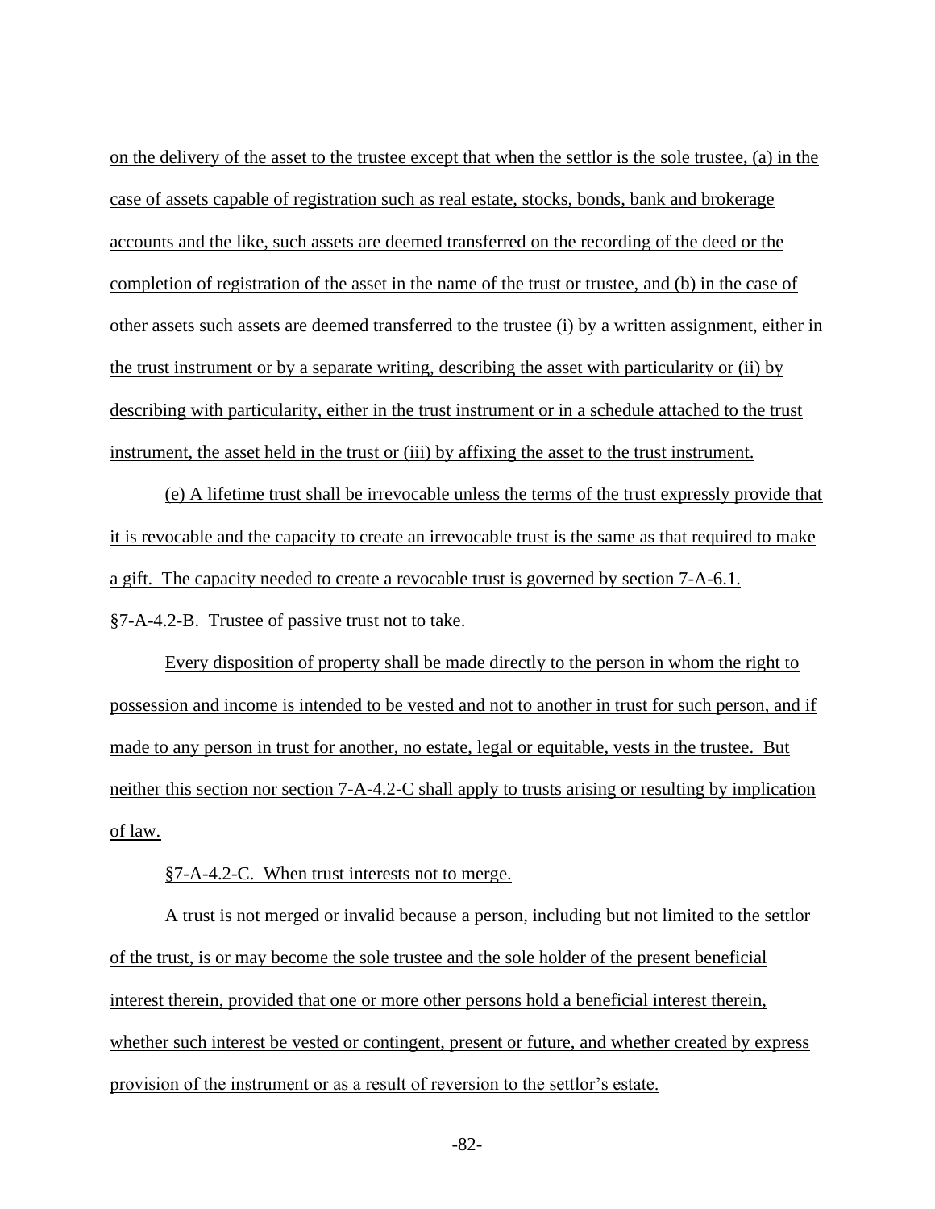on the delivery of the asset to the trustee except that when the settlor is the sole trustee, (a) in the case of assets capable of registration such as real estate, stocks, bonds, bank and brokerage accounts and the like, such assets are deemed transferred on the recording of the deed or the completion of registration of the asset in the name of the trust or trustee, and (b) in the case of other assets such assets are deemed transferred to the trustee (i) by a written assignment, either in the trust instrument or by a separate writing, describing the asset with particularity or (ii) by describing with particularity, either in the trust instrument or in a schedule attached to the trust instrument, the asset held in the trust or (iii) by affixing the asset to the trust instrument.

(e) A lifetime trust shall be irrevocable unless the terms of the trust expressly provide that it is revocable and the capacity to create an irrevocable trust is the same as that required to make a gift. The capacity needed to create a revocable trust is governed by section 7-A-6.1.

§7-A-4.2-B. Trustee of passive trust not to take.

Every disposition of property shall be made directly to the person in whom the right to possession and income is intended to be vested and not to another in trust for such person, and if made to any person in trust for another, no estate, legal or equitable, vests in the trustee. But neither this section nor section 7-A-4.2-C shall apply to trusts arising or resulting by implication of law.

§7-A-4.2-C. When trust interests not to merge.

A trust is not merged or invalid because a person, including but not limited to the settlor of the trust, is or may become the sole trustee and the sole holder of the present beneficial interest therein, provided that one or more other persons hold a beneficial interest therein, whether such interest be vested or contingent, present or future, and whether created by express provision of the instrument or as a result of reversion to the settlor's estate.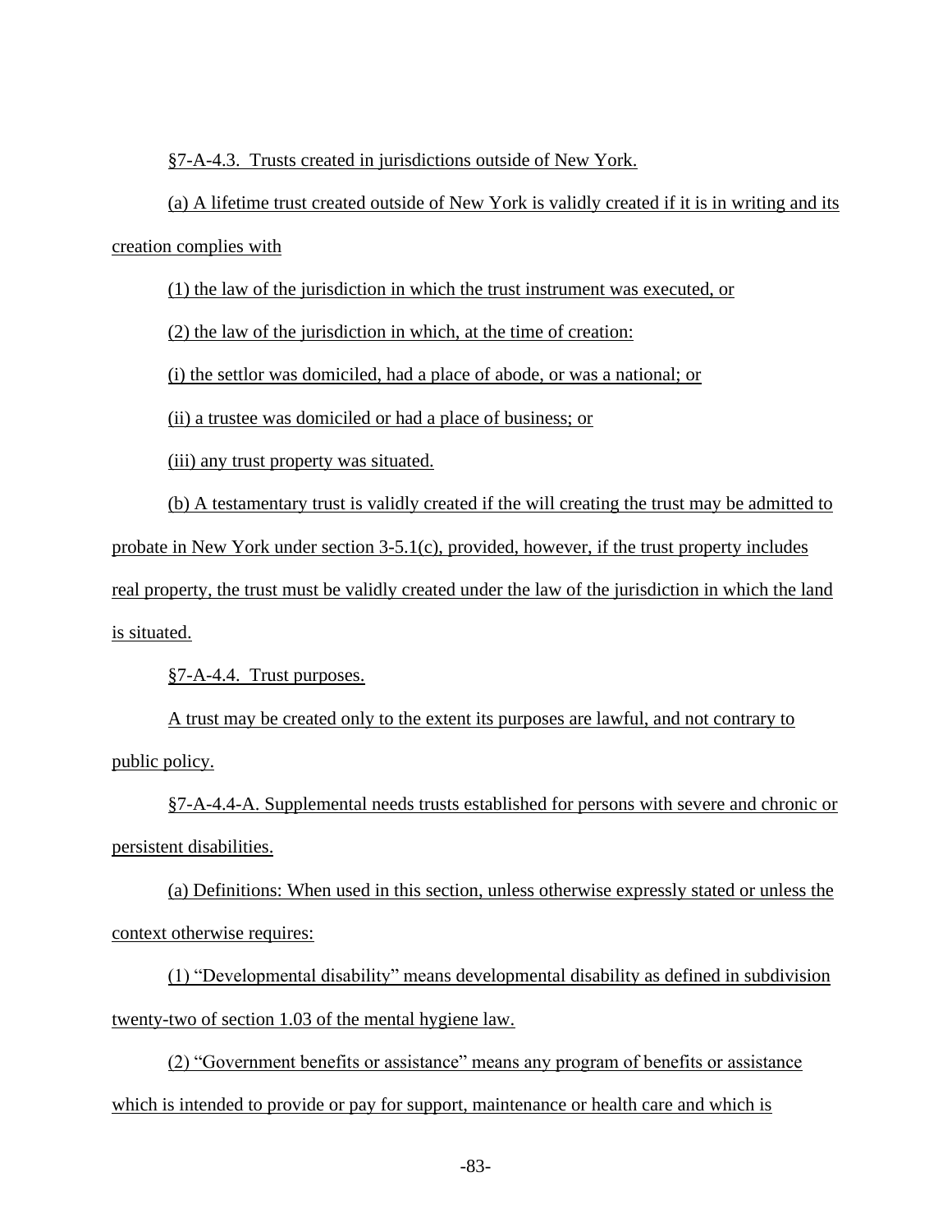§7-A-4.3. Trusts created in jurisdictions outside of New York.

(a) A lifetime trust created outside of New York is validly created if it is in writing and its creation complies with

(1) the law of the jurisdiction in which the trust instrument was executed, or

(2) the law of the jurisdiction in which, at the time of creation:

(i) the settlor was domiciled, had a place of abode, or was a national; or

(ii) a trustee was domiciled or had a place of business; or

(iii) any trust property was situated.

(b) A testamentary trust is validly created if the will creating the trust may be admitted to probate in New York under section 3-5.1(c), provided, however, if the trust property includes real property, the trust must be validly created under the law of the jurisdiction in which the land is situated.

§7-A-4.4. Trust purposes.

A trust may be created only to the extent its purposes are lawful, and not contrary to public policy.

§7-A-4.4-A. Supplemental needs trusts established for persons with severe and chronic or persistent disabilities.

(a) Definitions: When used in this section, unless otherwise expressly stated or unless the context otherwise requires:

(1) "Developmental disability" means developmental disability as defined in subdivision twenty-two of section 1.03 of the mental hygiene law.

(2) "Government benefits or assistance" means any program of benefits or assistance which is intended to provide or pay for support, maintenance or health care and which is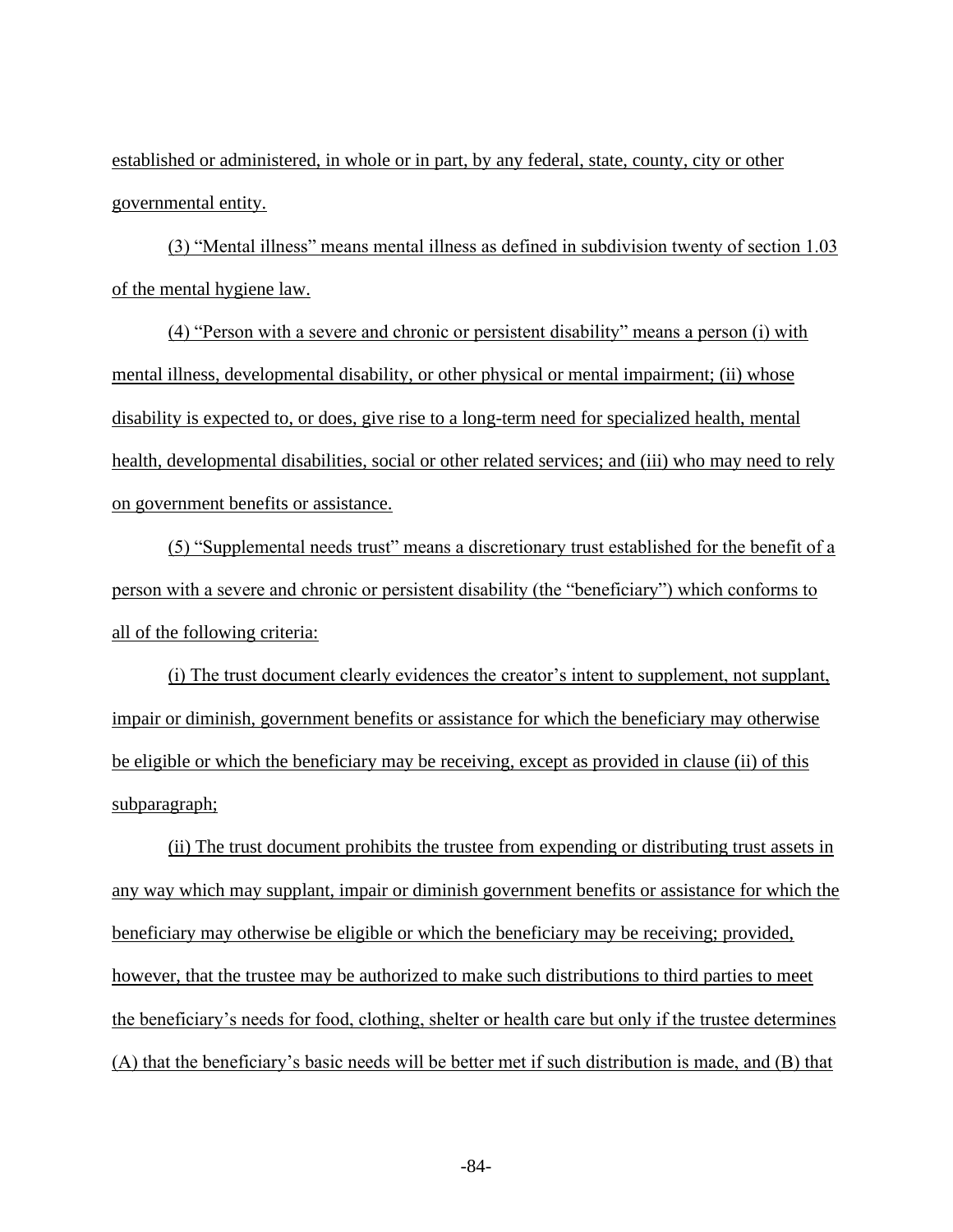established or administered, in whole or in part, by any federal, state, county, city or other governmental entity.

(3) "Mental illness" means mental illness as defined in subdivision twenty of section 1.03 of the mental hygiene law.

(4) "Person with a severe and chronic or persistent disability" means a person (i) with mental illness, developmental disability, or other physical or mental impairment; (ii) whose disability is expected to, or does, give rise to a long-term need for specialized health, mental health, developmental disabilities, social or other related services; and (iii) who may need to rely on government benefits or assistance.

(5) "Supplemental needs trust" means a discretionary trust established for the benefit of a person with a severe and chronic or persistent disability (the "beneficiary") which conforms to all of the following criteria:

(i) The trust document clearly evidences the creator's intent to supplement, not supplant, impair or diminish, government benefits or assistance for which the beneficiary may otherwise be eligible or which the beneficiary may be receiving, except as provided in clause (ii) of this subparagraph;

(ii) The trust document prohibits the trustee from expending or distributing trust assets in any way which may supplant, impair or diminish government benefits or assistance for which the beneficiary may otherwise be eligible or which the beneficiary may be receiving; provided, however, that the trustee may be authorized to make such distributions to third parties to meet the beneficiary's needs for food, clothing, shelter or health care but only if the trustee determines (A) that the beneficiary's basic needs will be better met if such distribution is made, and (B) that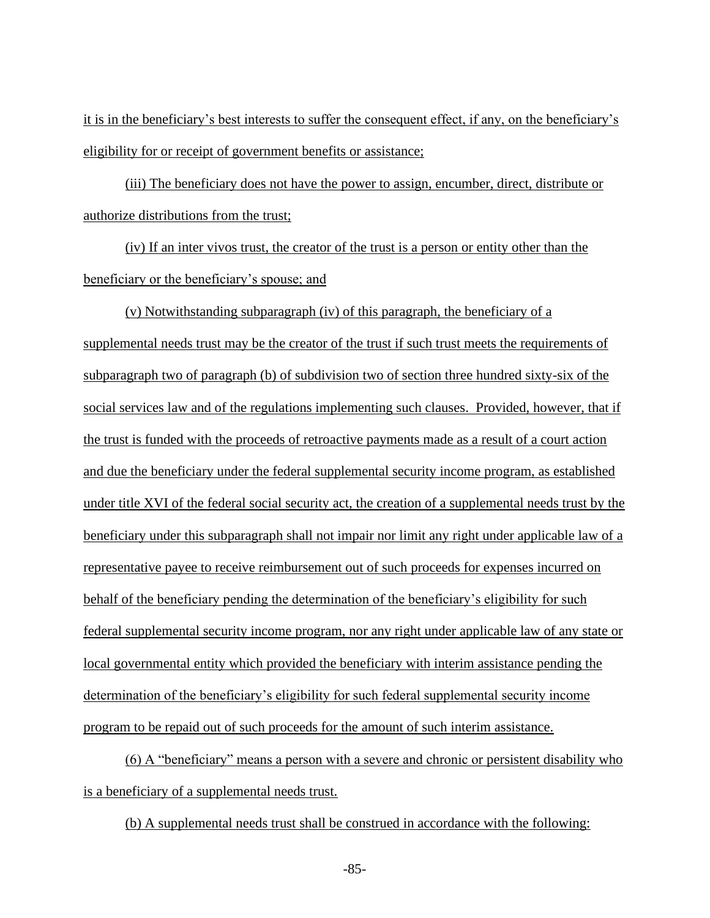it is in the beneficiary's best interests to suffer the consequent effect, if any, on the beneficiary's eligibility for or receipt of government benefits or assistance;

(iii) The beneficiary does not have the power to assign, encumber, direct, distribute or authorize distributions from the trust;

(iv) If an inter vivos trust, the creator of the trust is a person or entity other than the beneficiary or the beneficiary's spouse; and

(v) Notwithstanding subparagraph (iv) of this paragraph, the beneficiary of a supplemental needs trust may be the creator of the trust if such trust meets the requirements of subparagraph two of paragraph (b) of subdivision two of section three hundred sixty-six of the social services law and of the regulations implementing such clauses. Provided, however, that if the trust is funded with the proceeds of retroactive payments made as a result of a court action and due the beneficiary under the federal supplemental security income program, as established under title XVI of the federal social security act, the creation of a supplemental needs trust by the beneficiary under this subparagraph shall not impair nor limit any right under applicable law of a representative payee to receive reimbursement out of such proceeds for expenses incurred on behalf of the beneficiary pending the determination of the beneficiary's eligibility for such federal supplemental security income program, nor any right under applicable law of any state or local governmental entity which provided the beneficiary with interim assistance pending the determination of the beneficiary's eligibility for such federal supplemental security income program to be repaid out of such proceeds for the amount of such interim assistance.

(6) A "beneficiary" means a person with a severe and chronic or persistent disability who is a beneficiary of a supplemental needs trust.

(b) A supplemental needs trust shall be construed in accordance with the following: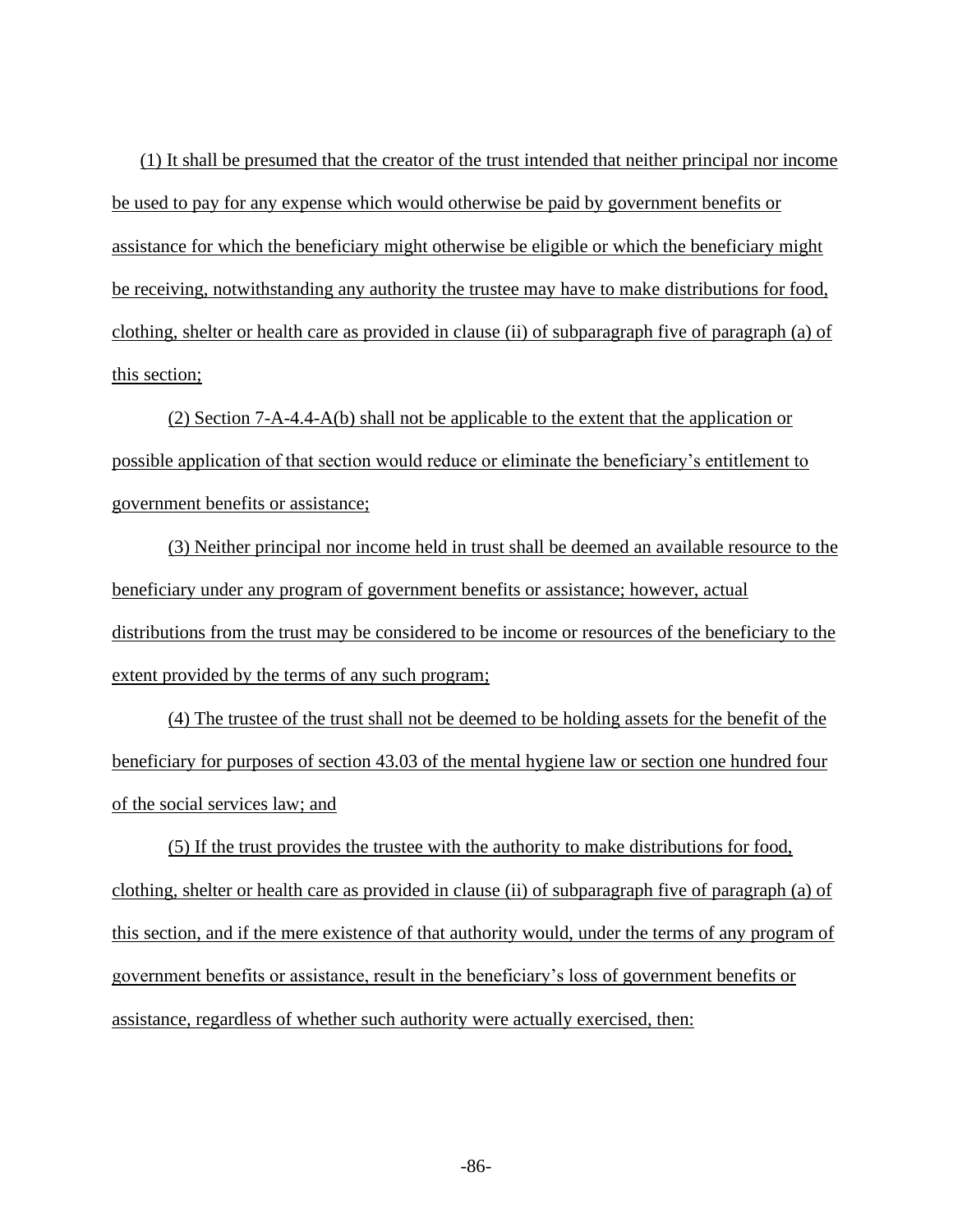(1) It shall be presumed that the creator of the trust intended that neither principal nor income be used to pay for any expense which would otherwise be paid by government benefits or assistance for which the beneficiary might otherwise be eligible or which the beneficiary might be receiving, notwithstanding any authority the trustee may have to make distributions for food, clothing, shelter or health care as provided in clause (ii) of subparagraph five of paragraph (a) of this section;

(2) Section 7-A-4.4-A(b) shall not be applicable to the extent that the application or possible application of that section would reduce or eliminate the beneficiary's entitlement to government benefits or assistance;

(3) Neither principal nor income held in trust shall be deemed an available resource to the beneficiary under any program of government benefits or assistance; however, actual distributions from the trust may be considered to be income or resources of the beneficiary to the extent provided by the terms of any such program;

(4) The trustee of the trust shall not be deemed to be holding assets for the benefit of the beneficiary for purposes of section 43.03 of the mental hygiene law or section one hundred four of the social services law; and

(5) If the trust provides the trustee with the authority to make distributions for food, clothing, shelter or health care as provided in clause (ii) of subparagraph five of paragraph (a) of this section, and if the mere existence of that authority would, under the terms of any program of government benefits or assistance, result in the beneficiary's loss of government benefits or assistance, regardless of whether such authority were actually exercised, then: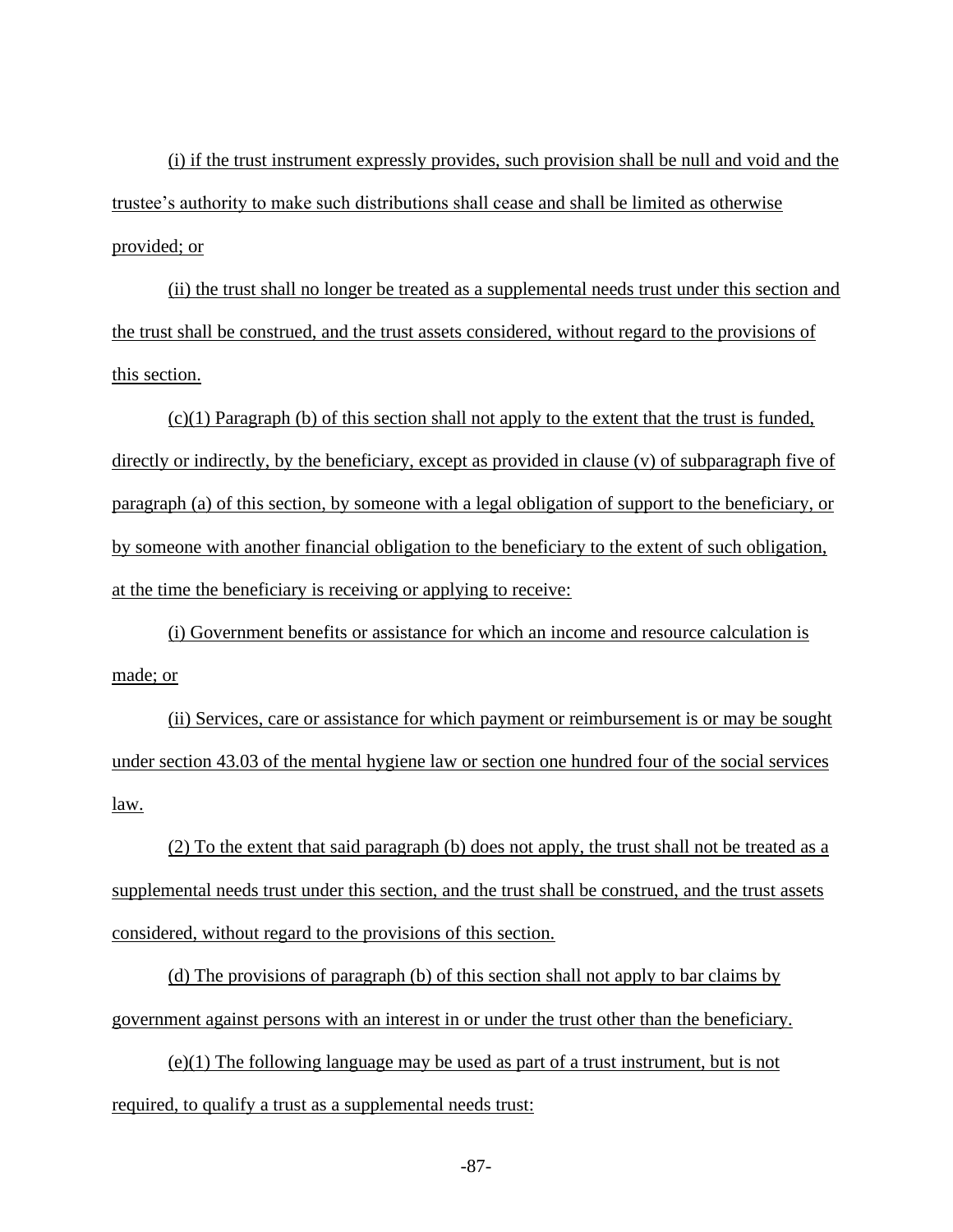(i) if the trust instrument expressly provides, such provision shall be null and void and the trustee's authority to make such distributions shall cease and shall be limited as otherwise provided; or

(ii) the trust shall no longer be treated as a supplemental needs trust under this section and the trust shall be construed, and the trust assets considered, without regard to the provisions of this section.

(c)(1) Paragraph (b) of this section shall not apply to the extent that the trust is funded, directly or indirectly, by the beneficiary, except as provided in clause (v) of subparagraph five of paragraph (a) of this section, by someone with a legal obligation of support to the beneficiary, or by someone with another financial obligation to the beneficiary to the extent of such obligation, at the time the beneficiary is receiving or applying to receive:

(i) Government benefits or assistance for which an income and resource calculation is made; or

(ii) Services, care or assistance for which payment or reimbursement is or may be sought under section 43.03 of the mental hygiene law or section one hundred four of the social services law.

(2) To the extent that said paragraph (b) does not apply, the trust shall not be treated as a supplemental needs trust under this section, and the trust shall be construed, and the trust assets considered, without regard to the provisions of this section.

(d) The provisions of paragraph (b) of this section shall not apply to bar claims by government against persons with an interest in or under the trust other than the beneficiary.

(e)(1) The following language may be used as part of a trust instrument, but is not required, to qualify a trust as a supplemental needs trust: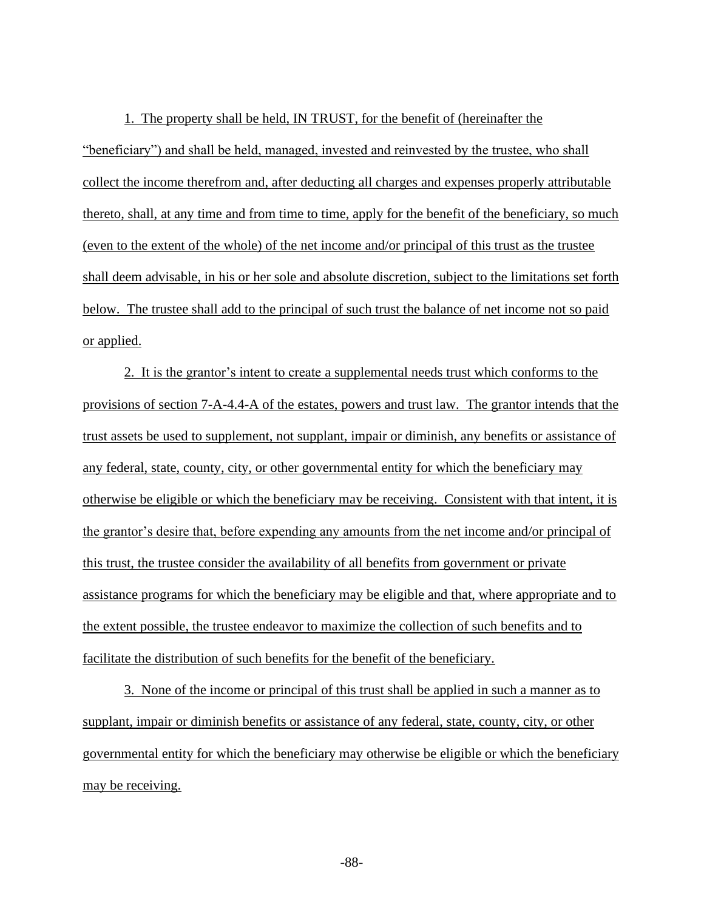1. The property shall be held, IN TRUST, for the benefit of (hereinafter the "beneficiary") and shall be held, managed, invested and reinvested by the trustee, who shall collect the income therefrom and, after deducting all charges and expenses properly attributable thereto, shall, at any time and from time to time, apply for the benefit of the beneficiary, so much (even to the extent of the whole) of the net income and/or principal of this trust as the trustee shall deem advisable, in his or her sole and absolute discretion, subject to the limitations set forth below. The trustee shall add to the principal of such trust the balance of net income not so paid or applied.

2. It is the grantor's intent to create a supplemental needs trust which conforms to the provisions of section 7-A-4.4-A of the estates, powers and trust law. The grantor intends that the trust assets be used to supplement, not supplant, impair or diminish, any benefits or assistance of any federal, state, county, city, or other governmental entity for which the beneficiary may otherwise be eligible or which the beneficiary may be receiving. Consistent with that intent, it is the grantor's desire that, before expending any amounts from the net income and/or principal of this trust, the trustee consider the availability of all benefits from government or private assistance programs for which the beneficiary may be eligible and that, where appropriate and to the extent possible, the trustee endeavor to maximize the collection of such benefits and to facilitate the distribution of such benefits for the benefit of the beneficiary.

3. None of the income or principal of this trust shall be applied in such a manner as to supplant, impair or diminish benefits or assistance of any federal, state, county, city, or other governmental entity for which the beneficiary may otherwise be eligible or which the beneficiary may be receiving.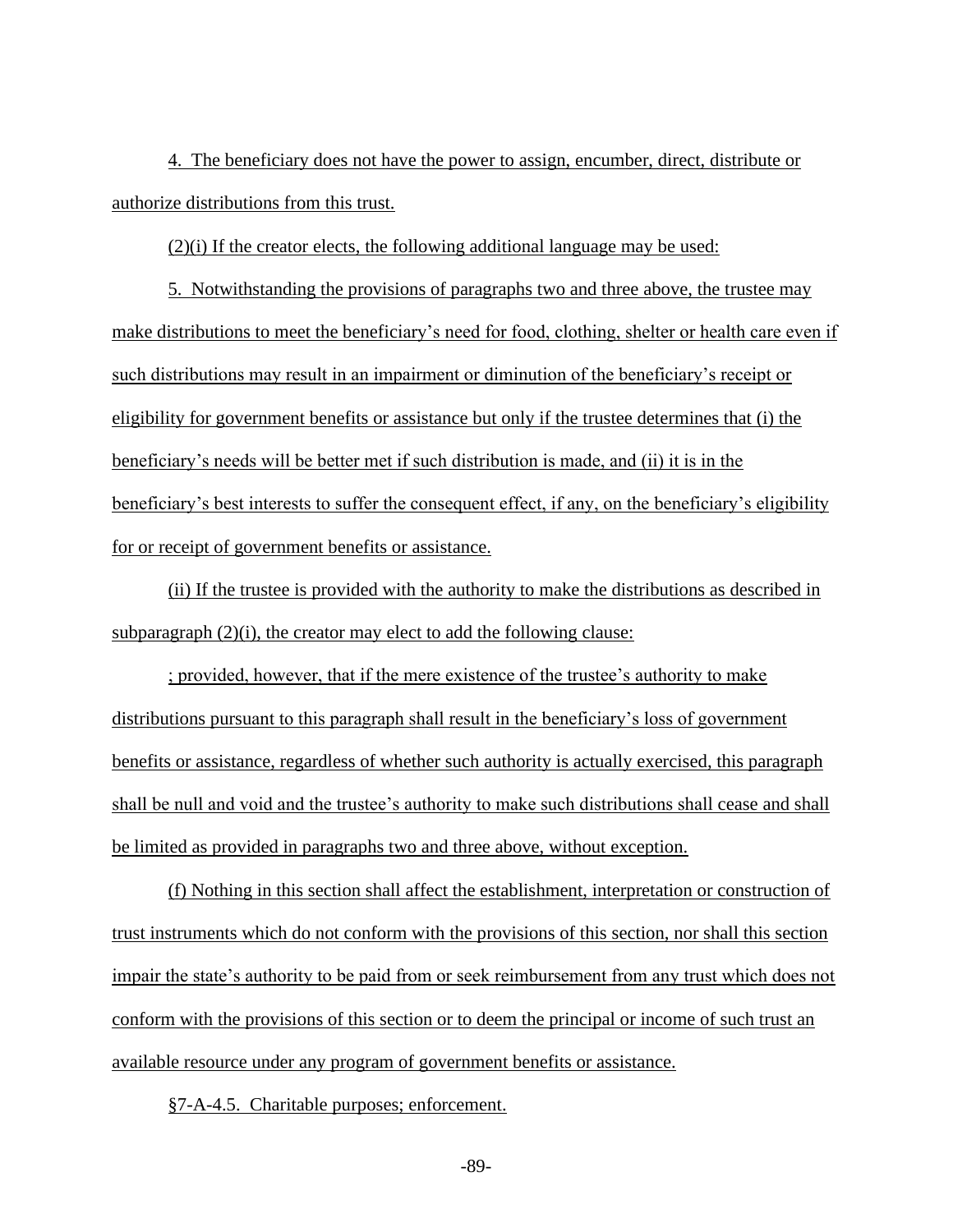4. The beneficiary does not have the power to assign, encumber, direct, distribute or authorize distributions from this trust.

(2)(i) If the creator elects, the following additional language may be used:

5. Notwithstanding the provisions of paragraphs two and three above, the trustee may make distributions to meet the beneficiary's need for food, clothing, shelter or health care even if such distributions may result in an impairment or diminution of the beneficiary's receipt or eligibility for government benefits or assistance but only if the trustee determines that (i) the beneficiary's needs will be better met if such distribution is made, and (ii) it is in the beneficiary's best interests to suffer the consequent effect, if any, on the beneficiary's eligibility for or receipt of government benefits or assistance.

(ii) If the trustee is provided with the authority to make the distributions as described in subparagraph (2)(i), the creator may elect to add the following clause:

; provided, however, that if the mere existence of the trustee's authority to make distributions pursuant to this paragraph shall result in the beneficiary's loss of government benefits or assistance, regardless of whether such authority is actually exercised, this paragraph shall be null and void and the trustee's authority to make such distributions shall cease and shall be limited as provided in paragraphs two and three above, without exception.

(f) Nothing in this section shall affect the establishment, interpretation or construction of trust instruments which do not conform with the provisions of this section, nor shall this section impair the state's authority to be paid from or seek reimbursement from any trust which does not conform with the provisions of this section or to deem the principal or income of such trust an available resource under any program of government benefits or assistance.

§7-A-4.5. Charitable purposes; enforcement.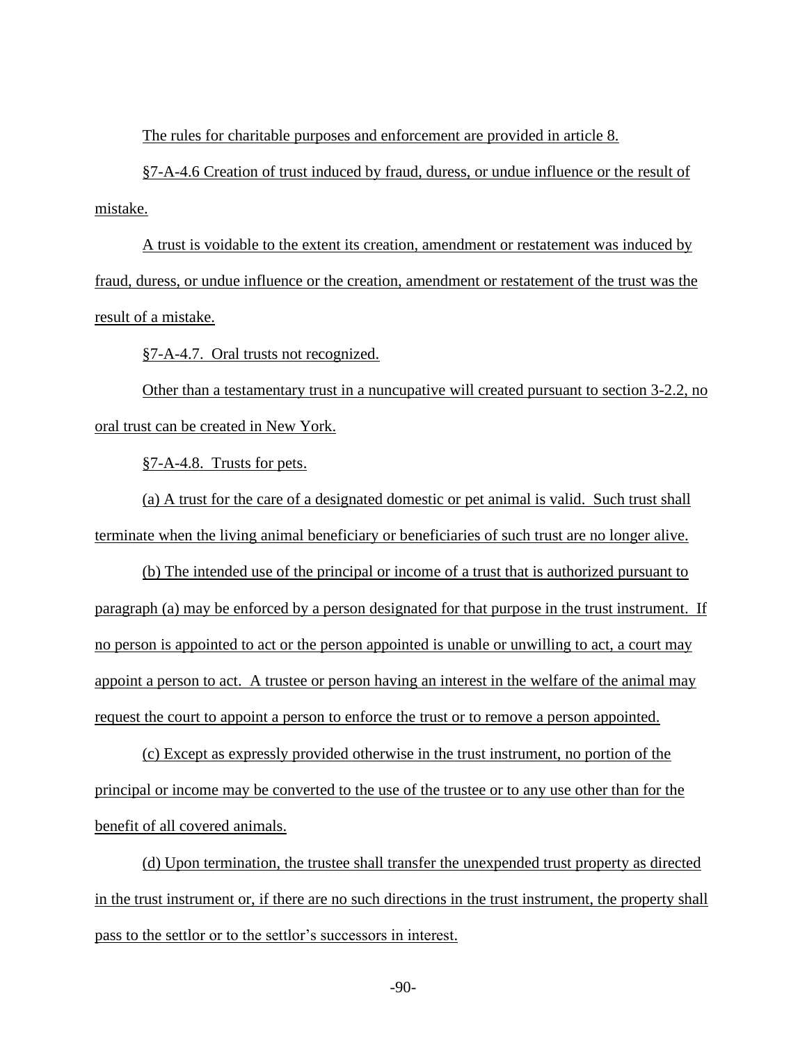The rules for charitable purposes and enforcement are provided in article 8.

§7-A-4.6 Creation of trust induced by fraud, duress, or undue influence or the result of mistake.

A trust is voidable to the extent its creation, amendment or restatement was induced by fraud, duress, or undue influence or the creation, amendment or restatement of the trust was the result of a mistake.

§7-A-4.7. Oral trusts not recognized.

Other than a testamentary trust in a nuncupative will created pursuant to section 3-2.2, no oral trust can be created in New York.

§7-A-4.8. Trusts for pets.

(a) A trust for the care of a designated domestic or pet animal is valid. Such trust shall terminate when the living animal beneficiary or beneficiaries of such trust are no longer alive.

(b) The intended use of the principal or income of a trust that is authorized pursuant to paragraph (a) may be enforced by a person designated for that purpose in the trust instrument. If no person is appointed to act or the person appointed is unable or unwilling to act, a court may appoint a person to act. A trustee or person having an interest in the welfare of the animal may request the court to appoint a person to enforce the trust or to remove a person appointed.

(c) Except as expressly provided otherwise in the trust instrument, no portion of the principal or income may be converted to the use of the trustee or to any use other than for the benefit of all covered animals.

(d) Upon termination, the trustee shall transfer the unexpended trust property as directed in the trust instrument or, if there are no such directions in the trust instrument, the property shall pass to the settlor or to the settlor's successors in interest.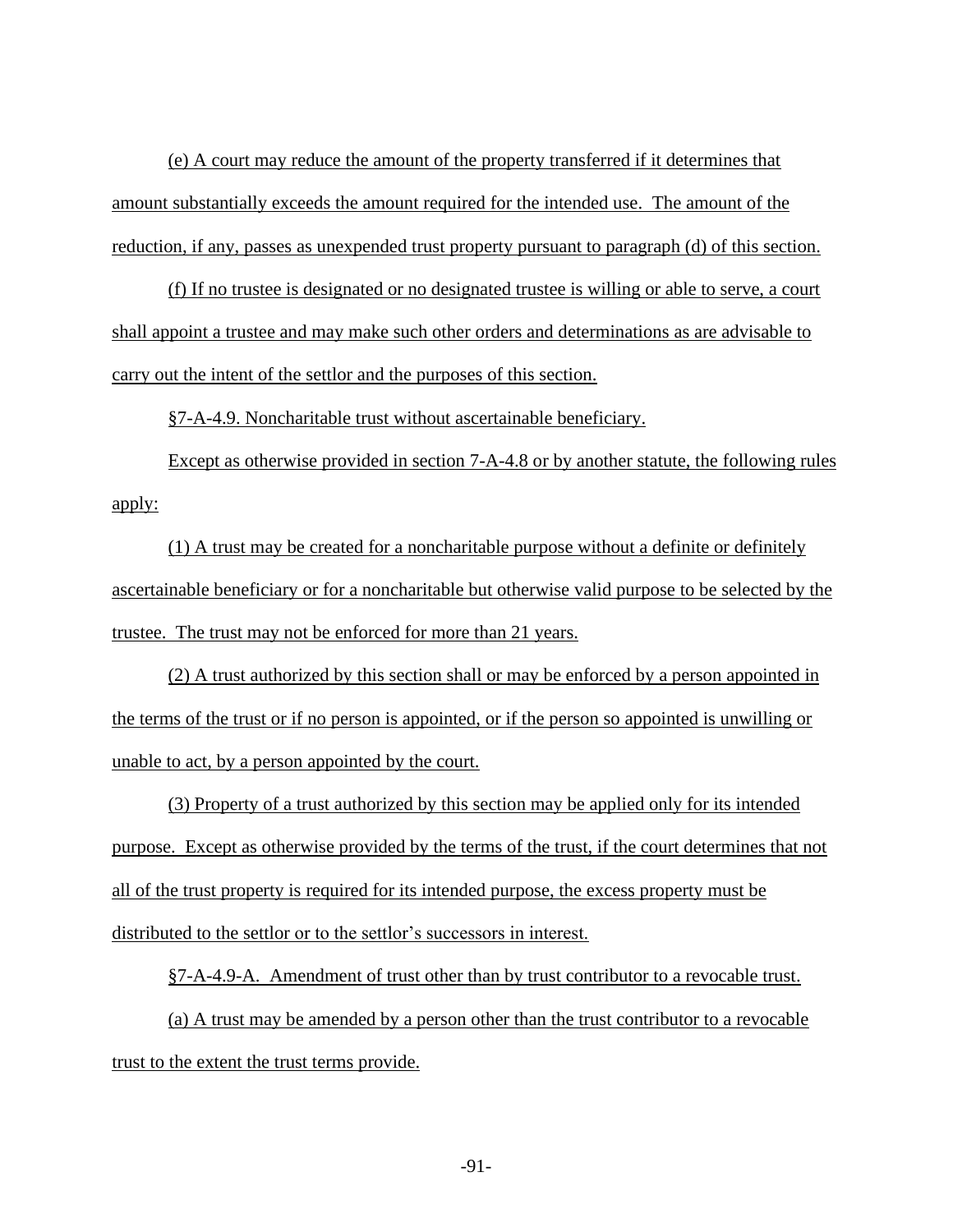(e) A court may reduce the amount of the property transferred if it determines that amount substantially exceeds the amount required for the intended use. The amount of the reduction, if any, passes as unexpended trust property pursuant to paragraph (d) of this section.

(f) If no trustee is designated or no designated trustee is willing or able to serve, a court shall appoint a trustee and may make such other orders and determinations as are advisable to carry out the intent of the settlor and the purposes of this section.

§7-A-4.9. Noncharitable trust without ascertainable beneficiary.

Except as otherwise provided in section 7-A-4.8 or by another statute, the following rules apply:

(1) A trust may be created for a noncharitable purpose without a definite or definitely ascertainable beneficiary or for a noncharitable but otherwise valid purpose to be selected by the trustee. The trust may not be enforced for more than 21 years.

(2) A trust authorized by this section shall or may be enforced by a person appointed in the terms of the trust or if no person is appointed, or if the person so appointed is unwilling or unable to act, by a person appointed by the court.

(3) Property of a trust authorized by this section may be applied only for its intended purpose. Except as otherwise provided by the terms of the trust, if the court determines that not all of the trust property is required for its intended purpose, the excess property must be distributed to the settlor or to the settlor's successors in interest.

§7-A-4.9-A. Amendment of trust other than by trust contributor to a revocable trust.

(a) A trust may be amended by a person other than the trust contributor to a revocable trust to the extent the trust terms provide.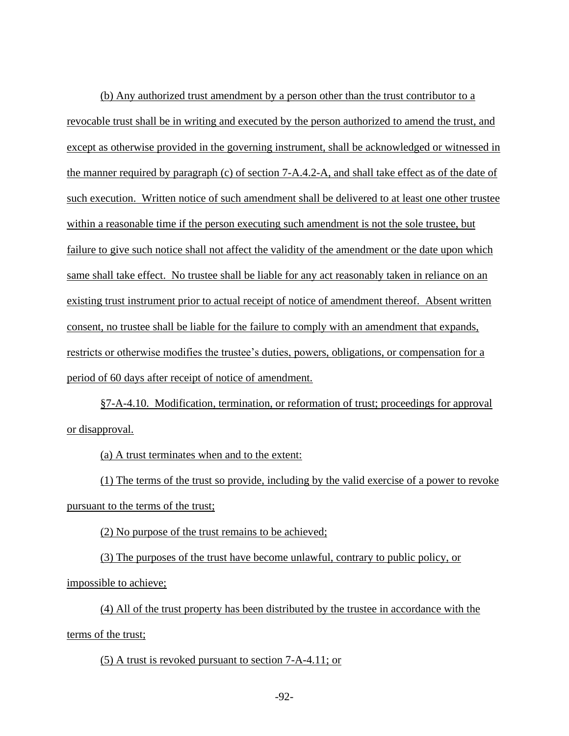(b) Any authorized trust amendment by a person other than the trust contributor to a revocable trust shall be in writing and executed by the person authorized to amend the trust, and except as otherwise provided in the governing instrument, shall be acknowledged or witnessed in the manner required by paragraph (c) of section 7-A.4.2-A, and shall take effect as of the date of such execution. Written notice of such amendment shall be delivered to at least one other trustee within a reasonable time if the person executing such amendment is not the sole trustee, but failure to give such notice shall not affect the validity of the amendment or the date upon which same shall take effect. No trustee shall be liable for any act reasonably taken in reliance on an existing trust instrument prior to actual receipt of notice of amendment thereof. Absent written consent, no trustee shall be liable for the failure to comply with an amendment that expands, restricts or otherwise modifies the trustee's duties, powers, obligations, or compensation for a period of 60 days after receipt of notice of amendment.

§7-A-4.10. Modification, termination, or reformation of trust; proceedings for approval or disapproval.

(a) A trust terminates when and to the extent:

(1) The terms of the trust so provide, including by the valid exercise of a power to revoke pursuant to the terms of the trust;

(2) No purpose of the trust remains to be achieved;

(3) The purposes of the trust have become unlawful, contrary to public policy, or impossible to achieve;

(4) All of the trust property has been distributed by the trustee in accordance with the terms of the trust;

(5) A trust is revoked pursuant to section 7-A-4.11; or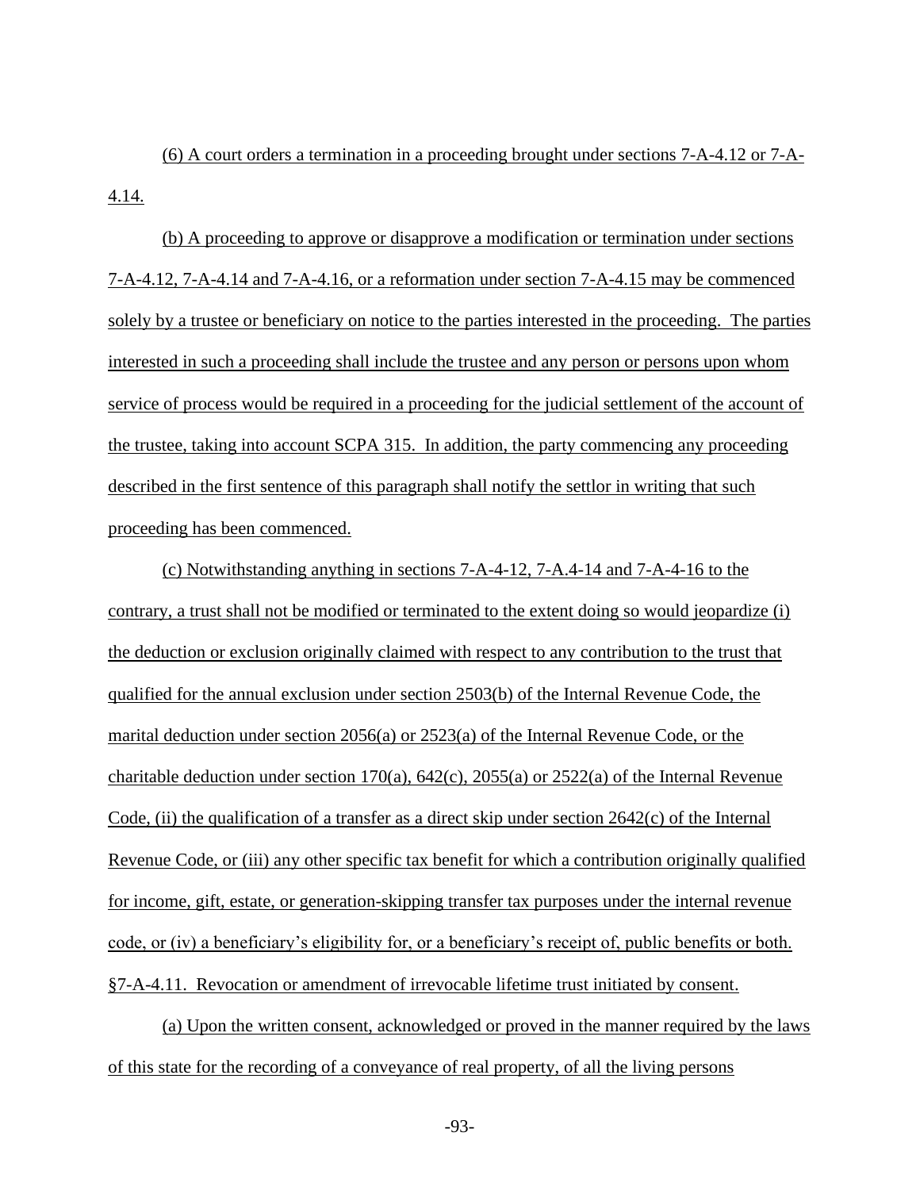(6) A court orders a termination in a proceeding brought under sections 7-A-4.12 or 7-A-4.14.

(b) A proceeding to approve or disapprove a modification or termination under sections 7-A-4.12, 7-A-4.14 and 7-A-4.16, or a reformation under section 7-A-4.15 may be commenced solely by a trustee or beneficiary on notice to the parties interested in the proceeding. The parties interested in such a proceeding shall include the trustee and any person or persons upon whom service of process would be required in a proceeding for the judicial settlement of the account of the trustee, taking into account SCPA 315. In addition, the party commencing any proceeding described in the first sentence of this paragraph shall notify the settlor in writing that such proceeding has been commenced.

(c) Notwithstanding anything in sections 7-A-4-12, 7-A.4-14 and 7-A-4-16 to the contrary, a trust shall not be modified or terminated to the extent doing so would jeopardize (i) the deduction or exclusion originally claimed with respect to any contribution to the trust that qualified for the annual exclusion under section 2503(b) of the Internal Revenue Code, the marital deduction under section 2056(a) or 2523(a) of the Internal Revenue Code, or the charitable deduction under section 170(a), 642(c), 2055(a) or 2522(a) of the Internal Revenue Code, (ii) the qualification of a transfer as a direct skip under section 2642(c) of the Internal Revenue Code, or (iii) any other specific tax benefit for which a contribution originally qualified for income, gift, estate, or generation-skipping transfer tax purposes under the internal revenue code, or (iv) a beneficiary's eligibility for, or a beneficiary's receipt of, public benefits or both.

§7-A-4.11. Revocation or amendment of irrevocable lifetime trust initiated by consent.

(a) Upon the written consent, acknowledged or proved in the manner required by the laws of this state for the recording of a conveyance of real property, of all the living persons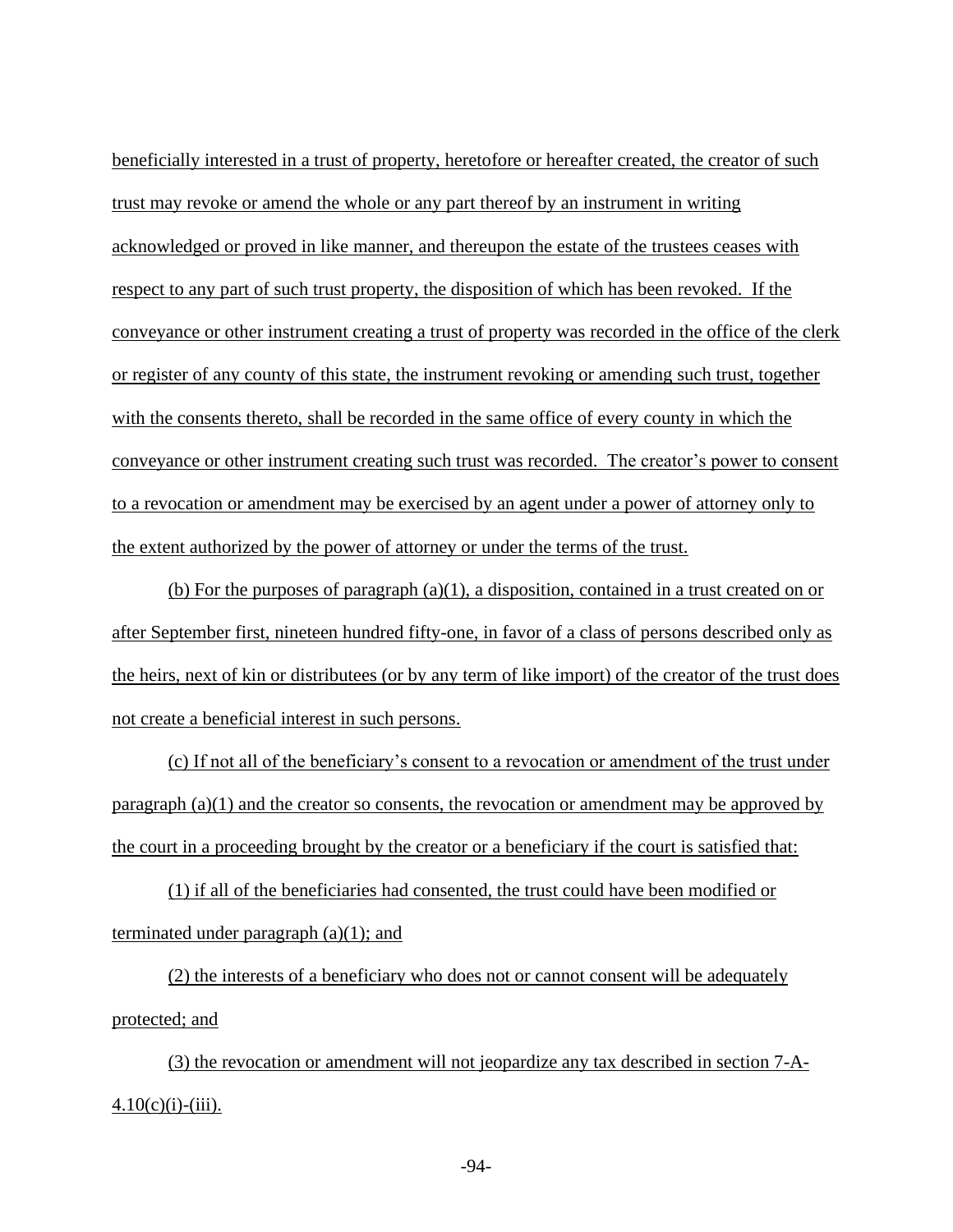beneficially interested in a trust of property, heretofore or hereafter created, the creator of such trust may revoke or amend the whole or any part thereof by an instrument in writing acknowledged or proved in like manner, and thereupon the estate of the trustees ceases with respect to any part of such trust property, the disposition of which has been revoked. If the conveyance or other instrument creating a trust of property was recorded in the office of the clerk or register of any county of this state, the instrument revoking or amending such trust, together with the consents thereto, shall be recorded in the same office of every county in which the conveyance or other instrument creating such trust was recorded. The creator's power to consent to a revocation or amendment may be exercised by an agent under a power of attorney only to the extent authorized by the power of attorney or under the terms of the trust.

(b) For the purposes of paragraph (a)(1), a disposition, contained in a trust created on or after September first, nineteen hundred fifty-one, in favor of a class of persons described only as the heirs, next of kin or distributees (or by any term of like import) of the creator of the trust does not create a beneficial interest in such persons.

(c) If not all of the beneficiary's consent to a revocation or amendment of the trust under paragraph (a)(1) and the creator so consents, the revocation or amendment may be approved by the court in a proceeding brought by the creator or a beneficiary if the court is satisfied that:

(1) if all of the beneficiaries had consented, the trust could have been modified or terminated under paragraph (a)(1); and

(2) the interests of a beneficiary who does not or cannot consent will be adequately protected; and

(3) the revocation or amendment will not jeopardize any tax described in section 7-A-4.10(c)(i)-(iii).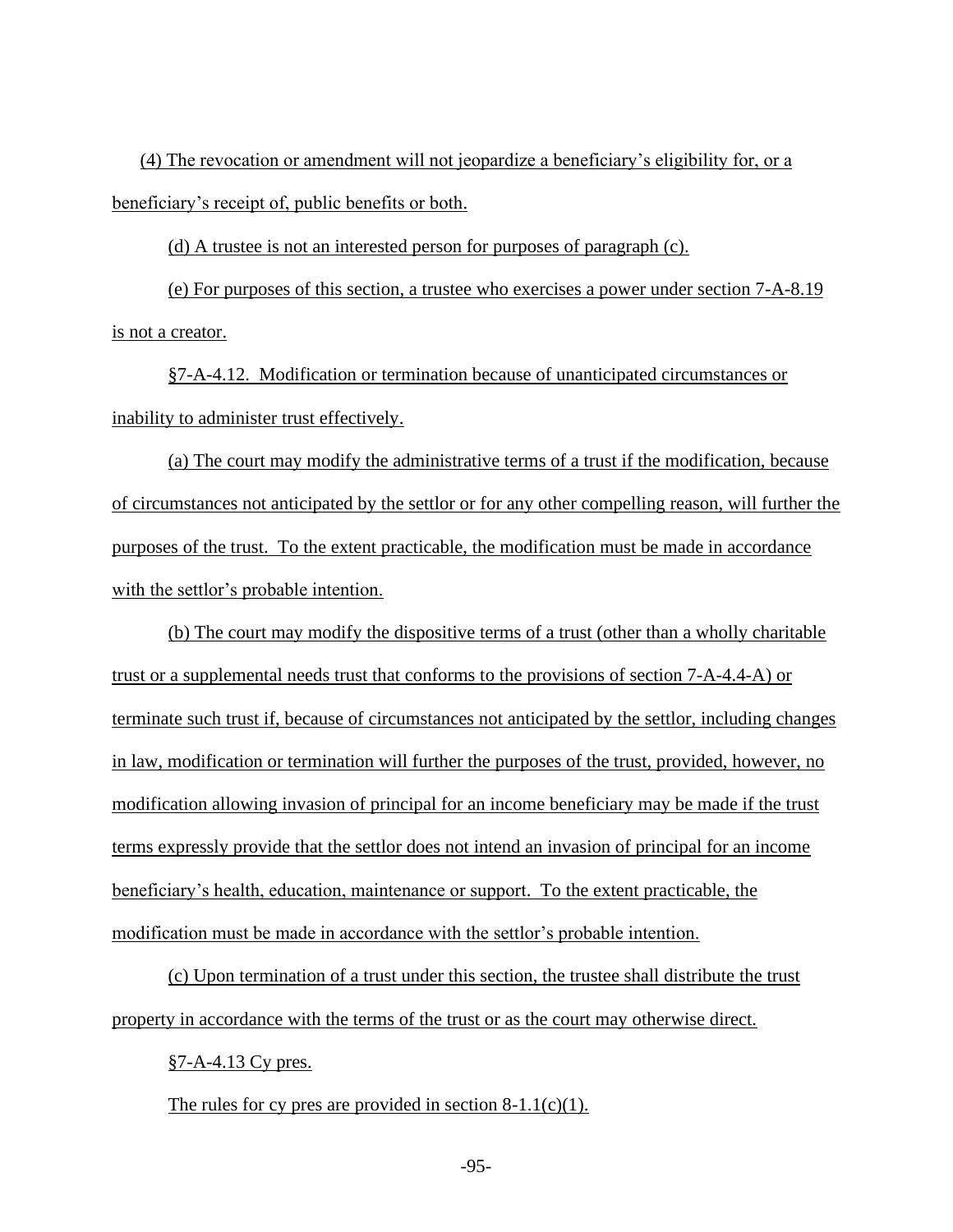(4) The revocation or amendment will not jeopardize a beneficiary's eligibility for, or a beneficiary's receipt of, public benefits or both.

(d) A trustee is not an interested person for purposes of paragraph (c).

(e) For purposes of this section, a trustee who exercises a power under section 7-A-8.19 is not a creator.

§7-A-4.12. Modification or termination because of unanticipated circumstances or inability to administer trust effectively.

(a) The court may modify the administrative terms of a trust if the modification, because of circumstances not anticipated by the settlor or for any other compelling reason, will further the purposes of the trust. To the extent practicable, the modification must be made in accordance with the settlor's probable intention.

(b) The court may modify the dispositive terms of a trust (other than a wholly charitable trust or a supplemental needs trust that conforms to the provisions of section 7-A-4.4-A) or terminate such trust if, because of circumstances not anticipated by the settlor, including changes in law, modification or termination will further the purposes of the trust, provided, however, no modification allowing invasion of principal for an income beneficiary may be made if the trust terms expressly provide that the settlor does not intend an invasion of principal for an income beneficiary's health, education, maintenance or support. To the extent practicable, the modification must be made in accordance with the settlor's probable intention.

(c) Upon termination of a trust under this section, the trustee shall distribute the trust property in accordance with the terms of the trust or as the court may otherwise direct.

§7-A-4.13 Cy pres.

The rules for cy pres are provided in section 8-1.1(c)(1).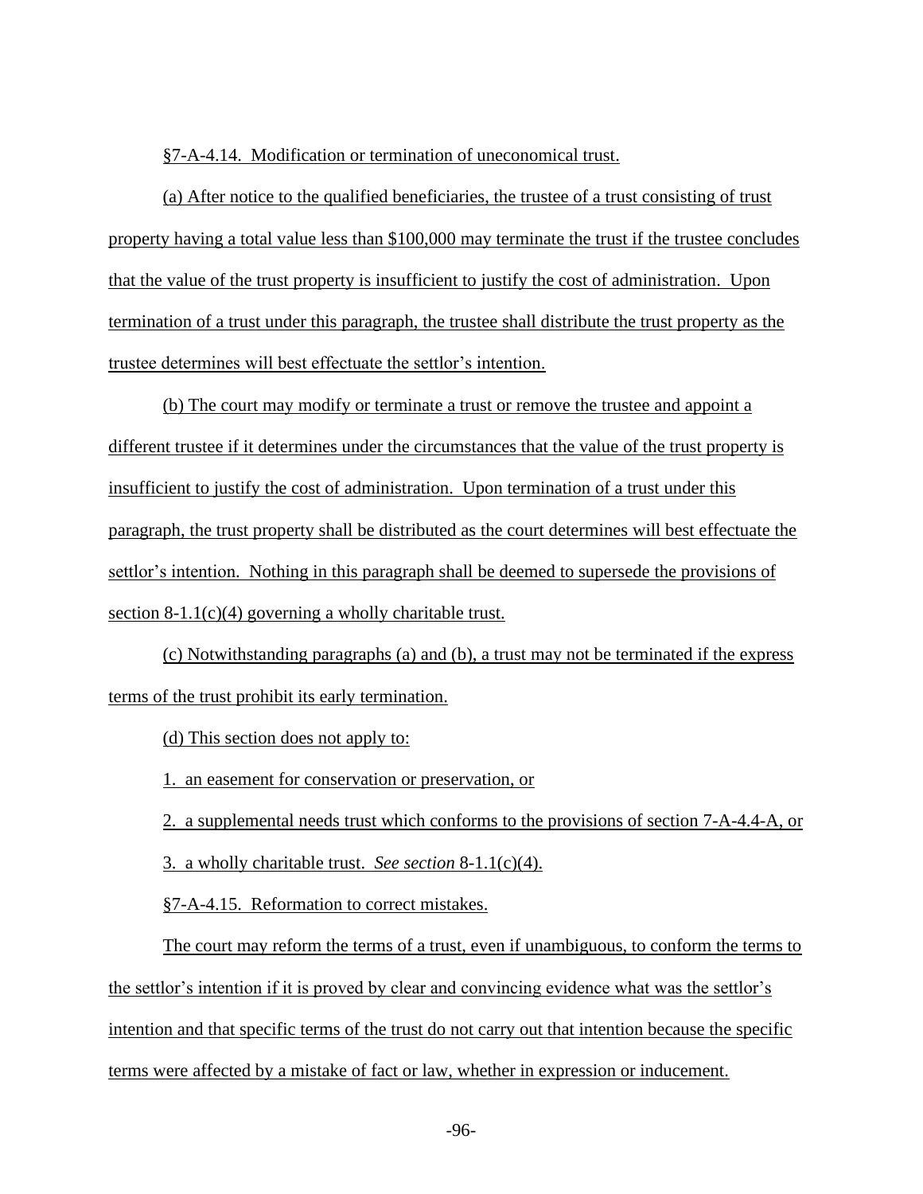§7-A-4.14. Modification or termination of uneconomical trust.

(a) After notice to the qualified beneficiaries, the trustee of a trust consisting of trust property having a total value less than $100,000 may terminate the trust if the trustee concludes that the value of the trust property is insufficient to justify the cost of administration. Upon termination of a trust under this paragraph, the trustee shall distribute the trust property as the trustee determines will best effectuate the settlor's intention.

(b) The court may modify or terminate a trust or remove the trustee and appoint a different trustee if it determines under the circumstances that the value of the trust property is insufficient to justify the cost of administration. Upon termination of a trust under this paragraph, the trust property shall be distributed as the court determines will best effectuate the settlor's intention. Nothing in this paragraph shall be deemed to supersede the provisions of section 8-1.1(c)(4) governing a wholly charitable trust.

(c) Notwithstanding paragraphs (a) and (b), a trust may not be terminated if the express terms of the trust prohibit its early termination.

(d) This section does not apply to:

1. an easement for conservation or preservation, or

2. a supplemental needs trust which conforms to the provisions of section 7-A-4.4-A, or

3. a wholly charitable trust. *See section* 8-1.1(c)(4).

§7-A-4.15. Reformation to correct mistakes.

The court may reform the terms of a trust, even if unambiguous, to conform the terms to the settlor's intention if it is proved by clear and convincing evidence what was the settlor's intention and that specific terms of the trust do not carry out that intention because the specific terms were affected by a mistake of fact or law, whether in expression or inducement.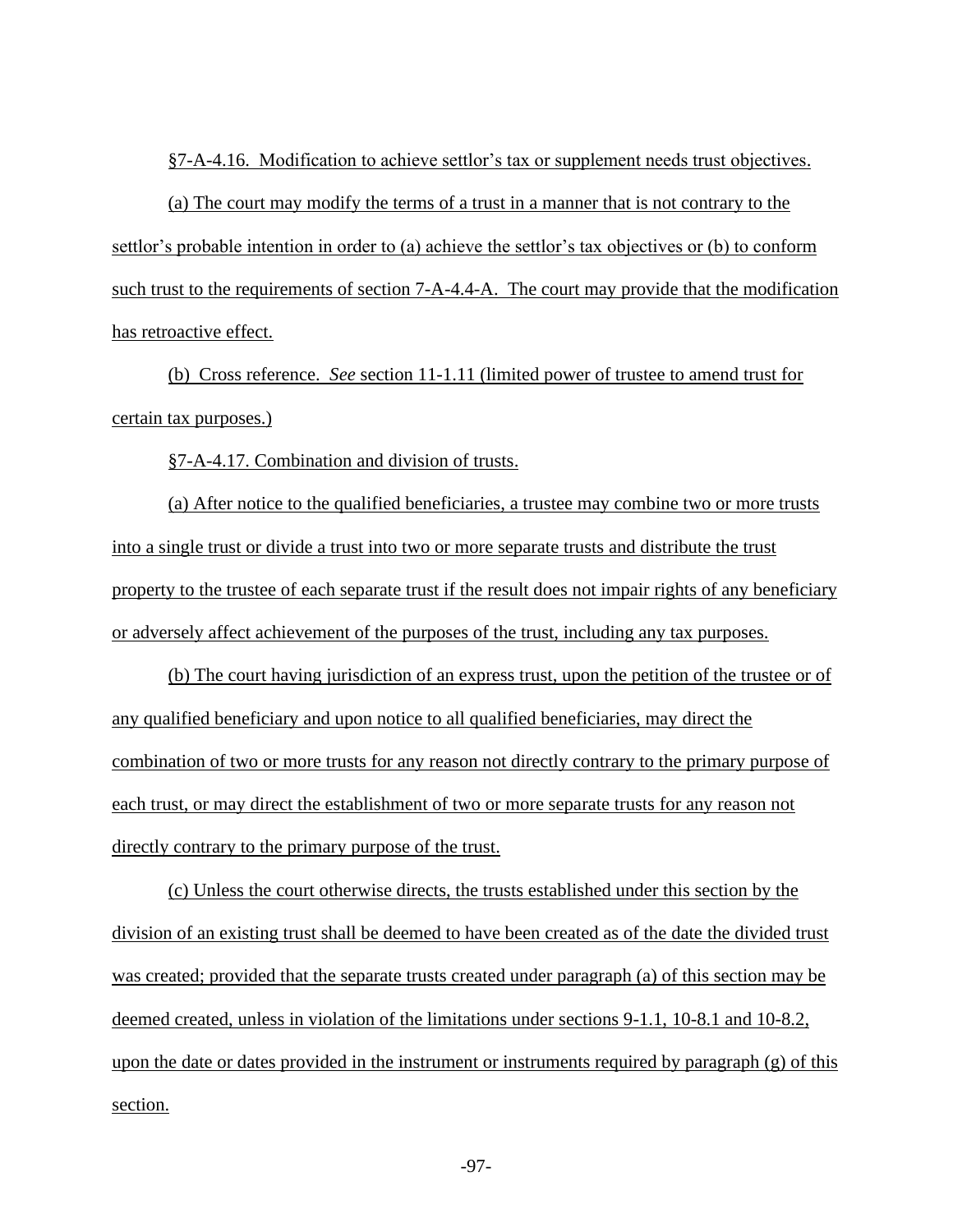§7-A-4.16. Modification to achieve settlor's tax or supplement needs trust objectives.

(a) The court may modify the terms of a trust in a manner that is not contrary to the settlor's probable intention in order to (a) achieve the settlor's tax objectives or (b) to conform such trust to the requirements of section 7-A-4.4-A. The court may provide that the modification has retroactive effect.

(b) Cross reference. *See* section 11-1.11 (limited power of trustee to amend trust for certain tax purposes.)

§7-A-4.17. Combination and division of trusts.

(a) After notice to the qualified beneficiaries, a trustee may combine two or more trusts into a single trust or divide a trust into two or more separate trusts and distribute the trust property to the trustee of each separate trust if the result does not impair rights of any beneficiary or adversely affect achievement of the purposes of the trust, including any tax purposes.

(b) The court having jurisdiction of an express trust, upon the petition of the trustee or of any qualified beneficiary and upon notice to all qualified beneficiaries, may direct the combination of two or more trusts for any reason not directly contrary to the primary purpose of each trust, or may direct the establishment of two or more separate trusts for any reason not directly contrary to the primary purpose of the trust.

(c) Unless the court otherwise directs, the trusts established under this section by the division of an existing trust shall be deemed to have been created as of the date the divided trust was created; provided that the separate trusts created under paragraph (a) of this section may be deemed created, unless in violation of the limitations under sections 9-1.1, 10-8.1 and 10-8.2, upon the date or dates provided in the instrument or instruments required by paragraph (g) of this section.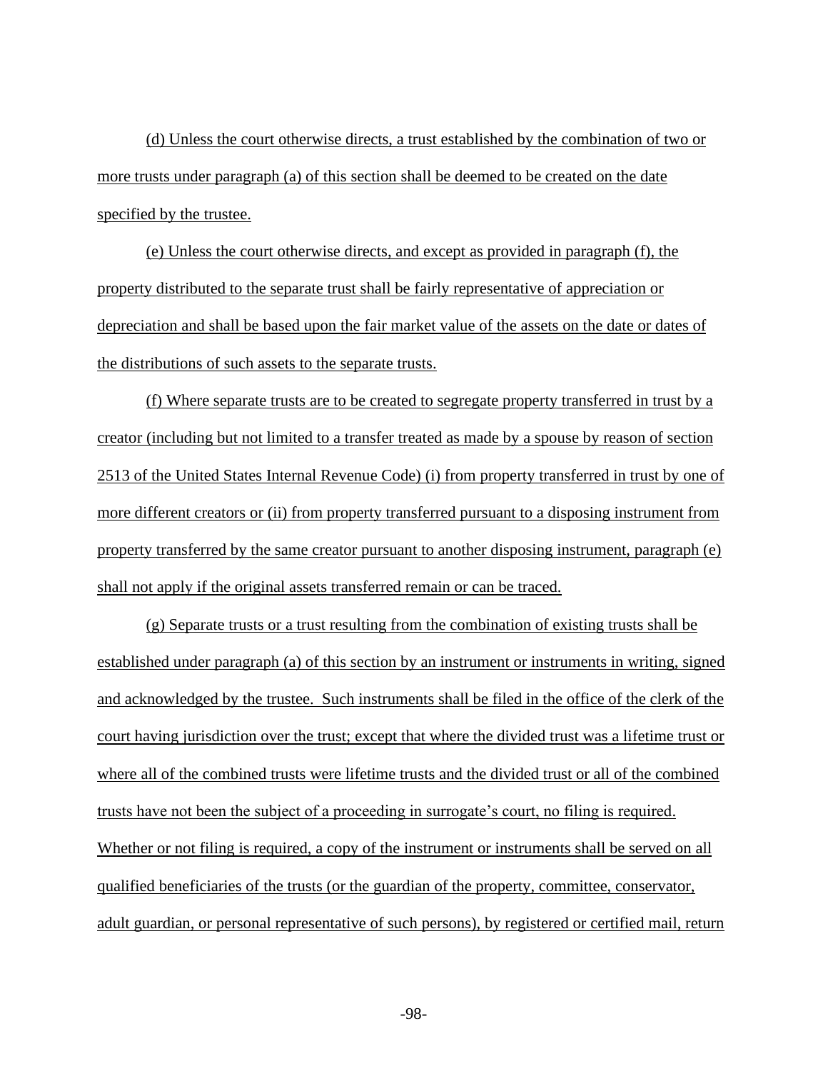(d) Unless the court otherwise directs, a trust established by the combination of two or more trusts under paragraph (a) of this section shall be deemed to be created on the date specified by the trustee.

(e) Unless the court otherwise directs, and except as provided in paragraph (f), the property distributed to the separate trust shall be fairly representative of appreciation or depreciation and shall be based upon the fair market value of the assets on the date or dates of the distributions of such assets to the separate trusts.

(f) Where separate trusts are to be created to segregate property transferred in trust by a creator (including but not limited to a transfer treated as made by a spouse by reason of section 2513 of the United States Internal Revenue Code) (i) from property transferred in trust by one of more different creators or (ii) from property transferred pursuant to a disposing instrument from property transferred by the same creator pursuant to another disposing instrument, paragraph (e) shall not apply if the original assets transferred remain or can be traced.

(g) Separate trusts or a trust resulting from the combination of existing trusts shall be established under paragraph (a) of this section by an instrument or instruments in writing, signed and acknowledged by the trustee. Such instruments shall be filed in the office of the clerk of the court having jurisdiction over the trust; except that where the divided trust was a lifetime trust or where all of the combined trusts were lifetime trusts and the divided trust or all of the combined trusts have not been the subject of a proceeding in surrogate's court, no filing is required. Whether or not filing is required, a copy of the instrument or instruments shall be served on all qualified beneficiaries of the trusts (or the guardian of the property, committee, conservator, adult guardian, or personal representative of such persons), by registered or certified mail, return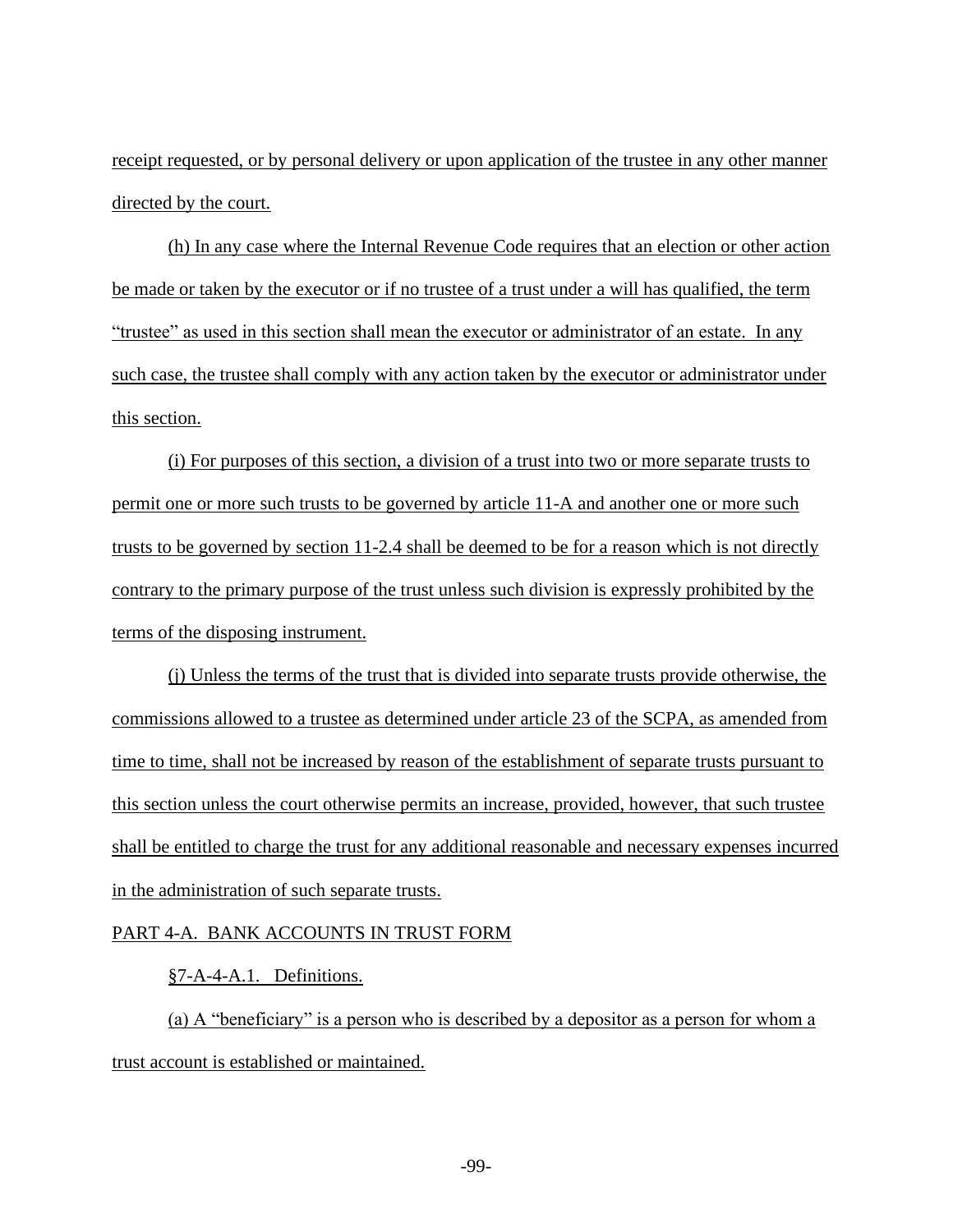receipt requested, or by personal delivery or upon application of the trustee in any other manner directed by the court.

(h) In any case where the Internal Revenue Code requires that an election or other action be made or taken by the executor or if no trustee of a trust under a will has qualified, the term "trustee" as used in this section shall mean the executor or administrator of an estate. In any such case, the trustee shall comply with any action taken by the executor or administrator under this section.

(i) For purposes of this section, a division of a trust into two or more separate trusts to permit one or more such trusts to be governed by article 11-A and another one or more such trusts to be governed by section 11-2.4 shall be deemed to be for a reason which is not directly contrary to the primary purpose of the trust unless such division is expressly prohibited by the terms of the disposing instrument.

(j) Unless the terms of the trust that is divided into separate trusts provide otherwise, the commissions allowed to a trustee as determined under article 23 of the SCPA, as amended from time to time, shall not be increased by reason of the establishment of separate trusts pursuant to this section unless the court otherwise permits an increase, provided, however, that such trustee shall be entitled to charge the trust for any additional reasonable and necessary expenses incurred in the administration of such separate trusts.

PART 4-A. BANK ACCOUNTS IN TRUST FORM

§7-A-4-A.1. Definitions.

(a) A "beneficiary" is a person who is described by a depositor as a person for whom a trust account is established or maintained.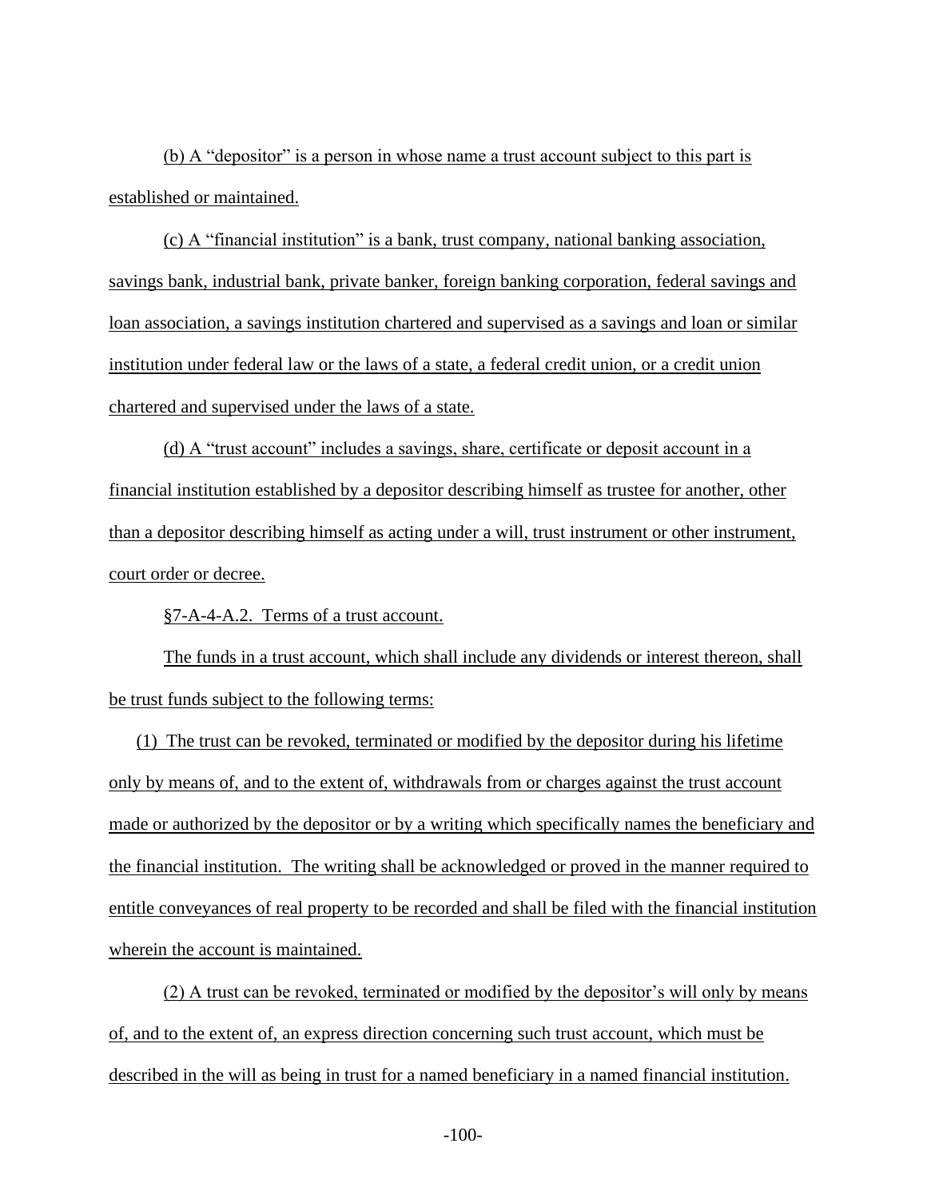(b) A “depositor” is a person in whose name a trust account subject to this part is established or maintained.

(c) A “financial institution” is a bank, trust company, national banking association, savings bank, industrial bank, private banker, foreign banking corporation, federal savings and loan association, a savings institution chartered and supervised as a savings and loan or similar institution under federal law or the laws of a state, a federal credit union, or a credit union chartered and supervised under the laws of a state.

(d) A “trust account” includes a savings, share, certificate or deposit account in a financial institution established by a depositor describing himself as trustee for another, other than a depositor describing himself as acting under a will, trust instrument or other instrument, court order or decree.

§7-A-4-A.2. Terms of a trust account.

The funds in a trust account, which shall include any dividends or interest thereon, shall be trust funds subject to the following terms:

(1) The trust can be revoked, terminated or modified by the depositor during his lifetime only by means of, and to the extent of, withdrawals from or charges against the trust account made or authorized by the depositor or by a writing which specifically names the beneficiary and the financial institution. The writing shall be acknowledged or proved in the manner required to entitle conveyances of real property to be recorded and shall be filed with the financial institution wherein the account is maintained.

(2) A trust can be revoked, terminated or modified by the depositor’s will only by means of, and to the extent of, an express direction concerning such trust account, which must be described in the will as being in trust for a named beneficiary in a named financial institution.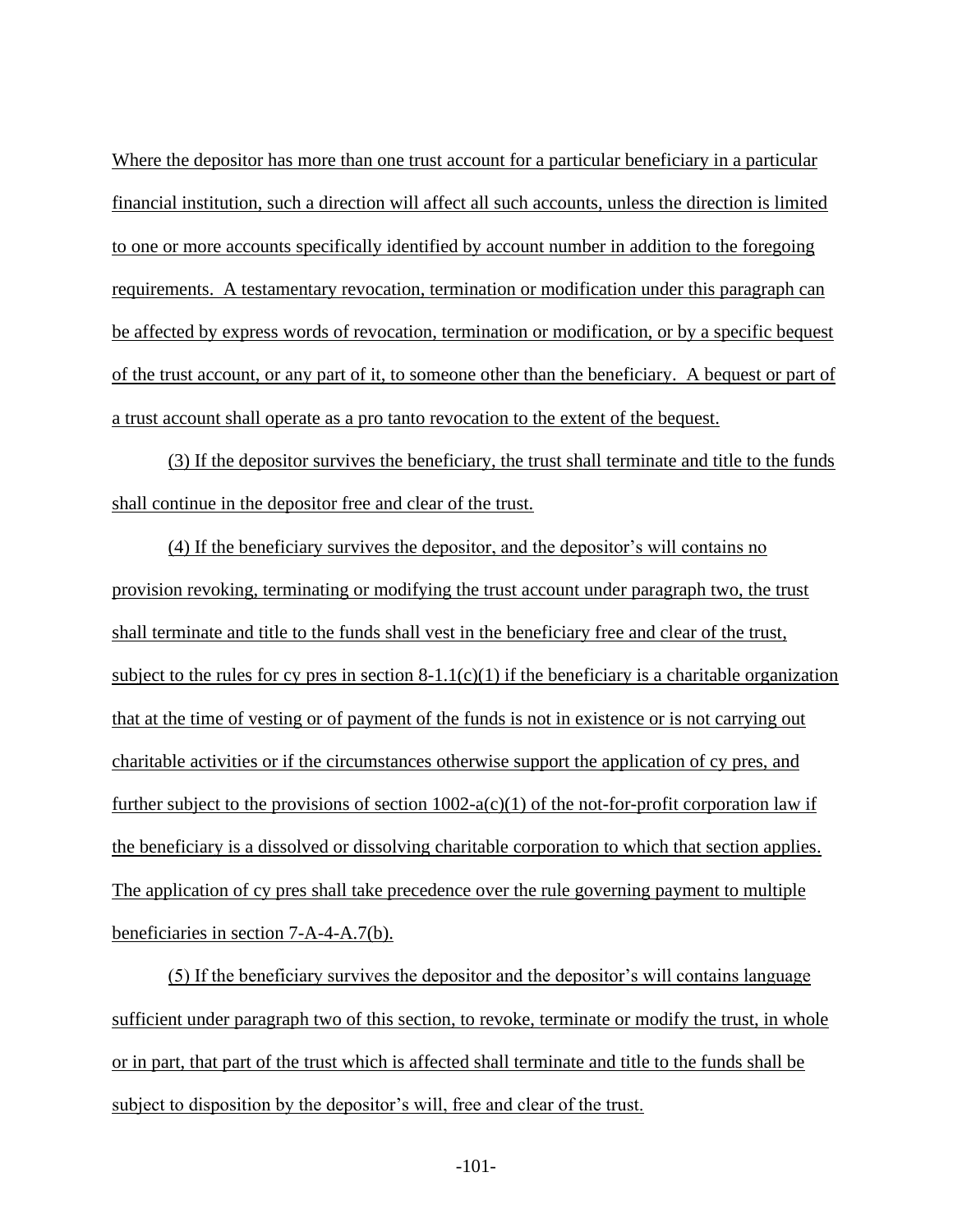Where the depositor has more than one trust account for a particular beneficiary in a particular financial institution, such a direction will affect all such accounts, unless the direction is limited to one or more accounts specifically identified by account number in addition to the foregoing requirements. A testamentary revocation, termination or modification under this paragraph can be affected by express words of revocation, termination or modification, or by a specific bequest of the trust account, or any part of it, to someone other than the beneficiary. A bequest or part of a trust account shall operate as a pro tanto revocation to the extent of the bequest.

(3) If the depositor survives the beneficiary, the trust shall terminate and title to the funds shall continue in the depositor free and clear of the trust.

(4) If the beneficiary survives the depositor, and the depositor's will contains no provision revoking, terminating or modifying the trust account under paragraph two, the trust shall terminate and title to the funds shall vest in the beneficiary free and clear of the trust, subject to the rules for cy pres in section 8-1.1(c)(1) if the beneficiary is a charitable organization that at the time of vesting or of payment of the funds is not in existence or is not carrying out charitable activities or if the circumstances otherwise support the application of cy pres, and further subject to the provisions of section 1002-a(c)(1) of the not-for-profit corporation law if the beneficiary is a dissolved or dissolving charitable corporation to which that section applies. The application of cy pres shall take precedence over the rule governing payment to multiple beneficiaries in section 7-A-4-A.7(b).

(5) If the beneficiary survives the depositor and the depositor's will contains language sufficient under paragraph two of this section, to revoke, terminate or modify the trust, in whole or in part, that part of the trust which is affected shall terminate and title to the funds shall be subject to disposition by the depositor's will, free and clear of the trust.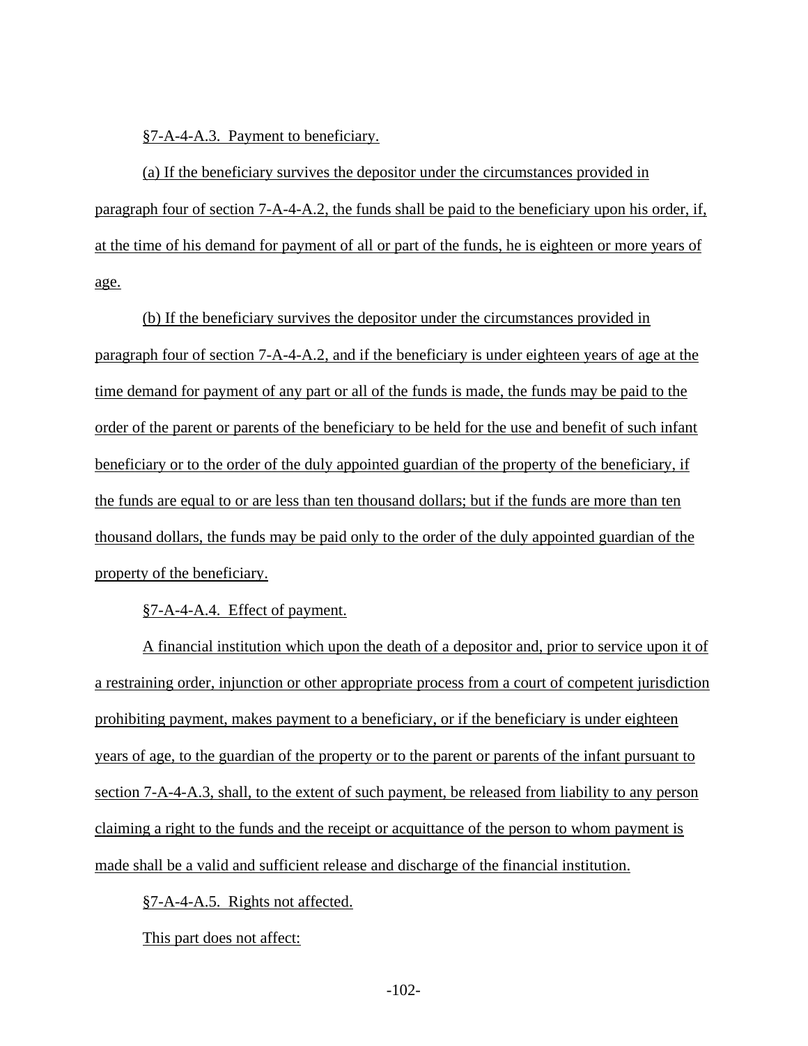§7-A-4-A.3. Payment to beneficiary.

(a) If the beneficiary survives the depositor under the circumstances provided in paragraph four of section 7-A-4-A.2, the funds shall be paid to the beneficiary upon his order, if, at the time of his demand for payment of all or part of the funds, he is eighteen or more years of age.

(b) If the beneficiary survives the depositor under the circumstances provided in paragraph four of section 7-A-4-A.2, and if the beneficiary is under eighteen years of age at the time demand for payment of any part or all of the funds is made, the funds may be paid to the order of the parent or parents of the beneficiary to be held for the use and benefit of such infant beneficiary or to the order of the duly appointed guardian of the property of the beneficiary, if the funds are equal to or are less than ten thousand dollars; but if the funds are more than ten thousand dollars, the funds may be paid only to the order of the duly appointed guardian of the property of the beneficiary.

§7-A-4-A.4. Effect of payment.

A financial institution which upon the death of a depositor and, prior to service upon it of a restraining order, injunction or other appropriate process from a court of competent jurisdiction prohibiting payment, makes payment to a beneficiary, or if the beneficiary is under eighteen years of age, to the guardian of the property or to the parent or parents of the infant pursuant to section 7-A-4-A.3, shall, to the extent of such payment, be released from liability to any person claiming a right to the funds and the receipt or acquittance of the person to whom payment is made shall be a valid and sufficient release and discharge of the financial institution.

§7-A-4-A.5. Rights not affected.

This part does not affect: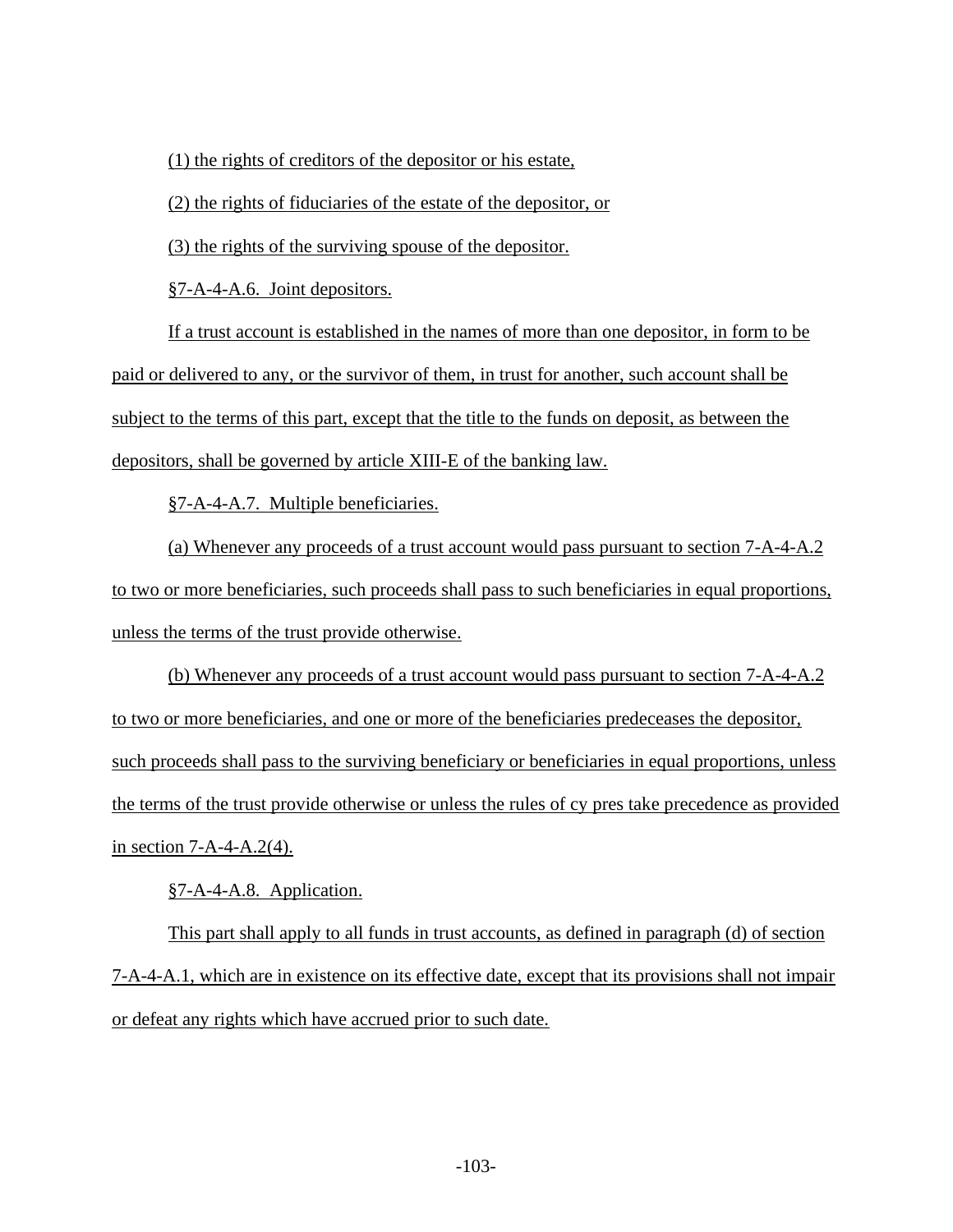(1) the rights of creditors of the depositor or his estate,

(2) the rights of fiduciaries of the estate of the depositor, or

(3) the rights of the surviving spouse of the depositor.

§7-A-4-A.6. Joint depositors.

If a trust account is established in the names of more than one depositor, in form to be paid or delivered to any, or the survivor of them, in trust for another, such account shall be subject to the terms of this part, except that the title to the funds on deposit, as between the depositors, shall be governed by article XIII-E of the banking law.

§7-A-4-A.7. Multiple beneficiaries.

(a) Whenever any proceeds of a trust account would pass pursuant to section 7-A-4-A.2 to two or more beneficiaries, such proceeds shall pass to such beneficiaries in equal proportions, unless the terms of the trust provide otherwise.

(b) Whenever any proceeds of a trust account would pass pursuant to section 7-A-4-A.2 to two or more beneficiaries, and one or more of the beneficiaries predeceases the depositor, such proceeds shall pass to the surviving beneficiary or beneficiaries in equal proportions, unless the terms of the trust provide otherwise or unless the rules of cy pres take precedence as provided in section 7-A-4-A.2(4).

§7-A-4-A.8. Application.

This part shall apply to all funds in trust accounts, as defined in paragraph (d) of section 7-A-4-A.1, which are in existence on its effective date, except that its provisions shall not impair or defeat any rights which have accrued prior to such date.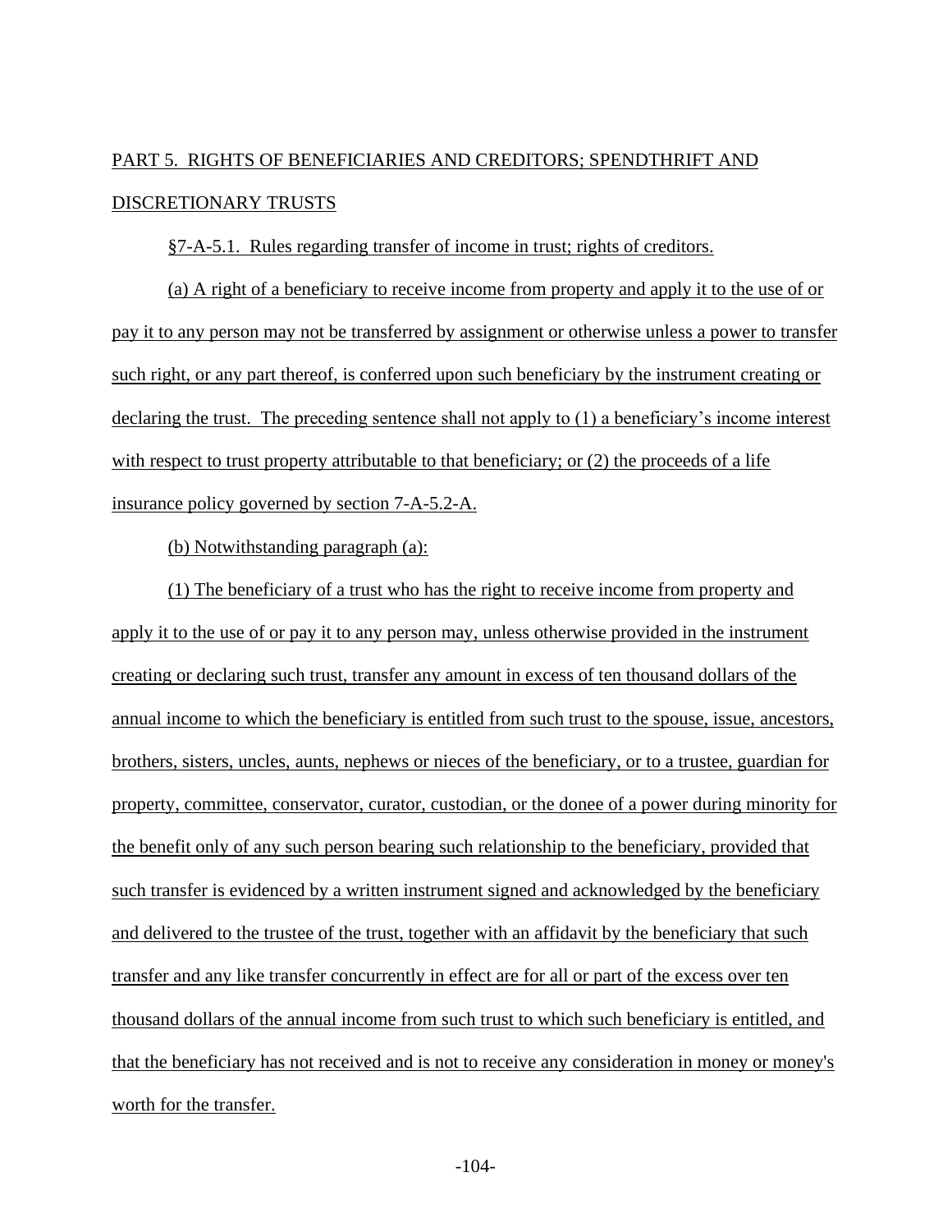## PART 5. RIGHTS OF BENEFICIARIES AND CREDITORS; SPENDTHRIFT AND DISCRETIONARY TRUSTS

§7-A-5.1. Rules regarding transfer of income in trust; rights of creditors.

(a) A right of a beneficiary to receive income from property and apply it to the use of or pay it to any person may not be transferred by assignment or otherwise unless a power to transfer such right, or any part thereof, is conferred upon such beneficiary by the instrument creating or declaring the trust. The preceding sentence shall not apply to (1) a beneficiary's income interest with respect to trust property attributable to that beneficiary; or (2) the proceeds of a life insurance policy governed by section 7-A-5.2-A.

(b) Notwithstanding paragraph (a):

(1) The beneficiary of a trust who has the right to receive income from property and apply it to the use of or pay it to any person may, unless otherwise provided in the instrument creating or declaring such trust, transfer any amount in excess of ten thousand dollars of the annual income to which the beneficiary is entitled from such trust to the spouse, issue, ancestors, brothers, sisters, uncles, aunts, nephews or nieces of the beneficiary, or to a trustee, guardian for property, committee, conservator, curator, custodian, or the donee of a power during minority for the benefit only of any such person bearing such relationship to the beneficiary, provided that such transfer is evidenced by a written instrument signed and acknowledged by the beneficiary and delivered to the trustee of the trust, together with an affidavit by the beneficiary that such transfer and any like transfer concurrently in effect are for all or part of the excess over ten thousand dollars of the annual income from such trust to which such beneficiary is entitled, and that the beneficiary has not received and is not to receive any consideration in money or money's worth for the transfer.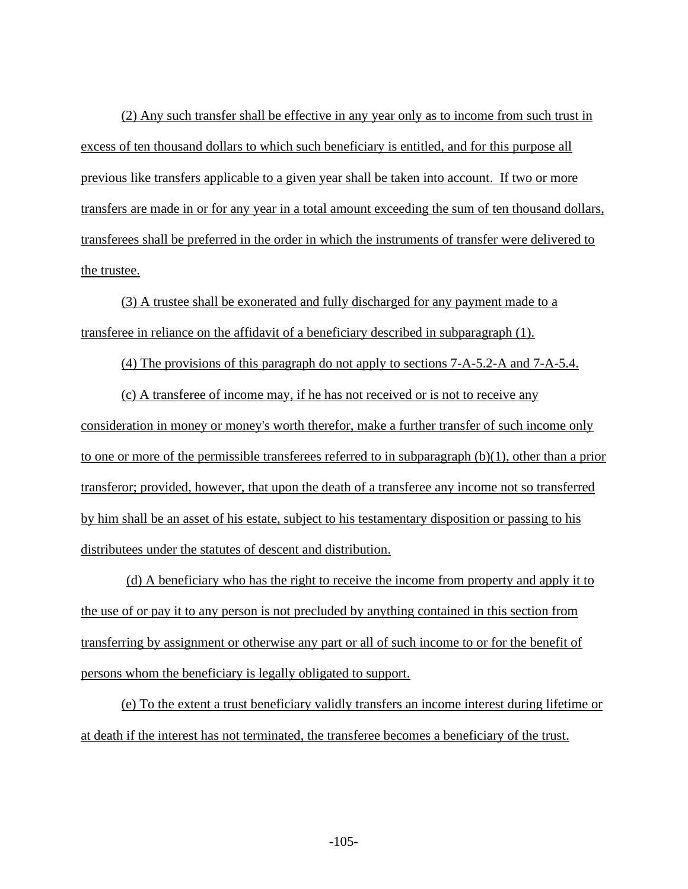(2) Any such transfer shall be effective in any year only as to income from such trust in excess of ten thousand dollars to which such beneficiary is entitled, and for this purpose all previous like transfers applicable to a given year shall be taken into account. If two or more transfers are made in or for any year in a total amount exceeding the sum of ten thousand dollars, transferees shall be preferred in the order in which the instruments of transfer were delivered to the trustee.

(3) A trustee shall be exonerated and fully discharged for any payment made to a transferee in reliance on the affidavit of a beneficiary described in subparagraph (1).

(4) The provisions of this paragraph do not apply to sections 7-A-5.2-A and 7-A-5.4.

(c) A transferee of income may, if he has not received or is not to receive any consideration in money or money's worth therefor, make a further transfer of such income only to one or more of the permissible transferees referred to in subparagraph (b)(1), other than a prior transferor; provided, however, that upon the death of a transferee any income not so transferred by him shall be an asset of his estate, subject to his testamentary disposition or passing to his distributees under the statutes of descent and distribution.

(d) A beneficiary who has the right to receive the income from property and apply it to the use of or pay it to any person is not precluded by anything contained in this section from transferring by assignment or otherwise any part or all of such income to or for the benefit of persons whom the beneficiary is legally obligated to support.

(e) To the extent a trust beneficiary validly transfers an income interest during lifetime or at death if the interest has not terminated, the transferee becomes a beneficiary of the trust.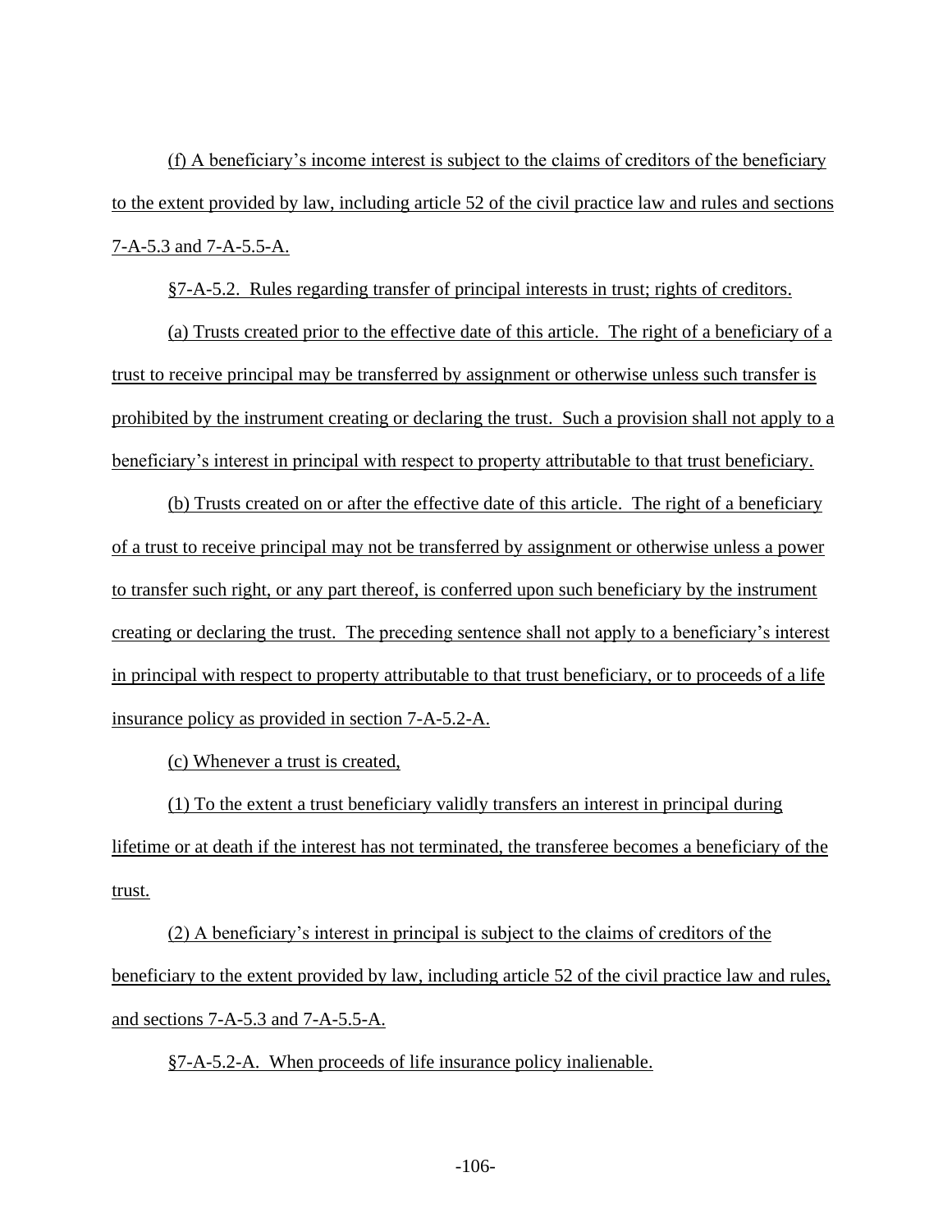(f) A beneficiary's income interest is subject to the claims of creditors of the beneficiary to the extent provided by law, including article 52 of the civil practice law and rules and sections 7-A-5.3 and 7-A-5.5-A.

§7-A-5.2. Rules regarding transfer of principal interests in trust; rights of creditors.

(a) Trusts created prior to the effective date of this article. The right of a beneficiary of a trust to receive principal may be transferred by assignment or otherwise unless such transfer is prohibited by the instrument creating or declaring the trust. Such a provision shall not apply to a beneficiary's interest in principal with respect to property attributable to that trust beneficiary.

(b) Trusts created on or after the effective date of this article. The right of a beneficiary of a trust to receive principal may not be transferred by assignment or otherwise unless a power to transfer such right, or any part thereof, is conferred upon such beneficiary by the instrument creating or declaring the trust. The preceding sentence shall not apply to a beneficiary's interest in principal with respect to property attributable to that trust beneficiary, or to proceeds of a life insurance policy as provided in section 7-A-5.2-A.

(c) Whenever a trust is created,

(1) To the extent a trust beneficiary validly transfers an interest in principal during lifetime or at death if the interest has not terminated, the transferee becomes a beneficiary of the trust.

(2) A beneficiary's interest in principal is subject to the claims of creditors of the beneficiary to the extent provided by law, including article 52 of the civil practice law and rules, and sections 7-A-5.3 and 7-A-5.5-A.

§7-A-5.2-A. When proceeds of life insurance policy inalienable.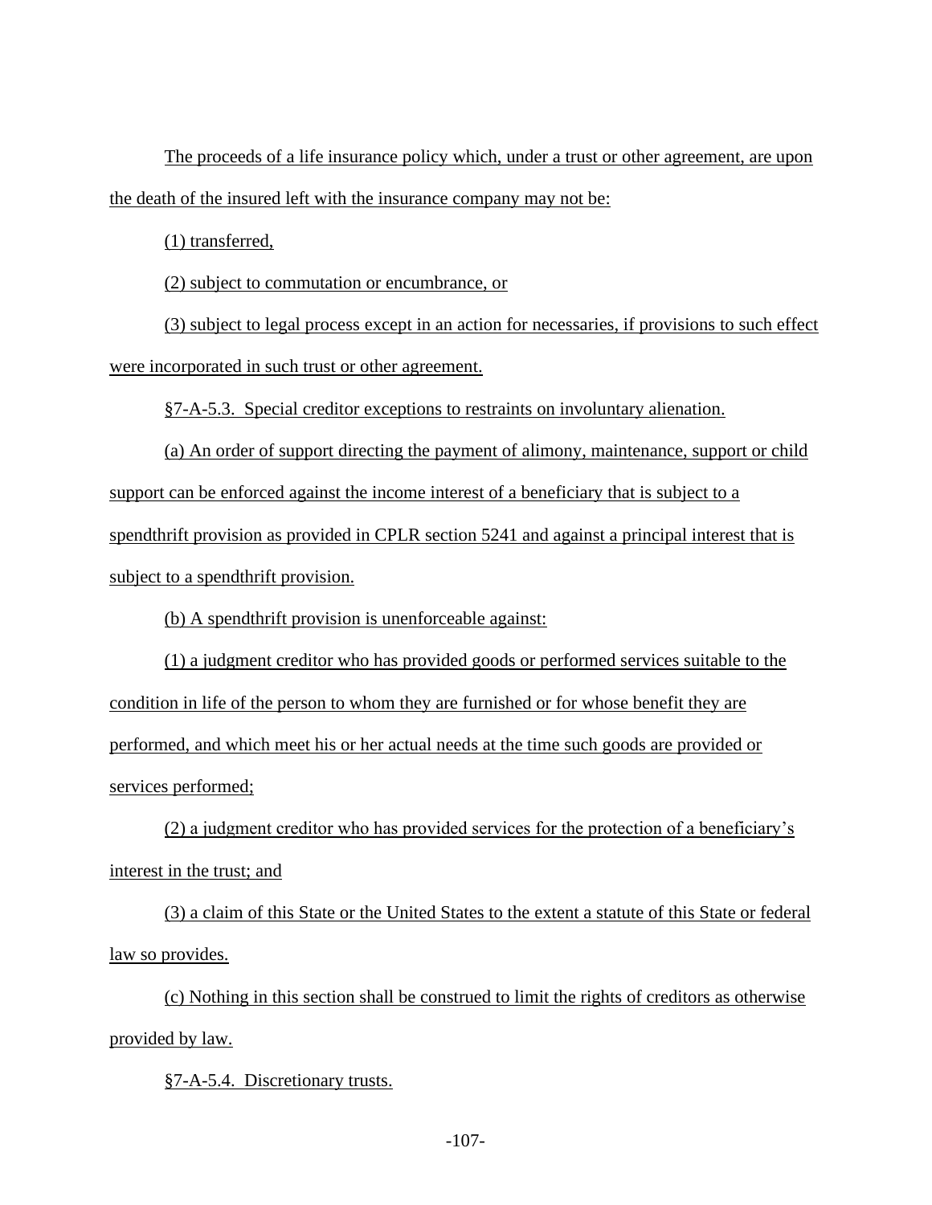The proceeds of a life insurance policy which, under a trust or other agreement, are upon the death of the insured left with the insurance company may not be:

(1) transferred,

(2) subject to commutation or encumbrance, or

(3) subject to legal process except in an action for necessaries, if provisions to such effect were incorporated in such trust or other agreement.

§7-A-5.3. Special creditor exceptions to restraints on involuntary alienation.

(a) An order of support directing the payment of alimony, maintenance, support or child support can be enforced against the income interest of a beneficiary that is subject to a spendthrift provision as provided in CPLR section 5241 and against a principal interest that is subject to a spendthrift provision.

(b) A spendthrift provision is unenforceable against:

(1) a judgment creditor who has provided goods or performed services suitable to the condition in life of the person to whom they are furnished or for whose benefit they are performed, and which meet his or her actual needs at the time such goods are provided or services performed;

(2) a judgment creditor who has provided services for the protection of a beneficiary's interest in the trust; and

(3) a claim of this State or the United States to the extent a statute of this State or federal law so provides.

(c) Nothing in this section shall be construed to limit the rights of creditors as otherwise provided by law.

§7-A-5.4. Discretionary trusts.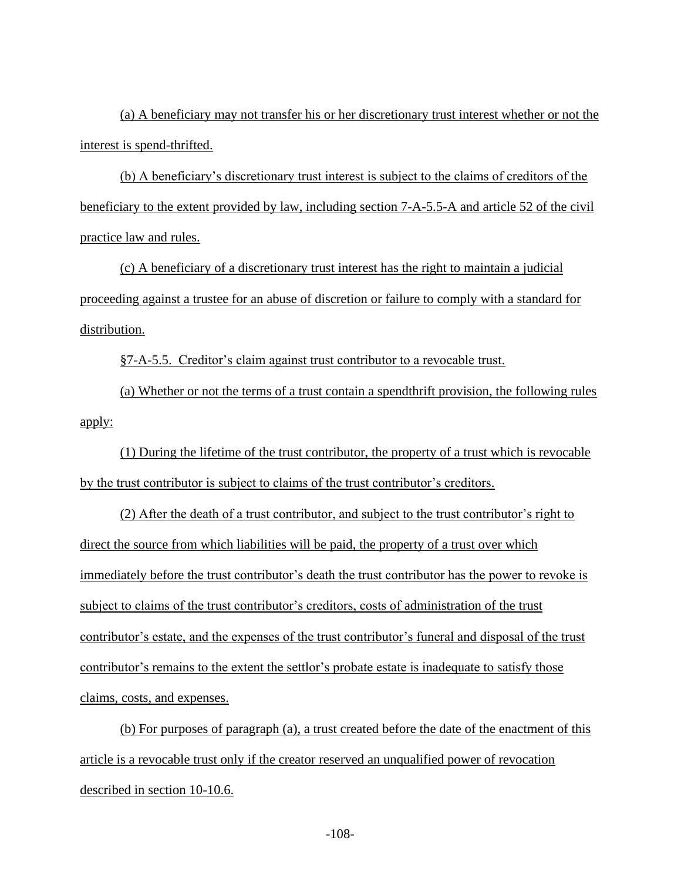(a) A beneficiary may not transfer his or her discretionary trust interest whether or not the interest is spend-thrifted.

(b) A beneficiary's discretionary trust interest is subject to the claims of creditors of the beneficiary to the extent provided by law, including section 7-A-5.5-A and article 52 of the civil practice law and rules.

(c) A beneficiary of a discretionary trust interest has the right to maintain a judicial proceeding against a trustee for an abuse of discretion or failure to comply with a standard for distribution.

§7-A-5.5. Creditor's claim against trust contributor to a revocable trust.

(a) Whether or not the terms of a trust contain a spendthrift provision, the following rules apply:

(1) During the lifetime of the trust contributor, the property of a trust which is revocable by the trust contributor is subject to claims of the trust contributor's creditors.

(2) After the death of a trust contributor, and subject to the trust contributor's right to direct the source from which liabilities will be paid, the property of a trust over which immediately before the trust contributor's death the trust contributor has the power to revoke is subject to claims of the trust contributor's creditors, costs of administration of the trust contributor's estate, and the expenses of the trust contributor's funeral and disposal of the trust contributor's remains to the extent the settlor's probate estate is inadequate to satisfy those claims, costs, and expenses.

(b) For purposes of paragraph (a), a trust created before the date of the enactment of this article is a revocable trust only if the creator reserved an unqualified power of revocation described in section 10-10.6.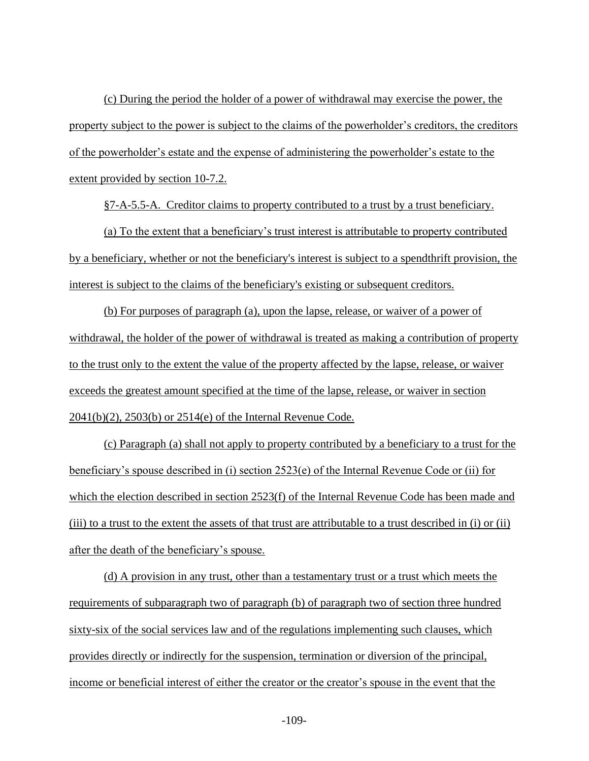(c) During the period the holder of a power of withdrawal may exercise the power, the property subject to the power is subject to the claims of the powerholder's creditors, the creditors of the powerholder's estate and the expense of administering the powerholder's estate to the extent provided by section 10-7.2.

§7-A-5.5-A. Creditor claims to property contributed to a trust by a trust beneficiary.

(a) To the extent that a beneficiary's trust interest is attributable to property contributed by a beneficiary, whether or not the beneficiary's interest is subject to a spendthrift provision, the interest is subject to the claims of the beneficiary's existing or subsequent creditors.

(b) For purposes of paragraph (a), upon the lapse, release, or waiver of a power of withdrawal, the holder of the power of withdrawal is treated as making a contribution of property to the trust only to the extent the value of the property affected by the lapse, release, or waiver exceeds the greatest amount specified at the time of the lapse, release, or waiver in section 2041(b)(2), 2503(b) or 2514(e) of the Internal Revenue Code.

(c) Paragraph (a) shall not apply to property contributed by a beneficiary to a trust for the beneficiary's spouse described in (i) section 2523(e) of the Internal Revenue Code or (ii) for which the election described in section 2523(f) of the Internal Revenue Code has been made and (iii) to a trust to the extent the assets of that trust are attributable to a trust described in (i) or (ii) after the death of the beneficiary's spouse.

(d) A provision in any trust, other than a testamentary trust or a trust which meets the requirements of subparagraph two of paragraph (b) of paragraph two of section three hundred sixty-six of the social services law and of the regulations implementing such clauses, which provides directly or indirectly for the suspension, termination or diversion of the principal, income or beneficial interest of either the creator or the creator's spouse in the event that the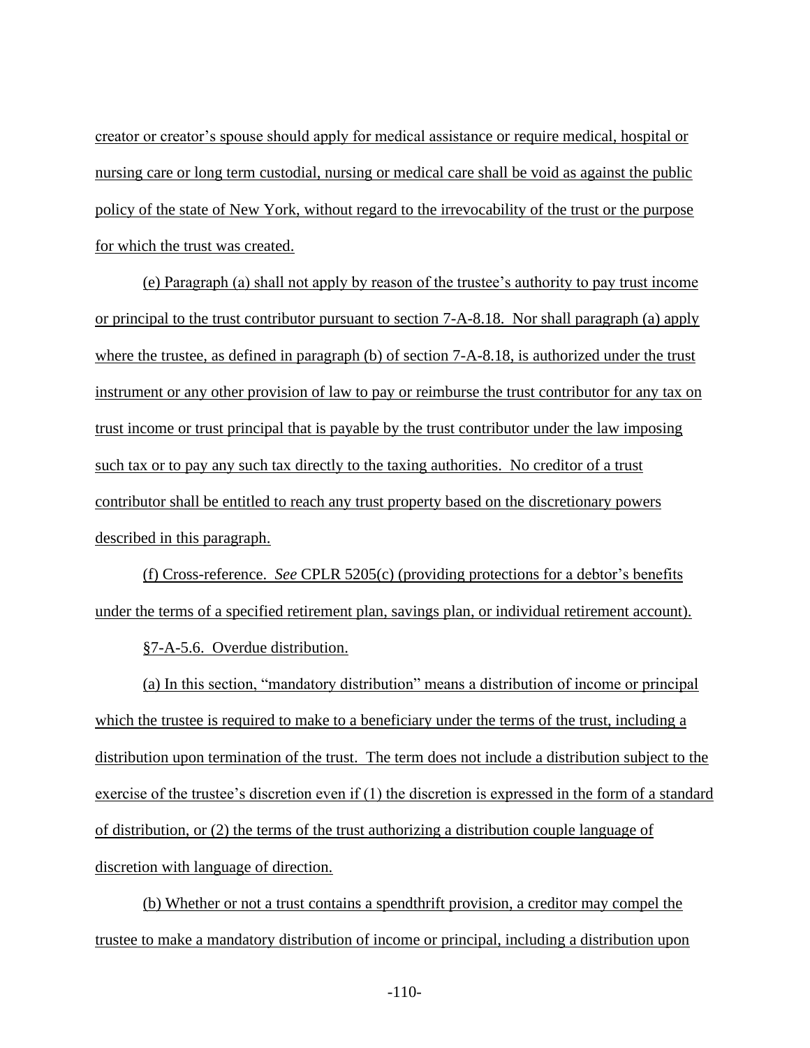creator or creator's spouse should apply for medical assistance or require medical, hospital or nursing care or long term custodial, nursing or medical care shall be void as against the public policy of the state of New York, without regard to the irrevocability of the trust or the purpose for which the trust was created.

(e) Paragraph (a) shall not apply by reason of the trustee's authority to pay trust income or principal to the trust contributor pursuant to section 7-A-8.18. Nor shall paragraph (a) apply where the trustee, as defined in paragraph (b) of section 7-A-8.18, is authorized under the trust instrument or any other provision of law to pay or reimburse the trust contributor for any tax on trust income or trust principal that is payable by the trust contributor under the law imposing such tax or to pay any such tax directly to the taxing authorities. No creditor of a trust contributor shall be entitled to reach any trust property based on the discretionary powers described in this paragraph.

(f) Cross-reference. *See* CPLR 5205(c) (providing protections for a debtor's benefits under the terms of a specified retirement plan, savings plan, or individual retirement account).

§7-A-5.6. Overdue distribution.

(a) In this section, "mandatory distribution" means a distribution of income or principal which the trustee is required to make to a beneficiary under the terms of the trust, including a distribution upon termination of the trust. The term does not include a distribution subject to the exercise of the trustee's discretion even if (1) the discretion is expressed in the form of a standard of distribution, or (2) the terms of the trust authorizing a distribution couple language of discretion with language of direction.

(b) Whether or not a trust contains a spendthrift provision, a creditor may compel the trustee to make a mandatory distribution of income or principal, including a distribution upon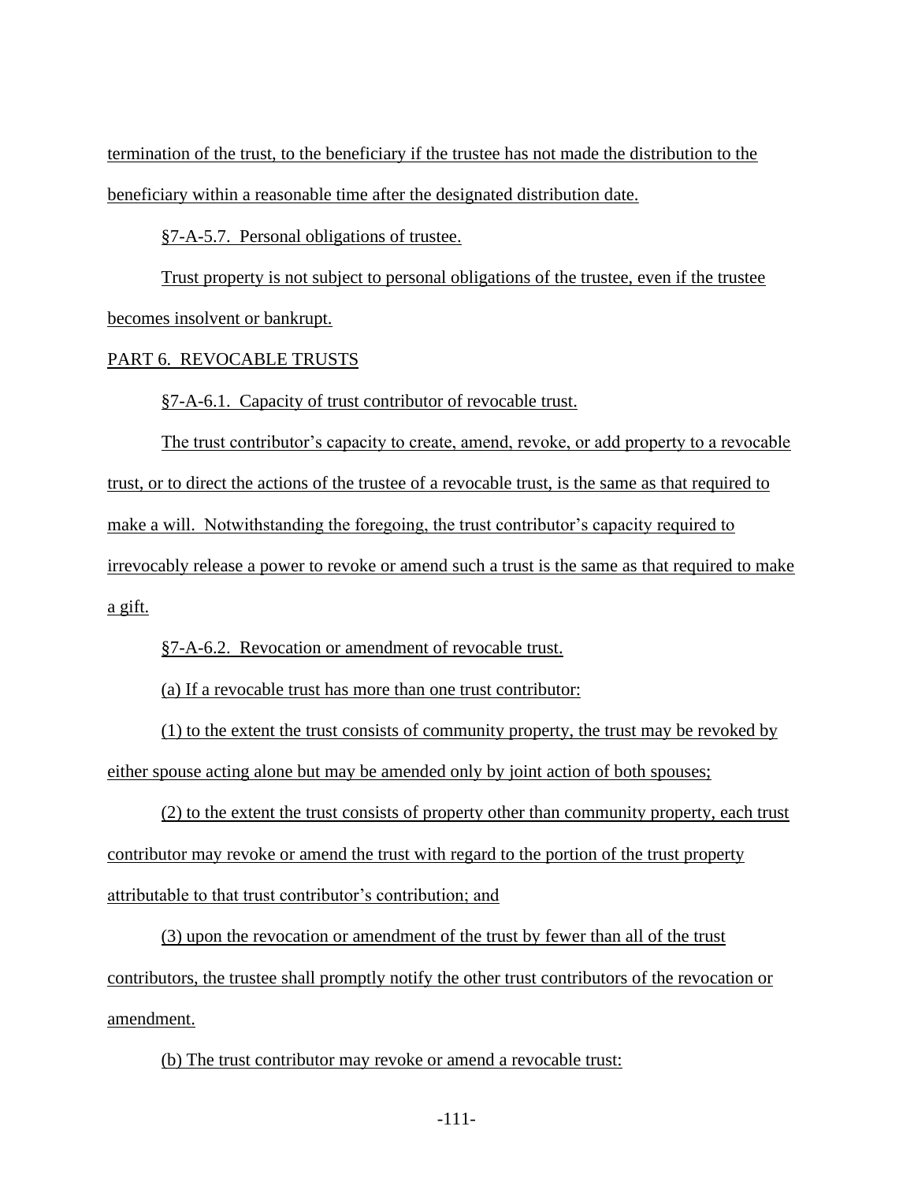termination of the trust, to the beneficiary if the trustee has not made the distribution to the beneficiary within a reasonable time after the designated distribution date.

§7-A-5.7. Personal obligations of trustee.

Trust property is not subject to personal obligations of the trustee, even if the trustee becomes insolvent or bankrupt.

PART 6. REVOCABLE TRUSTS

§7-A-6.1. Capacity of trust contributor of revocable trust.

The trust contributor's capacity to create, amend, revoke, or add property to a revocable trust, or to direct the actions of the trustee of a revocable trust, is the same as that required to make a will. Notwithstanding the foregoing, the trust contributor's capacity required to irrevocably release a power to revoke or amend such a trust is the same as that required to make a gift.

§7-A-6.2. Revocation or amendment of revocable trust.

(a) If a revocable trust has more than one trust contributor:

(1) to the extent the trust consists of community property, the trust may be revoked by either spouse acting alone but may be amended only by joint action of both spouses;

(2) to the extent the trust consists of property other than community property, each trust contributor may revoke or amend the trust with regard to the portion of the trust property attributable to that trust contributor's contribution; and

(3) upon the revocation or amendment of the trust by fewer than all of the trust contributors, the trustee shall promptly notify the other trust contributors of the revocation or amendment.

(b) The trust contributor may revoke or amend a revocable trust: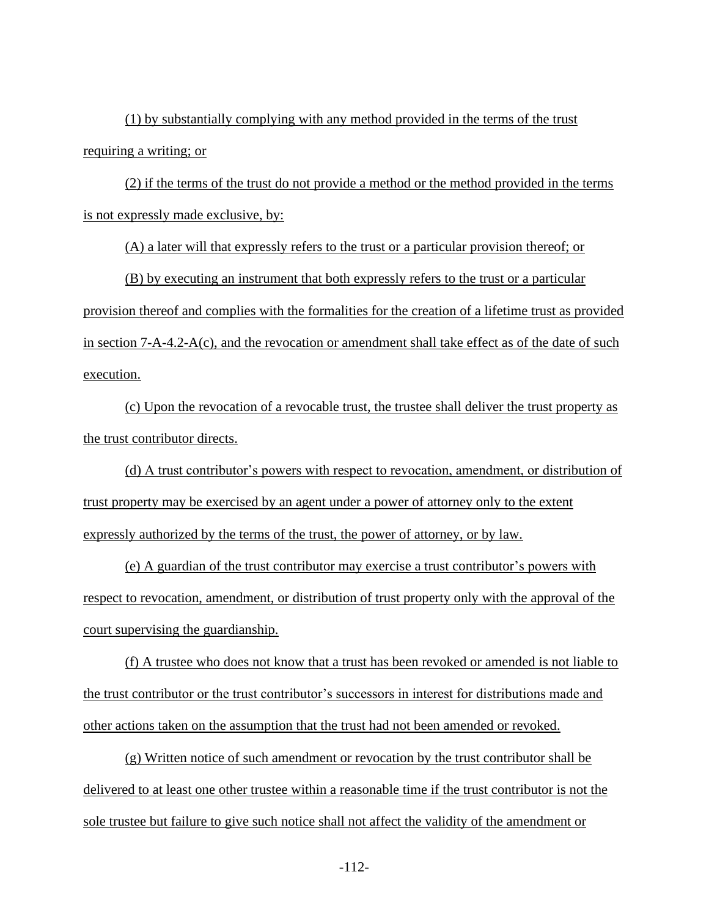(1) by substantially complying with any method provided in the terms of the trust requiring a writing; or

(2) if the terms of the trust do not provide a method or the method provided in the terms is not expressly made exclusive, by:

(A) a later will that expressly refers to the trust or a particular provision thereof; or

(B) by executing an instrument that both expressly refers to the trust or a particular provision thereof and complies with the formalities for the creation of a lifetime trust as provided in section 7-A-4.2-A(c), and the revocation or amendment shall take effect as of the date of such execution.

(c) Upon the revocation of a revocable trust, the trustee shall deliver the trust property as the trust contributor directs.

(d) A trust contributor's powers with respect to revocation, amendment, or distribution of trust property may be exercised by an agent under a power of attorney only to the extent expressly authorized by the terms of the trust, the power of attorney, or by law.

(e) A guardian of the trust contributor may exercise a trust contributor's powers with respect to revocation, amendment, or distribution of trust property only with the approval of the court supervising the guardianship.

(f) A trustee who does not know that a trust has been revoked or amended is not liable to the trust contributor or the trust contributor's successors in interest for distributions made and other actions taken on the assumption that the trust had not been amended or revoked.

(g) Written notice of such amendment or revocation by the trust contributor shall be delivered to at least one other trustee within a reasonable time if the trust contributor is not the sole trustee but failure to give such notice shall not affect the validity of the amendment or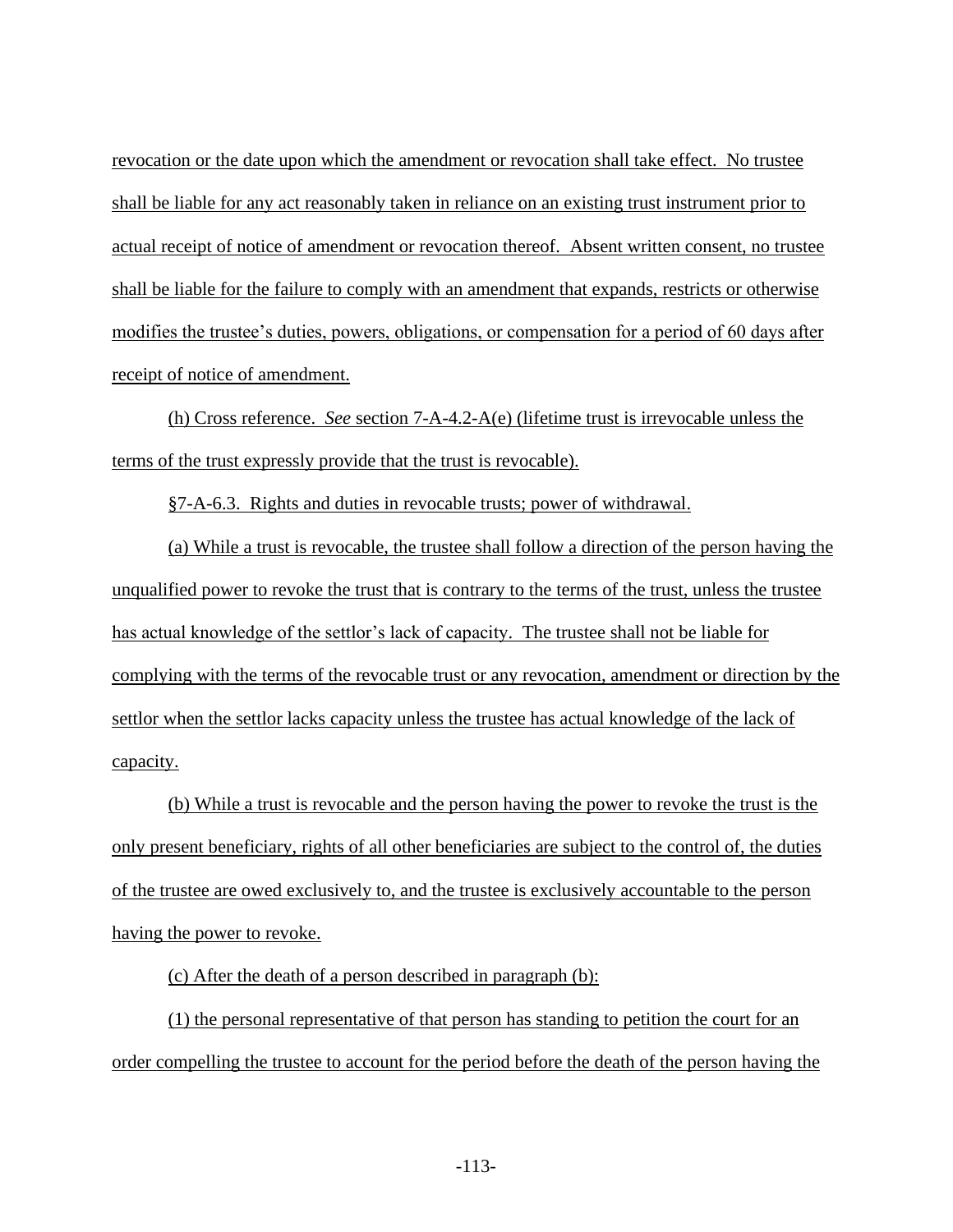revocation or the date upon which the amendment or revocation shall take effect. No trustee shall be liable for any act reasonably taken in reliance on an existing trust instrument prior to actual receipt of notice of amendment or revocation thereof. Absent written consent, no trustee shall be liable for the failure to comply with an amendment that expands, restricts or otherwise modifies the trustee's duties, powers, obligations, or compensation for a period of 60 days after receipt of notice of amendment.

(h) Cross reference. *See* section 7-A-4.2-A(e) (lifetime trust is irrevocable unless the terms of the trust expressly provide that the trust is revocable).

§7-A-6.3. Rights and duties in revocable trusts; power of withdrawal.

(a) While a trust is revocable, the trustee shall follow a direction of the person having the unqualified power to revoke the trust that is contrary to the terms of the trust, unless the trustee has actual knowledge of the settlor's lack of capacity. The trustee shall not be liable for complying with the terms of the revocable trust or any revocation, amendment or direction by the settlor when the settlor lacks capacity unless the trustee has actual knowledge of the lack of capacity.

(b) While a trust is revocable and the person having the power to revoke the trust is the only present beneficiary, rights of all other beneficiaries are subject to the control of, the duties of the trustee are owed exclusively to, and the trustee is exclusively accountable to the person having the power to revoke.

(c) After the death of a person described in paragraph (b):

(1) the personal representative of that person has standing to petition the court for an order compelling the trustee to account for the period before the death of the person having the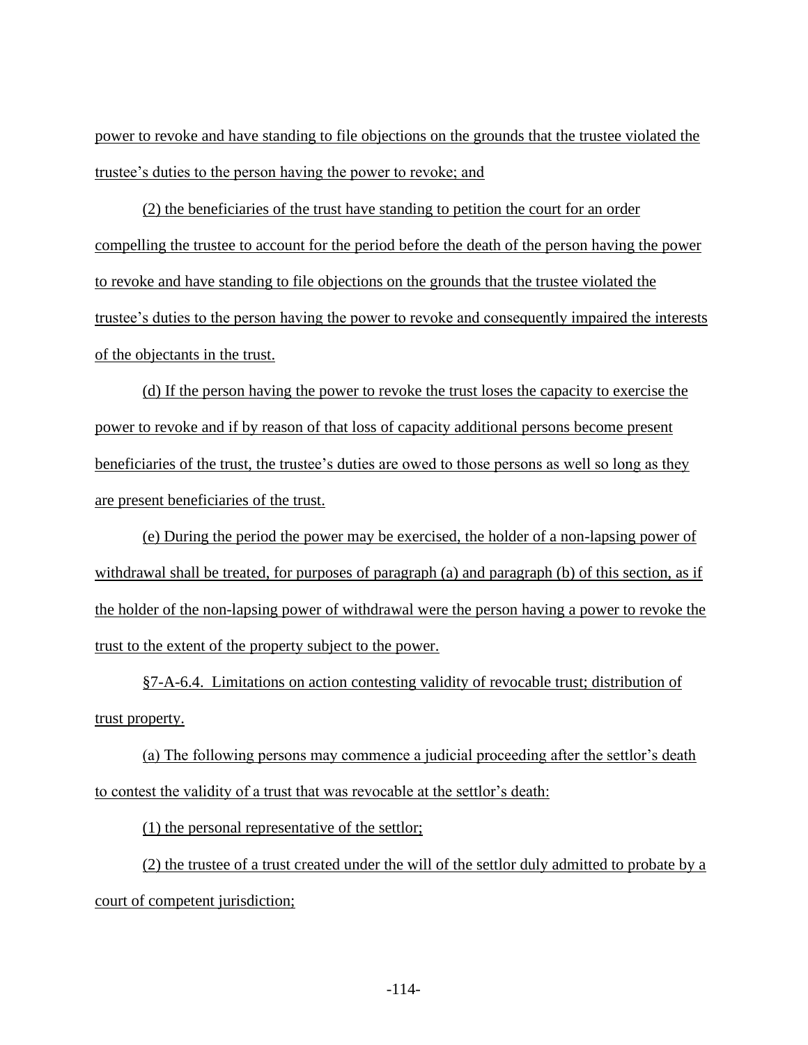power to revoke and have standing to file objections on the grounds that the trustee violated the trustee's duties to the person having the power to revoke; and

(2) the beneficiaries of the trust have standing to petition the court for an order compelling the trustee to account for the period before the death of the person having the power to revoke and have standing to file objections on the grounds that the trustee violated the trustee's duties to the person having the power to revoke and consequently impaired the interests of the objectants in the trust.

(d) If the person having the power to revoke the trust loses the capacity to exercise the power to revoke and if by reason of that loss of capacity additional persons become present beneficiaries of the trust, the trustee's duties are owed to those persons as well so long as they are present beneficiaries of the trust.

(e) During the period the power may be exercised, the holder of a non-lapsing power of withdrawal shall be treated, for purposes of paragraph (a) and paragraph (b) of this section, as if the holder of the non-lapsing power of withdrawal were the person having a power to revoke the trust to the extent of the property subject to the power.

§7-A-6.4. Limitations on action contesting validity of revocable trust; distribution of trust property.

(a) The following persons may commence a judicial proceeding after the settlor's death to contest the validity of a trust that was revocable at the settlor's death:

(1) the personal representative of the settlor;

(2) the trustee of a trust created under the will of the settlor duly admitted to probate by a court of competent jurisdiction;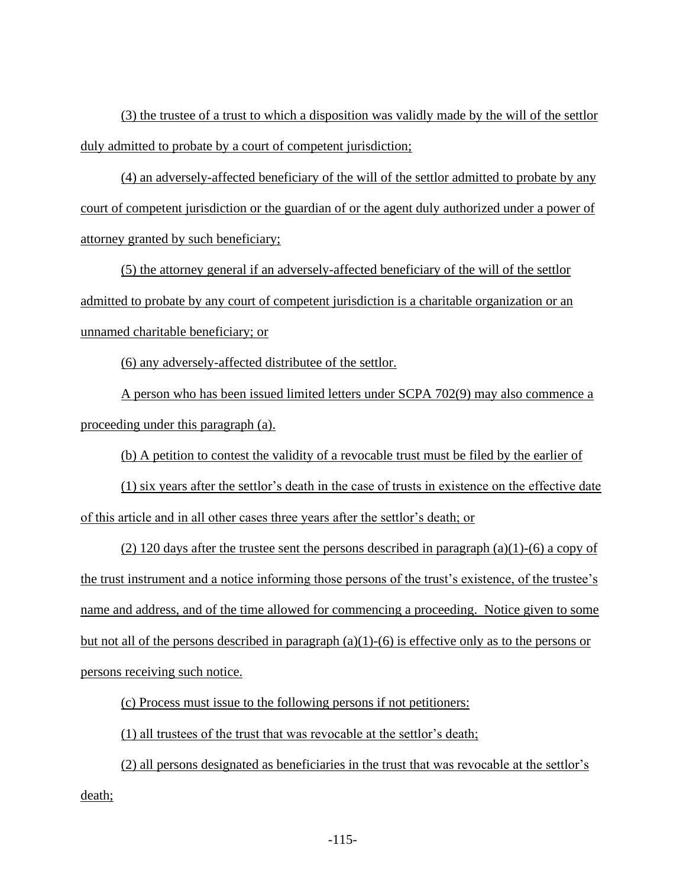(3) the trustee of a trust to which a disposition was validly made by the will of the settlor duly admitted to probate by a court of competent jurisdiction;

(4) an adversely-affected beneficiary of the will of the settlor admitted to probate by any court of competent jurisdiction or the guardian of or the agent duly authorized under a power of attorney granted by such beneficiary;

(5) the attorney general if an adversely-affected beneficiary of the will of the settlor admitted to probate by any court of competent jurisdiction is a charitable organization or an unnamed charitable beneficiary; or

(6) any adversely-affected distributee of the settlor.

A person who has been issued limited letters under SCPA 702(9) may also commence a proceeding under this paragraph (a).

(b) A petition to contest the validity of a revocable trust must be filed by the earlier of

(1) six years after the settlor's death in the case of trusts in existence on the effective date of this article and in all other cases three years after the settlor's death; or

(2) 120 days after the trustee sent the persons described in paragraph (a)(1)-(6) a copy of the trust instrument and a notice informing those persons of the trust's existence, of the trustee's name and address, and of the time allowed for commencing a proceeding. Notice given to some but not all of the persons described in paragraph (a)(1)-(6) is effective only as to the persons or persons receiving such notice.

(c) Process must issue to the following persons if not petitioners:

(1) all trustees of the trust that was revocable at the settlor's death;

(2) all persons designated as beneficiaries in the trust that was revocable at the settlor's death;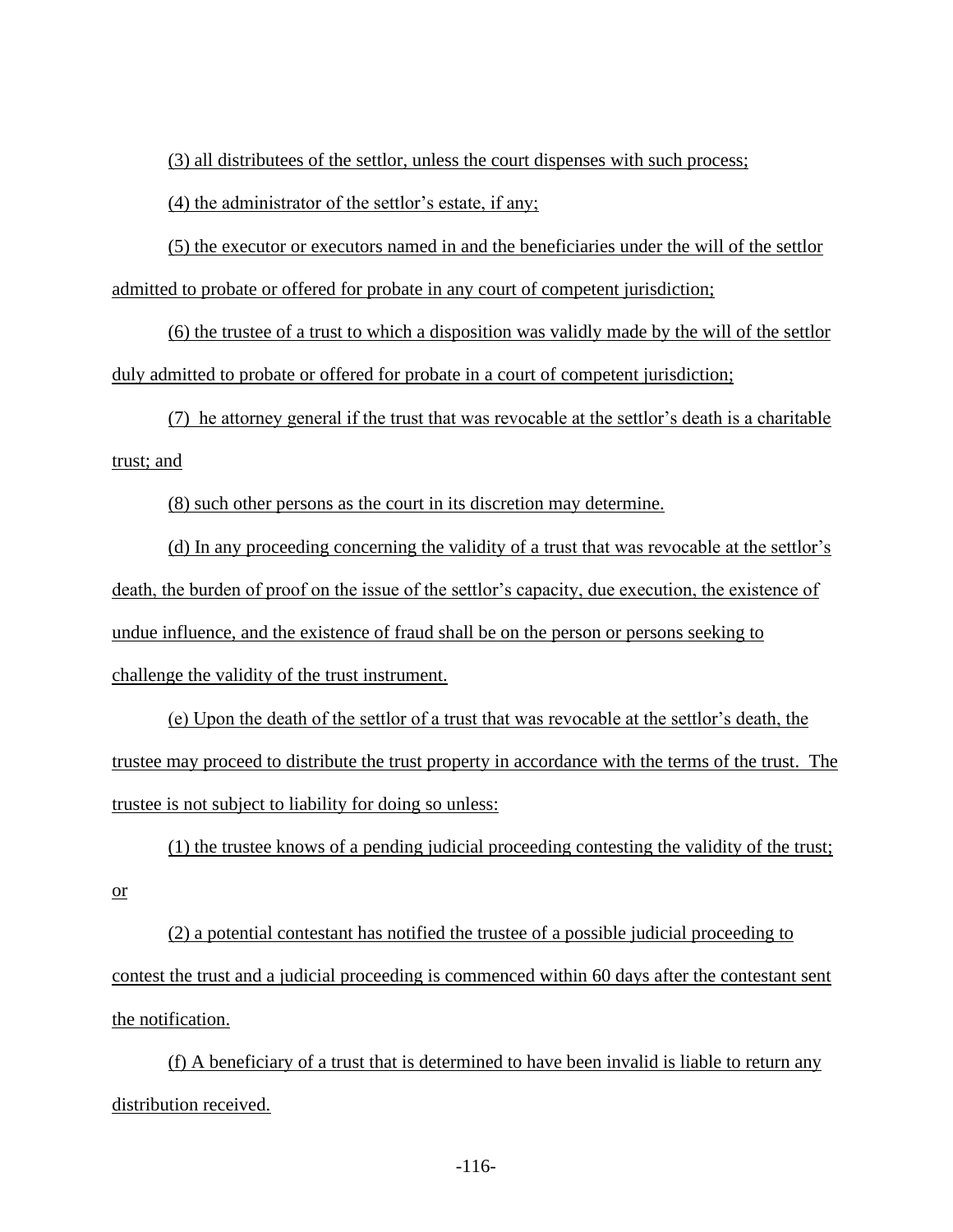(3) all distributees of the settlor, unless the court dispenses with such process;

(4) the administrator of the settlor's estate, if any;

(5) the executor or executors named in and the beneficiaries under the will of the settlor admitted to probate or offered for probate in any court of competent jurisdiction;

(6) the trustee of a trust to which a disposition was validly made by the will of the settlor duly admitted to probate or offered for probate in a court of competent jurisdiction;

(7) he attorney general if the trust that was revocable at the settlor's death is a charitable trust; and

(8) such other persons as the court in its discretion may determine.

(d) In any proceeding concerning the validity of a trust that was revocable at the settlor's death, the burden of proof on the issue of the settlor's capacity, due execution, the existence of undue influence, and the existence of fraud shall be on the person or persons seeking to challenge the validity of the trust instrument.

(e) Upon the death of the settlor of a trust that was revocable at the settlor's death, the trustee may proceed to distribute the trust property in accordance with the terms of the trust. The trustee is not subject to liability for doing so unless:

(1) the trustee knows of a pending judicial proceeding contesting the validity of the trust; or

(2) a potential contestant has notified the trustee of a possible judicial proceeding to contest the trust and a judicial proceeding is commenced within 60 days after the contestant sent the notification.

(f) A beneficiary of a trust that is determined to have been invalid is liable to return any distribution received.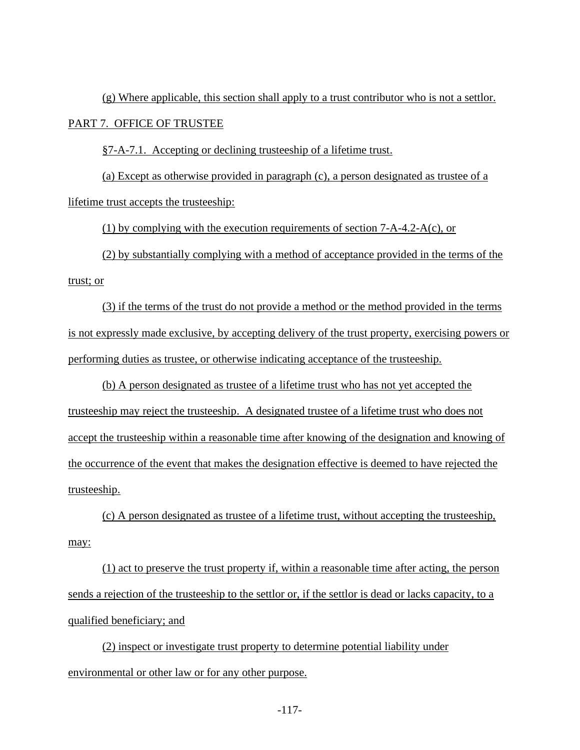(g) Where applicable, this section shall apply to a trust contributor who is not a settlor.

## PART 7. OFFICE OF TRUSTEE

### §7-A-7.1. Accepting or declining trusteeship of a lifetime trust.

(a) Except as otherwise provided in paragraph (c), a person designated as trustee of a lifetime trust accepts the trusteeship:

(1) by complying with the execution requirements of section 7-A-4.2-A(c), or

(2) by substantially complying with a method of acceptance provided in the terms of the trust; or

(3) if the terms of the trust do not provide a method or the method provided in the terms is not expressly made exclusive, by accepting delivery of the trust property, exercising powers or performing duties as trustee, or otherwise indicating acceptance of the trusteeship.

(b) A person designated as trustee of a lifetime trust who has not yet accepted the trusteeship may reject the trusteeship. A designated trustee of a lifetime trust who does not accept the trusteeship within a reasonable time after knowing of the designation and knowing of the occurrence of the event that makes the designation effective is deemed to have rejected the trusteeship.

(c) A person designated as trustee of a lifetime trust, without accepting the trusteeship, may:

(1) act to preserve the trust property if, within a reasonable time after acting, the person sends a rejection of the trusteeship to the settlor or, if the settlor is dead or lacks capacity, to a qualified beneficiary; and

(2) inspect or investigate trust property to determine potential liability under environmental or other law or for any other purpose.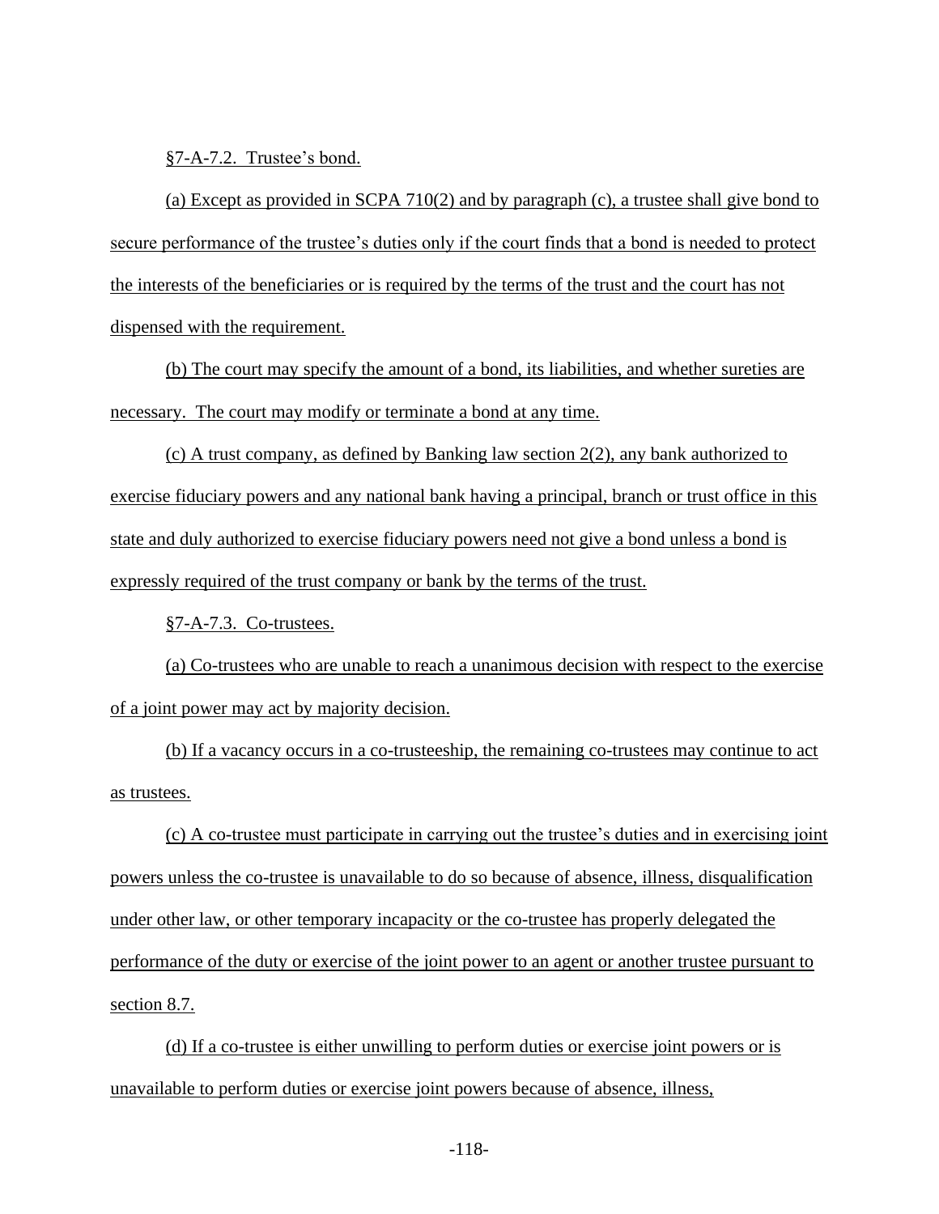§7-A-7.2. Trustee's bond.

(a) Except as provided in SCPA 710(2) and by paragraph (c), a trustee shall give bond to secure performance of the trustee's duties only if the court finds that a bond is needed to protect the interests of the beneficiaries or is required by the terms of the trust and the court has not dispensed with the requirement.

(b) The court may specify the amount of a bond, its liabilities, and whether sureties are necessary. The court may modify or terminate a bond at any time.

(c) A trust company, as defined by Banking law section 2(2), any bank authorized to exercise fiduciary powers and any national bank having a principal, branch or trust office in this state and duly authorized to exercise fiduciary powers need not give a bond unless a bond is expressly required of the trust company or bank by the terms of the trust.

§7-A-7.3. Co-trustees.

(a) Co-trustees who are unable to reach a unanimous decision with respect to the exercise of a joint power may act by majority decision.

(b) If a vacancy occurs in a co-trusteeship, the remaining co-trustees may continue to act as trustees.

(c) A co-trustee must participate in carrying out the trustee's duties and in exercising joint powers unless the co-trustee is unavailable to do so because of absence, illness, disqualification under other law, or other temporary incapacity or the co-trustee has properly delegated the performance of the duty or exercise of the joint power to an agent or another trustee pursuant to section 8.7.

(d) If a co-trustee is either unwilling to perform duties or exercise joint powers or is unavailable to perform duties or exercise joint powers because of absence, illness,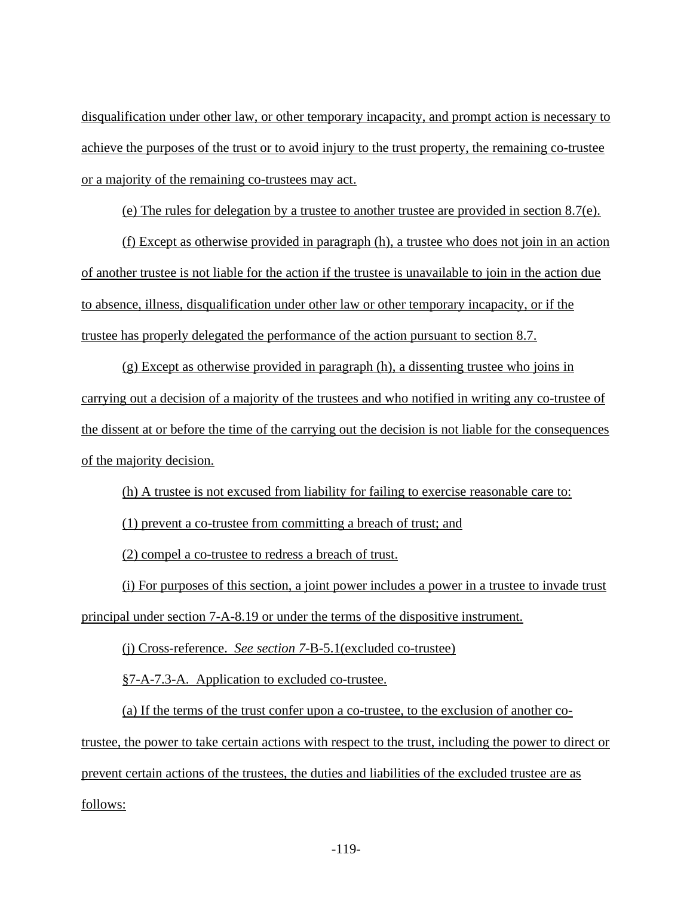disqualification under other law, or other temporary incapacity, and prompt action is necessary to achieve the purposes of the trust or to avoid injury to the trust property, the remaining co-trustee or a majority of the remaining co-trustees may act.

(e) The rules for delegation by a trustee to another trustee are provided in section 8.7(e).

(f) Except as otherwise provided in paragraph (h), a trustee who does not join in an action of another trustee is not liable for the action if the trustee is unavailable to join in the action due to absence, illness, disqualification under other law or other temporary incapacity, or if the trustee has properly delegated the performance of the action pursuant to section 8.7.

(g) Except as otherwise provided in paragraph (h), a dissenting trustee who joins in carrying out a decision of a majority of the trustees and who notified in writing any co-trustee of the dissent at or before the time of the carrying out the decision is not liable for the consequences of the majority decision.

(h) A trustee is not excused from liability for failing to exercise reasonable care to:

(1) prevent a co-trustee from committing a breach of trust; and

(2) compel a co-trustee to redress a breach of trust.

(i) For purposes of this section, a joint power includes a power in a trustee to invade trust principal under section 7-A-8.19 or under the terms of the dispositive instrument.

(j) Cross-reference. *See section 7*-B-5.1(excluded co-trustee)

§7-A-7.3-A. Application to excluded co-trustee.

(a) If the terms of the trust confer upon a co-trustee, to the exclusion of another co-trustee, the power to take certain actions with respect to the trust, including the power to direct or prevent certain actions of the trustees, the duties and liabilities of the excluded trustee are as follows: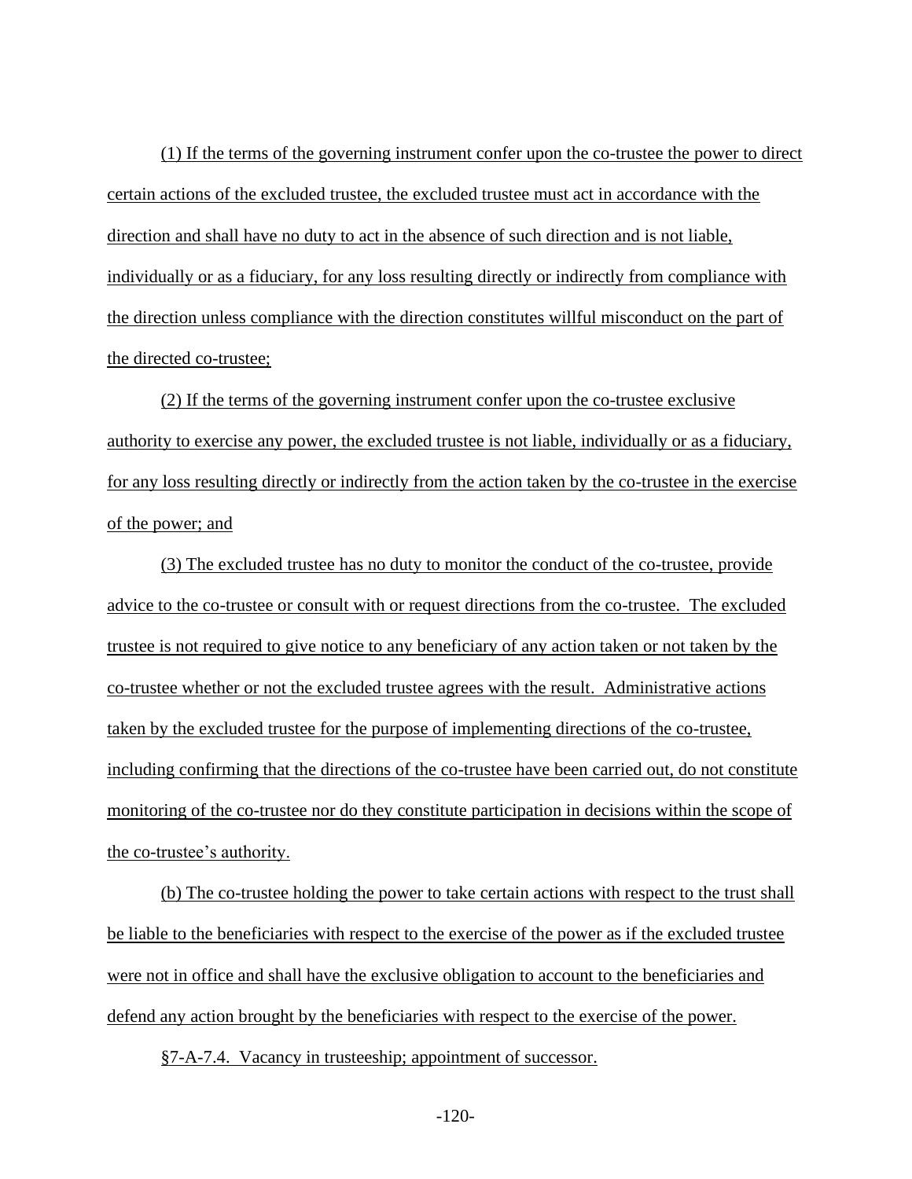(1) If the terms of the governing instrument confer upon the co-trustee the power to direct certain actions of the excluded trustee, the excluded trustee must act in accordance with the direction and shall have no duty to act in the absence of such direction and is not liable, individually or as a fiduciary, for any loss resulting directly or indirectly from compliance with the direction unless compliance with the direction constitutes willful misconduct on the part of the directed co-trustee;

(2) If the terms of the governing instrument confer upon the co-trustee exclusive authority to exercise any power, the excluded trustee is not liable, individually or as a fiduciary, for any loss resulting directly or indirectly from the action taken by the co-trustee in the exercise of the power; and

(3) The excluded trustee has no duty to monitor the conduct of the co-trustee, provide advice to the co-trustee or consult with or request directions from the co-trustee. The excluded trustee is not required to give notice to any beneficiary of any action taken or not taken by the co-trustee whether or not the excluded trustee agrees with the result. Administrative actions taken by the excluded trustee for the purpose of implementing directions of the co-trustee, including confirming that the directions of the co-trustee have been carried out, do not constitute monitoring of the co-trustee nor do they constitute participation in decisions within the scope of the co-trustee's authority.

(b) The co-trustee holding the power to take certain actions with respect to the trust shall be liable to the beneficiaries with respect to the exercise of the power as if the excluded trustee were not in office and shall have the exclusive obligation to account to the beneficiaries and defend any action brought by the beneficiaries with respect to the exercise of the power.

§7-A-7.4. Vacancy in trusteeship; appointment of successor.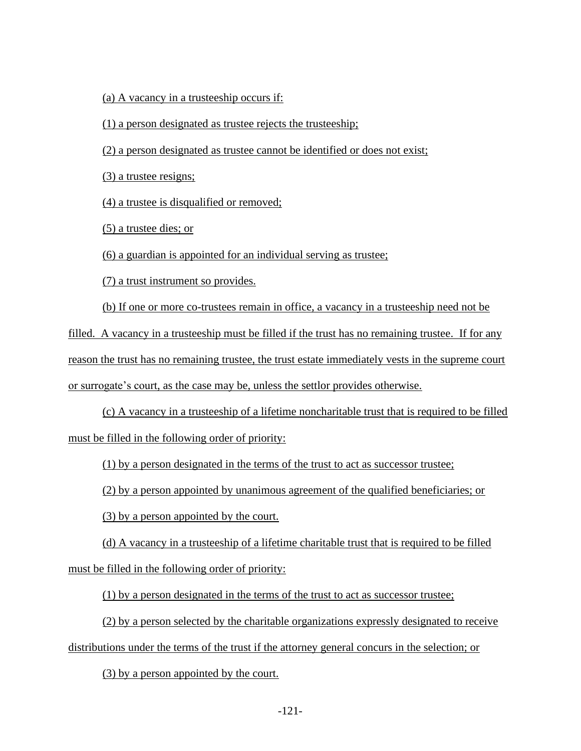(a) A vacancy in a trusteeship occurs if:

(1) a person designated as trustee rejects the trusteeship;

(2) a person designated as trustee cannot be identified or does not exist;

(3) a trustee resigns;

(4) a trustee is disqualified or removed;

(5) a trustee dies; or

(6) a guardian is appointed for an individual serving as trustee;

(7) a trust instrument so provides.

(b) If one or more co-trustees remain in office, a vacancy in a trusteeship need not be filled. A vacancy in a trusteeship must be filled if the trust has no remaining trustee. If for any reason the trust has no remaining trustee, the trust estate immediately vests in the supreme court or surrogate's court, as the case may be, unless the settlor provides otherwise.

(c) A vacancy in a trusteeship of a lifetime noncharitable trust that is required to be filled must be filled in the following order of priority:

(1) by a person designated in the terms of the trust to act as successor trustee;

(2) by a person appointed by unanimous agreement of the qualified beneficiaries; or

(3) by a person appointed by the court.

(d) A vacancy in a trusteeship of a lifetime charitable trust that is required to be filled must be filled in the following order of priority:

(1) by a person designated in the terms of the trust to act as successor trustee;

(2) by a person selected by the charitable organizations expressly designated to receive distributions under the terms of the trust if the attorney general concurs in the selection; or

(3) by a person appointed by the court.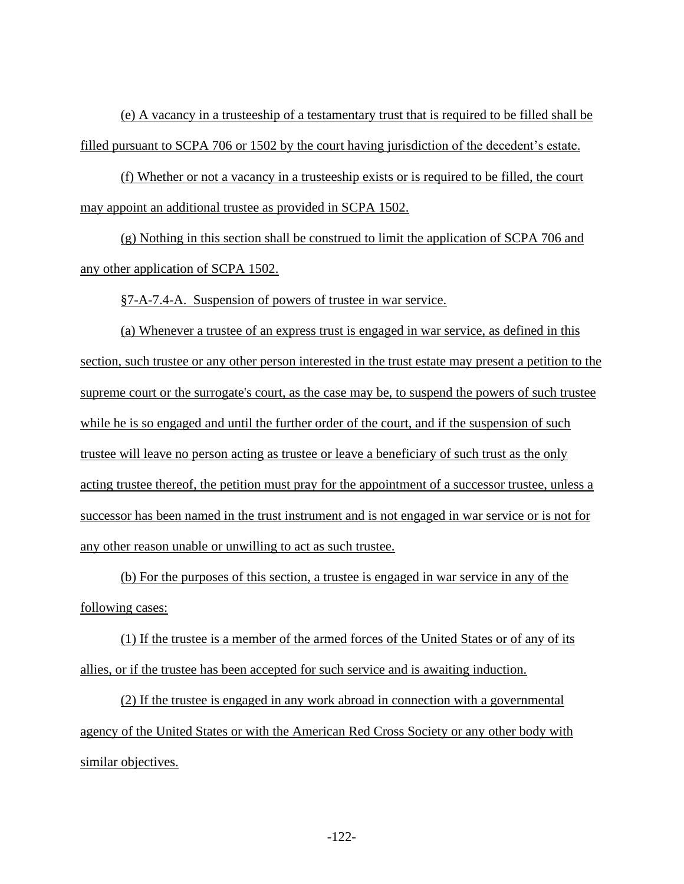(e) A vacancy in a trusteeship of a testamentary trust that is required to be filled shall be filled pursuant to SCPA 706 or 1502 by the court having jurisdiction of the decedent's estate.

(f) Whether or not a vacancy in a trusteeship exists or is required to be filled, the court may appoint an additional trustee as provided in SCPA 1502.

(g) Nothing in this section shall be construed to limit the application of SCPA 706 and any other application of SCPA 1502.

§7-A-7.4-A. Suspension of powers of trustee in war service.

(a) Whenever a trustee of an express trust is engaged in war service, as defined in this section, such trustee or any other person interested in the trust estate may present a petition to the supreme court or the surrogate's court, as the case may be, to suspend the powers of such trustee while he is so engaged and until the further order of the court, and if the suspension of such trustee will leave no person acting as trustee or leave a beneficiary of such trust as the only acting trustee thereof, the petition must pray for the appointment of a successor trustee, unless a successor has been named in the trust instrument and is not engaged in war service or is not for any other reason unable or unwilling to act as such trustee.

(b) For the purposes of this section, a trustee is engaged in war service in any of the following cases:

(1) If the trustee is a member of the armed forces of the United States or of any of its allies, or if the trustee has been accepted for such service and is awaiting induction.

(2) If the trustee is engaged in any work abroad in connection with a governmental agency of the United States or with the American Red Cross Society or any other body with similar objectives.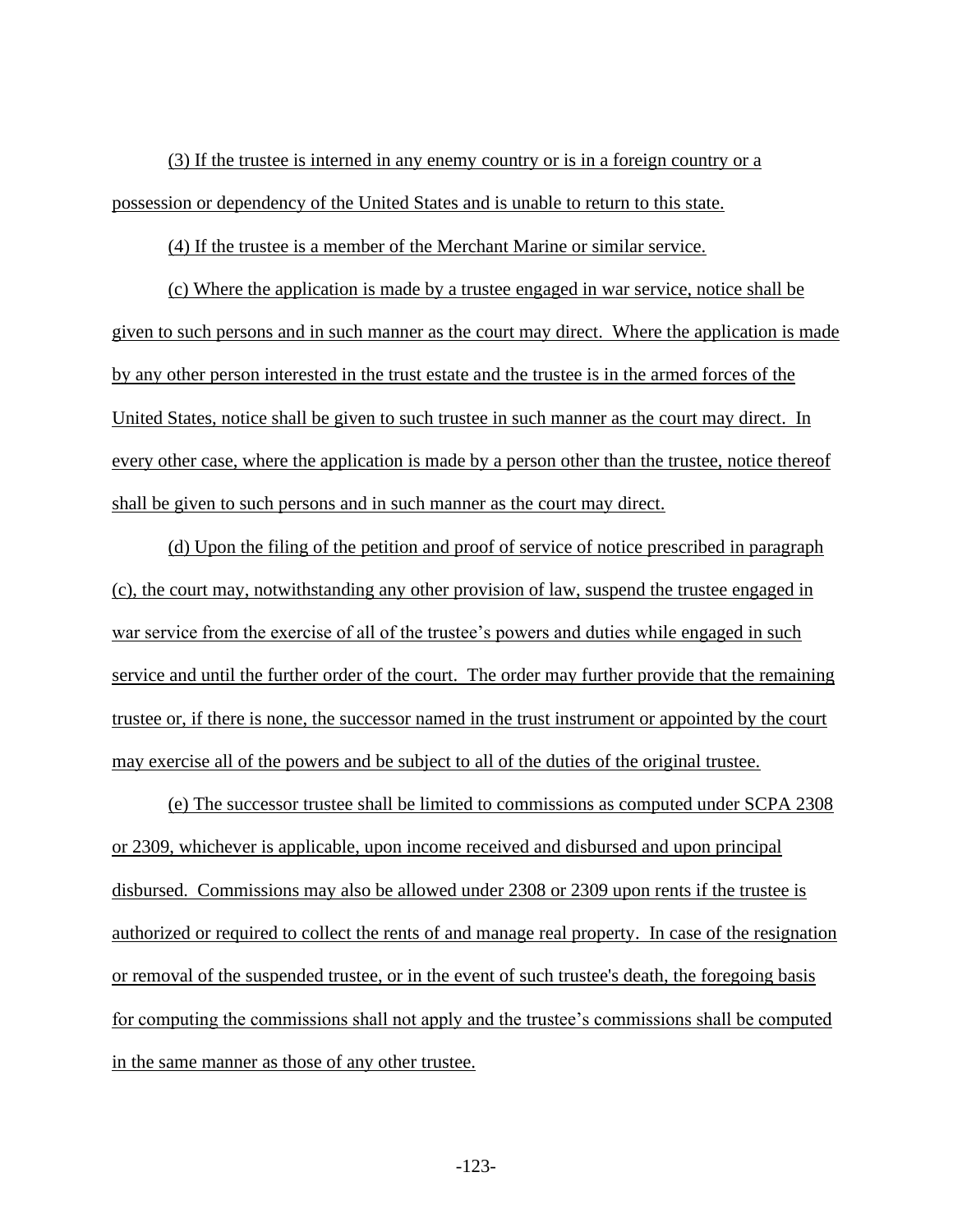(3) If the trustee is interned in any enemy country or is in a foreign country or a possession or dependency of the United States and is unable to return to this state.

(4) If the trustee is a member of the Merchant Marine or similar service.

(c) Where the application is made by a trustee engaged in war service, notice shall be given to such persons and in such manner as the court may direct. Where the application is made by any other person interested in the trust estate and the trustee is in the armed forces of the United States, notice shall be given to such trustee in such manner as the court may direct. In every other case, where the application is made by a person other than the trustee, notice thereof shall be given to such persons and in such manner as the court may direct.

(d) Upon the filing of the petition and proof of service of notice prescribed in paragraph (c), the court may, notwithstanding any other provision of law, suspend the trustee engaged in war service from the exercise of all of the trustee's powers and duties while engaged in such service and until the further order of the court. The order may further provide that the remaining trustee or, if there is none, the successor named in the trust instrument or appointed by the court may exercise all of the powers and be subject to all of the duties of the original trustee.

(e) The successor trustee shall be limited to commissions as computed under SCPA 2308 or 2309, whichever is applicable, upon income received and disbursed and upon principal disbursed. Commissions may also be allowed under 2308 or 2309 upon rents if the trustee is authorized or required to collect the rents of and manage real property. In case of the resignation or removal of the suspended trustee, or in the event of such trustee's death, the foregoing basis for computing the commissions shall not apply and the trustee's commissions shall be computed in the same manner as those of any other trustee.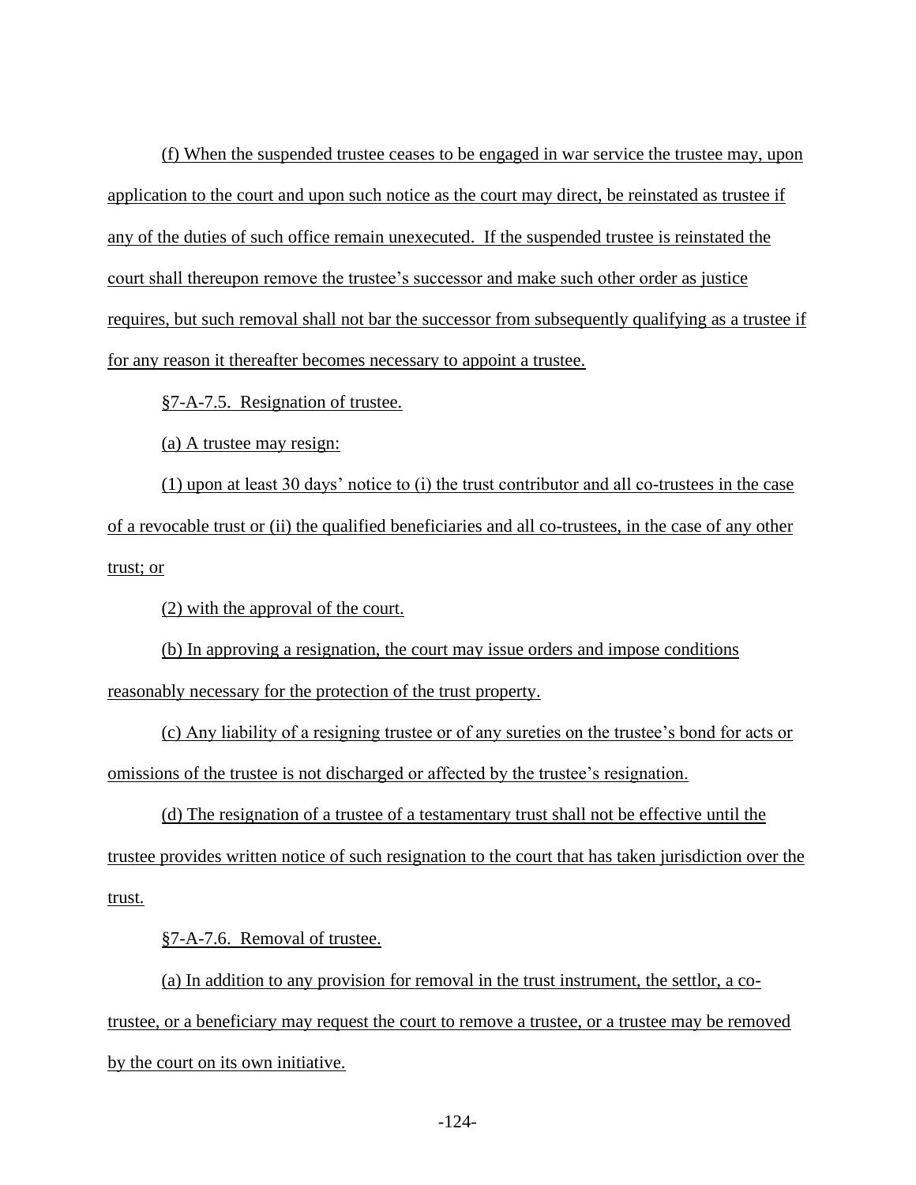(f) When the suspended trustee ceases to be engaged in war service the trustee may, upon application to the court and upon such notice as the court may direct, be reinstated as trustee if any of the duties of such office remain unexecuted. If the suspended trustee is reinstated the court shall thereupon remove the trustee's successor and make such other order as justice requires, but such removal shall not bar the successor from subsequently qualifying as a trustee if for any reason it thereafter becomes necessary to appoint a trustee.

§7-A-7.5. Resignation of trustee.

(a) A trustee may resign:

(1) upon at least 30 days' notice to (i) the trust contributor and all co-trustees in the case of a revocable trust or (ii) the qualified beneficiaries and all co-trustees, in the case of any other trust; or

(2) with the approval of the court.

(b) In approving a resignation, the court may issue orders and impose conditions reasonably necessary for the protection of the trust property.

(c) Any liability of a resigning trustee or of any sureties on the trustee's bond for acts or omissions of the trustee is not discharged or affected by the trustee's resignation.

(d) The resignation of a trustee of a testamentary trust shall not be effective until the trustee provides written notice of such resignation to the court that has taken jurisdiction over the trust.

§7-A-7.6. Removal of trustee.

(a) In addition to any provision for removal in the trust instrument, the settlor, a co-trustee, or a beneficiary may request the court to remove a trustee, or a trustee may be removed by the court on its own initiative.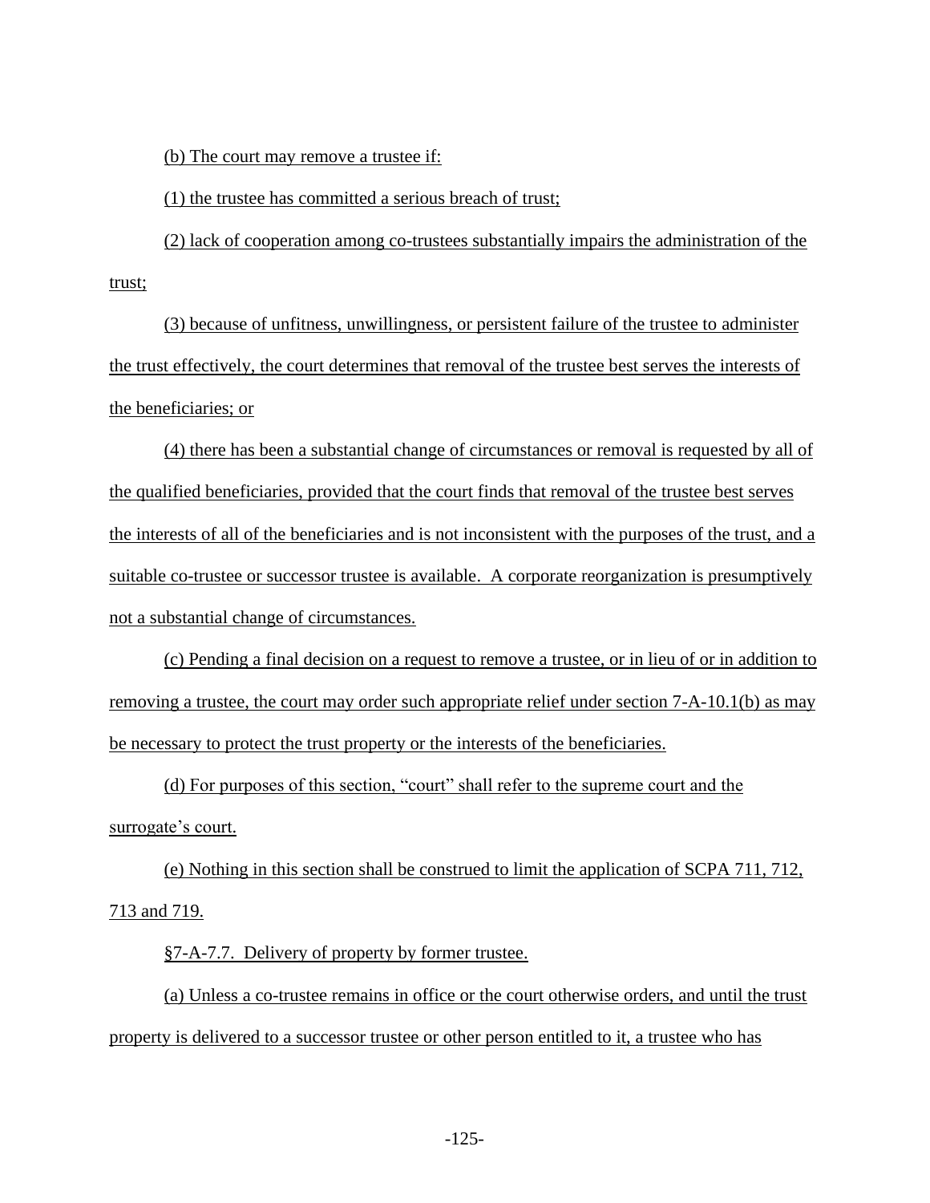(b) The court may remove a trustee if:

(1) the trustee has committed a serious breach of trust;

(2) lack of cooperation among co-trustees substantially impairs the administration of the trust;

(3) because of unfitness, unwillingness, or persistent failure of the trustee to administer the trust effectively, the court determines that removal of the trustee best serves the interests of the beneficiaries; or

(4) there has been a substantial change of circumstances or removal is requested by all of the qualified beneficiaries, provided that the court finds that removal of the trustee best serves the interests of all of the beneficiaries and is not inconsistent with the purposes of the trust, and a suitable co-trustee or successor trustee is available. A corporate reorganization is presumptively not a substantial change of circumstances.

(c) Pending a final decision on a request to remove a trustee, or in lieu of or in addition to removing a trustee, the court may order such appropriate relief under section 7-A-10.1(b) as may be necessary to protect the trust property or the interests of the beneficiaries.

(d) For purposes of this section, "court" shall refer to the supreme court and the surrogate's court.

(e) Nothing in this section shall be construed to limit the application of SCPA 711, 712, 713 and 719.

§7-A-7.7. Delivery of property by former trustee.

(a) Unless a co-trustee remains in office or the court otherwise orders, and until the trust property is delivered to a successor trustee or other person entitled to it, a trustee who has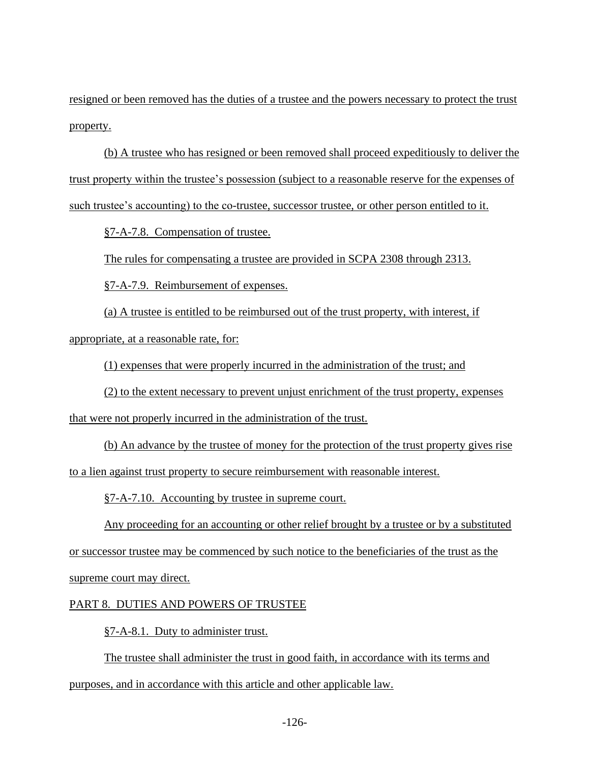resigned or been removed has the duties of a trustee and the powers necessary to protect the trust property.

(b) A trustee who has resigned or been removed shall proceed expeditiously to deliver the trust property within the trustee's possession (subject to a reasonable reserve for the expenses of such trustee's accounting) to the co-trustee, successor trustee, or other person entitled to it.

§7-A-7.8. Compensation of trustee.

The rules for compensating a trustee are provided in SCPA 2308 through 2313.

§7-A-7.9. Reimbursement of expenses.

(a) A trustee is entitled to be reimbursed out of the trust property, with interest, if appropriate, at a reasonable rate, for:

(1) expenses that were properly incurred in the administration of the trust; and

(2) to the extent necessary to prevent unjust enrichment of the trust property, expenses that were not properly incurred in the administration of the trust.

(b) An advance by the trustee of money for the protection of the trust property gives rise to a lien against trust property to secure reimbursement with reasonable interest.

§7-A-7.10. Accounting by trustee in supreme court.

Any proceeding for an accounting or other relief brought by a trustee or by a substituted or successor trustee may be commenced by such notice to the beneficiaries of the trust as the supreme court may direct.

PART 8. DUTIES AND POWERS OF TRUSTEE

§7-A-8.1. Duty to administer trust.

The trustee shall administer the trust in good faith, in accordance with its terms and purposes, and in accordance with this article and other applicable law.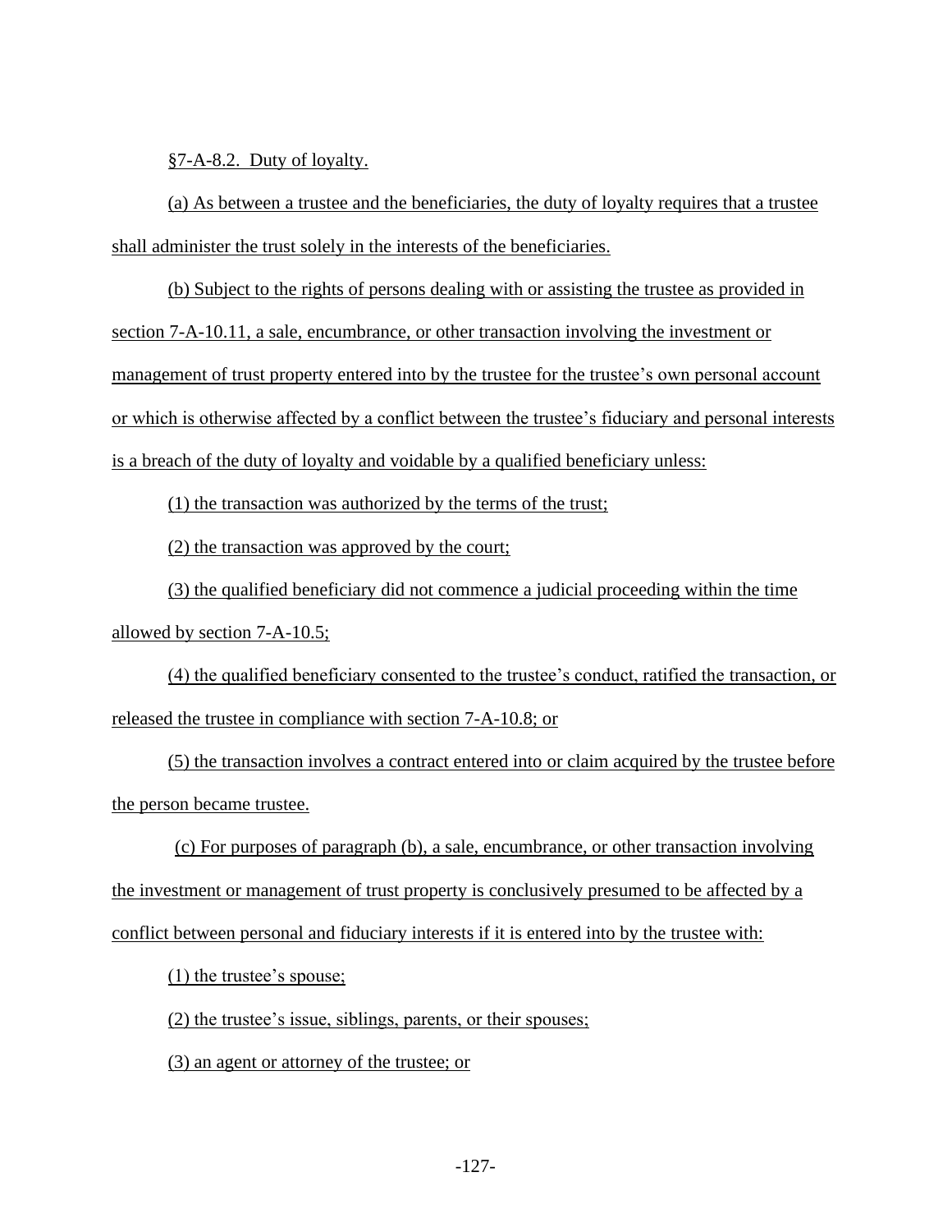§7-A-8.2. Duty of loyalty.

(a) As between a trustee and the beneficiaries, the duty of loyalty requires that a trustee shall administer the trust solely in the interests of the beneficiaries.

(b) Subject to the rights of persons dealing with or assisting the trustee as provided in section 7-A-10.11, a sale, encumbrance, or other transaction involving the investment or management of trust property entered into by the trustee for the trustee's own personal account or which is otherwise affected by a conflict between the trustee's fiduciary and personal interests is a breach of the duty of loyalty and voidable by a qualified beneficiary unless:

(1) the transaction was authorized by the terms of the trust;

(2) the transaction was approved by the court;

(3) the qualified beneficiary did not commence a judicial proceeding within the time allowed by section 7-A-10.5;

(4) the qualified beneficiary consented to the trustee's conduct, ratified the transaction, or released the trustee in compliance with section 7-A-10.8; or

(5) the transaction involves a contract entered into or claim acquired by the trustee before the person became trustee.

(c) For purposes of paragraph (b), a sale, encumbrance, or other transaction involving the investment or management of trust property is conclusively presumed to be affected by a conflict between personal and fiduciary interests if it is entered into by the trustee with:

(1) the trustee's spouse;

(2) the trustee's issue, siblings, parents, or their spouses;

(3) an agent or attorney of the trustee; or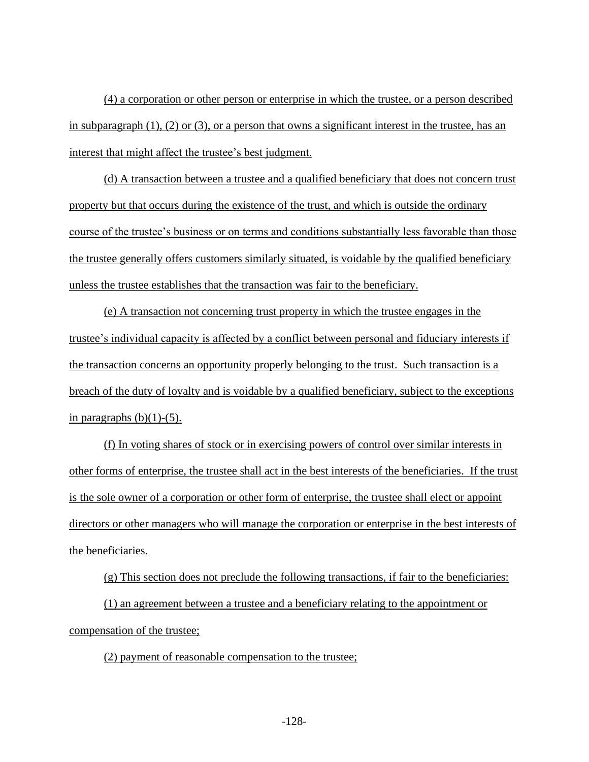(4) a corporation or other person or enterprise in which the trustee, or a person described in subparagraph (1), (2) or (3), or a person that owns a significant interest in the trustee, has an interest that might affect the trustee's best judgment.

(d) A transaction between a trustee and a qualified beneficiary that does not concern trust property but that occurs during the existence of the trust, and which is outside the ordinary course of the trustee's business or on terms and conditions substantially less favorable than those the trustee generally offers customers similarly situated, is voidable by the qualified beneficiary unless the trustee establishes that the transaction was fair to the beneficiary.

(e) A transaction not concerning trust property in which the trustee engages in the trustee's individual capacity is affected by a conflict between personal and fiduciary interests if the transaction concerns an opportunity properly belonging to the trust. Such transaction is a breach of the duty of loyalty and is voidable by a qualified beneficiary, subject to the exceptions in paragraphs (b)(1)-(5).

(f) In voting shares of stock or in exercising powers of control over similar interests in other forms of enterprise, the trustee shall act in the best interests of the beneficiaries. If the trust is the sole owner of a corporation or other form of enterprise, the trustee shall elect or appoint directors or other managers who will manage the corporation or enterprise in the best interests of the beneficiaries.

(g) This section does not preclude the following transactions, if fair to the beneficiaries:

(1) an agreement between a trustee and a beneficiary relating to the appointment or compensation of the trustee;

(2) payment of reasonable compensation to the trustee;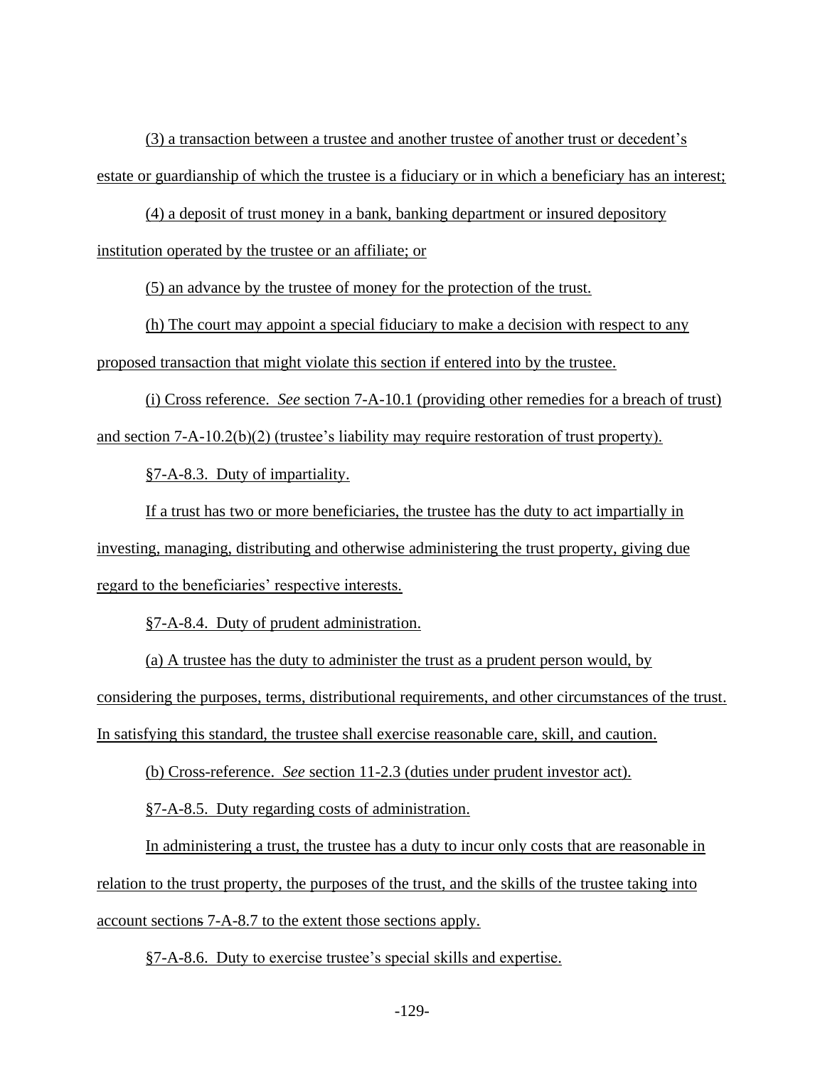(3) a transaction between a trustee and another trustee of another trust or decedent's estate or guardianship of which the trustee is a fiduciary or in which a beneficiary has an interest;

(4) a deposit of trust money in a bank, banking department or insured depository institution operated by the trustee or an affiliate; or

(5) an advance by the trustee of money for the protection of the trust.

(h) The court may appoint a special fiduciary to make a decision with respect to any proposed transaction that might violate this section if entered into by the trustee.

(i) Cross reference. *See* section 7-A-10.1 (providing other remedies for a breach of trust) and section 7-A-10.2(b)(2) (trustee's liability may require restoration of trust property).

§7-A-8.3. Duty of impartiality.

If a trust has two or more beneficiaries, the trustee has the duty to act impartially in investing, managing, distributing and otherwise administering the trust property, giving due regard to the beneficiaries' respective interests.

§7-A-8.4. Duty of prudent administration.

(a) A trustee has the duty to administer the trust as a prudent person would, by considering the purposes, terms, distributional requirements, and other circumstances of the trust. In satisfying this standard, the trustee shall exercise reasonable care, skill, and caution.

(b) Cross-reference. *See* section 11-2.3 (duties under prudent investor act).

§7-A-8.5. Duty regarding costs of administration.

In administering a trust, the trustee has a duty to incur only costs that are reasonable in relation to the trust property, the purposes of the trust, and the skills of the trustee taking into account sections 7-A-8.7 to the extent those sections apply.

§7-A-8.6. Duty to exercise trustee's special skills and expertise.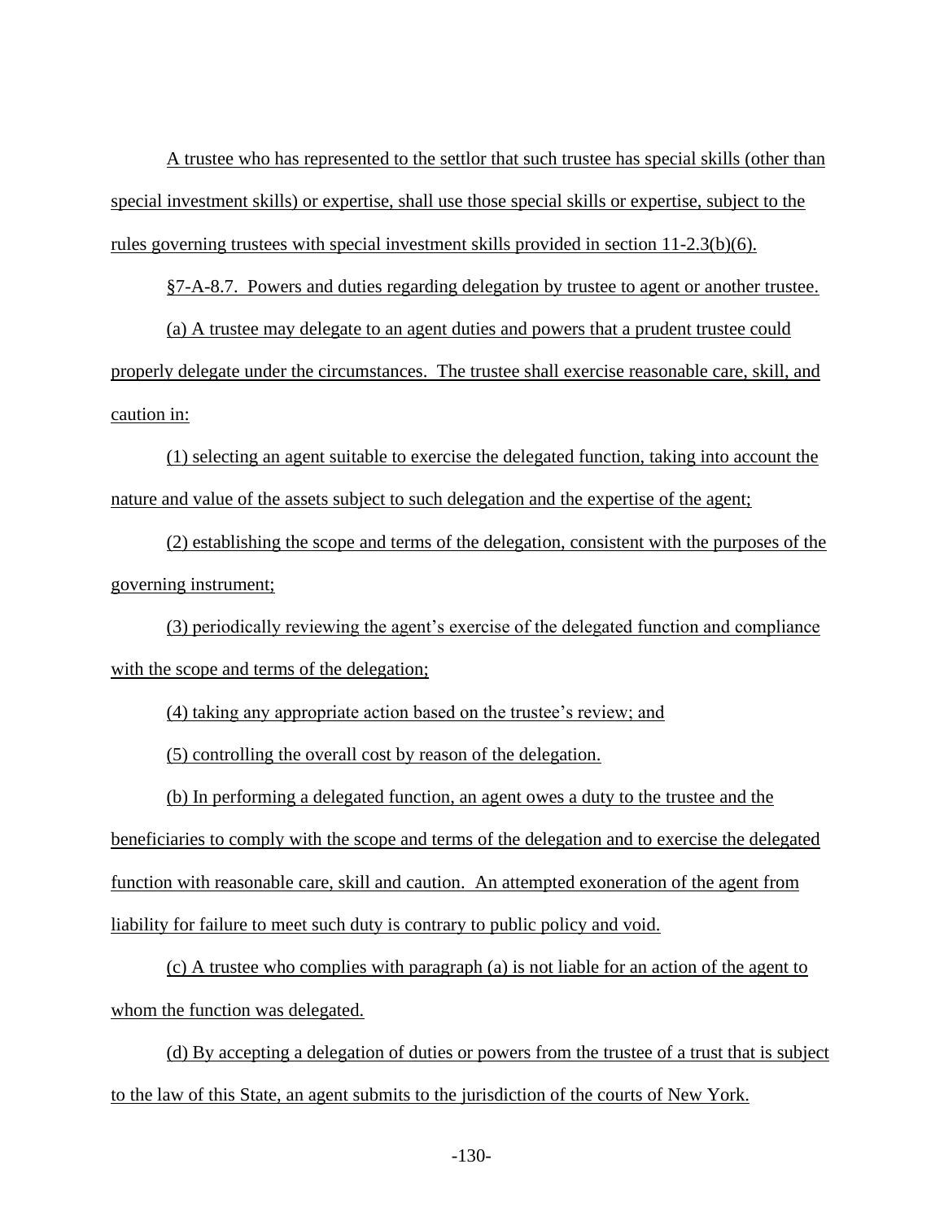A trustee who has represented to the settlor that such trustee has special skills (other than special investment skills) or expertise, shall use those special skills or expertise, subject to the rules governing trustees with special investment skills provided in section 11-2.3(b)(6).

§7-A-8.7. Powers and duties regarding delegation by trustee to agent or another trustee.

(a) A trustee may delegate to an agent duties and powers that a prudent trustee could properly delegate under the circumstances. The trustee shall exercise reasonable care, skill, and caution in:

(1) selecting an agent suitable to exercise the delegated function, taking into account the nature and value of the assets subject to such delegation and the expertise of the agent;

(2) establishing the scope and terms of the delegation, consistent with the purposes of the governing instrument;

(3) periodically reviewing the agent's exercise of the delegated function and compliance with the scope and terms of the delegation;

(4) taking any appropriate action based on the trustee's review; and

(5) controlling the overall cost by reason of the delegation.

(b) In performing a delegated function, an agent owes a duty to the trustee and the beneficiaries to comply with the scope and terms of the delegation and to exercise the delegated function with reasonable care, skill and caution. An attempted exoneration of the agent from liability for failure to meet such duty is contrary to public policy and void.

(c) A trustee who complies with paragraph (a) is not liable for an action of the agent to whom the function was delegated.

(d) By accepting a delegation of duties or powers from the trustee of a trust that is subject to the law of this State, an agent submits to the jurisdiction of the courts of New York.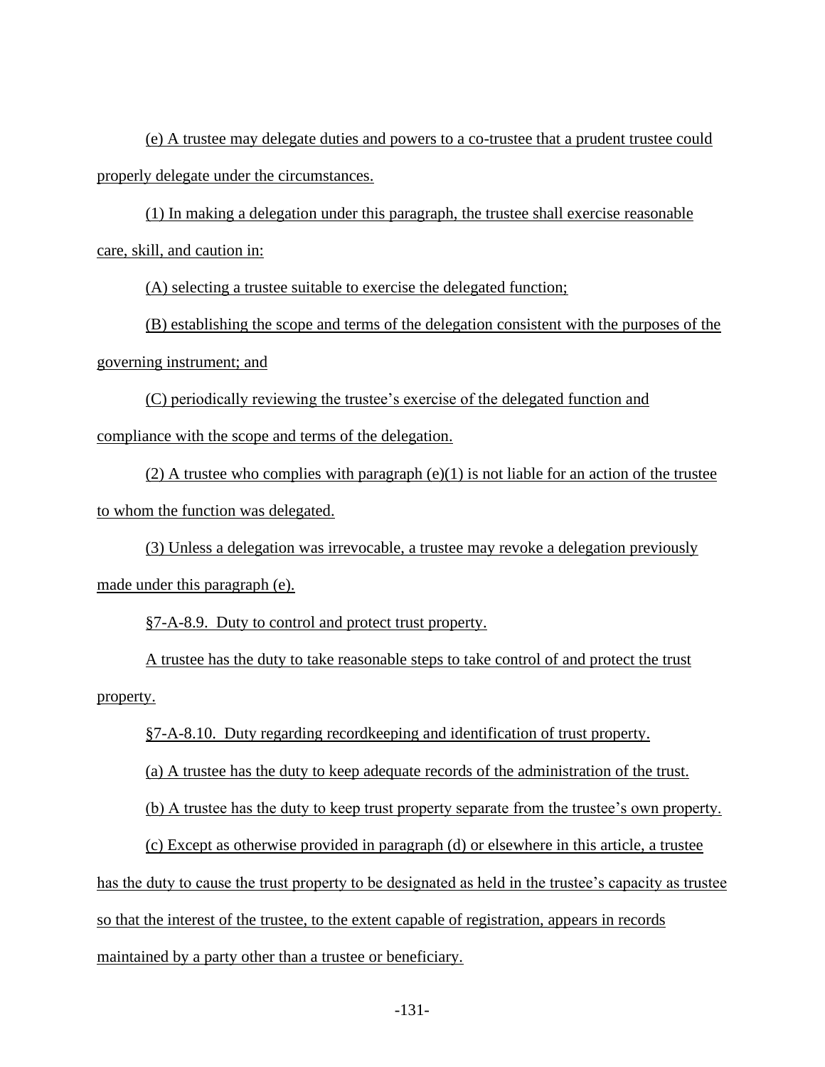(e) A trustee may delegate duties and powers to a co-trustee that a prudent trustee could properly delegate under the circumstances.

(1) In making a delegation under this paragraph, the trustee shall exercise reasonable care, skill, and caution in:

(A) selecting a trustee suitable to exercise the delegated function;

(B) establishing the scope and terms of the delegation consistent with the purposes of the governing instrument; and

(C) periodically reviewing the trustee's exercise of the delegated function and compliance with the scope and terms of the delegation.

(2) A trustee who complies with paragraph (e)(1) is not liable for an action of the trustee to whom the function was delegated.

(3) Unless a delegation was irrevocable, a trustee may revoke a delegation previously made under this paragraph (e).

§7-A-8.9. Duty to control and protect trust property.

A trustee has the duty to take reasonable steps to take control of and protect the trust property.

§7-A-8.10. Duty regarding recordkeeping and identification of trust property.

(a) A trustee has the duty to keep adequate records of the administration of the trust.

(b) A trustee has the duty to keep trust property separate from the trustee's own property.

(c) Except as otherwise provided in paragraph (d) or elsewhere in this article, a trustee has the duty to cause the trust property to be designated as held in the trustee's capacity as trustee so that the interest of the trustee, to the extent capable of registration, appears in records maintained by a party other than a trustee or beneficiary.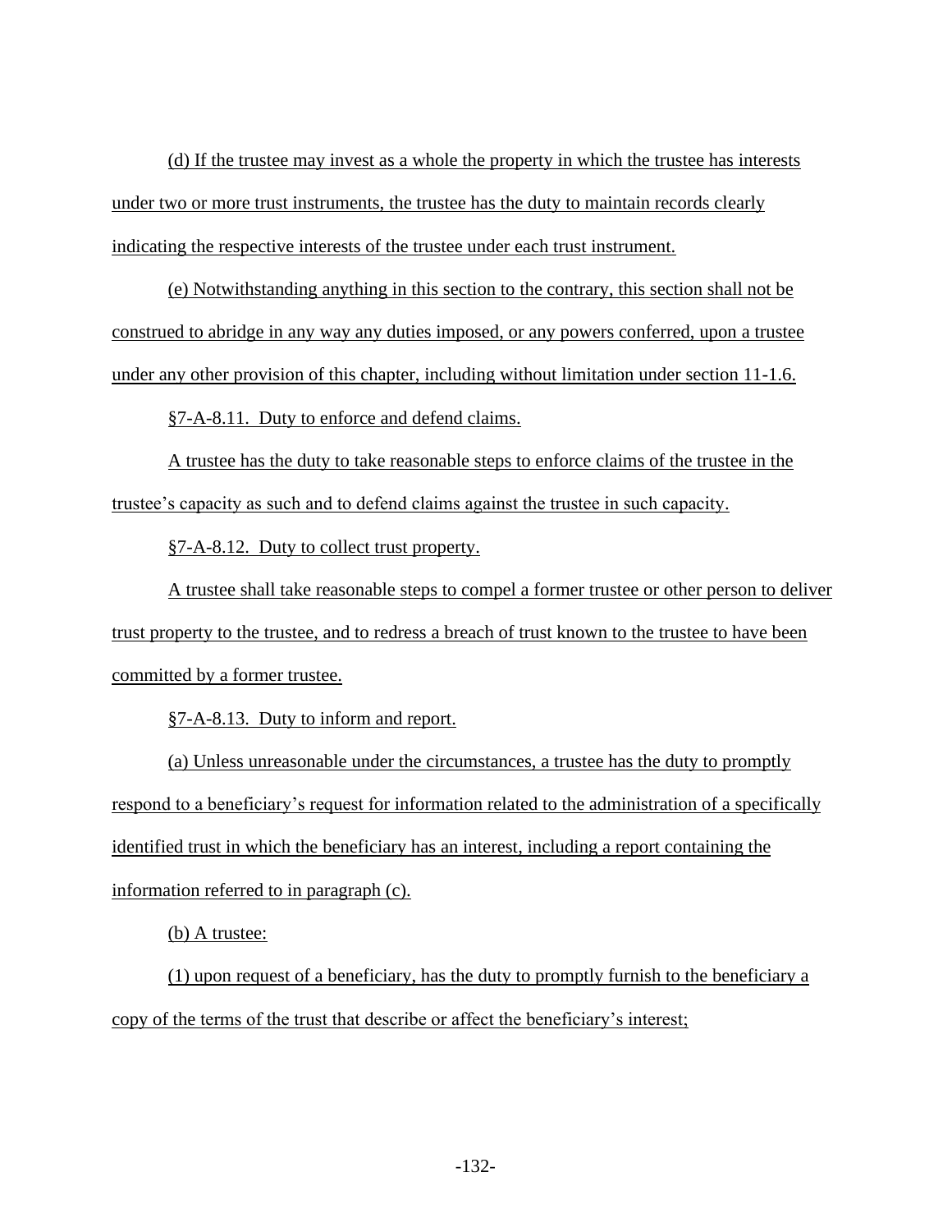(d) If the trustee may invest as a whole the property in which the trustee has interests under two or more trust instruments, the trustee has the duty to maintain records clearly indicating the respective interests of the trustee under each trust instrument.

(e) Notwithstanding anything in this section to the contrary, this section shall not be construed to abridge in any way any duties imposed, or any powers conferred, upon a trustee under any other provision of this chapter, including without limitation under section 11-1.6.

§7-A-8.11. Duty to enforce and defend claims.

A trustee has the duty to take reasonable steps to enforce claims of the trustee in the trustee's capacity as such and to defend claims against the trustee in such capacity.

§7-A-8.12. Duty to collect trust property.

A trustee shall take reasonable steps to compel a former trustee or other person to deliver trust property to the trustee, and to redress a breach of trust known to the trustee to have been committed by a former trustee.

§7-A-8.13. Duty to inform and report.

(a) Unless unreasonable under the circumstances, a trustee has the duty to promptly respond to a beneficiary's request for information related to the administration of a specifically identified trust in which the beneficiary has an interest, including a report containing the information referred to in paragraph (c).

(b) A trustee:

(1) upon request of a beneficiary, has the duty to promptly furnish to the beneficiary a copy of the terms of the trust that describe or affect the beneficiary's interest;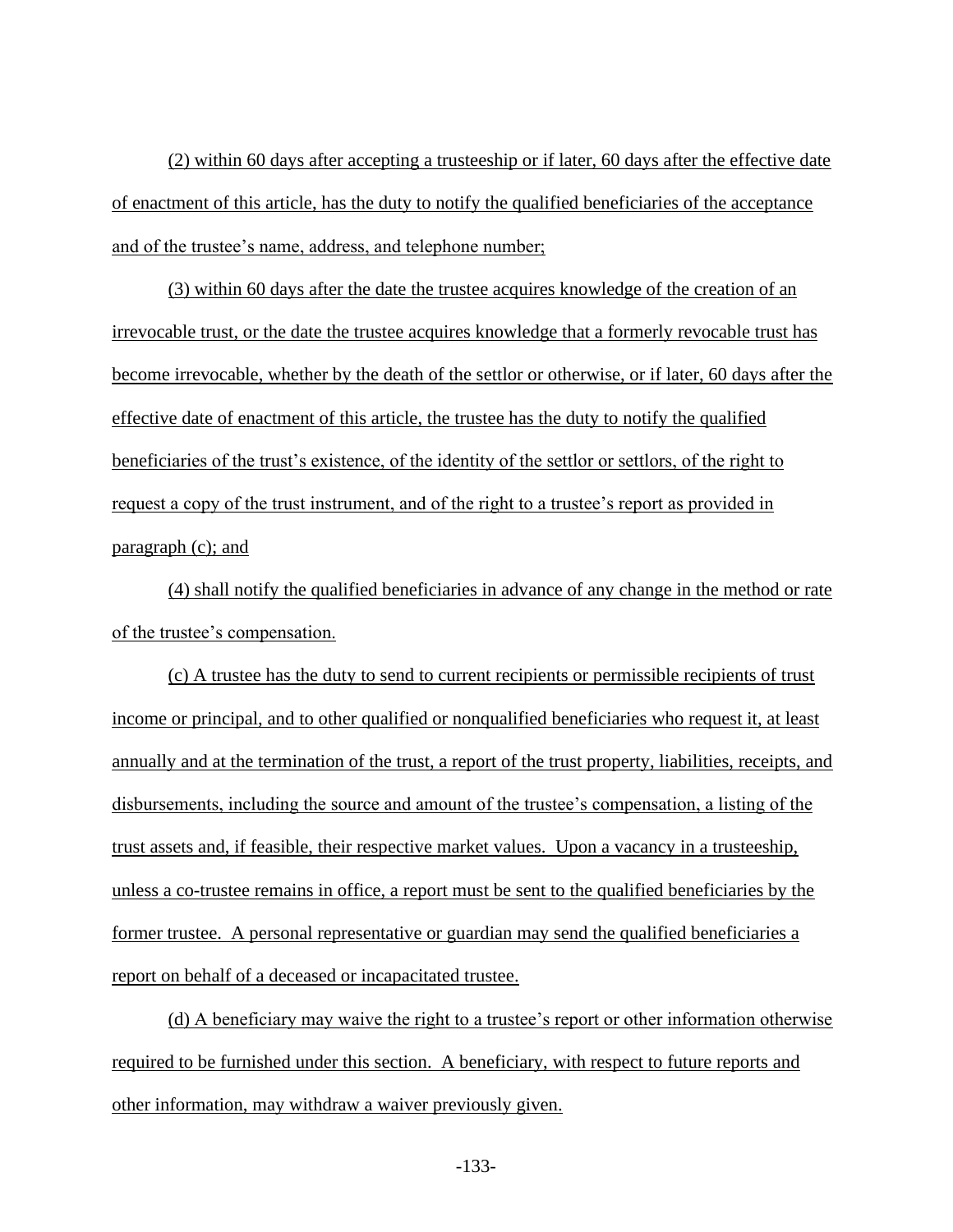(2) within 60 days after accepting a trusteeship or if later, 60 days after the effective date of enactment of this article, has the duty to notify the qualified beneficiaries of the acceptance and of the trustee's name, address, and telephone number;

(3) within 60 days after the date the trustee acquires knowledge of the creation of an irrevocable trust, or the date the trustee acquires knowledge that a formerly revocable trust has become irrevocable, whether by the death of the settlor or otherwise, or if later, 60 days after the effective date of enactment of this article, the trustee has the duty to notify the qualified beneficiaries of the trust's existence, of the identity of the settlor or settlors, of the right to request a copy of the trust instrument, and of the right to a trustee's report as provided in paragraph (c); and

(4) shall notify the qualified beneficiaries in advance of any change in the method or rate of the trustee's compensation.

(c) A trustee has the duty to send to current recipients or permissible recipients of trust income or principal, and to other qualified or nonqualified beneficiaries who request it, at least annually and at the termination of the trust, a report of the trust property, liabilities, receipts, and disbursements, including the source and amount of the trustee's compensation, a listing of the trust assets and, if feasible, their respective market values. Upon a vacancy in a trusteeship, unless a co-trustee remains in office, a report must be sent to the qualified beneficiaries by the former trustee. A personal representative or guardian may send the qualified beneficiaries a report on behalf of a deceased or incapacitated trustee.

(d) A beneficiary may waive the right to a trustee's report or other information otherwise required to be furnished under this section. A beneficiary, with respect to future reports and other information, may withdraw a waiver previously given.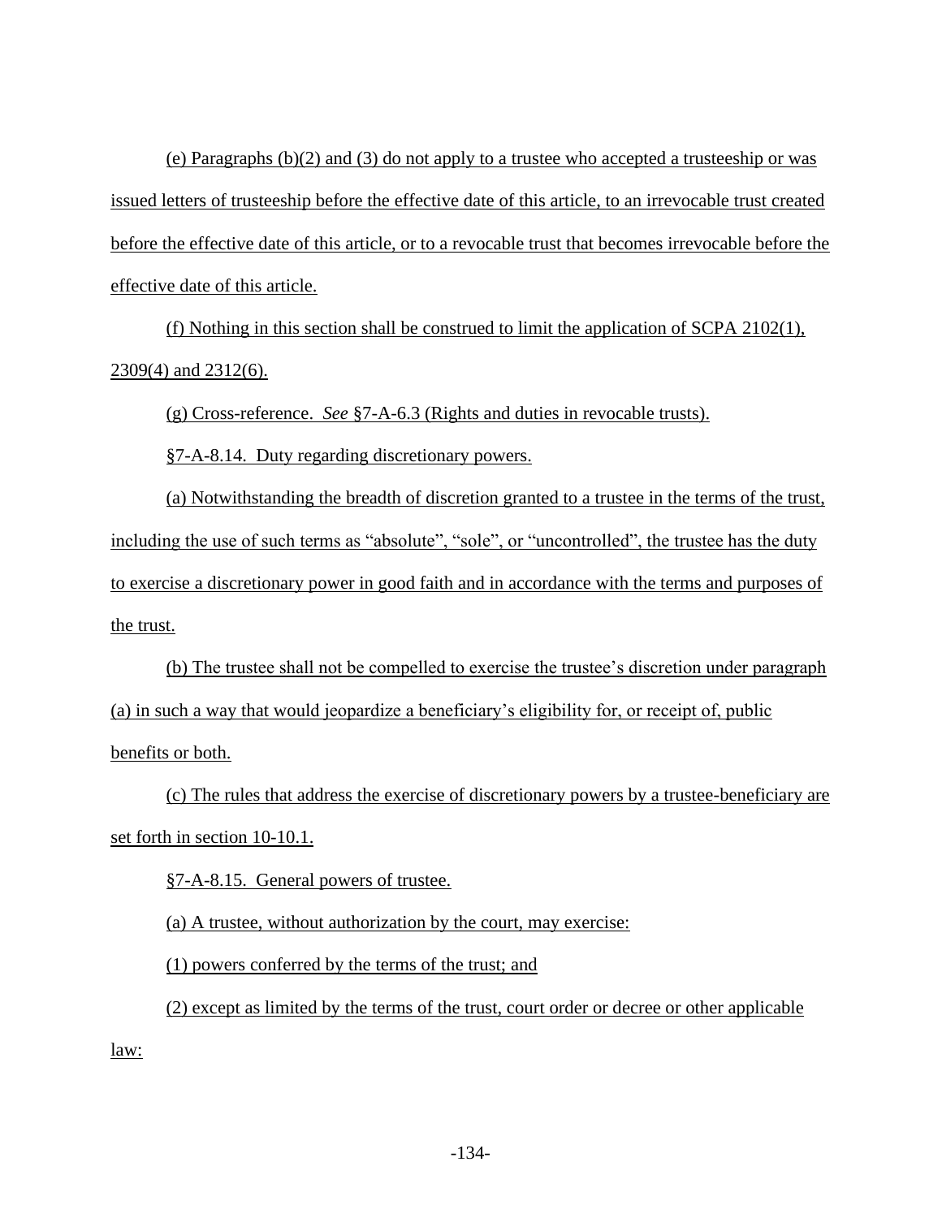(e) Paragraphs (b)(2) and (3) do not apply to a trustee who accepted a trusteeship or was issued letters of trusteeship before the effective date of this article, to an irrevocable trust created before the effective date of this article, or to a revocable trust that becomes irrevocable before the effective date of this article.

(f) Nothing in this section shall be construed to limit the application of SCPA 2102(1), 2309(4) and 2312(6).

(g) Cross-reference. *See* §7-A-6.3 (Rights and duties in revocable trusts).

§7-A-8.14. Duty regarding discretionary powers.

(a) Notwithstanding the breadth of discretion granted to a trustee in the terms of the trust, including the use of such terms as "absolute", "sole", or "uncontrolled", the trustee has the duty to exercise a discretionary power in good faith and in accordance with the terms and purposes of the trust.

(b) The trustee shall not be compelled to exercise the trustee's discretion under paragraph (a) in such a way that would jeopardize a beneficiary's eligibility for, or receipt of, public benefits or both.

(c) The rules that address the exercise of discretionary powers by a trustee-beneficiary are set forth in section 10-10.1.

§7-A-8.15. General powers of trustee.

(a) A trustee, without authorization by the court, may exercise:

(1) powers conferred by the terms of the trust; and

(2) except as limited by the terms of the trust, court order or decree or other applicable law: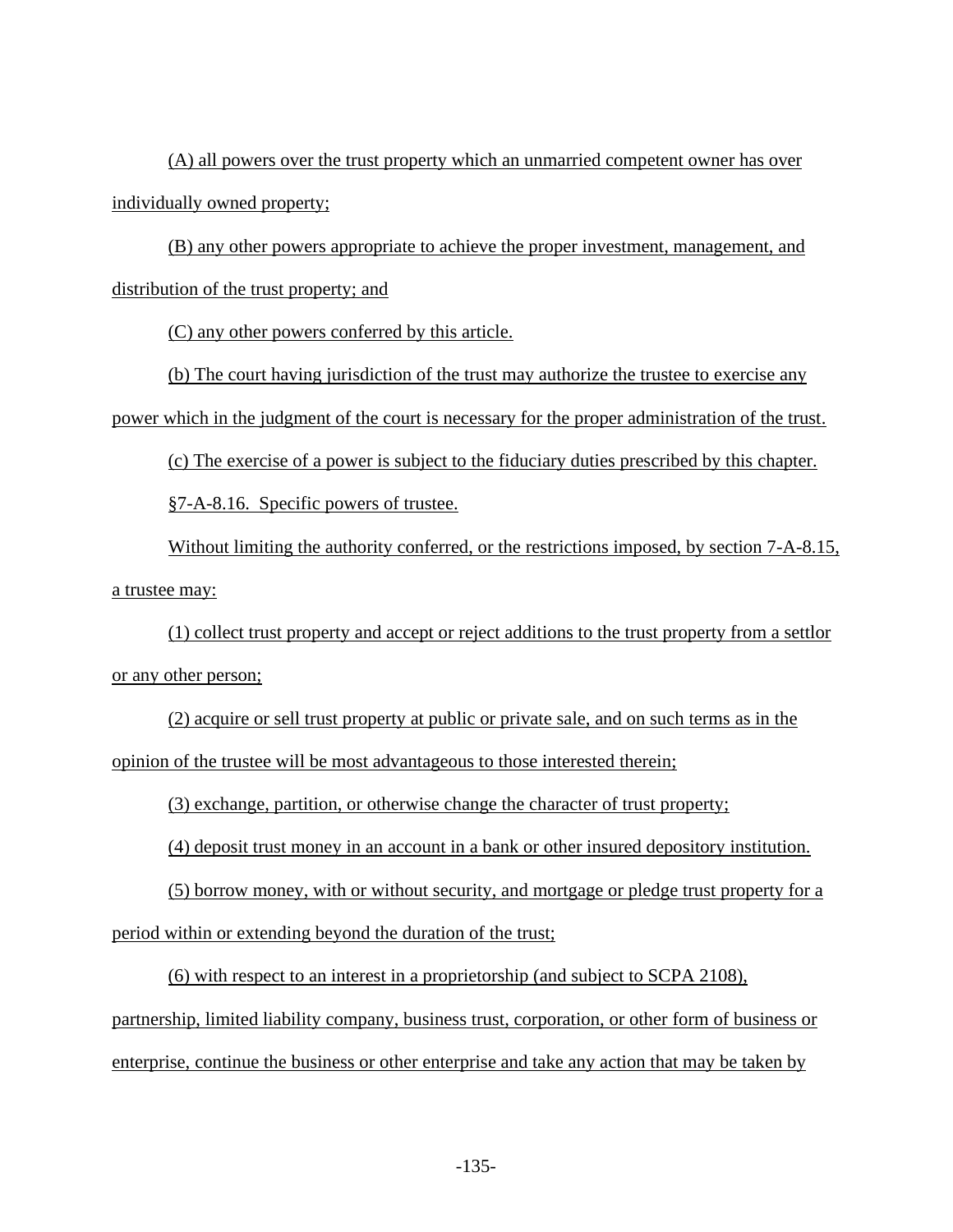(A) all powers over the trust property which an unmarried competent owner has over individually owned property;

(B) any other powers appropriate to achieve the proper investment, management, and distribution of the trust property; and

(C) any other powers conferred by this article.

(b) The court having jurisdiction of the trust may authorize the trustee to exercise any power which in the judgment of the court is necessary for the proper administration of the trust.

(c) The exercise of a power is subject to the fiduciary duties prescribed by this chapter.

§7-A-8.16. Specific powers of trustee.

Without limiting the authority conferred, or the restrictions imposed, by section 7-A-8.15, a trustee may:

(1) collect trust property and accept or reject additions to the trust property from a settlor or any other person;

(2) acquire or sell trust property at public or private sale, and on such terms as in the opinion of the trustee will be most advantageous to those interested therein;

(3) exchange, partition, or otherwise change the character of trust property;

(4) deposit trust money in an account in a bank or other insured depository institution.

(5) borrow money, with or without security, and mortgage or pledge trust property for a period within or extending beyond the duration of the trust;

(6) with respect to an interest in a proprietorship (and subject to SCPA 2108), partnership, limited liability company, business trust, corporation, or other form of business or enterprise, continue the business or other enterprise and take any action that may be taken by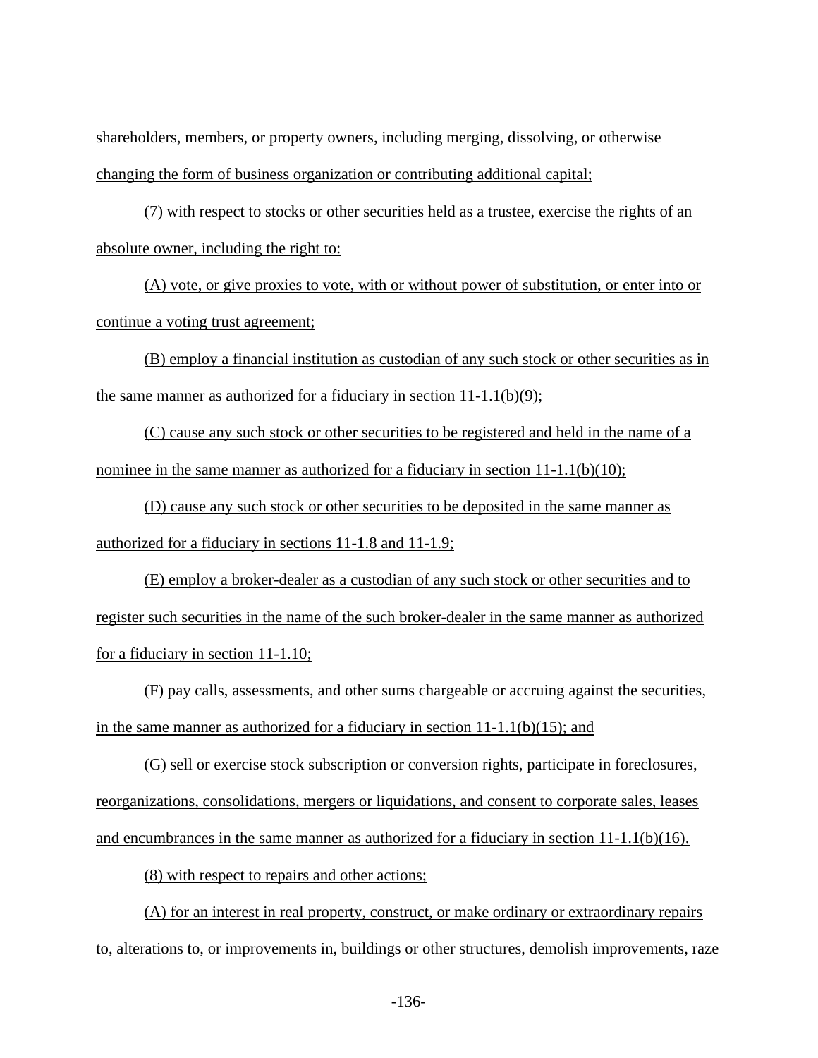shareholders, members, or property owners, including merging, dissolving, or otherwise changing the form of business organization or contributing additional capital;

(7) with respect to stocks or other securities held as a trustee, exercise the rights of an absolute owner, including the right to:

(A) vote, or give proxies to vote, with or without power of substitution, or enter into or continue a voting trust agreement;

(B) employ a financial institution as custodian of any such stock or other securities as in the same manner as authorized for a fiduciary in section 11-1.1(b)(9);

(C) cause any such stock or other securities to be registered and held in the name of a nominee in the same manner as authorized for a fiduciary in section 11-1.1(b)(10);

(D) cause any such stock or other securities to be deposited in the same manner as authorized for a fiduciary in sections 11-1.8 and 11-1.9;

(E) employ a broker-dealer as a custodian of any such stock or other securities and to register such securities in the name of the such broker-dealer in the same manner as authorized for a fiduciary in section 11-1.10;

(F) pay calls, assessments, and other sums chargeable or accruing against the securities, in the same manner as authorized for a fiduciary in section 11-1.1(b)(15); and

(G) sell or exercise stock subscription or conversion rights, participate in foreclosures, reorganizations, consolidations, mergers or liquidations, and consent to corporate sales, leases and encumbrances in the same manner as authorized for a fiduciary in section 11-1.1(b)(16).

(8) with respect to repairs and other actions;

(A) for an interest in real property, construct, or make ordinary or extraordinary repairs to, alterations to, or improvements in, buildings or other structures, demolish improvements, raze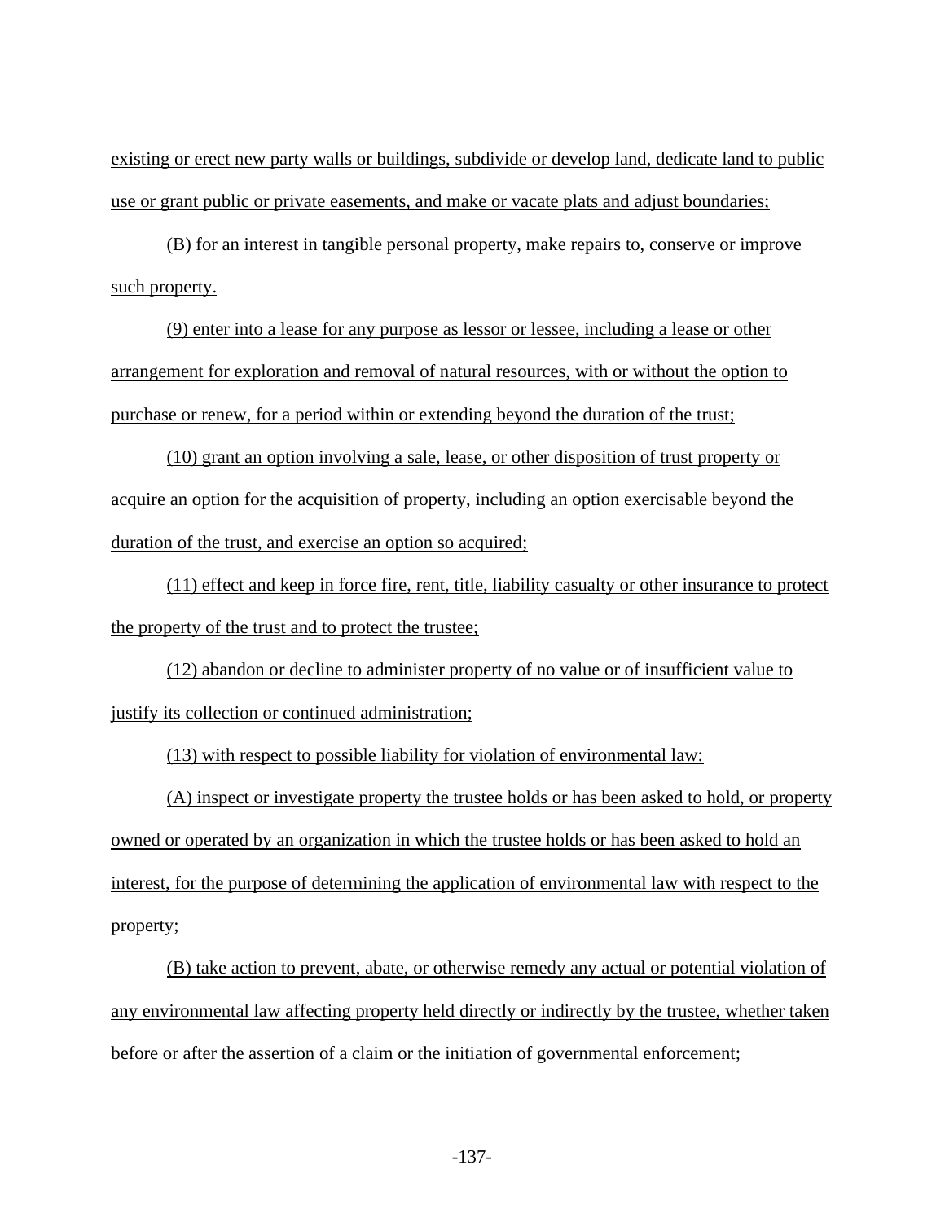existing or erect new party walls or buildings, subdivide or develop land, dedicate land to public use or grant public or private easements, and make or vacate plats and adjust boundaries;

(B) for an interest in tangible personal property, make repairs to, conserve or improve such property.

(9) enter into a lease for any purpose as lessor or lessee, including a lease or other arrangement for exploration and removal of natural resources, with or without the option to purchase or renew, for a period within or extending beyond the duration of the trust;

(10) grant an option involving a sale, lease, or other disposition of trust property or acquire an option for the acquisition of property, including an option exercisable beyond the duration of the trust, and exercise an option so acquired;

(11) effect and keep in force fire, rent, title, liability casualty or other insurance to protect the property of the trust and to protect the trustee;

(12) abandon or decline to administer property of no value or of insufficient value to justify its collection or continued administration;

(13) with respect to possible liability for violation of environmental law:

(A) inspect or investigate property the trustee holds or has been asked to hold, or property owned or operated by an organization in which the trustee holds or has been asked to hold an interest, for the purpose of determining the application of environmental law with respect to the property;

(B) take action to prevent, abate, or otherwise remedy any actual or potential violation of any environmental law affecting property held directly or indirectly by the trustee, whether taken before or after the assertion of a claim or the initiation of governmental enforcement;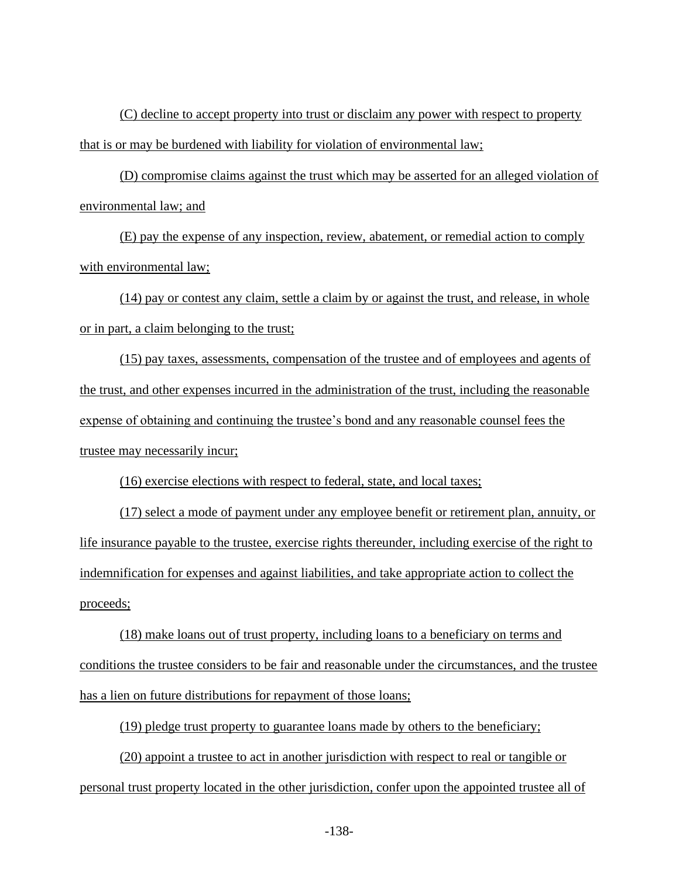(C) decline to accept property into trust or disclaim any power with respect to property that is or may be burdened with liability for violation of environmental law;

(D) compromise claims against the trust which may be asserted for an alleged violation of environmental law; and

(E) pay the expense of any inspection, review, abatement, or remedial action to comply with environmental law;

(14) pay or contest any claim, settle a claim by or against the trust, and release, in whole or in part, a claim belonging to the trust;

(15) pay taxes, assessments, compensation of the trustee and of employees and agents of the trust, and other expenses incurred in the administration of the trust, including the reasonable expense of obtaining and continuing the trustee's bond and any reasonable counsel fees the trustee may necessarily incur;

(16) exercise elections with respect to federal, state, and local taxes;

(17) select a mode of payment under any employee benefit or retirement plan, annuity, or life insurance payable to the trustee, exercise rights thereunder, including exercise of the right to indemnification for expenses and against liabilities, and take appropriate action to collect the proceeds;

(18) make loans out of trust property, including loans to a beneficiary on terms and conditions the trustee considers to be fair and reasonable under the circumstances, and the trustee has a lien on future distributions for repayment of those loans;

(19) pledge trust property to guarantee loans made by others to the beneficiary;

(20) appoint a trustee to act in another jurisdiction with respect to real or tangible or personal trust property located in the other jurisdiction, confer upon the appointed trustee all of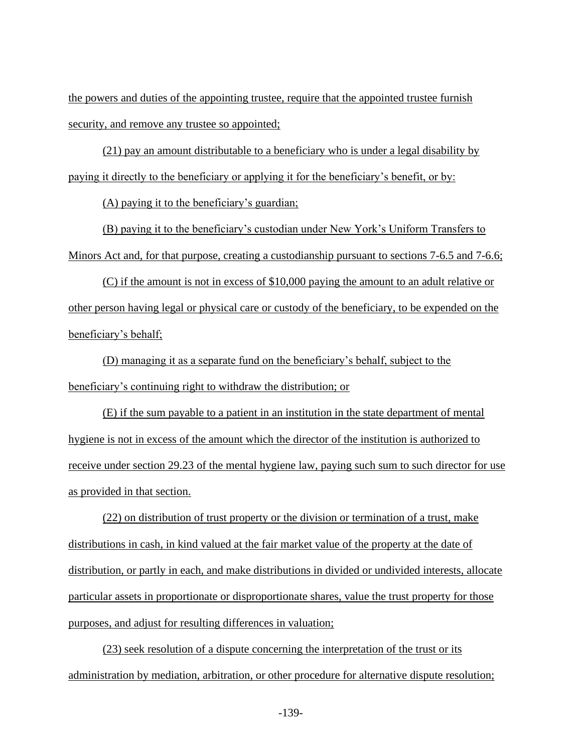the powers and duties of the appointing trustee, require that the appointed trustee furnish security, and remove any trustee so appointed;

(21) pay an amount distributable to a beneficiary who is under a legal disability by paying it directly to the beneficiary or applying it for the beneficiary's benefit, or by:

(A) paying it to the beneficiary's guardian;

(B) paying it to the beneficiary's custodian under New York's Uniform Transfers to Minors Act and, for that purpose, creating a custodianship pursuant to sections 7-6.5 and 7-6.6;

(C) if the amount is not in excess of $10,000 paying the amount to an adult relative or other person having legal or physical care or custody of the beneficiary, to be expended on the beneficiary's behalf;

(D) managing it as a separate fund on the beneficiary's behalf, subject to the beneficiary's continuing right to withdraw the distribution; or

(E) if the sum payable to a patient in an institution in the state department of mental hygiene is not in excess of the amount which the director of the institution is authorized to receive under section 29.23 of the mental hygiene law, paying such sum to such director for use as provided in that section.

(22) on distribution of trust property or the division or termination of a trust, make distributions in cash, in kind valued at the fair market value of the property at the date of distribution, or partly in each, and make distributions in divided or undivided interests, allocate particular assets in proportionate or disproportionate shares, value the trust property for those purposes, and adjust for resulting differences in valuation;

(23) seek resolution of a dispute concerning the interpretation of the trust or its administration by mediation, arbitration, or other procedure for alternative dispute resolution;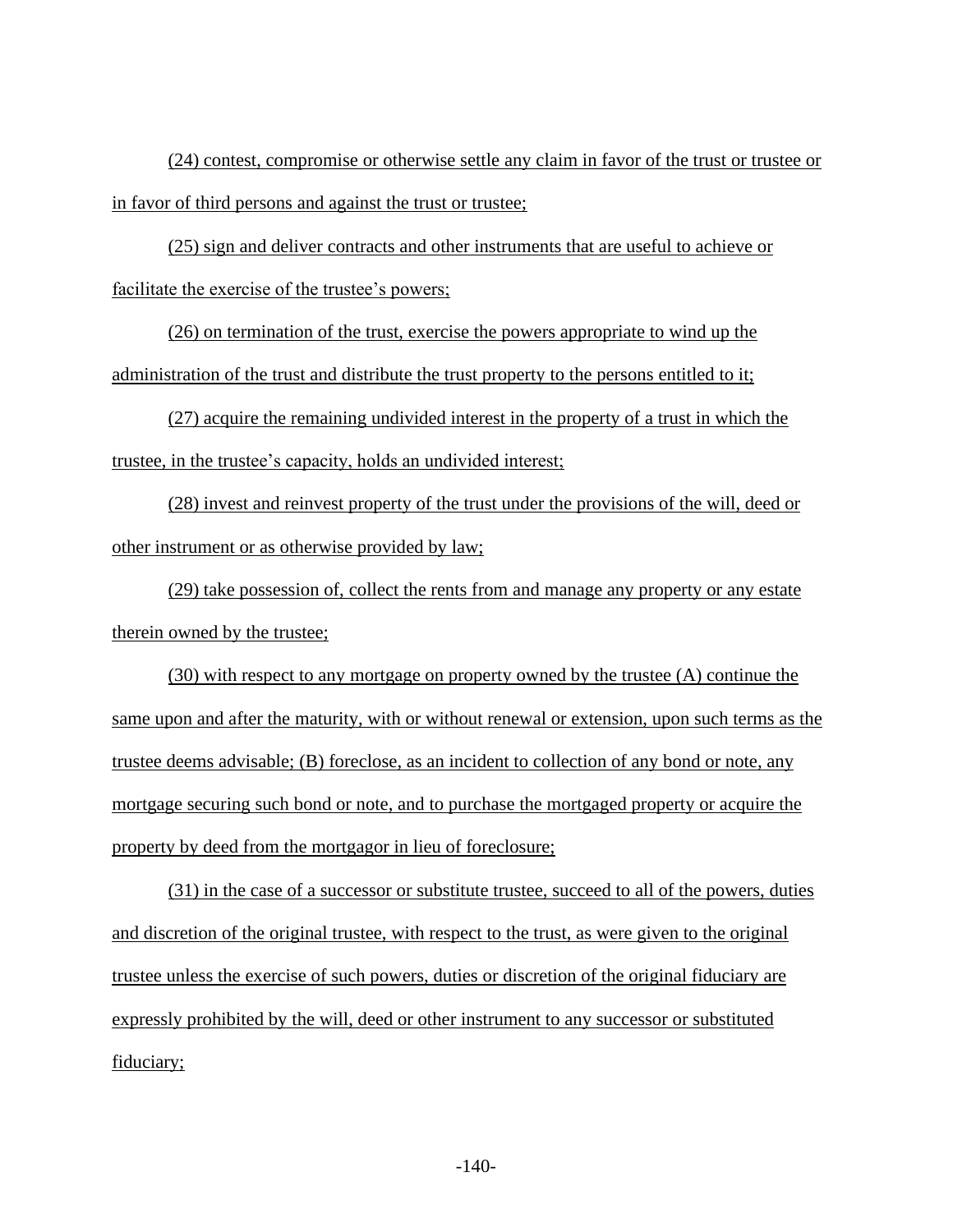(24) contest, compromise or otherwise settle any claim in favor of the trust or trustee or in favor of third persons and against the trust or trustee;

(25) sign and deliver contracts and other instruments that are useful to achieve or facilitate the exercise of the trustee's powers;

(26) on termination of the trust, exercise the powers appropriate to wind up the administration of the trust and distribute the trust property to the persons entitled to it;

(27) acquire the remaining undivided interest in the property of a trust in which the trustee, in the trustee's capacity, holds an undivided interest;

(28) invest and reinvest property of the trust under the provisions of the will, deed or other instrument or as otherwise provided by law;

(29) take possession of, collect the rents from and manage any property or any estate therein owned by the trustee;

(30) with respect to any mortgage on property owned by the trustee (A) continue the same upon and after the maturity, with or without renewal or extension, upon such terms as the trustee deems advisable; (B) foreclose, as an incident to collection of any bond or note, any mortgage securing such bond or note, and to purchase the mortgaged property or acquire the property by deed from the mortgagor in lieu of foreclosure;

(31) in the case of a successor or substitute trustee, succeed to all of the powers, duties and discretion of the original trustee, with respect to the trust, as were given to the original trustee unless the exercise of such powers, duties or discretion of the original fiduciary are expressly prohibited by the will, deed or other instrument to any successor or substituted fiduciary;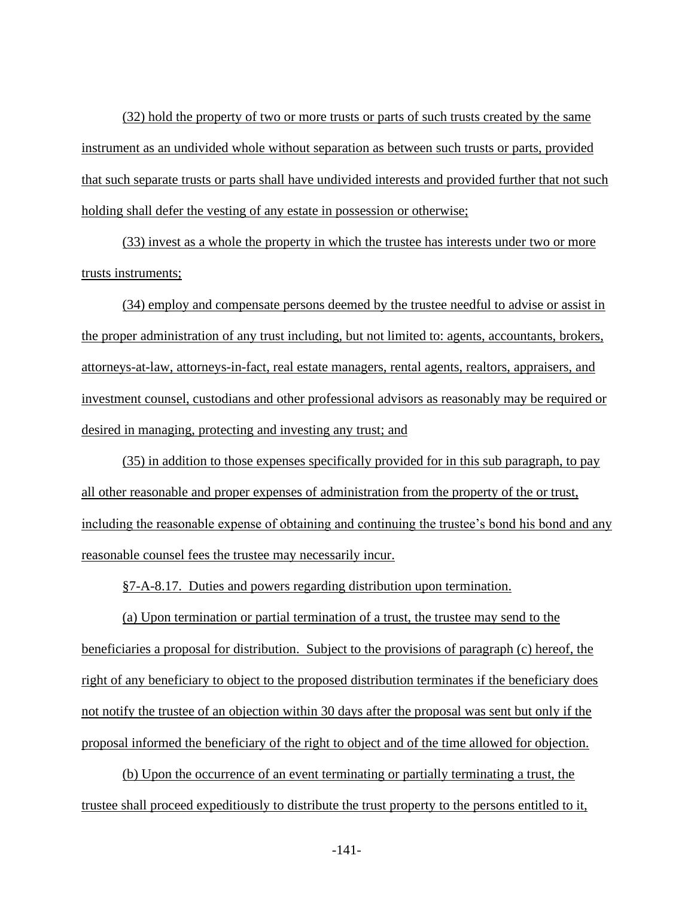(32) hold the property of two or more trusts or parts of such trusts created by the same instrument as an undivided whole without separation as between such trusts or parts, provided that such separate trusts or parts shall have undivided interests and provided further that not such holding shall defer the vesting of any estate in possession or otherwise;

(33) invest as a whole the property in which the trustee has interests under two or more trusts instruments;

(34) employ and compensate persons deemed by the trustee needful to advise or assist in the proper administration of any trust including, but not limited to: agents, accountants, brokers, attorneys-at-law, attorneys-in-fact, real estate managers, rental agents, realtors, appraisers, and investment counsel, custodians and other professional advisors as reasonably may be required or desired in managing, protecting and investing any trust; and

(35) in addition to those expenses specifically provided for in this sub paragraph, to pay all other reasonable and proper expenses of administration from the property of the or trust, including the reasonable expense of obtaining and continuing the trustee's bond his bond and any reasonable counsel fees the trustee may necessarily incur.

§7-A-8.17. Duties and powers regarding distribution upon termination.

(a) Upon termination or partial termination of a trust, the trustee may send to the beneficiaries a proposal for distribution. Subject to the provisions of paragraph (c) hereof, the right of any beneficiary to object to the proposed distribution terminates if the beneficiary does not notify the trustee of an objection within 30 days after the proposal was sent but only if the proposal informed the beneficiary of the right to object and of the time allowed for objection.

(b) Upon the occurrence of an event terminating or partially terminating a trust, the trustee shall proceed expeditiously to distribute the trust property to the persons entitled to it,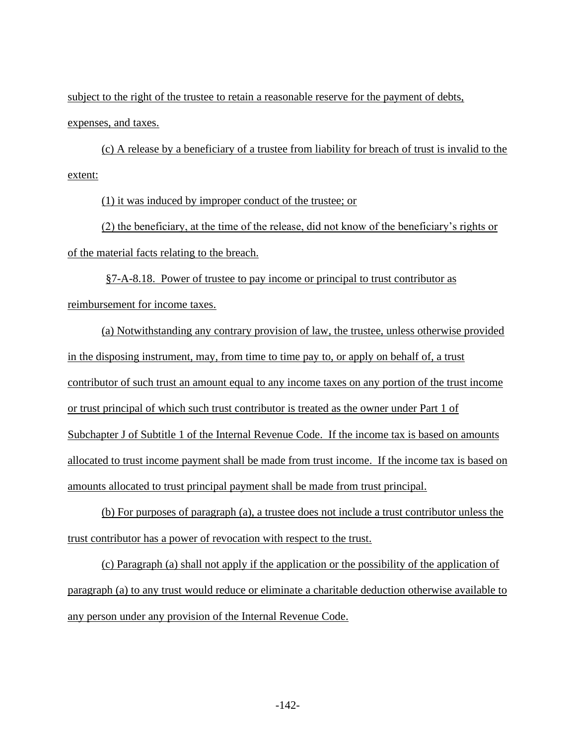subject to the right of the trustee to retain a reasonable reserve for the payment of debts, expenses, and taxes.

(c) A release by a beneficiary of a trustee from liability for breach of trust is invalid to the extent:

(1) it was induced by improper conduct of the trustee; or

(2) the beneficiary, at the time of the release, did not know of the beneficiary's rights or of the material facts relating to the breach.

§7-A-8.18. Power of trustee to pay income or principal to trust contributor as reimbursement for income taxes.

(a) Notwithstanding any contrary provision of law, the trustee, unless otherwise provided in the disposing instrument, may, from time to time pay to, or apply on behalf of, a trust contributor of such trust an amount equal to any income taxes on any portion of the trust income or trust principal of which such trust contributor is treated as the owner under Part 1 of Subchapter J of Subtitle 1 of the Internal Revenue Code. If the income tax is based on amounts allocated to trust income payment shall be made from trust income. If the income tax is based on amounts allocated to trust principal payment shall be made from trust principal.

(b) For purposes of paragraph (a), a trustee does not include a trust contributor unless the trust contributor has a power of revocation with respect to the trust.

(c) Paragraph (a) shall not apply if the application or the possibility of the application of paragraph (a) to any trust would reduce or eliminate a charitable deduction otherwise available to any person under any provision of the Internal Revenue Code.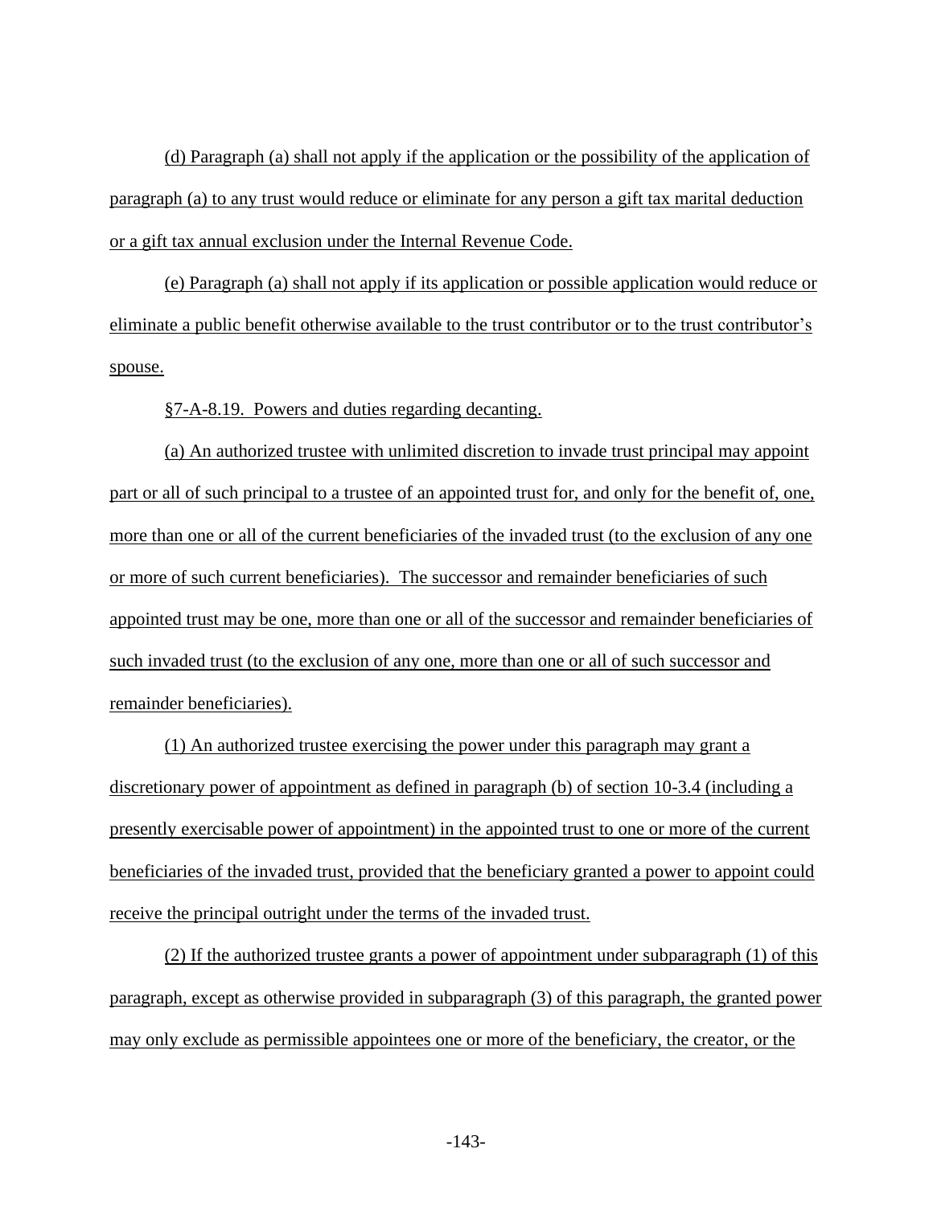(d) Paragraph (a) shall not apply if the application or the possibility of the application of paragraph (a) to any trust would reduce or eliminate for any person a gift tax marital deduction or a gift tax annual exclusion under the Internal Revenue Code.

(e) Paragraph (a) shall not apply if its application or possible application would reduce or eliminate a public benefit otherwise available to the trust contributor or to the trust contributor's spouse.

§7-A-8.19. Powers and duties regarding decanting.

(a) An authorized trustee with unlimited discretion to invade trust principal may appoint part or all of such principal to a trustee of an appointed trust for, and only for the benefit of, one, more than one or all of the current beneficiaries of the invaded trust (to the exclusion of any one or more of such current beneficiaries). The successor and remainder beneficiaries of such appointed trust may be one, more than one or all of the successor and remainder beneficiaries of such invaded trust (to the exclusion of any one, more than one or all of such successor and remainder beneficiaries).

(1) An authorized trustee exercising the power under this paragraph may grant a discretionary power of appointment as defined in paragraph (b) of section 10-3.4 (including a presently exercisable power of appointment) in the appointed trust to one or more of the current beneficiaries of the invaded trust, provided that the beneficiary granted a power to appoint could receive the principal outright under the terms of the invaded trust.

(2) If the authorized trustee grants a power of appointment under subparagraph (1) of this paragraph, except as otherwise provided in subparagraph (3) of this paragraph, the granted power may only exclude as permissible appointees one or more of the beneficiary, the creator, or the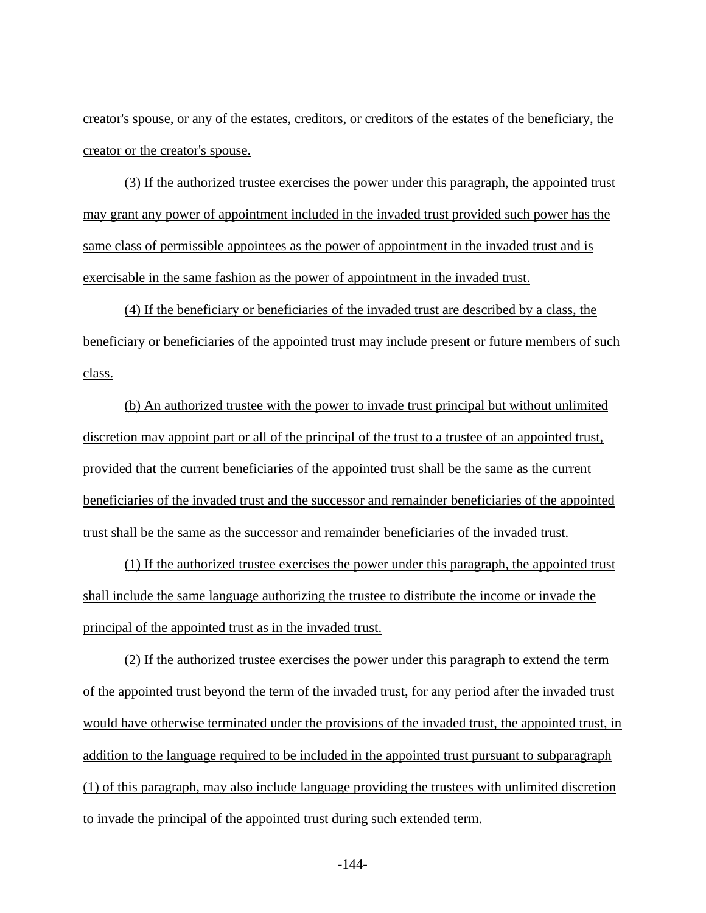creator's spouse, or any of the estates, creditors, or creditors of the estates of the beneficiary, the creator or the creator's spouse.

(3) If the authorized trustee exercises the power under this paragraph, the appointed trust may grant any power of appointment included in the invaded trust provided such power has the same class of permissible appointees as the power of appointment in the invaded trust and is exercisable in the same fashion as the power of appointment in the invaded trust.

(4) If the beneficiary or beneficiaries of the invaded trust are described by a class, the beneficiary or beneficiaries of the appointed trust may include present or future members of such class.

(b) An authorized trustee with the power to invade trust principal but without unlimited discretion may appoint part or all of the principal of the trust to a trustee of an appointed trust, provided that the current beneficiaries of the appointed trust shall be the same as the current beneficiaries of the invaded trust and the successor and remainder beneficiaries of the appointed trust shall be the same as the successor and remainder beneficiaries of the invaded trust.

(1) If the authorized trustee exercises the power under this paragraph, the appointed trust shall include the same language authorizing the trustee to distribute the income or invade the principal of the appointed trust as in the invaded trust.

(2) If the authorized trustee exercises the power under this paragraph to extend the term of the appointed trust beyond the term of the invaded trust, for any period after the invaded trust would have otherwise terminated under the provisions of the invaded trust, the appointed trust, in addition to the language required to be included in the appointed trust pursuant to subparagraph (1) of this paragraph, may also include language providing the trustees with unlimited discretion to invade the principal of the appointed trust during such extended term.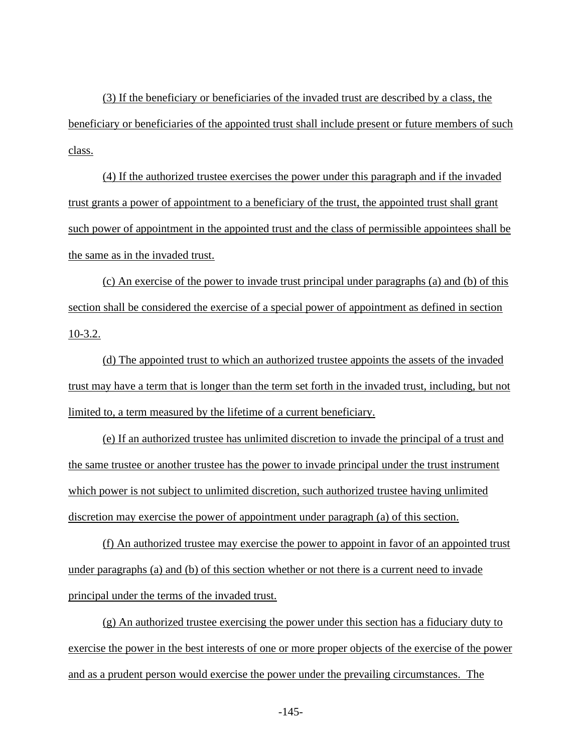(3) If the beneficiary or beneficiaries of the invaded trust are described by a class, the beneficiary or beneficiaries of the appointed trust shall include present or future members of such class.

(4) If the authorized trustee exercises the power under this paragraph and if the invaded trust grants a power of appointment to a beneficiary of the trust, the appointed trust shall grant such power of appointment in the appointed trust and the class of permissible appointees shall be the same as in the invaded trust.

(c) An exercise of the power to invade trust principal under paragraphs (a) and (b) of this section shall be considered the exercise of a special power of appointment as defined in section 10-3.2.

(d) The appointed trust to which an authorized trustee appoints the assets of the invaded trust may have a term that is longer than the term set forth in the invaded trust, including, but not limited to, a term measured by the lifetime of a current beneficiary.

(e) If an authorized trustee has unlimited discretion to invade the principal of a trust and the same trustee or another trustee has the power to invade principal under the trust instrument which power is not subject to unlimited discretion, such authorized trustee having unlimited discretion may exercise the power of appointment under paragraph (a) of this section.

(f) An authorized trustee may exercise the power to appoint in favor of an appointed trust under paragraphs (a) and (b) of this section whether or not there is a current need to invade principal under the terms of the invaded trust.

(g) An authorized trustee exercising the power under this section has a fiduciary duty to exercise the power in the best interests of one or more proper objects of the exercise of the power and as a prudent person would exercise the power under the prevailing circumstances. The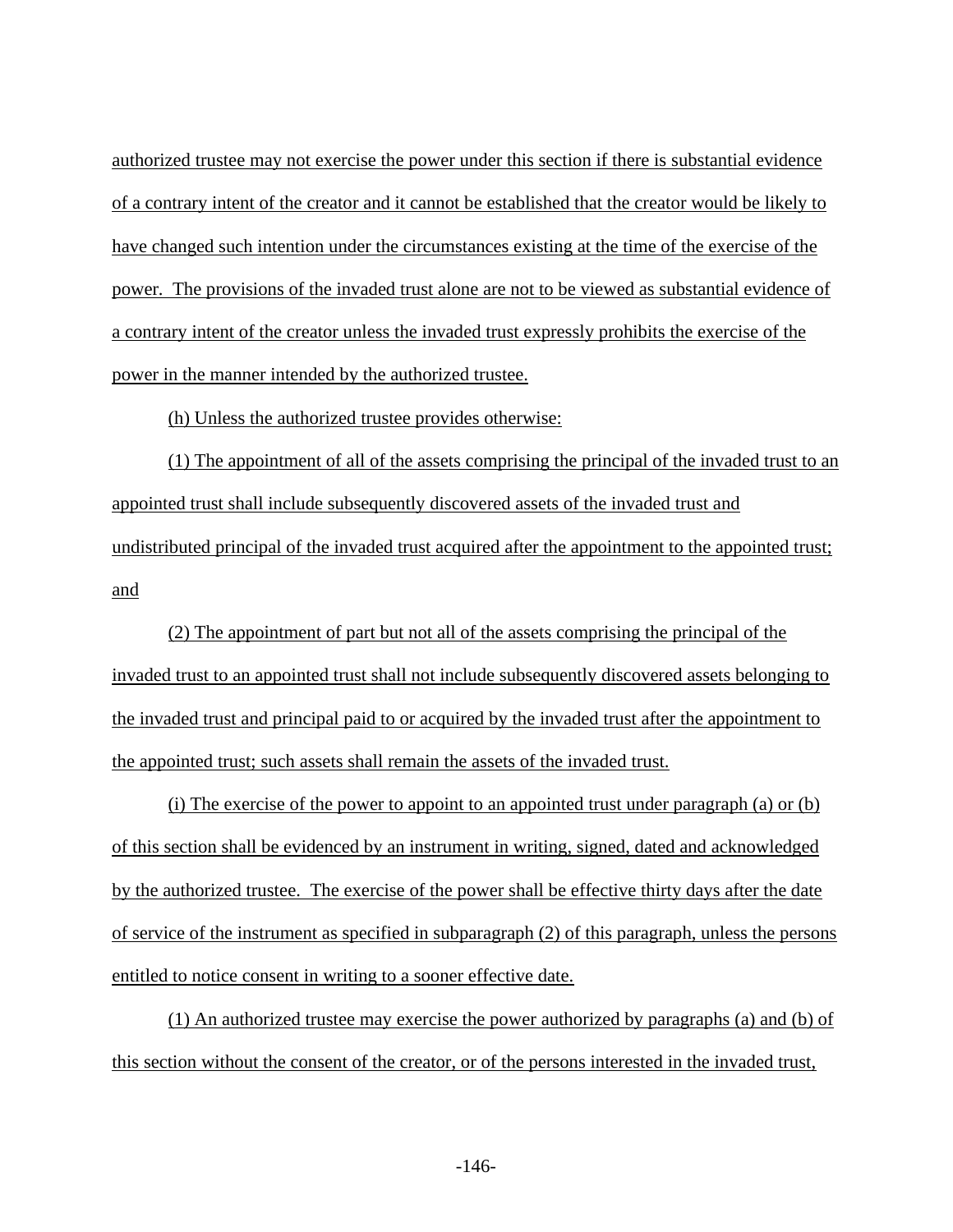authorized trustee may not exercise the power under this section if there is substantial evidence of a contrary intent of the creator and it cannot be established that the creator would be likely to have changed such intention under the circumstances existing at the time of the exercise of the power. The provisions of the invaded trust alone are not to be viewed as substantial evidence of a contrary intent of the creator unless the invaded trust expressly prohibits the exercise of the power in the manner intended by the authorized trustee.

(h) Unless the authorized trustee provides otherwise:

(1) The appointment of all of the assets comprising the principal of the invaded trust to an appointed trust shall include subsequently discovered assets of the invaded trust and undistributed principal of the invaded trust acquired after the appointment to the appointed trust; and

(2) The appointment of part but not all of the assets comprising the principal of the invaded trust to an appointed trust shall not include subsequently discovered assets belonging to the invaded trust and principal paid to or acquired by the invaded trust after the appointment to the appointed trust; such assets shall remain the assets of the invaded trust.

(i) The exercise of the power to appoint to an appointed trust under paragraph (a) or (b) of this section shall be evidenced by an instrument in writing, signed, dated and acknowledged by the authorized trustee. The exercise of the power shall be effective thirty days after the date of service of the instrument as specified in subparagraph (2) of this paragraph, unless the persons entitled to notice consent in writing to a sooner effective date.

(1) An authorized trustee may exercise the power authorized by paragraphs (a) and (b) of this section without the consent of the creator, or of the persons interested in the invaded trust,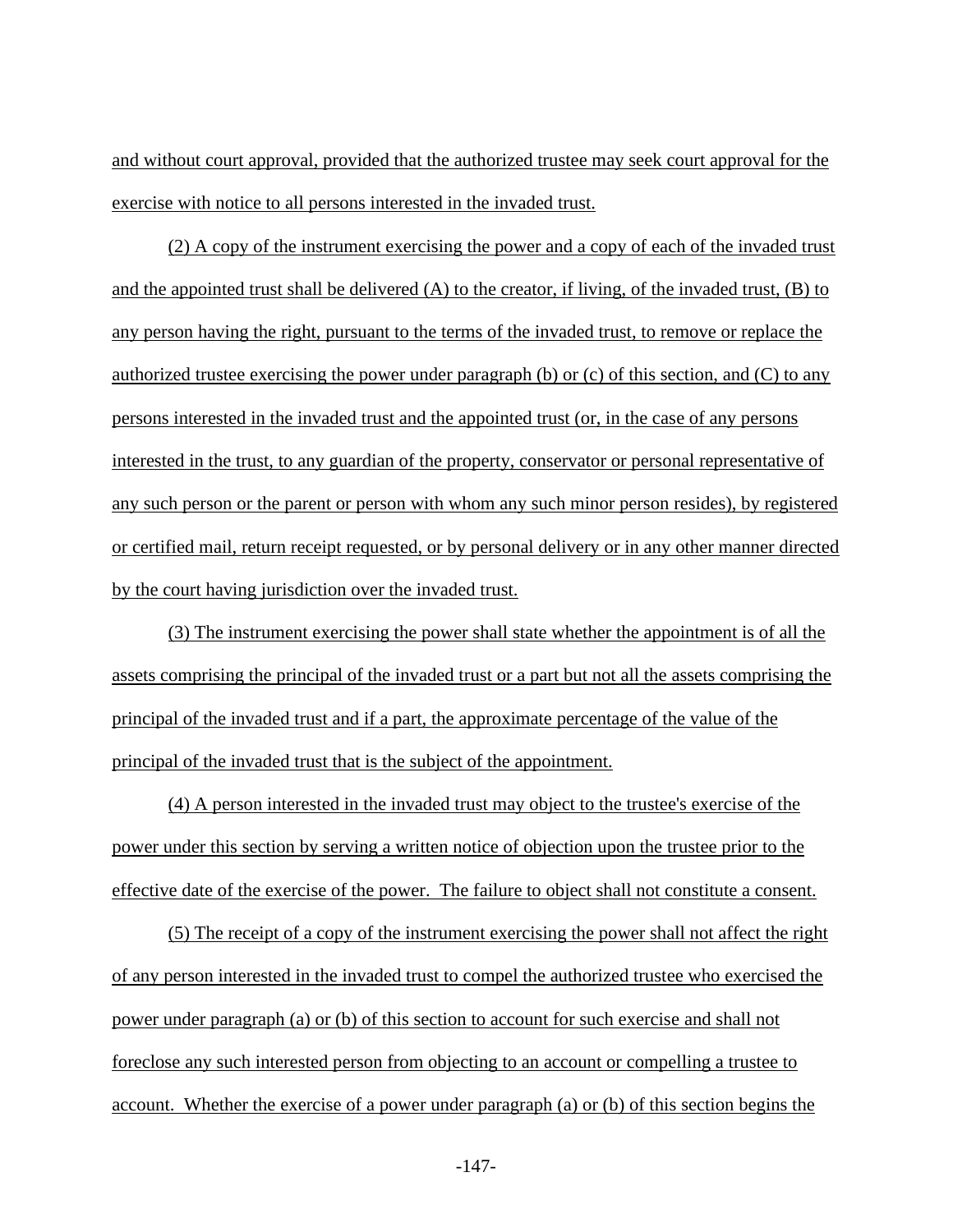and without court approval, provided that the authorized trustee may seek court approval for the exercise with notice to all persons interested in the invaded trust.

(2) A copy of the instrument exercising the power and a copy of each of the invaded trust and the appointed trust shall be delivered (A) to the creator, if living, of the invaded trust, (B) to any person having the right, pursuant to the terms of the invaded trust, to remove or replace the authorized trustee exercising the power under paragraph (b) or (c) of this section, and (C) to any persons interested in the invaded trust and the appointed trust (or, in the case of any persons interested in the trust, to any guardian of the property, conservator or personal representative of any such person or the parent or person with whom any such minor person resides), by registered or certified mail, return receipt requested, or by personal delivery or in any other manner directed by the court having jurisdiction over the invaded trust.

(3) The instrument exercising the power shall state whether the appointment is of all the assets comprising the principal of the invaded trust or a part but not all the assets comprising the principal of the invaded trust and if a part, the approximate percentage of the value of the principal of the invaded trust that is the subject of the appointment.

(4) A person interested in the invaded trust may object to the trustee's exercise of the power under this section by serving a written notice of objection upon the trustee prior to the effective date of the exercise of the power. The failure to object shall not constitute a consent.

(5) The receipt of a copy of the instrument exercising the power shall not affect the right of any person interested in the invaded trust to compel the authorized trustee who exercised the power under paragraph (a) or (b) of this section to account for such exercise and shall not foreclose any such interested person from objecting to an account or compelling a trustee to account. Whether the exercise of a power under paragraph (a) or (b) of this section begins the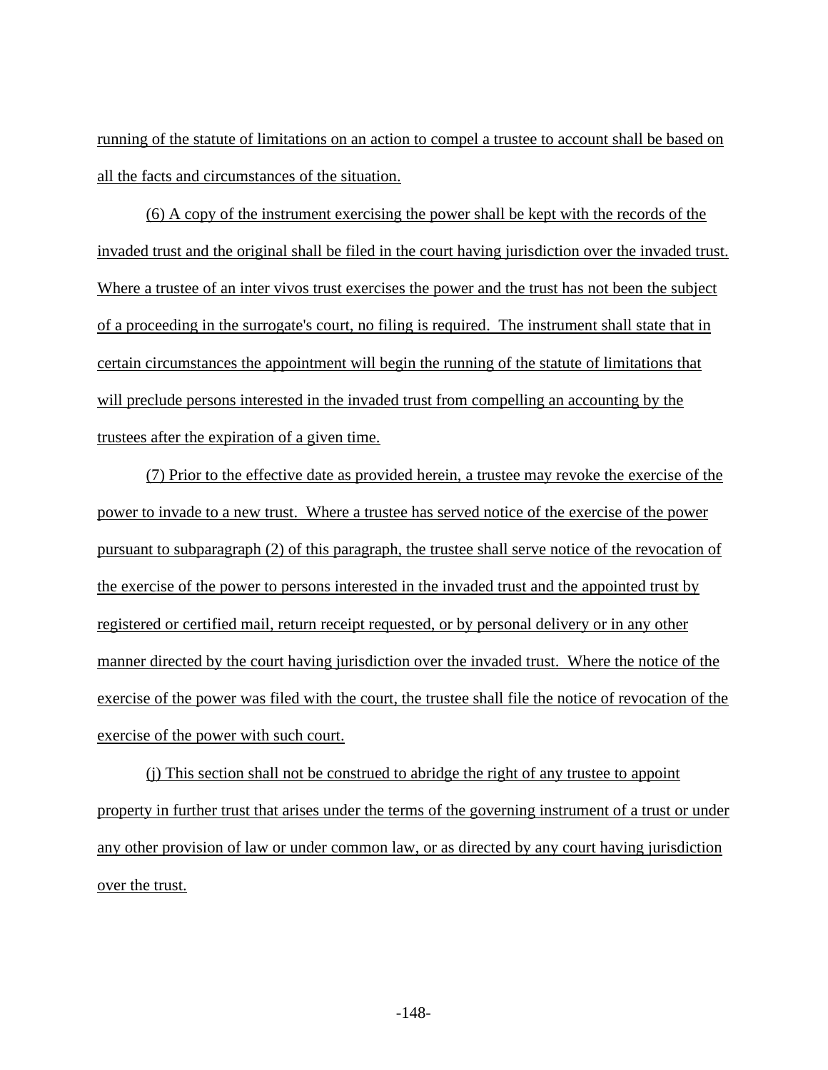running of the statute of limitations on an action to compel a trustee to account shall be based on all the facts and circumstances of the situation.

(6) A copy of the instrument exercising the power shall be kept with the records of the invaded trust and the original shall be filed in the court having jurisdiction over the invaded trust. Where a trustee of an inter vivos trust exercises the power and the trust has not been the subject of a proceeding in the surrogate's court, no filing is required. The instrument shall state that in certain circumstances the appointment will begin the running of the statute of limitations that will preclude persons interested in the invaded trust from compelling an accounting by the trustees after the expiration of a given time.

(7) Prior to the effective date as provided herein, a trustee may revoke the exercise of the power to invade to a new trust. Where a trustee has served notice of the exercise of the power pursuant to subparagraph (2) of this paragraph, the trustee shall serve notice of the revocation of the exercise of the power to persons interested in the invaded trust and the appointed trust by registered or certified mail, return receipt requested, or by personal delivery or in any other manner directed by the court having jurisdiction over the invaded trust. Where the notice of the exercise of the power was filed with the court, the trustee shall file the notice of revocation of the exercise of the power with such court.

(j) This section shall not be construed to abridge the right of any trustee to appoint property in further trust that arises under the terms of the governing instrument of a trust or under any other provision of law or under common law, or as directed by any court having jurisdiction over the trust.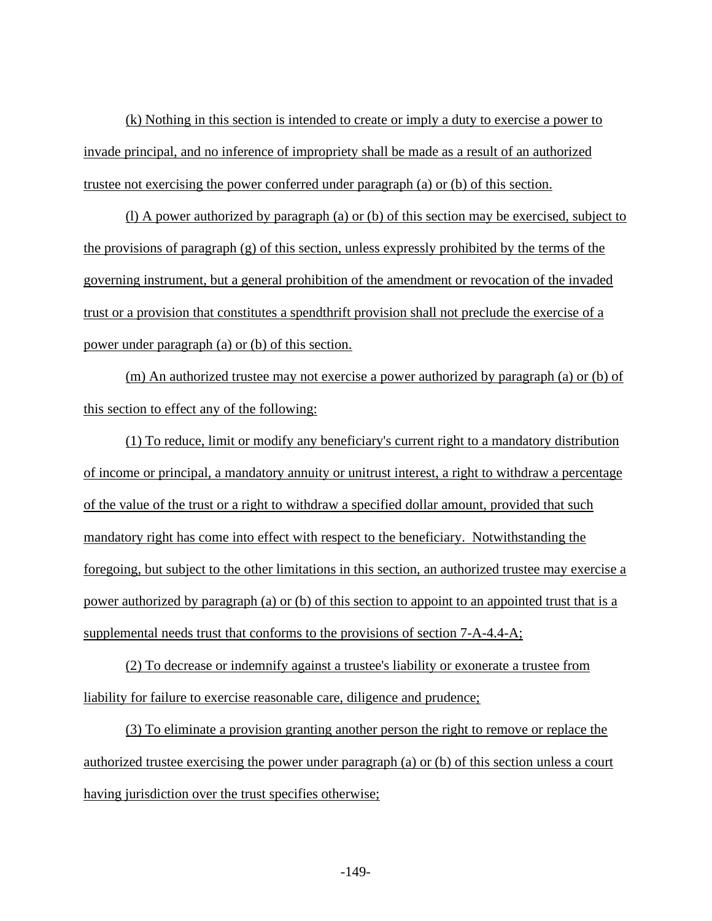(k) Nothing in this section is intended to create or imply a duty to exercise a power to invade principal, and no inference of impropriety shall be made as a result of an authorized trustee not exercising the power conferred under paragraph (a) or (b) of this section.

(l) A power authorized by paragraph (a) or (b) of this section may be exercised, subject to the provisions of paragraph (g) of this section, unless expressly prohibited by the terms of the governing instrument, but a general prohibition of the amendment or revocation of the invaded trust or a provision that constitutes a spendthrift provision shall not preclude the exercise of a power under paragraph (a) or (b) of this section.

(m) An authorized trustee may not exercise a power authorized by paragraph (a) or (b) of this section to effect any of the following:

(1) To reduce, limit or modify any beneficiary's current right to a mandatory distribution of income or principal, a mandatory annuity or unitrust interest, a right to withdraw a percentage of the value of the trust or a right to withdraw a specified dollar amount, provided that such mandatory right has come into effect with respect to the beneficiary. Notwithstanding the foregoing, but subject to the other limitations in this section, an authorized trustee may exercise a power authorized by paragraph (a) or (b) of this section to appoint to an appointed trust that is a supplemental needs trust that conforms to the provisions of section 7-A-4.4-A;

(2) To decrease or indemnify against a trustee's liability or exonerate a trustee from liability for failure to exercise reasonable care, diligence and prudence;

(3) To eliminate a provision granting another person the right to remove or replace the authorized trustee exercising the power under paragraph (a) or (b) of this section unless a court having jurisdiction over the trust specifies otherwise;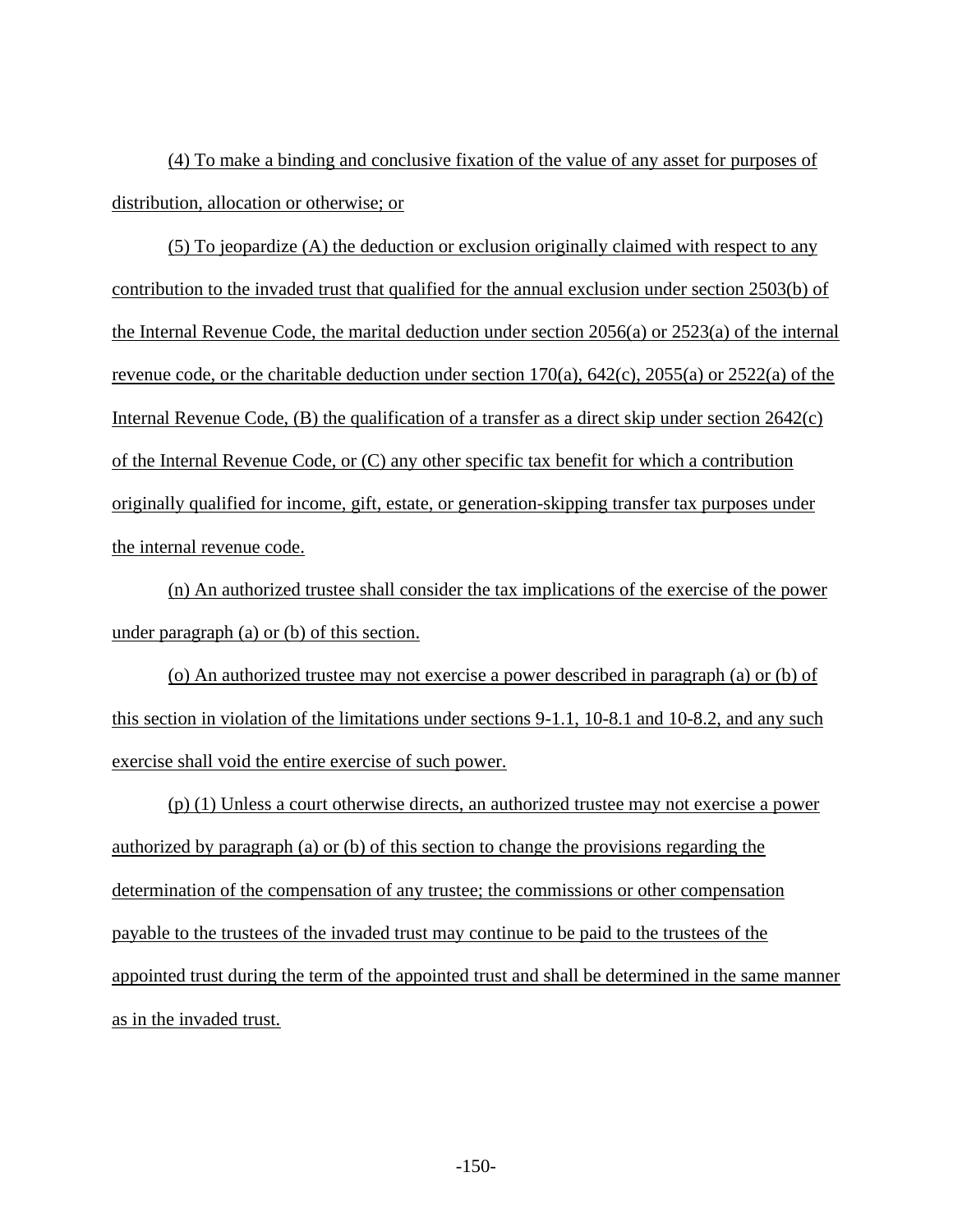(4) To make a binding and conclusive fixation of the value of any asset for purposes of distribution, allocation or otherwise; or

(5) To jeopardize (A) the deduction or exclusion originally claimed with respect to any contribution to the invaded trust that qualified for the annual exclusion under section 2503(b) of the Internal Revenue Code, the marital deduction under section 2056(a) or 2523(a) of the internal revenue code, or the charitable deduction under section 170(a), 642(c), 2055(a) or 2522(a) of the Internal Revenue Code, (B) the qualification of a transfer as a direct skip under section 2642(c) of the Internal Revenue Code, or (C) any other specific tax benefit for which a contribution originally qualified for income, gift, estate, or generation-skipping transfer tax purposes under the internal revenue code.

(n) An authorized trustee shall consider the tax implications of the exercise of the power under paragraph (a) or (b) of this section.

(o) An authorized trustee may not exercise a power described in paragraph (a) or (b) of this section in violation of the limitations under sections 9-1.1, 10-8.1 and 10-8.2, and any such exercise shall void the entire exercise of such power.

(p) (1) Unless a court otherwise directs, an authorized trustee may not exercise a power authorized by paragraph (a) or (b) of this section to change the provisions regarding the determination of the compensation of any trustee; the commissions or other compensation payable to the trustees of the invaded trust may continue to be paid to the trustees of the appointed trust during the term of the appointed trust and shall be determined in the same manner as in the invaded trust.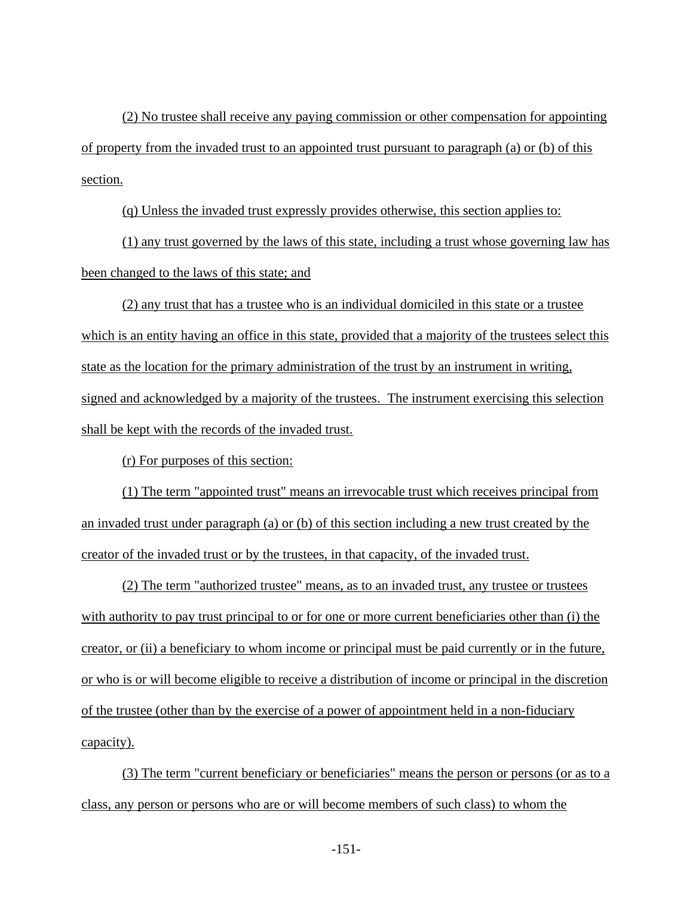(2) No trustee shall receive any paying commission or other compensation for appointing of property from the invaded trust to an appointed trust pursuant to paragraph (a) or (b) of this section.

(q) Unless the invaded trust expressly provides otherwise, this section applies to:

(1) any trust governed by the laws of this state, including a trust whose governing law has been changed to the laws of this state; and

(2) any trust that has a trustee who is an individual domiciled in this state or a trustee which is an entity having an office in this state, provided that a majority of the trustees select this state as the location for the primary administration of the trust by an instrument in writing, signed and acknowledged by a majority of the trustees. The instrument exercising this selection shall be kept with the records of the invaded trust.

(r) For purposes of this section:

(1) The term "appointed trust" means an irrevocable trust which receives principal from an invaded trust under paragraph (a) or (b) of this section including a new trust created by the creator of the invaded trust or by the trustees, in that capacity, of the invaded trust.

(2) The term "authorized trustee" means, as to an invaded trust, any trustee or trustees with authority to pay trust principal to or for one or more current beneficiaries other than (i) the creator, or (ii) a beneficiary to whom income or principal must be paid currently or in the future, or who is or will become eligible to receive a distribution of income or principal in the discretion of the trustee (other than by the exercise of a power of appointment held in a non-fiduciary capacity).

(3) The term "current beneficiary or beneficiaries" means the person or persons (or as to a class, any person or persons who are or will become members of such class) to whom the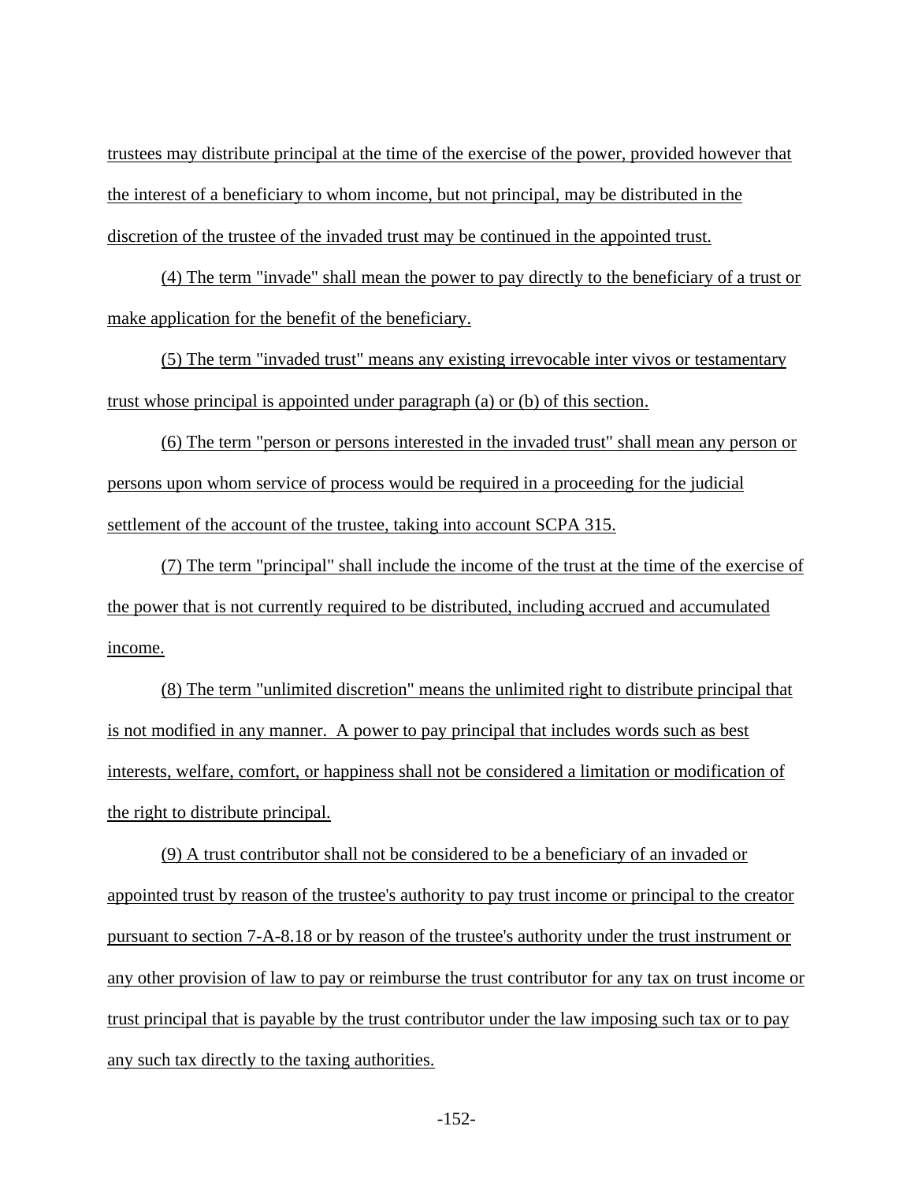trustees may distribute principal at the time of the exercise of the power, provided however that the interest of a beneficiary to whom income, but not principal, may be distributed in the discretion of the trustee of the invaded trust may be continued in the appointed trust.

(4) The term "invade" shall mean the power to pay directly to the beneficiary of a trust or make application for the benefit of the beneficiary.

(5) The term "invaded trust" means any existing irrevocable inter vivos or testamentary trust whose principal is appointed under paragraph (a) or (b) of this section.

(6) The term "person or persons interested in the invaded trust" shall mean any person or persons upon whom service of process would be required in a proceeding for the judicial settlement of the account of the trustee, taking into account SCPA 315.

(7) The term "principal" shall include the income of the trust at the time of the exercise of the power that is not currently required to be distributed, including accrued and accumulated income.

(8) The term "unlimited discretion" means the unlimited right to distribute principal that is not modified in any manner. A power to pay principal that includes words such as best interests, welfare, comfort, or happiness shall not be considered a limitation or modification of the right to distribute principal.

(9) A trust contributor shall not be considered to be a beneficiary of an invaded or appointed trust by reason of the trustee's authority to pay trust income or principal to the creator pursuant to section 7-A-8.18 or by reason of the trustee's authority under the trust instrument or any other provision of law to pay or reimburse the trust contributor for any tax on trust income or trust principal that is payable by the trust contributor under the law imposing such tax or to pay any such tax directly to the taxing authorities.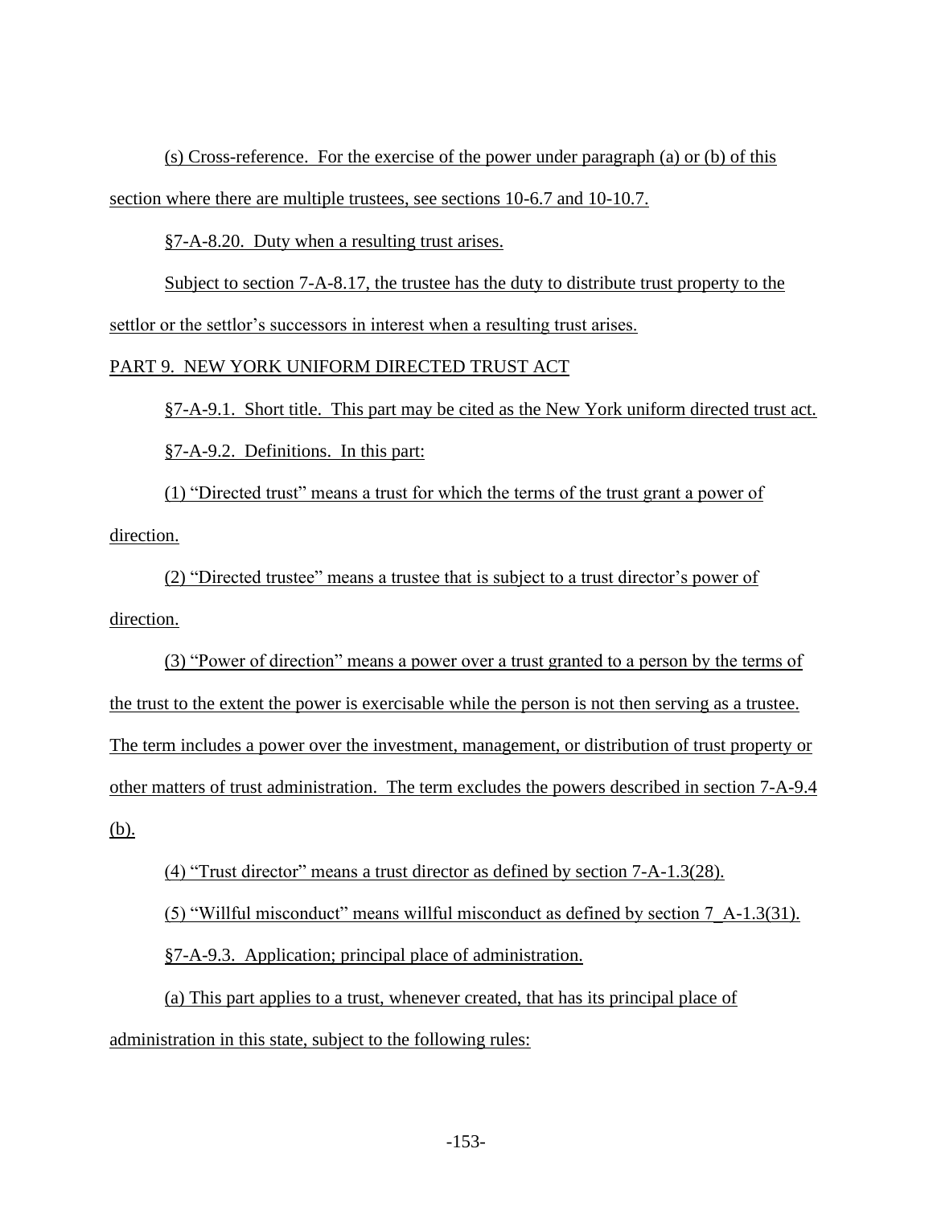(s) Cross-reference. For the exercise of the power under paragraph (a) or (b) of this section where there are multiple trustees, see sections 10-6.7 and 10-10.7.

§7-A-8.20. Duty when a resulting trust arises.

Subject to section 7-A-8.17, the trustee has the duty to distribute trust property to the settlor or the settlor's successors in interest when a resulting trust arises.

PART 9. NEW YORK UNIFORM DIRECTED TRUST ACT

§7-A-9.1. Short title. This part may be cited as the New York uniform directed trust act.

§7-A-9.2. Definitions. In this part:

(1) "Directed trust" means a trust for which the terms of the trust grant a power of direction.

(2) "Directed trustee" means a trustee that is subject to a trust director's power of direction.

(3) "Power of direction" means a power over a trust granted to a person by the terms of the trust to the extent the power is exercisable while the person is not then serving as a trustee. The term includes a power over the investment, management, or distribution of trust property or other matters of trust administration. The term excludes the powers described in section 7-A-9.4 (b).

(4) "Trust director" means a trust director as defined by section 7-A-1.3(28).

(5) "Willful misconduct" means willful misconduct as defined by section 7_A-1.3(31).

§7-A-9.3. Application; principal place of administration.

(a) This part applies to a trust, whenever created, that has its principal place of administration in this state, subject to the following rules: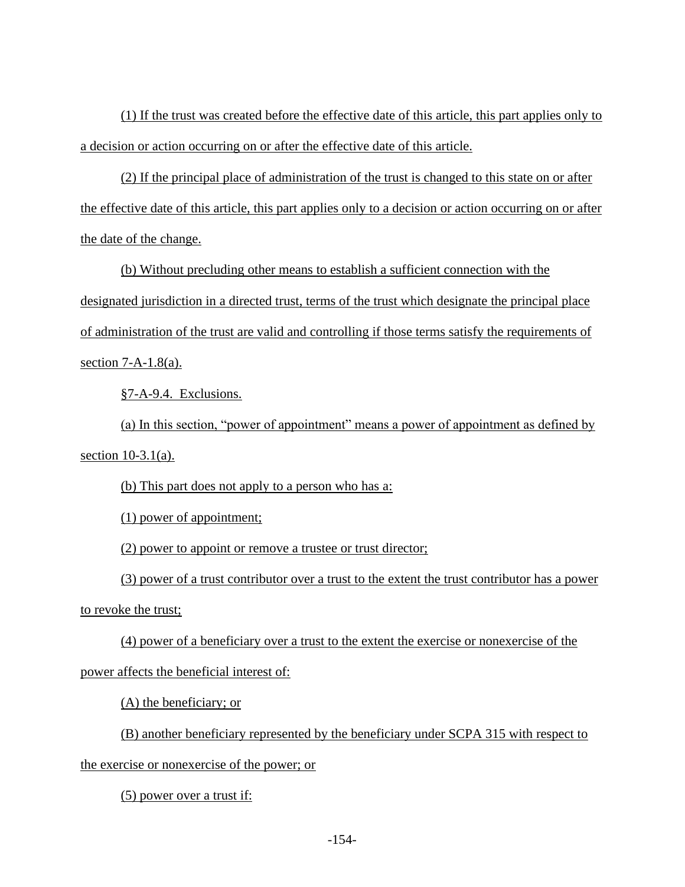(1) If the trust was created before the effective date of this article, this part applies only to a decision or action occurring on or after the effective date of this article.

(2) If the principal place of administration of the trust is changed to this state on or after the effective date of this article, this part applies only to a decision or action occurring on or after the date of the change.

(b) Without precluding other means to establish a sufficient connection with the designated jurisdiction in a directed trust, terms of the trust which designate the principal place of administration of the trust are valid and controlling if those terms satisfy the requirements of section 7-A-1.8(a).

§7-A-9.4. Exclusions.

(a) In this section, "power of appointment" means a power of appointment as defined by section 10-3.1(a).

(b) This part does not apply to a person who has a:

(1) power of appointment;

(2) power to appoint or remove a trustee or trust director;

(3) power of a trust contributor over a trust to the extent the trust contributor has a power to revoke the trust;

(4) power of a beneficiary over a trust to the extent the exercise or nonexercise of the power affects the beneficial interest of:

(A) the beneficiary; or

(B) another beneficiary represented by the beneficiary under SCPA 315 with respect to the exercise or nonexercise of the power; or

(5) power over a trust if: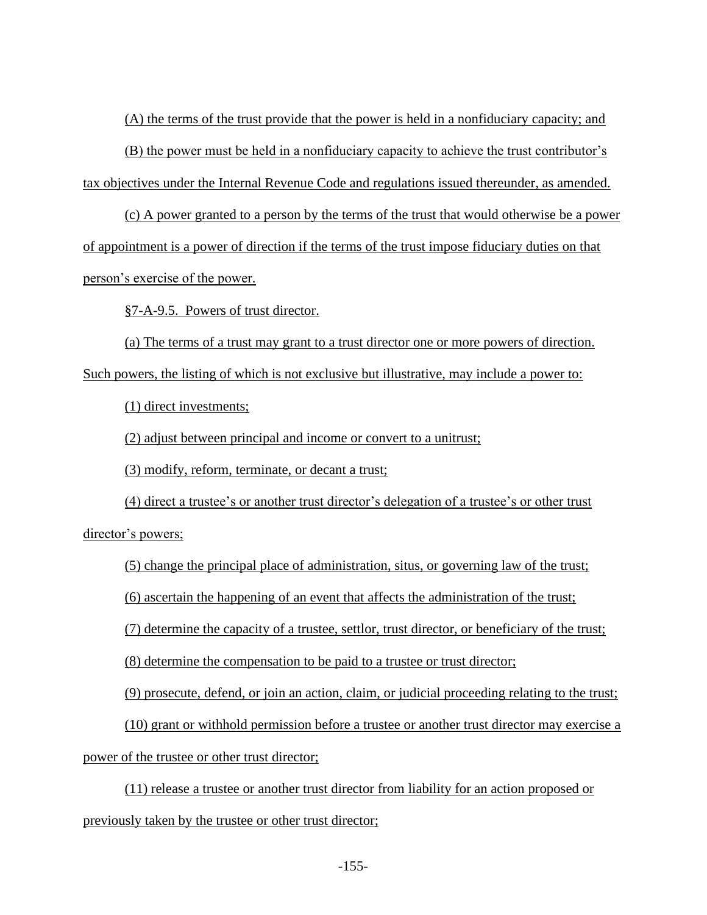(A) the terms of the trust provide that the power is held in a nonfiduciary capacity; and

(B) the power must be held in a nonfiduciary capacity to achieve the trust contributor's tax objectives under the Internal Revenue Code and regulations issued thereunder, as amended.

(c) A power granted to a person by the terms of the trust that would otherwise be a power of appointment is a power of direction if the terms of the trust impose fiduciary duties on that person's exercise of the power.

§7-A-9.5. Powers of trust director.

(a) The terms of a trust may grant to a trust director one or more powers of direction. Such powers, the listing of which is not exclusive but illustrative, may include a power to:

(1) direct investments;

(2) adjust between principal and income or convert to a unitrust;

(3) modify, reform, terminate, or decant a trust;

(4) direct a trustee's or another trust director's delegation of a trustee's or other trust director's powers;

(5) change the principal place of administration, situs, or governing law of the trust;

(6) ascertain the happening of an event that affects the administration of the trust;

(7) determine the capacity of a trustee, settlor, trust director, or beneficiary of the trust;

(8) determine the compensation to be paid to a trustee or trust director;

(9) prosecute, defend, or join an action, claim, or judicial proceeding relating to the trust;

(10) grant or withhold permission before a trustee or another trust director may exercise a power of the trustee or other trust director;

(11) release a trustee or another trust director from liability for an action proposed or previously taken by the trustee or other trust director;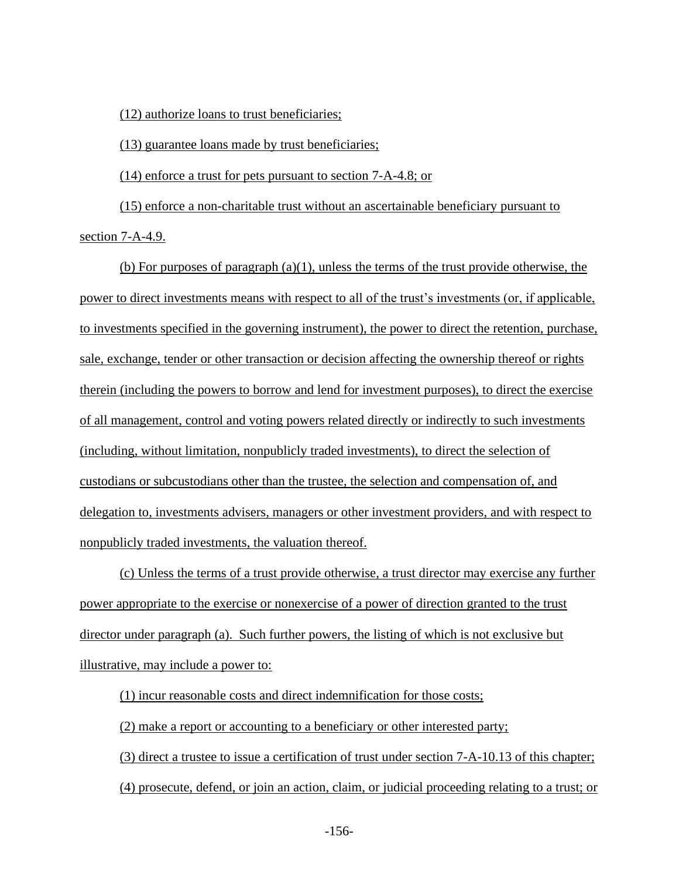(12) authorize loans to trust beneficiaries;

(13) guarantee loans made by trust beneficiaries;

(14) enforce a trust for pets pursuant to section 7-A-4.8; or

(15) enforce a non-charitable trust without an ascertainable beneficiary pursuant to section 7-A-4.9.

(b) For purposes of paragraph (a)(1), unless the terms of the trust provide otherwise, the power to direct investments means with respect to all of the trust's investments (or, if applicable, to investments specified in the governing instrument), the power to direct the retention, purchase, sale, exchange, tender or other transaction or decision affecting the ownership thereof or rights therein (including the powers to borrow and lend for investment purposes), to direct the exercise of all management, control and voting powers related directly or indirectly to such investments (including, without limitation, nonpublicly traded investments), to direct the selection of custodians or subcustodians other than the trustee, the selection and compensation of, and delegation to, investments advisers, managers or other investment providers, and with respect to nonpublicly traded investments, the valuation thereof.

(c) Unless the terms of a trust provide otherwise, a trust director may exercise any further power appropriate to the exercise or nonexercise of a power of direction granted to the trust director under paragraph (a). Such further powers, the listing of which is not exclusive but illustrative, may include a power to:

(1) incur reasonable costs and direct indemnification for those costs;

(2) make a report or accounting to a beneficiary or other interested party;

(3) direct a trustee to issue a certification of trust under section 7-A-10.13 of this chapter;

(4) prosecute, defend, or join an action, claim, or judicial proceeding relating to a trust; or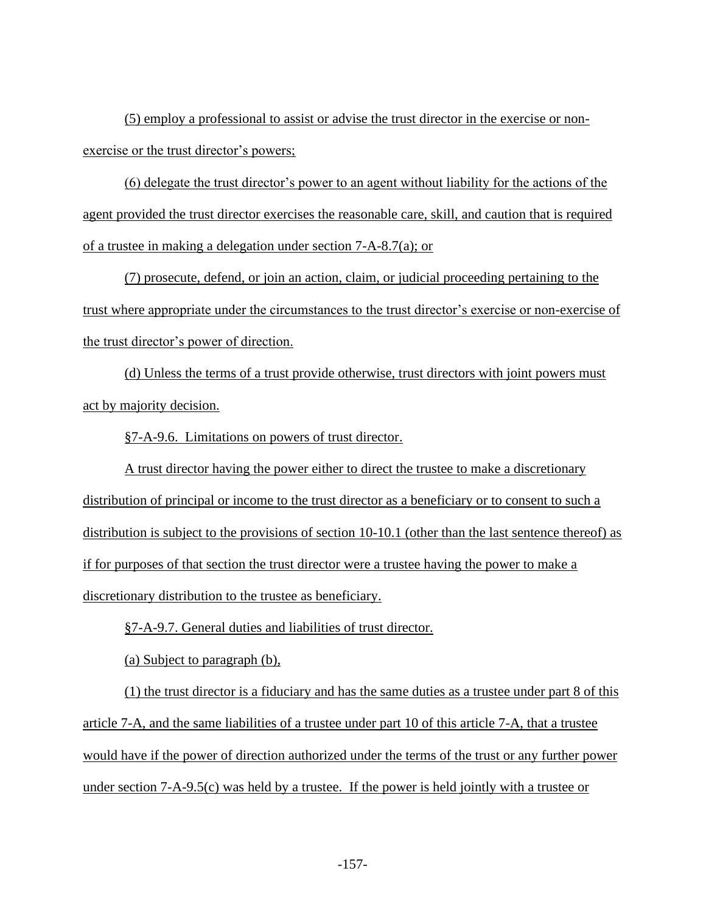(5) employ a professional to assist or advise the trust director in the exercise or non-exercise or the trust director's powers;

(6) delegate the trust director's power to an agent without liability for the actions of the agent provided the trust director exercises the reasonable care, skill, and caution that is required of a trustee in making a delegation under section 7-A-8.7(a); or

(7) prosecute, defend, or join an action, claim, or judicial proceeding pertaining to the trust where appropriate under the circumstances to the trust director's exercise or non-exercise of the trust director's power of direction.

(d) Unless the terms of a trust provide otherwise, trust directors with joint powers must act by majority decision.

§7-A-9.6. Limitations on powers of trust director.

A trust director having the power either to direct the trustee to make a discretionary distribution of principal or income to the trust director as a beneficiary or to consent to such a distribution is subject to the provisions of section 10-10.1 (other than the last sentence thereof) as if for purposes of that section the trust director were a trustee having the power to make a discretionary distribution to the trustee as beneficiary.

§7-A-9.7. General duties and liabilities of trust director.

(a) Subject to paragraph (b),

(1) the trust director is a fiduciary and has the same duties as a trustee under part 8 of this article 7-A, and the same liabilities of a trustee under part 10 of this article 7-A, that a trustee would have if the power of direction authorized under the terms of the trust or any further power under section 7-A-9.5(c) was held by a trustee. If the power is held jointly with a trustee or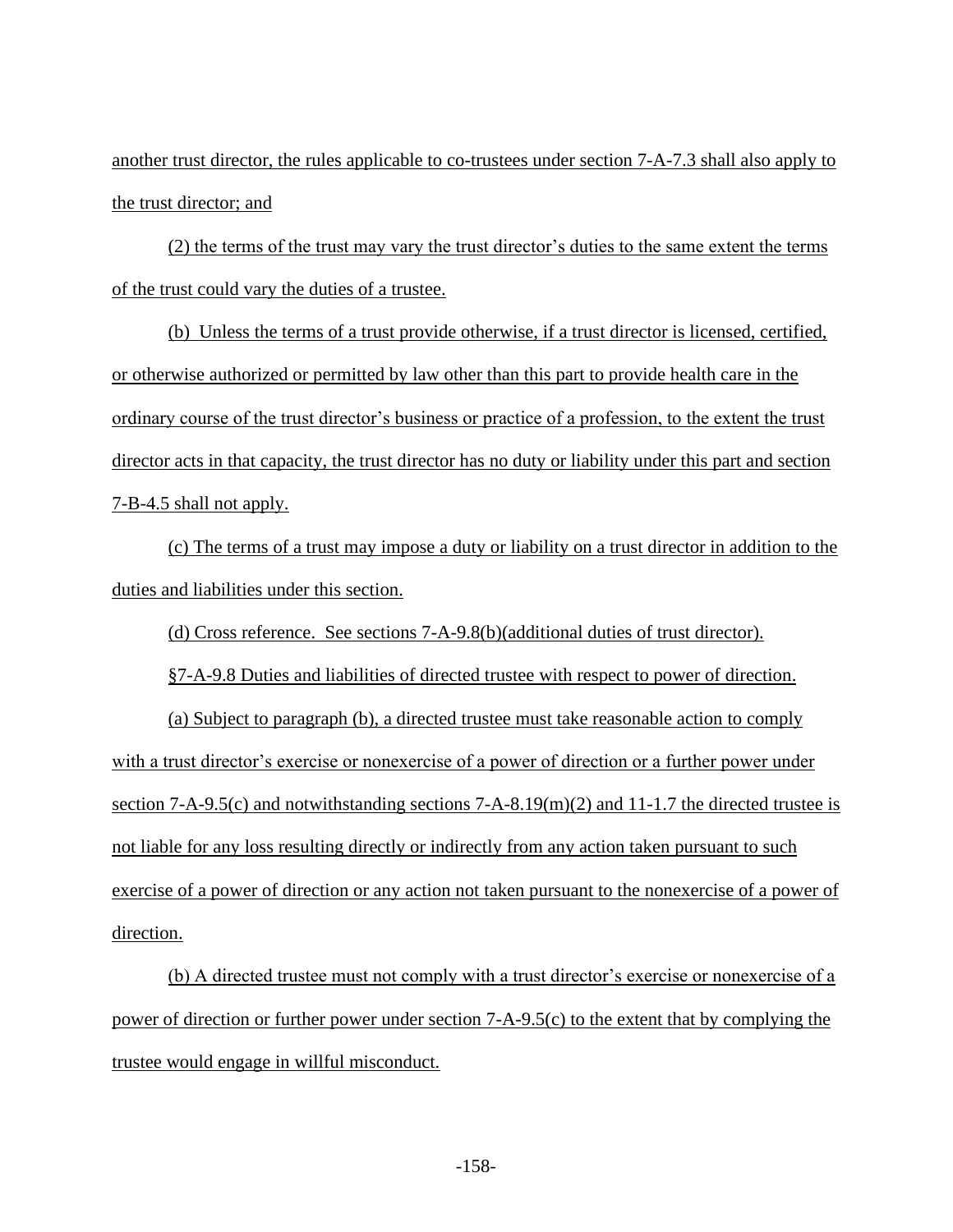another trust director, the rules applicable to co-trustees under section 7-A-7.3 shall also apply to the trust director; and

(2) the terms of the trust may vary the trust director's duties to the same extent the terms of the trust could vary the duties of a trustee.

(b) Unless the terms of a trust provide otherwise, if a trust director is licensed, certified, or otherwise authorized or permitted by law other than this part to provide health care in the ordinary course of the trust director's business or practice of a profession, to the extent the trust director acts in that capacity, the trust director has no duty or liability under this part and section 7-B-4.5 shall not apply.

(c) The terms of a trust may impose a duty or liability on a trust director in addition to the duties and liabilities under this section.

(d) Cross reference. See sections 7-A-9.8(b)(additional duties of trust director).

§7-A-9.8 Duties and liabilities of directed trustee with respect to power of direction.

(a) Subject to paragraph (b), a directed trustee must take reasonable action to comply with a trust director's exercise or nonexercise of a power of direction or a further power under section 7-A-9.5(c) and notwithstanding sections 7-A-8.19(m)(2) and 11-1.7 the directed trustee is not liable for any loss resulting directly or indirectly from any action taken pursuant to such exercise of a power of direction or any action not taken pursuant to the nonexercise of a power of direction.

(b) A directed trustee must not comply with a trust director's exercise or nonexercise of a power of direction or further power under section 7-A-9.5(c) to the extent that by complying the trustee would engage in willful misconduct.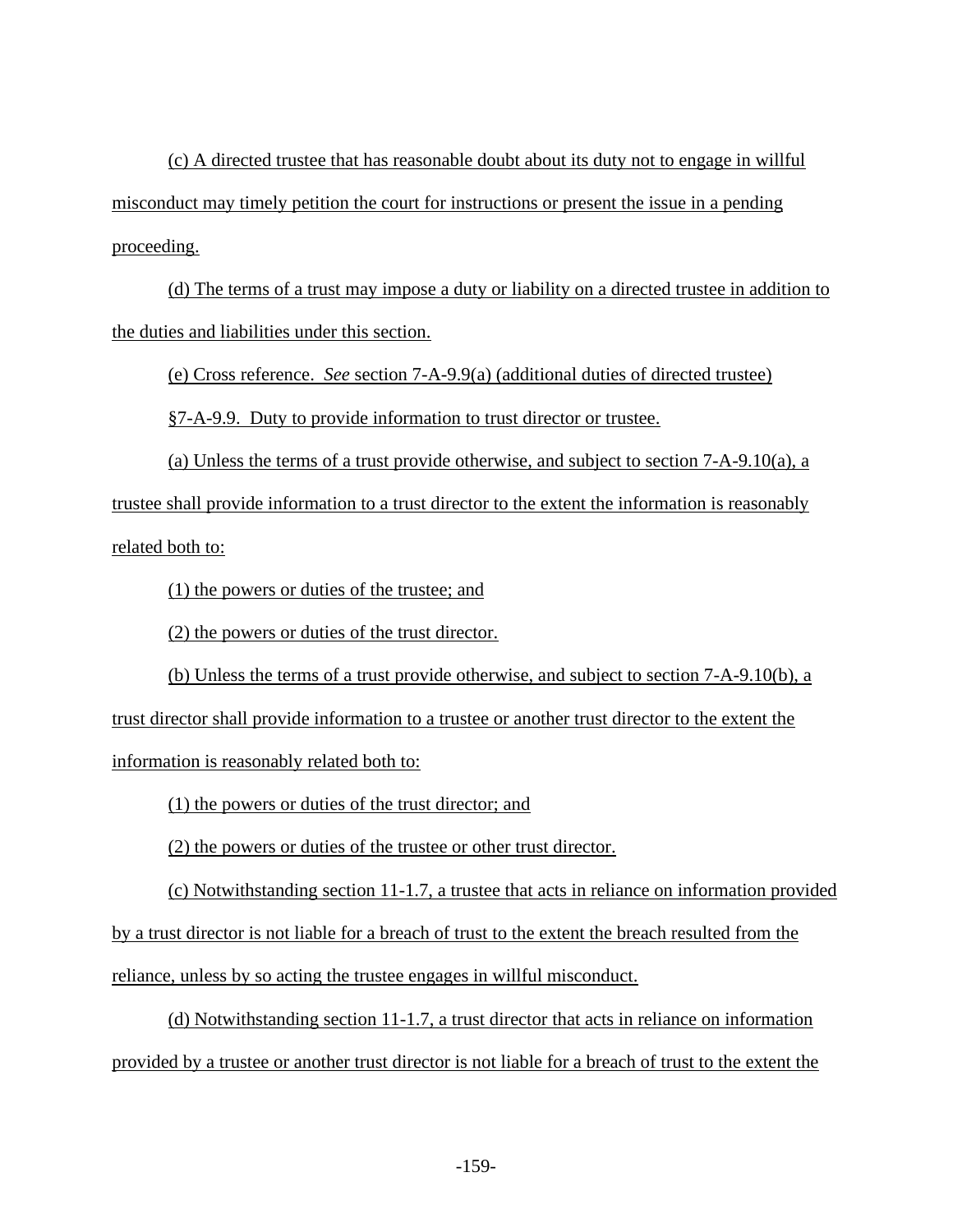(c) A directed trustee that has reasonable doubt about its duty not to engage in willful misconduct may timely petition the court for instructions or present the issue in a pending proceeding.

(d) The terms of a trust may impose a duty or liability on a directed trustee in addition to the duties and liabilities under this section.

(e) Cross reference. *See* section 7-A-9.9(a) (additional duties of directed trustee)

§7-A-9.9. Duty to provide information to trust director or trustee.

(a) Unless the terms of a trust provide otherwise, and subject to section 7-A-9.10(a), a trustee shall provide information to a trust director to the extent the information is reasonably related both to:

(1) the powers or duties of the trustee; and

(2) the powers or duties of the trust director.

(b) Unless the terms of a trust provide otherwise, and subject to section 7-A-9.10(b), a trust director shall provide information to a trustee or another trust director to the extent the information is reasonably related both to:

(1) the powers or duties of the trust director; and

(2) the powers or duties of the trustee or other trust director.

(c) Notwithstanding section 11-1.7, a trustee that acts in reliance on information provided by a trust director is not liable for a breach of trust to the extent the breach resulted from the reliance, unless by so acting the trustee engages in willful misconduct.

(d) Notwithstanding section 11-1.7, a trust director that acts in reliance on information provided by a trustee or another trust director is not liable for a breach of trust to the extent the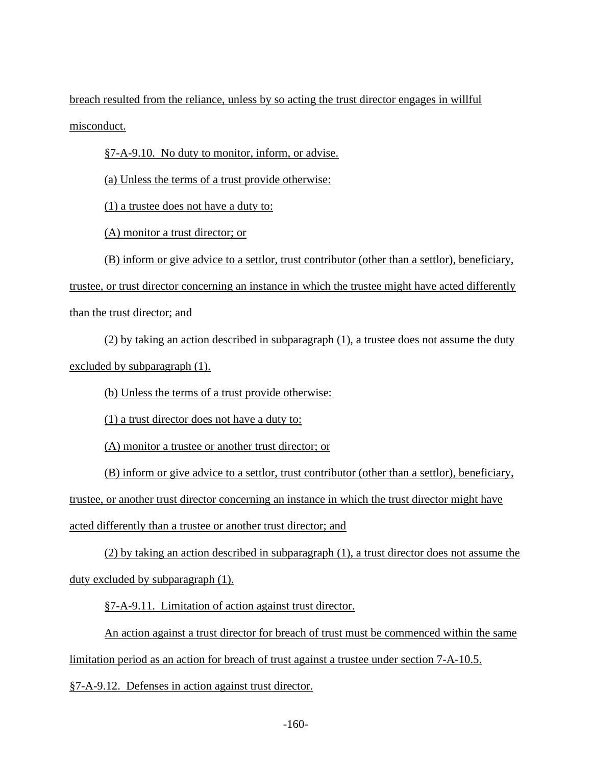breach resulted from the reliance, unless by so acting the trust director engages in willful misconduct.

§7-A-9.10. No duty to monitor, inform, or advise.

(a) Unless the terms of a trust provide otherwise:

(1) a trustee does not have a duty to:

(A) monitor a trust director; or

(B) inform or give advice to a settlor, trust contributor (other than a settlor), beneficiary, trustee, or trust director concerning an instance in which the trustee might have acted differently than the trust director; and

(2) by taking an action described in subparagraph (1), a trustee does not assume the duty excluded by subparagraph (1).

(b) Unless the terms of a trust provide otherwise:

(1) a trust director does not have a duty to:

(A) monitor a trustee or another trust director; or

(B) inform or give advice to a settlor, trust contributor (other than a settlor), beneficiary, trustee, or another trust director concerning an instance in which the trust director might have acted differently than a trustee or another trust director; and

(2) by taking an action described in subparagraph (1), a trust director does not assume the duty excluded by subparagraph (1).

§7-A-9.11. Limitation of action against trust director.

An action against a trust director for breach of trust must be commenced within the same limitation period as an action for breach of trust against a trustee under section 7-A-10.5.

§7-A-9.12. Defenses in action against trust director.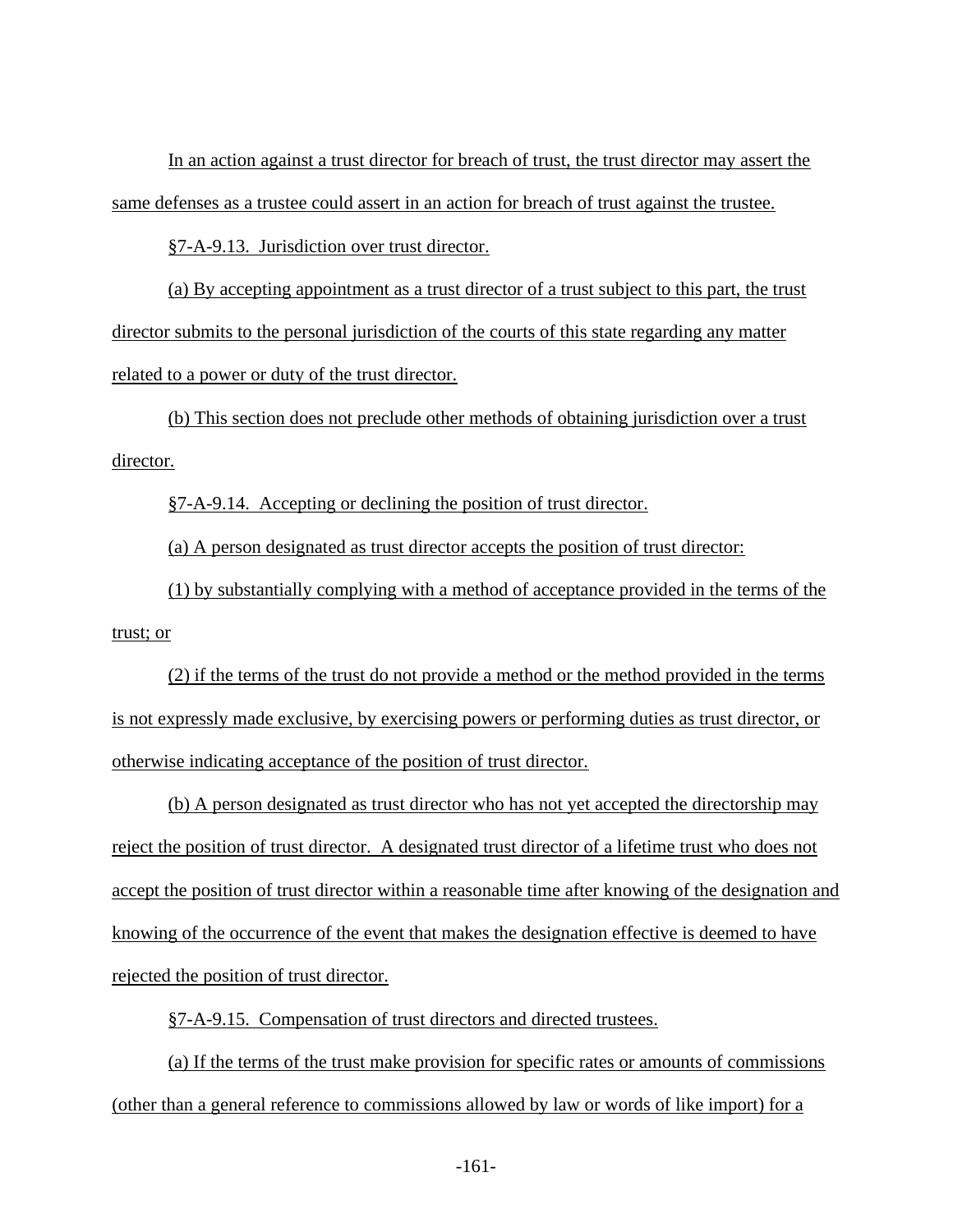In an action against a trust director for breach of trust, the trust director may assert the same defenses as a trustee could assert in an action for breach of trust against the trustee.

§7-A-9.13. Jurisdiction over trust director.

(a) By accepting appointment as a trust director of a trust subject to this part, the trust director submits to the personal jurisdiction of the courts of this state regarding any matter related to a power or duty of the trust director.

(b) This section does not preclude other methods of obtaining jurisdiction over a trust director.

§7-A-9.14. Accepting or declining the position of trust director.

(a) A person designated as trust director accepts the position of trust director:

(1) by substantially complying with a method of acceptance provided in the terms of the trust; or

(2) if the terms of the trust do not provide a method or the method provided in the terms is not expressly made exclusive, by exercising powers or performing duties as trust director, or otherwise indicating acceptance of the position of trust director.

(b) A person designated as trust director who has not yet accepted the directorship may reject the position of trust director. A designated trust director of a lifetime trust who does not accept the position of trust director within a reasonable time after knowing of the designation and knowing of the occurrence of the event that makes the designation effective is deemed to have rejected the position of trust director.

§7-A-9.15. Compensation of trust directors and directed trustees.

(a) If the terms of the trust make provision for specific rates or amounts of commissions (other than a general reference to commissions allowed by law or words of like import) for a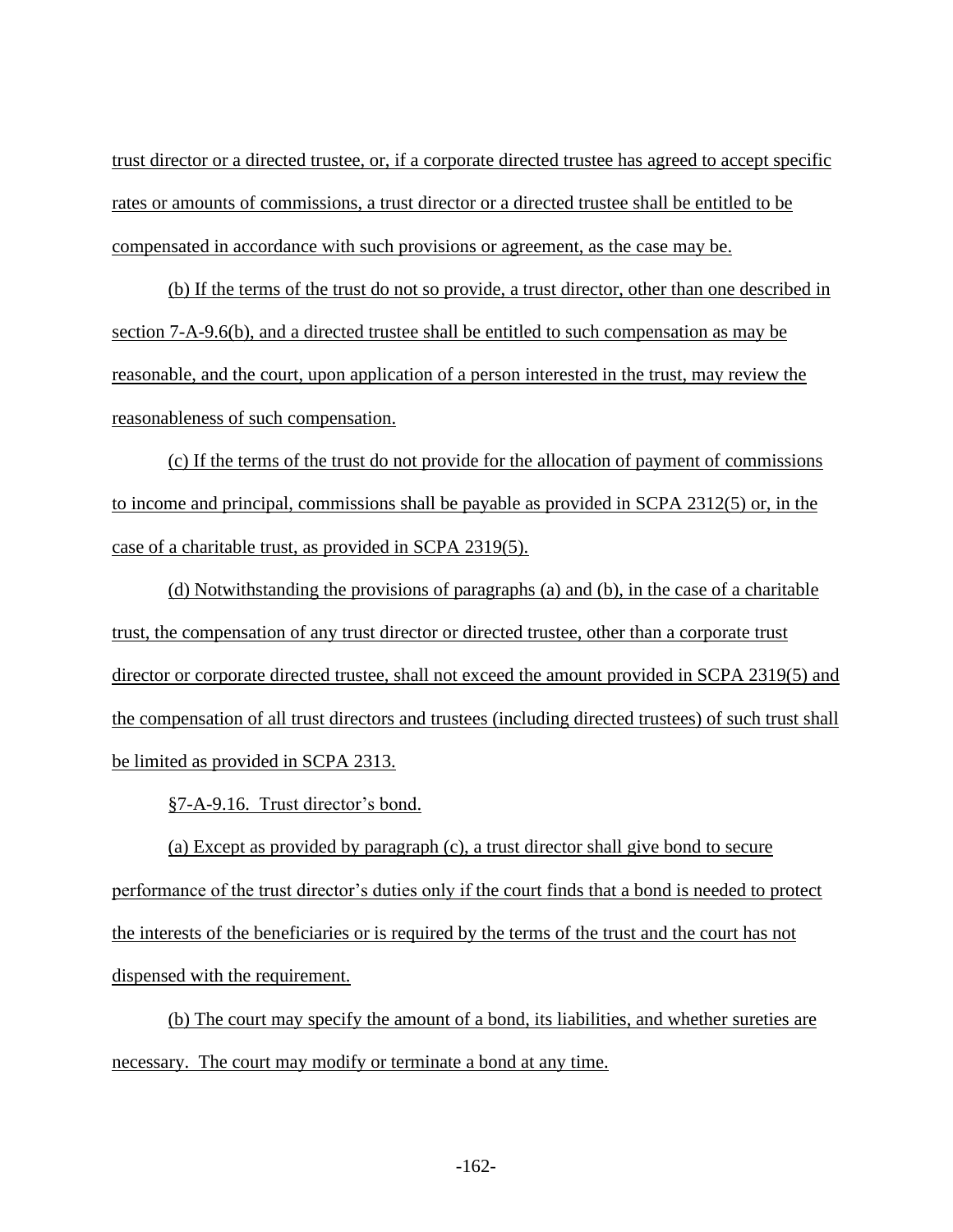trust director or a directed trustee, or, if a corporate directed trustee has agreed to accept specific rates or amounts of commissions, a trust director or a directed trustee shall be entitled to be compensated in accordance with such provisions or agreement, as the case may be.

(b) If the terms of the trust do not so provide, a trust director, other than one described in section 7-A-9.6(b), and a directed trustee shall be entitled to such compensation as may be reasonable, and the court, upon application of a person interested in the trust, may review the reasonableness of such compensation.

(c) If the terms of the trust do not provide for the allocation of payment of commissions to income and principal, commissions shall be payable as provided in SCPA 2312(5) or, in the case of a charitable trust, as provided in SCPA 2319(5).

(d) Notwithstanding the provisions of paragraphs (a) and (b), in the case of a charitable trust, the compensation of any trust director or directed trustee, other than a corporate trust director or corporate directed trustee, shall not exceed the amount provided in SCPA 2319(5) and the compensation of all trust directors and trustees (including directed trustees) of such trust shall be limited as provided in SCPA 2313.

§7-A-9.16. Trust director's bond.

(a) Except as provided by paragraph (c), a trust director shall give bond to secure performance of the trust director's duties only if the court finds that a bond is needed to protect the interests of the beneficiaries or is required by the terms of the trust and the court has not dispensed with the requirement.

(b) The court may specify the amount of a bond, its liabilities, and whether sureties are necessary. The court may modify or terminate a bond at any time.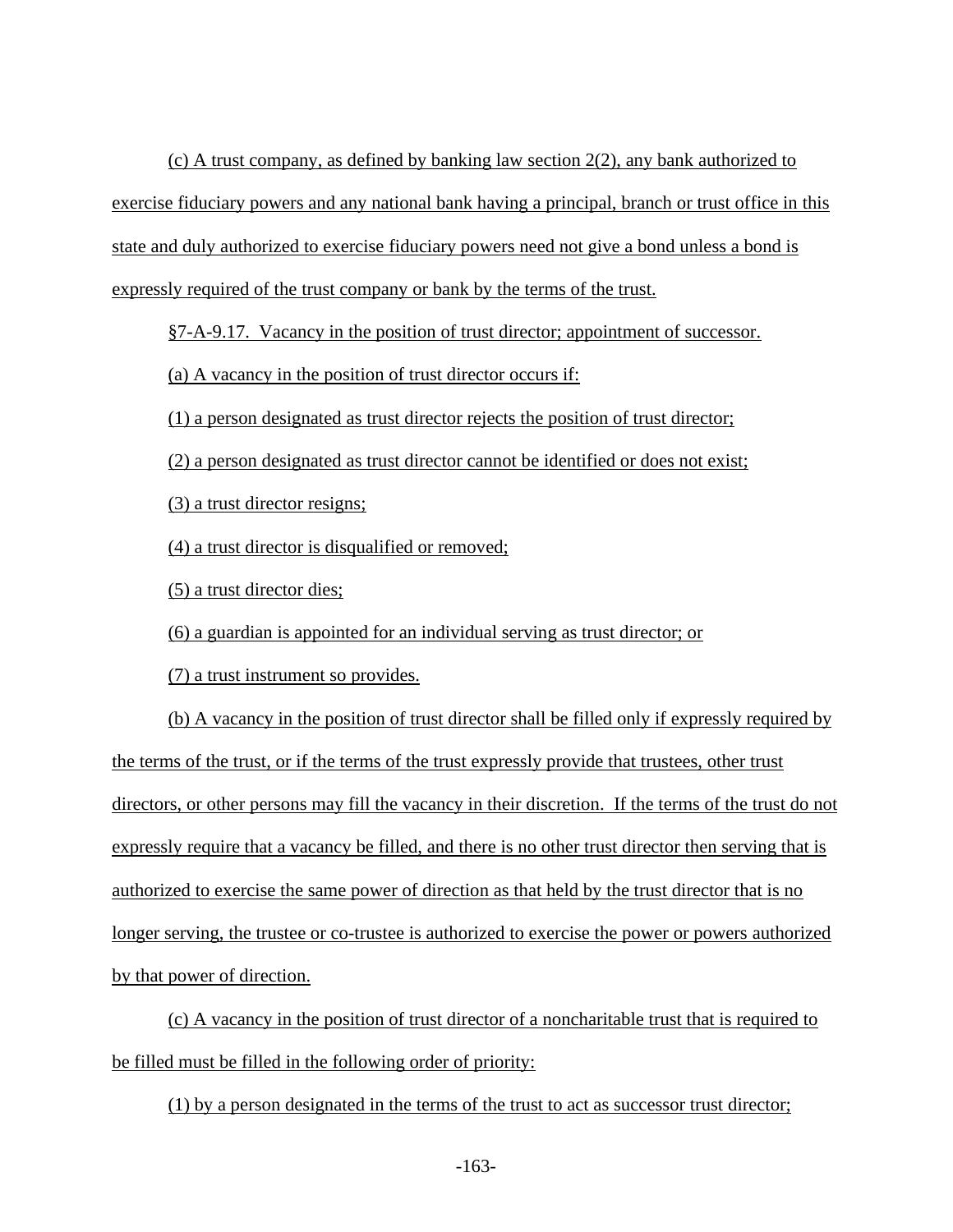(c) A trust company, as defined by banking law section 2(2), any bank authorized to exercise fiduciary powers and any national bank having a principal, branch or trust office in this state and duly authorized to exercise fiduciary powers need not give a bond unless a bond is expressly required of the trust company or bank by the terms of the trust.

§7-A-9.17. Vacancy in the position of trust director; appointment of successor.

(a) A vacancy in the position of trust director occurs if:

(1) a person designated as trust director rejects the position of trust director;

(2) a person designated as trust director cannot be identified or does not exist;

(3) a trust director resigns;

(4) a trust director is disqualified or removed;

(5) a trust director dies;

(6) a guardian is appointed for an individual serving as trust director; or

(7) a trust instrument so provides.

(b) A vacancy in the position of trust director shall be filled only if expressly required by the terms of the trust, or if the terms of the trust expressly provide that trustees, other trust directors, or other persons may fill the vacancy in their discretion. If the terms of the trust do not expressly require that a vacancy be filled, and there is no other trust director then serving that is authorized to exercise the same power of direction as that held by the trust director that is no longer serving, the trustee or co-trustee is authorized to exercise the power or powers authorized by that power of direction.

(c) A vacancy in the position of trust director of a noncharitable trust that is required to be filled must be filled in the following order of priority:

(1) by a person designated in the terms of the trust to act as successor trust director;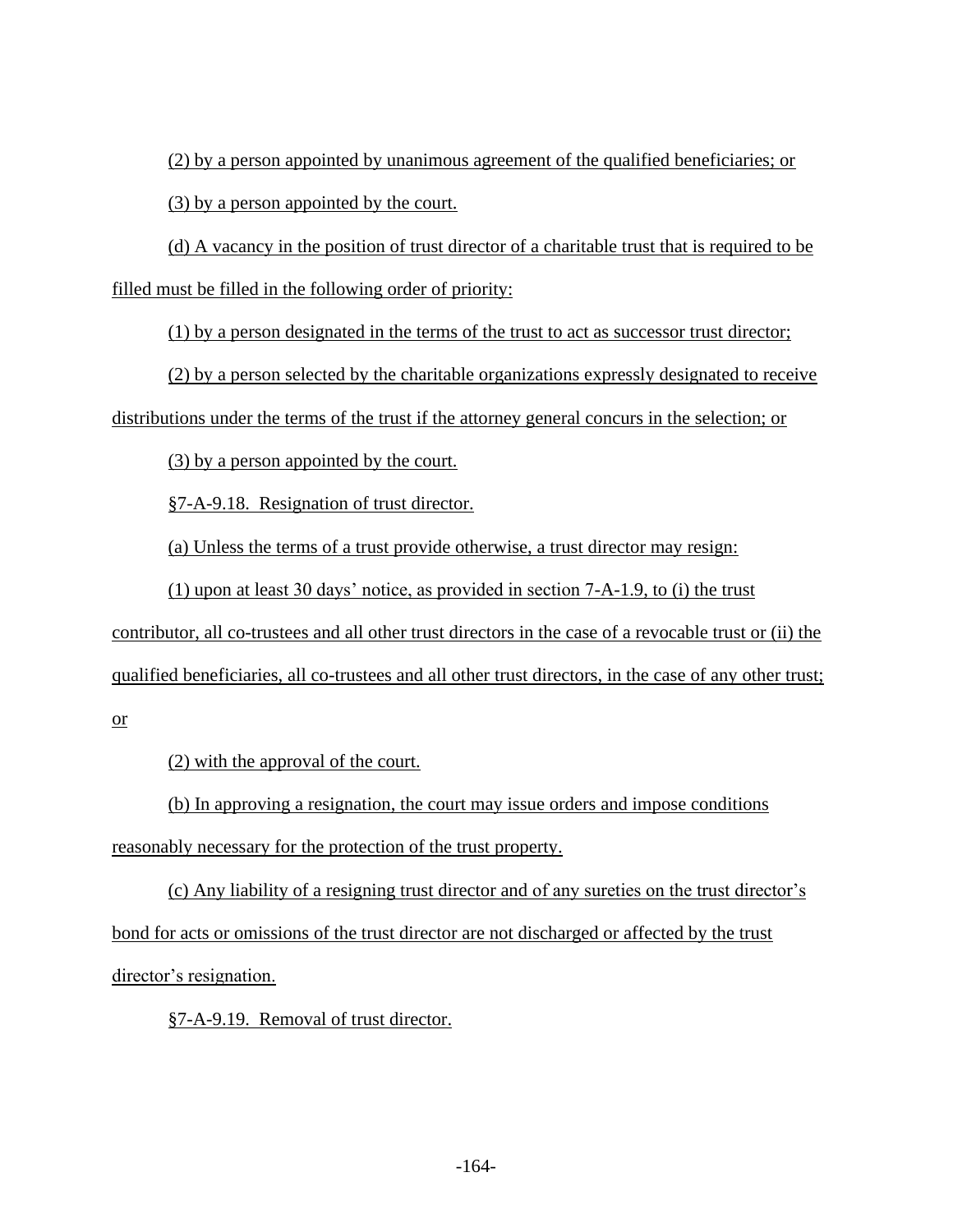(2) by a person appointed by unanimous agreement of the qualified beneficiaries; or

(3) by a person appointed by the court.

(d) A vacancy in the position of trust director of a charitable trust that is required to be filled must be filled in the following order of priority:

(1) by a person designated in the terms of the trust to act as successor trust director;

(2) by a person selected by the charitable organizations expressly designated to receive distributions under the terms of the trust if the attorney general concurs in the selection; or

(3) by a person appointed by the court.

§7-A-9.18. Resignation of trust director.

(a) Unless the terms of a trust provide otherwise, a trust director may resign:

(1) upon at least 30 days' notice, as provided in section 7-A-1.9, to (i) the trust contributor, all co-trustees and all other trust directors in the case of a revocable trust or (ii) the qualified beneficiaries, all co-trustees and all other trust directors, in the case of any other trust; or

(2) with the approval of the court.

(b) In approving a resignation, the court may issue orders and impose conditions reasonably necessary for the protection of the trust property.

(c) Any liability of a resigning trust director and of any sureties on the trust director's bond for acts or omissions of the trust director are not discharged or affected by the trust director's resignation.

§7-A-9.19. Removal of trust director.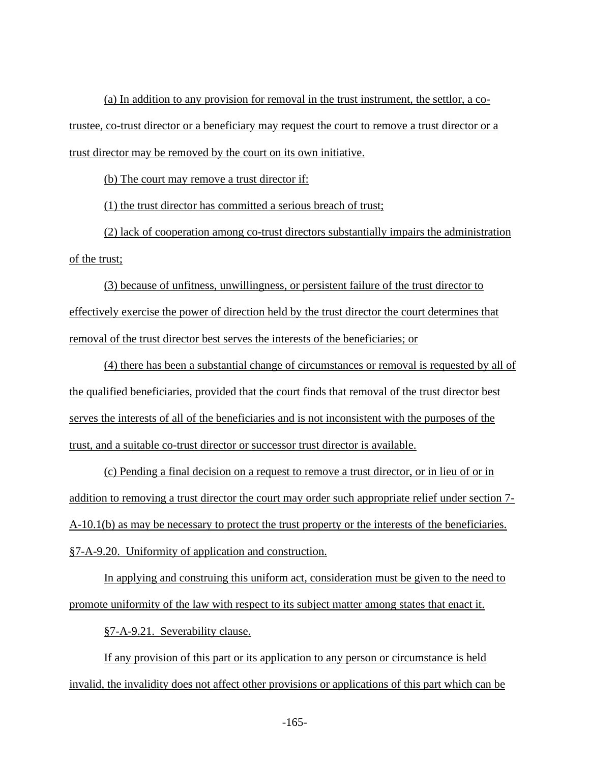(a) In addition to any provision for removal in the trust instrument, the settlor, a co-trustee, co-trust director or a beneficiary may request the court to remove a trust director or a trust director may be removed by the court on its own initiative.

(b) The court may remove a trust director if:

(1) the trust director has committed a serious breach of trust;

(2) lack of cooperation among co-trust directors substantially impairs the administration of the trust;

(3) because of unfitness, unwillingness, or persistent failure of the trust director to effectively exercise the power of direction held by the trust director the court determines that removal of the trust director best serves the interests of the beneficiaries; or

(4) there has been a substantial change of circumstances or removal is requested by all of the qualified beneficiaries, provided that the court finds that removal of the trust director best serves the interests of all of the beneficiaries and is not inconsistent with the purposes of the trust, and a suitable co-trust director or successor trust director is available.

(c) Pending a final decision on a request to remove a trust director, or in lieu of or in addition to removing a trust director the court may order such appropriate relief under section 7-A-10.1(b) as may be necessary to protect the trust property or the interests of the beneficiaries.

§7-A-9.20. Uniformity of application and construction.

In applying and construing this uniform act, consideration must be given to the need to promote uniformity of the law with respect to its subject matter among states that enact it.

§7-A-9.21. Severability clause.

If any provision of this part or its application to any person or circumstance is held invalid, the invalidity does not affect other provisions or applications of this part which can be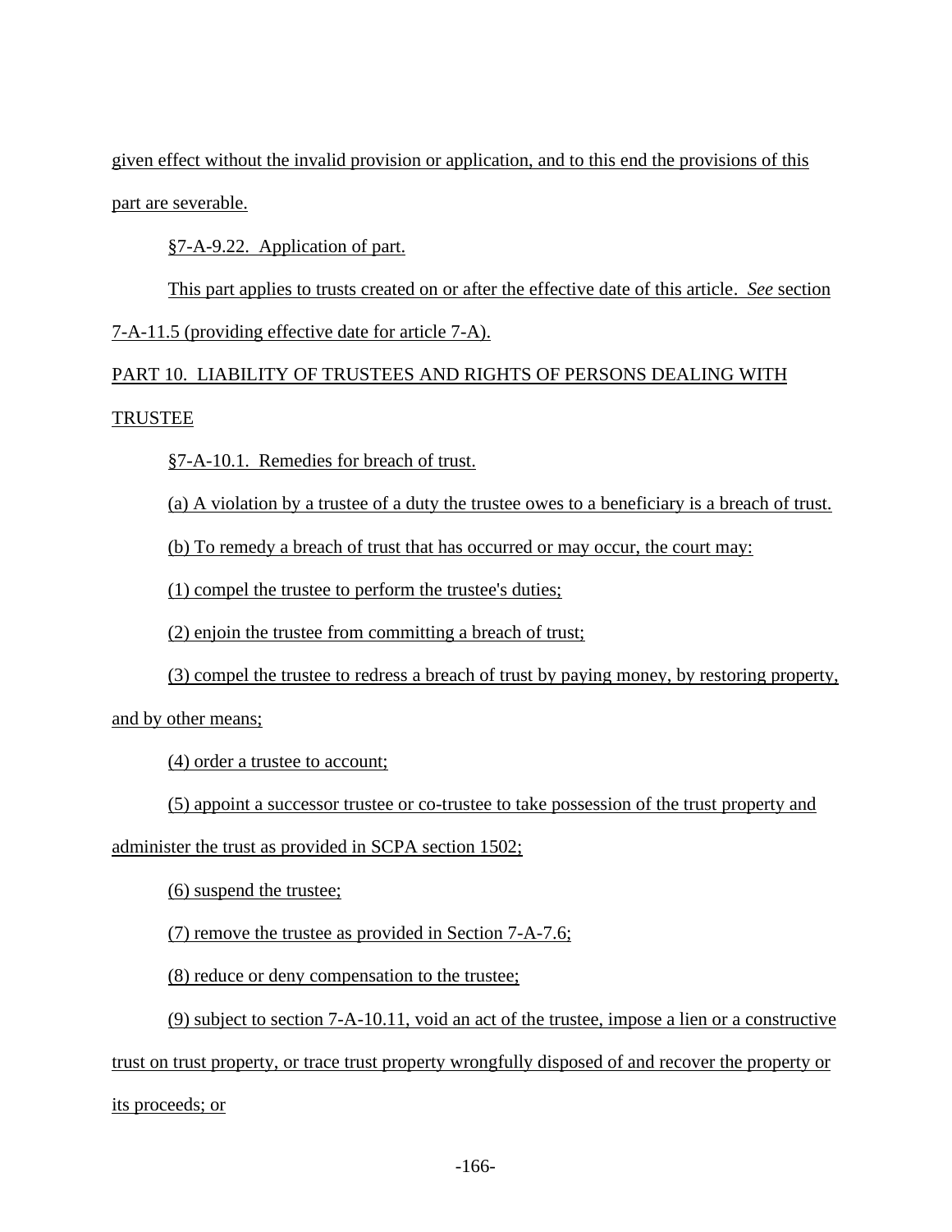given effect without the invalid provision or application, and to this end the provisions of this part are severable.

§7-A-9.22. Application of part.

This part applies to trusts created on or after the effective date of this article. *See* section 7-A-11.5 (providing effective date for article 7-A).

## PART 10. LIABILITY OF TRUSTEES AND RIGHTS OF PERSONS DEALING WITH TRUSTEE

§7-A-10.1. Remedies for breach of trust.

(a) A violation by a trustee of a duty the trustee owes to a beneficiary is a breach of trust.

(b) To remedy a breach of trust that has occurred or may occur, the court may:

(1) compel the trustee to perform the trustee's duties;

(2) enjoin the trustee from committing a breach of trust;

(3) compel the trustee to redress a breach of trust by paying money, by restoring property, and by other means;

(4) order a trustee to account;

(5) appoint a successor trustee or co-trustee to take possession of the trust property and administer the trust as provided in SCPA section 1502;

(6) suspend the trustee;

(7) remove the trustee as provided in Section 7-A-7.6;

(8) reduce or deny compensation to the trustee;

(9) subject to section 7-A-10.11, void an act of the trustee, impose a lien or a constructive trust on trust property, or trace trust property wrongfully disposed of and recover the property or its proceeds; or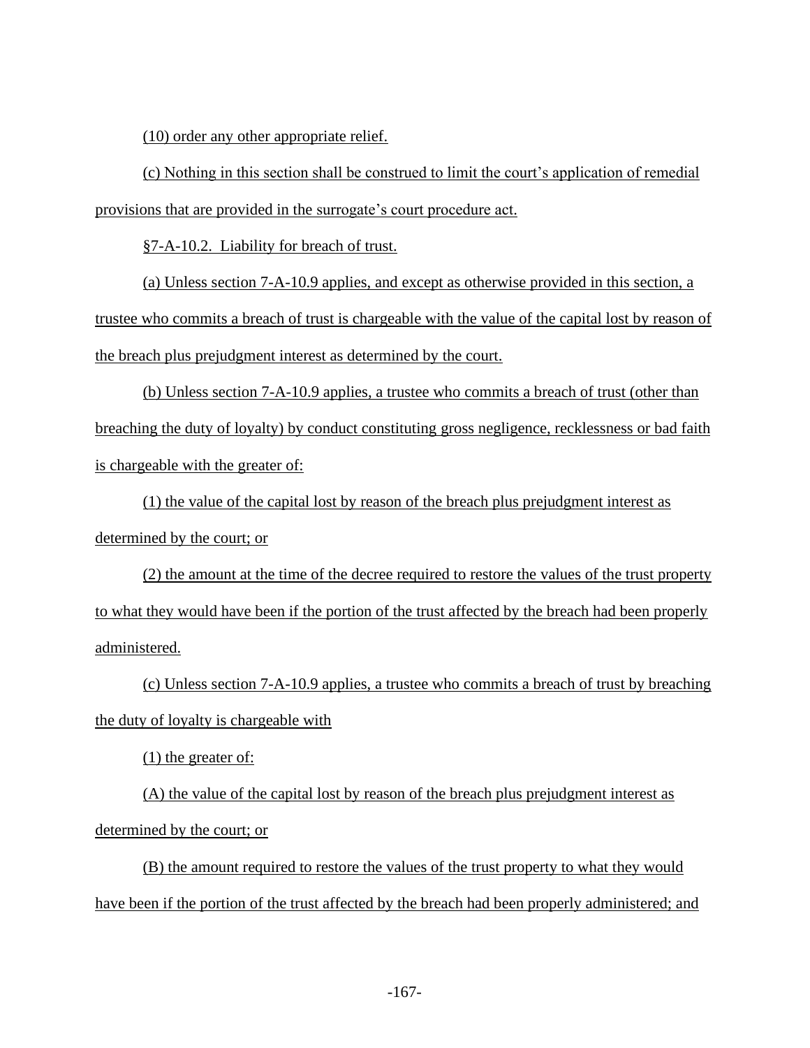(10) order any other appropriate relief.

(c) Nothing in this section shall be construed to limit the court's application of remedial provisions that are provided in the surrogate's court procedure act.

§7-A-10.2. Liability for breach of trust.

(a) Unless section 7-A-10.9 applies, and except as otherwise provided in this section, a trustee who commits a breach of trust is chargeable with the value of the capital lost by reason of the breach plus prejudgment interest as determined by the court.

(b) Unless section 7-A-10.9 applies, a trustee who commits a breach of trust (other than breaching the duty of loyalty) by conduct constituting gross negligence, recklessness or bad faith is chargeable with the greater of:

(1) the value of the capital lost by reason of the breach plus prejudgment interest as determined by the court; or

(2) the amount at the time of the decree required to restore the values of the trust property to what they would have been if the portion of the trust affected by the breach had been properly administered.

(c) Unless section 7-A-10.9 applies, a trustee who commits a breach of trust by breaching the duty of loyalty is chargeable with

(1) the greater of:

(A) the value of the capital lost by reason of the breach plus prejudgment interest as determined by the court; or

(B) the amount required to restore the values of the trust property to what they would have been if the portion of the trust affected by the breach had been properly administered; and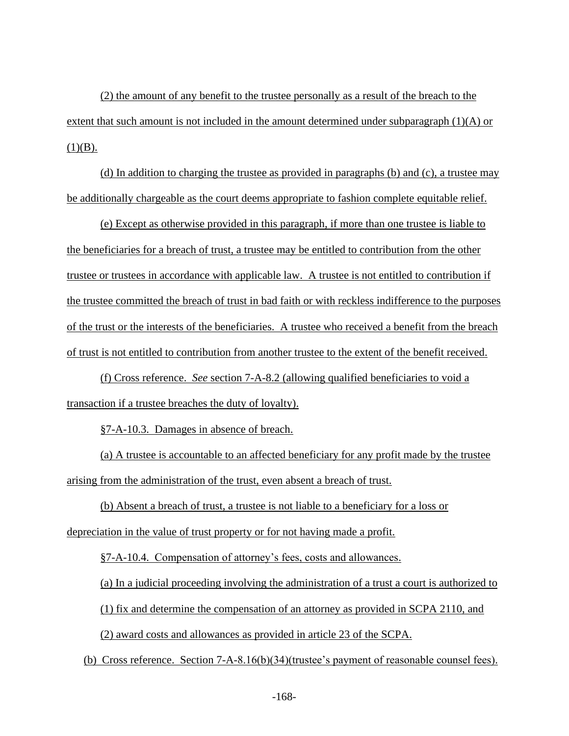(2) the amount of any benefit to the trustee personally as a result of the breach to the extent that such amount is not included in the amount determined under subparagraph (1)(A) or (1)(B).

(d) In addition to charging the trustee as provided in paragraphs (b) and (c), a trustee may be additionally chargeable as the court deems appropriate to fashion complete equitable relief.

(e) Except as otherwise provided in this paragraph, if more than one trustee is liable to the beneficiaries for a breach of trust, a trustee may be entitled to contribution from the other trustee or trustees in accordance with applicable law. A trustee is not entitled to contribution if the trustee committed the breach of trust in bad faith or with reckless indifference to the purposes of the trust or the interests of the beneficiaries. A trustee who received a benefit from the breach of trust is not entitled to contribution from another trustee to the extent of the benefit received.

(f) Cross reference. *See* section 7-A-8.2 (allowing qualified beneficiaries to void a transaction if a trustee breaches the duty of loyalty).

§7-A-10.3. Damages in absence of breach.

(a) A trustee is accountable to an affected beneficiary for any profit made by the trustee arising from the administration of the trust, even absent a breach of trust.

(b) Absent a breach of trust, a trustee is not liable to a beneficiary for a loss or depreciation in the value of trust property or for not having made a profit.

§7-A-10.4. Compensation of attorney's fees, costs and allowances.

(a) In a judicial proceeding involving the administration of a trust a court is authorized to

(1) fix and determine the compensation of an attorney as provided in SCPA 2110, and

(2) award costs and allowances as provided in article 23 of the SCPA.

(b) Cross reference. Section 7-A-8.16(b)(34)(trustee's payment of reasonable counsel fees).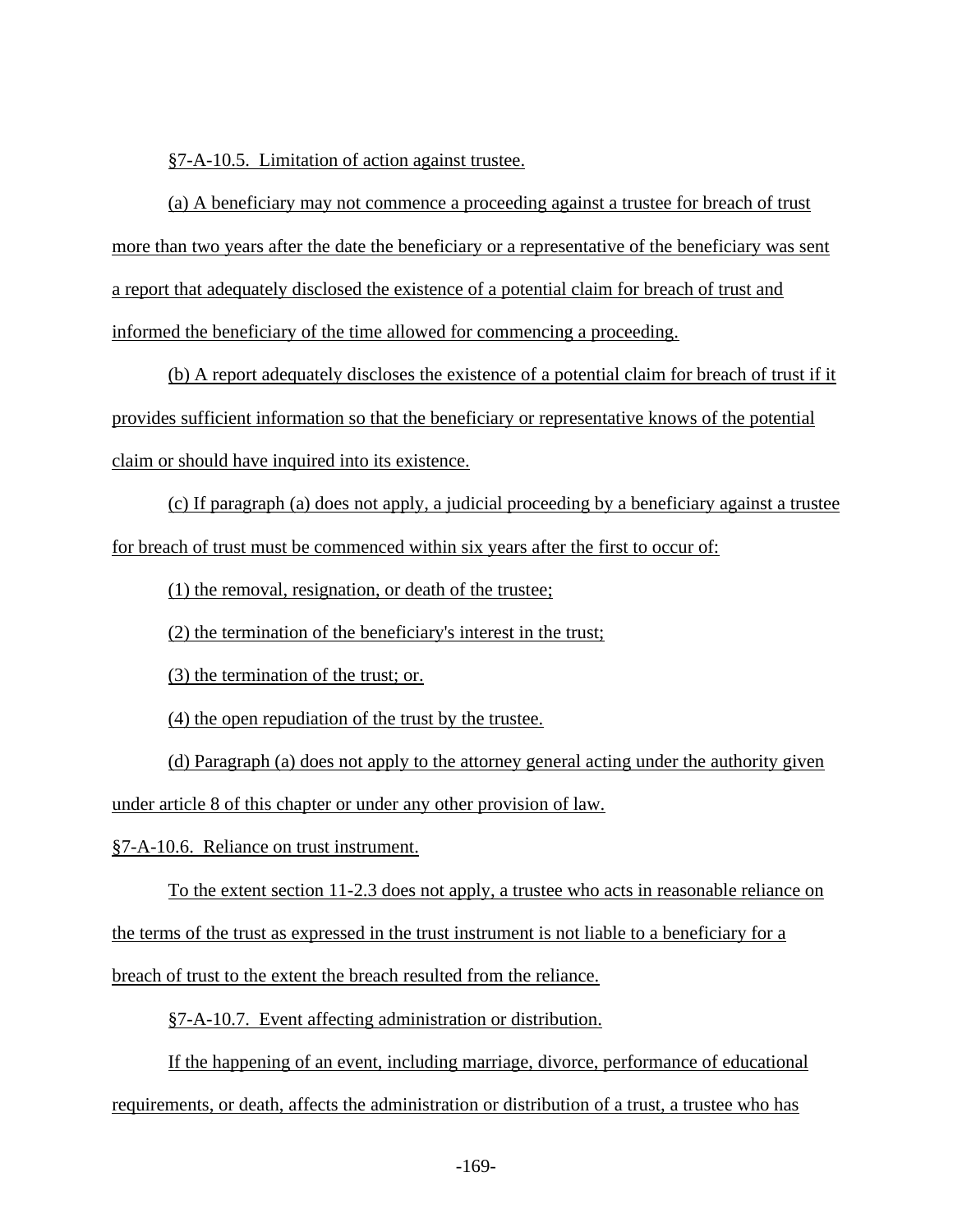§7-A-10.5. Limitation of action against trustee.

(a) A beneficiary may not commence a proceeding against a trustee for breach of trust more than two years after the date the beneficiary or a representative of the beneficiary was sent a report that adequately disclosed the existence of a potential claim for breach of trust and informed the beneficiary of the time allowed for commencing a proceeding.

(b) A report adequately discloses the existence of a potential claim for breach of trust if it provides sufficient information so that the beneficiary or representative knows of the potential claim or should have inquired into its existence.

(c) If paragraph (a) does not apply, a judicial proceeding by a beneficiary against a trustee for breach of trust must be commenced within six years after the first to occur of:

(1) the removal, resignation, or death of the trustee;

(2) the termination of the beneficiary's interest in the trust;

(3) the termination of the trust; or.

(4) the open repudiation of the trust by the trustee.

(d) Paragraph (a) does not apply to the attorney general acting under the authority given under article 8 of this chapter or under any other provision of law.

§7-A-10.6. Reliance on trust instrument.

To the extent section 11-2.3 does not apply, a trustee who acts in reasonable reliance on the terms of the trust as expressed in the trust instrument is not liable to a beneficiary for a breach of trust to the extent the breach resulted from the reliance.

§7-A-10.7. Event affecting administration or distribution.

If the happening of an event, including marriage, divorce, performance of educational requirements, or death, affects the administration or distribution of a trust, a trustee who has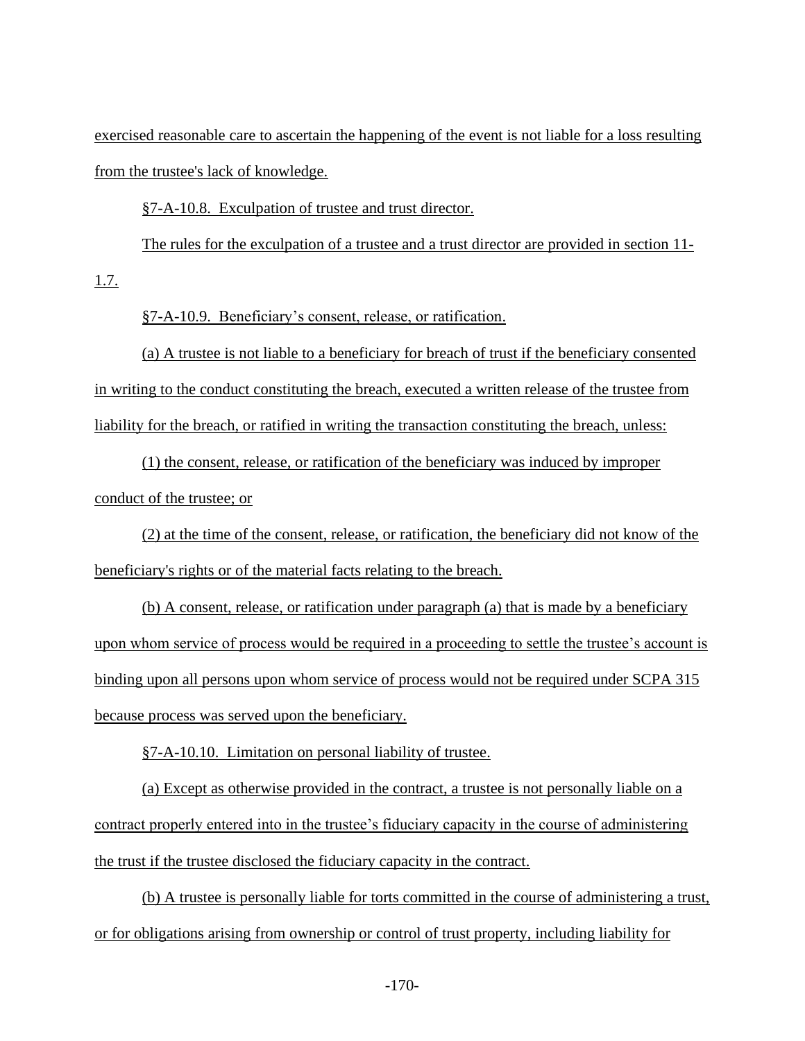exercised reasonable care to ascertain the happening of the event is not liable for a loss resulting from the trustee's lack of knowledge.

§7-A-10.8. Exculpation of trustee and trust director.

The rules for the exculpation of a trustee and a trust director are provided in section 11-1.7.

§7-A-10.9. Beneficiary's consent, release, or ratification.

(a) A trustee is not liable to a beneficiary for breach of trust if the beneficiary consented in writing to the conduct constituting the breach, executed a written release of the trustee from liability for the breach, or ratified in writing the transaction constituting the breach, unless:

(1) the consent, release, or ratification of the beneficiary was induced by improper conduct of the trustee; or

(2) at the time of the consent, release, or ratification, the beneficiary did not know of the beneficiary's rights or of the material facts relating to the breach.

(b) A consent, release, or ratification under paragraph (a) that is made by a beneficiary upon whom service of process would be required in a proceeding to settle the trustee's account is binding upon all persons upon whom service of process would not be required under SCPA 315 because process was served upon the beneficiary.

§7-A-10.10. Limitation on personal liability of trustee.

(a) Except as otherwise provided in the contract, a trustee is not personally liable on a contract properly entered into in the trustee's fiduciary capacity in the course of administering the trust if the trustee disclosed the fiduciary capacity in the contract.

(b) A trustee is personally liable for torts committed in the course of administering a trust, or for obligations arising from ownership or control of trust property, including liability for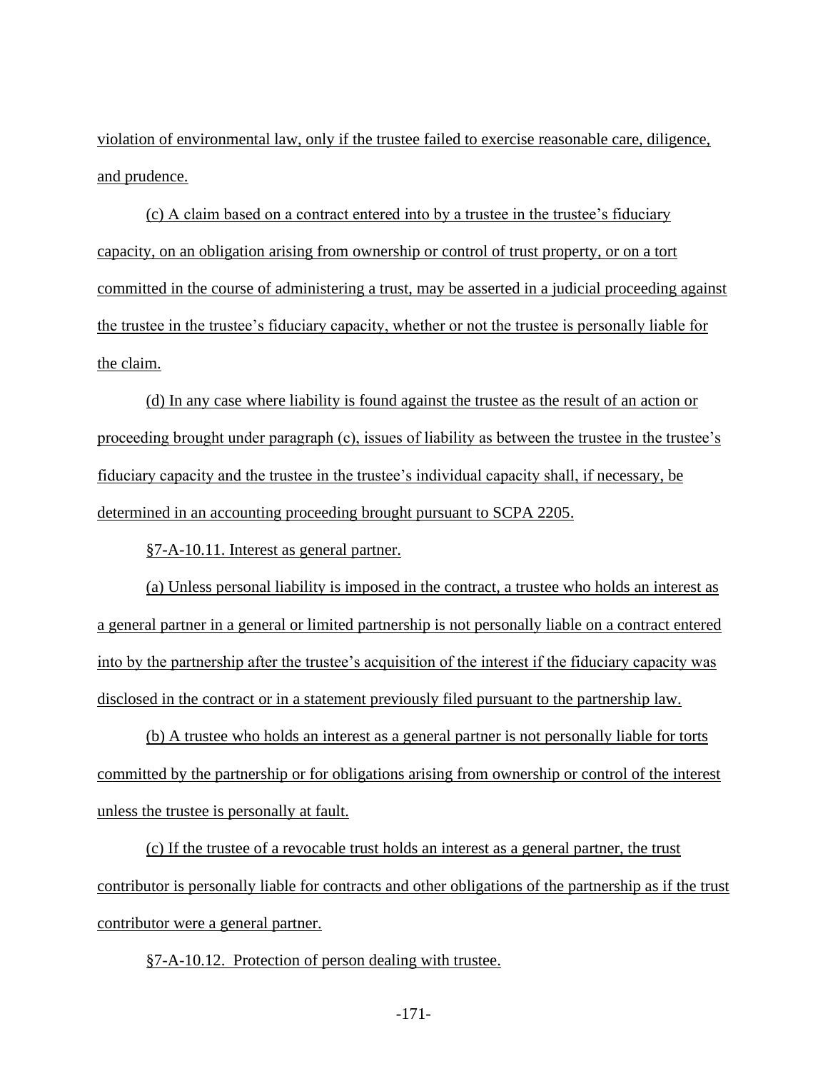violation of environmental law, only if the trustee failed to exercise reasonable care, diligence, and prudence.

(c) A claim based on a contract entered into by a trustee in the trustee's fiduciary capacity, on an obligation arising from ownership or control of trust property, or on a tort committed in the course of administering a trust, may be asserted in a judicial proceeding against the trustee in the trustee's fiduciary capacity, whether or not the trustee is personally liable for the claim.

(d) In any case where liability is found against the trustee as the result of an action or proceeding brought under paragraph (c), issues of liability as between the trustee in the trustee's fiduciary capacity and the trustee in the trustee's individual capacity shall, if necessary, be determined in an accounting proceeding brought pursuant to SCPA 2205.

§7-A-10.11. Interest as general partner.

(a) Unless personal liability is imposed in the contract, a trustee who holds an interest as a general partner in a general or limited partnership is not personally liable on a contract entered into by the partnership after the trustee's acquisition of the interest if the fiduciary capacity was disclosed in the contract or in a statement previously filed pursuant to the partnership law.

(b) A trustee who holds an interest as a general partner is not personally liable for torts committed by the partnership or for obligations arising from ownership or control of the interest unless the trustee is personally at fault.

(c) If the trustee of a revocable trust holds an interest as a general partner, the trust contributor is personally liable for contracts and other obligations of the partnership as if the trust contributor were a general partner.

§7-A-10.12. Protection of person dealing with trustee.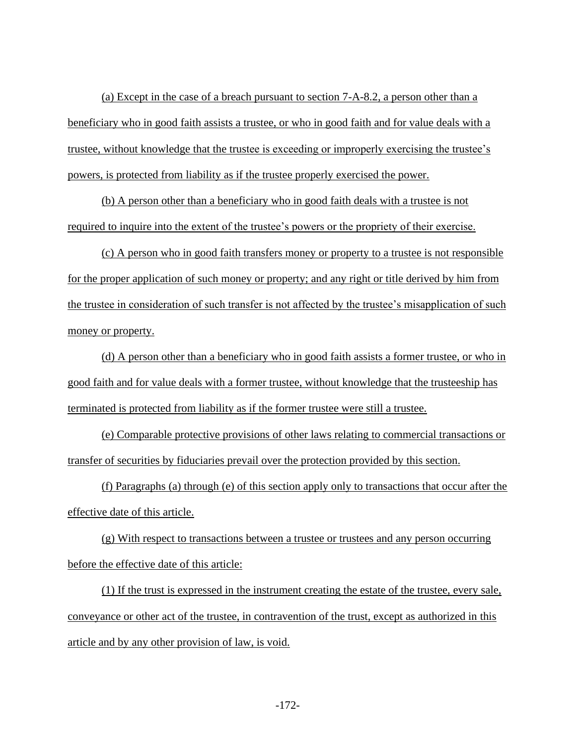(a) Except in the case of a breach pursuant to section 7-A-8.2, a person other than a beneficiary who in good faith assists a trustee, or who in good faith and for value deals with a trustee, without knowledge that the trustee is exceeding or improperly exercising the trustee's powers, is protected from liability as if the trustee properly exercised the power.

(b) A person other than a beneficiary who in good faith deals with a trustee is not required to inquire into the extent of the trustee's powers or the propriety of their exercise.

(c) A person who in good faith transfers money or property to a trustee is not responsible for the proper application of such money or property; and any right or title derived by him from the trustee in consideration of such transfer is not affected by the trustee's misapplication of such money or property.

(d) A person other than a beneficiary who in good faith assists a former trustee, or who in good faith and for value deals with a former trustee, without knowledge that the trusteeship has terminated is protected from liability as if the former trustee were still a trustee.

(e) Comparable protective provisions of other laws relating to commercial transactions or transfer of securities by fiduciaries prevail over the protection provided by this section.

(f) Paragraphs (a) through (e) of this section apply only to transactions that occur after the effective date of this article.

(g) With respect to transactions between a trustee or trustees and any person occurring before the effective date of this article:

(1) If the trust is expressed in the instrument creating the estate of the trustee, every sale, conveyance or other act of the trustee, in contravention of the trust, except as authorized in this article and by any other provision of law, is void.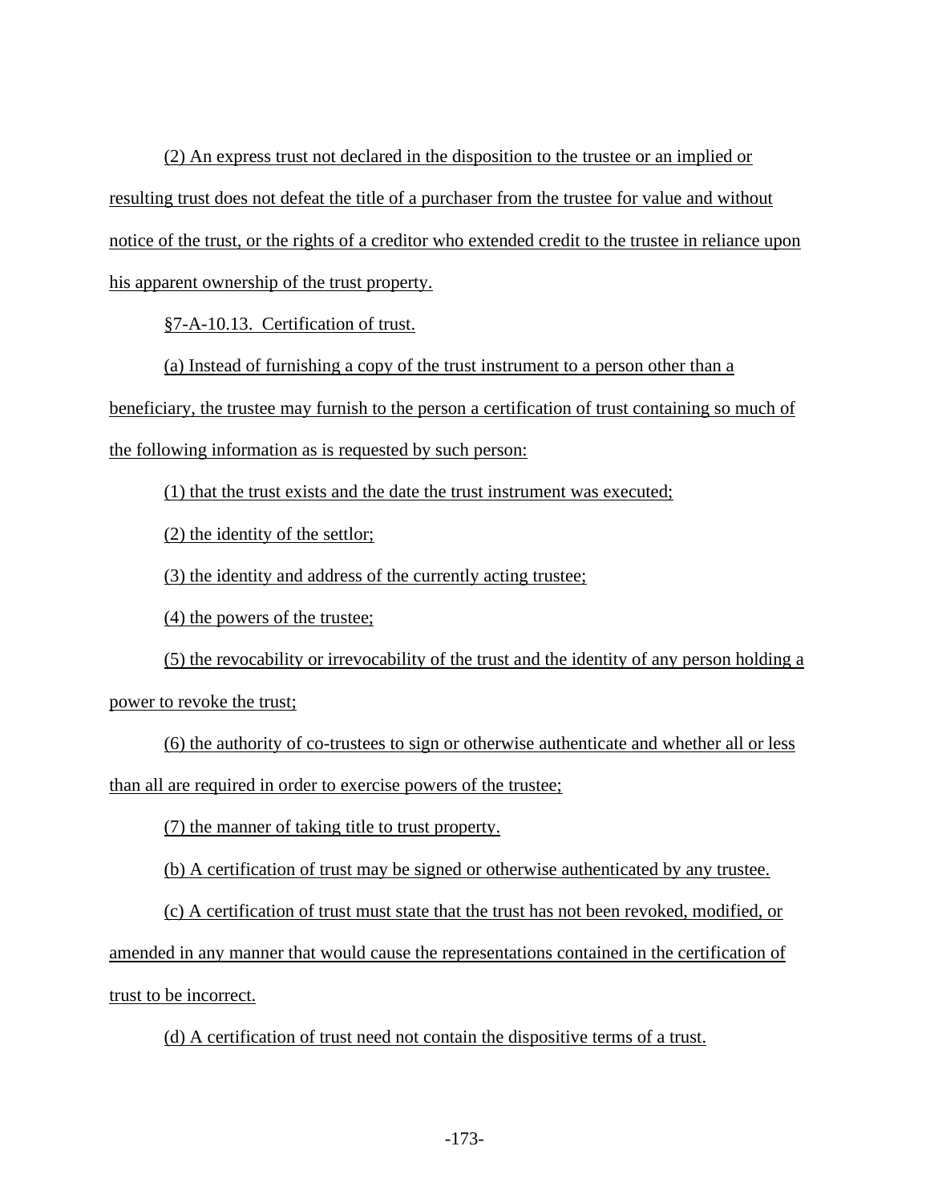(2) An express trust not declared in the disposition to the trustee or an implied or resulting trust does not defeat the title of a purchaser from the trustee for value and without notice of the trust, or the rights of a creditor who extended credit to the trustee in reliance upon his apparent ownership of the trust property.

§7-A-10.13. Certification of trust.

(a) Instead of furnishing a copy of the trust instrument to a person other than a beneficiary, the trustee may furnish to the person a certification of trust containing so much of the following information as is requested by such person:

(1) that the trust exists and the date the trust instrument was executed;

(2) the identity of the settlor;

(3) the identity and address of the currently acting trustee;

(4) the powers of the trustee;

(5) the revocability or irrevocability of the trust and the identity of any person holding a power to revoke the trust;

(6) the authority of co-trustees to sign or otherwise authenticate and whether all or less than all are required in order to exercise powers of the trustee;

(7) the manner of taking title to trust property.

(b) A certification of trust may be signed or otherwise authenticated by any trustee.

(c) A certification of trust must state that the trust has not been revoked, modified, or amended in any manner that would cause the representations contained in the certification of trust to be incorrect.

(d) A certification of trust need not contain the dispositive terms of a trust.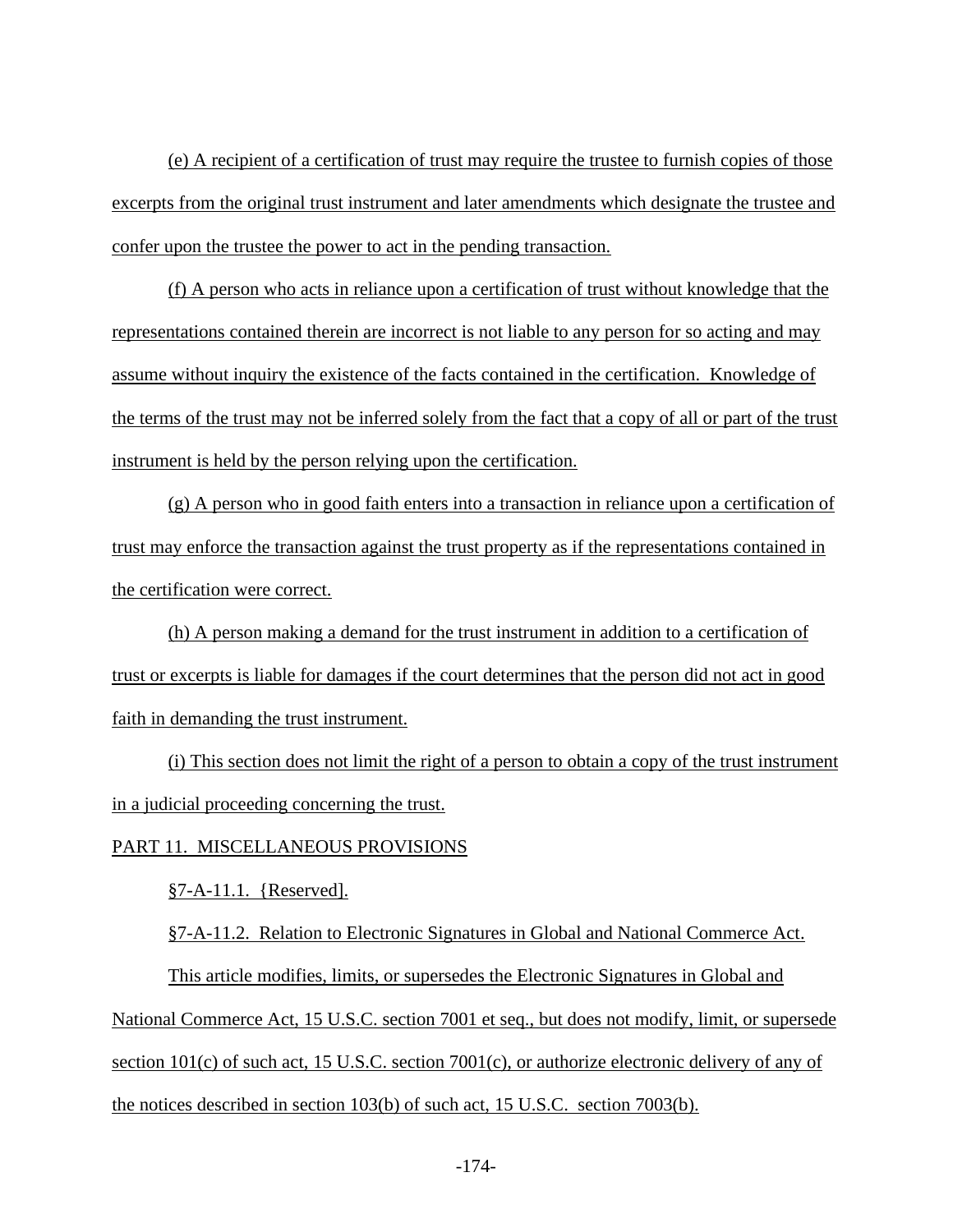(e) A recipient of a certification of trust may require the trustee to furnish copies of those excerpts from the original trust instrument and later amendments which designate the trustee and confer upon the trustee the power to act in the pending transaction.

(f) A person who acts in reliance upon a certification of trust without knowledge that the representations contained therein are incorrect is not liable to any person for so acting and may assume without inquiry the existence of the facts contained in the certification. Knowledge of the terms of the trust may not be inferred solely from the fact that a copy of all or part of the trust instrument is held by the person relying upon the certification.

(g) A person who in good faith enters into a transaction in reliance upon a certification of trust may enforce the transaction against the trust property as if the representations contained in the certification were correct.

(h) A person making a demand for the trust instrument in addition to a certification of trust or excerpts is liable for damages if the court determines that the person did not act in good faith in demanding the trust instrument.

(i) This section does not limit the right of a person to obtain a copy of the trust instrument in a judicial proceeding concerning the trust.

PART 11. MISCELLANEOUS PROVISIONS

§7-A-11.1. {Reserved].

§7-A-11.2. Relation to Electronic Signatures in Global and National Commerce Act.

This article modifies, limits, or supersedes the Electronic Signatures in Global and National Commerce Act, 15 U.S.C. section 7001 et seq., but does not modify, limit, or supersede section 101(c) of such act, 15 U.S.C. section 7001(c), or authorize electronic delivery of any of the notices described in section 103(b) of such act, 15 U.S.C. section 7003(b).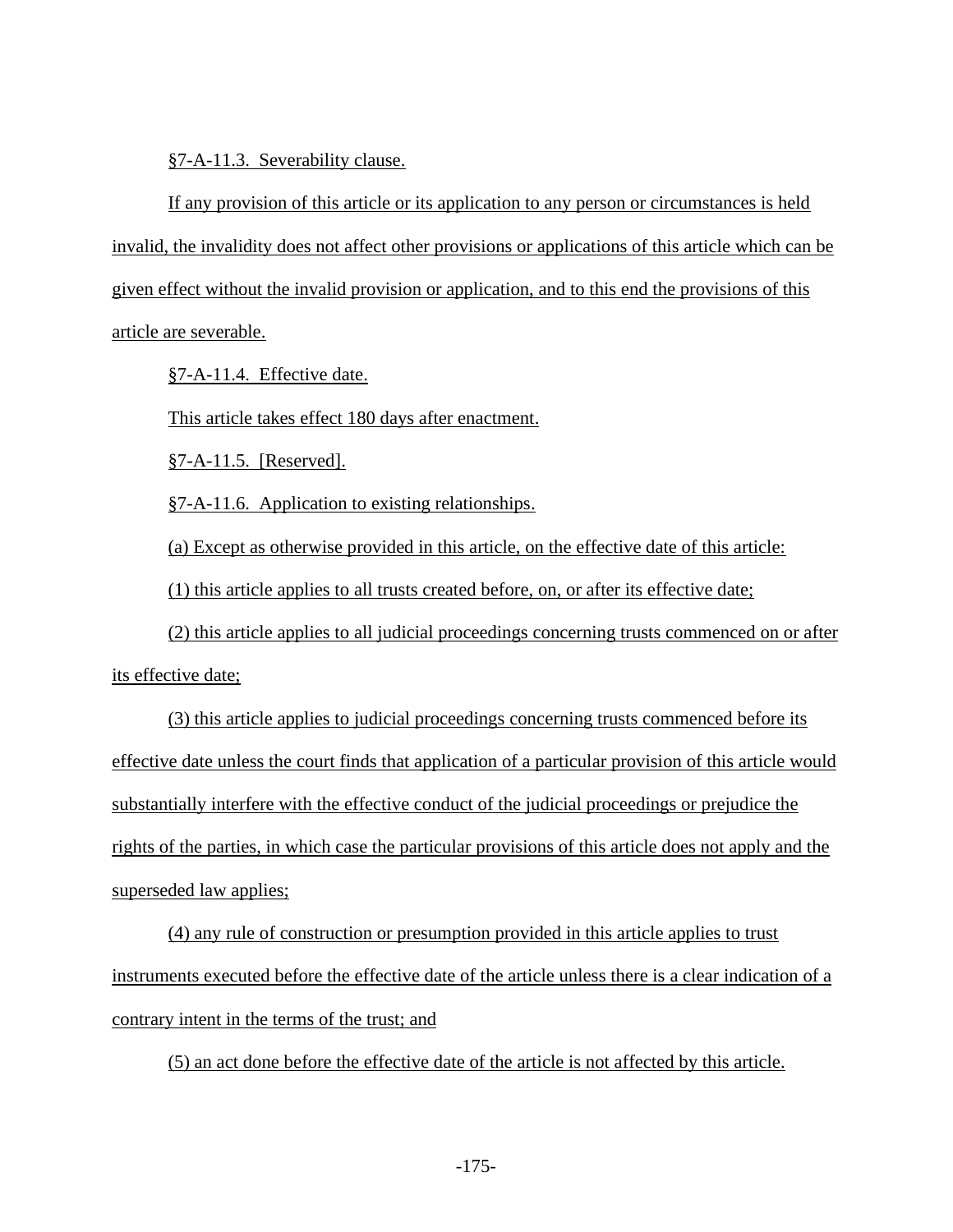§7-A-11.3. Severability clause.

If any provision of this article or its application to any person or circumstances is held invalid, the invalidity does not affect other provisions or applications of this article which can be given effect without the invalid provision or application, and to this end the provisions of this article are severable.

§7-A-11.4. Effective date.

This article takes effect 180 days after enactment.

§7-A-11.5. [Reserved].

§7-A-11.6. Application to existing relationships.

(a) Except as otherwise provided in this article, on the effective date of this article:

(1) this article applies to all trusts created before, on, or after its effective date;

(2) this article applies to all judicial proceedings concerning trusts commenced on or after its effective date;

(3) this article applies to judicial proceedings concerning trusts commenced before its effective date unless the court finds that application of a particular provision of this article would substantially interfere with the effective conduct of the judicial proceedings or prejudice the rights of the parties, in which case the particular provisions of this article does not apply and the superseded law applies;

(4) any rule of construction or presumption provided in this article applies to trust instruments executed before the effective date of the article unless there is a clear indication of a contrary intent in the terms of the trust; and

(5) an act done before the effective date of the article is not affected by this article.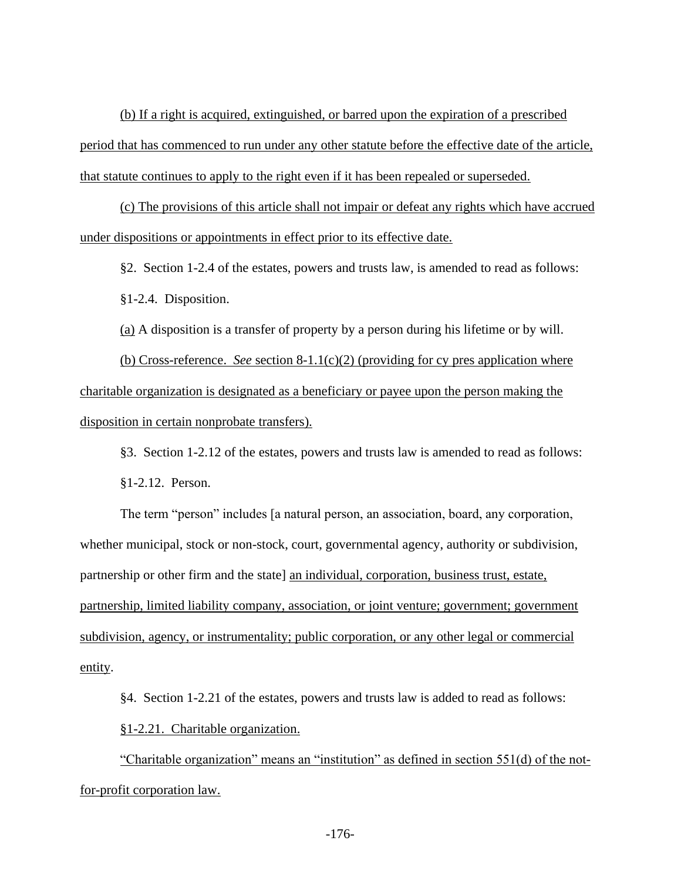(b) If a right is acquired, extinguished, or barred upon the expiration of a prescribed period that has commenced to run under any other statute before the effective date of the article, that statute continues to apply to the right even if it has been repealed or superseded.

(c) The provisions of this article shall not impair or defeat any rights which have accrued under dispositions or appointments in effect prior to its effective date.

§2. Section 1-2.4 of the estates, powers and trusts law, is amended to read as follows:

§1-2.4. Disposition.

(a) A disposition is a transfer of property by a person during his lifetime or by will.

(b) Cross-reference. *See* section 8-1.1(c)(2) (providing for cy pres application where charitable organization is designated as a beneficiary or payee upon the person making the disposition in certain nonprobate transfers).

§3. Section 1-2.12 of the estates, powers and trusts law is amended to read as follows:

§1-2.12. Person.

The term "person" includes [a natural person, an association, board, any corporation, whether municipal, stock or non-stock, court, governmental agency, authority or subdivision, partnership or other firm and the state] an individual, corporation, business trust, estate, partnership, limited liability company, association, or joint venture; government; government subdivision, agency, or instrumentality; public corporation, or any other legal or commercial entity.

§4. Section 1-2.21 of the estates, powers and trusts law is added to read as follows:

§1-2.21. Charitable organization.

"Charitable organization" means an "institution" as defined in section 551(d) of the not-for-profit corporation law.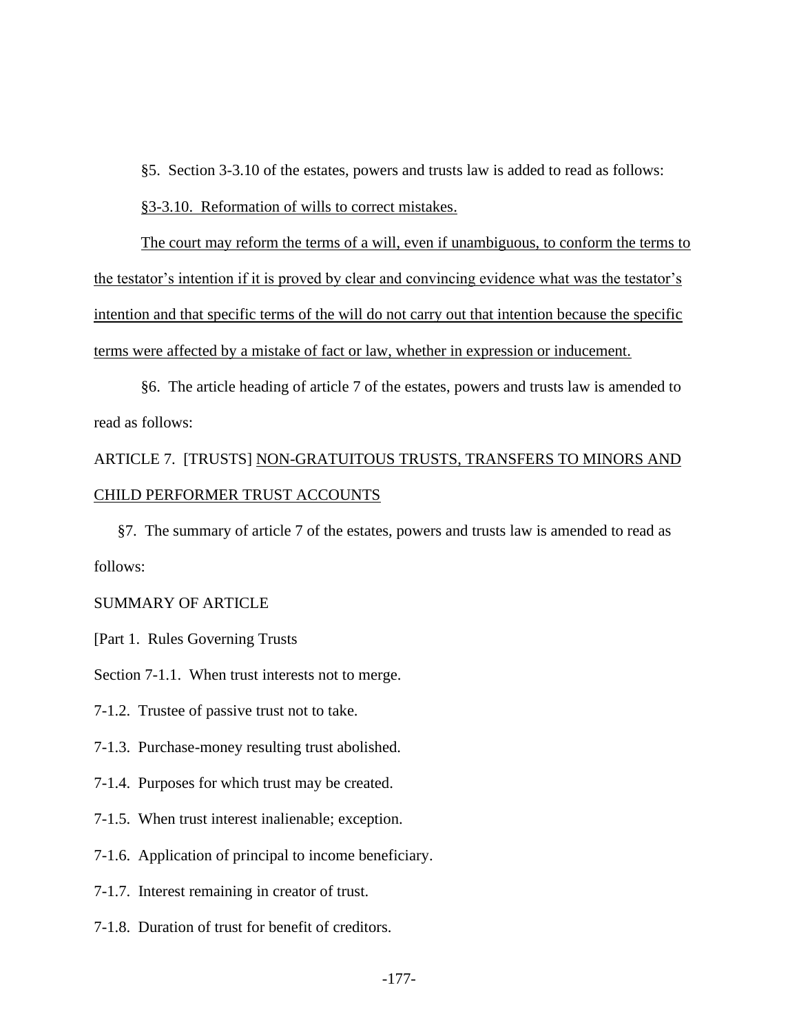§5. Section 3-3.10 of the estates, powers and trusts law is added to read as follows:

<u>§3-3.10. Reformation of wills to correct mistakes.</u>

<u>The court may reform the terms of a will, even if unambiguous, to conform the terms to the testator's intention if it is proved by clear and convincing evidence what was the testator's intention and that specific terms of the will do not carry out that intention because the specific terms were affected by a mistake of fact or law, whether in expression or inducement.</u>

§6. The article heading of article 7 of the estates, powers and trusts law is amended to read as follows:

ARTICLE 7. [TRUSTS] <u>NON-GRATUITOUS TRUSTS, TRANSFERS TO MINORS AND CHILD PERFORMER TRUST ACCOUNTS</u>

§7. The summary of article 7 of the estates, powers and trusts law is amended to read as follows:

SUMMARY OF ARTICLE

[Part 1. Rules Governing Trusts

Section 7-1.1. When trust interests not to merge.

7-1.2. Trustee of passive trust not to take.

7-1.3. Purchase-money resulting trust abolished.

7-1.4. Purposes for which trust may be created.

7-1.5. When trust interest inalienable; exception.

7-1.6. Application of principal to income beneficiary.

7-1.7. Interest remaining in creator of trust.

7-1.8. Duration of trust for benefit of creditors.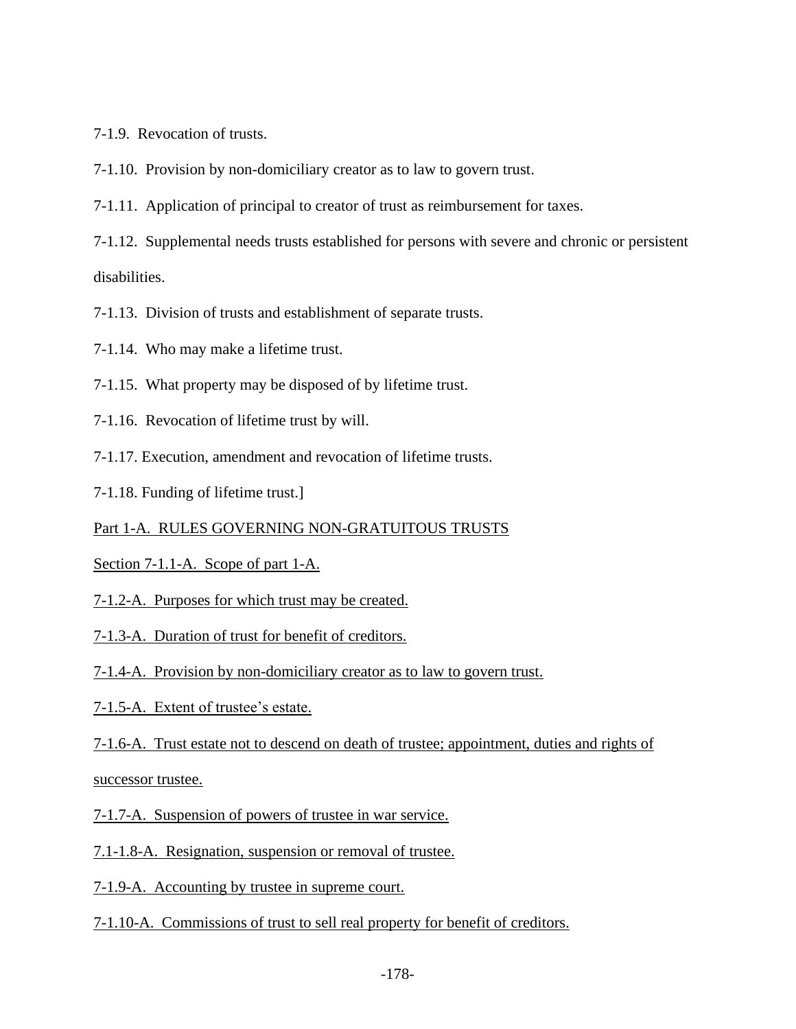7-1.9.  Revocation of trusts.

7-1.10.  Provision by non-domiciliary creator as to law to govern trust.

7-1.11.  Application of principal to creator of trust as reimbursement for taxes.

7-1.12.  Supplemental needs trusts established for persons with severe and chronic or persistent disabilities.

7-1.13.  Division of trusts and establishment of separate trusts.

7-1.14.  Who may make a lifetime trust.

7-1.15.  What property may be disposed of by lifetime trust.

7-1.16.  Revocation of lifetime trust by will.

7-1.17. Execution, amendment and revocation of lifetime trusts.

7-1.18. Funding of lifetime trust.]

<u>Part 1-A.  RULES GOVERNING NON-GRATUITOUS TRUSTS</u>

<u>Section 7-1.1-A.  Scope of part 1-A.</u>

<u>7-1.2-A.  Purposes for which trust may be created.</u>

<u>7-1.3-A.  Duration of trust for benefit of creditors.</u>

<u>7-1.4-A.  Provision by non-domiciliary creator as to law to govern trust.</u>

<u>7-1.5-A.  Extent of trustee's estate.</u>

<u>7-1.6-A.  Trust estate not to descend on death of trustee; appointment, duties and rights of successor trustee.</u>

<u>7-1.7-A.  Suspension of powers of trustee in war service.</u>

<u>7.1-1.8-A.  Resignation, suspension or removal of trustee.</u>

<u>7-1.9-A.  Accounting by trustee in supreme court.</u>

<u>7-1.10-A.  Commissions of trust to sell real property for benefit of creditors.</u>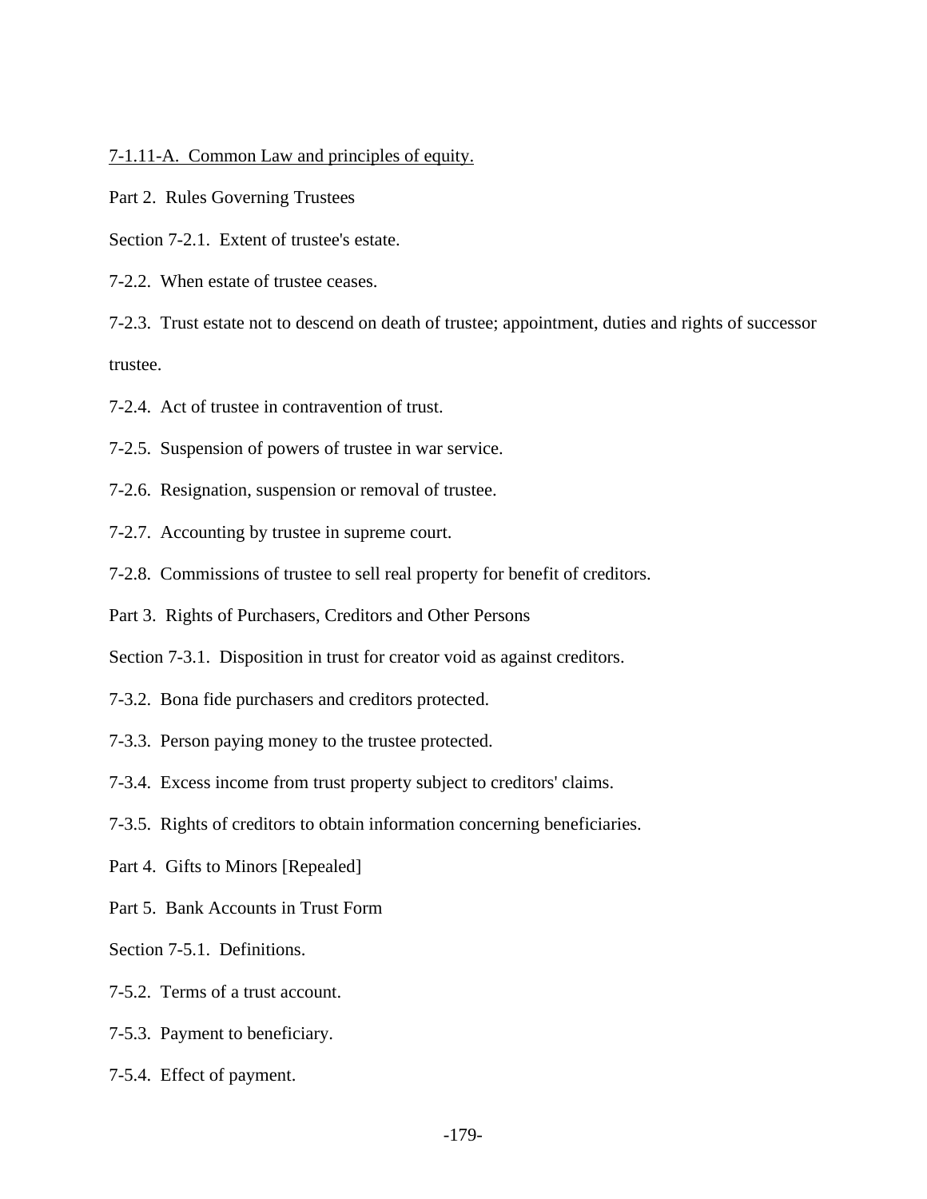7-1.11-A. Common Law and principles of equity.

Part 2. Rules Governing Trustees

Section 7-2.1. Extent of trustee's estate.

7-2.2. When estate of trustee ceases.

7-2.3. Trust estate not to descend on death of trustee; appointment, duties and rights of successor trustee.

7-2.4. Act of trustee in contravention of trust.

7-2.5. Suspension of powers of trustee in war service.

7-2.6. Resignation, suspension or removal of trustee.

7-2.7. Accounting by trustee in supreme court.

7-2.8. Commissions of trustee to sell real property for benefit of creditors.

Part 3. Rights of Purchasers, Creditors and Other Persons

Section 7-3.1. Disposition in trust for creator void as against creditors.

7-3.2. Bona fide purchasers and creditors protected.

7-3.3. Person paying money to the trustee protected.

7-3.4. Excess income from trust property subject to creditors' claims.

7-3.5. Rights of creditors to obtain information concerning beneficiaries.

Part 4. Gifts to Minors [Repealed]

Part 5. Bank Accounts in Trust Form

Section 7-5.1. Definitions.

7-5.2. Terms of a trust account.

7-5.3. Payment to beneficiary.

7-5.4. Effect of payment.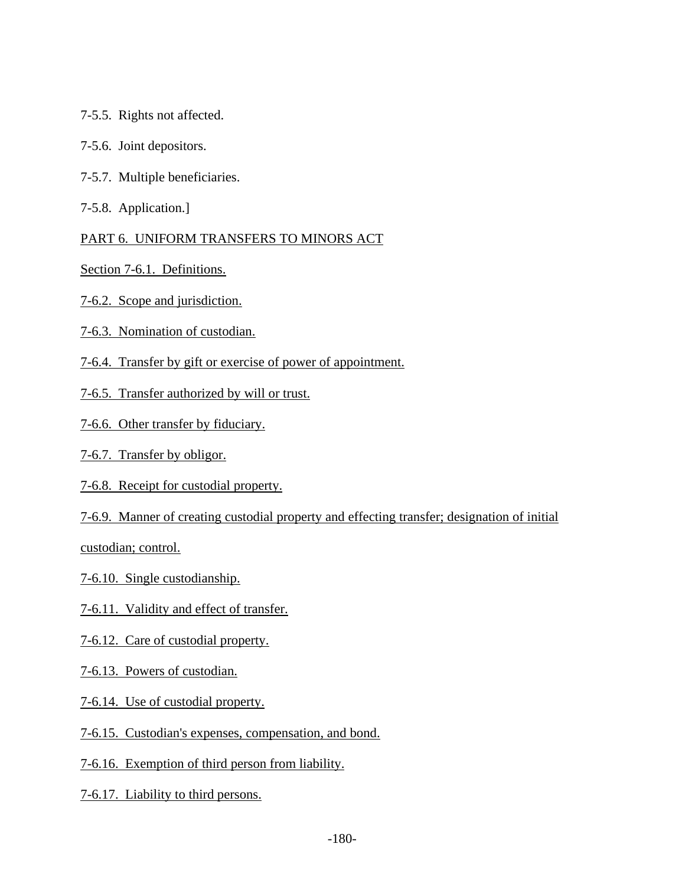7-5.5. Rights not affected.

7-5.6. Joint depositors.

7-5.7. Multiple beneficiaries.

7-5.8. Application.]

<u>PART 6. UNIFORM TRANSFERS TO MINORS ACT</u>

<u>Section 7-6.1. Definitions.</u>

<u>7-6.2. Scope and jurisdiction.</u>

<u>7-6.3. Nomination of custodian.</u>

<u>7-6.4. Transfer by gift or exercise of power of appointment.</u>

<u>7-6.5. Transfer authorized by will or trust.</u>

<u>7-6.6. Other transfer by fiduciary.</u>

<u>7-6.7. Transfer by obligor.</u>

<u>7-6.8. Receipt for custodial property.</u>

<u>7-6.9. Manner of creating custodial property and effecting transfer; designation of initial custodian; control.</u>

<u>7-6.10. Single custodianship.</u>

<u>7-6.11. Validity and effect of transfer.</u>

<u>7-6.12. Care of custodial property.</u>

<u>7-6.13. Powers of custodian.</u>

<u>7-6.14. Use of custodial property.</u>

<u>7-6.15. Custodian's expenses, compensation, and bond.</u>

<u>7-6.16. Exemption of third person from liability.</u>

<u>7-6.17. Liability to third persons.</u>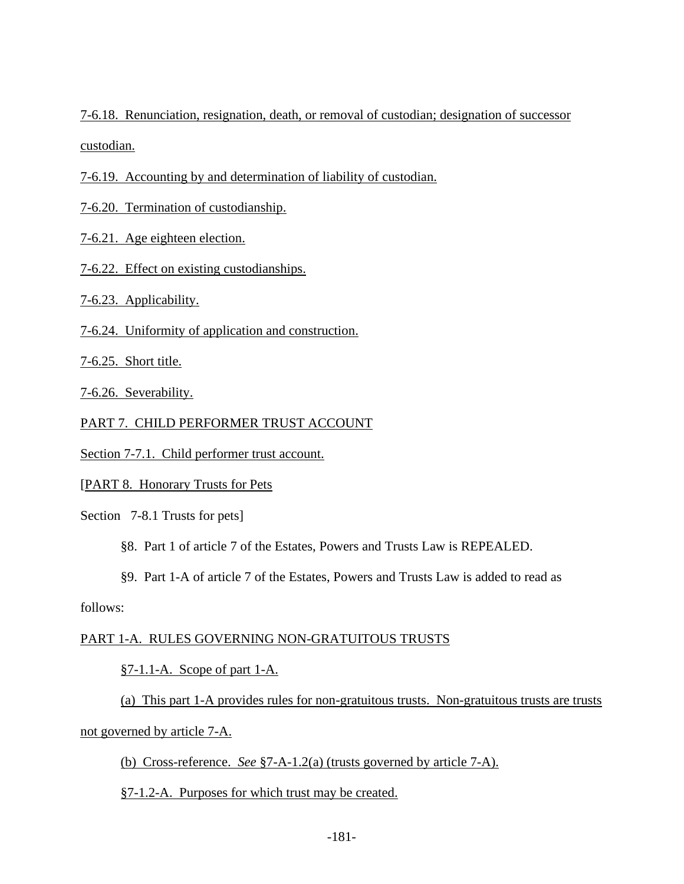7-6.18. Renunciation, resignation, death, or removal of custodian; designation of successor custodian.

7-6.19. Accounting by and determination of liability of custodian.

7-6.20. Termination of custodianship.

7-6.21. Age eighteen election.

7-6.22. Effect on existing custodianships.

7-6.23. Applicability.

7-6.24. Uniformity of application and construction.

7-6.25. Short title.

7-6.26. Severability.

PART 7. CHILD PERFORMER TRUST ACCOUNT

Section 7-7.1. Child performer trust account.

[PART 8. Honorary Trusts for Pets

Section 7-8.1 Trusts for pets]

§8. Part 1 of article 7 of the Estates, Powers and Trusts Law is REPEALED.

§9. Part 1-A of article 7 of the Estates, Powers and Trusts Law is added to read as follows:

PART 1-A. RULES GOVERNING NON-GRATUITOUS TRUSTS

§7-1.1-A. Scope of part 1-A.

(a) This part 1-A provides rules for non-gratuitous trusts. Non-gratuitous trusts are trusts not governed by article 7-A.

(b) Cross-reference. *See* §7-A-1.2(a) (trusts governed by article 7-A).

§7-1.2-A. Purposes for which trust may be created.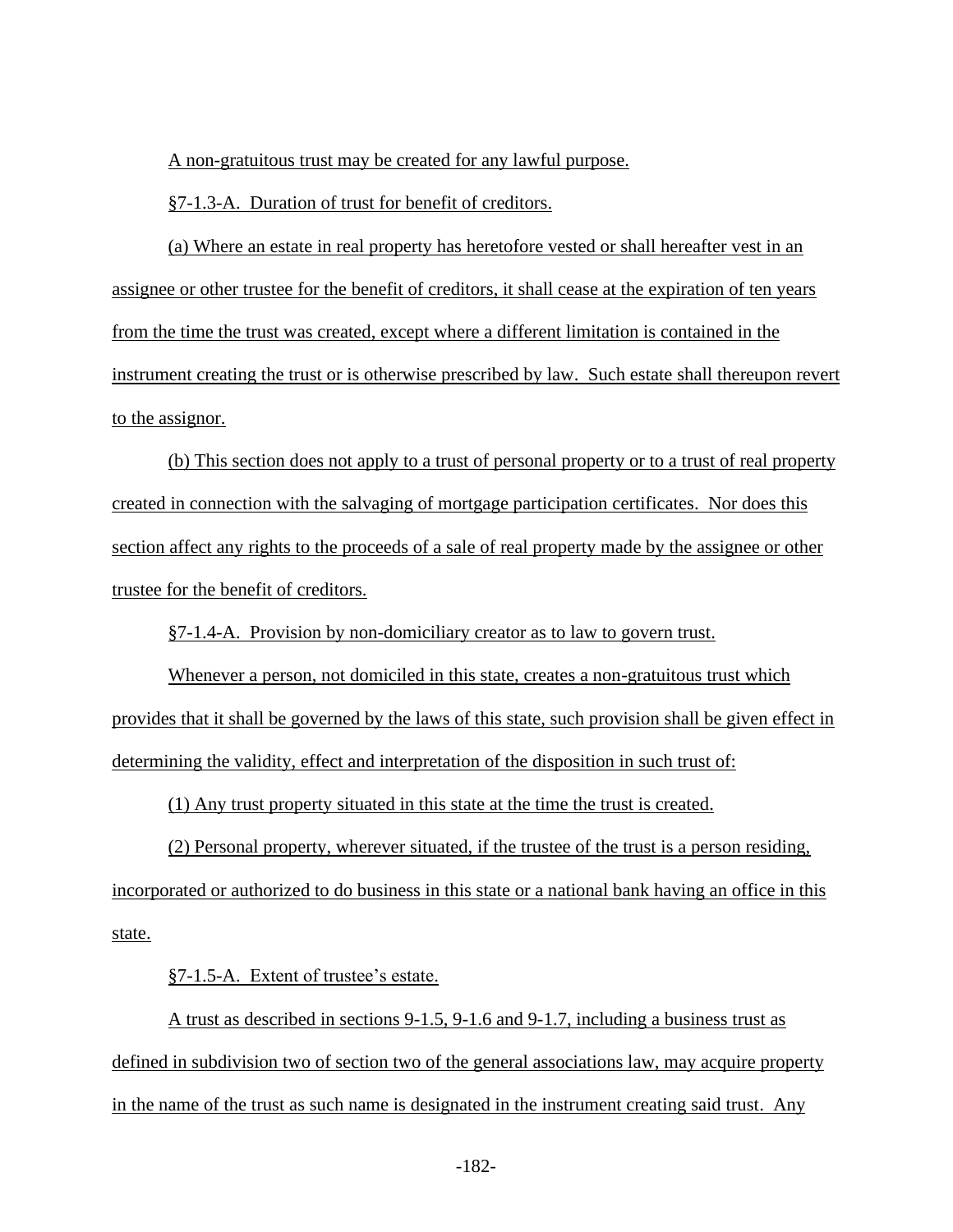A non-gratuitous trust may be created for any lawful purpose.

§7-1.3-A. Duration of trust for benefit of creditors.

(a) Where an estate in real property has heretofore vested or shall hereafter vest in an assignee or other trustee for the benefit of creditors, it shall cease at the expiration of ten years from the time the trust was created, except where a different limitation is contained in the instrument creating the trust or is otherwise prescribed by law. Such estate shall thereupon revert to the assignor.

(b) This section does not apply to a trust of personal property or to a trust of real property created in connection with the salvaging of mortgage participation certificates. Nor does this section affect any rights to the proceeds of a sale of real property made by the assignee or other trustee for the benefit of creditors.

§7-1.4-A. Provision by non-domiciliary creator as to law to govern trust.

Whenever a person, not domiciled in this state, creates a non-gratuitous trust which provides that it shall be governed by the laws of this state, such provision shall be given effect in determining the validity, effect and interpretation of the disposition in such trust of:

(1) Any trust property situated in this state at the time the trust is created.

(2) Personal property, wherever situated, if the trustee of the trust is a person residing, incorporated or authorized to do business in this state or a national bank having an office in this state.

§7-1.5-A. Extent of trustee's estate.

A trust as described in sections 9-1.5, 9-1.6 and 9-1.7, including a business trust as defined in subdivision two of section two of the general associations law, may acquire property in the name of the trust as such name is designated in the instrument creating said trust. Any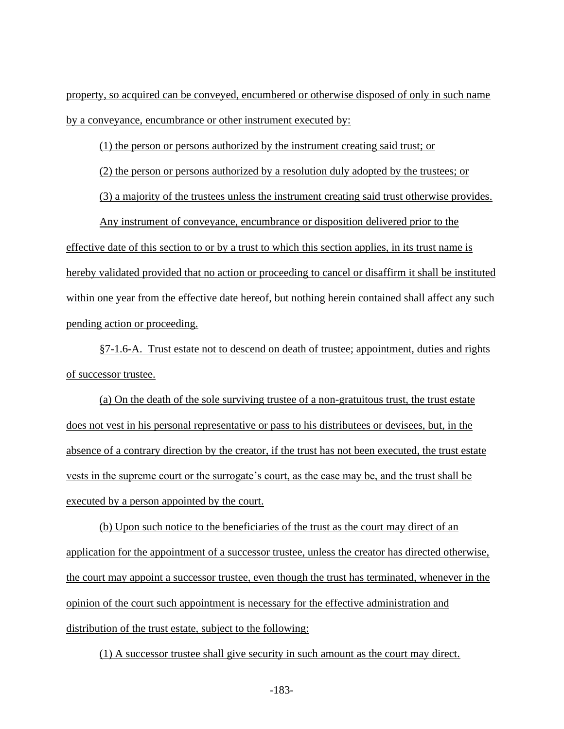property, so acquired can be conveyed, encumbered or otherwise disposed of only in such name by a conveyance, encumbrance or other instrument executed by:

(1) the person or persons authorized by the instrument creating said trust; or

(2) the person or persons authorized by a resolution duly adopted by the trustees; or

(3) a majority of the trustees unless the instrument creating said trust otherwise provides.

Any instrument of conveyance, encumbrance or disposition delivered prior to the effective date of this section to or by a trust to which this section applies, in its trust name is hereby validated provided that no action or proceeding to cancel or disaffirm it shall be instituted within one year from the effective date hereof, but nothing herein contained shall affect any such pending action or proceeding.

§7-1.6-A. Trust estate not to descend on death of trustee; appointment, duties and rights of successor trustee.

(a) On the death of the sole surviving trustee of a non-gratuitous trust, the trust estate does not vest in his personal representative or pass to his distributees or devisees, but, in the absence of a contrary direction by the creator, if the trust has not been executed, the trust estate vests in the supreme court or the surrogate's court, as the case may be, and the trust shall be executed by a person appointed by the court.

(b) Upon such notice to the beneficiaries of the trust as the court may direct of an application for the appointment of a successor trustee, unless the creator has directed otherwise, the court may appoint a successor trustee, even though the trust has terminated, whenever in the opinion of the court such appointment is necessary for the effective administration and distribution of the trust estate, subject to the following:

(1) A successor trustee shall give security in such amount as the court may direct.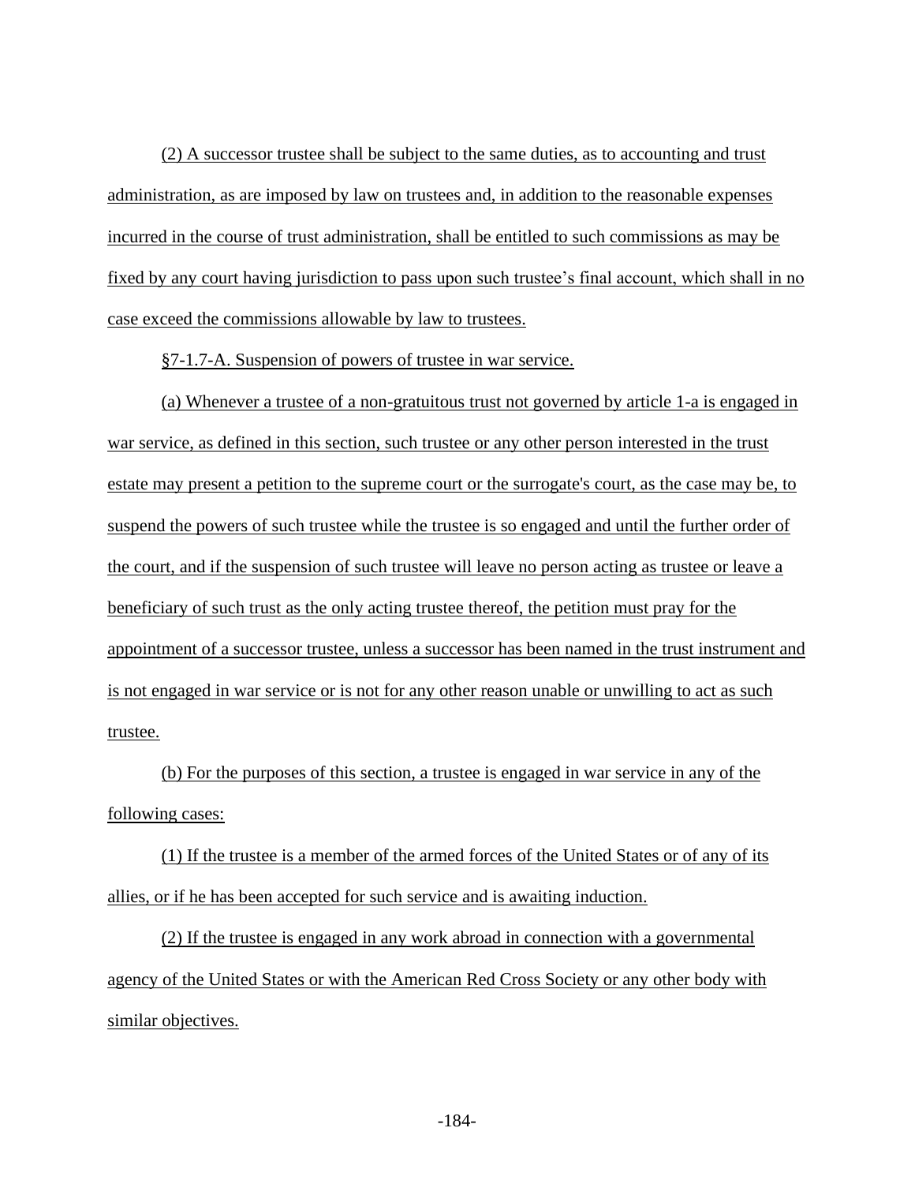(2) A successor trustee shall be subject to the same duties, as to accounting and trust administration, as are imposed by law on trustees and, in addition to the reasonable expenses incurred in the course of trust administration, shall be entitled to such commissions as may be fixed by any court having jurisdiction to pass upon such trustee's final account, which shall in no case exceed the commissions allowable by law to trustees.

§7-1.7-A. Suspension of powers of trustee in war service.

(a) Whenever a trustee of a non-gratuitous trust not governed by article 1-a is engaged in war service, as defined in this section, such trustee or any other person interested in the trust estate may present a petition to the supreme court or the surrogate's court, as the case may be, to suspend the powers of such trustee while the trustee is so engaged and until the further order of the court, and if the suspension of such trustee will leave no person acting as trustee or leave a beneficiary of such trust as the only acting trustee thereof, the petition must pray for the appointment of a successor trustee, unless a successor has been named in the trust instrument and is not engaged in war service or is not for any other reason unable or unwilling to act as such trustee.

(b) For the purposes of this section, a trustee is engaged in war service in any of the following cases:

(1) If the trustee is a member of the armed forces of the United States or of any of its allies, or if he has been accepted for such service and is awaiting induction.

(2) If the trustee is engaged in any work abroad in connection with a governmental agency of the United States or with the American Red Cross Society or any other body with similar objectives.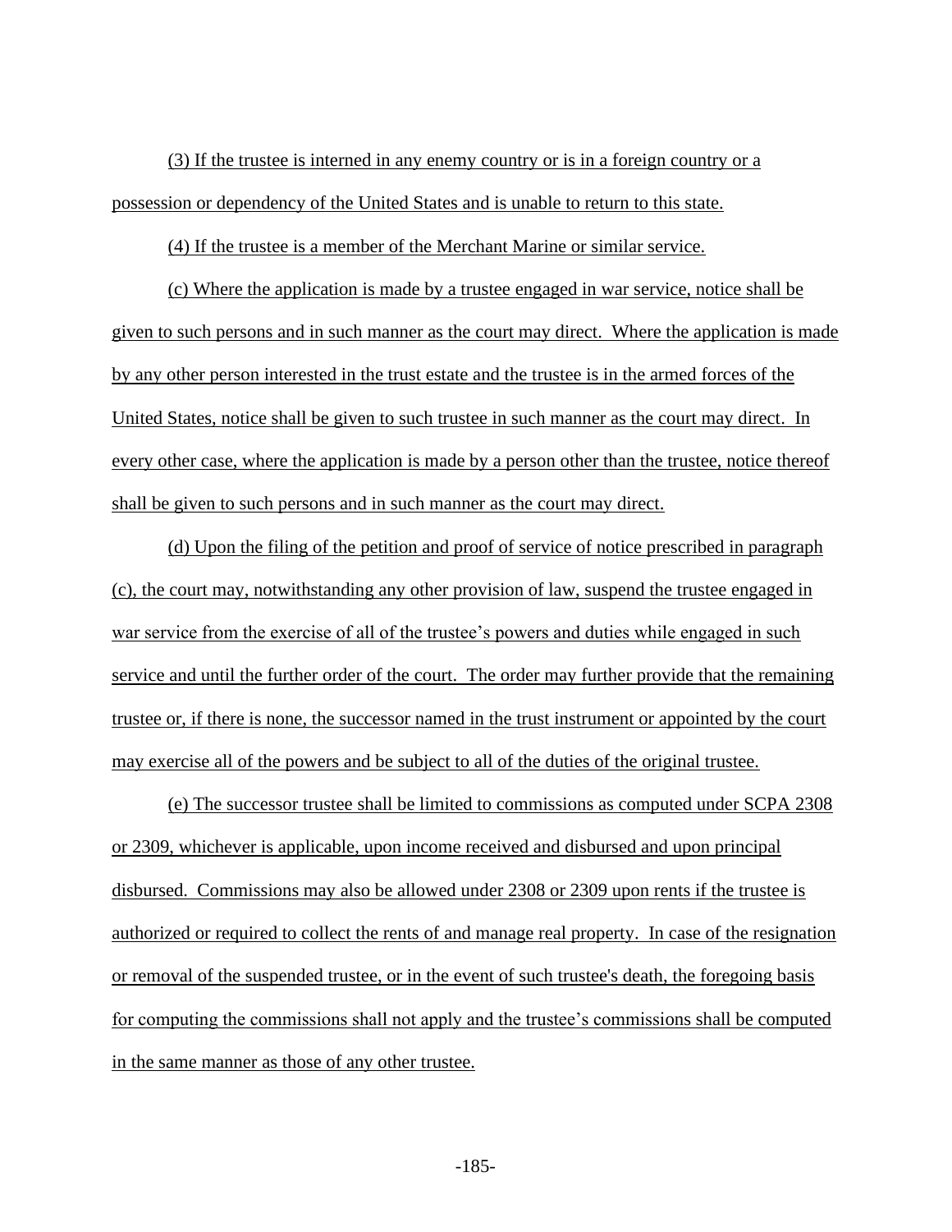(3) If the trustee is interned in any enemy country or is in a foreign country or a possession or dependency of the United States and is unable to return to this state.

(4) If the trustee is a member of the Merchant Marine or similar service.

(c) Where the application is made by a trustee engaged in war service, notice shall be given to such persons and in such manner as the court may direct. Where the application is made by any other person interested in the trust estate and the trustee is in the armed forces of the United States, notice shall be given to such trustee in such manner as the court may direct. In every other case, where the application is made by a person other than the trustee, notice thereof shall be given to such persons and in such manner as the court may direct.

(d) Upon the filing of the petition and proof of service of notice prescribed in paragraph (c), the court may, notwithstanding any other provision of law, suspend the trustee engaged in war service from the exercise of all of the trustee's powers and duties while engaged in such service and until the further order of the court. The order may further provide that the remaining trustee or, if there is none, the successor named in the trust instrument or appointed by the court may exercise all of the powers and be subject to all of the duties of the original trustee.

(e) The successor trustee shall be limited to commissions as computed under SCPA 2308 or 2309, whichever is applicable, upon income received and disbursed and upon principal disbursed. Commissions may also be allowed under 2308 or 2309 upon rents if the trustee is authorized or required to collect the rents of and manage real property. In case of the resignation or removal of the suspended trustee, or in the event of such trustee's death, the foregoing basis for computing the commissions shall not apply and the trustee's commissions shall be computed in the same manner as those of any other trustee.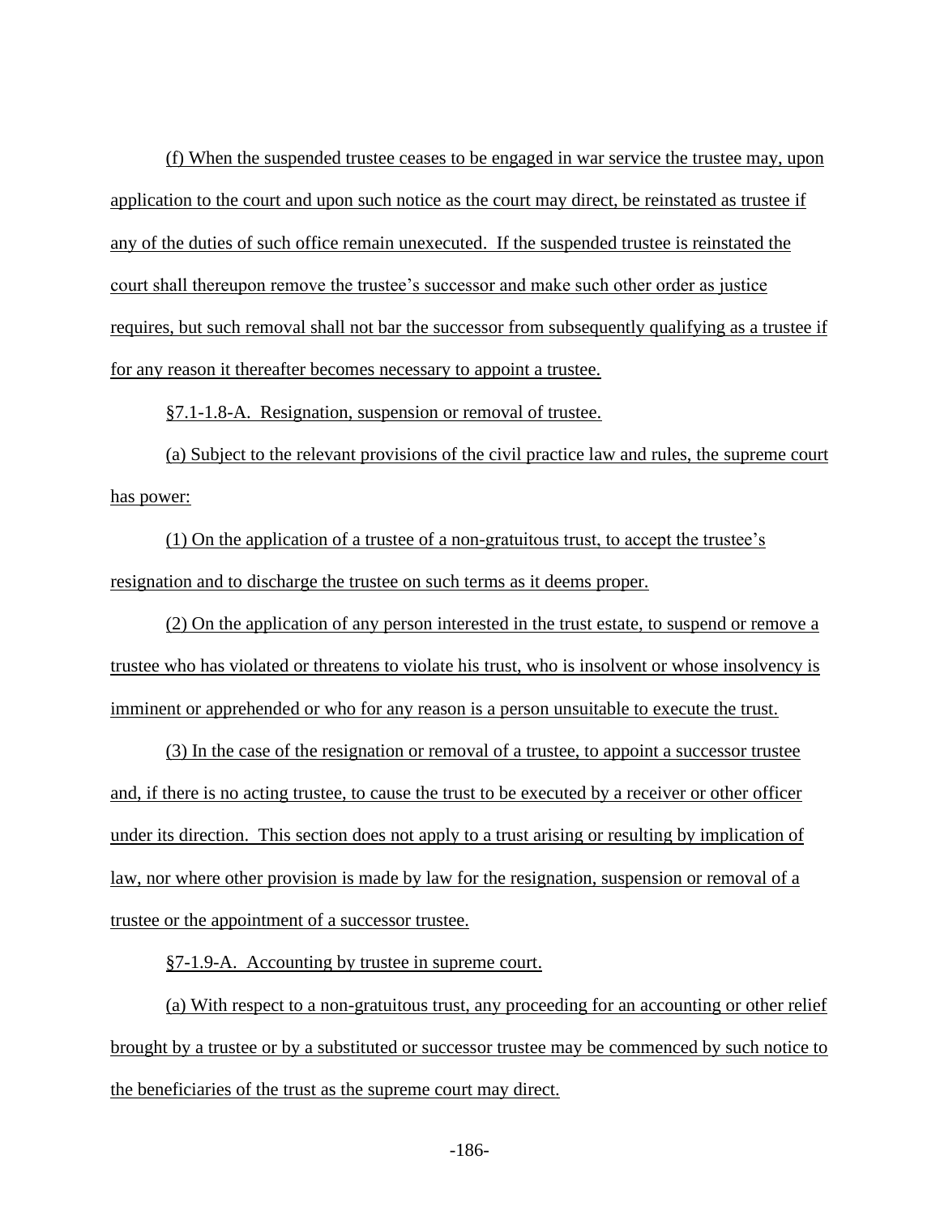(f) When the suspended trustee ceases to be engaged in war service the trustee may, upon application to the court and upon such notice as the court may direct, be reinstated as trustee if any of the duties of such office remain unexecuted. If the suspended trustee is reinstated the court shall thereupon remove the trustee's successor and make such other order as justice requires, but such removal shall not bar the successor from subsequently qualifying as a trustee if for any reason it thereafter becomes necessary to appoint a trustee.

§7.1-1.8-A. Resignation, suspension or removal of trustee.

(a) Subject to the relevant provisions of the civil practice law and rules, the supreme court has power:

(1) On the application of a trustee of a non-gratuitous trust, to accept the trustee's resignation and to discharge the trustee on such terms as it deems proper.

(2) On the application of any person interested in the trust estate, to suspend or remove a trustee who has violated or threatens to violate his trust, who is insolvent or whose insolvency is imminent or apprehended or who for any reason is a person unsuitable to execute the trust.

(3) In the case of the resignation or removal of a trustee, to appoint a successor trustee and, if there is no acting trustee, to cause the trust to be executed by a receiver or other officer under its direction. This section does not apply to a trust arising or resulting by implication of law, nor where other provision is made by law for the resignation, suspension or removal of a trustee or the appointment of a successor trustee.

§7-1.9-A. Accounting by trustee in supreme court.

(a) With respect to a non-gratuitous trust, any proceeding for an accounting or other relief brought by a trustee or by a substituted or successor trustee may be commenced by such notice to the beneficiaries of the trust as the supreme court may direct.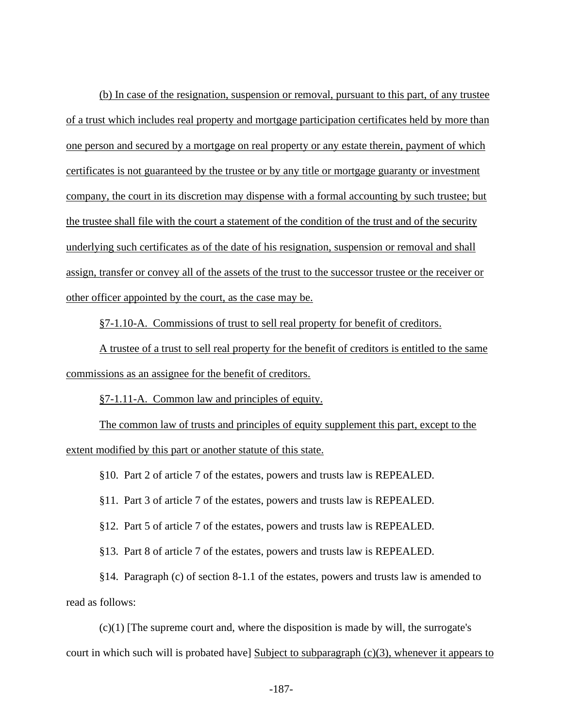(b) In case of the resignation, suspension or removal, pursuant to this part, of any trustee of a trust which includes real property and mortgage participation certificates held by more than one person and secured by a mortgage on real property or any estate therein, payment of which certificates is not guaranteed by the trustee or by any title or mortgage guaranty or investment company, the court in its discretion may dispense with a formal accounting by such trustee; but the trustee shall file with the court a statement of the condition of the trust and of the security underlying such certificates as of the date of his resignation, suspension or removal and shall assign, transfer or convey all of the assets of the trust to the successor trustee or the receiver or other officer appointed by the court, as the case may be.

§7-1.10-A. Commissions of trust to sell real property for benefit of creditors.

A trustee of a trust to sell real property for the benefit of creditors is entitled to the same commissions as an assignee for the benefit of creditors.

§7-1.11-A. Common law and principles of equity.

The common law of trusts and principles of equity supplement this part, except to the extent modified by this part or another statute of this state.

§10. Part 2 of article 7 of the estates, powers and trusts law is REPEALED.

§11. Part 3 of article 7 of the estates, powers and trusts law is REPEALED.

§12. Part 5 of article 7 of the estates, powers and trusts law is REPEALED.

§13. Part 8 of article 7 of the estates, powers and trusts law is REPEALED.

§14. Paragraph (c) of section 8-1.1 of the estates, powers and trusts law is amended to read as follows:

(c)(1) [The supreme court and, where the disposition is made by will, the surrogate's court in which such will is probated have] Subject to subparagraph (c)(3), whenever it appears to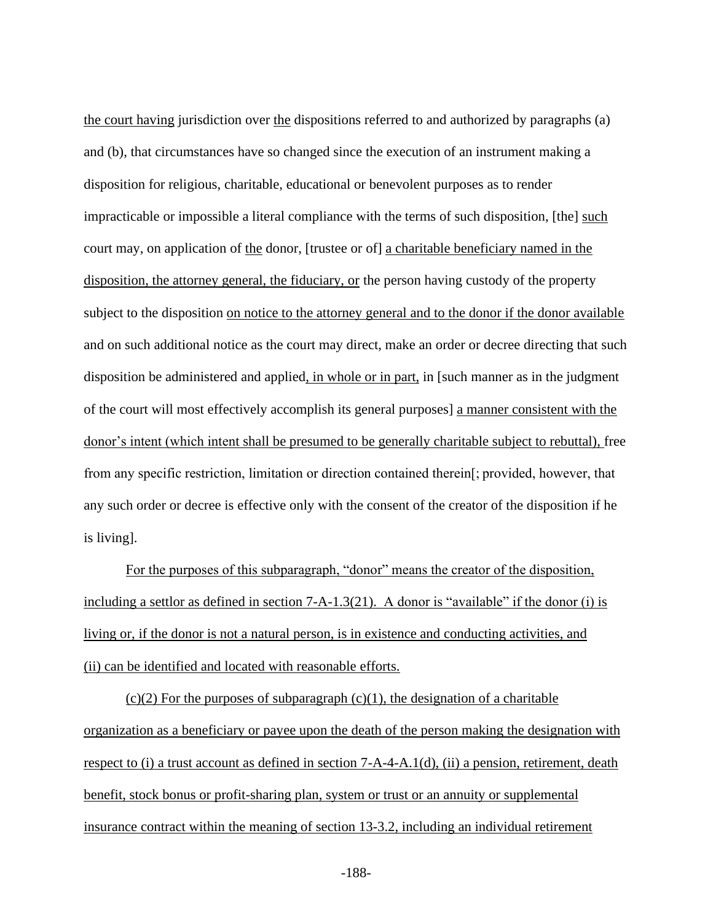the court having jurisdiction over the dispositions referred to and authorized by paragraphs (a) and (b), that circumstances have so changed since the execution of an instrument making a disposition for religious, charitable, educational or benevolent purposes as to render impracticable or impossible a literal compliance with the terms of such disposition, [the] such court may, on application of the donor, [trustee or of] a charitable beneficiary named in the disposition, the attorney general, the fiduciary, or the person having custody of the property subject to the disposition on notice to the attorney general and to the donor if the donor available and on such additional notice as the court may direct, make an order or decree directing that such disposition be administered and applied, in whole or in part, in [such manner as in the judgment of the court will most effectively accomplish its general purposes] a manner consistent with the donor's intent (which intent shall be presumed to be generally charitable subject to rebuttal), free from any specific restriction, limitation or direction contained therein[; provided, however, that any such order or decree is effective only with the consent of the creator of the disposition if he is living].

For the purposes of this subparagraph, "donor" means the creator of the disposition, including a settlor as defined in section 7-A-1.3(21). A donor is "available" if the donor (i) is living or, if the donor is not a natural person, is in existence and conducting activities, and (ii) can be identified and located with reasonable efforts.

(c)(2) For the purposes of subparagraph (c)(1), the designation of a charitable organization as a beneficiary or payee upon the death of the person making the designation with respect to (i) a trust account as defined in section 7-A-4-A.1(d), (ii) a pension, retirement, death benefit, stock bonus or profit-sharing plan, system or trust or an annuity or supplemental insurance contract within the meaning of section 13-3.2, including an individual retirement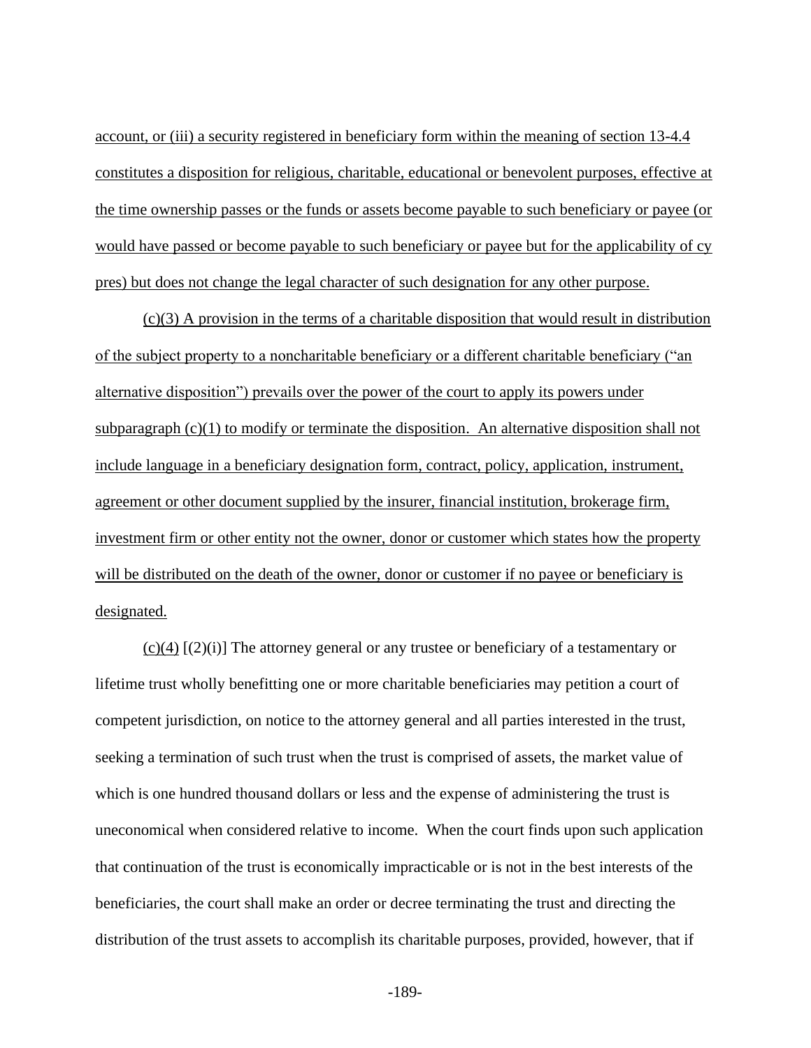account, or (iii) a security registered in beneficiary form within the meaning of section 13-4.4 constitutes a disposition for religious, charitable, educational or benevolent purposes, effective at the time ownership passes or the funds or assets become payable to such beneficiary or payee (or would have passed or become payable to such beneficiary or payee but for the applicability of cy pres) but does not change the legal character of such designation for any other purpose.

(c)(3) A provision in the terms of a charitable disposition that would result in distribution of the subject property to a noncharitable beneficiary or a different charitable beneficiary ("an alternative disposition") prevails over the power of the court to apply its powers under subparagraph (c)(1) to modify or terminate the disposition. An alternative disposition shall not include language in a beneficiary designation form, contract, policy, application, instrument, agreement or other document supplied by the insurer, financial institution, brokerage firm, investment firm or other entity not the owner, donor or customer which states how the property will be distributed on the death of the owner, donor or customer if no payee or beneficiary is designated.

(c)(4) [(2)(i)] The attorney general or any trustee or beneficiary of a testamentary or lifetime trust wholly benefitting one or more charitable beneficiaries may petition a court of competent jurisdiction, on notice to the attorney general and all parties interested in the trust, seeking a termination of such trust when the trust is comprised of assets, the market value of which is one hundred thousand dollars or less and the expense of administering the trust is uneconomical when considered relative to income. When the court finds upon such application that continuation of the trust is economically impracticable or is not in the best interests of the beneficiaries, the court shall make an order or decree terminating the trust and directing the distribution of the trust assets to accomplish its charitable purposes, provided, however, that if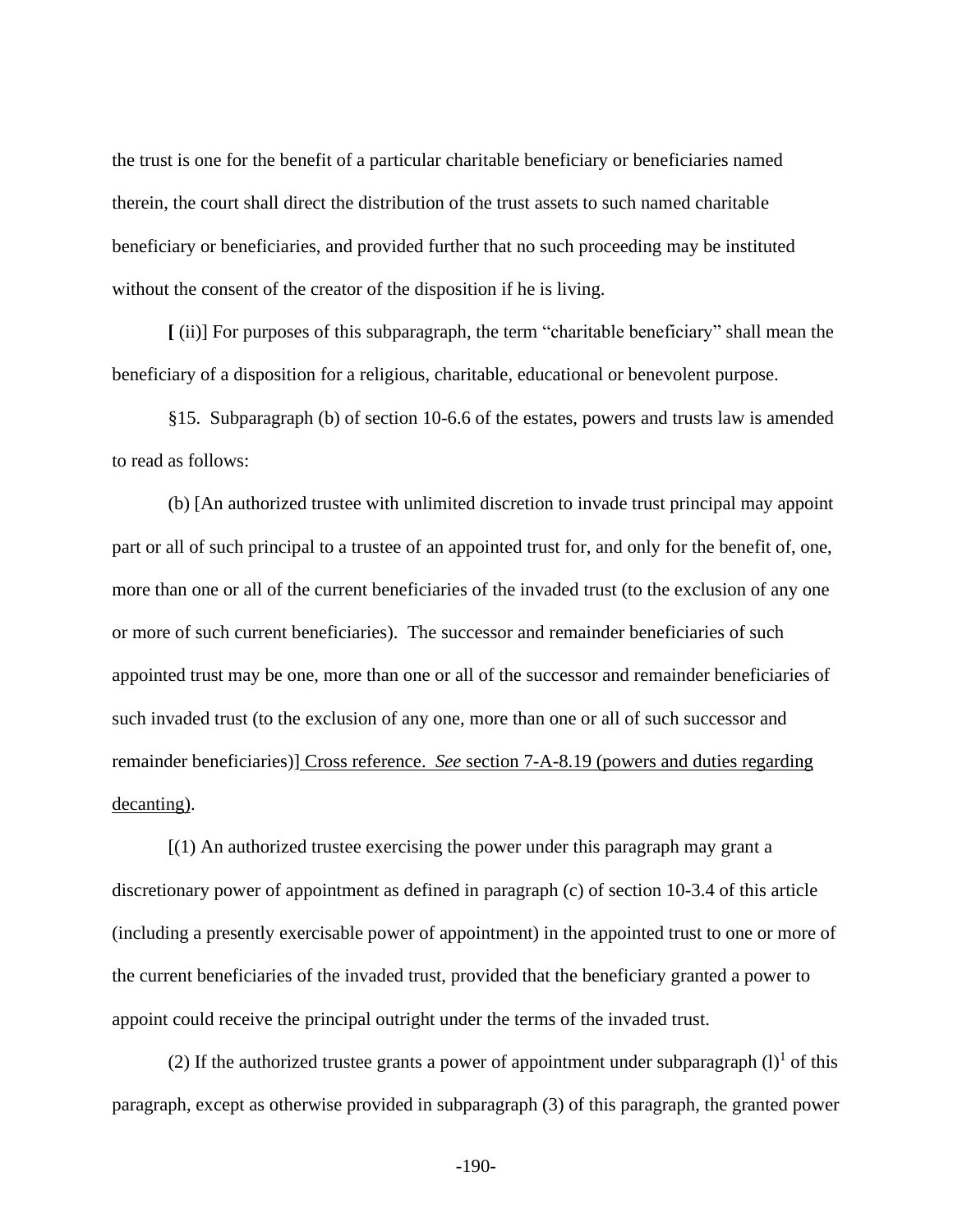the trust is one for the benefit of a particular charitable beneficiary or beneficiaries named therein, the court shall direct the distribution of the trust assets to such named charitable beneficiary or beneficiaries, and provided further that no such proceeding may be instituted without the consent of the creator of the disposition if he is living.

**[** (ii)] For purposes of this subparagraph, the term "charitable beneficiary" shall mean the beneficiary of a disposition for a religious, charitable, educational or benevolent purpose.

§15. Subparagraph (b) of section 10-6.6 of the estates, powers and trusts law is amended to read as follows:

(b) [An authorized trustee with unlimited discretion to invade trust principal may appoint part or all of such principal to a trustee of an appointed trust for, and only for the benefit of, one, more than one or all of the current beneficiaries of the invaded trust (to the exclusion of any one or more of such current beneficiaries). The successor and remainder beneficiaries of such appointed trust may be one, more than one or all of the successor and remainder beneficiaries of such invaded trust (to the exclusion of any one, more than one or all of such successor and remainder beneficiaries)] <u>Cross reference. *See* section 7-A-8.19 (powers and duties regarding decanting)</u>.

[(1) An authorized trustee exercising the power under this paragraph may grant a discretionary power of appointment as defined in paragraph (c) of section 10-3.4 of this article (including a presently exercisable power of appointment) in the appointed trust to one or more of the current beneficiaries of the invaded trust, provided that the beneficiary granted a power to appoint could receive the principal outright under the terms of the invaded trust.

(2) If the authorized trustee grants a power of appointment under subparagraph (l)[1] of this paragraph, except as otherwise provided in subparagraph (3) of this paragraph, the granted power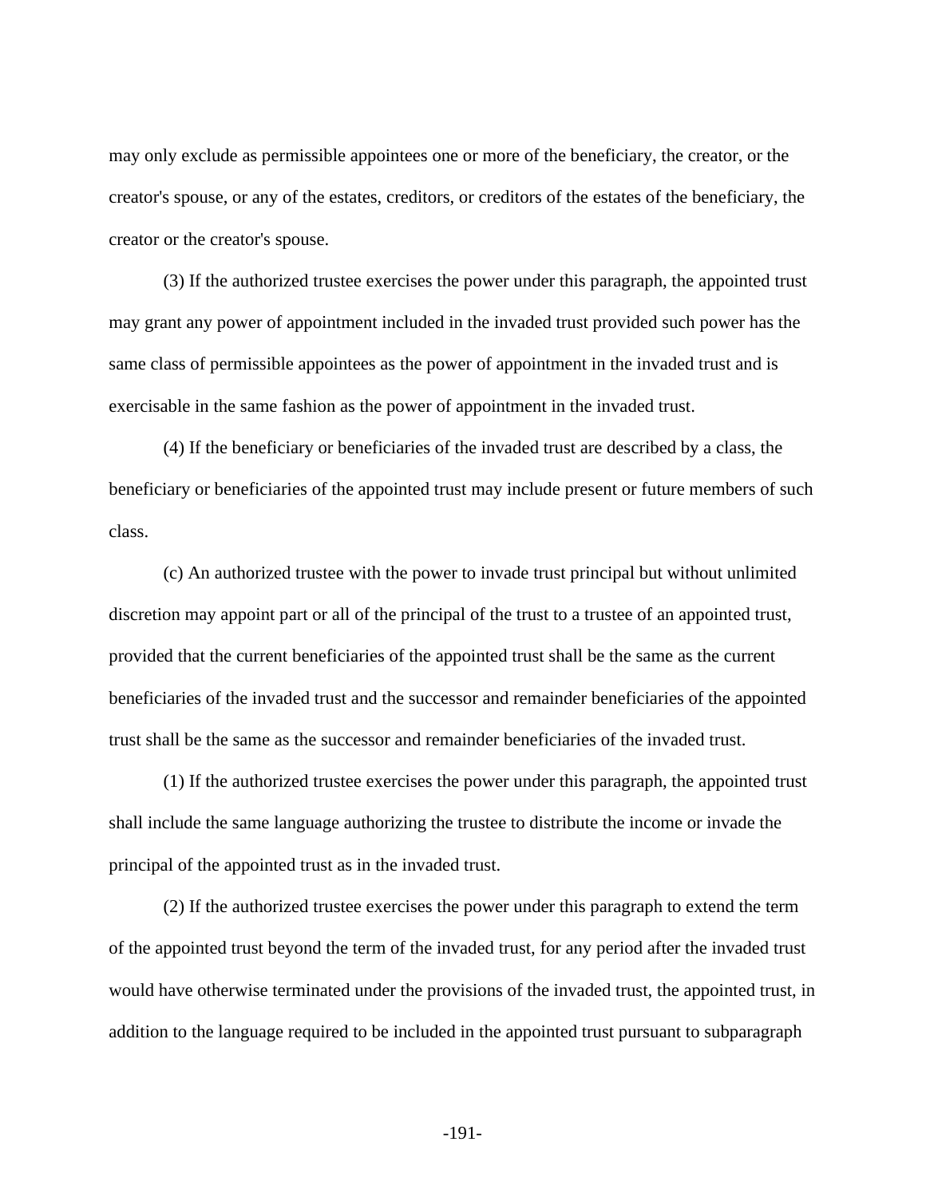may only exclude as permissible appointees one or more of the beneficiary, the creator, or the creator's spouse, or any of the estates, creditors, or creditors of the estates of the beneficiary, the creator or the creator's spouse.

(3) If the authorized trustee exercises the power under this paragraph, the appointed trust may grant any power of appointment included in the invaded trust provided such power has the same class of permissible appointees as the power of appointment in the invaded trust and is exercisable in the same fashion as the power of appointment in the invaded trust.

(4) If the beneficiary or beneficiaries of the invaded trust are described by a class, the beneficiary or beneficiaries of the appointed trust may include present or future members of such class.

(c) An authorized trustee with the power to invade trust principal but without unlimited discretion may appoint part or all of the principal of the trust to a trustee of an appointed trust, provided that the current beneficiaries of the appointed trust shall be the same as the current beneficiaries of the invaded trust and the successor and remainder beneficiaries of the appointed trust shall be the same as the successor and remainder beneficiaries of the invaded trust.

(1) If the authorized trustee exercises the power under this paragraph, the appointed trust shall include the same language authorizing the trustee to distribute the income or invade the principal of the appointed trust as in the invaded trust.

(2) If the authorized trustee exercises the power under this paragraph to extend the term of the appointed trust beyond the term of the invaded trust, for any period after the invaded trust would have otherwise terminated under the provisions of the invaded trust, the appointed trust, in addition to the language required to be included in the appointed trust pursuant to subparagraph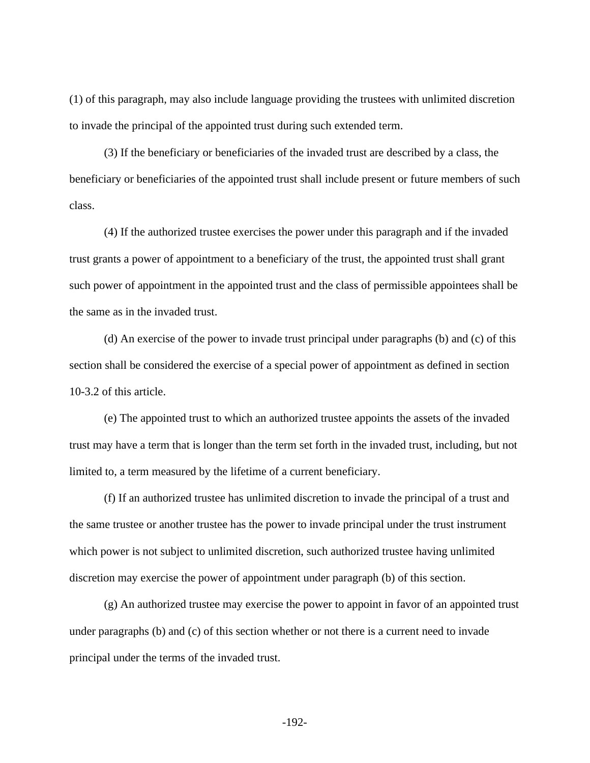(1) of this paragraph, may also include language providing the trustees with unlimited discretion to invade the principal of the appointed trust during such extended term.

(3) If the beneficiary or beneficiaries of the invaded trust are described by a class, the beneficiary or beneficiaries of the appointed trust shall include present or future members of such class.

(4) If the authorized trustee exercises the power under this paragraph and if the invaded trust grants a power of appointment to a beneficiary of the trust, the appointed trust shall grant such power of appointment in the appointed trust and the class of permissible appointees shall be the same as in the invaded trust.

(d) An exercise of the power to invade trust principal under paragraphs (b) and (c) of this section shall be considered the exercise of a special power of appointment as defined in section 10-3.2 of this article.

(e) The appointed trust to which an authorized trustee appoints the assets of the invaded trust may have a term that is longer than the term set forth in the invaded trust, including, but not limited to, a term measured by the lifetime of a current beneficiary.

(f) If an authorized trustee has unlimited discretion to invade the principal of a trust and the same trustee or another trustee has the power to invade principal under the trust instrument which power is not subject to unlimited discretion, such authorized trustee having unlimited discretion may exercise the power of appointment under paragraph (b) of this section.

(g) An authorized trustee may exercise the power to appoint in favor of an appointed trust under paragraphs (b) and (c) of this section whether or not there is a current need to invade principal under the terms of the invaded trust.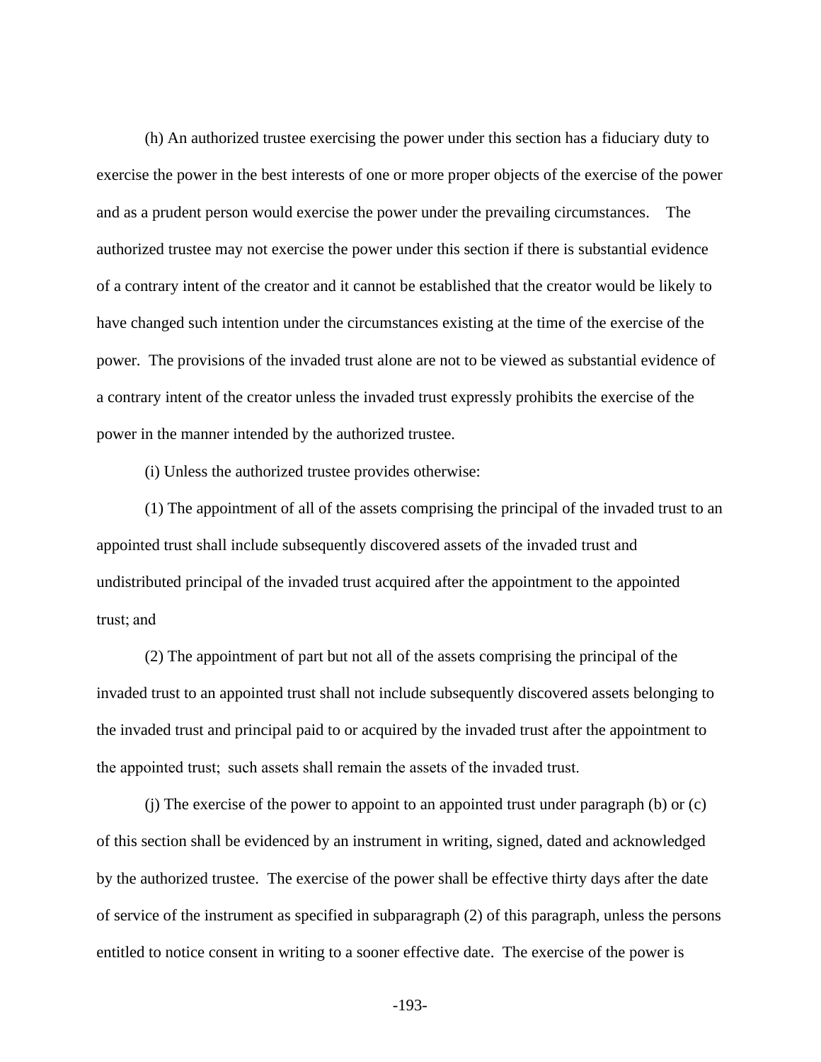(h) An authorized trustee exercising the power under this section has a fiduciary duty to exercise the power in the best interests of one or more proper objects of the exercise of the power and as a prudent person would exercise the power under the prevailing circumstances. The authorized trustee may not exercise the power under this section if there is substantial evidence of a contrary intent of the creator and it cannot be established that the creator would be likely to have changed such intention under the circumstances existing at the time of the exercise of the power. The provisions of the invaded trust alone are not to be viewed as substantial evidence of a contrary intent of the creator unless the invaded trust expressly prohibits the exercise of the power in the manner intended by the authorized trustee.

(i) Unless the authorized trustee provides otherwise:

(1) The appointment of all of the assets comprising the principal of the invaded trust to an appointed trust shall include subsequently discovered assets of the invaded trust and undistributed principal of the invaded trust acquired after the appointment to the appointed trust; and

(2) The appointment of part but not all of the assets comprising the principal of the invaded trust to an appointed trust shall not include subsequently discovered assets belonging to the invaded trust and principal paid to or acquired by the invaded trust after the appointment to the appointed trust; such assets shall remain the assets of the invaded trust.

(j) The exercise of the power to appoint to an appointed trust under paragraph (b) or (c) of this section shall be evidenced by an instrument in writing, signed, dated and acknowledged by the authorized trustee. The exercise of the power shall be effective thirty days after the date of service of the instrument as specified in subparagraph (2) of this paragraph, unless the persons entitled to notice consent in writing to a sooner effective date. The exercise of the power is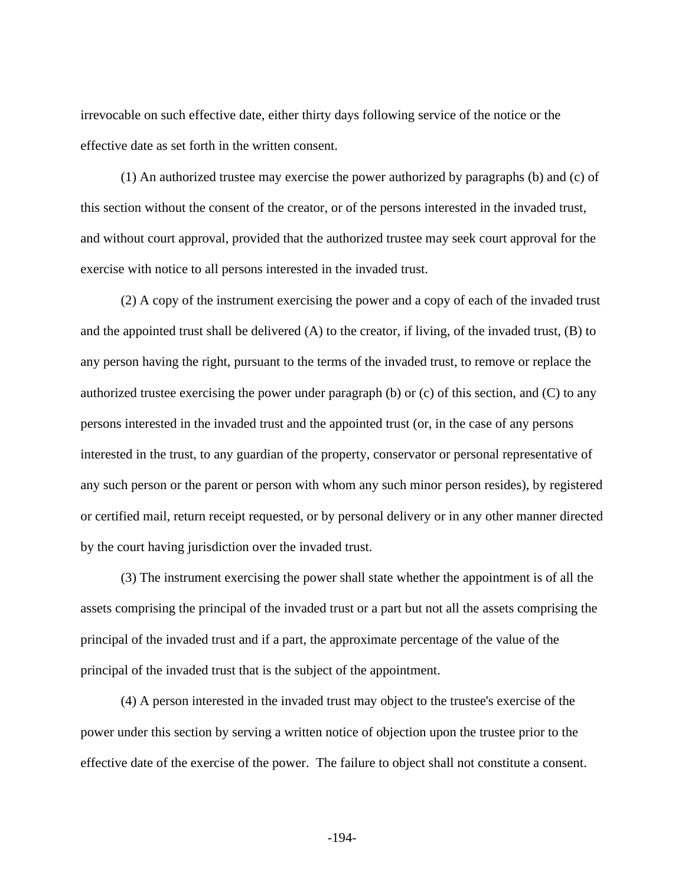irrevocable on such effective date, either thirty days following service of the notice or the effective date as set forth in the written consent.

(1) An authorized trustee may exercise the power authorized by paragraphs (b) and (c) of this section without the consent of the creator, or of the persons interested in the invaded trust, and without court approval, provided that the authorized trustee may seek court approval for the exercise with notice to all persons interested in the invaded trust.

(2) A copy of the instrument exercising the power and a copy of each of the invaded trust and the appointed trust shall be delivered (A) to the creator, if living, of the invaded trust, (B) to any person having the right, pursuant to the terms of the invaded trust, to remove or replace the authorized trustee exercising the power under paragraph (b) or (c) of this section, and (C) to any persons interested in the invaded trust and the appointed trust (or, in the case of any persons interested in the trust, to any guardian of the property, conservator or personal representative of any such person or the parent or person with whom any such minor person resides), by registered or certified mail, return receipt requested, or by personal delivery or in any other manner directed by the court having jurisdiction over the invaded trust.

(3) The instrument exercising the power shall state whether the appointment is of all the assets comprising the principal of the invaded trust or a part but not all the assets comprising the principal of the invaded trust and if a part, the approximate percentage of the value of the principal of the invaded trust that is the subject of the appointment.

(4) A person interested in the invaded trust may object to the trustee's exercise of the power under this section by serving a written notice of objection upon the trustee prior to the effective date of the exercise of the power. The failure to object shall not constitute a consent.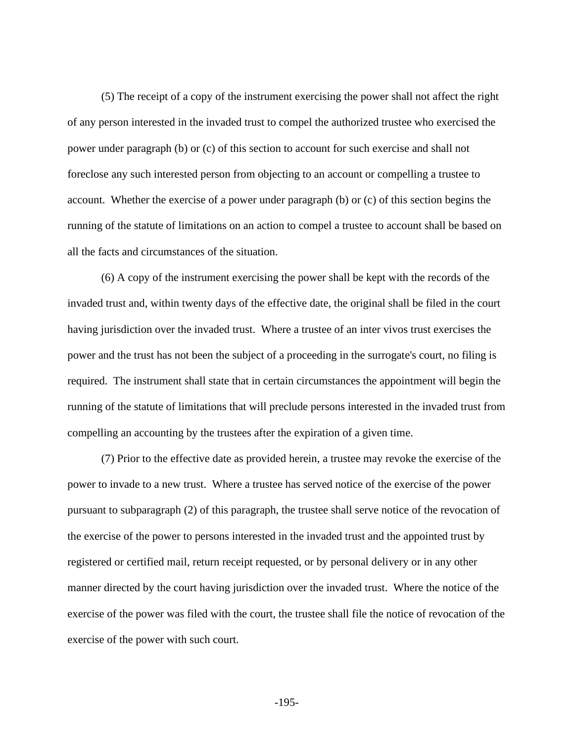(5) The receipt of a copy of the instrument exercising the power shall not affect the right of any person interested in the invaded trust to compel the authorized trustee who exercised the power under paragraph (b) or (c) of this section to account for such exercise and shall not foreclose any such interested person from objecting to an account or compelling a trustee to account. Whether the exercise of a power under paragraph (b) or (c) of this section begins the running of the statute of limitations on an action to compel a trustee to account shall be based on all the facts and circumstances of the situation.

(6) A copy of the instrument exercising the power shall be kept with the records of the invaded trust and, within twenty days of the effective date, the original shall be filed in the court having jurisdiction over the invaded trust. Where a trustee of an inter vivos trust exercises the power and the trust has not been the subject of a proceeding in the surrogate's court, no filing is required. The instrument shall state that in certain circumstances the appointment will begin the running of the statute of limitations that will preclude persons interested in the invaded trust from compelling an accounting by the trustees after the expiration of a given time.

(7) Prior to the effective date as provided herein, a trustee may revoke the exercise of the power to invade to a new trust. Where a trustee has served notice of the exercise of the power pursuant to subparagraph (2) of this paragraph, the trustee shall serve notice of the revocation of the exercise of the power to persons interested in the invaded trust and the appointed trust by registered or certified mail, return receipt requested, or by personal delivery or in any other manner directed by the court having jurisdiction over the invaded trust. Where the notice of the exercise of the power was filed with the court, the trustee shall file the notice of revocation of the exercise of the power with such court.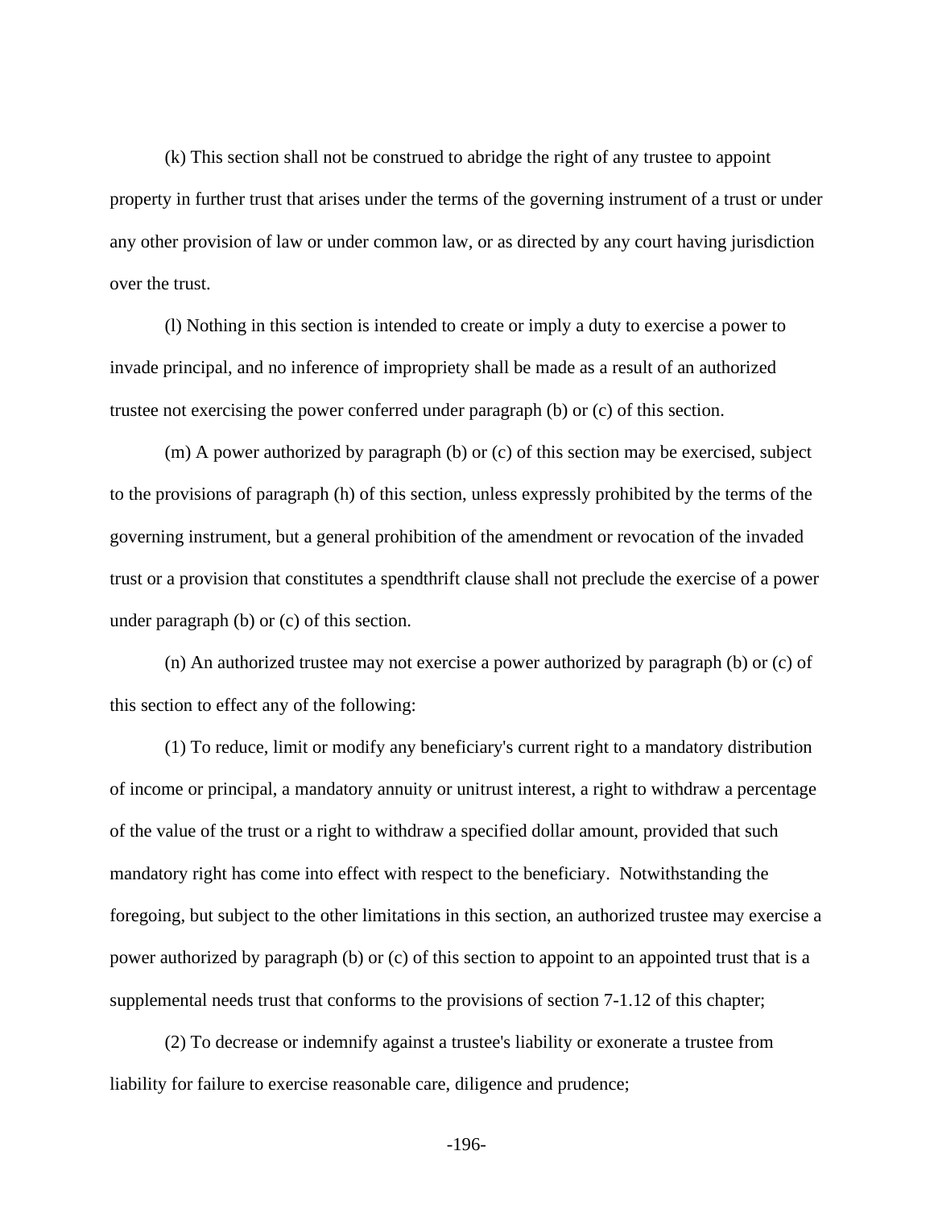(k) This section shall not be construed to abridge the right of any trustee to appoint property in further trust that arises under the terms of the governing instrument of a trust or under any other provision of law or under common law, or as directed by any court having jurisdiction over the trust.

(l) Nothing in this section is intended to create or imply a duty to exercise a power to invade principal, and no inference of impropriety shall be made as a result of an authorized trustee not exercising the power conferred under paragraph (b) or (c) of this section.

(m) A power authorized by paragraph (b) or (c) of this section may be exercised, subject to the provisions of paragraph (h) of this section, unless expressly prohibited by the terms of the governing instrument, but a general prohibition of the amendment or revocation of the invaded trust or a provision that constitutes a spendthrift clause shall not preclude the exercise of a power under paragraph (b) or (c) of this section.

(n) An authorized trustee may not exercise a power authorized by paragraph (b) or (c) of this section to effect any of the following:

(1) To reduce, limit or modify any beneficiary's current right to a mandatory distribution of income or principal, a mandatory annuity or unitrust interest, a right to withdraw a percentage of the value of the trust or a right to withdraw a specified dollar amount, provided that such mandatory right has come into effect with respect to the beneficiary. Notwithstanding the foregoing, but subject to the other limitations in this section, an authorized trustee may exercise a power authorized by paragraph (b) or (c) of this section to appoint to an appointed trust that is a supplemental needs trust that conforms to the provisions of section 7-1.12 of this chapter;

(2) To decrease or indemnify against a trustee's liability or exonerate a trustee from liability for failure to exercise reasonable care, diligence and prudence;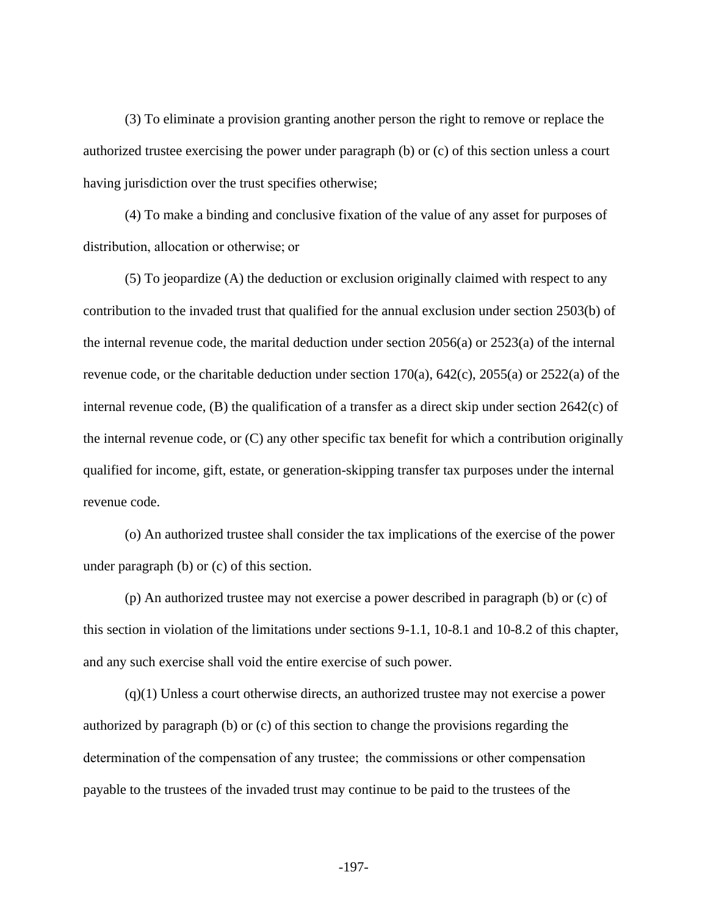(3) To eliminate a provision granting another person the right to remove or replace the authorized trustee exercising the power under paragraph (b) or (c) of this section unless a court having jurisdiction over the trust specifies otherwise;

(4) To make a binding and conclusive fixation of the value of any asset for purposes of distribution, allocation or otherwise; or

(5) To jeopardize (A) the deduction or exclusion originally claimed with respect to any contribution to the invaded trust that qualified for the annual exclusion under section 2503(b) of the internal revenue code, the marital deduction under section 2056(a) or 2523(a) of the internal revenue code, or the charitable deduction under section 170(a), 642(c), 2055(a) or 2522(a) of the internal revenue code, (B) the qualification of a transfer as a direct skip under section 2642(c) of the internal revenue code, or (C) any other specific tax benefit for which a contribution originally qualified for income, gift, estate, or generation-skipping transfer tax purposes under the internal revenue code.

(o) An authorized trustee shall consider the tax implications of the exercise of the power under paragraph (b) or (c) of this section.

(p) An authorized trustee may not exercise a power described in paragraph (b) or (c) of this section in violation of the limitations under sections 9-1.1, 10-8.1 and 10-8.2 of this chapter, and any such exercise shall void the entire exercise of such power.

(q)(1) Unless a court otherwise directs, an authorized trustee may not exercise a power authorized by paragraph (b) or (c) of this section to change the provisions regarding the determination of the compensation of any trustee; the commissions or other compensation payable to the trustees of the invaded trust may continue to be paid to the trustees of the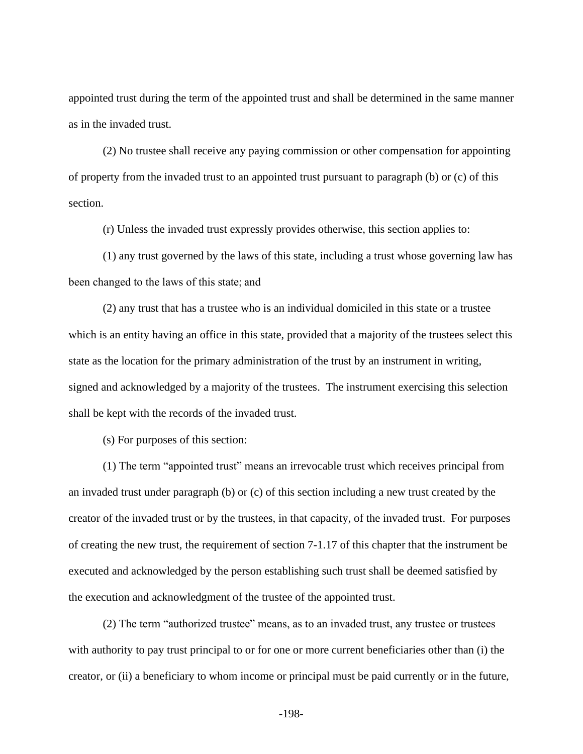appointed trust during the term of the appointed trust and shall be determined in the same manner as in the invaded trust.

(2) No trustee shall receive any paying commission or other compensation for appointing of property from the invaded trust to an appointed trust pursuant to paragraph (b) or (c) of this section.

(r) Unless the invaded trust expressly provides otherwise, this section applies to:

(1) any trust governed by the laws of this state, including a trust whose governing law has been changed to the laws of this state; and

(2) any trust that has a trustee who is an individual domiciled in this state or a trustee which is an entity having an office in this state, provided that a majority of the trustees select this state as the location for the primary administration of the trust by an instrument in writing, signed and acknowledged by a majority of the trustees. The instrument exercising this selection shall be kept with the records of the invaded trust.

(s) For purposes of this section:

(1) The term "appointed trust" means an irrevocable trust which receives principal from an invaded trust under paragraph (b) or (c) of this section including a new trust created by the creator of the invaded trust or by the trustees, in that capacity, of the invaded trust. For purposes of creating the new trust, the requirement of section 7-1.17 of this chapter that the instrument be executed and acknowledged by the person establishing such trust shall be deemed satisfied by the execution and acknowledgment of the trustee of the appointed trust.

(2) The term "authorized trustee" means, as to an invaded trust, any trustee or trustees with authority to pay trust principal to or for one or more current beneficiaries other than (i) the creator, or (ii) a beneficiary to whom income or principal must be paid currently or in the future,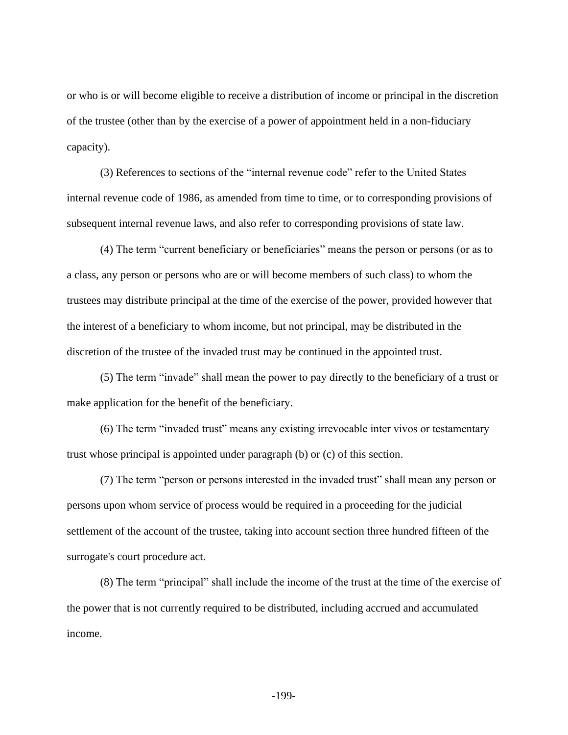or who is or will become eligible to receive a distribution of income or principal in the discretion of the trustee (other than by the exercise of a power of appointment held in a non-fiduciary capacity).

(3) References to sections of the "internal revenue code" refer to the United States internal revenue code of 1986, as amended from time to time, or to corresponding provisions of subsequent internal revenue laws, and also refer to corresponding provisions of state law.

(4) The term "current beneficiary or beneficiaries" means the person or persons (or as to a class, any person or persons who are or will become members of such class) to whom the trustees may distribute principal at the time of the exercise of the power, provided however that the interest of a beneficiary to whom income, but not principal, may be distributed in the discretion of the trustee of the invaded trust may be continued in the appointed trust.

(5) The term "invade" shall mean the power to pay directly to the beneficiary of a trust or make application for the benefit of the beneficiary.

(6) The term "invaded trust" means any existing irrevocable inter vivos or testamentary trust whose principal is appointed under paragraph (b) or (c) of this section.

(7) The term "person or persons interested in the invaded trust" shall mean any person or persons upon whom service of process would be required in a proceeding for the judicial settlement of the account of the trustee, taking into account section three hundred fifteen of the surrogate's court procedure act.

(8) The term "principal" shall include the income of the trust at the time of the exercise of the power that is not currently required to be distributed, including accrued and accumulated income.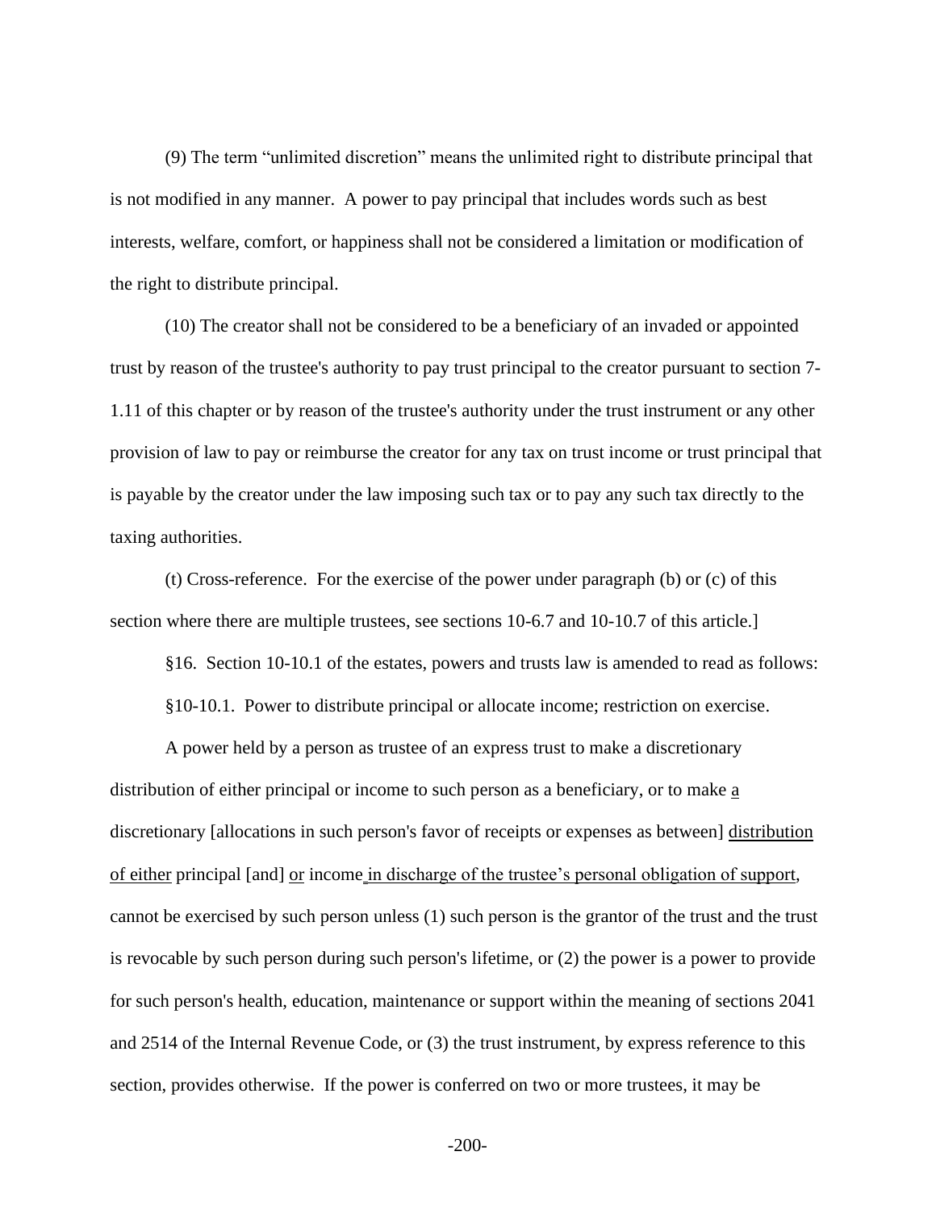(9) The term "unlimited discretion" means the unlimited right to distribute principal that is not modified in any manner. A power to pay principal that includes words such as best interests, welfare, comfort, or happiness shall not be considered a limitation or modification of the right to distribute principal.

(10) The creator shall not be considered to be a beneficiary of an invaded or appointed trust by reason of the trustee's authority to pay trust principal to the creator pursuant to section 7-1.11 of this chapter or by reason of the trustee's authority under the trust instrument or any other provision of law to pay or reimburse the creator for any tax on trust income or trust principal that is payable by the creator under the law imposing such tax or to pay any such tax directly to the taxing authorities.

(t) Cross-reference. For the exercise of the power under paragraph (b) or (c) of this section where there are multiple trustees, see sections 10-6.7 and 10-10.7 of this article.]

§16. Section 10-10.1 of the estates, powers and trusts law is amended to read as follows:

§10-10.1. Power to distribute principal or allocate income; restriction on exercise.

A power held by a person as trustee of an express trust to make a discretionary distribution of either principal or income to such person as a beneficiary, or to make <u>a</u> discretionary [allocations in such person's favor of receipts or expenses as between] <u>distribution of either</u> principal [and] <u>or</u> income<u> in discharge of the trustee's personal obligation of support</u>, cannot be exercised by such person unless (1) such person is the grantor of the trust and the trust is revocable by such person during such person's lifetime, or (2) the power is a power to provide for such person's health, education, maintenance or support within the meaning of sections 2041 and 2514 of the Internal Revenue Code, or (3) the trust instrument, by express reference to this section, provides otherwise. If the power is conferred on two or more trustees, it may be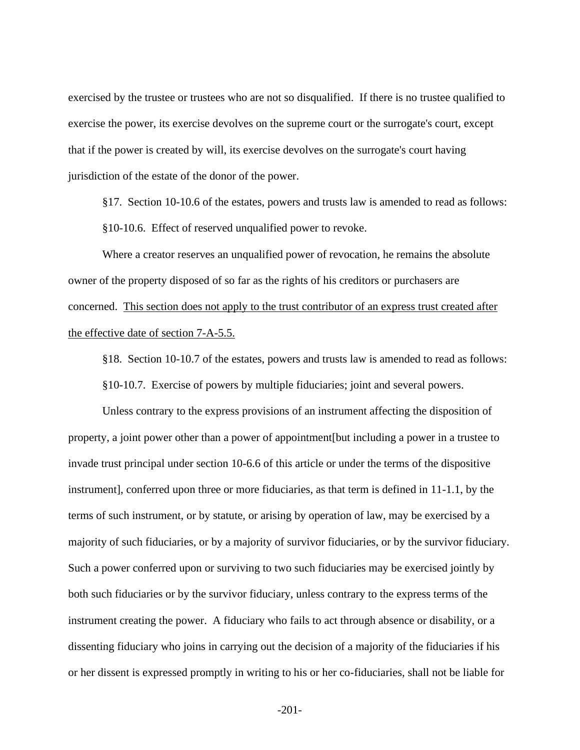exercised by the trustee or trustees who are not so disqualified. If there is no trustee qualified to exercise the power, its exercise devolves on the supreme court or the surrogate's court, except that if the power is created by will, its exercise devolves on the surrogate's court having jurisdiction of the estate of the donor of the power.

§17. Section 10-10.6 of the estates, powers and trusts law is amended to read as follows:

§10-10.6. Effect of reserved unqualified power to revoke.

Where a creator reserves an unqualified power of revocation, he remains the absolute owner of the property disposed of so far as the rights of his creditors or purchasers are concerned. <u>This section does not apply to the trust contributor of an express trust created after the effective date of section 7-A-5.5.</u>

§18. Section 10-10.7 of the estates, powers and trusts law is amended to read as follows:

§10-10.7. Exercise of powers by multiple fiduciaries; joint and several powers.

Unless contrary to the express provisions of an instrument affecting the disposition of property, a joint power other than a power of appointment[but including a power in a trustee to invade trust principal under section 10-6.6 of this article or under the terms of the dispositive instrument], conferred upon three or more fiduciaries, as that term is defined in 11-1.1, by the terms of such instrument, or by statute, or arising by operation of law, may be exercised by a majority of such fiduciaries, or by a majority of survivor fiduciaries, or by the survivor fiduciary. Such a power conferred upon or surviving to two such fiduciaries may be exercised jointly by both such fiduciaries or by the survivor fiduciary, unless contrary to the express terms of the instrument creating the power. A fiduciary who fails to act through absence or disability, or a dissenting fiduciary who joins in carrying out the decision of a majority of the fiduciaries if his or her dissent is expressed promptly in writing to his or her co-fiduciaries, shall not be liable for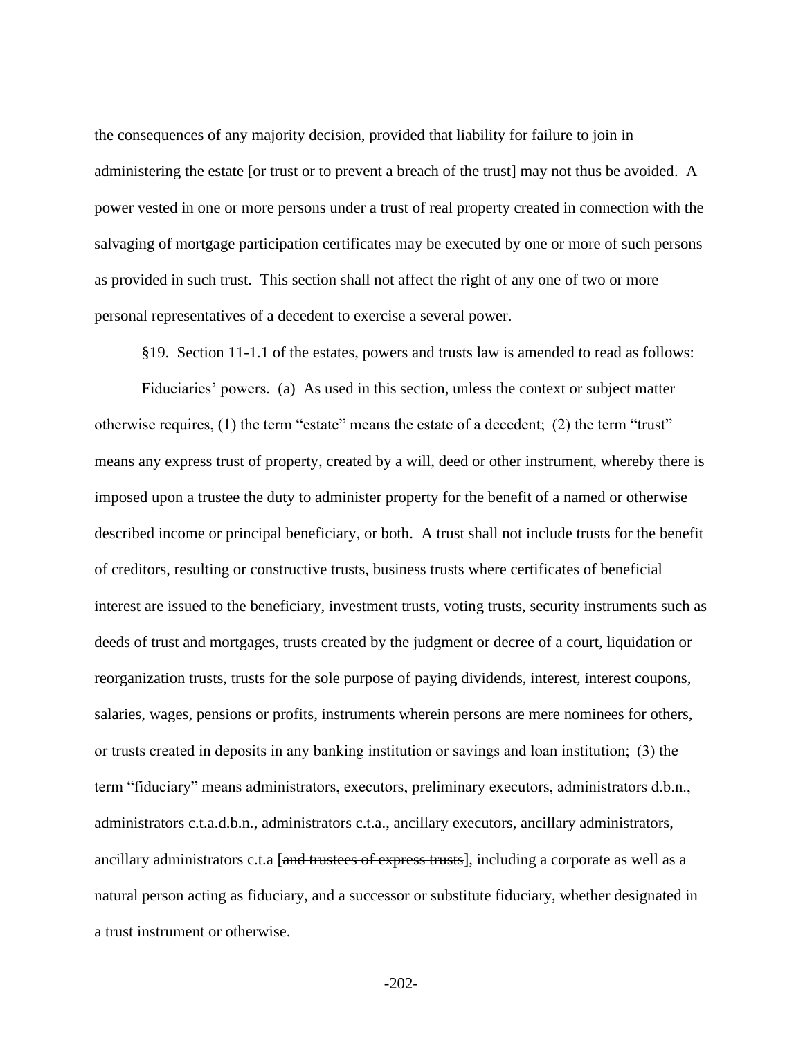the consequences of any majority decision, provided that liability for failure to join in administering the estate [or trust or to prevent a breach of the trust] may not thus be avoided. A power vested in one or more persons under a trust of real property created in connection with the salvaging of mortgage participation certificates may be executed by one or more of such persons as provided in such trust. This section shall not affect the right of any one of two or more personal representatives of a decedent to exercise a several power.

§19. Section 11-1.1 of the estates, powers and trusts law is amended to read as follows:

Fiduciaries' powers. (a) As used in this section, unless the context or subject matter otherwise requires, (1) the term "estate" means the estate of a decedent; (2) the term "trust" means any express trust of property, created by a will, deed or other instrument, whereby there is imposed upon a trustee the duty to administer property for the benefit of a named or otherwise described income or principal beneficiary, or both. A trust shall not include trusts for the benefit of creditors, resulting or constructive trusts, business trusts where certificates of beneficial interest are issued to the beneficiary, investment trusts, voting trusts, security instruments such as deeds of trust and mortgages, trusts created by the judgment or decree of a court, liquidation or reorganization trusts, trusts for the sole purpose of paying dividends, interest, interest coupons, salaries, wages, pensions or profits, instruments wherein persons are mere nominees for others, or trusts created in deposits in any banking institution or savings and loan institution; (3) the term "fiduciary" means administrators, executors, preliminary executors, administrators d.b.n., administrators c.t.a.d.b.n., administrators c.t.a., ancillary executors, ancillary administrators, ancillary administrators c.t.a [~~and trustees of express trusts~~], including a corporate as well as a natural person acting as fiduciary, and a successor or substitute fiduciary, whether designated in a trust instrument or otherwise.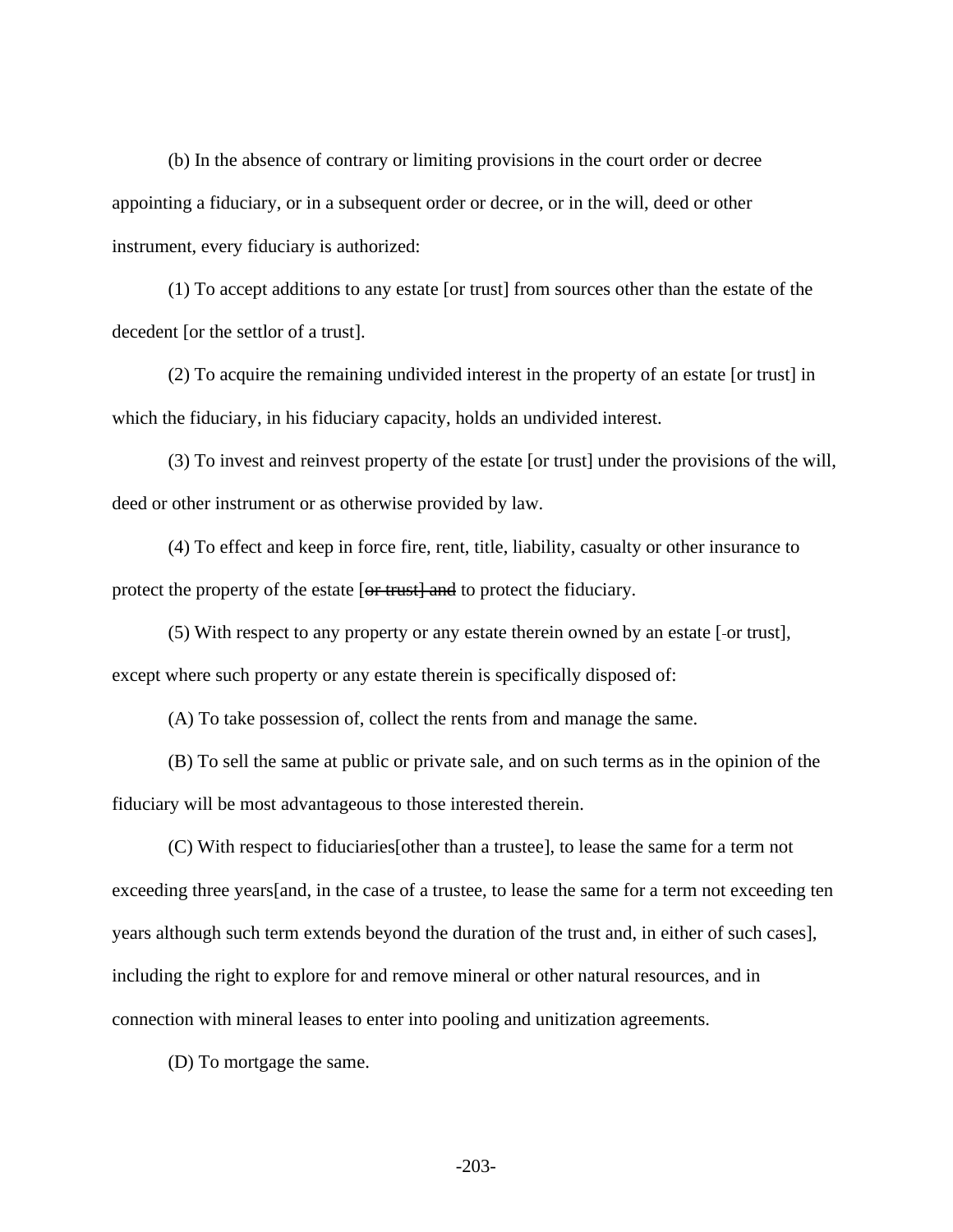(b) In the absence of contrary or limiting provisions in the court order or decree appointing a fiduciary, or in a subsequent order or decree, or in the will, deed or other instrument, every fiduciary is authorized:

(1) To accept additions to any estate [or trust] from sources other than the estate of the decedent [or the settlor of a trust].

(2) To acquire the remaining undivided interest in the property of an estate [or trust] in which the fiduciary, in his fiduciary capacity, holds an undivided interest.

(3) To invest and reinvest property of the estate [or trust] under the provisions of the will, deed or other instrument or as otherwise provided by law.

(4) To effect and keep in force fire, rent, title, liability, casualty or other insurance to protect the property of the estate [~~or trust] and~~ to protect the fiduciary.

(5) With respect to any property or any estate therein owned by an estate [-or trust], except where such property or any estate therein is specifically disposed of:

(A) To take possession of, collect the rents from and manage the same.

(B) To sell the same at public or private sale, and on such terms as in the opinion of the fiduciary will be most advantageous to those interested therein.

(C) With respect to fiduciaries[other than a trustee], to lease the same for a term not exceeding three years[and, in the case of a trustee, to lease the same for a term not exceeding ten years although such term extends beyond the duration of the trust and, in either of such cases], including the right to explore for and remove mineral or other natural resources, and in connection with mineral leases to enter into pooling and unitization agreements.

(D) To mortgage the same.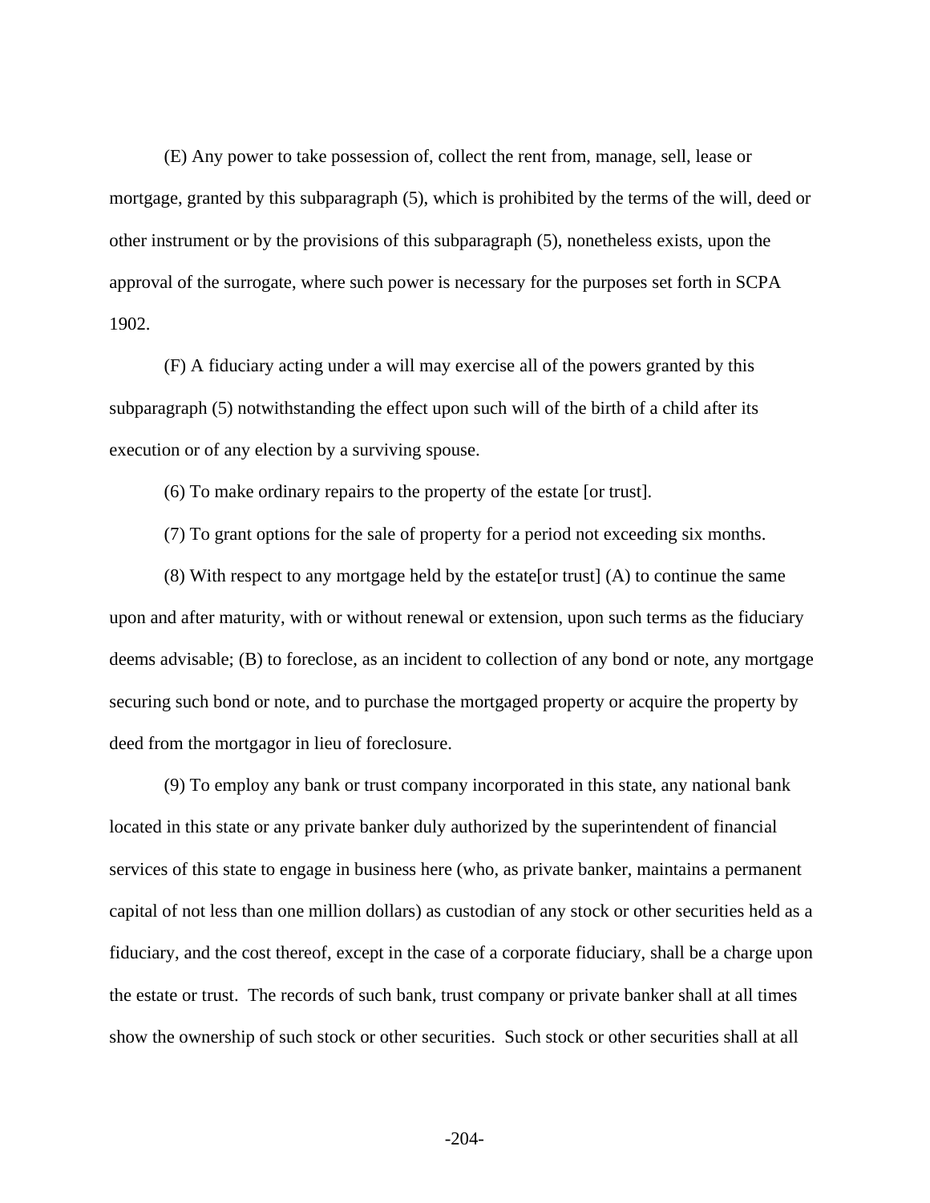(E) Any power to take possession of, collect the rent from, manage, sell, lease or mortgage, granted by this subparagraph (5), which is prohibited by the terms of the will, deed or other instrument or by the provisions of this subparagraph (5), nonetheless exists, upon the approval of the surrogate, where such power is necessary for the purposes set forth in SCPA 1902.

(F) A fiduciary acting under a will may exercise all of the powers granted by this subparagraph (5) notwithstanding the effect upon such will of the birth of a child after its execution or of any election by a surviving spouse.

(6) To make ordinary repairs to the property of the estate [or trust].

(7) To grant options for the sale of property for a period not exceeding six months.

(8) With respect to any mortgage held by the estate[or trust] (A) to continue the same upon and after maturity, with or without renewal or extension, upon such terms as the fiduciary deems advisable; (B) to foreclose, as an incident to collection of any bond or note, any mortgage securing such bond or note, and to purchase the mortgaged property or acquire the property by deed from the mortgagor in lieu of foreclosure.

(9) To employ any bank or trust company incorporated in this state, any national bank located in this state or any private banker duly authorized by the superintendent of financial services of this state to engage in business here (who, as private banker, maintains a permanent capital of not less than one million dollars) as custodian of any stock or other securities held as a fiduciary, and the cost thereof, except in the case of a corporate fiduciary, shall be a charge upon the estate or trust. The records of such bank, trust company or private banker shall at all times show the ownership of such stock or other securities. Such stock or other securities shall at all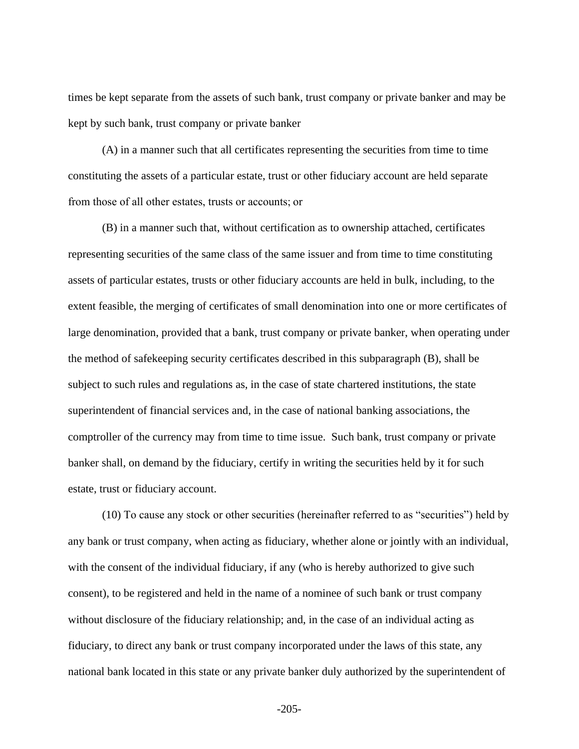times be kept separate from the assets of such bank, trust company or private banker and may be kept by such bank, trust company or private banker

(A) in a manner such that all certificates representing the securities from time to time constituting the assets of a particular estate, trust or other fiduciary account are held separate from those of all other estates, trusts or accounts; or

(B) in a manner such that, without certification as to ownership attached, certificates representing securities of the same class of the same issuer and from time to time constituting assets of particular estates, trusts or other fiduciary accounts are held in bulk, including, to the extent feasible, the merging of certificates of small denomination into one or more certificates of large denomination, provided that a bank, trust company or private banker, when operating under the method of safekeeping security certificates described in this subparagraph (B), shall be subject to such rules and regulations as, in the case of state chartered institutions, the state superintendent of financial services and, in the case of national banking associations, the comptroller of the currency may from time to time issue. Such bank, trust company or private banker shall, on demand by the fiduciary, certify in writing the securities held by it for such estate, trust or fiduciary account.

(10) To cause any stock or other securities (hereinafter referred to as "securities") held by any bank or trust company, when acting as fiduciary, whether alone or jointly with an individual, with the consent of the individual fiduciary, if any (who is hereby authorized to give such consent), to be registered and held in the name of a nominee of such bank or trust company without disclosure of the fiduciary relationship; and, in the case of an individual acting as fiduciary, to direct any bank or trust company incorporated under the laws of this state, any national bank located in this state or any private banker duly authorized by the superintendent of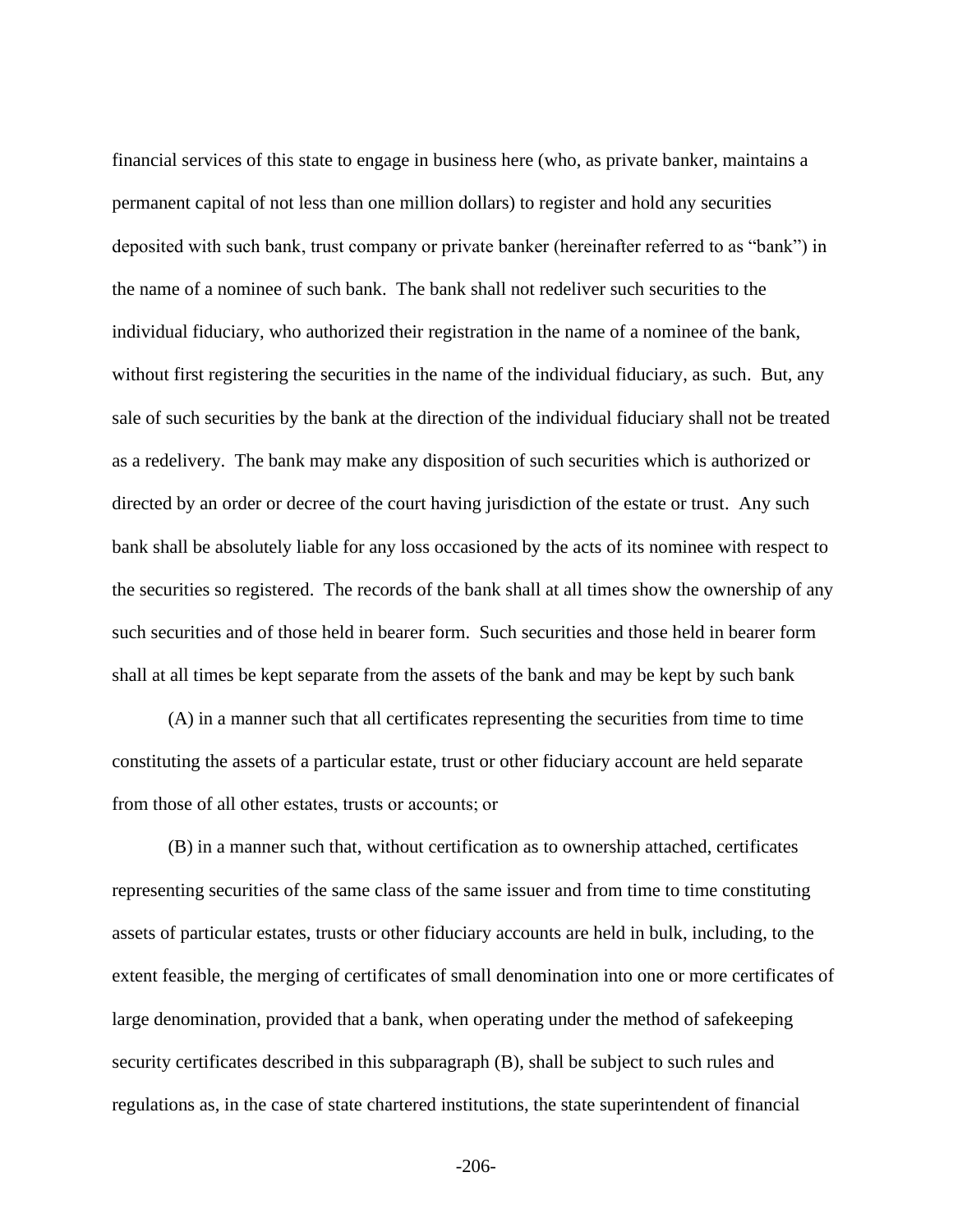financial services of this state to engage in business here (who, as private banker, maintains a permanent capital of not less than one million dollars) to register and hold any securities deposited with such bank, trust company or private banker (hereinafter referred to as "bank") in the name of a nominee of such bank. The bank shall not redeliver such securities to the individual fiduciary, who authorized their registration in the name of a nominee of the bank, without first registering the securities in the name of the individual fiduciary, as such. But, any sale of such securities by the bank at the direction of the individual fiduciary shall not be treated as a redelivery. The bank may make any disposition of such securities which is authorized or directed by an order or decree of the court having jurisdiction of the estate or trust. Any such bank shall be absolutely liable for any loss occasioned by the acts of its nominee with respect to the securities so registered. The records of the bank shall at all times show the ownership of any such securities and of those held in bearer form. Such securities and those held in bearer form shall at all times be kept separate from the assets of the bank and may be kept by such bank

(A) in a manner such that all certificates representing the securities from time to time constituting the assets of a particular estate, trust or other fiduciary account are held separate from those of all other estates, trusts or accounts; or

(B) in a manner such that, without certification as to ownership attached, certificates representing securities of the same class of the same issuer and from time to time constituting assets of particular estates, trusts or other fiduciary accounts are held in bulk, including, to the extent feasible, the merging of certificates of small denomination into one or more certificates of large denomination, provided that a bank, when operating under the method of safekeeping security certificates described in this subparagraph (B), shall be subject to such rules and regulations as, in the case of state chartered institutions, the state superintendent of financial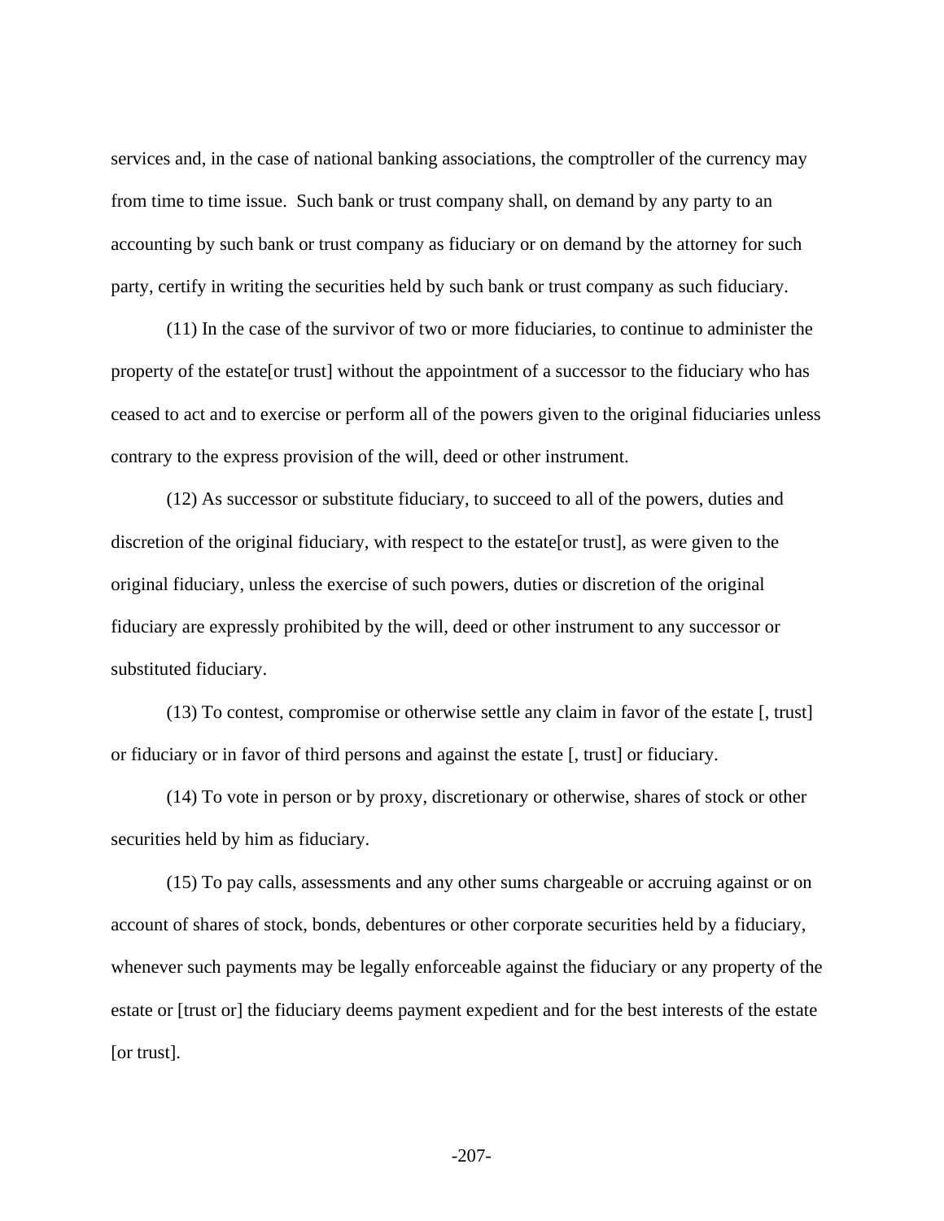services and, in the case of national banking associations, the comptroller of the currency may from time to time issue. Such bank or trust company shall, on demand by any party to an accounting by such bank or trust company as fiduciary or on demand by the attorney for such party, certify in writing the securities held by such bank or trust company as such fiduciary.

(11) In the case of the survivor of two or more fiduciaries, to continue to administer the property of the estate[or trust] without the appointment of a successor to the fiduciary who has ceased to act and to exercise or perform all of the powers given to the original fiduciaries unless contrary to the express provision of the will, deed or other instrument.

(12) As successor or substitute fiduciary, to succeed to all of the powers, duties and discretion of the original fiduciary, with respect to the estate[or trust], as were given to the original fiduciary, unless the exercise of such powers, duties or discretion of the original fiduciary are expressly prohibited by the will, deed or other instrument to any successor or substituted fiduciary.

(13) To contest, compromise or otherwise settle any claim in favor of the estate [, trust] or fiduciary or in favor of third persons and against the estate [, trust] or fiduciary.

(14) To vote in person or by proxy, discretionary or otherwise, shares of stock or other securities held by him as fiduciary.

(15) To pay calls, assessments and any other sums chargeable or accruing against or on account of shares of stock, bonds, debentures or other corporate securities held by a fiduciary, whenever such payments may be legally enforceable against the fiduciary or any property of the estate or [trust or] the fiduciary deems payment expedient and for the best interests of the estate [or trust].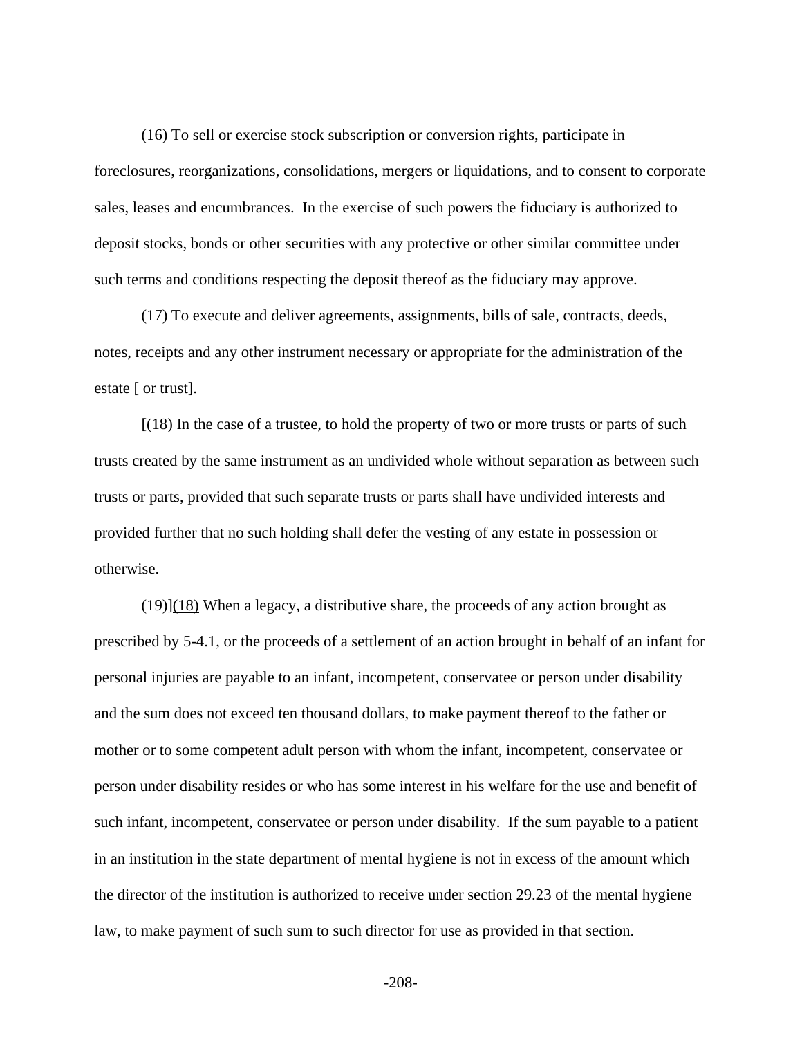(16) To sell or exercise stock subscription or conversion rights, participate in foreclosures, reorganizations, consolidations, mergers or liquidations, and to consent to corporate sales, leases and encumbrances. In the exercise of such powers the fiduciary is authorized to deposit stocks, bonds or other securities with any protective or other similar committee under such terms and conditions respecting the deposit thereof as the fiduciary may approve.

(17) To execute and deliver agreements, assignments, bills of sale, contracts, deeds, notes, receipts and any other instrument necessary or appropriate for the administration of the estate [ or trust].

[(18) In the case of a trustee, to hold the property of two or more trusts or parts of such trusts created by the same instrument as an undivided whole without separation as between such trusts or parts, provided that such separate trusts or parts shall have undivided interests and provided further that no such holding shall defer the vesting of any estate in possession or otherwise.

(19)]<u>(18)</u> When a legacy, a distributive share, the proceeds of any action brought as prescribed by 5-4.1, or the proceeds of a settlement of an action brought in behalf of an infant for personal injuries are payable to an infant, incompetent, conservatee or person under disability and the sum does not exceed ten thousand dollars, to make payment thereof to the father or mother or to some competent adult person with whom the infant, incompetent, conservatee or person under disability resides or who has some interest in his welfare for the use and benefit of such infant, incompetent, conservatee or person under disability. If the sum payable to a patient in an institution in the state department of mental hygiene is not in excess of the amount which the director of the institution is authorized to receive under section 29.23 of the mental hygiene law, to make payment of such sum to such director for use as provided in that section.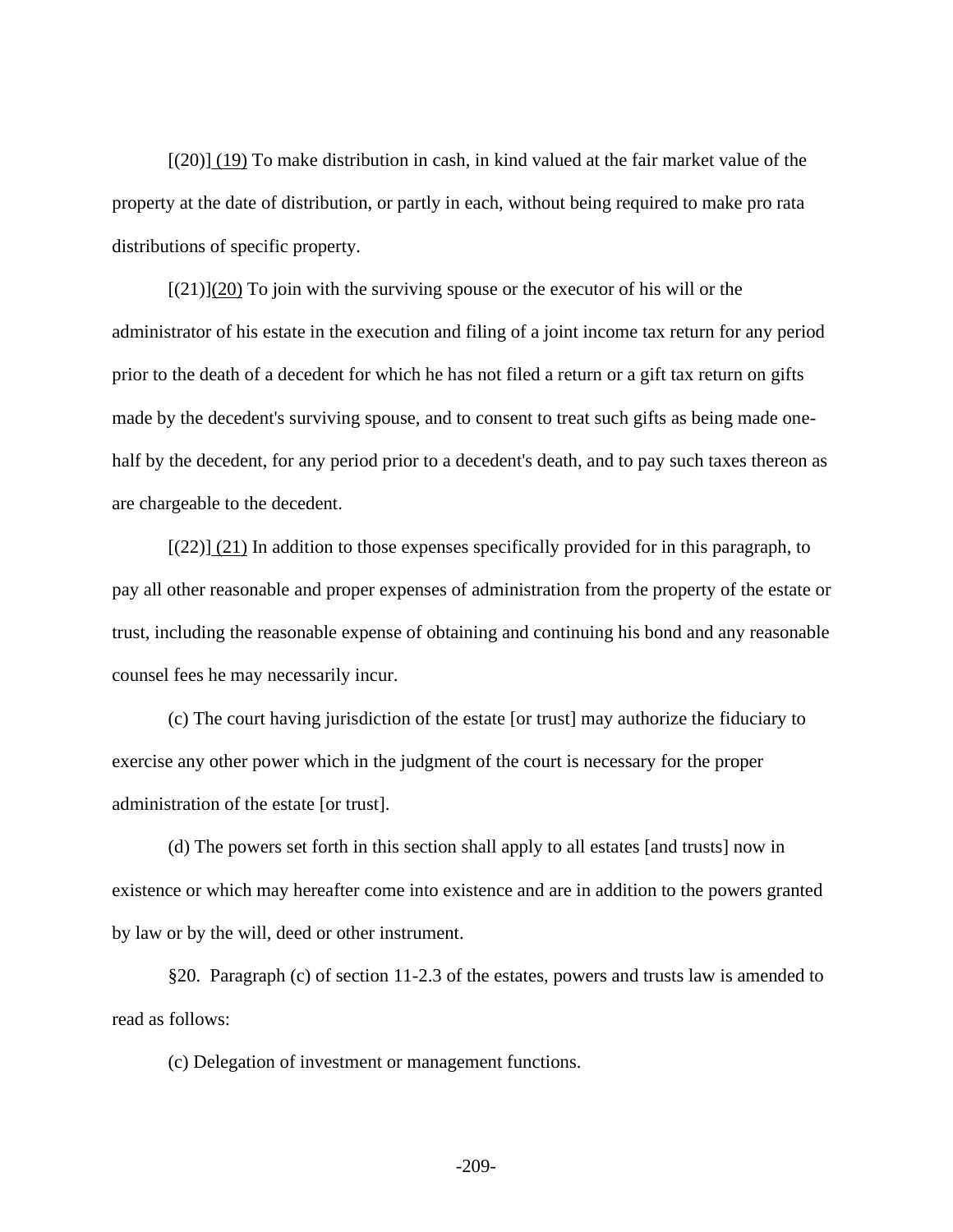[(20)] (19) To make distribution in cash, in kind valued at the fair market value of the property at the date of distribution, or partly in each, without being required to make pro rata distributions of specific property.

[(21)](20) To join with the surviving spouse or the executor of his will or the administrator of his estate in the execution and filing of a joint income tax return for any period prior to the death of a decedent for which he has not filed a return or a gift tax return on gifts made by the decedent's surviving spouse, and to consent to treat such gifts as being made one-half by the decedent, for any period prior to a decedent's death, and to pay such taxes thereon as are chargeable to the decedent.

[(22)] (21) In addition to those expenses specifically provided for in this paragraph, to pay all other reasonable and proper expenses of administration from the property of the estate or trust, including the reasonable expense of obtaining and continuing his bond and any reasonable counsel fees he may necessarily incur.

(c) The court having jurisdiction of the estate [or trust] may authorize the fiduciary to exercise any other power which in the judgment of the court is necessary for the proper administration of the estate [or trust].

(d) The powers set forth in this section shall apply to all estates [and trusts] now in existence or which may hereafter come into existence and are in addition to the powers granted by law or by the will, deed or other instrument.

§20. Paragraph (c) of section 11-2.3 of the estates, powers and trusts law is amended to read as follows:

(c) Delegation of investment or management functions.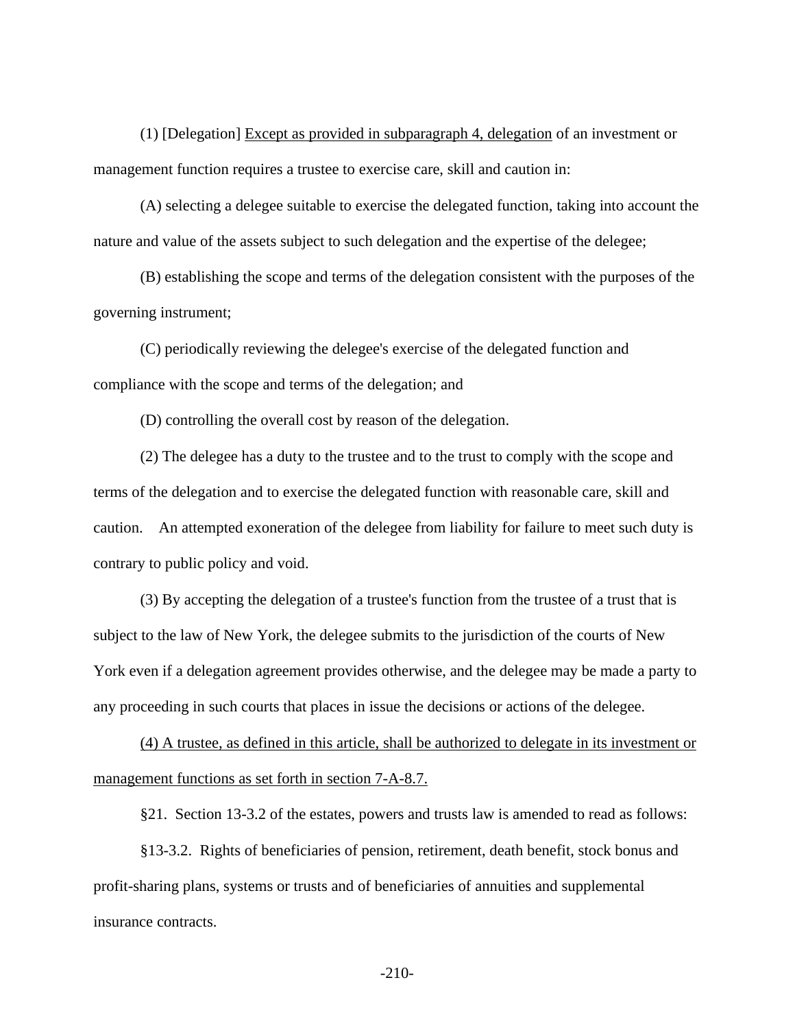(1) [Delegation] <u>Except as provided in subparagraph 4, delegation</u> of an investment or management function requires a trustee to exercise care, skill and caution in:

(A) selecting a delegee suitable to exercise the delegated function, taking into account the nature and value of the assets subject to such delegation and the expertise of the delegee;

(B) establishing the scope and terms of the delegation consistent with the purposes of the governing instrument;

(C) periodically reviewing the delegee's exercise of the delegated function and compliance with the scope and terms of the delegation; and

(D) controlling the overall cost by reason of the delegation.

(2) The delegee has a duty to the trustee and to the trust to comply with the scope and terms of the delegation and to exercise the delegated function with reasonable care, skill and caution. An attempted exoneration of the delegee from liability for failure to meet such duty is contrary to public policy and void.

(3) By accepting the delegation of a trustee's function from the trustee of a trust that is subject to the law of New York, the delegee submits to the jurisdiction of the courts of New York even if a delegation agreement provides otherwise, and the delegee may be made a party to any proceeding in such courts that places in issue the decisions or actions of the delegee.

<u>(4) A trustee, as defined in this article, shall be authorized to delegate in its investment or management functions as set forth in section 7-A-8.7.</u>

§21. Section 13-3.2 of the estates, powers and trusts law is amended to read as follows:

§13-3.2. Rights of beneficiaries of pension, retirement, death benefit, stock bonus and profit-sharing plans, systems or trusts and of beneficiaries of annuities and supplemental insurance contracts.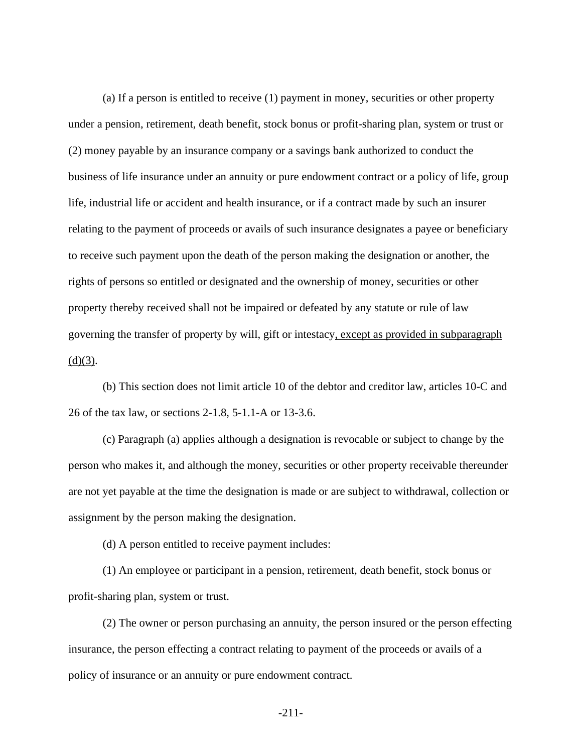(a) If a person is entitled to receive (1) payment in money, securities or other property under a pension, retirement, death benefit, stock bonus or profit-sharing plan, system or trust or (2) money payable by an insurance company or a savings bank authorized to conduct the business of life insurance under an annuity or pure endowment contract or a policy of life, group life, industrial life or accident and health insurance, or if a contract made by such an insurer relating to the payment of proceeds or avails of such insurance designates a payee or beneficiary to receive such payment upon the death of the person making the designation or another, the rights of persons so entitled or designated and the ownership of money, securities or other property thereby received shall not be impaired or defeated by any statute or rule of law governing the transfer of property by will, gift or intestacy<u>, except as provided in subparagraph (d)(3)</u>.

(b) This section does not limit article 10 of the debtor and creditor law, articles 10-C and 26 of the tax law, or sections 2-1.8, 5-1.1-A or 13-3.6.

(c) Paragraph (a) applies although a designation is revocable or subject to change by the person who makes it, and although the money, securities or other property receivable thereunder are not yet payable at the time the designation is made or are subject to withdrawal, collection or assignment by the person making the designation.

(d) A person entitled to receive payment includes:

(1) An employee or participant in a pension, retirement, death benefit, stock bonus or profit-sharing plan, system or trust.

(2) The owner or person purchasing an annuity, the person insured or the person effecting insurance, the person effecting a contract relating to payment of the proceeds or avails of a policy of insurance or an annuity or pure endowment contract.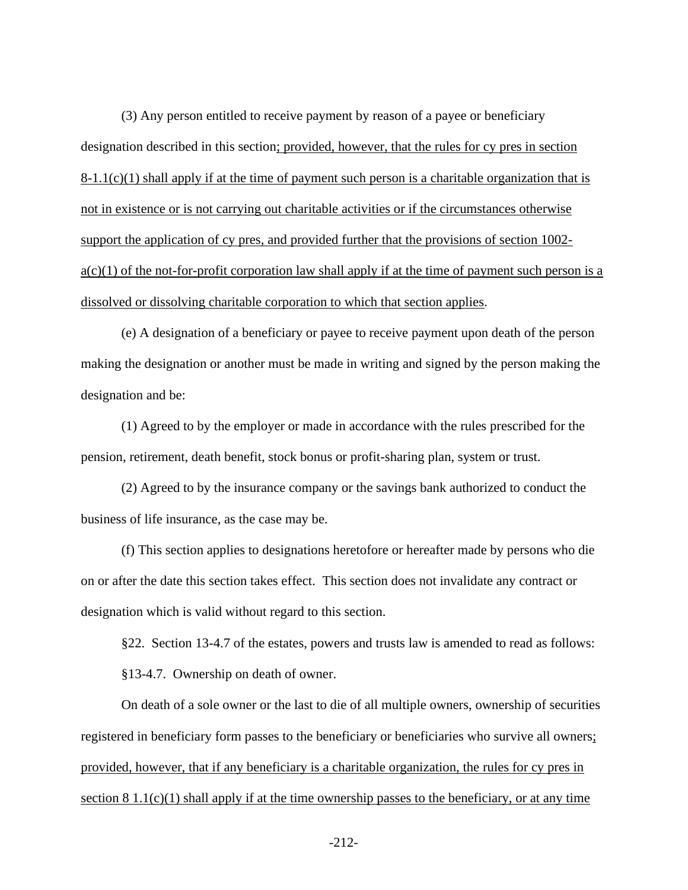(3) Any person entitled to receive payment by reason of a payee or beneficiary designation described in this section<u>; provided, however, that the rules for cy pres in section 8-1.1(c)(1) shall apply if at the time of payment such person is a charitable organization that is not in existence or is not carrying out charitable activities or if the circumstances otherwise support the application of cy pres, and provided further that the provisions of section 1002-a(c)(1) of the not-for-profit corporation law shall apply if at the time of payment such person is a dissolved or dissolving charitable corporation to which that section applies</u>.

(e) A designation of a beneficiary or payee to receive payment upon death of the person making the designation or another must be made in writing and signed by the person making the designation and be:

(1) Agreed to by the employer or made in accordance with the rules prescribed for the pension, retirement, death benefit, stock bonus or profit-sharing plan, system or trust.

(2) Agreed to by the insurance company or the savings bank authorized to conduct the business of life insurance, as the case may be.

(f) This section applies to designations heretofore or hereafter made by persons who die on or after the date this section takes effect. This section does not invalidate any contract or designation which is valid without regard to this section.

§22. Section 13-4.7 of the estates, powers and trusts law is amended to read as follows:

§13-4.7. Ownership on death of owner.

On death of a sole owner or the last to die of all multiple owners, ownership of securities registered in beneficiary form passes to the beneficiary or beneficiaries who survive all owners<u>; provided, however, that if any beneficiary is a charitable organization, the rules for cy pres in section 8 1.1(c)(1) shall apply if at the time ownership passes to the beneficiary, or at any time</u>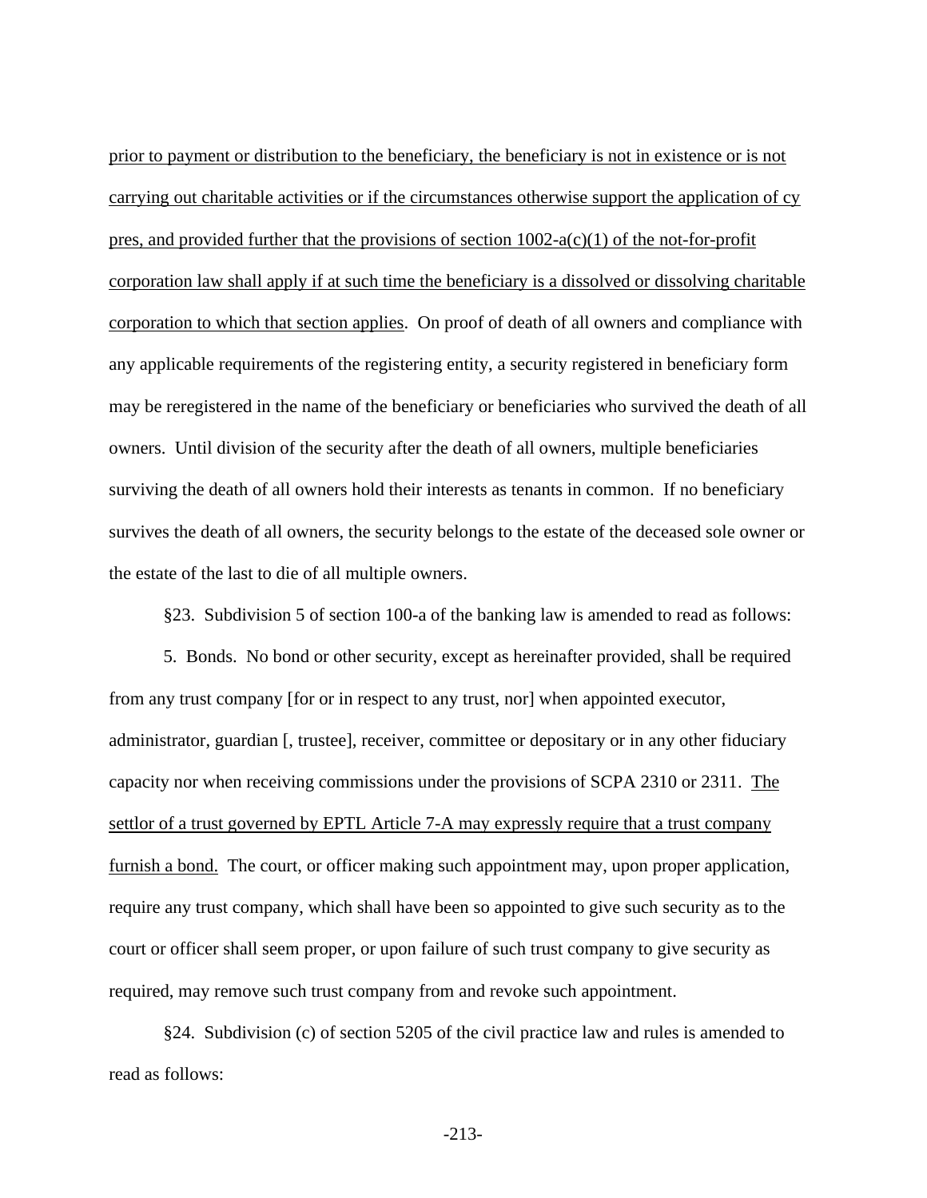prior to payment or distribution to the beneficiary, the beneficiary is not in existence or is not carrying out charitable activities or if the circumstances otherwise support the application of cy pres, and provided further that the provisions of section 1002-a(c)(1) of the not-for-profit corporation law shall apply if at such time the beneficiary is a dissolved or dissolving charitable corporation to which that section applies. On proof of death of all owners and compliance with any applicable requirements of the registering entity, a security registered in beneficiary form may be reregistered in the name of the beneficiary or beneficiaries who survived the death of all owners. Until division of the security after the death of all owners, multiple beneficiaries surviving the death of all owners hold their interests as tenants in common. If no beneficiary survives the death of all owners, the security belongs to the estate of the deceased sole owner or the estate of the last to die of all multiple owners.

§23. Subdivision 5 of section 100-a of the banking law is amended to read as follows:

5. Bonds. No bond or other security, except as hereinafter provided, shall be required from any trust company [for or in respect to any trust, nor] when appointed executor, administrator, guardian [, trustee], receiver, committee or depositary or in any other fiduciary capacity nor when receiving commissions under the provisions of SCPA 2310 or 2311. The settlor of a trust governed by EPTL Article 7-A may expressly require that a trust company furnish a bond. The court, or officer making such appointment may, upon proper application, require any trust company, which shall have been so appointed to give such security as to the court or officer shall seem proper, or upon failure of such trust company to give security as required, may remove such trust company from and revoke such appointment.

§24. Subdivision (c) of section 5205 of the civil practice law and rules is amended to read as follows: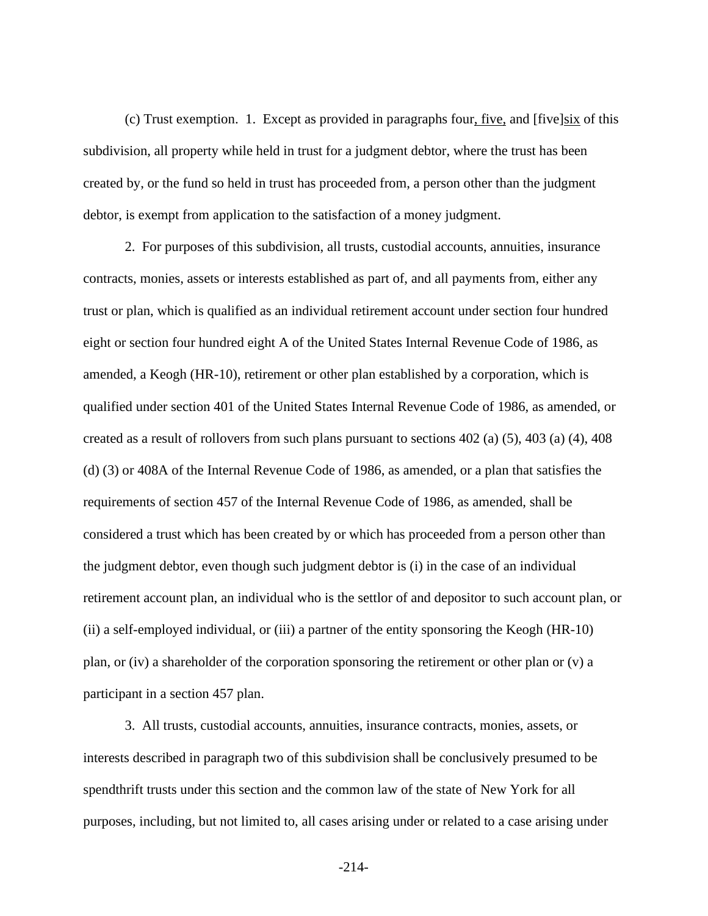(c) Trust exemption. 1. Except as provided in paragraphs four, five, and [five]six of this subdivision, all property while held in trust for a judgment debtor, where the trust has been created by, or the fund so held in trust has proceeded from, a person other than the judgment debtor, is exempt from application to the satisfaction of a money judgment.

2. For purposes of this subdivision, all trusts, custodial accounts, annuities, insurance contracts, monies, assets or interests established as part of, and all payments from, either any trust or plan, which is qualified as an individual retirement account under section four hundred eight or section four hundred eight A of the United States Internal Revenue Code of 1986, as amended, a Keogh (HR-10), retirement or other plan established by a corporation, which is qualified under section 401 of the United States Internal Revenue Code of 1986, as amended, or created as a result of rollovers from such plans pursuant to sections 402 (a) (5), 403 (a) (4), 408 (d) (3) or 408A of the Internal Revenue Code of 1986, as amended, or a plan that satisfies the requirements of section 457 of the Internal Revenue Code of 1986, as amended, shall be considered a trust which has been created by or which has proceeded from a person other than the judgment debtor, even though such judgment debtor is (i) in the case of an individual retirement account plan, an individual who is the settlor of and depositor to such account plan, or (ii) a self-employed individual, or (iii) a partner of the entity sponsoring the Keogh (HR-10) plan, or (iv) a shareholder of the corporation sponsoring the retirement or other plan or (v) a participant in a section 457 plan.

3. All trusts, custodial accounts, annuities, insurance contracts, monies, assets, or interests described in paragraph two of this subdivision shall be conclusively presumed to be spendthrift trusts under this section and the common law of the state of New York for all purposes, including, but not limited to, all cases arising under or related to a case arising under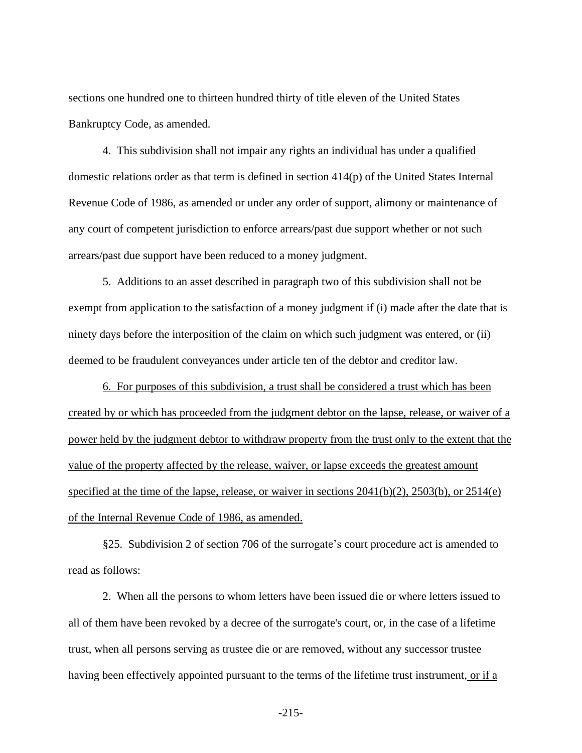sections one hundred one to thirteen hundred thirty of title eleven of the United States Bankruptcy Code, as amended.

4. This subdivision shall not impair any rights an individual has under a qualified domestic relations order as that term is defined in section 414(p) of the United States Internal Revenue Code of 1986, as amended or under any order of support, alimony or maintenance of any court of competent jurisdiction to enforce arrears/past due support whether or not such arrears/past due support have been reduced to a money judgment.

5. Additions to an asset described in paragraph two of this subdivision shall not be exempt from application to the satisfaction of a money judgment if (i) made after the date that is ninety days before the interposition of the claim on which such judgment was entered, or (ii) deemed to be fraudulent conveyances under article ten of the debtor and creditor law.

<u>6. For purposes of this subdivision, a trust shall be considered a trust which has been created by or which has proceeded from the judgment debtor on the lapse, release, or waiver of a power held by the judgment debtor to withdraw property from the trust only to the extent that the value of the property affected by the release, waiver, or lapse exceeds the greatest amount specified at the time of the lapse, release, or waiver in sections 2041(b)(2), 2503(b), or 2514(e) of the Internal Revenue Code of 1986, as amended.</u>

§25. Subdivision 2 of section 706 of the surrogate's court procedure act is amended to read as follows:

2. When all the persons to whom letters have been issued die or where letters issued to all of them have been revoked by a decree of the surrogate's court, or, in the case of a lifetime trust, when all persons serving as trustee die or are removed, without any successor trustee having been effectively appointed pursuant to the terms of the lifetime trust instrument<u>, or if a</u>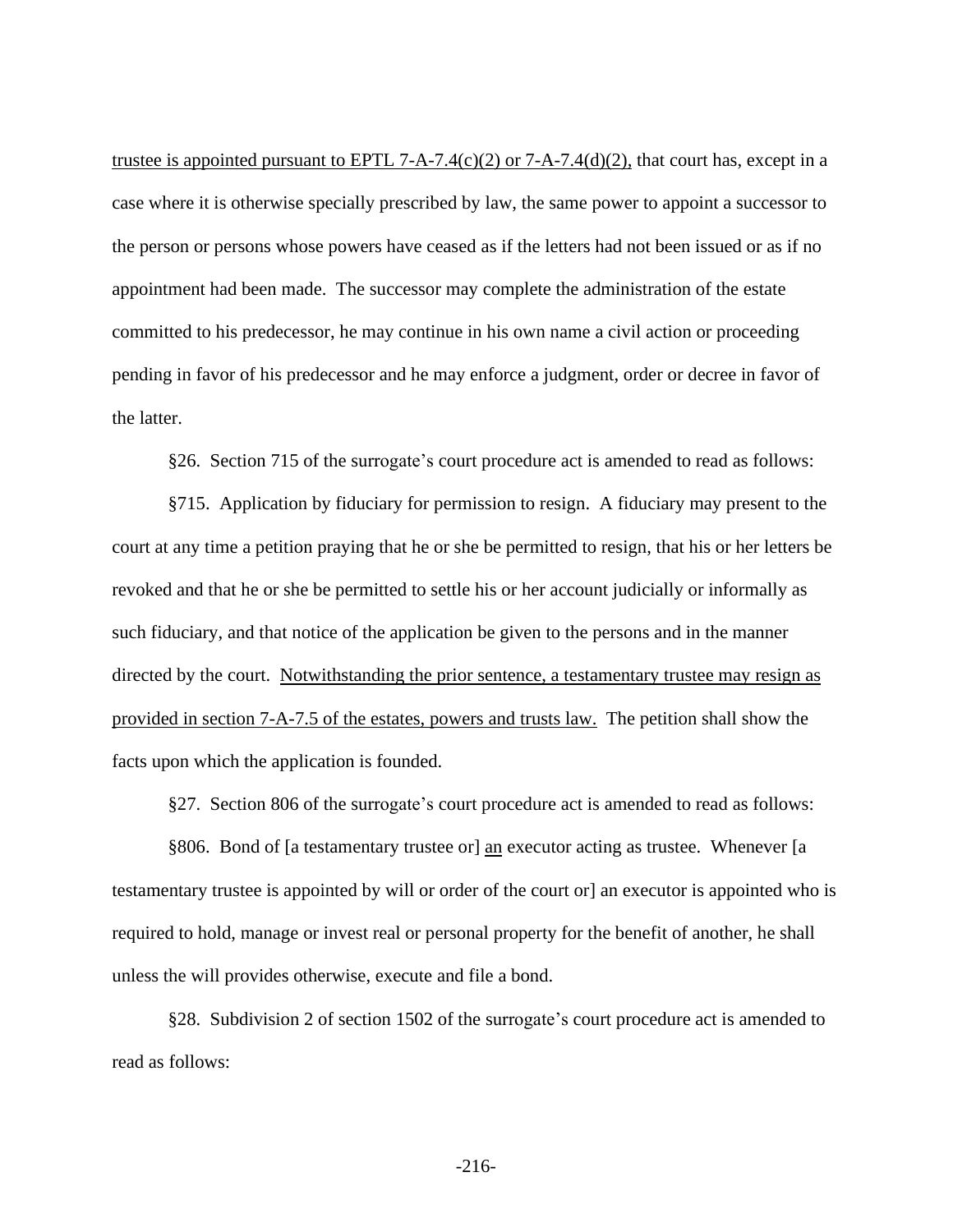trustee is appointed pursuant to EPTL 7-A-7.4(c)(2) or 7-A-7.4(d)(2), that court has, except in a case where it is otherwise specially prescribed by law, the same power to appoint a successor to the person or persons whose powers have ceased as if the letters had not been issued or as if no appointment had been made. The successor may complete the administration of the estate committed to his predecessor, he may continue in his own name a civil action or proceeding pending in favor of his predecessor and he may enforce a judgment, order or decree in favor of the latter.

§26. Section 715 of the surrogate's court procedure act is amended to read as follows:

§715. Application by fiduciary for permission to resign. A fiduciary may present to the court at any time a petition praying that he or she be permitted to resign, that his or her letters be revoked and that he or she be permitted to settle his or her account judicially or informally as such fiduciary, and that notice of the application be given to the persons and in the manner directed by the court. Notwithstanding the prior sentence, a testamentary trustee may resign as provided in section 7-A-7.5 of the estates, powers and trusts law. The petition shall show the facts upon which the application is founded.

§27. Section 806 of the surrogate's court procedure act is amended to read as follows:

§806. Bond of [a testamentary trustee or] an executor acting as trustee. Whenever [a testamentary trustee is appointed by will or order of the court or] an executor is appointed who is required to hold, manage or invest real or personal property for the benefit of another, he shall unless the will provides otherwise, execute and file a bond.

§28. Subdivision 2 of section 1502 of the surrogate's court procedure act is amended to read as follows: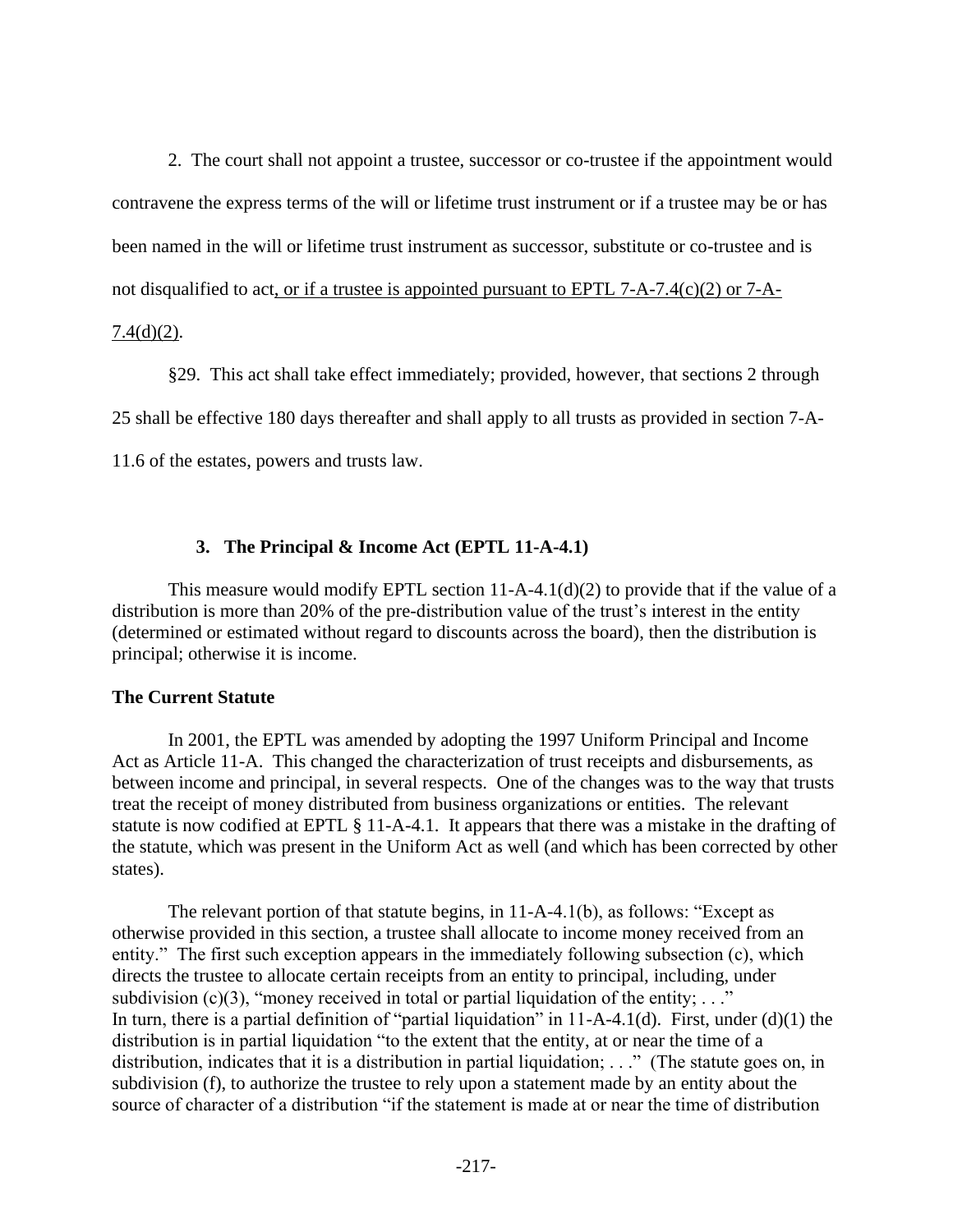2. The court shall not appoint a trustee, successor or co-trustee if the appointment would contravene the express terms of the will or lifetime trust instrument or if a trustee may be or has been named in the will or lifetime trust instrument as successor, substitute or co-trustee and is not disqualified to act, or if a trustee is appointed pursuant to EPTL 7-A-7.4(c)(2) or 7-A-7.4(d)(2).

§29. This act shall take effect immediately; provided, however, that sections 2 through 25 shall be effective 180 days thereafter and shall apply to all trusts as provided in section 7-A-11.6 of the estates, powers and trusts law.

### 3. The Principal & Income Act (EPTL 11-A-4.1)

This measure would modify EPTL section 11-A-4.1(d)(2) to provide that if the value of a distribution is more than 20% of the pre-distribution value of the trust's interest in the entity (determined or estimated without regard to discounts across the board), then the distribution is principal; otherwise it is income.

**The Current Statute**

In 2001, the EPTL was amended by adopting the 1997 Uniform Principal and Income Act as Article 11-A. This changed the characterization of trust receipts and disbursements, as between income and principal, in several respects. One of the changes was to the way that trusts treat the receipt of money distributed from business organizations or entities. The relevant statute is now codified at EPTL § 11-A-4.1. It appears that there was a mistake in the drafting of the statute, which was present in the Uniform Act as well (and which has been corrected by other states).

The relevant portion of that statute begins, in 11-A-4.1(b), as follows: "Except as otherwise provided in this section, a trustee shall allocate to income money received from an entity." The first such exception appears in the immediately following subsection (c), which directs the trustee to allocate certain receipts from an entity to principal, including, under subdivision (c)(3), "money received in total or partial liquidation of the entity; . . ." In turn, there is a partial definition of "partial liquidation" in 11-A-4.1(d). First, under (d)(1) the distribution is in partial liquidation "to the extent that the entity, at or near the time of a distribution, indicates that it is a distribution in partial liquidation; . . ." (The statute goes on, in subdivision (f), to authorize the trustee to rely upon a statement made by an entity about the source of character of a distribution "if the statement is made at or near the time of distribution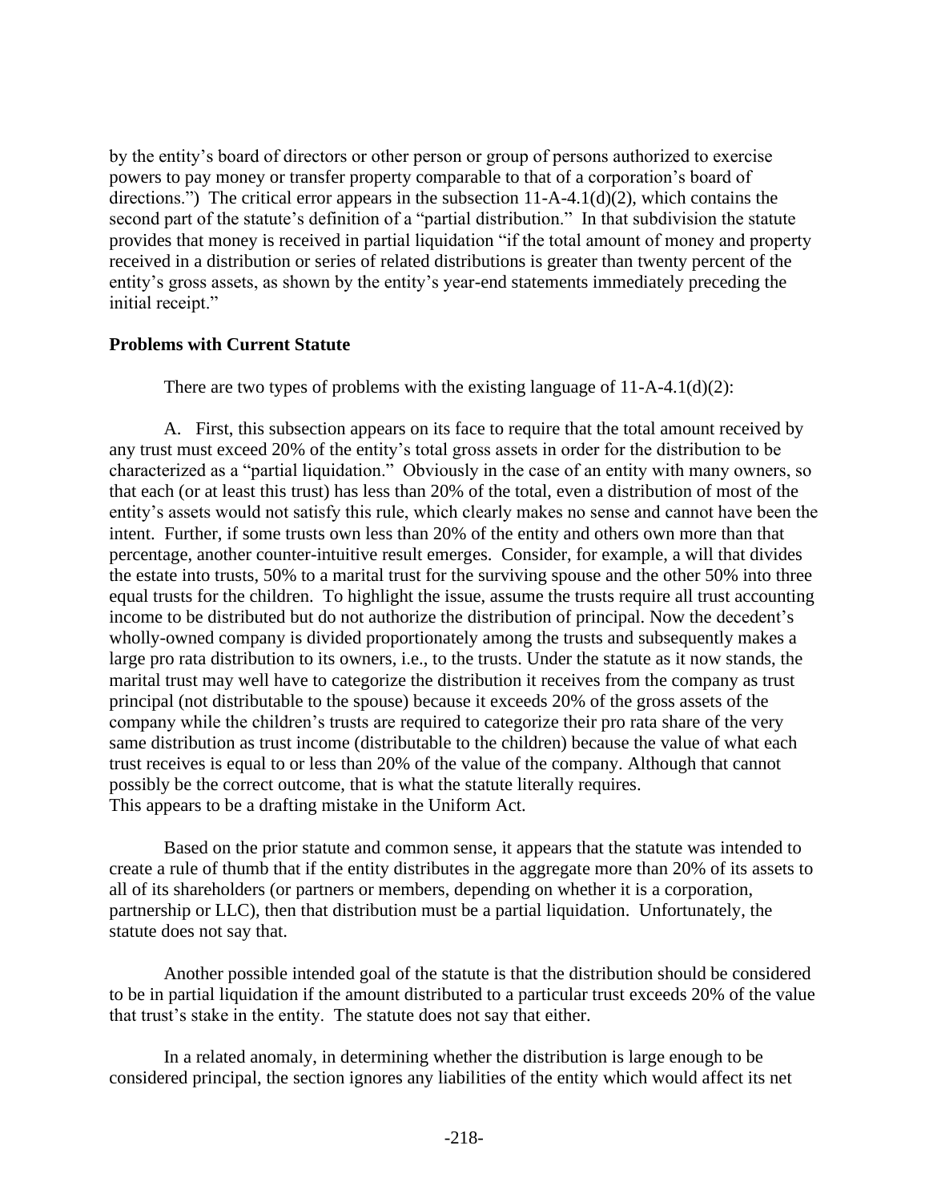by the entity's board of directors or other person or group of persons authorized to exercise powers to pay money or transfer property comparable to that of a corporation's board of directions.") The critical error appears in the subsection 11-A-4.1(d)(2), which contains the second part of the statute's definition of a "partial distribution." In that subdivision the statute provides that money is received in partial liquidation "if the total amount of money and property received in a distribution or series of related distributions is greater than twenty percent of the entity's gross assets, as shown by the entity's year-end statements immediately preceding the initial receipt."

**Problems with Current Statute**

There are two types of problems with the existing language of 11-A-4.1(d)(2):

A. First, this subsection appears on its face to require that the total amount received by any trust must exceed 20% of the entity's total gross assets in order for the distribution to be characterized as a "partial liquidation." Obviously in the case of an entity with many owners, so that each (or at least this trust) has less than 20% of the total, even a distribution of most of the entity's assets would not satisfy this rule, which clearly makes no sense and cannot have been the intent. Further, if some trusts own less than 20% of the entity and others own more than that percentage, another counter-intuitive result emerges. Consider, for example, a will that divides the estate into trusts, 50% to a marital trust for the surviving spouse and the other 50% into three equal trusts for the children. To highlight the issue, assume the trusts require all trust accounting income to be distributed but do not authorize the distribution of principal. Now the decedent's wholly-owned company is divided proportionately among the trusts and subsequently makes a large pro rata distribution to its owners, i.e., to the trusts. Under the statute as it now stands, the marital trust may well have to categorize the distribution it receives from the company as trust principal (not distributable to the spouse) because it exceeds 20% of the gross assets of the company while the children's trusts are required to categorize their pro rata share of the very same distribution as trust income (distributable to the children) because the value of what each trust receives is equal to or less than 20% of the value of the company. Although that cannot possibly be the correct outcome, that is what the statute literally requires.
This appears to be a drafting mistake in the Uniform Act.

Based on the prior statute and common sense, it appears that the statute was intended to create a rule of thumb that if the entity distributes in the aggregate more than 20% of its assets to all of its shareholders (or partners or members, depending on whether it is a corporation, partnership or LLC), then that distribution must be a partial liquidation. Unfortunately, the statute does not say that.

Another possible intended goal of the statute is that the distribution should be considered to be in partial liquidation if the amount distributed to a particular trust exceeds 20% of the value that trust's stake in the entity. The statute does not say that either.

In a related anomaly, in determining whether the distribution is large enough to be considered principal, the section ignores any liabilities of the entity which would affect its net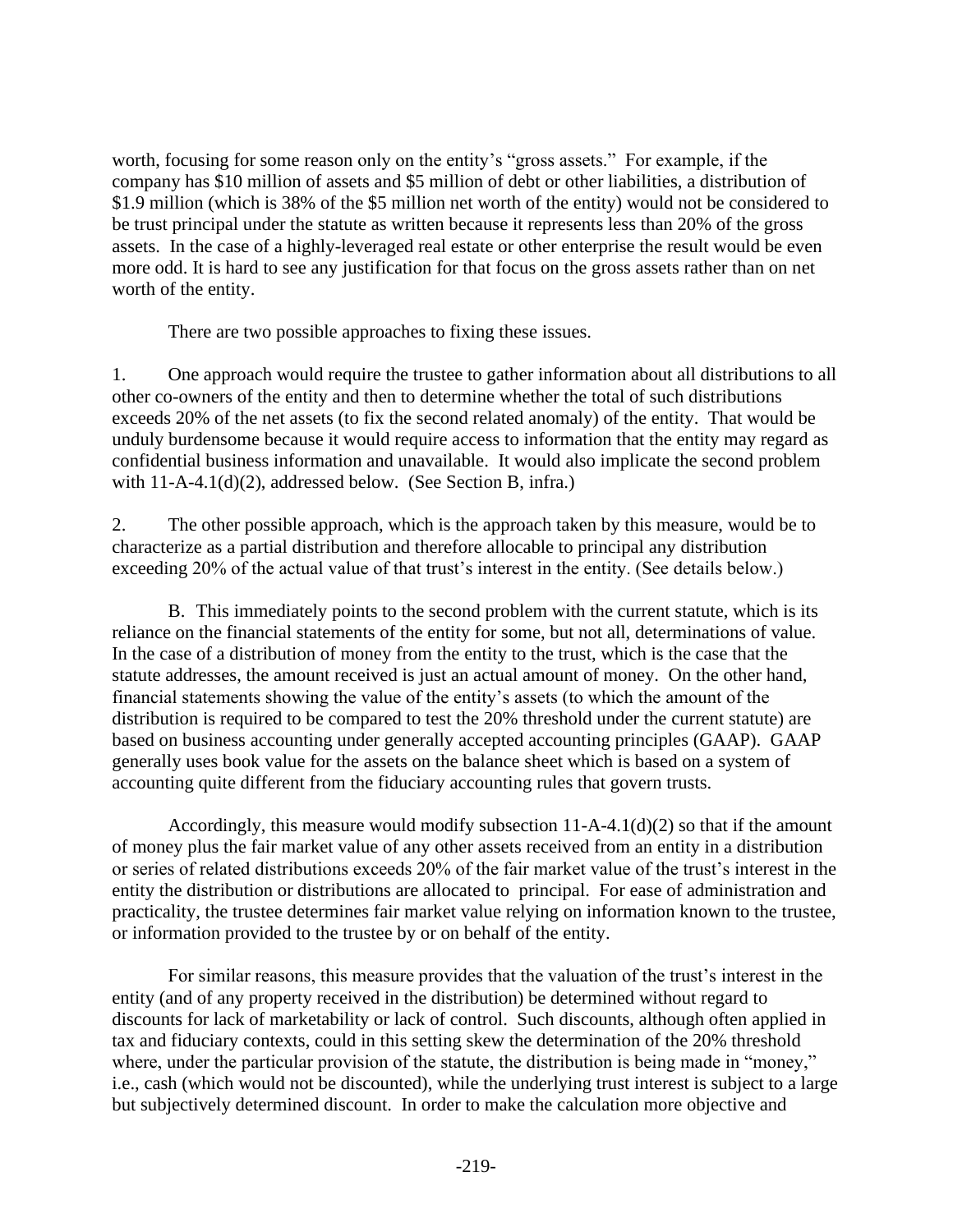worth, focusing for some reason only on the entity's "gross assets." For example, if the company has $10 million of assets and $5 million of debt or other liabilities, a distribution of $1.9 million (which is 38% of the $5 million net worth of the entity) would not be considered to be trust principal under the statute as written because it represents less than 20% of the gross assets. In the case of a highly-leveraged real estate or other enterprise the result would be even more odd. It is hard to see any justification for that focus on the gross assets rather than on net worth of the entity.

There are two possible approaches to fixing these issues.

1. One approach would require the trustee to gather information about all distributions to all other co-owners of the entity and then to determine whether the total of such distributions exceeds 20% of the net assets (to fix the second related anomaly) of the entity. That would be unduly burdensome because it would require access to information that the entity may regard as confidential business information and unavailable. It would also implicate the second problem with 11-A-4.1(d)(2), addressed below. (See Section B, infra.)

2. The other possible approach, which is the approach taken by this measure, would be to characterize as a partial distribution and therefore allocable to principal any distribution exceeding 20% of the actual value of that trust's interest in the entity. (See details below.)

B. This immediately points to the second problem with the current statute, which is its reliance on the financial statements of the entity for some, but not all, determinations of value. In the case of a distribution of money from the entity to the trust, which is the case that the statute addresses, the amount received is just an actual amount of money. On the other hand, financial statements showing the value of the entity's assets (to which the amount of the distribution is required to be compared to test the 20% threshold under the current statute) are based on business accounting under generally accepted accounting principles (GAAP). GAAP generally uses book value for the assets on the balance sheet which is based on a system of accounting quite different from the fiduciary accounting rules that govern trusts.

Accordingly, this measure would modify subsection 11-A-4.1(d)(2) so that if the amount of money plus the fair market value of any other assets received from an entity in a distribution or series of related distributions exceeds 20% of the fair market value of the trust's interest in the entity the distribution or distributions are allocated to principal. For ease of administration and practicality, the trustee determines fair market value relying on information known to the trustee, or information provided to the trustee by or on behalf of the entity.

For similar reasons, this measure provides that the valuation of the trust's interest in the entity (and of any property received in the distribution) be determined without regard to discounts for lack of marketability or lack of control. Such discounts, although often applied in tax and fiduciary contexts, could in this setting skew the determination of the 20% threshold where, under the particular provision of the statute, the distribution is being made in "money," i.e., cash (which would not be discounted), while the underlying trust interest is subject to a large but subjectively determined discount. In order to make the calculation more objective and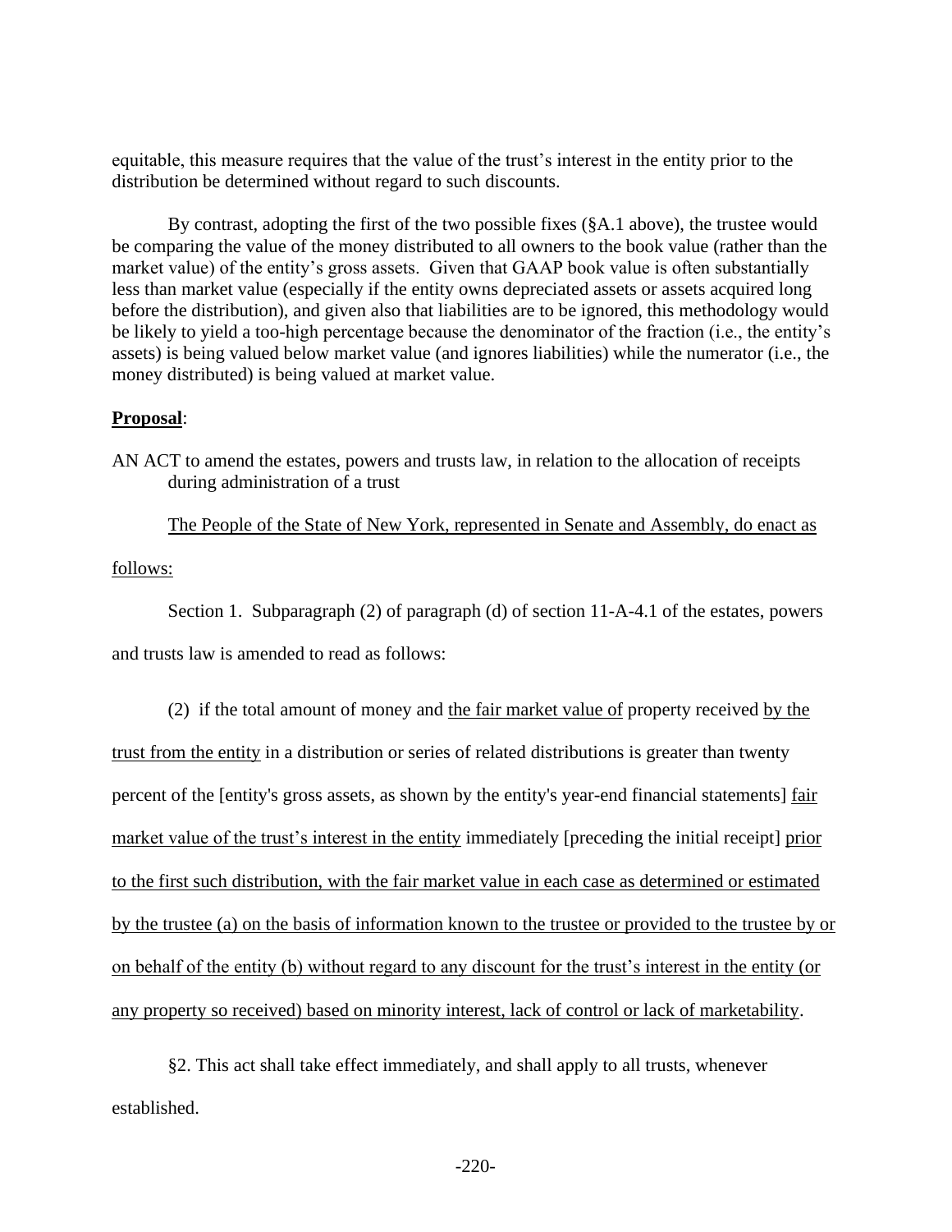equitable, this measure requires that the value of the trust's interest in the entity prior to the distribution be determined without regard to such discounts.

By contrast, adopting the first of the two possible fixes (§A.1 above), the trustee would be comparing the value of the money distributed to all owners to the book value (rather than the market value) of the entity's gross assets. Given that GAAP book value is often substantially less than market value (especially if the entity owns depreciated assets or assets acquired long before the distribution), and given also that liabilities are to be ignored, this methodology would be likely to yield a too-high percentage because the denominator of the fraction (i.e., the entity's assets) is being valued below market value (and ignores liabilities) while the numerator (i.e., the money distributed) is being valued at market value.

**Proposal**:

AN ACT to amend the estates, powers and trusts law, in relation to the allocation of receipts during administration of a trust

<u>The People of the State of New York, represented in Senate and Assembly, do enact as follows:</u>

Section 1. Subparagraph (2) of paragraph (d) of section 11-A-4.1 of the estates, powers and trusts law is amended to read as follows:

(2) if the total amount of money and <u>the fair market value of</u> property received <u>by the trust from the entity</u> in a distribution or series of related distributions is greater than twenty percent of the [entity's gross assets, as shown by the entity's year-end financial statements] <u>fair market value of the trust's interest in the entity</u> immediately [preceding the initial receipt] <u>prior to the first such distribution, with the fair market value in each case as determined or estimated by the trustee (a) on the basis of information known to the trustee or provided to the trustee by or on behalf of the entity (b) without regard to any discount for the trust's interest in the entity (or any property so received) based on minority interest, lack of control or lack of marketability</u>.

§2. This act shall take effect immediately, and shall apply to all trusts, whenever established.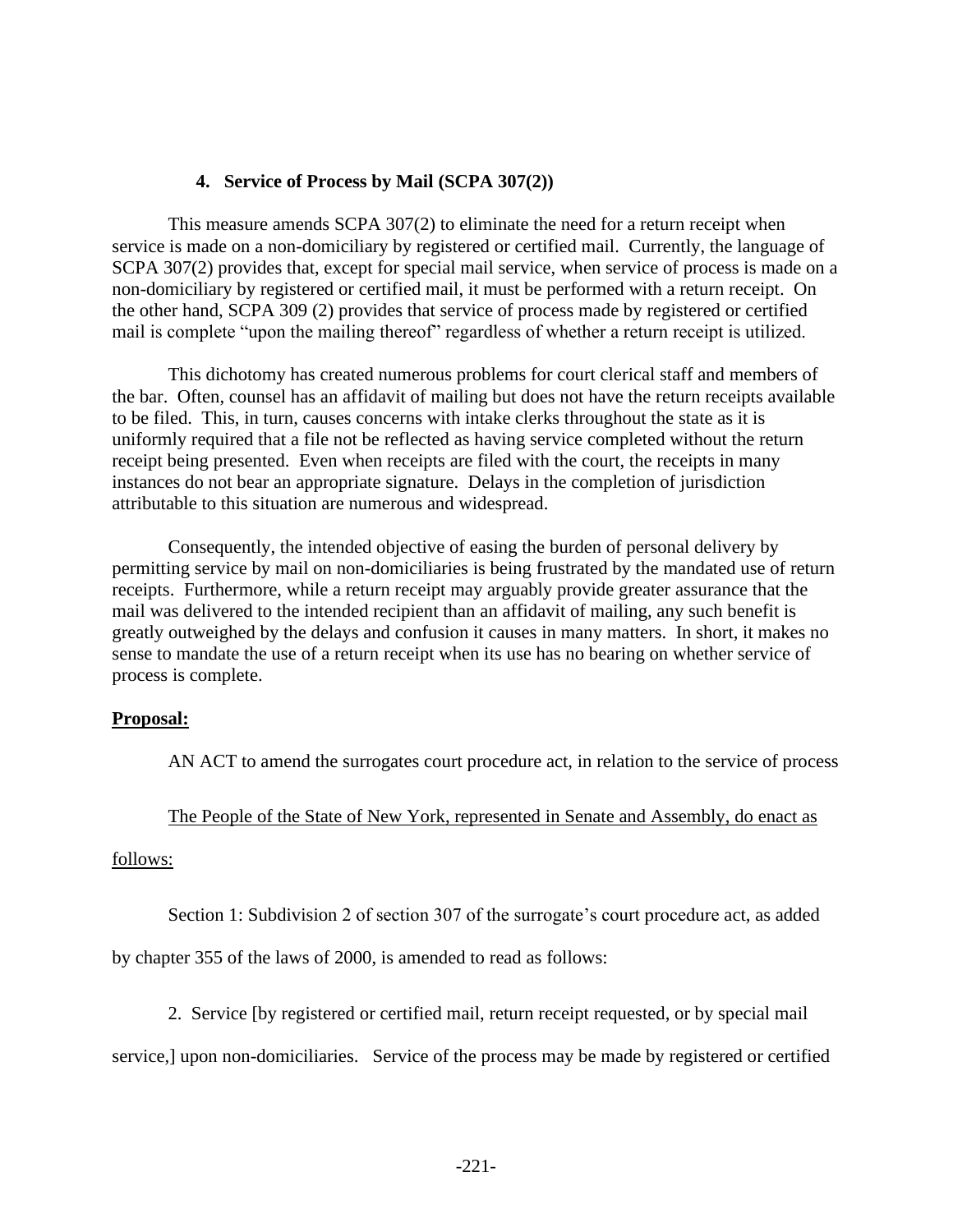### 4. Service of Process by Mail (SCPA 307(2))

This measure amends SCPA 307(2) to eliminate the need for a return receipt when service is made on a non-domiciliary by registered or certified mail. Currently, the language of SCPA 307(2) provides that, except for special mail service, when service of process is made on a non-domiciliary by registered or certified mail, it must be performed with a return receipt. On the other hand, SCPA 309 (2) provides that service of process made by registered or certified mail is complete "upon the mailing thereof" regardless of whether a return receipt is utilized.

This dichotomy has created numerous problems for court clerical staff and members of the bar. Often, counsel has an affidavit of mailing but does not have the return receipts available to be filed. This, in turn, causes concerns with intake clerks throughout the state as it is uniformly required that a file not be reflected as having service completed without the return receipt being presented. Even when receipts are filed with the court, the receipts in many instances do not bear an appropriate signature. Delays in the completion of jurisdiction attributable to this situation are numerous and widespread.

Consequently, the intended objective of easing the burden of personal delivery by permitting service by mail on non-domiciliaries is being frustrated by the mandated use of return receipts. Furthermore, while a return receipt may arguably provide greater assurance that the mail was delivered to the intended recipient than an affidavit of mailing, any such benefit is greatly outweighed by the delays and confusion it causes in many matters. In short, it makes no sense to mandate the use of a return receipt when its use has no bearing on whether service of process is complete.

**Proposal:**

AN ACT to amend the surrogates court procedure act, in relation to the service of process

The People of the State of New York, represented in Senate and Assembly, do enact as follows:

Section 1: Subdivision 2 of section 307 of the surrogate's court procedure act, as added by chapter 355 of the laws of 2000, is amended to read as follows:

2. Service [by registered or certified mail, return receipt requested, or by special mail service,] upon non-domiciliaries. Service of the process may be made by registered or certified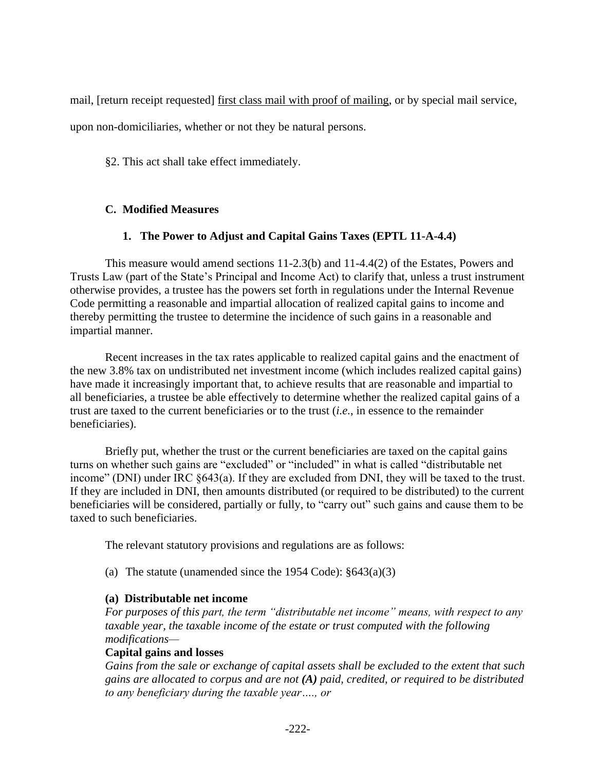mail, [return receipt requested] <u>first class mail with proof of mailing</u>, or by special mail service, upon non-domiciliaries, whether or not they be natural persons.

§2. This act shall take effect immediately.

### C. Modified Measures

#### 1. The Power to Adjust and Capital Gains Taxes (EPTL 11-A-4.4)

This measure would amend sections 11-2.3(b) and 11-4.4(2) of the Estates, Powers and Trusts Law (part of the State's Principal and Income Act) to clarify that, unless a trust instrument otherwise provides, a trustee has the powers set forth in regulations under the Internal Revenue Code permitting a reasonable and impartial allocation of realized capital gains to income and thereby permitting the trustee to determine the incidence of such gains in a reasonable and impartial manner.

Recent increases in the tax rates applicable to realized capital gains and the enactment of the new 3.8% tax on undistributed net investment income (which includes realized capital gains) have made it increasingly important that, to achieve results that are reasonable and impartial to all beneficiaries, a trustee be able effectively to determine whether the realized capital gains of a trust are taxed to the current beneficiaries or to the trust (*i.e.*, in essence to the remainder beneficiaries).

Briefly put, whether the trust or the current beneficiaries are taxed on the capital gains turns on whether such gains are "excluded" or "included" in what is called "distributable net income" (DNI) under IRC §643(a). If they are excluded from DNI, they will be taxed to the trust. If they are included in DNI, then amounts distributed (or required to be distributed) to the current beneficiaries will be considered, partially or fully, to "carry out" such gains and cause them to be taxed to such beneficiaries.

The relevant statutory provisions and regulations are as follows:

(a) The statute (unamended since the 1954 Code): §643(a)(3)

**(a) Distributable net income**
*For purposes of this part, the term "distributable net income" means, with respect to any taxable year, the taxable income of the estate or trust computed with the following modifications—*
**Capital gains and losses**
*Gains from the sale or exchange of capital assets shall be excluded to the extent that such gains are allocated to corpus and are not **(A)** paid, credited, or required to be distributed to any beneficiary during the taxable year…., or*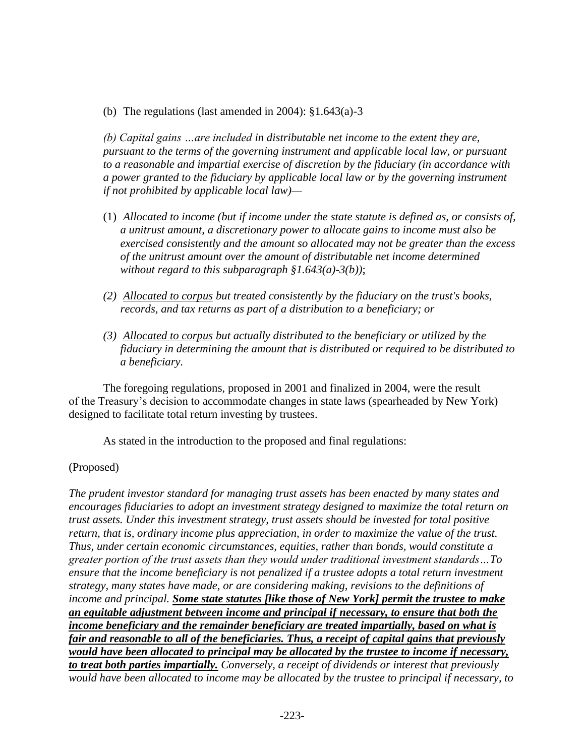(b) The regulations (last amended in 2004): §1.643(a)-3

*(b) Capital gains …are included in distributable net income to the extent they are, pursuant to the terms of the governing instrument and applicable local law, or pursuant to a reasonable and impartial exercise of discretion by the fiduciary (in accordance with a power granted to the fiduciary by applicable local law or by the governing instrument if not prohibited by applicable local law)—*

(1) *<u>Allocated to income</u> (but if income under the state statute is defined as, or consists of, a unitrust amount, a discretionary power to allocate gains to income must also be exercised consistently and the amount so allocated may not be greater than the excess of the unitrust amount over the amount of distributable net income determined without regard to this subparagraph §1.643(a)-3(b))*;

*(2) <u>Allocated to corpus</u> but treated consistently by the fiduciary on the trust's books, records, and tax returns as part of a distribution to a beneficiary; or*

*(3) <u>Allocated to corpus</u> but actually distributed to the beneficiary or utilized by the fiduciary in determining the amount that is distributed or required to be distributed to a beneficiary.*

The foregoing regulations, proposed in 2001 and finalized in 2004, were the result of the Treasury's decision to accommodate changes in state laws (spearheaded by New York) designed to facilitate total return investing by trustees.

As stated in the introduction to the proposed and final regulations:

(Proposed)

*The prudent investor standard for managing trust assets has been enacted by many states and encourages fiduciaries to adopt an investment strategy designed to maximize the total return on trust assets. Under this investment strategy, trust assets should be invested for total positive return, that is, ordinary income plus appreciation, in order to maximize the value of the trust. Thus, under certain economic circumstances, equities, rather than bonds, would constitute a greater portion of the trust assets than they would under traditional investment standards…To ensure that the income beneficiary is not penalized if a trustee adopts a total return investment strategy, many states have made, or are considering making, revisions to the definitions of income and principal.* ***<u>Some state statutes [like those of New York] permit the trustee to make an equitable adjustment between income and principal if necessary, to ensure that both the income beneficiary and the remainder beneficiary are treated impartially, based on what is fair and reasonable to all of the beneficiaries. Thus, a receipt of capital gains that previously would have been allocated to principal may be allocated by the trustee to income if necessary, to treat both parties impartially.</u>*** *Conversely, a receipt of dividends or interest that previously would have been allocated to income may be allocated by the trustee to principal if necessary, to*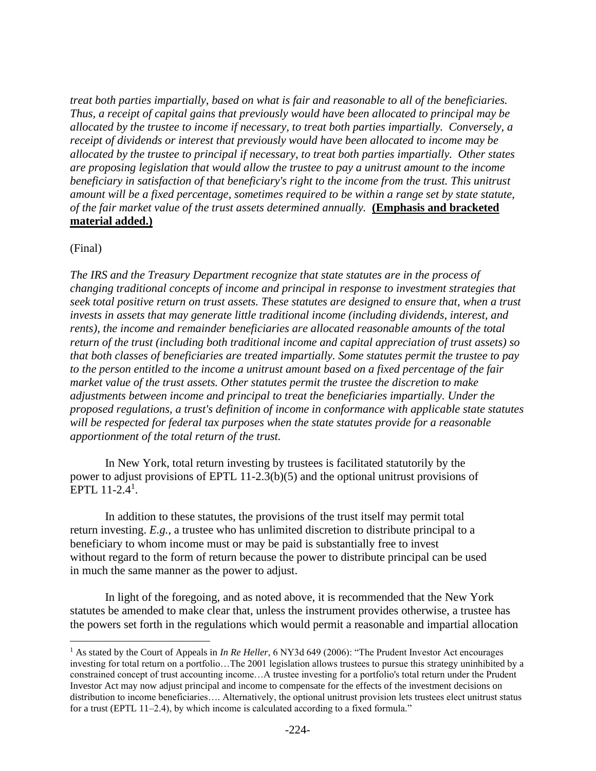*treat both parties impartially, based on what is fair and reasonable to all of the beneficiaries. Thus, a receipt of capital gains that previously would have been allocated to principal may be allocated by the trustee to income if necessary, to treat both parties impartially. Conversely, a receipt of dividends or interest that previously would have been allocated to income may be allocated by the trustee to principal if necessary, to treat both parties impartially. Other states are proposing legislation that would allow the trustee to pay a unitrust amount to the income beneficiary in satisfaction of that beneficiary's right to the income from the trust. This unitrust amount will be a fixed percentage, sometimes required to be within a range set by state statute, of the fair market value of the trust assets determined annually.* **(Emphasis and bracketed material added.)**

(Final)

*The IRS and the Treasury Department recognize that state statutes are in the process of changing traditional concepts of income and principal in response to investment strategies that seek total positive return on trust assets. These statutes are designed to ensure that, when a trust invests in assets that may generate little traditional income (including dividends, interest, and rents), the income and remainder beneficiaries are allocated reasonable amounts of the total return of the trust (including both traditional income and capital appreciation of trust assets) so that both classes of beneficiaries are treated impartially. Some statutes permit the trustee to pay to the person entitled to the income a unitrust amount based on a fixed percentage of the fair market value of the trust assets. Other statutes permit the trustee the discretion to make adjustments between income and principal to treat the beneficiaries impartially. Under the proposed regulations, a trust's definition of income in conformance with applicable state statutes will be respected for federal tax purposes when the state statutes provide for a reasonable apportionment of the total return of the trust.*

In New York, total return investing by trustees is facilitated statutorily by the power to adjust provisions of EPTL 11-2.3(b)(5) and the optional unitrust provisions of EPTL 11-2.4[1].

In addition to these statutes, the provisions of the trust itself may permit total return investing. *E.g.*, a trustee who has unlimited discretion to distribute principal to a beneficiary to whom income must or may be paid is substantially free to invest without regard to the form of return because the power to distribute principal can be used in much the same manner as the power to adjust.

In light of the foregoing, and as noted above, it is recommended that the New York statutes be amended to make clear that, unless the instrument provides otherwise, a trustee has the powers set forth in the regulations which would permit a reasonable and impartial allocation

---

[1] As stated by the Court of Appeals in *In Re Heller*, 6 NY3d 649 (2006): "The Prudent Investor Act encourages investing for total return on a portfolio…The 2001 legislation allows trustees to pursue this strategy uninhibited by a constrained concept of trust accounting income…A trustee investing for a portfolio's total return under the Prudent Investor Act may now adjust principal and income to compensate for the effects of the investment decisions on distribution to income beneficiaries…. Alternatively, the optional unitrust provision lets trustees elect unitrust status for a trust (EPTL 11–2.4), by which income is calculated according to a fixed formula."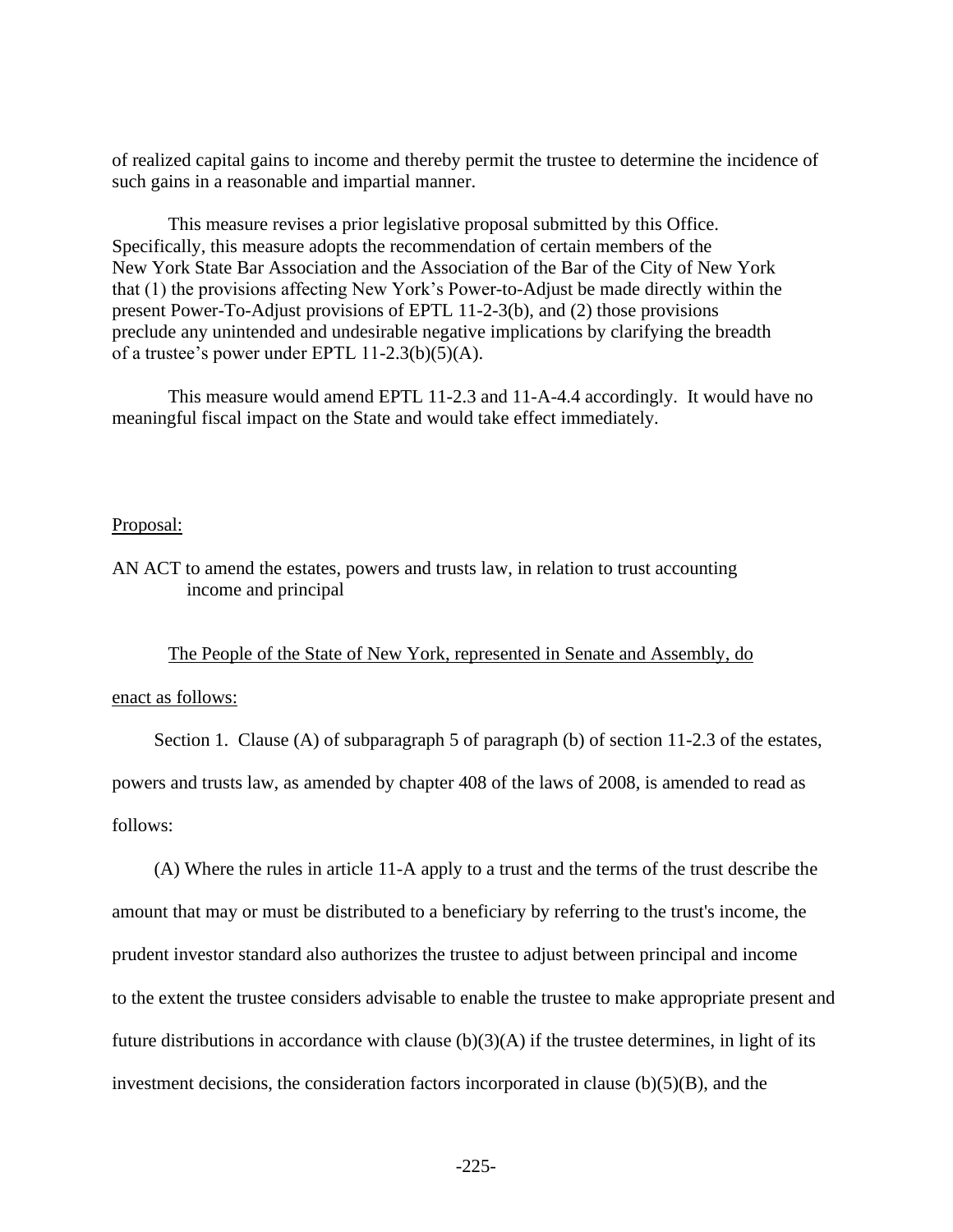of realized capital gains to income and thereby permit the trustee to determine the incidence of such gains in a reasonable and impartial manner.

This measure revises a prior legislative proposal submitted by this Office. Specifically, this measure adopts the recommendation of certain members of the New York State Bar Association and the Association of the Bar of the City of New York that (1) the provisions affecting New York's Power-to-Adjust be made directly within the present Power-To-Adjust provisions of EPTL 11-2-3(b), and (2) those provisions preclude any unintended and undesirable negative implications by clarifying the breadth of a trustee's power under EPTL 11-2.3(b)(5)(A).

This measure would amend EPTL 11-2.3 and 11-A-4.4 accordingly. It would have no meaningful fiscal impact on the State and would take effect immediately.

Proposal:

AN ACT to amend the estates, powers and trusts law, in relation to trust accounting income and principal

The People of the State of New York, represented in Senate and Assembly, do enact as follows:

Section 1. Clause (A) of subparagraph 5 of paragraph (b) of section 11-2.3 of the estates, powers and trusts law, as amended by chapter 408 of the laws of 2008, is amended to read as follows:

(A) Where the rules in article 11-A apply to a trust and the terms of the trust describe the amount that may or must be distributed to a beneficiary by referring to the trust's income, the prudent investor standard also authorizes the trustee to adjust between principal and income to the extent the trustee considers advisable to enable the trustee to make appropriate present and future distributions in accordance with clause (b)(3)(A) if the trustee determines, in light of its investment decisions, the consideration factors incorporated in clause (b)(5)(B), and the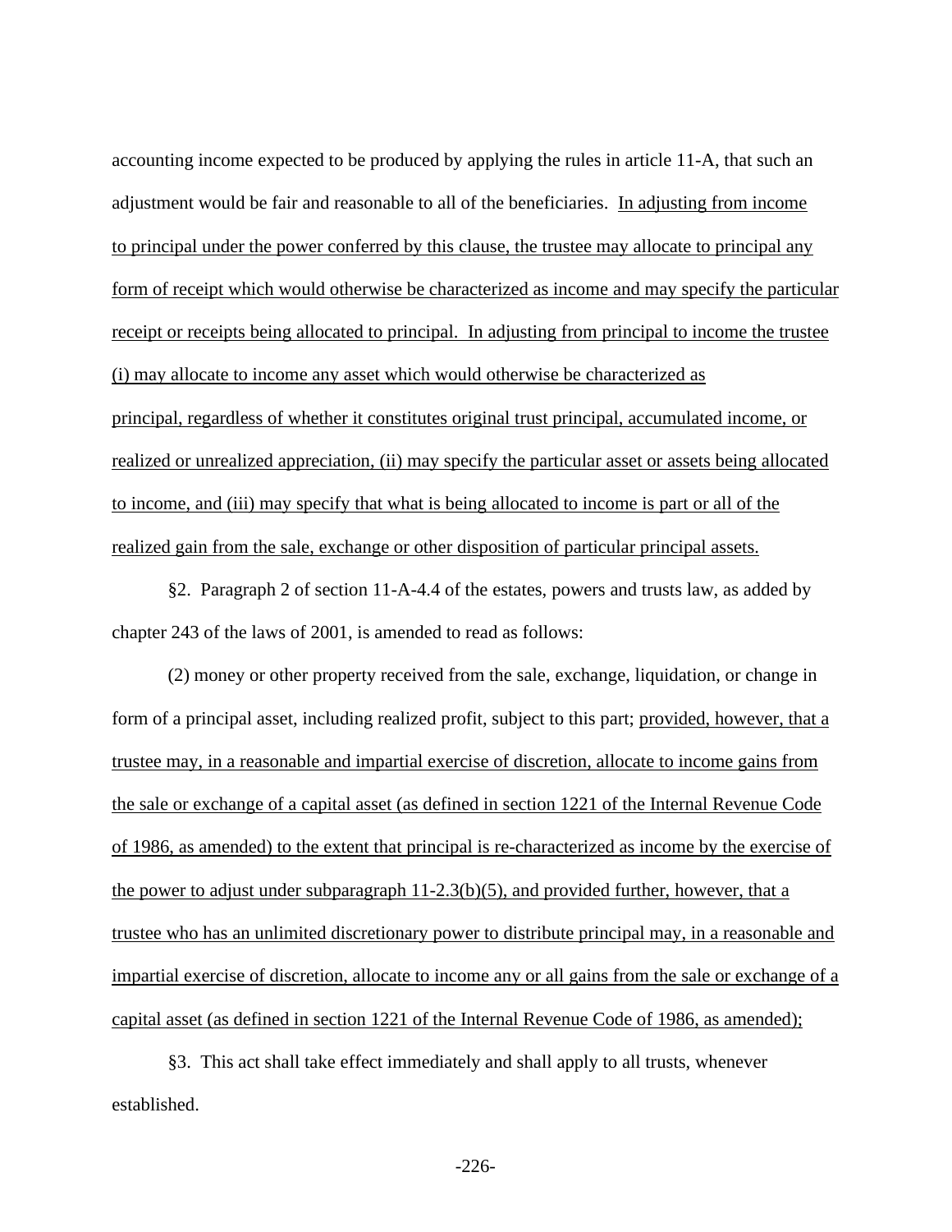accounting income expected to be produced by applying the rules in article 11-A, that such an adjustment would be fair and reasonable to all of the beneficiaries. <u>In adjusting from income to principal under the power conferred by this clause, the trustee may allocate to principal any form of receipt which would otherwise be characterized as income and may specify the particular receipt or receipts being allocated to principal. In adjusting from principal to income the trustee (i) may allocate to income any asset which would otherwise be characterized as principal, regardless of whether it constitutes original trust principal, accumulated income, or realized or unrealized appreciation, (ii) may specify the particular asset or assets being allocated to income, and (iii) may specify that what is being allocated to income is part or all of the realized gain from the sale, exchange or other disposition of particular principal assets.</u>

§2. Paragraph 2 of section 11-A-4.4 of the estates, powers and trusts law, as added by chapter 243 of the laws of 2001, is amended to read as follows:

(2) money or other property received from the sale, exchange, liquidation, or change in form of a principal asset, including realized profit, subject to this part; <u>provided, however, that a trustee may, in a reasonable and impartial exercise of discretion, allocate to income gains from the sale or exchange of a capital asset (as defined in section 1221 of the Internal Revenue Code of 1986, as amended) to the extent that principal is re-characterized as income by the exercise of the power to adjust under subparagraph 11-2.3(b)(5), and provided further, however, that a trustee who has an unlimited discretionary power to distribute principal may, in a reasonable and impartial exercise of discretion, allocate to income any or all gains from the sale or exchange of a capital asset (as defined in section 1221 of the Internal Revenue Code of 1986, as amended);</u>

§3. This act shall take effect immediately and shall apply to all trusts, whenever established.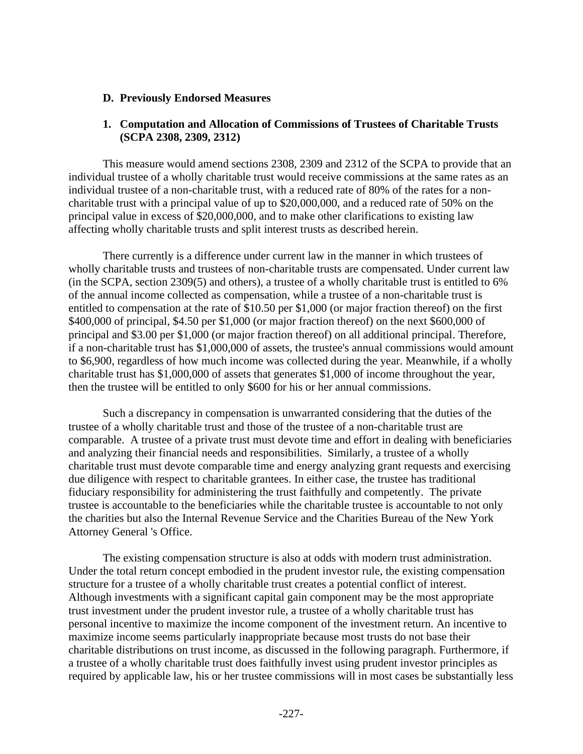## D. Previously Endorsed Measures

### 1. Computation and Allocation of Commissions of Trustees of Charitable Trusts (SCPA 2308, 2309, 2312)

This measure would amend sections 2308, 2309 and 2312 of the SCPA to provide that an individual trustee of a wholly charitable trust would receive commissions at the same rates as an individual trustee of a non-charitable trust, with a reduced rate of 80% of the rates for a non-charitable trust with a principal value of up to $20,000,000, and a reduced rate of 50% on the principal value in excess of $20,000,000, and to make other clarifications to existing law affecting wholly charitable trusts and split interest trusts as described herein.

There currently is a difference under current law in the manner in which trustees of wholly charitable trusts and trustees of non-charitable trusts are compensated. Under current law (in the SCPA, section 2309(5) and others), a trustee of a wholly charitable trust is entitled to 6% of the annual income collected as compensation, while a trustee of a non-charitable trust is entitled to compensation at the rate of $10.50 per $1,000 (or major fraction thereof) on the first $400,000 of principal, $4.50 per $1,000 (or major fraction thereof) on the next $600,000 of principal and $3.00 per $1,000 (or major fraction thereof) on all additional principal. Therefore, if a non-charitable trust has $1,000,000 of assets, the trustee's annual commissions would amount to $6,900, regardless of how much income was collected during the year. Meanwhile, if a wholly charitable trust has $1,000,000 of assets that generates $1,000 of income throughout the year, then the trustee will be entitled to only $600 for his or her annual commissions.

Such a discrepancy in compensation is unwarranted considering that the duties of the trustee of a wholly charitable trust and those of the trustee of a non-charitable trust are comparable. A trustee of a private trust must devote time and effort in dealing with beneficiaries and analyzing their financial needs and responsibilities. Similarly, a trustee of a wholly charitable trust must devote comparable time and energy analyzing grant requests and exercising due diligence with respect to charitable grantees. In either case, the trustee has traditional fiduciary responsibility for administering the trust faithfully and competently. The private trustee is accountable to the beneficiaries while the charitable trustee is accountable to not only the charities but also the Internal Revenue Service and the Charities Bureau of the New York Attorney General 's Office.

The existing compensation structure is also at odds with modern trust administration. Under the total return concept embodied in the prudent investor rule, the existing compensation structure for a trustee of a wholly charitable trust creates a potential conflict of interest. Although investments with a significant capital gain component may be the most appropriate trust investment under the prudent investor rule, a trustee of a wholly charitable trust has personal incentive to maximize the income component of the investment return. An incentive to maximize income seems particularly inappropriate because most trusts do not base their charitable distributions on trust income, as discussed in the following paragraph. Furthermore, if a trustee of a wholly charitable trust does faithfully invest using prudent investor principles as required by applicable law, his or her trustee commissions will in most cases be substantially less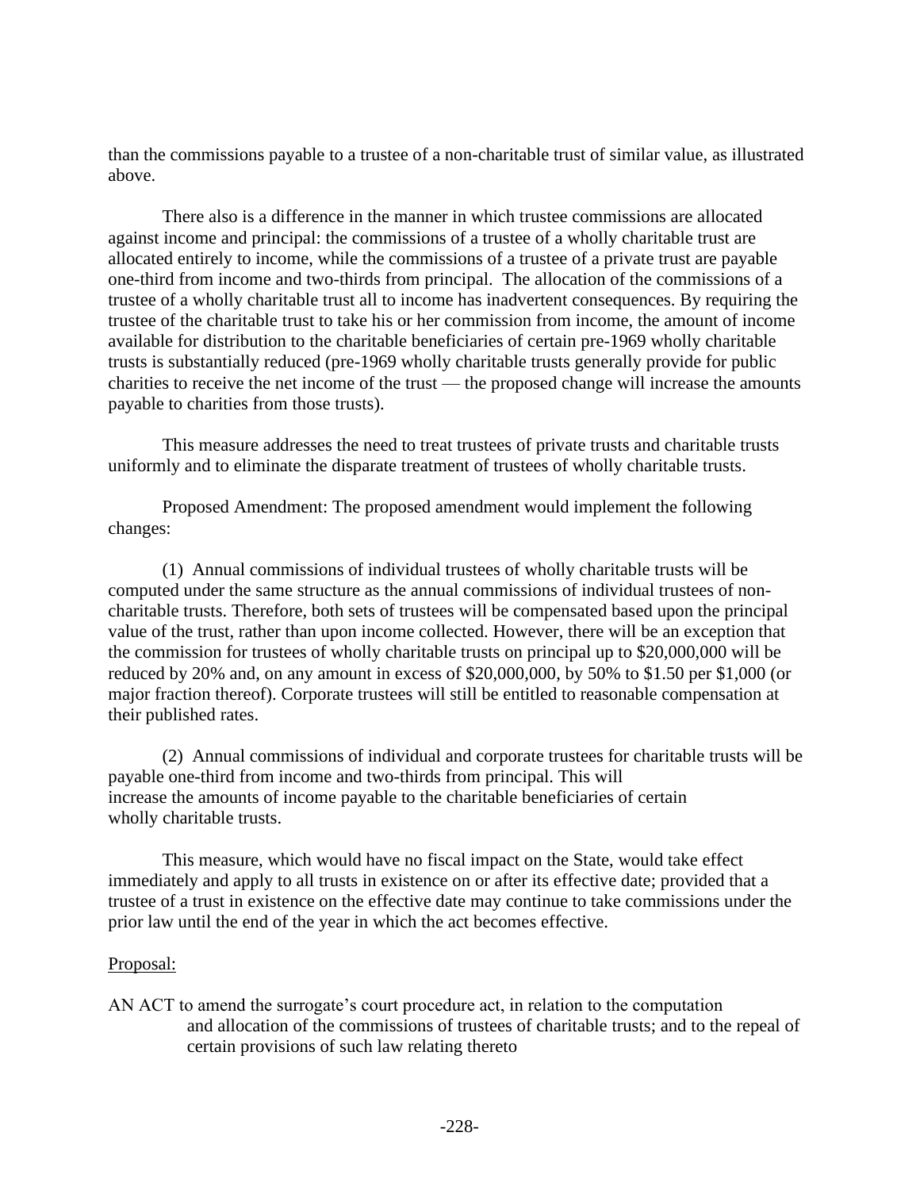than the commissions payable to a trustee of a non-charitable trust of similar value, as illustrated above.

There also is a difference in the manner in which trustee commissions are allocated against income and principal: the commissions of a trustee of a wholly charitable trust are allocated entirely to income, while the commissions of a trustee of a private trust are payable one-third from income and two-thirds from principal. The allocation of the commissions of a trustee of a wholly charitable trust all to income has inadvertent consequences. By requiring the trustee of the charitable trust to take his or her commission from income, the amount of income available for distribution to the charitable beneficiaries of certain pre-1969 wholly charitable trusts is substantially reduced (pre-1969 wholly charitable trusts generally provide for public charities to receive the net income of the trust — the proposed change will increase the amounts payable to charities from those trusts).

This measure addresses the need to treat trustees of private trusts and charitable trusts uniformly and to eliminate the disparate treatment of trustees of wholly charitable trusts.

Proposed Amendment: The proposed amendment would implement the following changes:

(1) Annual commissions of individual trustees of wholly charitable trusts will be computed under the same structure as the annual commissions of individual trustees of non-charitable trusts. Therefore, both sets of trustees will be compensated based upon the principal value of the trust, rather than upon income collected. However, there will be an exception that the commission for trustees of wholly charitable trusts on principal up to $20,000,000 will be reduced by 20% and, on any amount in excess of $20,000,000, by 50% to $1.50 per $1,000 (or major fraction thereof). Corporate trustees will still be entitled to reasonable compensation at their published rates.

(2) Annual commissions of individual and corporate trustees for charitable trusts will be payable one-third from income and two-thirds from principal. This will increase the amounts of income payable to the charitable beneficiaries of certain wholly charitable trusts.

This measure, which would have no fiscal impact on the State, would take effect immediately and apply to all trusts in existence on or after its effective date; provided that a trustee of a trust in existence on the effective date may continue to take commissions under the prior law until the end of the year in which the act becomes effective.

Proposal:

AN ACT to amend the surrogate's court procedure act, in relation to the computation and allocation of the commissions of trustees of charitable trusts; and to the repeal of certain provisions of such law relating thereto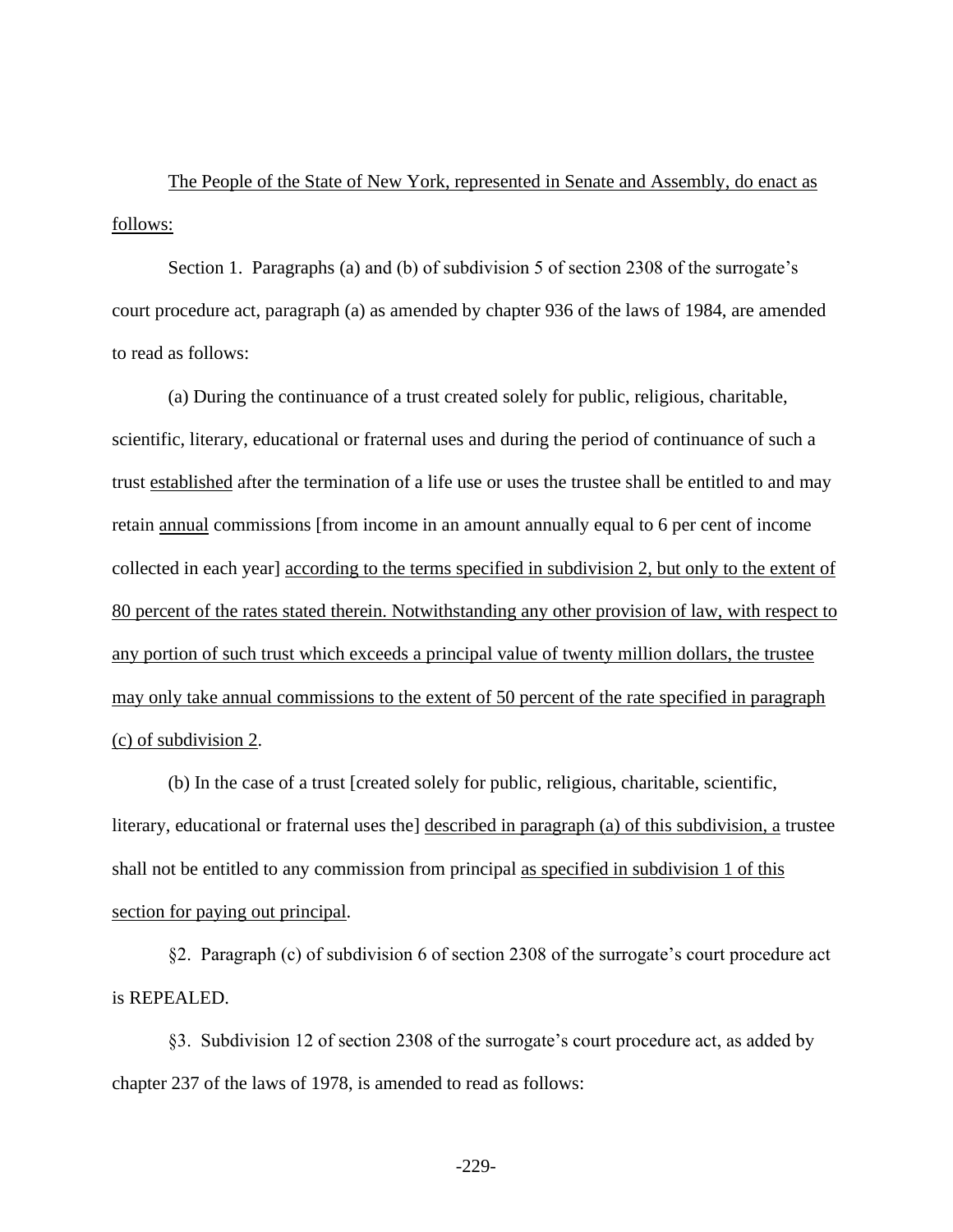The People of the State of New York, represented in Senate and Assembly, do enact as follows:

Section 1. Paragraphs (a) and (b) of subdivision 5 of section 2308 of the surrogate's court procedure act, paragraph (a) as amended by chapter 936 of the laws of 1984, are amended to read as follows:

(a) During the continuance of a trust created solely for public, religious, charitable, scientific, literary, educational or fraternal uses and during the period of continuance of such a trust established after the termination of a life use or uses the trustee shall be entitled to and may retain annual commissions [from income in an amount annually equal to 6 per cent of income collected in each year] according to the terms specified in subdivision 2, but only to the extent of 80 percent of the rates stated therein. Notwithstanding any other provision of law, with respect to any portion of such trust which exceeds a principal value of twenty million dollars, the trustee may only take annual commissions to the extent of 50 percent of the rate specified in paragraph (c) of subdivision 2.

(b) In the case of a trust [created solely for public, religious, charitable, scientific, literary, educational or fraternal uses the] described in paragraph (a) of this subdivision, a trustee shall not be entitled to any commission from principal as specified in subdivision 1 of this section for paying out principal.

§2. Paragraph (c) of subdivision 6 of section 2308 of the surrogate's court procedure act is REPEALED.

§3. Subdivision 12 of section 2308 of the surrogate's court procedure act, as added by chapter 237 of the laws of 1978, is amended to read as follows: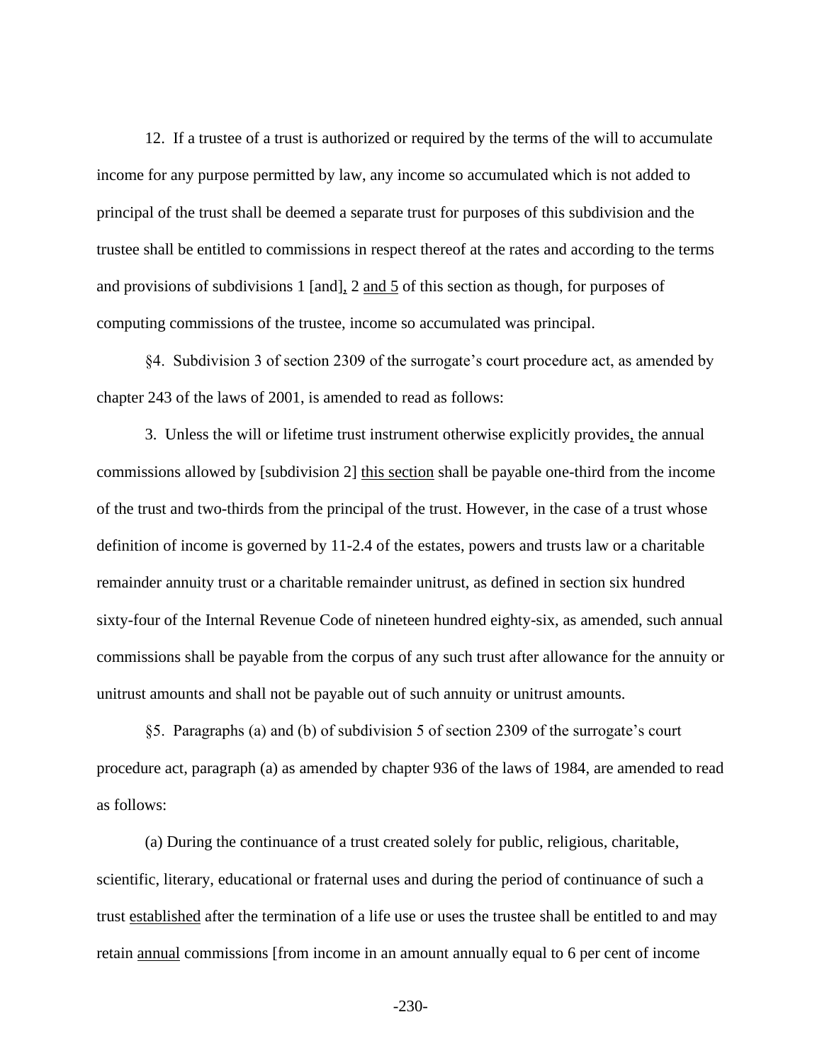12. If a trustee of a trust is authorized or required by the terms of the will to accumulate income for any purpose permitted by law, any income so accumulated which is not added to principal of the trust shall be deemed a separate trust for purposes of this subdivision and the trustee shall be entitled to commissions in respect thereof at the rates and according to the terms and provisions of subdivisions 1 [and], 2 and 5 of this section as though, for purposes of computing commissions of the trustee, income so accumulated was principal.

§4. Subdivision 3 of section 2309 of the surrogate's court procedure act, as amended by chapter 243 of the laws of 2001, is amended to read as follows:

3. Unless the will or lifetime trust instrument otherwise explicitly provides, the annual commissions allowed by [subdivision 2] this section shall be payable one-third from the income of the trust and two-thirds from the principal of the trust. However, in the case of a trust whose definition of income is governed by 11-2.4 of the estates, powers and trusts law or a charitable remainder annuity trust or a charitable remainder unitrust, as defined in section six hundred sixty-four of the Internal Revenue Code of nineteen hundred eighty-six, as amended, such annual commissions shall be payable from the corpus of any such trust after allowance for the annuity or unitrust amounts and shall not be payable out of such annuity or unitrust amounts.

§5. Paragraphs (a) and (b) of subdivision 5 of section 2309 of the surrogate's court procedure act, paragraph (a) as amended by chapter 936 of the laws of 1984, are amended to read as follows:

(a) During the continuance of a trust created solely for public, religious, charitable, scientific, literary, educational or fraternal uses and during the period of continuance of such a trust established after the termination of a life use or uses the trustee shall be entitled to and may retain annual commissions [from income in an amount annually equal to 6 per cent of income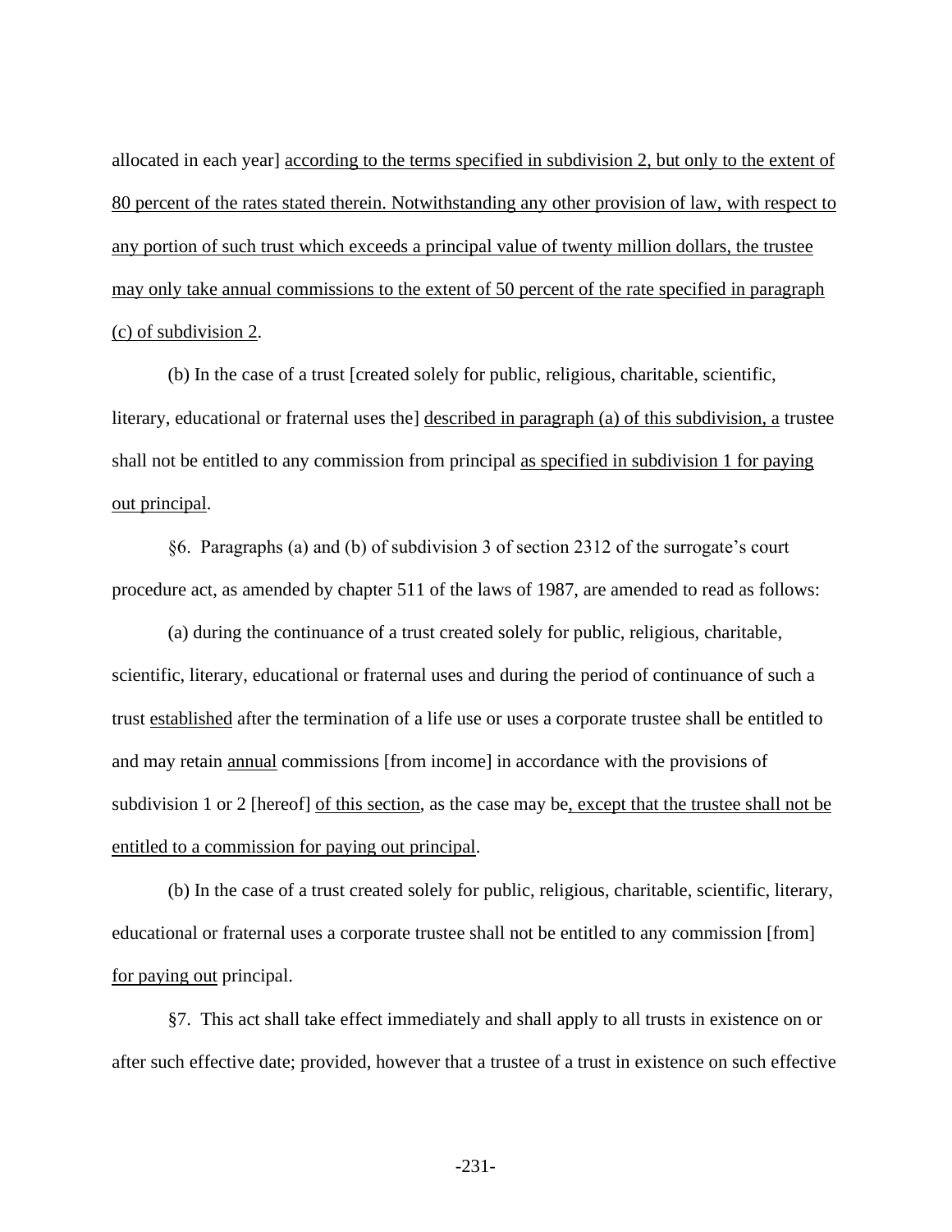allocated in each year] according to the terms specified in subdivision 2, but only to the extent of 80 percent of the rates stated therein. Notwithstanding any other provision of law, with respect to any portion of such trust which exceeds a principal value of twenty million dollars, the trustee may only take annual commissions to the extent of 50 percent of the rate specified in paragraph (c) of subdivision 2.

(b) In the case of a trust [created solely for public, religious, charitable, scientific, literary, educational or fraternal uses the] described in paragraph (a) of this subdivision, a trustee shall not be entitled to any commission from principal as specified in subdivision 1 for paying out principal.

§6. Paragraphs (a) and (b) of subdivision 3 of section 2312 of the surrogate's court procedure act, as amended by chapter 511 of the laws of 1987, are amended to read as follows:

(a) during the continuance of a trust created solely for public, religious, charitable, scientific, literary, educational or fraternal uses and during the period of continuance of such a trust established after the termination of a life use or uses a corporate trustee shall be entitled to and may retain annual commissions [from income] in accordance with the provisions of subdivision 1 or 2 [hereof] of this section, as the case may be, except that the trustee shall not be entitled to a commission for paying out principal.

(b) In the case of a trust created solely for public, religious, charitable, scientific, literary, educational or fraternal uses a corporate trustee shall not be entitled to any commission [from] for paying out principal.

§7. This act shall take effect immediately and shall apply to all trusts in existence on or after such effective date; provided, however that a trustee of a trust in existence on such effective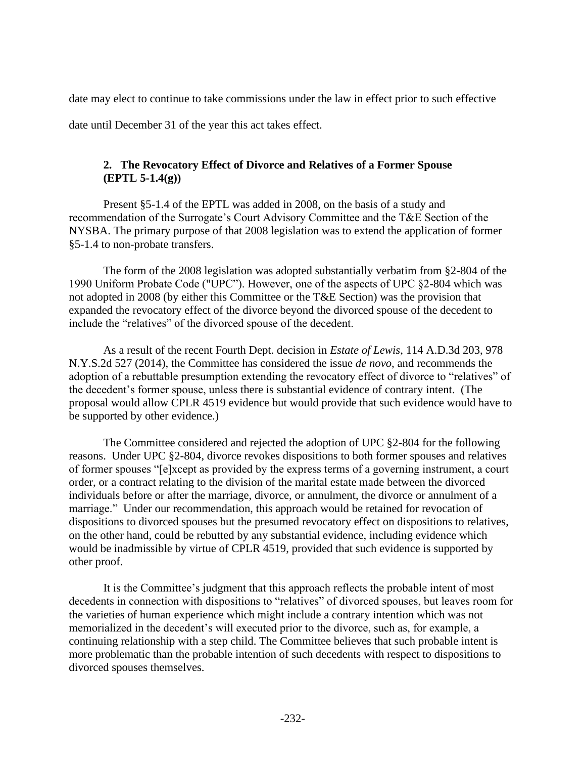date may elect to continue to take commissions under the law in effect prior to such effective date until December 31 of the year this act takes effect.

### 2. The Revocatory Effect of Divorce and Relatives of a Former Spouse (EPTL 5-1.4(g))

Present §5-1.4 of the EPTL was added in 2008, on the basis of a study and recommendation of the Surrogate's Court Advisory Committee and the T&E Section of the NYSBA. The primary purpose of that 2008 legislation was to extend the application of former §5-1.4 to non-probate transfers.

The form of the 2008 legislation was adopted substantially verbatim from §2-804 of the 1990 Uniform Probate Code ("UPC"). However, one of the aspects of UPC §2-804 which was not adopted in 2008 (by either this Committee or the T&E Section) was the provision that expanded the revocatory effect of the divorce beyond the divorced spouse of the decedent to include the "relatives" of the divorced spouse of the decedent.

As a result of the recent Fourth Dept. decision in *Estate of Lewis*, 114 A.D.3d 203, 978 N.Y.S.2d 527 (2014), the Committee has considered the issue *de novo*, and recommends the adoption of a rebuttable presumption extending the revocatory effect of divorce to "relatives" of the decedent's former spouse, unless there is substantial evidence of contrary intent. (The proposal would allow CPLR 4519 evidence but would provide that such evidence would have to be supported by other evidence.)

The Committee considered and rejected the adoption of UPC §2-804 for the following reasons. Under UPC §2-804, divorce revokes dispositions to both former spouses and relatives of former spouses "[e]xcept as provided by the express terms of a governing instrument, a court order, or a contract relating to the division of the marital estate made between the divorced individuals before or after the marriage, divorce, or annulment, the divorce or annulment of a marriage." Under our recommendation, this approach would be retained for revocation of dispositions to divorced spouses but the presumed revocatory effect on dispositions to relatives, on the other hand, could be rebutted by any substantial evidence, including evidence which would be inadmissible by virtue of CPLR 4519, provided that such evidence is supported by other proof.

It is the Committee's judgment that this approach reflects the probable intent of most decedents in connection with dispositions to "relatives" of divorced spouses, but leaves room for the varieties of human experience which might include a contrary intention which was not memorialized in the decedent's will executed prior to the divorce, such as, for example, a continuing relationship with a step child. The Committee believes that such probable intent is more problematic than the probable intention of such decedents with respect to dispositions to divorced spouses themselves.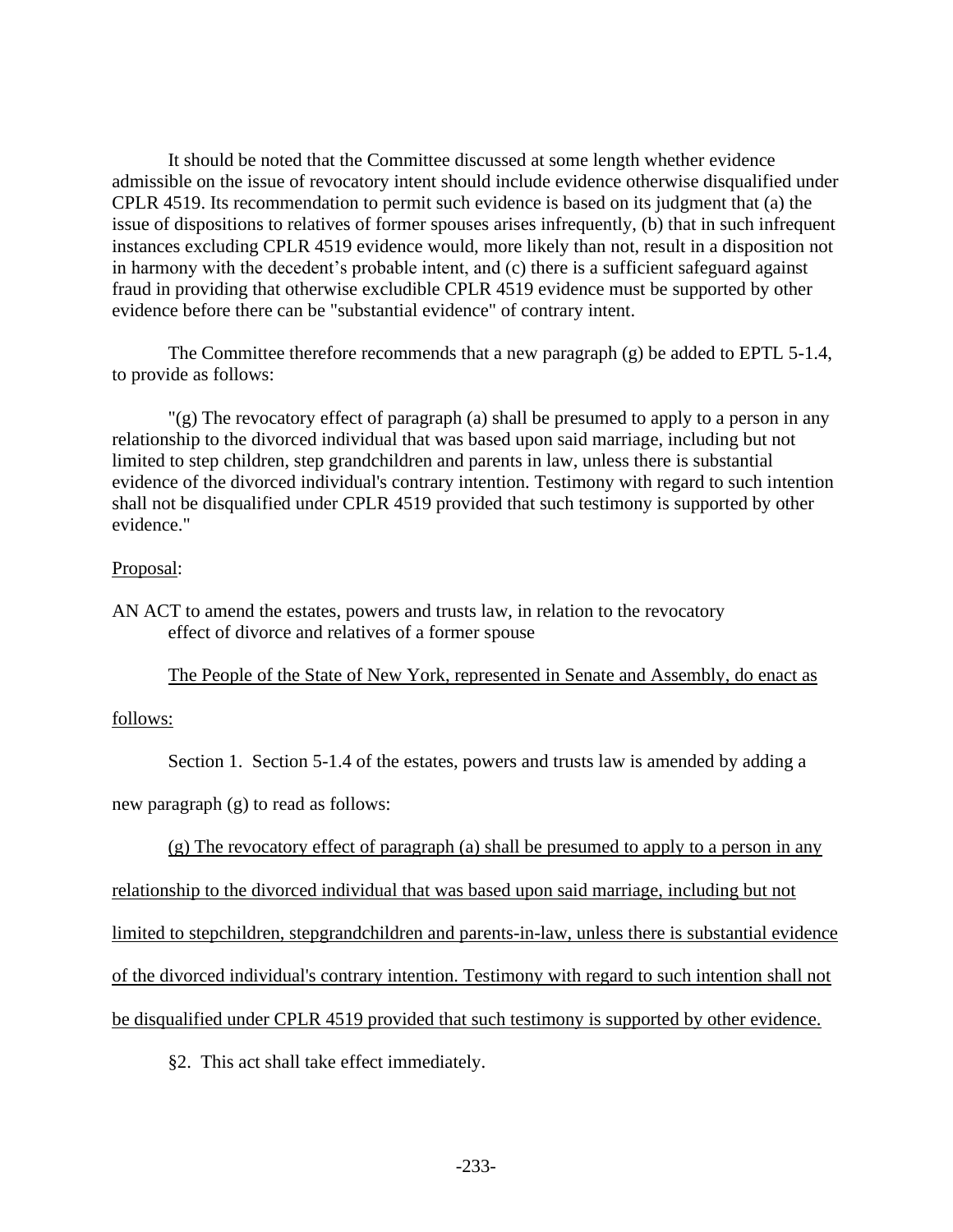It should be noted that the Committee discussed at some length whether evidence admissible on the issue of revocatory intent should include evidence otherwise disqualified under CPLR 4519. Its recommendation to permit such evidence is based on its judgment that (a) the issue of dispositions to relatives of former spouses arises infrequently, (b) that in such infrequent instances excluding CPLR 4519 evidence would, more likely than not, result in a disposition not in harmony with the decedent's probable intent, and (c) there is a sufficient safeguard against fraud in providing that otherwise excludible CPLR 4519 evidence must be supported by other evidence before there can be "substantial evidence" of contrary intent.

The Committee therefore recommends that a new paragraph (g) be added to EPTL 5-1.4, to provide as follows:

"(g) The revocatory effect of paragraph (a) shall be presumed to apply to a person in any relationship to the divorced individual that was based upon said marriage, including but not limited to step children, step grandchildren and parents in law, unless there is substantial evidence of the divorced individual's contrary intention. Testimony with regard to such intention shall not be disqualified under CPLR 4519 provided that such testimony is supported by other evidence."

<u>Proposal</u>:

AN ACT to amend the estates, powers and trusts law, in relation to the revocatory effect of divorce and relatives of a former spouse

<u>The People of the State of New York, represented in Senate and Assembly, do enact as follows:</u>

Section 1. Section 5-1.4 of the estates, powers and trusts law is amended by adding a new paragraph (g) to read as follows:

<u>(g) The revocatory effect of paragraph (a) shall be presumed to apply to a person in any relationship to the divorced individual that was based upon said marriage, including but not limited to stepchildren, stepgrandchildren and parents-in-law, unless there is substantial evidence of the divorced individual's contrary intention. Testimony with regard to such intention shall not be disqualified under CPLR 4519 provided that such testimony is supported by other evidence.</u>

§2. This act shall take effect immediately.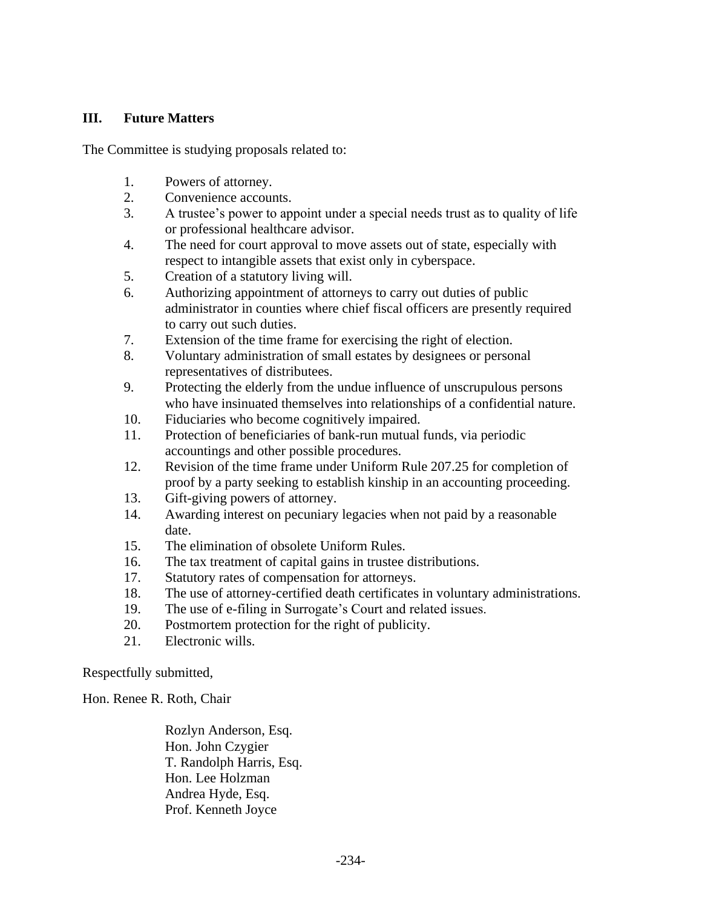## III. Future Matters

The Committee is studying proposals related to:

1. Powers of attorney.
2. Convenience accounts.
3. A trustee's power to appoint under a special needs trust as to quality of life or professional healthcare advisor.
4. The need for court approval to move assets out of state, especially with respect to intangible assets that exist only in cyberspace.
5. Creation of a statutory living will.
6. Authorizing appointment of attorneys to carry out duties of public administrator in counties where chief fiscal officers are presently required to carry out such duties.
7. Extension of the time frame for exercising the right of election.
8. Voluntary administration of small estates by designees or personal representatives of distributees.
9. Protecting the elderly from the undue influence of unscrupulous persons who have insinuated themselves into relationships of a confidential nature.
10. Fiduciaries who become cognitively impaired.
11. Protection of beneficiaries of bank-run mutual funds, via periodic accountings and other possible procedures.
12. Revision of the time frame under Uniform Rule 207.25 for completion of proof by a party seeking to establish kinship in an accounting proceeding.
13. Gift-giving powers of attorney.
14. Awarding interest on pecuniary legacies when not paid by a reasonable date.
15. The elimination of obsolete Uniform Rules.
16. The tax treatment of capital gains in trustee distributions.
17. Statutory rates of compensation for attorneys.
18. The use of attorney-certified death certificates in voluntary administrations.
19. The use of e-filing in Surrogate's Court and related issues.
20. Postmortem protection for the right of publicity.
21. Electronic wills.

Respectfully submitted,

Hon. Renee R. Roth, Chair

Rozlyn Anderson, Esq.
Hon. John Czygier
T. Randolph Harris, Esq.
Hon. Lee Holzman
Andrea Hyde, Esq.
Prof. Kenneth Joyce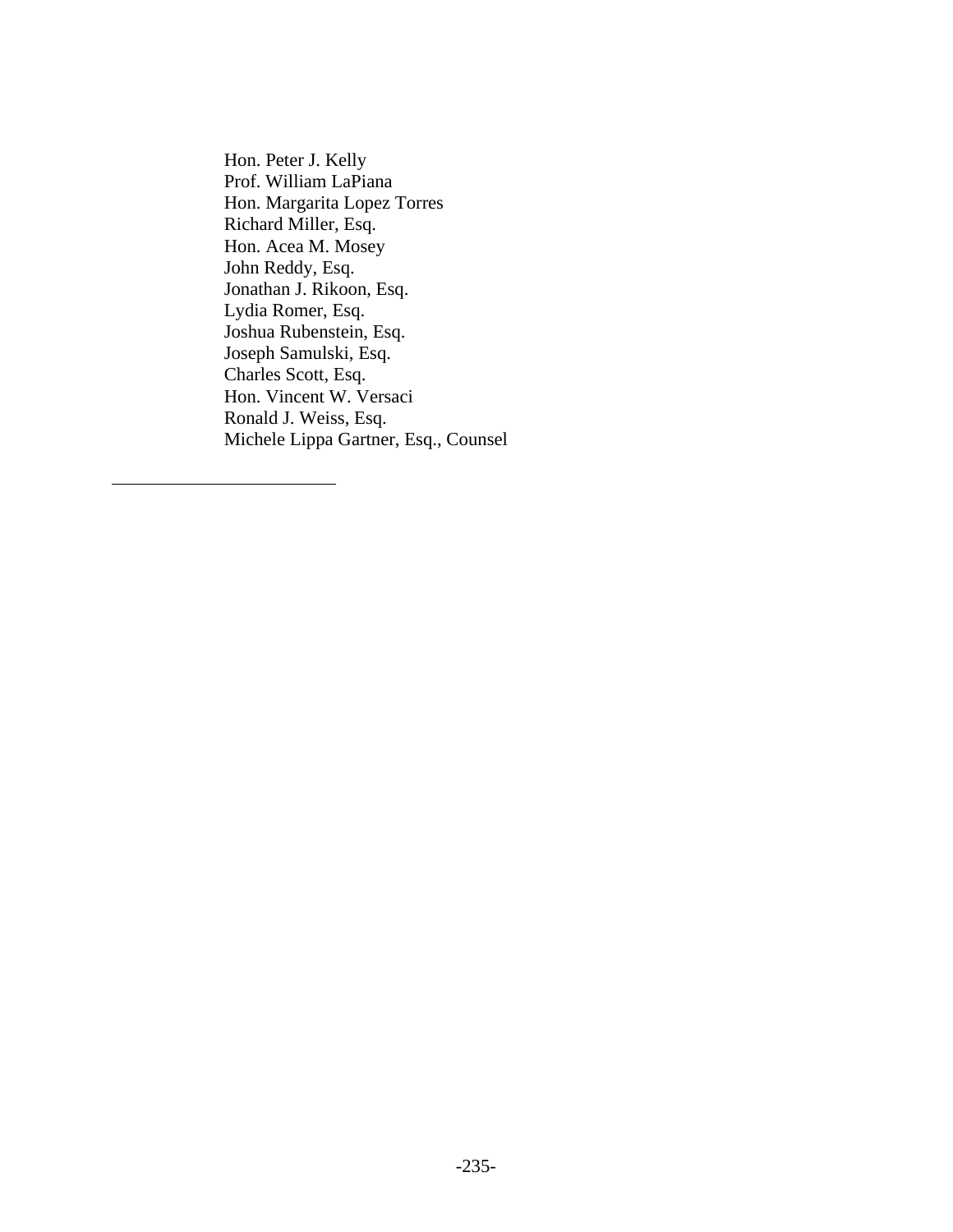Hon. Peter J. Kelly
Prof. William LaPiana
Hon. Margarita Lopez Torres
Richard Miller, Esq.
Hon. Acea M. Mosey
John Reddy, Esq.
Jonathan J. Rikoon, Esq.
Lydia Romer, Esq.
Joshua Rubenstein, Esq.
Joseph Samulski, Esq.
Charles Scott, Esq.
Hon. Vincent W. Versaci
Ronald J. Weiss, Esq.
Michele Lippa Gartner, Esq., Counsel